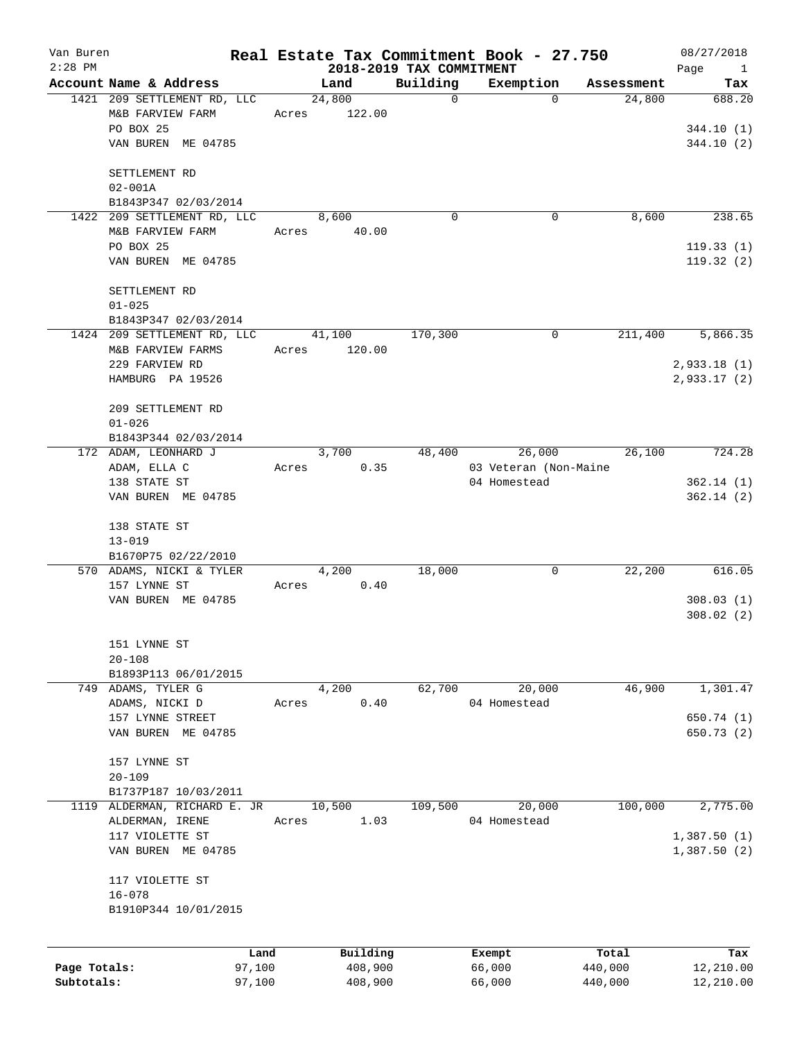# Real Estate Tax Commitment Book - 27.750

Van Buren
2:28 PM

## 2018-2019 TAX COMMITMENT

08/27/2018

| Account | Name & Address | Land | Building | Exemption | Assessment | Tax |
|---|---|---|---|---|---|---|
| 1421 | 209 SETTLEMENT RD, LLC<br>M&B FARVIEW FARM<br>PO BOX 25<br>VAN BUREN ME 04785<br><br>SETTLEMENT RD<br>02-001A<br>B1843P347 02/03/2014 | 24,800<br>Acres 122.00 | 0 | 0 | 24,800 | 688.20<br><br>344.10 (1)<br>344.10 (2) |
| 1422 | 209 SETTLEMENT RD, LLC<br>M&B FARVIEW FARM<br>PO BOX 25<br>VAN BUREN ME 04785<br><br>SETTLEMENT RD<br>01-025<br>B1843P347 02/03/2014 | 8,600<br>Acres 40.00 | 0 | 0 | 8,600 | 238.65<br><br>119.33 (1)<br>119.32 (2) |
| 1424 | 209 SETTLEMENT RD, LLC<br>M&B FARVIEW FARMS<br>229 FARVIEW RD<br>HAMBURG PA 19526<br><br>209 SETTLEMENT RD<br>01-026<br>B1843P344 02/03/2014 | 41,100<br>Acres 120.00 | 170,300 | 0 | 211,400 | 5,866.35<br><br>2,933.18 (1)<br>2,933.17 (2) |
| 172 | ADAM, LEONHARD J<br>ADAM, ELLA C<br>138 STATE ST<br>VAN BUREN ME 04785<br><br>138 STATE ST<br>13-019<br>B1670P75 02/22/2010 | 3,700<br>Acres 0.35 | 48,400 | 26,000<br>03 Veteran (Non-Maine<br>04 Homestead | 26,100 | 724.28<br><br>362.14 (1)<br>362.14 (2) |
| 570 | ADAMS, NICKI & TYLER<br>157 LYNNE ST<br>VAN BUREN ME 04785<br><br>151 LYNNE ST<br>20-108<br>B1893P113 06/01/2015 | 4,200<br>Acres 0.40 | 18,000 | 0 | 22,200 | 616.05<br><br>308.03 (1)<br>308.02 (2) |
| 749 | ADAMS, TYLER G<br>ADAMS, NICKI D<br>157 LYNNE STREET<br>VAN BUREN ME 04785<br><br>157 LYNNE ST<br>20-109<br>B1737P187 10/03/2011 | 4,200<br>Acres 0.40 | 62,700 | 20,000<br>04 Homestead | 46,900 | 1,301.47<br><br>650.74 (1)<br>650.73 (2) |
| 1119 | ALDERMAN, RICHARD E. JR<br>ALDERMAN, IRENE<br>117 VIOLETTE ST<br>VAN BUREN ME 04785<br><br>117 VIOLETTE ST<br>16-078<br>B1910P344 10/01/2015 | 10,500<br>Acres 1.03 | 109,500 | 20,000<br>04 Homestead | 100,000 | 2,775.00<br><br>1,387.50 (1)<br>1,387.50 (2) |

| | Land | Building | Exempt | Total | Tax |
|---|---|---|---|---|---|
| Page Totals: | 97,100 | 408,900 | 66,000 | 440,000 | 12,210.00 |
| Subtotals: | 97,100 | 408,900 | 66,000 | 440,000 | 12,210.00 |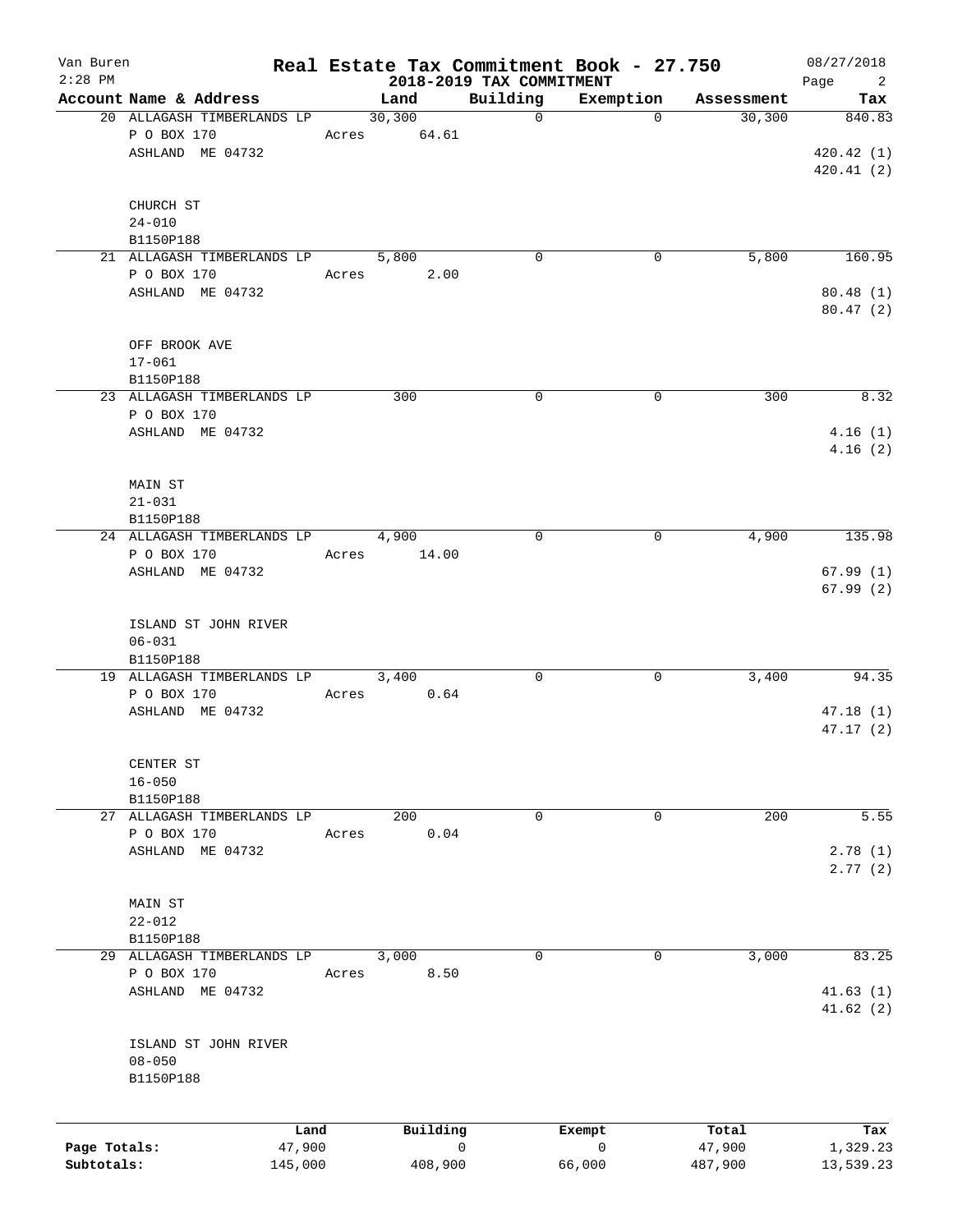# Real Estate Tax Commitment Book - 27.750

## 2018-2019 TAX COMMITMENT

Van Buren
2:28 PM
08/27/2018

| Account Name & Address | Land | Building | Exemption | Assessment | Tax |
|---|---|---|---|---|---|
| 20 ALLAGASH TIMBERLANDS LP | 30,300 | 0 | 0 | 30,300 | 840.83 |
| P O BOX 170 | Acres 64.61 | | | | |
| ASHLAND ME 04732 | | | | | 420.42 (1) |
| | | | | | 420.41 (2) |
| CHURCH ST | | | | | |
| 24-010 | | | | | |
| B1150P188 | | | | | |
| 21 ALLAGASH TIMBERLANDS LP | 5,800 | 0 | 0 | 5,800 | 160.95 |
| P O BOX 170 | Acres 2.00 | | | | |
| ASHLAND ME 04732 | | | | | 80.48 (1) |
| | | | | | 80.47 (2) |
| OFF BROOK AVE | | | | | |
| 17-061 | | | | | |
| B1150P188 | | | | | |
| 23 ALLAGASH TIMBERLANDS LP | 300 | 0 | 0 | 300 | 8.32 |
| P O BOX 170 | | | | | |
| ASHLAND ME 04732 | | | | | 4.16 (1) |
| | | | | | 4.16 (2) |
| MAIN ST | | | | | |
| 21-031 | | | | | |
| B1150P188 | | | | | |
| 24 ALLAGASH TIMBERLANDS LP | 4,900 | 0 | 0 | 4,900 | 135.98 |
| P O BOX 170 | Acres 14.00 | | | | |
| ASHLAND ME 04732 | | | | | 67.99 (1) |
| | | | | | 67.99 (2) |
| ISLAND ST JOHN RIVER | | | | | |
| 06-031 | | | | | |
| B1150P188 | | | | | |
| 19 ALLAGASH TIMBERLANDS LP | 3,400 | 0 | 0 | 3,400 | 94.35 |
| P O BOX 170 | Acres 0.64 | | | | |
| ASHLAND ME 04732 | | | | | 47.18 (1) |
| | | | | | 47.17 (2) |
| CENTER ST | | | | | |
| 16-050 | | | | | |
| B1150P188 | | | | | |
| 27 ALLAGASH TIMBERLANDS LP | 200 | 0 | 0 | 200 | 5.55 |
| P O BOX 170 | Acres 0.04 | | | | |
| ASHLAND ME 04732 | | | | | 2.78 (1) |
| | | | | | 2.77 (2) |
| MAIN ST | | | | | |
| 22-012 | | | | | |
| B1150P188 | | | | | |
| 29 ALLAGASH TIMBERLANDS LP | 3,000 | 0 | 0 | 3,000 | 83.25 |
| P O BOX 170 | Acres 8.50 | | | | |
| ASHLAND ME 04732 | | | | | 41.63 (1) |
| | | | | | 41.62 (2) |
| ISLAND ST JOHN RIVER | | | | | |
| 08-050 | | | | | |
| B1150P188 | | | | | |

| | Land | Building | Exempt | Total | Tax |
|---|---|---|---|---|---|
| Page Totals: | 47,900 | 0 | 0 | 47,900 | 1,329.23 |
| Subtotals: | 145,000 | 408,900 | 66,000 | 487,900 | 13,539.23 |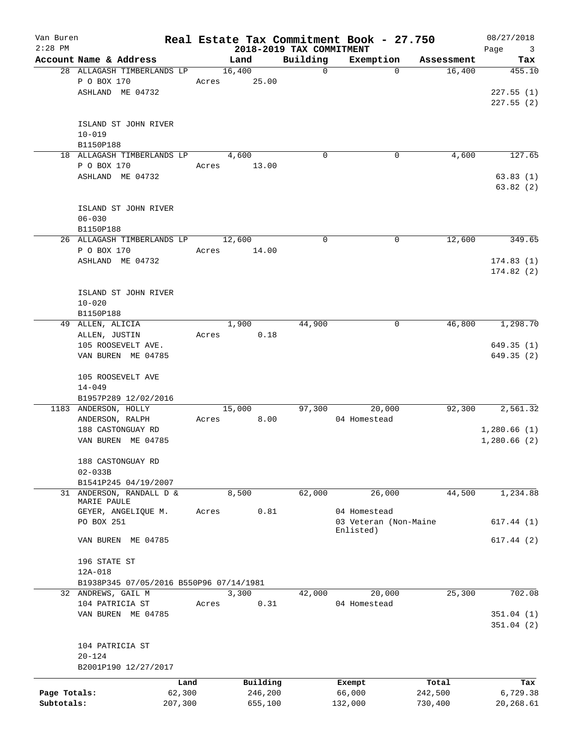Van Buren · 2:28 PM

# Real Estate Tax Commitment Book - 27.750

## 2018-2019 TAX COMMITMENT

08/27/2018

| Account Name & Address | Land | Building | Exemption | Assessment | Tax |
|---|---|---|---|---|---|
| 28 ALLAGASH TIMBERLANDS LP<br>P O BOX 170<br>ASHLAND ME 04732<br><br>ISLAND ST JOHN RIVER<br>10-019<br>B1150P188 | 16,400<br>Acres 25.00 | 0 | 0 | 16,400 | 455.10<br>227.55 (1)<br>227.55 (2) |
| 18 ALLAGASH TIMBERLANDS LP<br>P O BOX 170<br>ASHLAND ME 04732<br><br>ISLAND ST JOHN RIVER<br>06-030<br>B1150P188 | 4,600<br>Acres 13.00 | 0 | 0 | 4,600 | 127.65<br>63.83 (1)<br>63.82 (2) |
| 26 ALLAGASH TIMBERLANDS LP<br>P O BOX 170<br>ASHLAND ME 04732<br><br>ISLAND ST JOHN RIVER<br>10-020<br>B1150P188 | 12,600<br>Acres 14.00 | 0 | 0 | 12,600 | 349.65<br>174.83 (1)<br>174.82 (2) |
| 49 ALLEN, ALICIA<br>ALLEN, JUSTIN<br>105 ROOSEVELT AVE.<br>VAN BUREN ME 04785<br><br>105 ROOSEVELT AVE<br>14-049<br>B1957P289 12/02/2016 | 1,900<br>Acres 0.18 | 44,900 | 0 | 46,800 | 1,298.70<br>649.35 (1)<br>649.35 (2) |
| 1183 ANDERSON, HOLLY<br>ANDERSON, RALPH<br>188 CASTONGUAY RD<br>VAN BUREN ME 04785<br><br>188 CASTONGUAY RD<br>02-033B<br>B1541P245 04/19/2007 | 15,000<br>Acres 8.00 | 97,300 | 20,000<br>04 Homestead | 92,300 | 2,561.32<br>1,280.66 (1)<br>1,280.66 (2) |
| 31 ANDERSON, RANDALL D & MARIE PAULE<br>GEYER, ANGELIQUE M.<br>PO BOX 251<br>VAN BUREN ME 04785<br><br>196 STATE ST<br>12A-018<br>B1938P345 07/05/2016 B550P96 07/14/1981 | 8,500<br>Acres 0.81 | 62,000 | 26,000<br>04 Homestead<br>03 Veteran (Non-Maine Enlisted) | 44,500 | 1,234.88<br>617.44 (1)<br>617.44 (2) |
| 32 ANDREWS, GAIL M<br>104 PATRICIA ST<br>VAN BUREN ME 04785<br><br>104 PATRICIA ST<br>20-124<br>B2001P190 12/27/2017 | 3,300<br>Acres 0.31 | 42,000 | 20,000<br>04 Homestead | 25,300 | 702.08<br>351.04 (1)<br>351.04 (2) |

| | Land | Building | Exempt | Total | Tax |
|---|---|---|---|---|---|
| Page Totals: | 62,300 | 246,200 | 66,000 | 242,500 | 6,729.38 |
| Subtotals: | 207,300 | 655,100 | 132,000 | 730,400 | 20,268.61 |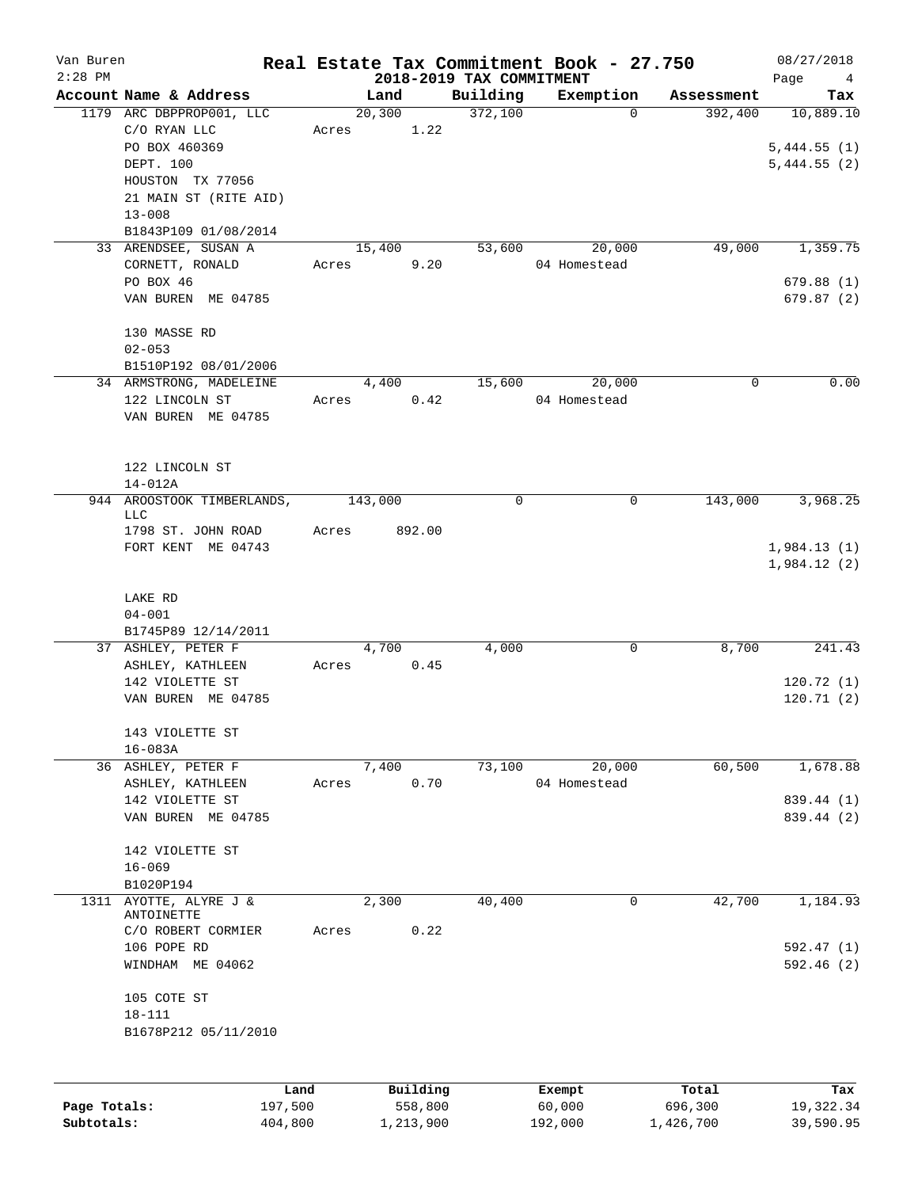# Real Estate Tax Commitment Book - 27.750

Van Buren
2:28 PM

## 2018-2019 TAX COMMITMENT

08/27/2018

| Account Name & Address | Land | Building | Exemption | Assessment | Tax |
|---|---|---|---|---|---|
| 1179 ARC DBPPROP001, LLC | 20,300 | 372,100 | 0 | 392,400 | 10,889.10 |
| C/O RYAN LLC | Acres 1.22 | | | | |
| PO BOX 460369 | | | | | 5,444.55 (1) |
| DEPT. 100 | | | | | 5,444.55 (2) |
| HOUSTON TX 77056 | | | | | |
| 21 MAIN ST (RITE AID) | | | | | |
| 13-008 | | | | | |
| B1843P109 01/08/2014 | | | | | |
| 33 ARENDSEE, SUSAN A | 15,400 | 53,600 | 20,000 | 49,000 | 1,359.75 |
| CORNETT, RONALD | Acres 9.20 | | 04 Homestead | | |
| PO BOX 46 | | | | | 679.88 (1) |
| VAN BUREN ME 04785 | | | | | 679.87 (2) |
| 130 MASSE RD | | | | | |
| 02-053 | | | | | |
| B1510P192 08/01/2006 | | | | | |
| 34 ARMSTRONG, MADELEINE | 4,400 | 15,600 | 20,000 | 0 | 0.00 |
| 122 LINCOLN ST | Acres 0.42 | | 04 Homestead | | |
| VAN BUREN ME 04785 | | | | | |
| 122 LINCOLN ST | | | | | |
| 14-012A | | | | | |
| 944 AROOSTOOK TIMBERLANDS, LLC | 143,000 | 0 | 0 | 143,000 | 3,968.25 |
| 1798 ST. JOHN ROAD | Acres 892.00 | | | | |
| FORT KENT ME 04743 | | | | | 1,984.13 (1) |
| | | | | | 1,984.12 (2) |
| LAKE RD | | | | | |
| 04-001 | | | | | |
| B1745P89 12/14/2011 | | | | | |
| 37 ASHLEY, PETER F | 4,700 | 4,000 | 0 | 8,700 | 241.43 |
| ASHLEY, KATHLEEN | Acres 0.45 | | | | |
| 142 VIOLETTE ST | | | | | 120.72 (1) |
| VAN BUREN ME 04785 | | | | | 120.71 (2) |
| 143 VIOLETTE ST | | | | | |
| 16-083A | | | | | |
| 36 ASHLEY, PETER F | 7,400 | 73,100 | 20,000 | 60,500 | 1,678.88 |
| ASHLEY, KATHLEEN | Acres 0.70 | | 04 Homestead | | |
| 142 VIOLETTE ST | | | | | 839.44 (1) |
| VAN BUREN ME 04785 | | | | | 839.44 (2) |
| 142 VIOLETTE ST | | | | | |
| 16-069 | | | | | |
| B1020P194 | | | | | |
| 1311 AYOTTE, ALYRE J & ANTOINETTE | 2,300 | 40,400 | 0 | 42,700 | 1,184.93 |
| C/O ROBERT CORMIER | Acres 0.22 | | | | |
| 106 POPE RD | | | | | 592.47 (1) |
| WINDHAM ME 04062 | | | | | 592.46 (2) |
| 105 COTE ST | | | | | |
| 18-111 | | | | | |
| B1678P212 05/11/2010 | | | | | |

| | Land | Building | Exempt | Total | Tax |
|---|---|---|---|---|---|
| Page Totals: | 197,500 | 558,800 | 60,000 | 696,300 | 19,322.34 |
| Subtotals: | 404,800 | 1,213,900 | 192,000 | 1,426,700 | 39,590.95 |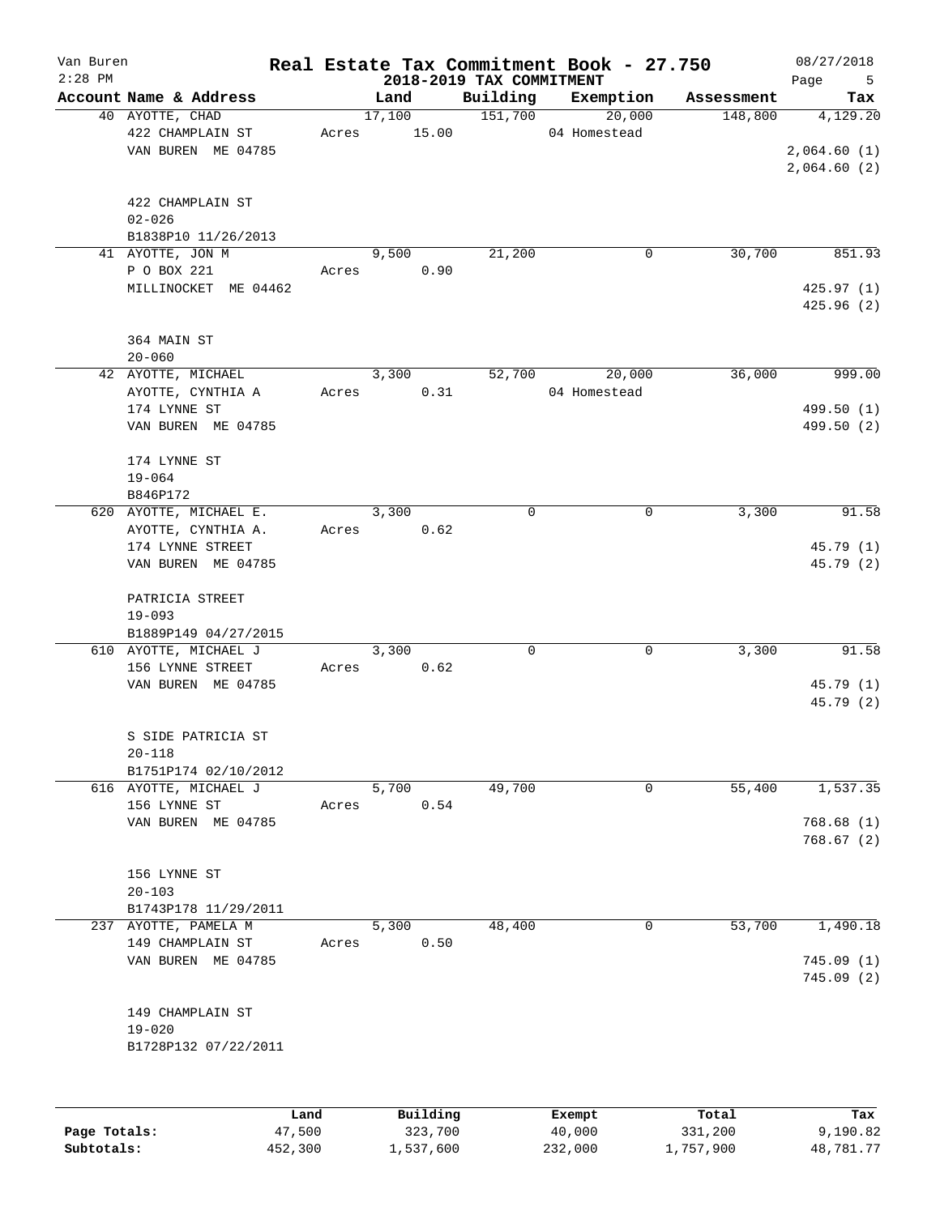# Real Estate Tax Commitment Book - 27.750

Van Buren
2:28 PM

## 2018-2019 TAX COMMITMENT

08/27/2018

| Account Name & Address | Land | Building | Exemption | Assessment | Tax |
|---|---|---|---|---|---|
| 40 AYOTTE, CHAD | 17,100 | 151,700 | 20,000 | 148,800 | 4,129.20 |
| 422 CHAMPLAIN ST | Acres 15.00 | | 04 Homestead | | |
| VAN BUREN ME 04785 | | | | | 2,064.60 (1) |
| | | | | | 2,064.60 (2) |
| 422 CHAMPLAIN ST | | | | | |
| 02-026 | | | | | |
| B1838P10 11/26/2013 | | | | | |
| 41 AYOTTE, JON M | 9,500 | 21,200 | 0 | 30,700 | 851.93 |
| P O BOX 221 | Acres 0.90 | | | | |
| MILLINOCKET ME 04462 | | | | | 425.97 (1) |
| | | | | | 425.96 (2) |
| 364 MAIN ST | | | | | |
| 20-060 | | | | | |
| 42 AYOTTE, MICHAEL | 3,300 | 52,700 | 20,000 | 36,000 | 999.00 |
| AYOTTE, CYNTHIA A | Acres 0.31 | | 04 Homestead | | |
| 174 LYNNE ST | | | | | 499.50 (1) |
| VAN BUREN ME 04785 | | | | | 499.50 (2) |
| 174 LYNNE ST | | | | | |
| 19-064 | | | | | |
| B846P172 | | | | | |
| 620 AYOTTE, MICHAEL E. | 3,300 | 0 | 0 | 3,300 | 91.58 |
| AYOTTE, CYNTHIA A. | Acres 0.62 | | | | |
| 174 LYNNE STREET | | | | | 45.79 (1) |
| VAN BUREN ME 04785 | | | | | 45.79 (2) |
| PATRICIA STREET | | | | | |
| 19-093 | | | | | |
| B1889P149 04/27/2015 | | | | | |
| 610 AYOTTE, MICHAEL J | 3,300 | 0 | 0 | 3,300 | 91.58 |
| 156 LYNNE STREET | Acres 0.62 | | | | |
| VAN BUREN ME 04785 | | | | | 45.79 (1) |
| | | | | | 45.79 (2) |
| S SIDE PATRICIA ST | | | | | |
| 20-118 | | | | | |
| B1751P174 02/10/2012 | | | | | |
| 616 AYOTTE, MICHAEL J | 5,700 | 49,700 | 0 | 55,400 | 1,537.35 |
| 156 LYNNE ST | Acres 0.54 | | | | |
| VAN BUREN ME 04785 | | | | | 768.68 (1) |
| | | | | | 768.67 (2) |
| 156 LYNNE ST | | | | | |
| 20-103 | | | | | |
| B1743P178 11/29/2011 | | | | | |
| 237 AYOTTE, PAMELA M | 5,300 | 48,400 | 0 | 53,700 | 1,490.18 |
| 149 CHAMPLAIN ST | Acres 0.50 | | | | |
| VAN BUREN ME 04785 | | | | | 745.09 (1) |
| | | | | | 745.09 (2) |
| 149 CHAMPLAIN ST | | | | | |
| 19-020 | | | | | |
| B1728P132 07/22/2011 | | | | | |

| | Land | Building | Exempt | Total | Tax |
|---|---|---|---|---|---|
| Page Totals: | 47,500 | 323,700 | 40,000 | 331,200 | 9,190.82 |
| Subtotals: | 452,300 | 1,537,600 | 232,000 | 1,757,900 | 48,781.77 |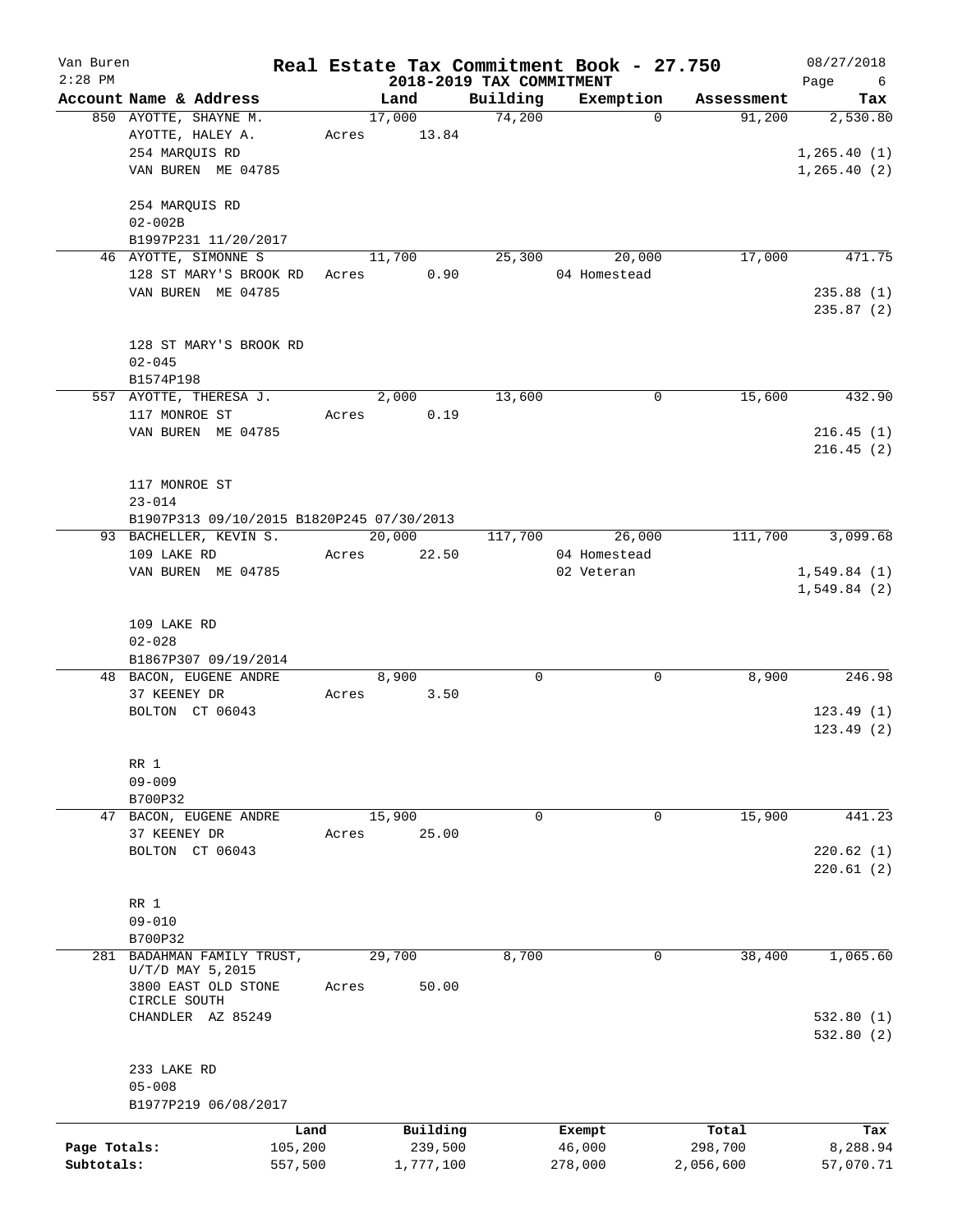Van Buren
2:28 PM

# Real Estate Tax Commitment Book - 27.750
## 2018-2019 TAX COMMITMENT

08/27/2018

| Account | Name & Address | Land | Building | Exemption | Assessment | Tax |
|---|---|---|---|---|---|---|
| 850 | AYOTTE, SHAYNE M.<br>AYOTTE, HALEY A.<br>254 MARQUIS RD<br>VAN BUREN ME 04785<br><br>254 MARQUIS RD<br>02-002B<br>B1997P231 11/20/2017 | 17,000<br>Acres 13.84 | 74,200 | 0 | 91,200 | 2,530.80<br><br>1,265.40 (1)<br>1,265.40 (2) |
| 46 | AYOTTE, SIMONNE S<br>128 ST MARY'S BROOK RD<br>VAN BUREN ME 04785<br><br>128 ST MARY'S BROOK RD<br>02-045<br>B1574P198 | 11,700<br>Acres 0.90 | 25,300 | 20,000<br>04 Homestead | 17,000 | 471.75<br><br>235.88 (1)<br>235.87 (2) |
| 557 | AYOTTE, THERESA J.<br>117 MONROE ST<br>VAN BUREN ME 04785<br><br>117 MONROE ST<br>23-014<br>B1907P313 09/10/2015 B1820P245 07/30/2013 | 2,000<br>Acres 0.19 | 13,600 | 0 | 15,600 | 432.90<br><br>216.45 (1)<br>216.45 (2) |
| 93 | BACHELLER, KEVIN S.<br>109 LAKE RD<br>VAN BUREN ME 04785<br><br>109 LAKE RD<br>02-028<br>B1867P307 09/19/2014 | 20,000<br>Acres 22.50 | 117,700 | 26,000<br>04 Homestead<br>02 Veteran | 111,700 | 3,099.68<br><br>1,549.84 (1)<br>1,549.84 (2) |
| 48 | BACON, EUGENE ANDRE<br>37 KEENEY DR<br>BOLTON CT 06043<br><br>RR 1<br>09-009<br>B700P32 | 8,900<br>Acres 3.50 | 0 | 0 | 8,900 | 246.98<br><br>123.49 (1)<br>123.49 (2) |
| 47 | BACON, EUGENE ANDRE<br>37 KEENEY DR<br>BOLTON CT 06043<br><br>RR 1<br>09-010<br>B700P32 | 15,900<br>Acres 25.00 | 0 | 0 | 15,900 | 441.23<br><br>220.62 (1)<br>220.61 (2) |
| 281 | BADAHMAN FAMILY TRUST,<br>U/T/D MAY 5,2015<br>3800 EAST OLD STONE CIRCLE SOUTH<br>CHANDLER AZ 85249<br><br>233 LAKE RD<br>05-008<br>B1977P219 06/08/2017 | 29,700<br>Acres 50.00 | 8,700 | 0 | 38,400 | 1,065.60<br><br>532.80 (1)<br>532.80 (2) |

| | Land | Building | Exempt | Total | Tax |
|---|---|---|---|---|---|
| Page Totals: | 105,200 | 239,500 | 46,000 | 298,700 | 8,288.94 |
| Subtotals: | 557,500 | 1,777,100 | 278,000 | 2,056,600 | 57,070.71 |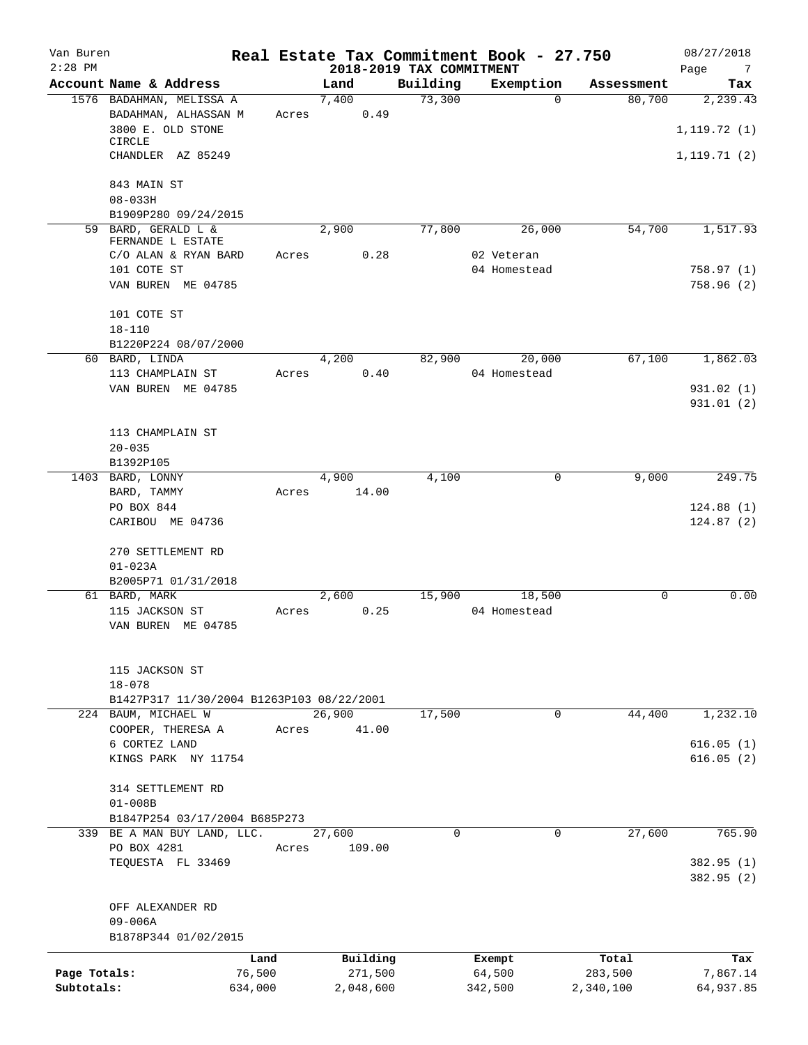Van Buren
2:28 PM

# Real Estate Tax Commitment Book - 27.750

## 2018-2019 TAX COMMITMENT

08/27/2018

| Account Name & Address | Land | Building | Exemption | Assessment | Tax |
|---|---|---|---|---|---|
| 1576 BADAHMAN, MELISSA A | 7,400 | 73,300 | 0 | 80,700 | 2,239.43 |
| BADAHMAN, ALHASSAN M | Acres 0.49 | | | | |
| 3800 E. OLD STONE CIRCLE | | | | | 1,119.72 (1) |
| CHANDLER AZ 85249 | | | | | 1,119.71 (2) |
| 843 MAIN ST | | | | | |
| 08-033H | | | | | |
| B1909P280 09/24/2015 | | | | | |
| 59 BARD, GERALD L & FERNANDE L ESTATE | 2,900 | 77,800 | 26,000 | 54,700 | 1,517.93 |
| C/O ALAN & RYAN BARD | Acres 0.28 | | 02 Veteran | | |
| 101 COTE ST | | | 04 Homestead | | 758.97 (1) |
| VAN BUREN ME 04785 | | | | | 758.96 (2) |
| 101 COTE ST | | | | | |
| 18-110 | | | | | |
| B1220P224 08/07/2000 | | | | | |
| 60 BARD, LINDA | 4,200 | 82,900 | 20,000 | 67,100 | 1,862.03 |
| 113 CHAMPLAIN ST | Acres 0.40 | | 04 Homestead | | |
| VAN BUREN ME 04785 | | | | | 931.02 (1) |
| | | | | | 931.01 (2) |
| 113 CHAMPLAIN ST | | | | | |
| 20-035 | | | | | |
| B1392P105 | | | | | |
| 1403 BARD, LONNY | 4,900 | 4,100 | 0 | 9,000 | 249.75 |
| BARD, TAMMY | Acres 14.00 | | | | |
| PO BOX 844 | | | | | 124.88 (1) |
| CARIBOU ME 04736 | | | | | 124.87 (2) |
| 270 SETTLEMENT RD | | | | | |
| 01-023A | | | | | |
| B2005P71 01/31/2018 | | | | | |
| 61 BARD, MARK | 2,600 | 15,900 | 18,500 | 0 | 0.00 |
| 115 JACKSON ST | Acres 0.25 | | 04 Homestead | | |
| VAN BUREN ME 04785 | | | | | |
| 115 JACKSON ST | | | | | |
| 18-078 | | | | | |
| B1427P317 11/30/2004 B1263P103 08/22/2001 | | | | | |
| 224 BAUM, MICHAEL W | 26,900 | 17,500 | 0 | 44,400 | 1,232.10 |
| COOPER, THERESA A | Acres 41.00 | | | | |
| 6 CORTEZ LAND | | | | | 616.05 (1) |
| KINGS PARK NY 11754 | | | | | 616.05 (2) |
| 314 SETTLEMENT RD | | | | | |
| 01-008B | | | | | |
| B1847P254 03/17/2004 B685P273 | | | | | |
| 339 BE A MAN BUY LAND, LLC. | 27,600 | 0 | 0 | 27,600 | 765.90 |
| PO BOX 4281 | Acres 109.00 | | | | |
| TEQUESTA FL 33469 | | | | | 382.95 (1) |
| | | | | | 382.95 (2) |
| OFF ALEXANDER RD | | | | | |
| 09-006A | | | | | |
| B1878P344 01/02/2015 | | | | | |

| | Land | Building | Exempt | Total | Tax |
|---|---|---|---|---|---|
| Page Totals: | 76,500 | 271,500 | 64,500 | 283,500 | 7,867.14 |
| Subtotals: | 634,000 | 2,048,600 | 342,500 | 2,340,100 | 64,937.85 |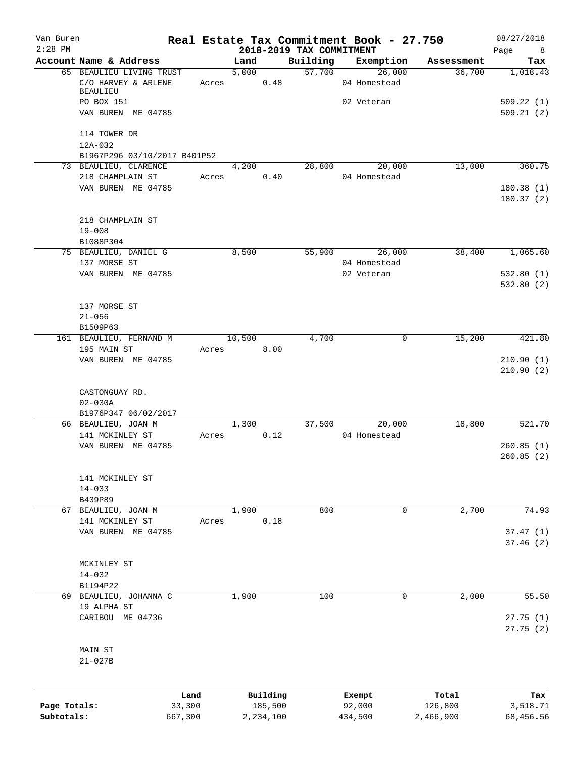# Real Estate Tax Commitment Book - 27.750

Van Buren
2:28 PM

**2018-2019 TAX COMMITMENT**

08/27/2018

| Account Name & Address | Land | Building | Exemption | Assessment | Tax |
|---|---|---|---|---|---|
| 65 BEAULIEU LIVING TRUST | 5,000 | 57,700 | 26,000 | 36,700 | 1,018.43 |
| C/O HARVEY & ARLENE BEAULIEU | Acres 0.48 | | 04 Homestead | | |
| PO BOX 151 | | | 02 Veteran | | 509.22 (1) |
| VAN BUREN ME 04785 | | | | | 509.21 (2) |
| 114 TOWER DR | | | | | |
| 12A-032 | | | | | |
| B1967P296 03/10/2017 B401P52 | | | | | |
| 73 BEAULIEU, CLARENCE | 4,200 | 28,800 | 20,000 | 13,000 | 360.75 |
| 218 CHAMPLAIN ST | Acres 0.40 | | 04 Homestead | | |
| VAN BUREN ME 04785 | | | | | 180.38 (1) |
| | | | | | 180.37 (2) |
| 218 CHAMPLAIN ST | | | | | |
| 19-008 | | | | | |
| B1088P304 | | | | | |
| 75 BEAULIEU, DANIEL G | 8,500 | 55,900 | 26,000 | 38,400 | 1,065.60 |
| 137 MORSE ST | | | 04 Homestead | | |
| VAN BUREN ME 04785 | | | 02 Veteran | | 532.80 (1) |
| | | | | | 532.80 (2) |
| 137 MORSE ST | | | | | |
| 21-056 | | | | | |
| B1509P63 | | | | | |
| 161 BEAULIEU, FERNAND M | 10,500 | 4,700 | 0 | 15,200 | 421.80 |
| 195 MAIN ST | Acres 8.00 | | | | |
| VAN BUREN ME 04785 | | | | | 210.90 (1) |
| | | | | | 210.90 (2) |
| CASTONGUAY RD. | | | | | |
| 02-030A | | | | | |
| B1976P347 06/02/2017 | | | | | |
| 66 BEAULIEU, JOAN M | 1,300 | 37,500 | 20,000 | 18,800 | 521.70 |
| 141 MCKINLEY ST | Acres 0.12 | | 04 Homestead | | |
| VAN BUREN ME 04785 | | | | | 260.85 (1) |
| | | | | | 260.85 (2) |
| 141 MCKINLEY ST | | | | | |
| 14-033 | | | | | |
| B439P89 | | | | | |
| 67 BEAULIEU, JOAN M | 1,900 | 800 | 0 | 2,700 | 74.93 |
| 141 MCKINLEY ST | Acres 0.18 | | | | |
| VAN BUREN ME 04785 | | | | | 37.47 (1) |
| | | | | | 37.46 (2) |
| MCKINLEY ST | | | | | |
| 14-032 | | | | | |
| B1194P22 | | | | | |
| 69 BEAULIEU, JOHANNA C | 1,900 | 100 | 0 | 2,000 | 55.50 |
| 19 ALPHA ST | | | | | |
| CARIBOU ME 04736 | | | | | 27.75 (1) |
| | | | | | 27.75 (2) |
| MAIN ST | | | | | |
| 21-027B | | | | | |

| | Land | Building | Exempt | Total | Tax |
|---|---|---|---|---|---|
| Page Totals: | 33,300 | 185,500 | 92,000 | 126,800 | 3,518.71 |
| Subtotals: | 667,300 | 2,234,100 | 434,500 | 2,466,900 | 68,456.56 |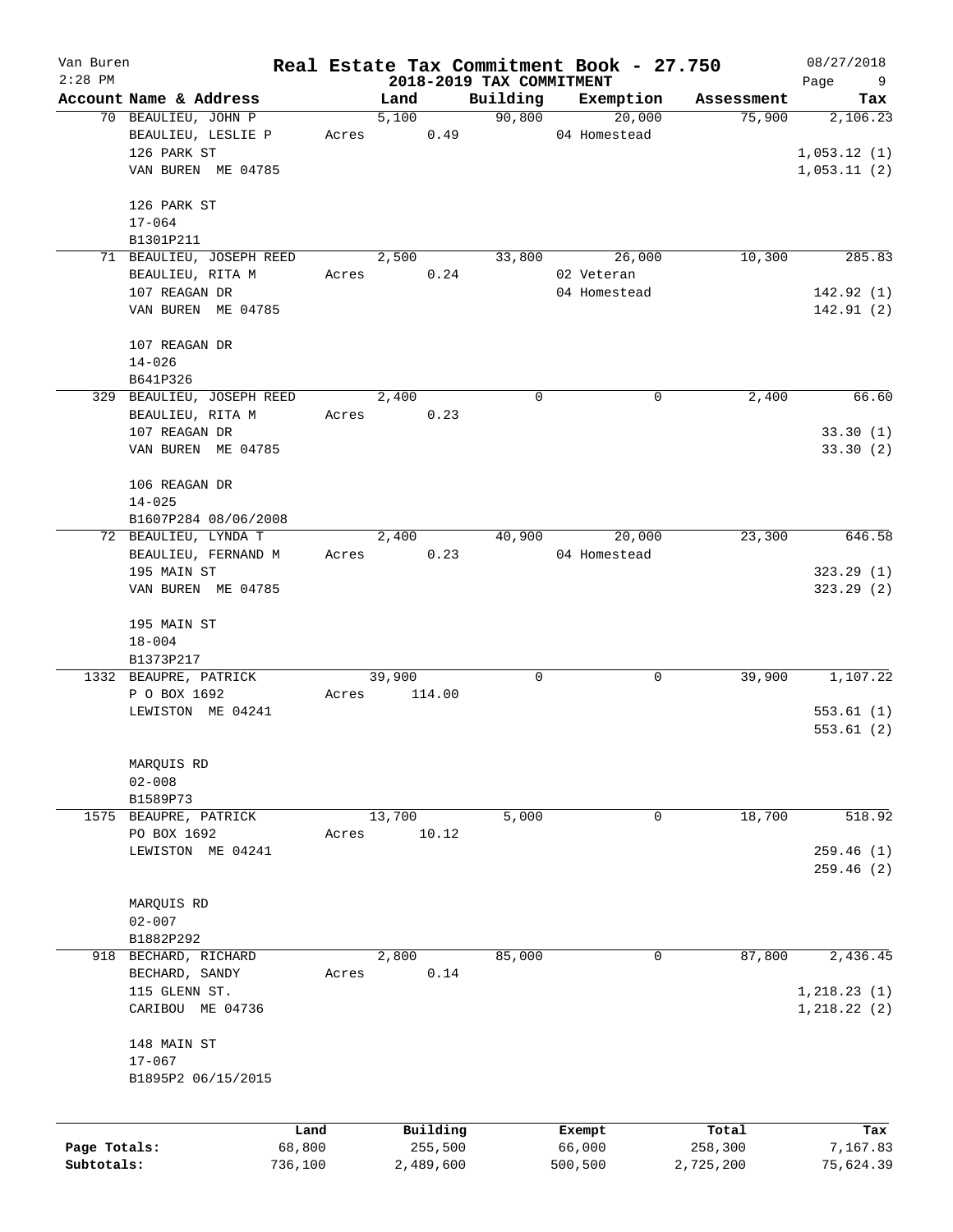# Real Estate Tax Commitment Book - 27.750

## 2018-2019 TAX COMMITMENT

Van Buren, 2:28 PM, 08/27/2018

| Account Name & Address | Land | Building | Exemption | Assessment | Tax |
|---|---|---|---|---|---|
| 70 BEAULIEU, JOHN P<br>BEAULIEU, LESLIE P<br>126 PARK ST<br>VAN BUREN ME 04785<br><br>126 PARK ST<br>17-064<br>B1301P211 | 5,100<br>Acres 0.49 | 90,800 | 20,000<br>04 Homestead | 75,900 | 2,106.23<br><br>1,053.12 (1)<br>1,053.11 (2) |
| 71 BEAULIEU, JOSEPH REED<br>BEAULIEU, RITA M<br>107 REAGAN DR<br>VAN BUREN ME 04785<br><br>107 REAGAN DR<br>14-026<br>B641P326 | 2,500<br>Acres 0.24 | 33,800 | 26,000<br>02 Veteran<br>04 Homestead | 10,300 | 285.83<br><br>142.92 (1)<br>142.91 (2) |
| 329 BEAULIEU, JOSEPH REED<br>BEAULIEU, RITA M<br>107 REAGAN DR<br>VAN BUREN ME 04785<br><br>106 REAGAN DR<br>14-025<br>B1607P284 08/06/2008 | 2,400<br>Acres 0.23 | 0 | 0 | 2,400 | 66.60<br><br>33.30 (1)<br>33.30 (2) |
| 72 BEAULIEU, LYNDA T<br>BEAULIEU, FERNAND M<br>195 MAIN ST<br>VAN BUREN ME 04785<br><br>195 MAIN ST<br>18-004<br>B1373P217 | 2,400<br>Acres 0.23 | 40,900 | 20,000<br>04 Homestead | 23,300 | 646.58<br><br>323.29 (1)<br>323.29 (2) |
| 1332 BEAUPRE, PATRICK<br>P O BOX 1692<br>LEWISTON ME 04241<br><br>MARQUIS RD<br>02-008<br>B1589P73 | 39,900<br>Acres 114.00 | 0 | 0 | 39,900 | 1,107.22<br><br>553.61 (1)<br>553.61 (2) |
| 1575 BEAUPRE, PATRICK<br>PO BOX 1692<br>LEWISTON ME 04241<br><br>MARQUIS RD<br>02-007<br>B1882P292 | 13,700<br>Acres 10.12 | 5,000 | 0 | 18,700 | 518.92<br><br>259.46 (1)<br>259.46 (2) |
| 918 BECHARD, RICHARD<br>BECHARD, SANDY<br>115 GLENN ST.<br>CARIBOU ME 04736<br><br>148 MAIN ST<br>17-067<br>B1895P2 06/15/2015 | 2,800<br>Acres 0.14 | 85,000 | 0 | 87,800 | 2,436.45<br><br>1,218.23 (1)<br>1,218.22 (2) |

| | Land | Building | Exempt | Total | Tax |
|---|---|---|---|---|---|
| Page Totals: | 68,800 | 255,500 | 66,000 | 258,300 | 7,167.83 |
| Subtotals: | 736,100 | 2,489,600 | 500,500 | 2,725,200 | 75,624.39 |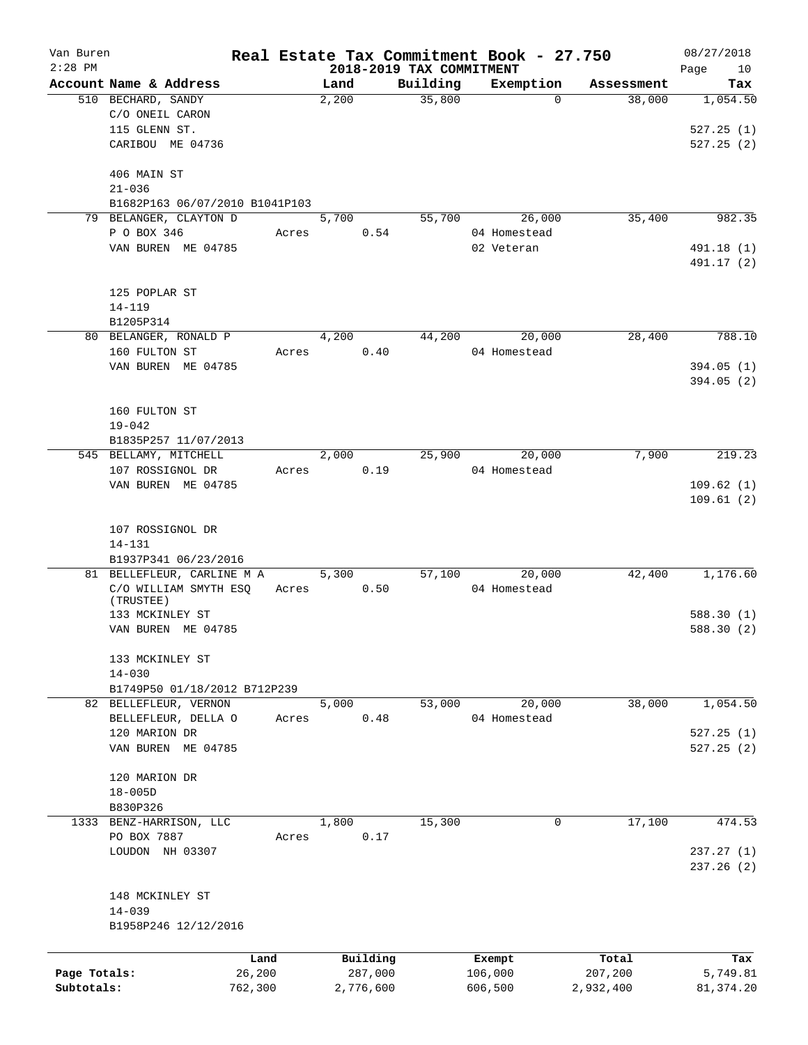Van Buren | Real Estate Tax Commitment Book - 27.750 | 08/27/2018
2:28 PM | 2018-2019 TAX COMMITMENT | Page 10

| Account Name & Address | | Land | Building | Exemption | Assessment | Tax |
|---|---|---|---|---|---|---|
| 510 BECHARD, SANDY | | 2,200 | 35,800 | 0 | 38,000 | 1,054.50 |
| C/O ONEIL CARON | | | | | | |
| 115 GLENN ST. | | | | | | 527.25 (1) |
| CARIBOU ME 04736 | | | | | | 527.25 (2) |
| 406 MAIN ST | | | | | | |
| 21-036 | | | | | | |
| B1682P163 06/07/2010 B1041P103 | | | | | | |
| 79 BELANGER, CLAYTON D | | 5,700 | 55,700 | 26,000 | 35,400 | 982.35 |
| P O BOX 346 | Acres | 0.54 | | 04 Homestead | | |
| VAN BUREN ME 04785 | | | | 02 Veteran | | 491.18 (1) |
| | | | | | | 491.17 (2) |
| 125 POPLAR ST | | | | | | |
| 14-119 | | | | | | |
| B1205P314 | | | | | | |
| 80 BELANGER, RONALD P | | 4,200 | 44,200 | 20,000 | 28,400 | 788.10 |
| 160 FULTON ST | Acres | 0.40 | | 04 Homestead | | |
| VAN BUREN ME 04785 | | | | | | 394.05 (1) |
| | | | | | | 394.05 (2) |
| 160 FULTON ST | | | | | | |
| 19-042 | | | | | | |
| B1835P257 11/07/2013 | | | | | | |
| 545 BELLAMY, MITCHELL | | 2,000 | 25,900 | 20,000 | 7,900 | 219.23 |
| 107 ROSSIGNOL DR | Acres | 0.19 | | 04 Homestead | | |
| VAN BUREN ME 04785 | | | | | | 109.62 (1) |
| | | | | | | 109.61 (2) |
| 107 ROSSIGNOL DR | | | | | | |
| 14-131 | | | | | | |
| B1937P341 06/23/2016 | | | | | | |
| 81 BELLEFLEUR, CARLINE M A | | 5,300 | 57,100 | 20,000 | 42,400 | 1,176.60 |
| C/O WILLIAM SMYTH ESQ (TRUSTEE) | Acres | 0.50 | | 04 Homestead | | |
| 133 MCKINLEY ST | | | | | | 588.30 (1) |
| VAN BUREN ME 04785 | | | | | | 588.30 (2) |
| 133 MCKINLEY ST | | | | | | |
| 14-030 | | | | | | |
| B1749P50 01/18/2012 B712P239 | | | | | | |
| 82 BELLEFLEUR, VERNON | | 5,000 | 53,000 | 20,000 | 38,000 | 1,054.50 |
| BELLEFLEUR, DELLA O | Acres | 0.48 | | 04 Homestead | | |
| 120 MARION DR | | | | | | 527.25 (1) |
| VAN BUREN ME 04785 | | | | | | 527.25 (2) |
| 120 MARION DR | | | | | | |
| 18-005D | | | | | | |
| B830P326 | | | | | | |
| 1333 BENZ-HARRISON, LLC | | 1,800 | 15,300 | 0 | 17,100 | 474.53 |
| PO BOX 7887 | Acres | 0.17 | | | | |
| LOUDON NH 03307 | | | | | | 237.27 (1) |
| | | | | | | 237.26 (2) |
| 148 MCKINLEY ST | | | | | | |
| 14-039 | | | | | | |
| B1958P246 12/12/2016 | | | | | | |

| | Land | Building | Exempt | Total | Tax |
|---|---|---|---|---|---|
| Page Totals: | 26,200 | 287,000 | 106,000 | 207,200 | 5,749.81 |
| Subtotals: | 762,300 | 2,776,600 | 606,500 | 2,932,400 | 81,374.20 |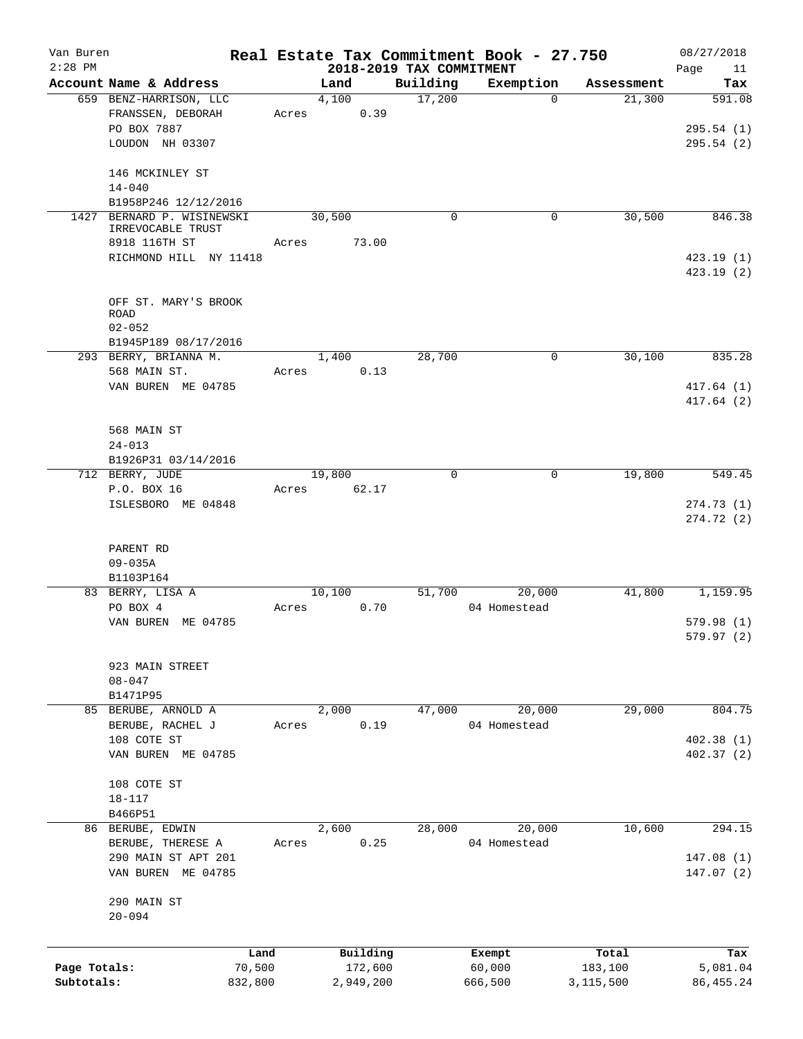# Real Estate Tax Commitment Book - 27.750

Van Buren
2:28 PM

## 2018-2019 TAX COMMITMENT

08/27/2018

| Account Name & Address | Land | Building | Exemption | Assessment | Tax |
|---|---|---|---|---|---|
| 659 BENZ-HARRISON, LLC<br>FRANSSEN, DEBORAH<br>PO BOX 7887<br>LOUDON NH 03307<br><br>146 MCKINLEY ST<br>14-040<br>B1958P246 12/12/2016 | 4,100<br>Acres 0.39 | 17,200 | 0 | 21,300 | 591.08<br><br>295.54 (1)<br>295.54 (2) |
| 1427 BERNARD P. WISINEWSKI IRREVOCABLE TRUST<br>8918 116TH ST<br>RICHMOND HILL NY 11418<br><br>OFF ST. MARY'S BROOK ROAD<br>02-052<br>B1945P189 08/17/2016 | 30,500<br>Acres 73.00 | 0 | 0 | 30,500 | 846.38<br><br>423.19 (1)<br>423.19 (2) |
| 293 BERRY, BRIANNA M.<br>568 MAIN ST.<br>VAN BUREN ME 04785<br><br>568 MAIN ST<br>24-013<br>B1926P31 03/14/2016 | 1,400<br>Acres 0.13 | 28,700 | 0 | 30,100 | 835.28<br><br>417.64 (1)<br>417.64 (2) |
| 712 BERRY, JUDE<br>P.O. BOX 16<br>ISLESBORO ME 04848<br><br>PARENT RD<br>09-035A<br>B1103P164 | 19,800<br>Acres 62.17 | 0 | 0 | 19,800 | 549.45<br><br>274.73 (1)<br>274.72 (2) |
| 83 BERRY, LISA A<br>PO BOX 4<br>VAN BUREN ME 04785<br><br>923 MAIN STREET<br>08-047<br>B1471P95 | 10,100<br>Acres 0.70 | 51,700 | 20,000<br>04 Homestead | 41,800 | 1,159.95<br><br>579.98 (1)<br>579.97 (2) |
| 85 BERUBE, ARNOLD A<br>BERUBE, RACHEL J<br>108 COTE ST<br>VAN BUREN ME 04785<br><br>108 COTE ST<br>18-117<br>B466P51 | 2,000<br>Acres 0.19 | 47,000 | 20,000<br>04 Homestead | 29,000 | 804.75<br><br>402.38 (1)<br>402.37 (2) |
| 86 BERUBE, EDWIN<br>BERUBE, THERESE A<br>290 MAIN ST APT 201<br>VAN BUREN ME 04785<br><br>290 MAIN ST<br>20-094 | 2,600<br>Acres 0.25 | 28,000 | 20,000<br>04 Homestead | 10,600 | 294.15<br><br>147.08 (1)<br>147.07 (2) |

| | Land | Building | Exempt | Total | Tax |
|---|---|---|---|---|---|
| Page Totals: | 70,500 | 172,600 | 60,000 | 183,100 | 5,081.04 |
| Subtotals: | 832,800 | 2,949,200 | 666,500 | 3,115,500 | 86,455.24 |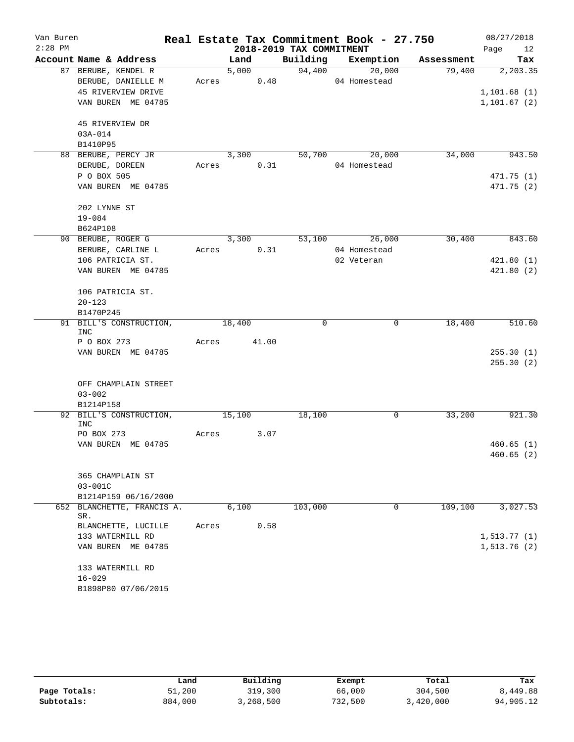# Real Estate Tax Commitment Book - 27.750

Van Buren
2:28 PM

**2018-2019 TAX COMMITMENT**

08/27/2018

| Account Name & Address | Land | Building | Exemption | Assessment | Tax |
|---|---|---|---|---|---|
| 87 BERUBE, KENDEL R | 5,000 | 94,400 | 20,000 | 79,400 | 2,203.35 |
| BERUBE, DANIELLE M | Acres 0.48 | | 04 Homestead | | |
| 45 RIVERVIEW DRIVE | | | | | 1,101.68 (1) |
| VAN BUREN ME 04785 | | | | | 1,101.67 (2) |
| 45 RIVERVIEW DR | | | | | |
| 03A-014 | | | | | |
| B1410P95 | | | | | |
| 88 BERUBE, PERCY JR | 3,300 | 50,700 | 20,000 | 34,000 | 943.50 |
| BERUBE, DOREEN | Acres 0.31 | | 04 Homestead | | |
| P O BOX 505 | | | | | 471.75 (1) |
| VAN BUREN ME 04785 | | | | | 471.75 (2) |
| 202 LYNNE ST | | | | | |
| 19-084 | | | | | |
| B624P108 | | | | | |
| 90 BERUBE, ROGER G | 3,300 | 53,100 | 26,000 | 30,400 | 843.60 |
| BERUBE, CARLINE L | Acres 0.31 | | 04 Homestead | | |
| 106 PATRICIA ST. | | | 02 Veteran | | 421.80 (1) |
| VAN BUREN ME 04785 | | | | | 421.80 (2) |
| 106 PATRICIA ST. | | | | | |
| 20-123 | | | | | |
| B1470P245 | | | | | |
| 91 BILL'S CONSTRUCTION, INC | 18,400 | 0 | 0 | 18,400 | 510.60 |
| P O BOX 273 | Acres 41.00 | | | | |
| VAN BUREN ME 04785 | | | | | 255.30 (1) |
| | | | | | 255.30 (2) |
| OFF CHAMPLAIN STREET | | | | | |
| 03-002 | | | | | |
| B1214P158 | | | | | |
| 92 BILL'S CONSTRUCTION, INC | 15,100 | 18,100 | 0 | 33,200 | 921.30 |
| PO BOX 273 | Acres 3.07 | | | | |
| VAN BUREN ME 04785 | | | | | 460.65 (1) |
| | | | | | 460.65 (2) |
| 365 CHAMPLAIN ST | | | | | |
| 03-001C | | | | | |
| B1214P159 06/16/2000 | | | | | |
| 652 BLANCHETTE, FRANCIS A. SR. | 6,100 | 103,000 | 0 | 109,100 | 3,027.53 |
| BLANCHETTE, LUCILLE | Acres 0.58 | | | | |
| 133 WATERMILL RD | | | | | 1,513.77 (1) |
| VAN BUREN ME 04785 | | | | | 1,513.76 (2) |
| 133 WATERMILL RD | | | | | |
| 16-029 | | | | | |
| B1898P80 07/06/2015 | | | | | |

| | Land | Building | Exempt | Total | Tax |
|---|---|---|---|---|---|
| Page Totals: | 51,200 | 319,300 | 66,000 | 304,500 | 8,449.88 |
| Subtotals: | 884,000 | 3,268,500 | 732,500 | 3,420,000 | 94,905.12 |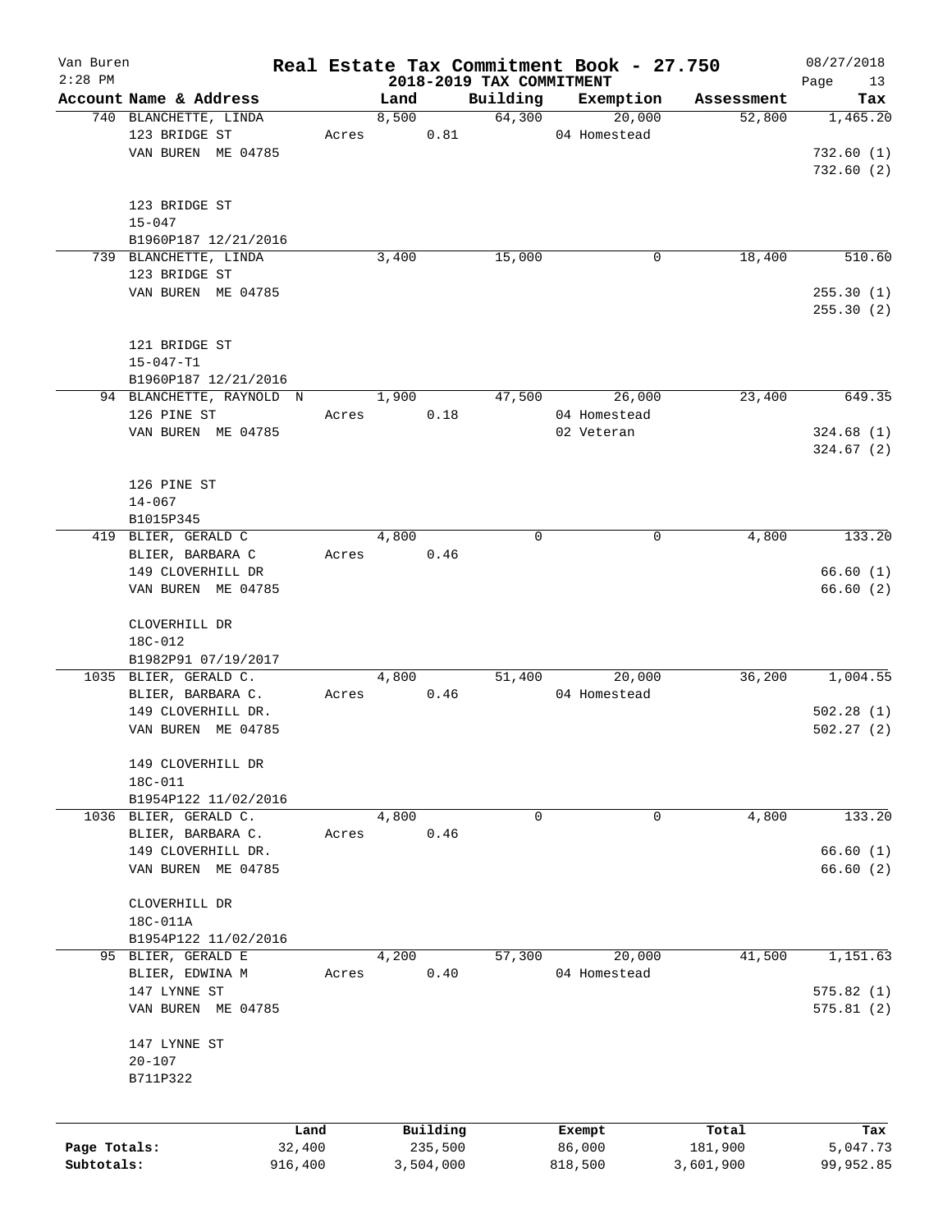# Real Estate Tax Commitment Book - 27.750

Van Buren
2:28 PM

## 2018-2019 TAX COMMITMENT

08/27/2018

| Account Name & Address | Land | Building | Exemption | Assessment | Tax |
|---|---|---|---|---|---|
| 740 BLANCHETTE, LINDA | 8,500 | 64,300 | 20,000 | 52,800 | 1,465.20 |
| 123 BRIDGE ST | Acres 0.81 | | 04 Homestead | | |
| VAN BUREN ME 04785 | | | | | 732.60 (1) |
| | | | | | 732.60 (2) |
| 123 BRIDGE ST | | | | | |
| 15-047 | | | | | |
| B1960P187 12/21/2016 | | | | | |
| 739 BLANCHETTE, LINDA | 3,400 | 15,000 | 0 | 18,400 | 510.60 |
| 123 BRIDGE ST | | | | | |
| VAN BUREN ME 04785 | | | | | 255.30 (1) |
| | | | | | 255.30 (2) |
| 121 BRIDGE ST | | | | | |
| 15-047-T1 | | | | | |
| B1960P187 12/21/2016 | | | | | |
| 94 BLANCHETTE, RAYNOLD N | 1,900 | 47,500 | 26,000 | 23,400 | 649.35 |
| 126 PINE ST | Acres 0.18 | | 04 Homestead | | |
| VAN BUREN ME 04785 | | | 02 Veteran | | 324.68 (1) |
| | | | | | 324.67 (2) |
| 126 PINE ST | | | | | |
| 14-067 | | | | | |
| B1015P345 | | | | | |
| 419 BLIER, GERALD C | 4,800 | 0 | 0 | 4,800 | 133.20 |
| BLIER, BARBARA C | Acres 0.46 | | | | |
| 149 CLOVERHILL DR | | | | | 66.60 (1) |
| VAN BUREN ME 04785 | | | | | 66.60 (2) |
| CLOVERHILL DR | | | | | |
| 18C-012 | | | | | |
| B1982P91 07/19/2017 | | | | | |
| 1035 BLIER, GERALD C. | 4,800 | 51,400 | 20,000 | 36,200 | 1,004.55 |
| BLIER, BARBARA C. | Acres 0.46 | | 04 Homestead | | |
| 149 CLOVERHILL DR. | | | | | 502.28 (1) |
| VAN BUREN ME 04785 | | | | | 502.27 (2) |
| 149 CLOVERHILL DR | | | | | |
| 18C-011 | | | | | |
| B1954P122 11/02/2016 | | | | | |
| 1036 BLIER, GERALD C. | 4,800 | 0 | 0 | 4,800 | 133.20 |
| BLIER, BARBARA C. | Acres 0.46 | | | | |
| 149 CLOVERHILL DR. | | | | | 66.60 (1) |
| VAN BUREN ME 04785 | | | | | 66.60 (2) |
| CLOVERHILL DR | | | | | |
| 18C-011A | | | | | |
| B1954P122 11/02/2016 | | | | | |
| 95 BLIER, GERALD E | 4,200 | 57,300 | 20,000 | 41,500 | 1,151.63 |
| BLIER, EDWINA M | Acres 0.40 | | 04 Homestead | | |
| 147 LYNNE ST | | | | | 575.82 (1) |
| VAN BUREN ME 04785 | | | | | 575.81 (2) |
| 147 LYNNE ST | | | | | |
| 20-107 | | | | | |
| B711P322 | | | | | |

| | Land | Building | Exempt | Total | Tax |
|---|---|---|---|---|---|
| Page Totals: | 32,400 | 235,500 | 86,000 | 181,900 | 5,047.73 |
| Subtotals: | 916,400 | 3,504,000 | 818,500 | 3,601,900 | 99,952.85 |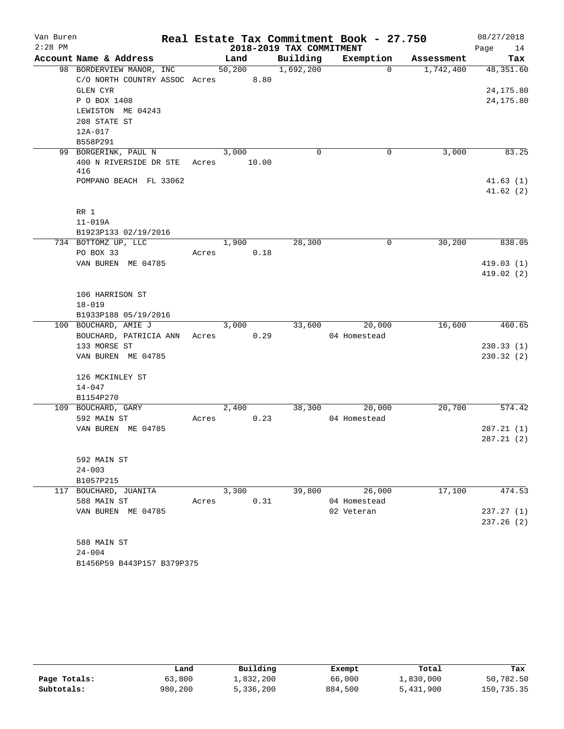Van Buren | Real Estate Tax Commitment Book - 27.750 | 08/27/2018
2:28 PM | 2018-2019 TAX COMMITMENT | Page 14

| Account Name & Address | Land | Building | Exemption | Assessment | Tax |
|---|---|---|---|---|---|
| 98 BORDERVIEW MANOR, INC | 50,200 | 1,692,200 | 0 | 1,742,400 | 48,351.60 |
| C/O NORTH COUNTRY ASSOC Acres 8.80 | | | | | |
| GLEN CYR | | | | | 24,175.80 |
| P O BOX 1408 | | | | | 24,175.80 |
| LEWISTON ME 04243 | | | | | |
| 208 STATE ST | | | | | |
| 12A-017 | | | | | |
| B558P291 | | | | | |
| 99 BORGERINK, PAUL N | 3,000 | 0 | 0 | 3,000 | 83.25 |
| 400 N RIVERSIDE DR STE 416 Acres 10.00 | | | | | |
| POMPANO BEACH FL 33062 | | | | | 41.63 (1) |
| | | | | | 41.62 (2) |
| RR 1 | | | | | |
| 11-019A | | | | | |
| B1923P133 02/19/2016 | | | | | |
| 734 BOTTOMZ UP, LLC | 1,900 | 28,300 | 0 | 30,200 | 838.05 |
| PO BOX 33 Acres 0.18 | | | | | |
| VAN BUREN ME 04785 | | | | | 419.03 (1) |
| | | | | | 419.02 (2) |
| 106 HARRISON ST | | | | | |
| 18-019 | | | | | |
| B1933P188 05/19/2016 | | | | | |
| 100 BOUCHARD, AMIE J | 3,000 | 33,600 | 20,000 | 16,600 | 460.65 |
| BOUCHARD, PATRICIA ANN Acres 0.29 | | | 04 Homestead | | |
| 133 MORSE ST | | | | | 230.33 (1) |
| VAN BUREN ME 04785 | | | | | 230.32 (2) |
| 126 MCKINLEY ST | | | | | |
| 14-047 | | | | | |
| B1154P270 | | | | | |
| 109 BOUCHARD, GARY | 2,400 | 38,300 | 20,000 | 20,700 | 574.42 |
| 592 MAIN ST Acres 0.23 | | | 04 Homestead | | |
| VAN BUREN ME 04785 | | | | | 287.21 (1) |
| | | | | | 287.21 (2) |
| 592 MAIN ST | | | | | |
| 24-003 | | | | | |
| B1057P215 | | | | | |
| 117 BOUCHARD, JUANITA | 3,300 | 39,800 | 26,000 | 17,100 | 474.53 |
| 588 MAIN ST Acres 0.31 | | | 04 Homestead | | |
| VAN BUREN ME 04785 | | | 02 Veteran | | 237.27 (1) |
| | | | | | 237.26 (2) |
| 588 MAIN ST | | | | | |
| 24-004 | | | | | |
| B1456P59 B443P157 B379P375 | | | | | |

| | Land | Building | Exempt | Total | Tax |
|---|---|---|---|---|---|
| Page Totals: | 63,800 | 1,832,200 | 66,000 | 1,830,000 | 50,782.50 |
| Subtotals: | 980,200 | 5,336,200 | 884,500 | 5,431,900 | 150,735.35 |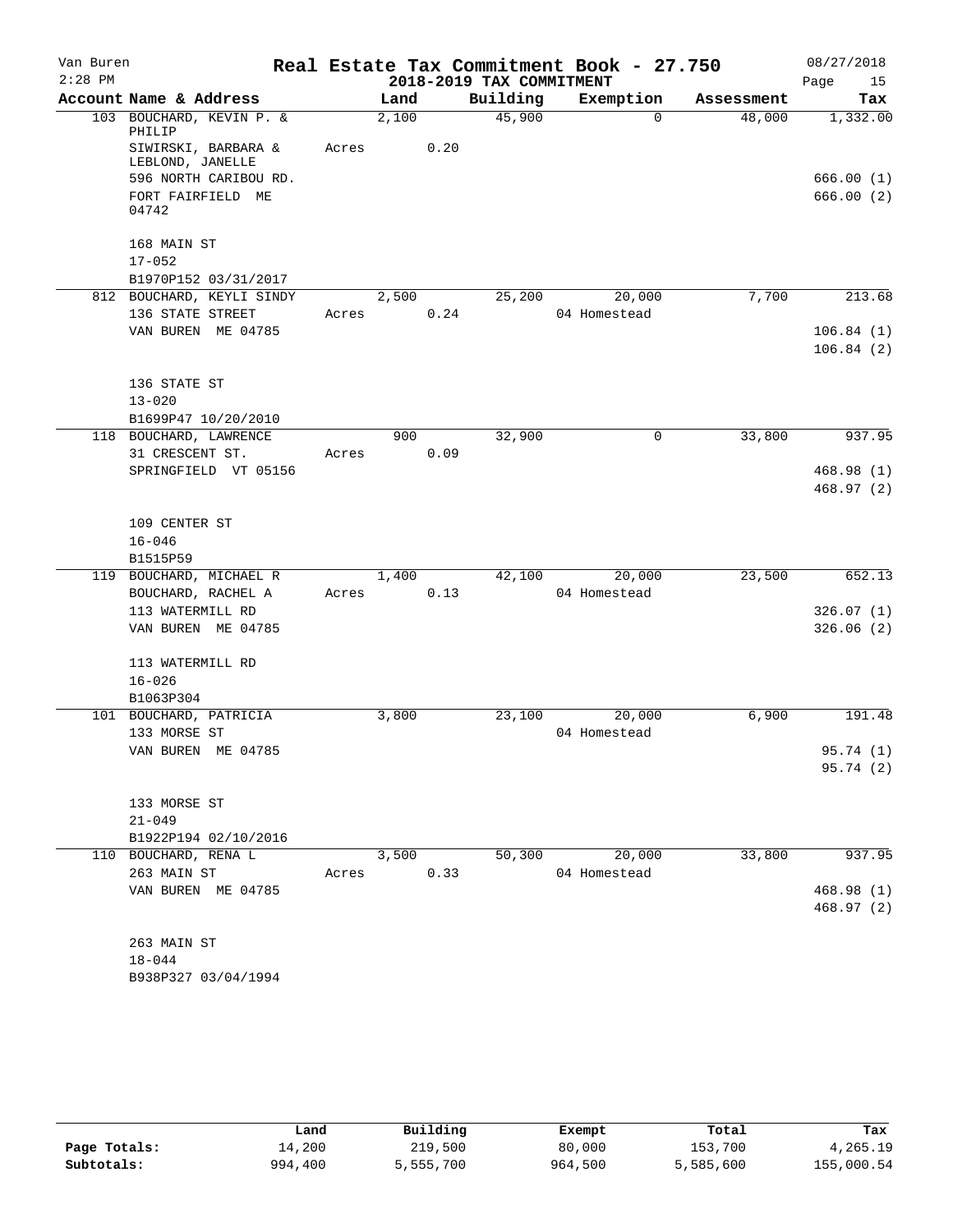# Real Estate Tax Commitment Book - 27.750

Van Buren
2:28 PM

## 2018-2019 TAX COMMITMENT

08/27/2018

| Account Name & Address | Land | Building | Exemption | Assessment | Tax |
|---|---|---|---|---|---|
| 103 BOUCHARD, KEVIN P. & PHILIP | 2,100 | 45,900 | 0 | 48,000 | 1,332.00 |
| SIWIRSKI, BARBARA & LEBLOND, JANELLE | Acres 0.20 | | | | |
| 596 NORTH CARIBOU RD. | | | | | 666.00 (1) |
| FORT FAIRFIELD ME 04742 | | | | | 666.00 (2) |
| 168 MAIN ST | | | | | |
| 17-052 | | | | | |
| B1970P152 03/31/2017 | | | | | |
| 812 BOUCHARD, KEYLI SINDY | 2,500 | 25,200 | 20,000 | 7,700 | 213.68 |
| 136 STATE STREET | Acres 0.24 | | 04 Homestead | | |
| VAN BUREN ME 04785 | | | | | 106.84 (1) |
| | | | | | 106.84 (2) |
| 136 STATE ST | | | | | |
| 13-020 | | | | | |
| B1699P47 10/20/2010 | | | | | |
| 118 BOUCHARD, LAWRENCE | 900 | 32,900 | 0 | 33,800 | 937.95 |
| 31 CRESCENT ST. | Acres 0.09 | | | | |
| SPRINGFIELD VT 05156 | | | | | 468.98 (1) |
| | | | | | 468.97 (2) |
| 109 CENTER ST | | | | | |
| 16-046 | | | | | |
| B1515P59 | | | | | |
| 119 BOUCHARD, MICHAEL R | 1,400 | 42,100 | 20,000 | 23,500 | 652.13 |
| BOUCHARD, RACHEL A | Acres 0.13 | | 04 Homestead | | |
| 113 WATERMILL RD | | | | | 326.07 (1) |
| VAN BUREN ME 04785 | | | | | 326.06 (2) |
| 113 WATERMILL RD | | | | | |
| 16-026 | | | | | |
| B1063P304 | | | | | |
| 101 BOUCHARD, PATRICIA | 3,800 | 23,100 | 20,000 | 6,900 | 191.48 |
| 133 MORSE ST | | | 04 Homestead | | |
| VAN BUREN ME 04785 | | | | | 95.74 (1) |
| | | | | | 95.74 (2) |
| 133 MORSE ST | | | | | |
| 21-049 | | | | | |
| B1922P194 02/10/2016 | | | | | |
| 110 BOUCHARD, RENA L | 3,500 | 50,300 | 20,000 | 33,800 | 937.95 |
| 263 MAIN ST | Acres 0.33 | | 04 Homestead | | |
| VAN BUREN ME 04785 | | | | | 468.98 (1) |
| | | | | | 468.97 (2) |
| 263 MAIN ST | | | | | |
| 18-044 | | | | | |
| B938P327 03/04/1994 | | | | | |

| | Land | Building | Exempt | Total | Tax |
|---|---|---|---|---|---|
| Page Totals: | 14,200 | 219,500 | 80,000 | 153,700 | 4,265.19 |
| Subtotals: | 994,400 | 5,555,700 | 964,500 | 5,585,600 | 155,000.54 |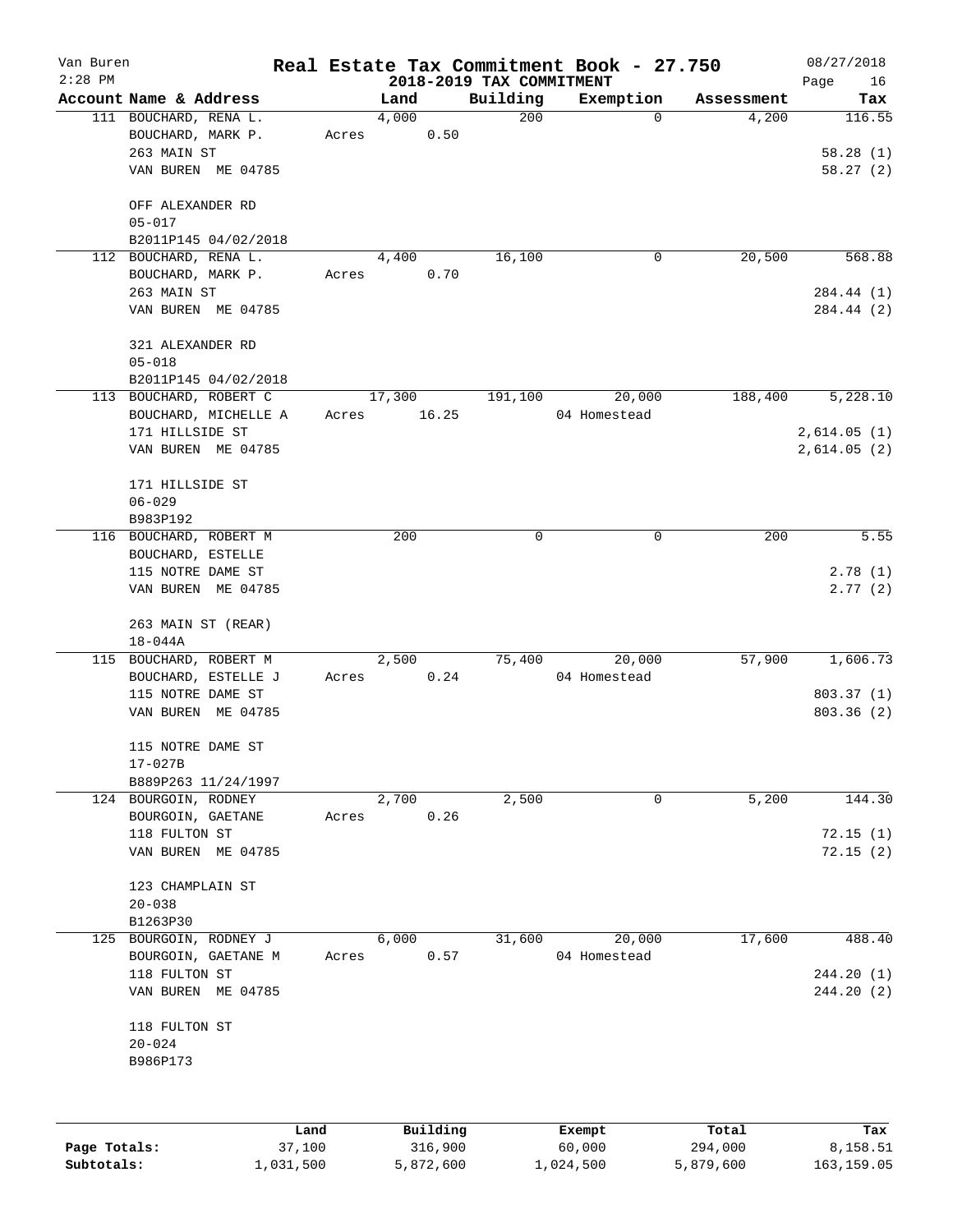# Real Estate Tax Commitment Book - 27.750

Van Buren 2:28 PM — 2018-2019 TAX COMMITMENT — 08/27/2018

| Account Name & Address | Land | Building | Exemption | Assessment | Tax |
|---|---|---|---|---|---|
| 111 BOUCHARD, RENA L.<br>BOUCHARD, MARK P.<br>263 MAIN ST<br>VAN BUREN ME 04785<br><br>OFF ALEXANDER RD<br>05-017<br>B2011P145 04/02/2018 | 4,000<br>Acres 0.50 | 200 | 0 | 4,200 | 116.55<br><br>58.28 (1)<br>58.27 (2) |
| 112 BOUCHARD, RENA L.<br>BOUCHARD, MARK P.<br>263 MAIN ST<br>VAN BUREN ME 04785<br><br>321 ALEXANDER RD<br>05-018<br>B2011P145 04/02/2018 | 4,400<br>Acres 0.70 | 16,100 | 0 | 20,500 | 568.88<br><br>284.44 (1)<br>284.44 (2) |
| 113 BOUCHARD, ROBERT C<br>BOUCHARD, MICHELLE A<br>171 HILLSIDE ST<br>VAN BUREN ME 04785<br><br>171 HILLSIDE ST<br>06-029<br>B983P192 | 17,300<br>Acres 16.25 | 191,100 | 20,000<br>04 Homestead | 188,400 | 5,228.10<br><br>2,614.05 (1)<br>2,614.05 (2) |
| 116 BOUCHARD, ROBERT M<br>BOUCHARD, ESTELLE<br>115 NOTRE DAME ST<br>VAN BUREN ME 04785<br><br>263 MAIN ST (REAR)<br>18-044A | 200 | 0 | 0 | 200 | 5.55<br><br>2.78 (1)<br>2.77 (2) |
| 115 BOUCHARD, ROBERT M<br>BOUCHARD, ESTELLE J<br>115 NOTRE DAME ST<br>VAN BUREN ME 04785<br><br>115 NOTRE DAME ST<br>17-027B<br>B889P263 11/24/1997 | 2,500<br>Acres 0.24 | 75,400 | 20,000<br>04 Homestead | 57,900 | 1,606.73<br><br>803.37 (1)<br>803.36 (2) |
| 124 BOURGOIN, RODNEY<br>BOURGOIN, GAETANE<br>118 FULTON ST<br>VAN BUREN ME 04785<br><br>123 CHAMPLAIN ST<br>20-038<br>B1263P30 | 2,700<br>Acres 0.26 | 2,500 | 0 | 5,200 | 144.30<br><br>72.15 (1)<br>72.15 (2) |
| 125 BOURGOIN, RODNEY J<br>BOURGOIN, GAETANE M<br>118 FULTON ST<br>VAN BUREN ME 04785<br><br>118 FULTON ST<br>20-024<br>B986P173 | 6,000<br>Acres 0.57 | 31,600 | 20,000<br>04 Homestead | 17,600 | 488.40<br><br>244.20 (1)<br>244.20 (2) |

| | Land | Building | Exempt | Total | Tax |
|---|---|---|---|---|---|
| Page Totals: | 37,100 | 316,900 | 60,000 | 294,000 | 8,158.51 |
| Subtotals: | 1,031,500 | 5,872,600 | 1,024,500 | 5,879,600 | 163,159.05 |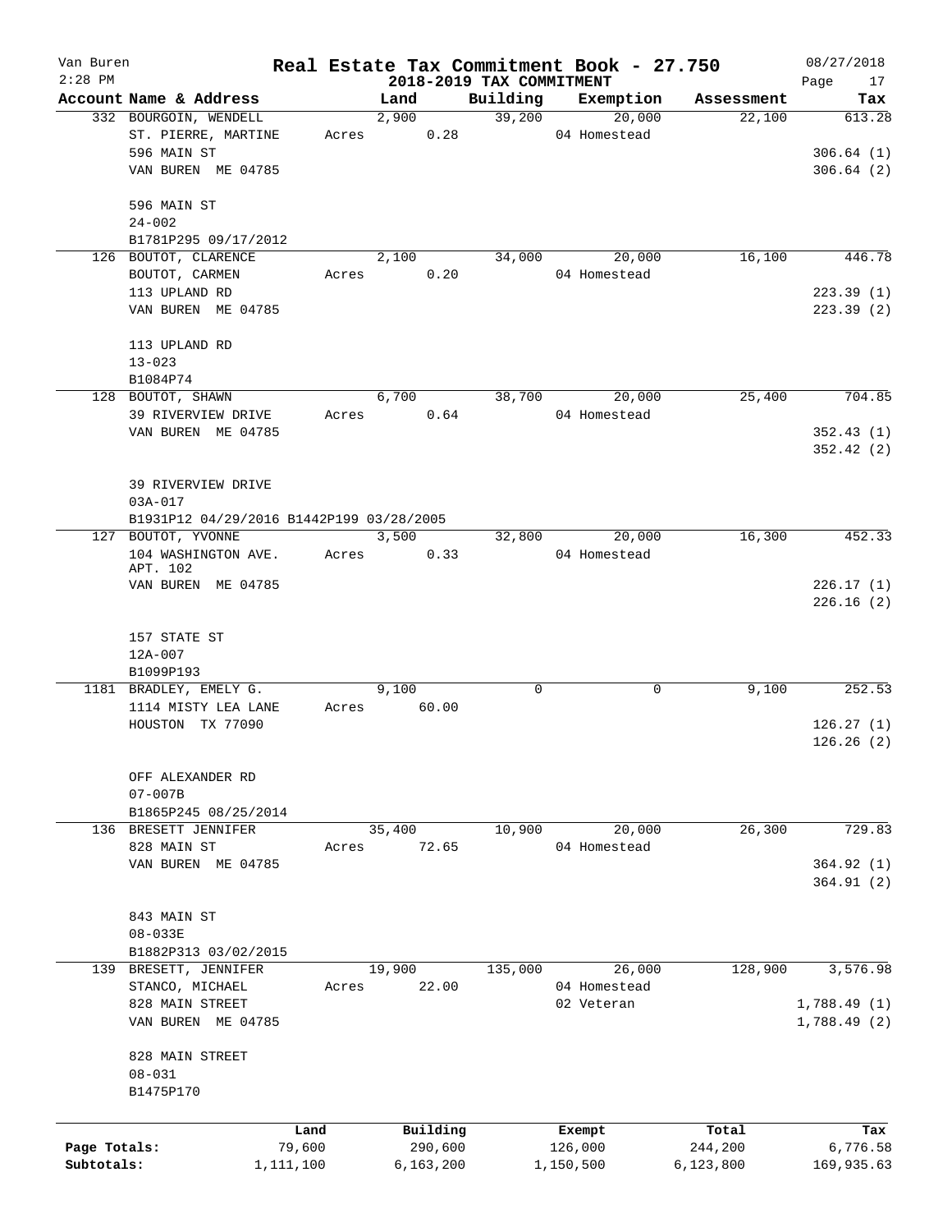# Real Estate Tax Commitment Book - 27.750

Van Buren
2:28 PM

08/27/2018

## 2018-2019 TAX COMMITMENT

| Account | Name & Address | Land | Building | Exemption | Assessment | Tax |
|---|---|---|---|---|---|---|
| 332 | BOURGOIN, WENDELL<br>ST. PIERRE, MARTINE<br>596 MAIN ST<br>VAN BUREN ME 04785<br><br>596 MAIN ST<br>24-002<br>B1781P295 09/17/2012 | 2,900<br>Acres 0.28 | 39,200 | 20,000<br>04 Homestead | 22,100 | 613.28<br><br>306.64 (1)<br>306.64 (2) |
| 126 | BOUTOT, CLARENCE<br>BOUTOT, CARMEN<br>113 UPLAND RD<br>VAN BUREN ME 04785<br><br>113 UPLAND RD<br>13-023<br>B1084P74 | 2,100<br>Acres 0.20 | 34,000 | 20,000<br>04 Homestead | 16,100 | 446.78<br><br>223.39 (1)<br>223.39 (2) |
| 128 | BOUTOT, SHAWN<br>39 RIVERVIEW DRIVE<br>VAN BUREN ME 04785<br><br>39 RIVERVIEW DRIVE<br>03A-017<br>B1931P12 04/29/2016 B1442P199 03/28/2005 | 6,700<br>Acres 0.64 | 38,700 | 20,000<br>04 Homestead | 25,400 | 704.85<br><br>352.43 (1)<br>352.42 (2) |
| 127 | BOUTOT, YVONNE<br>104 WASHINGTON AVE. APT. 102<br>VAN BUREN ME 04785<br><br>157 STATE ST<br>12A-007<br>B1099P193 | 3,500<br>Acres 0.33 | 32,800 | 20,000<br>04 Homestead | 16,300 | 452.33<br><br>226.17 (1)<br>226.16 (2) |
| 1181 | BRADLEY, EMELY G.<br>1114 MISTY LEA LANE<br>HOUSTON TX 77090<br><br>OFF ALEXANDER RD<br>07-007B<br>B1865P245 08/25/2014 | 9,100<br>Acres 60.00 | 0 | 0 | 9,100 | 252.53<br><br>126.27 (1)<br>126.26 (2) |
| 136 | BRESETT JENNIFER<br>828 MAIN ST<br>VAN BUREN ME 04785<br><br>843 MAIN ST<br>08-033E<br>B1882P313 03/02/2015 | 35,400<br>Acres 72.65 | 10,900 | 20,000<br>04 Homestead | 26,300 | 729.83<br><br>364.92 (1)<br>364.91 (2) |
| 139 | BRESETT, JENNIFER<br>STANCO, MICHAEL<br>828 MAIN STREET<br>VAN BUREN ME 04785<br><br>828 MAIN STREET<br>08-031<br>B1475P170 | 19,900<br>Acres 22.00 | 135,000 | 26,000<br>04 Homestead<br>02 Veteran | 128,900 | 3,576.98<br><br>1,788.49 (1)<br>1,788.49 (2) |

| | Land | Building | Exempt | Total | Tax |
|---|---|---|---|---|---|
| Page Totals: | 79,600 | 290,600 | 126,000 | 244,200 | 6,776.58 |
| Subtotals: | 1,111,100 | 6,163,200 | 1,150,500 | 6,123,800 | 169,935.63 |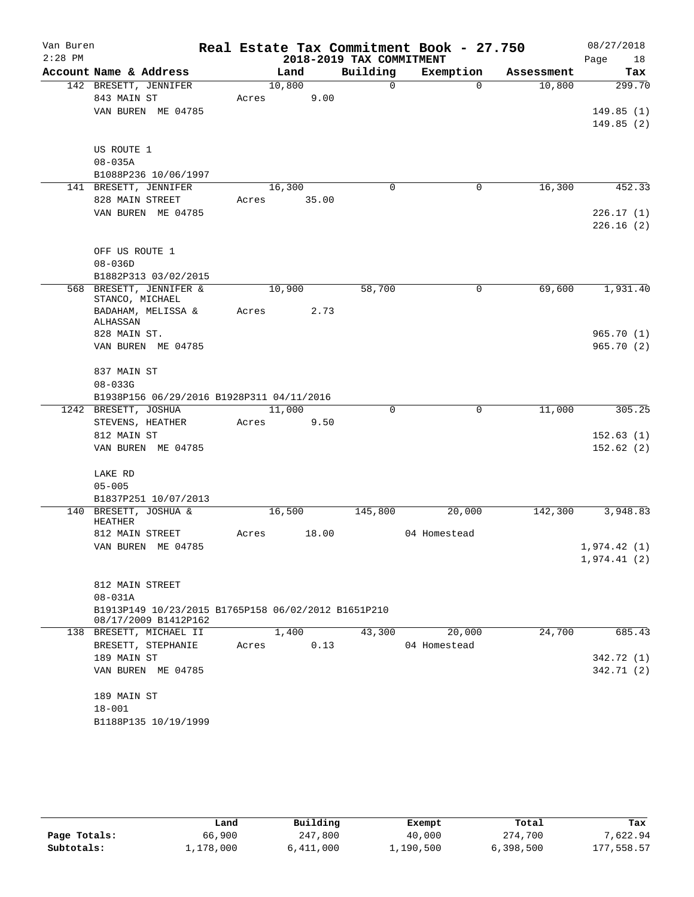# Real Estate Tax Commitment Book - 27.750

Van Buren
2:28 PM

## 2018-2019 TAX COMMITMENT

08/27/2018

| Account Name & Address | Land | Building | Exemption | Assessment | Tax |
|---|---|---|---|---|---|
| 142 BRESETT, JENNIFER | 10,800 | 0 | 0 | 10,800 | 299.70 |
| 843 MAIN ST | Acres 9.00 | | | | |
| VAN BUREN ME 04785 | | | | | 149.85 (1) |
| | | | | | 149.85 (2) |
| US ROUTE 1 | | | | | |
| 08-035A | | | | | |
| B1088P236 10/06/1997 | | | | | |
| 141 BRESETT, JENNIFER | 16,300 | 0 | 0 | 16,300 | 452.33 |
| 828 MAIN STREET | Acres 35.00 | | | | |
| VAN BUREN ME 04785 | | | | | 226.17 (1) |
| | | | | | 226.16 (2) |
| OFF US ROUTE 1 | | | | | |
| 08-036D | | | | | |
| B1882P313 03/02/2015 | | | | | |
| 568 BRESETT, JENNIFER & STANCO, MICHAEL | 10,900 | 58,700 | 0 | 69,600 | 1,931.40 |
| BADAHAM, MELISSA & ALHASSAN | Acres 2.73 | | | | |
| 828 MAIN ST. | | | | | 965.70 (1) |
| VAN BUREN ME 04785 | | | | | 965.70 (2) |
| 837 MAIN ST | | | | | |
| 08-033G | | | | | |
| B1938P156 06/29/2016 B1928P311 04/11/2016 | | | | | |
| 1242 BRESETT, JOSHUA | 11,000 | 0 | 0 | 11,000 | 305.25 |
| STEVENS, HEATHER | Acres 9.50 | | | | |
| 812 MAIN ST | | | | | 152.63 (1) |
| VAN BUREN ME 04785 | | | | | 152.62 (2) |
| LAKE RD | | | | | |
| 05-005 | | | | | |
| B1837P251 10/07/2013 | | | | | |
| 140 BRESETT, JOSHUA & HEATHER | 16,500 | 145,800 | 20,000 | 142,300 | 3,948.83 |
| 812 MAIN STREET | Acres 18.00 | | 04 Homestead | | |
| VAN BUREN ME 04785 | | | | | 1,974.42 (1) |
| | | | | | 1,974.41 (2) |
| 812 MAIN STREET | | | | | |
| 08-031A | | | | | |
| B1913P149 10/23/2015 B1765P158 06/02/2012 B1651P210 08/17/2009 B1412P162 | | | | | |
| 138 BRESETT, MICHAEL II | 1,400 | 43,300 | 20,000 | 24,700 | 685.43 |
| BRESETT, STEPHANIE | Acres 0.13 | | 04 Homestead | | |
| 189 MAIN ST | | | | | 342.72 (1) |
| VAN BUREN ME 04785 | | | | | 342.71 (2) |
| 189 MAIN ST | | | | | |
| 18-001 | | | | | |
| B1188P135 10/19/1999 | | | | | |

| | Land | Building | Exempt | Total | Tax |
|---|---|---|---|---|---|
| Page Totals: | 66,900 | 247,800 | 40,000 | 274,700 | 7,622.94 |
| Subtotals: | 1,178,000 | 6,411,000 | 1,190,500 | 6,398,500 | 177,558.57 |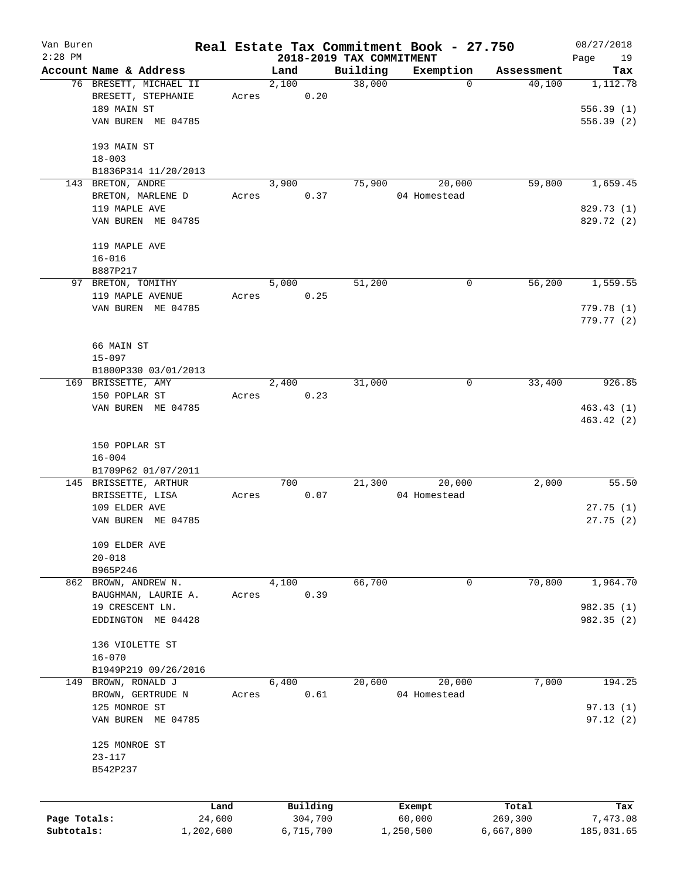# Real Estate Tax Commitment Book - 27.750

## 2018-2019 TAX COMMITMENT

Van Buren 2:28 PM — 08/27/2018

| Account Name & Address | Land | Building | Exemption | Assessment | Tax |
|---|---|---|---|---|---|
| 76 BRESETT, MICHAEL II | 2,100 | 38,000 | 0 | 40,100 | 1,112.78 |
| BRESETT, STEPHANIE | Acres 0.20 | | | | |
| 189 MAIN ST | | | | | 556.39 (1) |
| VAN BUREN ME 04785 | | | | | 556.39 (2) |
| 193 MAIN ST | | | | | |
| 18-003 | | | | | |
| B1836P314 11/20/2013 | | | | | |
| 143 BRETON, ANDRE | 3,900 | 75,900 | 20,000 | 59,800 | 1,659.45 |
| BRETON, MARLENE D | Acres 0.37 | | 04 Homestead | | |
| 119 MAPLE AVE | | | | | 829.73 (1) |
| VAN BUREN ME 04785 | | | | | 829.72 (2) |
| 119 MAPLE AVE | | | | | |
| 16-016 | | | | | |
| B887P217 | | | | | |
| 97 BRETON, TOMITHY | 5,000 | 51,200 | 0 | 56,200 | 1,559.55 |
| 119 MAPLE AVENUE | Acres 0.25 | | | | |
| VAN BUREN ME 04785 | | | | | 779.78 (1) |
| | | | | | 779.77 (2) |
| 66 MAIN ST | | | | | |
| 15-097 | | | | | |
| B1800P330 03/01/2013 | | | | | |
| 169 BRISSETTE, AMY | 2,400 | 31,000 | 0 | 33,400 | 926.85 |
| 150 POPLAR ST | Acres 0.23 | | | | |
| VAN BUREN ME 04785 | | | | | 463.43 (1) |
| | | | | | 463.42 (2) |
| 150 POPLAR ST | | | | | |
| 16-004 | | | | | |
| B1709P62 01/07/2011 | | | | | |
| 145 BRISSETTE, ARTHUR | 700 | 21,300 | 20,000 | 2,000 | 55.50 |
| BRISSETTE, LISA | Acres 0.07 | | 04 Homestead | | |
| 109 ELDER AVE | | | | | 27.75 (1) |
| VAN BUREN ME 04785 | | | | | 27.75 (2) |
| 109 ELDER AVE | | | | | |
| 20-018 | | | | | |
| B965P246 | | | | | |
| 862 BROWN, ANDREW N. | 4,100 | 66,700 | 0 | 70,800 | 1,964.70 |
| BAUGHMAN, LAURIE A. | Acres 0.39 | | | | |
| 19 CRESCENT LN. | | | | | 982.35 (1) |
| EDDINGTON ME 04428 | | | | | 982.35 (2) |
| 136 VIOLETTE ST | | | | | |
| 16-070 | | | | | |
| B1949P219 09/26/2016 | | | | | |
| 149 BROWN, RONALD J | 6,400 | 20,600 | 20,000 | 7,000 | 194.25 |
| BROWN, GERTRUDE N | Acres 0.61 | | 04 Homestead | | |
| 125 MONROE ST | | | | | 97.13 (1) |
| VAN BUREN ME 04785 | | | | | 97.12 (2) |
| 125 MONROE ST | | | | | |
| 23-117 | | | | | |
| B542P237 | | | | | |

| | Land | Building | Exempt | Total | Tax |
|---|---|---|---|---|---|
| Page Totals: | 24,600 | 304,700 | 60,000 | 269,300 | 7,473.08 |
| Subtotals: | 1,202,600 | 6,715,700 | 1,250,500 | 6,667,800 | 185,031.65 |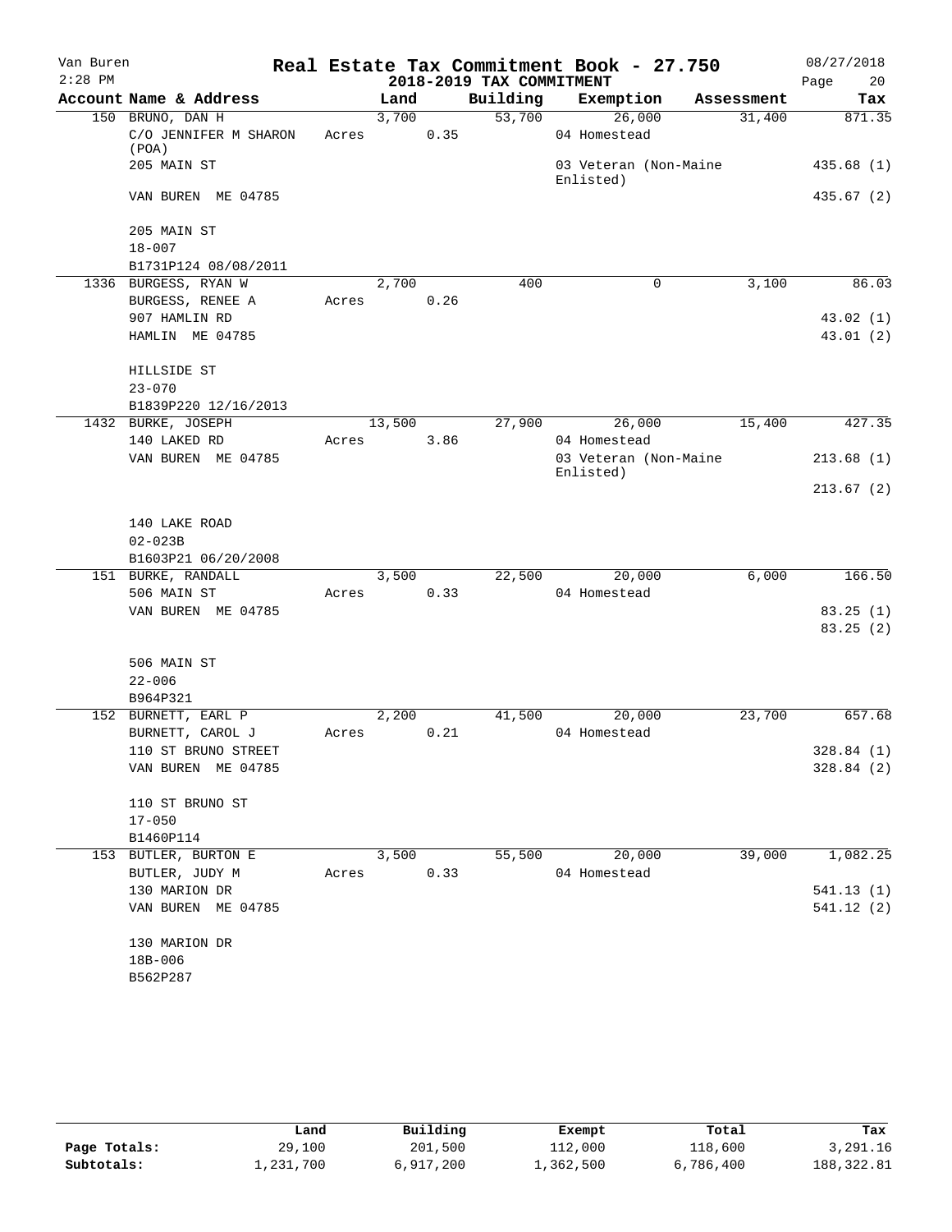Van Buren
2:28 PM

# Real Estate Tax Commitment Book - 27.750

## 2018-2019 TAX COMMITMENT

08/27/2018
Page 20

| Account | Name & Address | Land | Building | Exemption | Assessment | Tax |
|---|---|---|---|---|---|---|
| 150 | BRUNO, DAN H | 3,700 | 53,700 | 26,000 | 31,400 | 871.35 |
| | C/O JENNIFER M SHARON (POA) | Acres 0.35 | | 04 Homestead | | |
| | 205 MAIN ST | | | 03 Veteran (Non-Maine Enlisted) | | 435.68 (1) |
| | VAN BUREN ME 04785 | | | | | 435.67 (2) |
| | 205 MAIN ST | | | | | |
| | 18-007 | | | | | |
| | B1731P124 08/08/2011 | | | | | |
| 1336 | BURGESS, RYAN W | 2,700 | 400 | 0 | 3,100 | 86.03 |
| | BURGESS, RENEE A | Acres 0.26 | | | | |
| | 907 HAMLIN RD | | | | | 43.02 (1) |
| | HAMLIN ME 04785 | | | | | 43.01 (2) |
| | HILLSIDE ST | | | | | |
| | 23-070 | | | | | |
| | B1839P220 12/16/2013 | | | | | |
| 1432 | BURKE, JOSEPH | 13,500 | 27,900 | 26,000 | 15,400 | 427.35 |
| | 140 LAKED RD | Acres 3.86 | | 04 Homestead | | |
| | VAN BUREN ME 04785 | | | 03 Veteran (Non-Maine Enlisted) | | 213.68 (1) |
| | | | | | | 213.67 (2) |
| | 140 LAKE ROAD | | | | | |
| | 02-023B | | | | | |
| | B1603P21 06/20/2008 | | | | | |
| 151 | BURKE, RANDALL | 3,500 | 22,500 | 20,000 | 6,000 | 166.50 |
| | 506 MAIN ST | Acres 0.33 | | 04 Homestead | | |
| | VAN BUREN ME 04785 | | | | | 83.25 (1) |
| | | | | | | 83.25 (2) |
| | 506 MAIN ST | | | | | |
| | 22-006 | | | | | |
| | B964P321 | | | | | |
| 152 | BURNETT, EARL P | 2,200 | 41,500 | 20,000 | 23,700 | 657.68 |
| | BURNETT, CAROL J | Acres 0.21 | | 04 Homestead | | |
| | 110 ST BRUNO STREET | | | | | 328.84 (1) |
| | VAN BUREN ME 04785 | | | | | 328.84 (2) |
| | 110 ST BRUNO ST | | | | | |
| | 17-050 | | | | | |
| | B1460P114 | | | | | |
| 153 | BUTLER, BURTON E | 3,500 | 55,500 | 20,000 | 39,000 | 1,082.25 |
| | BUTLER, JUDY M | Acres 0.33 | | 04 Homestead | | |
| | 130 MARION DR | | | | | 541.13 (1) |
| | VAN BUREN ME 04785 | | | | | 541.12 (2) |
| | 130 MARION DR | | | | | |
| | 18B-006 | | | | | |
| | B562P287 | | | | | |

| | Land | Building | Exempt | Total | Tax |
|---|---|---|---|---|---|
| Page Totals: | 29,100 | 201,500 | 112,000 | 118,600 | 3,291.16 |
| Subtotals: | 1,231,700 | 6,917,200 | 1,362,500 | 6,786,400 | 188,322.81 |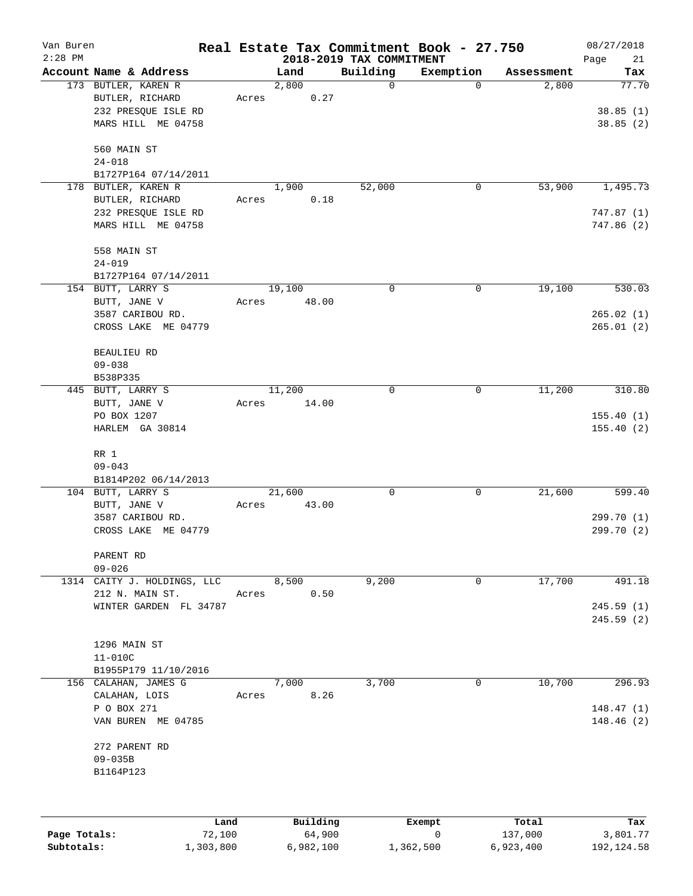# Real Estate Tax Commitment Book - 27.750

Van Buren
2:28 PM

## 2018-2019 TAX COMMITMENT

08/27/2018

| Account Name & Address | Land | Building | Exemption | Assessment | Tax |
|---|---|---|---|---|---|
| 173 BUTLER, KAREN R | 2,800 | 0 | 0 | 2,800 | 77.70 |
| BUTLER, RICHARD | Acres 0.27 | | | | |
| 232 PRESQUE ISLE RD | | | | | 38.85 (1) |
| MARS HILL ME 04758 | | | | | 38.85 (2) |
| 560 MAIN ST | | | | | |
| 24-018 | | | | | |
| B1727P164 07/14/2011 | | | | | |
| 178 BUTLER, KAREN R | 1,900 | 52,000 | 0 | 53,900 | 1,495.73 |
| BUTLER, RICHARD | Acres 0.18 | | | | |
| 232 PRESQUE ISLE RD | | | | | 747.87 (1) |
| MARS HILL ME 04758 | | | | | 747.86 (2) |
| 558 MAIN ST | | | | | |
| 24-019 | | | | | |
| B1727P164 07/14/2011 | | | | | |
| 154 BUTT, LARRY S | 19,100 | 0 | 0 | 19,100 | 530.03 |
| BUTT, JANE V | Acres 48.00 | | | | |
| 3587 CARIBOU RD. | | | | | 265.02 (1) |
| CROSS LAKE ME 04779 | | | | | 265.01 (2) |
| BEAULIEU RD | | | | | |
| 09-038 | | | | | |
| B538P335 | | | | | |
| 445 BUTT, LARRY S | 11,200 | 0 | 0 | 11,200 | 310.80 |
| BUTT, JANE V | Acres 14.00 | | | | |
| PO BOX 1207 | | | | | 155.40 (1) |
| HARLEM GA 30814 | | | | | 155.40 (2) |
| RR 1 | | | | | |
| 09-043 | | | | | |
| B1814P202 06/14/2013 | | | | | |
| 104 BUTT, LARRY S | 21,600 | 0 | 0 | 21,600 | 599.40 |
| BUTT, JANE V | Acres 43.00 | | | | |
| 3587 CARIBOU RD. | | | | | 299.70 (1) |
| CROSS LAKE ME 04779 | | | | | 299.70 (2) |
| PARENT RD | | | | | |
| 09-026 | | | | | |
| 1314 CAITY J. HOLDINGS, LLC | 8,500 | 9,200 | 0 | 17,700 | 491.18 |
| 212 N. MAIN ST. | Acres 0.50 | | | | |
| WINTER GARDEN FL 34787 | | | | | 245.59 (1) |
| | | | | | 245.59 (2) |
| 1296 MAIN ST | | | | | |
| 11-010C | | | | | |
| B1955P179 11/10/2016 | | | | | |
| 156 CALAHAN, JAMES G | 7,000 | 3,700 | 0 | 10,700 | 296.93 |
| CALAHAN, LOIS | Acres 8.26 | | | | |
| P O BOX 271 | | | | | 148.47 (1) |
| VAN BUREN ME 04785 | | | | | 148.46 (2) |
| 272 PARENT RD | | | | | |
| 09-035B | | | | | |
| B1164P123 | | | | | |

| | Land | Building | Exempt | Total | Tax |
|---|---|---|---|---|---|
| Page Totals: | 72,100 | 64,900 | 0 | 137,000 | 3,801.77 |
| Subtotals: | 1,303,800 | 6,982,100 | 1,362,500 | 6,923,400 | 192,124.58 |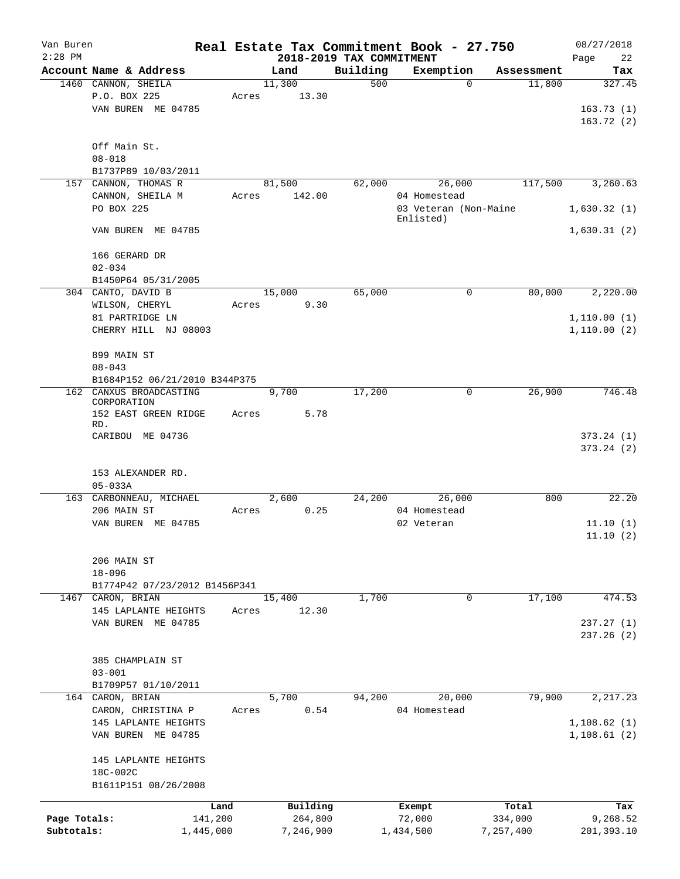Van Buren — Real Estate Tax Commitment Book - 27.750 — 08/27/2018
2:28 PM — 2018-2019 TAX COMMITMENT

| Account Name & Address | Land | Building | Exemption | Assessment | Tax |
|---|---|---|---|---|---|
| 1460 CANNON, SHEILA | 11,300 | 500 | 0 | 11,800 | 327.45 |
| P.O. BOX 225 | Acres 13.30 | | | | |
| VAN BUREN ME 04785 | | | | | 163.73 (1) |
| | | | | | 163.72 (2) |
| Off Main St. | | | | | |
| 08-018 | | | | | |
| B1737P89 10/03/2011 | | | | | |
| 157 CANNON, THOMAS R | 81,500 | 62,000 | 26,000 | 117,500 | 3,260.63 |
| CANNON, SHEILA M | Acres 142.00 | | 04 Homestead | | |
| PO BOX 225 | | | 03 Veteran (Non-Maine Enlisted) | | 1,630.32 (1) |
| VAN BUREN ME 04785 | | | | | 1,630.31 (2) |
| 166 GERARD DR | | | | | |
| 02-034 | | | | | |
| B1450P64 05/31/2005 | | | | | |
| 304 CANTO, DAVID B | 15,000 | 65,000 | 0 | 80,000 | 2,220.00 |
| WILSON, CHERYL | Acres 9.30 | | | | |
| 81 PARTRIDGE LN | | | | | 1,110.00 (1) |
| CHERRY HILL NJ 08003 | | | | | 1,110.00 (2) |
| 899 MAIN ST | | | | | |
| 08-043 | | | | | |
| B1684P152 06/21/2010 B344P375 | | | | | |
| 162 CANXUS BROADCASTING CORPORATION | 9,700 | 17,200 | 0 | 26,900 | 746.48 |
| 152 EAST GREEN RIDGE RD. | Acres 5.78 | | | | |
| CARIBOU ME 04736 | | | | | 373.24 (1) |
| | | | | | 373.24 (2) |
| 153 ALEXANDER RD. | | | | | |
| 05-033A | | | | | |
| 163 CARBONNEAU, MICHAEL | 2,600 | 24,200 | 26,000 | 800 | 22.20 |
| 206 MAIN ST | Acres 0.25 | | 04 Homestead | | |
| VAN BUREN ME 04785 | | | 02 Veteran | | 11.10 (1) |
| | | | | | 11.10 (2) |
| 206 MAIN ST | | | | | |
| 18-096 | | | | | |
| B1774P42 07/23/2012 B1456P341 | | | | | |
| 1467 CARON, BRIAN | 15,400 | 1,700 | 0 | 17,100 | 474.53 |
| 145 LAPLANTE HEIGHTS | Acres 12.30 | | | | |
| VAN BUREN ME 04785 | | | | | 237.27 (1) |
| | | | | | 237.26 (2) |
| 385 CHAMPLAIN ST | | | | | |
| 03-001 | | | | | |
| B1709P57 01/10/2011 | | | | | |
| 164 CARON, BRIAN | 5,700 | 94,200 | 20,000 | 79,900 | 2,217.23 |
| CARON, CHRISTINA P | Acres 0.54 | | 04 Homestead | | |
| 145 LAPLANTE HEIGHTS | | | | | 1,108.62 (1) |
| VAN BUREN ME 04785 | | | | | 1,108.61 (2) |
| 145 LAPLANTE HEIGHTS | | | | | |
| 18C-002C | | | | | |
| B1611P151 08/26/2008 | | | | | |

| | Land | Building | Exempt | Total | Tax |
|---|---|---|---|---|---|
| Page Totals: | 141,200 | 264,800 | 72,000 | 334,000 | 9,268.52 |
| Subtotals: | 1,445,000 | 7,246,900 | 1,434,500 | 7,257,400 | 201,393.10 |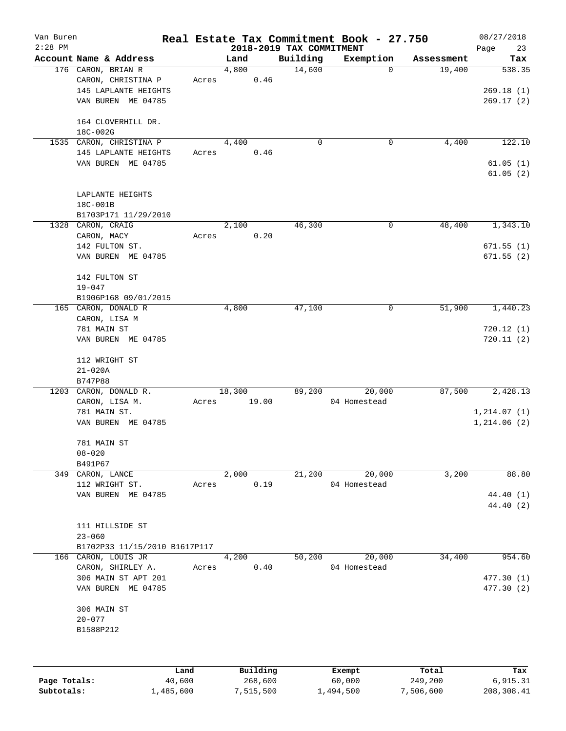Van Buren 2:28 PM — **Real Estate Tax Commitment Book - 27.750** — 08/27/2018

**2018-2019 TAX COMMITMENT**

| Account Name & Address | Land | Building | Exemption | Assessment | Tax |
|---|---|---|---|---|---|
| 176 CARON, BRIAN R<br>CARON, CHRISTINA P<br>145 LAPLANTE HEIGHTS<br>VAN BUREN ME 04785<br><br>164 CLOVERHILL DR.<br>18C-002G | 4,800<br>Acres 0.46 | 14,600 | 0 | 19,400 | 538.35<br><br>269.18 (1)<br>269.17 (2) |
| 1535 CARON, CHRISTINA P<br>145 LAPLANTE HEIGHTS<br>VAN BUREN ME 04785<br><br>LAPLANTE HEIGHTS<br>18C-001B<br>B1703P171 11/29/2010 | 4,400<br>Acres 0.46 | 0 | 0 | 4,400 | 122.10<br><br>61.05 (1)<br>61.05 (2) |
| 1328 CARON, CRAIG<br>CARON, MACY<br>142 FULTON ST.<br>VAN BUREN ME 04785<br><br>142 FULTON ST<br>19-047<br>B1906P168 09/01/2015 | 2,100<br>Acres 0.20 | 46,300 | 0 | 48,400 | 1,343.10<br><br>671.55 (1)<br>671.55 (2) |
| 165 CARON, DONALD R<br>CARON, LISA M<br>781 MAIN ST<br>VAN BUREN ME 04785<br><br>112 WRIGHT ST<br>21-020A<br>B747P88 | 4,800 | 47,100 | 0 | 51,900 | 1,440.23<br><br>720.12 (1)<br>720.11 (2) |
| 1203 CARON, DONALD R.<br>CARON, LISA M.<br>781 MAIN ST.<br>VAN BUREN ME 04785<br><br>781 MAIN ST<br>08-020<br>B491P67 | 18,300<br>Acres 19.00 | 89,200 | 20,000<br>04 Homestead | 87,500 | 2,428.13<br><br>1,214.07 (1)<br>1,214.06 (2) |
| 349 CARON, LANCE<br>112 WRIGHT ST.<br>VAN BUREN ME 04785<br><br>111 HILLSIDE ST<br>23-060<br>B1702P33 11/15/2010 B1617P117 | 2,000<br>Acres 0.19 | 21,200 | 20,000<br>04 Homestead | 3,200 | 88.80<br><br>44.40 (1)<br>44.40 (2) |
| 166 CARON, LOUIS JR<br>CARON, SHIRLEY A.<br>306 MAIN ST APT 201<br>VAN BUREN ME 04785<br><br>306 MAIN ST<br>20-077<br>B1588P212 | 4,200<br>Acres 0.40 | 50,200 | 20,000<br>04 Homestead | 34,400 | 954.60<br><br>477.30 (1)<br>477.30 (2) |

| | Land | Building | Exempt | Total | Tax |
|---|---|---|---|---|---|
| Page Totals: | 40,600 | 268,600 | 60,000 | 249,200 | 6,915.31 |
| Subtotals: | 1,485,600 | 7,515,500 | 1,494,500 | 7,506,600 | 208,308.41 |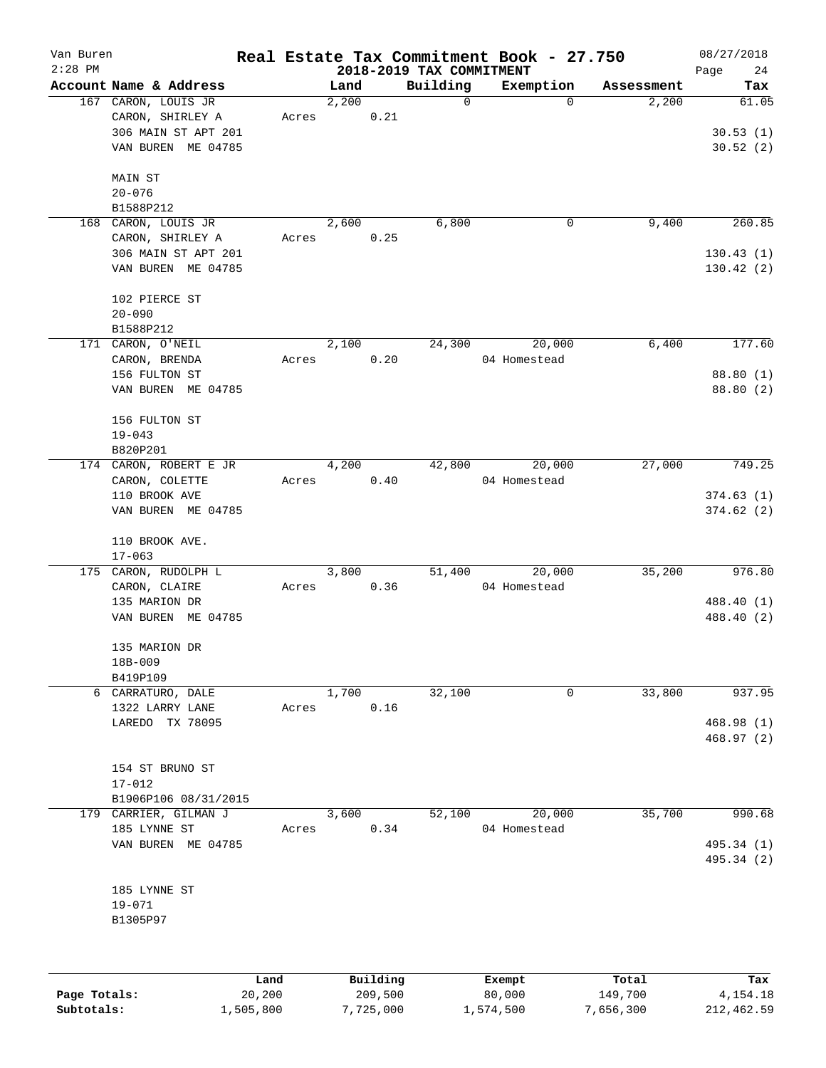# Real Estate Tax Commitment Book - 27.750

Van Buren
2:28 PM

## 2018-2019 TAX COMMITMENT

08/27/2018

| Account | Name & Address | Land | Building | Exemption | Assessment | Tax |
|---|---|---|---|---|---|---|
| 167 | CARON, LOUIS JR<br>CARON, SHIRLEY A<br>306 MAIN ST APT 201<br>VAN BUREN ME 04785<br><br>MAIN ST<br>20-076<br>B1588P212 | 2,200<br>Acres 0.21 | 0 | 0 | 2,200 | 61.05<br>30.53 (1)<br>30.52 (2) |
| 168 | CARON, LOUIS JR<br>CARON, SHIRLEY A<br>306 MAIN ST APT 201<br>VAN BUREN ME 04785<br><br>102 PIERCE ST<br>20-090<br>B1588P212 | 2,600<br>Acres 0.25 | 6,800 | 0 | 9,400 | 260.85<br>130.43 (1)<br>130.42 (2) |
| 171 | CARON, O'NEIL<br>CARON, BRENDA<br>156 FULTON ST<br>VAN BUREN ME 04785<br><br>156 FULTON ST<br>19-043<br>B820P201 | 2,100<br>Acres 0.20 | 24,300 | 20,000<br>04 Homestead | 6,400 | 177.60<br>88.80 (1)<br>88.80 (2) |
| 174 | CARON, ROBERT E JR<br>CARON, COLETTE<br>110 BROOK AVE<br>VAN BUREN ME 04785<br><br>110 BROOK AVE.<br>17-063 | 4,200<br>Acres 0.40 | 42,800 | 20,000<br>04 Homestead | 27,000 | 749.25<br>374.63 (1)<br>374.62 (2) |
| 175 | CARON, RUDOLPH L<br>CARON, CLAIRE<br>135 MARION DR<br>VAN BUREN ME 04785<br><br>135 MARION DR<br>18B-009<br>B419P109 | 3,800<br>Acres 0.36 | 51,400 | 20,000<br>04 Homestead | 35,200 | 976.80<br>488.40 (1)<br>488.40 (2) |
| 6 | CARRATURO, DALE<br>1322 LARRY LANE<br>LAREDO TX 78095<br><br>154 ST BRUNO ST<br>17-012<br>B1906P106 08/31/2015 | 1,700<br>Acres 0.16 | 32,100 | 0 | 33,800 | 937.95<br>468.98 (1)<br>468.97 (2) |
| 179 | CARRIER, GILMAN J<br>185 LYNNE ST<br>VAN BUREN ME 04785<br><br>185 LYNNE ST<br>19-071<br>B1305P97 | 3,600<br>Acres 0.34 | 52,100 | 20,000<br>04 Homestead | 35,700 | 990.68<br>495.34 (1)<br>495.34 (2) |

| | Land | Building | Exempt | Total | Tax |
|---|---|---|---|---|---|
| Page Totals: | 20,200 | 209,500 | 80,000 | 149,700 | 4,154.18 |
| Subtotals: | 1,505,800 | 7,725,000 | 1,574,500 | 7,656,300 | 212,462.59 |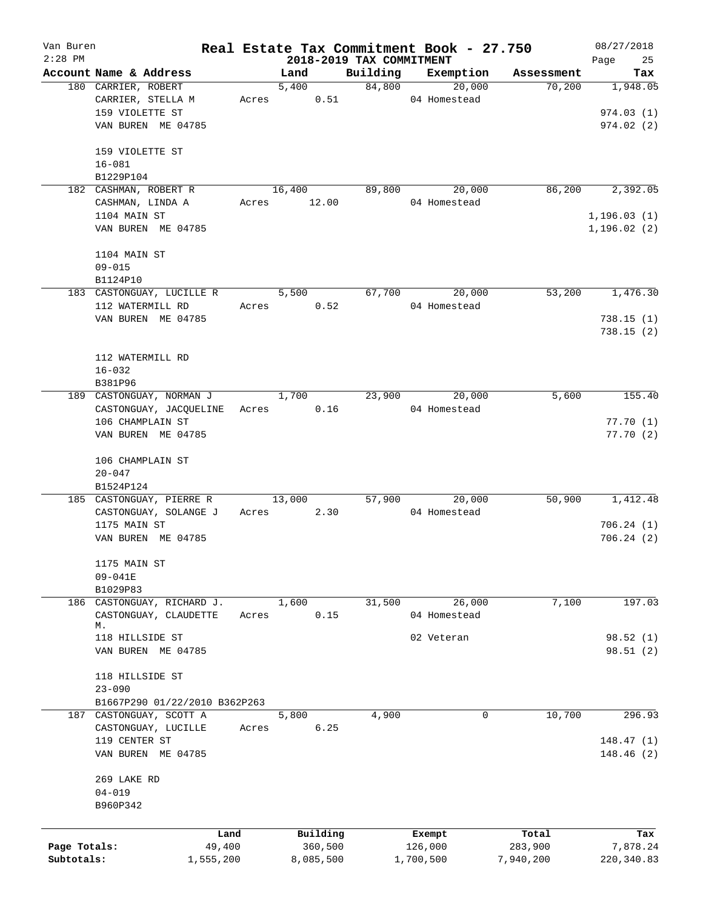# Real Estate Tax Commitment Book - 27.750

Van Buren
2:28 PM

## 2018-2019 TAX COMMITMENT

08/27/2018

| Account Name & Address | Land | Building | Exemption | Assessment | Tax |
|---|---|---|---|---|---|
| 180 CARRIER, ROBERT | 5,400 | 84,800 | 20,000 | 70,200 | 1,948.05 |
| CARRIER, STELLA M | Acres 0.51 | | 04 Homestead | | |
| 159 VIOLETTE ST | | | | | 974.03 (1) |
| VAN BUREN ME 04785 | | | | | 974.02 (2) |
| 159 VIOLETTE ST | | | | | |
| 16-081 | | | | | |
| B1229P104 | | | | | |
| 182 CASHMAN, ROBERT R | 16,400 | 89,800 | 20,000 | 86,200 | 2,392.05 |
| CASHMAN, LINDA A | Acres 12.00 | | 04 Homestead | | |
| 1104 MAIN ST | | | | | 1,196.03 (1) |
| VAN BUREN ME 04785 | | | | | 1,196.02 (2) |
| 1104 MAIN ST | | | | | |
| 09-015 | | | | | |
| B1124P10 | | | | | |
| 183 CASTONGUAY, LUCILLE R | 5,500 | 67,700 | 20,000 | 53,200 | 1,476.30 |
| 112 WATERMILL RD | Acres 0.52 | | 04 Homestead | | |
| VAN BUREN ME 04785 | | | | | 738.15 (1) |
| | | | | | 738.15 (2) |
| 112 WATERMILL RD | | | | | |
| 16-032 | | | | | |
| B381P96 | | | | | |
| 189 CASTONGUAY, NORMAN J | 1,700 | 23,900 | 20,000 | 5,600 | 155.40 |
| CASTONGUAY, JACQUELINE | Acres 0.16 | | 04 Homestead | | |
| 106 CHAMPLAIN ST | | | | | 77.70 (1) |
| VAN BUREN ME 04785 | | | | | 77.70 (2) |
| 106 CHAMPLAIN ST | | | | | |
| 20-047 | | | | | |
| B1524P124 | | | | | |
| 185 CASTONGUAY, PIERRE R | 13,000 | 57,900 | 20,000 | 50,900 | 1,412.48 |
| CASTONGUAY, SOLANGE J | Acres 2.30 | | 04 Homestead | | |
| 1175 MAIN ST | | | | | 706.24 (1) |
| VAN BUREN ME 04785 | | | | | 706.24 (2) |
| 1175 MAIN ST | | | | | |
| 09-041E | | | | | |
| B1029P83 | | | | | |
| 186 CASTONGUAY, RICHARD J. | 1,600 | 31,500 | 26,000 | 7,100 | 197.03 |
| CASTONGUAY, CLAUDETTE M. | Acres 0.15 | | 04 Homestead | | |
| 118 HILLSIDE ST | | | 02 Veteran | | 98.52 (1) |
| VAN BUREN ME 04785 | | | | | 98.51 (2) |
| 118 HILLSIDE ST | | | | | |
| 23-090 | | | | | |
| B1667P290 01/22/2010 B362P263 | | | | | |
| 187 CASTONGUAY, SCOTT A | 5,800 | 4,900 | 0 | 10,700 | 296.93 |
| CASTONGUAY, LUCILLE | Acres 6.25 | | | | |
| 119 CENTER ST | | | | | 148.47 (1) |
| VAN BUREN ME 04785 | | | | | 148.46 (2) |
| 269 LAKE RD | | | | | |
| 04-019 | | | | | |
| B960P342 | | | | | |

| | Land | Building | Exempt | Total | Tax |
|---|---|---|---|---|---|
| Page Totals: | 49,400 | 360,500 | 126,000 | 283,900 | 7,878.24 |
| Subtotals: | 1,555,200 | 8,085,500 | 1,700,500 | 7,940,200 | 220,340.83 |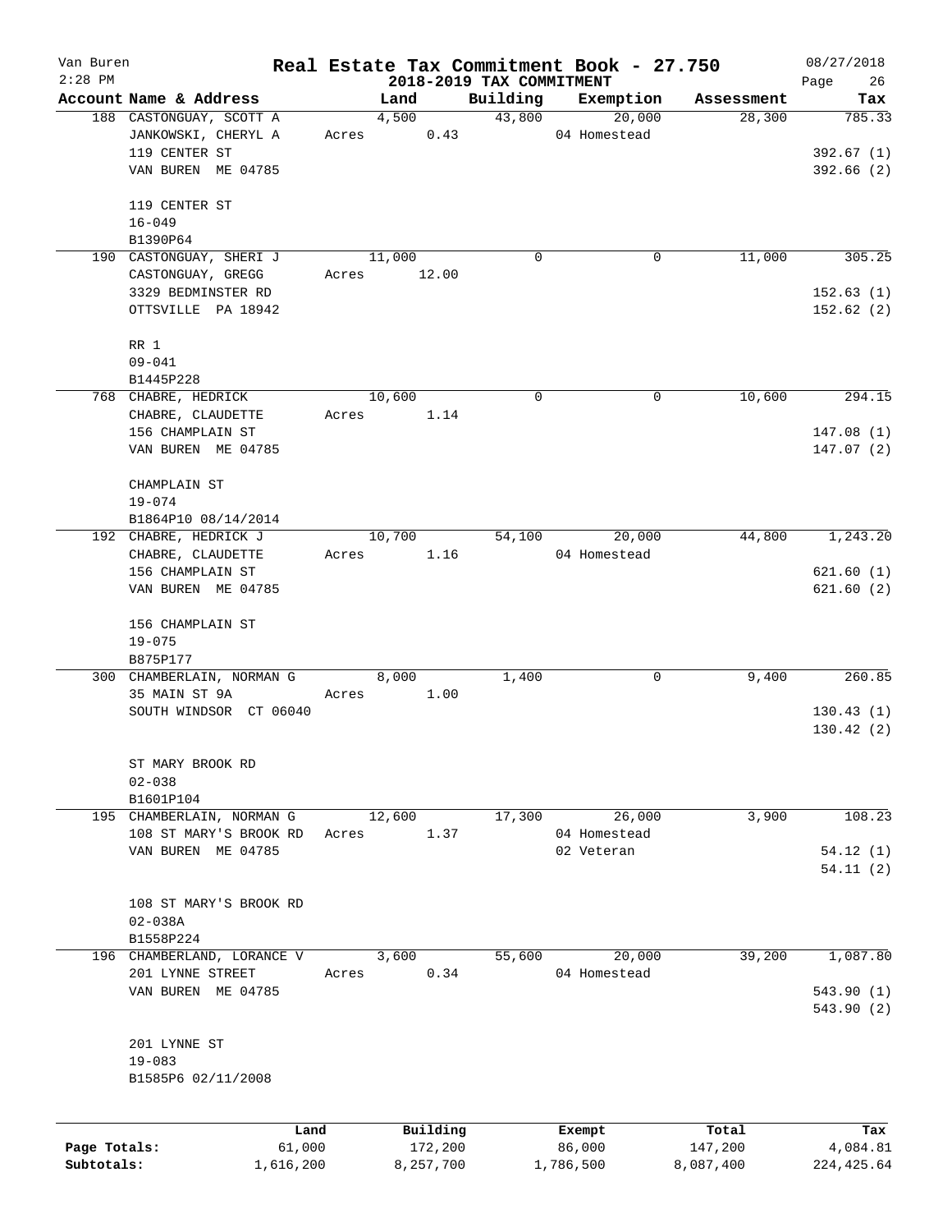Van Buren
2:28 PM

# Real Estate Tax Commitment Book - 27.750

## 2018-2019 TAX COMMITMENT

08/27/2018

| Account Name & Address | Land | Building | Exemption | Assessment | Tax |
|---|---|---|---|---|---|
| 188 CASTONGUAY, SCOTT A | 4,500 | 43,800 | 20,000 | 28,300 | 785.33 |
| JANKOWSKI, CHERYL A | Acres 0.43 | | 04 Homestead | | |
| 119 CENTER ST | | | | | 392.67 (1) |
| VAN BUREN ME 04785 | | | | | 392.66 (2) |
| 119 CENTER ST | | | | | |
| 16-049 | | | | | |
| B1390P64 | | | | | |
| 190 CASTONGUAY, SHERI J | 11,000 | 0 | 0 | 11,000 | 305.25 |
| CASTONGUAY, GREGG | Acres 12.00 | | | | |
| 3329 BEDMINSTER RD | | | | | 152.63 (1) |
| OTTSVILLE PA 18942 | | | | | 152.62 (2) |
| RR 1 | | | | | |
| 09-041 | | | | | |
| B1445P228 | | | | | |
| 768 CHABRE, HEDRICK | 10,600 | 0 | 0 | 10,600 | 294.15 |
| CHABRE, CLAUDETTE | Acres 1.14 | | | | |
| 156 CHAMPLAIN ST | | | | | 147.08 (1) |
| VAN BUREN ME 04785 | | | | | 147.07 (2) |
| CHAMPLAIN ST | | | | | |
| 19-074 | | | | | |
| B1864P10 08/14/2014 | | | | | |
| 192 CHABRE, HEDRICK J | 10,700 | 54,100 | 20,000 | 44,800 | 1,243.20 |
| CHABRE, CLAUDETTE | Acres 1.16 | | 04 Homestead | | |
| 156 CHAMPLAIN ST | | | | | 621.60 (1) |
| VAN BUREN ME 04785 | | | | | 621.60 (2) |
| 156 CHAMPLAIN ST | | | | | |
| 19-075 | | | | | |
| B875P177 | | | | | |
| 300 CHAMBERLAIN, NORMAN G | 8,000 | 1,400 | 0 | 9,400 | 260.85 |
| 35 MAIN ST 9A | Acres 1.00 | | | | |
| SOUTH WINDSOR CT 06040 | | | | | 130.43 (1) |
| | | | | | 130.42 (2) |
| ST MARY BROOK RD | | | | | |
| 02-038 | | | | | |
| B1601P104 | | | | | |
| 195 CHAMBERLAIN, NORMAN G | 12,600 | 17,300 | 26,000 | 3,900 | 108.23 |
| 108 ST MARY'S BROOK RD | Acres 1.37 | | 04 Homestead | | |
| VAN BUREN ME 04785 | | | 02 Veteran | | 54.12 (1) |
| | | | | | 54.11 (2) |
| 108 ST MARY'S BROOK RD | | | | | |
| 02-038A | | | | | |
| B1558P224 | | | | | |
| 196 CHAMBERLAND, LORANCE V | 3,600 | 55,600 | 20,000 | 39,200 | 1,087.80 |
| 201 LYNNE STREET | Acres 0.34 | | 04 Homestead | | |
| VAN BUREN ME 04785 | | | | | 543.90 (1) |
| | | | | | 543.90 (2) |
| 201 LYNNE ST | | | | | |
| 19-083 | | | | | |
| B1585P6 02/11/2008 | | | | | |

| | Land | Building | Exempt | Total | Tax |
|---|---|---|---|---|---|
| Page Totals: | 61,000 | 172,200 | 86,000 | 147,200 | 4,084.81 |
| Subtotals: | 1,616,200 | 8,257,700 | 1,786,500 | 8,087,400 | 224,425.64 |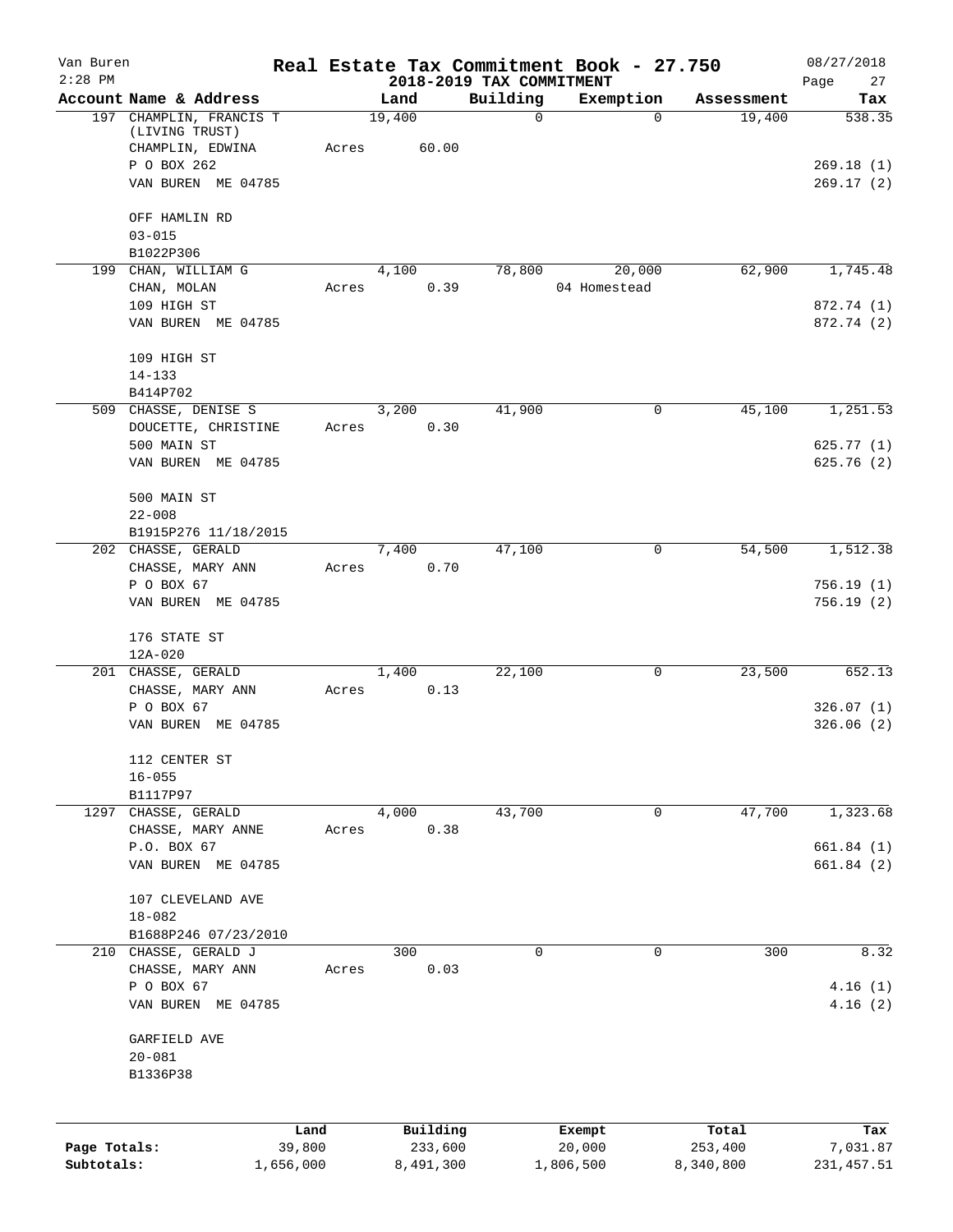Van Buren 2:28 PM

# Real Estate Tax Commitment Book - 27.750

## 2018-2019 TAX COMMITMENT

08/27/2018

| Account Name & Address | Land | Building | Exemption | Assessment | Tax |
|---|---|---|---|---|---|
| 197 CHAMPLIN, FRANCIS T (LIVING TRUST) | 19,400 | 0 | 0 | 19,400 | 538.35 |
| CHAMPLIN, EDWINA | Acres 60.00 | | | | |
| P O BOX 262 | | | | | 269.18 (1) |
| VAN BUREN ME 04785 | | | | | 269.17 (2) |
| OFF HAMLIN RD | | | | | |
| 03-015 | | | | | |
| B1022P306 | | | | | |
| 199 CHAN, WILLIAM G | 4,100 | 78,800 | 20,000 | 62,900 | 1,745.48 |
| CHAN, MOLAN | Acres 0.39 | | 04 Homestead | | |
| 109 HIGH ST | | | | | 872.74 (1) |
| VAN BUREN ME 04785 | | | | | 872.74 (2) |
| 109 HIGH ST | | | | | |
| 14-133 | | | | | |
| B414P702 | | | | | |
| 509 CHASSE, DENISE S | 3,200 | 41,900 | 0 | 45,100 | 1,251.53 |
| DOUCETTE, CHRISTINE | Acres 0.30 | | | | |
| 500 MAIN ST | | | | | 625.77 (1) |
| VAN BUREN ME 04785 | | | | | 625.76 (2) |
| 500 MAIN ST | | | | | |
| 22-008 | | | | | |
| B1915P276 11/18/2015 | | | | | |
| 202 CHASSE, GERALD | 7,400 | 47,100 | 0 | 54,500 | 1,512.38 |
| CHASSE, MARY ANN | Acres 0.70 | | | | |
| P O BOX 67 | | | | | 756.19 (1) |
| VAN BUREN ME 04785 | | | | | 756.19 (2) |
| 176 STATE ST | | | | | |
| 12A-020 | | | | | |
| 201 CHASSE, GERALD | 1,400 | 22,100 | 0 | 23,500 | 652.13 |
| CHASSE, MARY ANN | Acres 0.13 | | | | |
| P O BOX 67 | | | | | 326.07 (1) |
| VAN BUREN ME 04785 | | | | | 326.06 (2) |
| 112 CENTER ST | | | | | |
| 16-055 | | | | | |
| B1117P97 | | | | | |
| 1297 CHASSE, GERALD | 4,000 | 43,700 | 0 | 47,700 | 1,323.68 |
| CHASSE, MARY ANNE | Acres 0.38 | | | | |
| P.O. BOX 67 | | | | | 661.84 (1) |
| VAN BUREN ME 04785 | | | | | 661.84 (2) |
| 107 CLEVELAND AVE | | | | | |
| 18-082 | | | | | |
| B1688P246 07/23/2010 | | | | | |
| 210 CHASSE, GERALD J | 300 | 0 | 0 | 300 | 8.32 |
| CHASSE, MARY ANN | Acres 0.03 | | | | |
| P O BOX 67 | | | | | 4.16 (1) |
| VAN BUREN ME 04785 | | | | | 4.16 (2) |
| GARFIELD AVE | | | | | |
| 20-081 | | | | | |
| B1336P38 | | | | | |

| | Land | Building | Exempt | Total | Tax |
|---|---|---|---|---|---|
| Page Totals: | 39,800 | 233,600 | 20,000 | 253,400 | 7,031.87 |
| Subtotals: | 1,656,000 | 8,491,300 | 1,806,500 | 8,340,800 | 231,457.51 |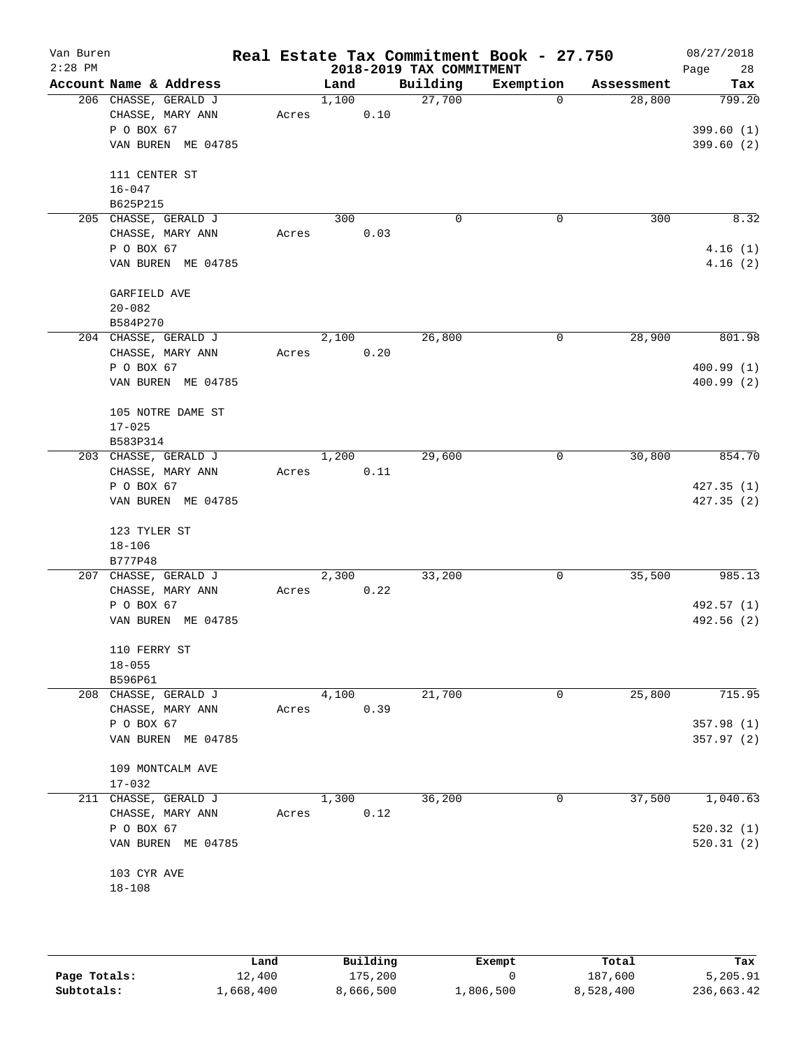# Real Estate Tax Commitment Book - 27.750

Van Buren
2:28 PM

## 2018-2019 TAX COMMITMENT

08/27/2018

| Account | Name & Address | Land | Building | Exemption | Assessment | Tax |
|---|---|---|---|---|---|---|
| 206 | CHASSE, GERALD J<br>CHASSE, MARY ANN<br>P O BOX 67<br>VAN BUREN ME 04785<br><br>111 CENTER ST<br>16-047<br>B625P215 | 1,100<br>Acres 0.10 | 27,700 | 0 | 28,800 | 799.20<br><br>399.60 (1)<br>399.60 (2) |
| 205 | CHASSE, GERALD J<br>CHASSE, MARY ANN<br>P O BOX 67<br>VAN BUREN ME 04785<br><br>GARFIELD AVE<br>20-082<br>B584P270 | 300<br>Acres 0.03 | 0 | 0 | 300 | 8.32<br><br>4.16 (1)<br>4.16 (2) |
| 204 | CHASSE, GERALD J<br>CHASSE, MARY ANN<br>P O BOX 67<br>VAN BUREN ME 04785<br><br>105 NOTRE DAME ST<br>17-025<br>B583P314 | 2,100<br>Acres 0.20 | 26,800 | 0 | 28,900 | 801.98<br><br>400.99 (1)<br>400.99 (2) |
| 203 | CHASSE, GERALD J<br>CHASSE, MARY ANN<br>P O BOX 67<br>VAN BUREN ME 04785<br><br>123 TYLER ST<br>18-106<br>B777P48 | 1,200<br>Acres 0.11 | 29,600 | 0 | 30,800 | 854.70<br><br>427.35 (1)<br>427.35 (2) |
| 207 | CHASSE, GERALD J<br>CHASSE, MARY ANN<br>P O BOX 67<br>VAN BUREN ME 04785<br><br>110 FERRY ST<br>18-055<br>B596P61 | 2,300<br>Acres 0.22 | 33,200 | 0 | 35,500 | 985.13<br><br>492.57 (1)<br>492.56 (2) |
| 208 | CHASSE, GERALD J<br>CHASSE, MARY ANN<br>P O BOX 67<br>VAN BUREN ME 04785<br><br>109 MONTCALM AVE<br>17-032 | 4,100<br>Acres 0.39 | 21,700 | 0 | 25,800 | 715.95<br><br>357.98 (1)<br>357.97 (2) |
| 211 | CHASSE, GERALD J<br>CHASSE, MARY ANN<br>P O BOX 67<br>VAN BUREN ME 04785<br><br>103 CYR AVE<br>18-108 | 1,300<br>Acres 0.12 | 36,200 | 0 | 37,500 | 1,040.63<br><br>520.32 (1)<br>520.31 (2) |

| | Land | Building | Exempt | Total | Tax |
|---|---|---|---|---|---|
| Page Totals: | 12,400 | 175,200 | 0 | 187,600 | 5,205.91 |
| Subtotals: | 1,668,400 | 8,666,500 | 1,806,500 | 8,528,400 | 236,663.42 |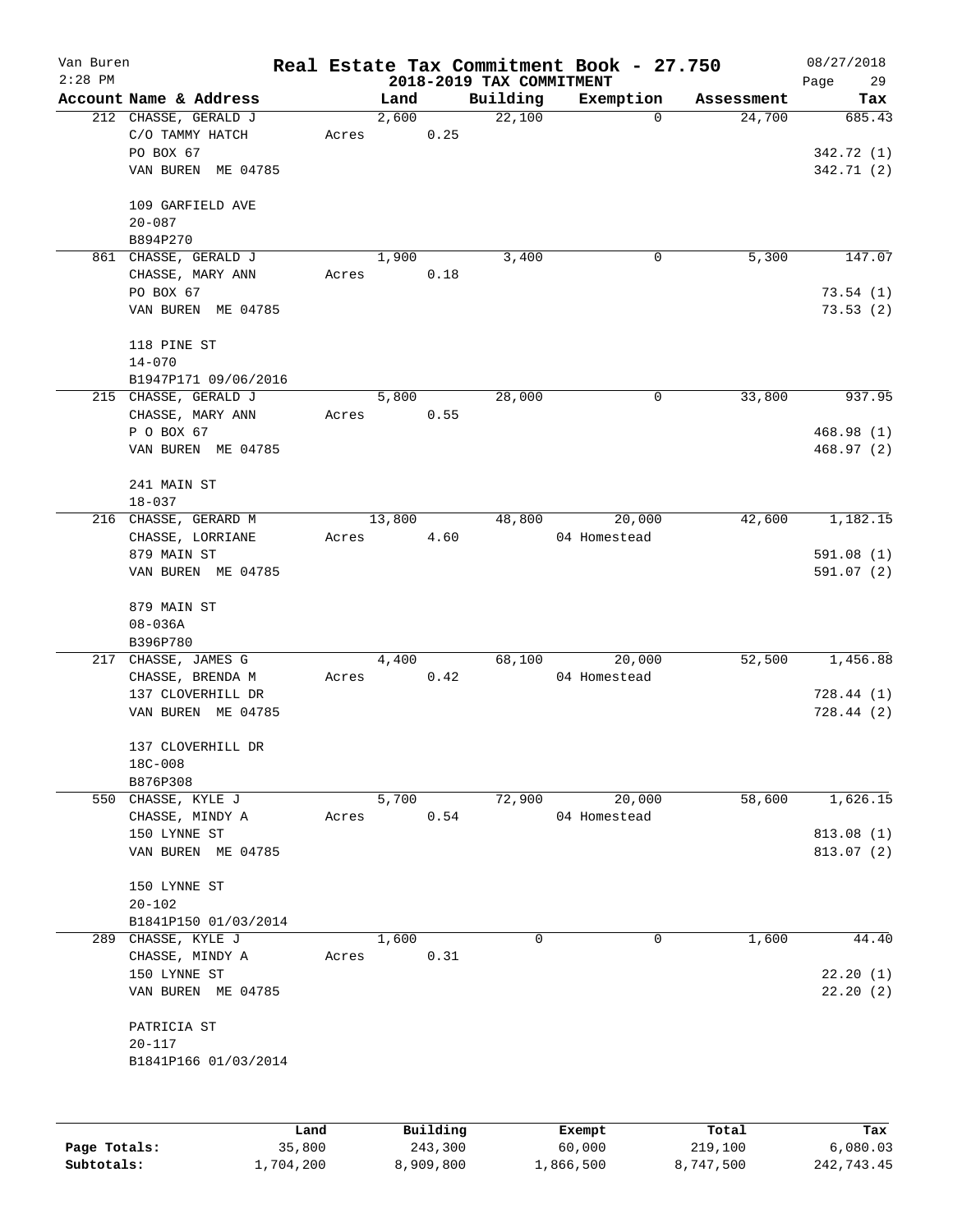# Real Estate Tax Commitment Book - 27.750

Van Buren
2:28 PM

## 2018-2019 TAX COMMITMENT

08/27/2018

| Account Name & Address | Land | Building | Exemption | Assessment | Tax |
|---|---|---|---|---|---|
| 212 CHASSE, GERALD J | 2,600 | 22,100 | 0 | 24,700 | 685.43 |
| C/O TAMMY HATCH | Acres 0.25 | | | | |
| PO BOX 67 | | | | | 342.72 (1) |
| VAN BUREN ME 04785 | | | | | 342.71 (2) |
| 109 GARFIELD AVE | | | | | |
| 20-087 | | | | | |
| B894P270 | | | | | |
| 861 CHASSE, GERALD J | 1,900 | 3,400 | 0 | 5,300 | 147.07 |
| CHASSE, MARY ANN | Acres 0.18 | | | | |
| PO BOX 67 | | | | | 73.54 (1) |
| VAN BUREN ME 04785 | | | | | 73.53 (2) |
| 118 PINE ST | | | | | |
| 14-070 | | | | | |
| B1947P171 09/06/2016 | | | | | |
| 215 CHASSE, GERALD J | 5,800 | 28,000 | 0 | 33,800 | 937.95 |
| CHASSE, MARY ANN | Acres 0.55 | | | | |
| P O BOX 67 | | | | | 468.98 (1) |
| VAN BUREN ME 04785 | | | | | 468.97 (2) |
| 241 MAIN ST | | | | | |
| 18-037 | | | | | |
| 216 CHASSE, GERARD M | 13,800 | 48,800 | 20,000 | 42,600 | 1,182.15 |
| CHASSE, LORRIANE | Acres 4.60 | | 04 Homestead | | |
| 879 MAIN ST | | | | | 591.08 (1) |
| VAN BUREN ME 04785 | | | | | 591.07 (2) |
| 879 MAIN ST | | | | | |
| 08-036A | | | | | |
| B396P780 | | | | | |
| 217 CHASSE, JAMES G | 4,400 | 68,100 | 20,000 | 52,500 | 1,456.88 |
| CHASSE, BRENDA M | Acres 0.42 | | 04 Homestead | | |
| 137 CLOVERHILL DR | | | | | 728.44 (1) |
| VAN BUREN ME 04785 | | | | | 728.44 (2) |
| 137 CLOVERHILL DR | | | | | |
| 18C-008 | | | | | |
| B876P308 | | | | | |
| 550 CHASSE, KYLE J | 5,700 | 72,900 | 20,000 | 58,600 | 1,626.15 |
| CHASSE, MINDY A | Acres 0.54 | | 04 Homestead | | |
| 150 LYNNE ST | | | | | 813.08 (1) |
| VAN BUREN ME 04785 | | | | | 813.07 (2) |
| 150 LYNNE ST | | | | | |
| 20-102 | | | | | |
| B1841P150 01/03/2014 | | | | | |
| 289 CHASSE, KYLE J | 1,600 | 0 | 0 | 1,600 | 44.40 |
| CHASSE, MINDY A | Acres 0.31 | | | | |
| 150 LYNNE ST | | | | | 22.20 (1) |
| VAN BUREN ME 04785 | | | | | 22.20 (2) |
| PATRICIA ST | | | | | |
| 20-117 | | | | | |
| B1841P166 01/03/2014 | | | | | |

| | Land | Building | Exempt | Total | Tax |
|---|---|---|---|---|---|
| Page Totals: | 35,800 | 243,300 | 60,000 | 219,100 | 6,080.03 |
| Subtotals: | 1,704,200 | 8,909,800 | 1,866,500 | 8,747,500 | 242,743.45 |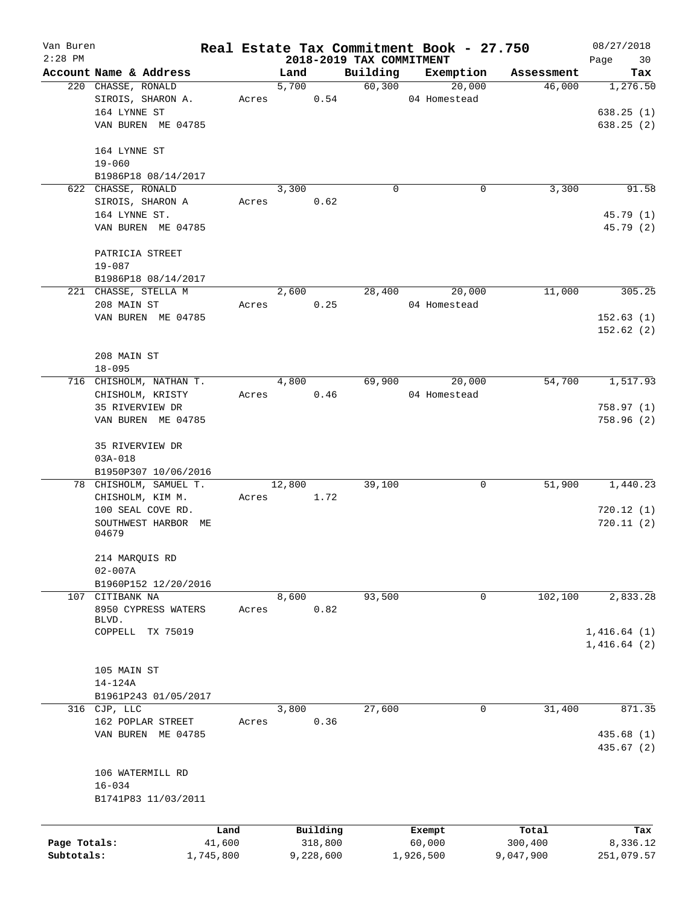# Real Estate Tax Commitment Book - 27.750

Van Buren
2:28 PM

2018-2019 TAX COMMITMENT

08/27/2018

| Account Name & Address | Land | Building | Exemption | Assessment | Tax |
|---|---|---|---|---|---|
| 220 CHASSE, RONALD<br>SIROIS, SHARON A.<br>164 LYNNE ST<br>VAN BUREN ME 04785<br><br>164 LYNNE ST<br>19-060<br>B1986P18 08/14/2017 | 5,700<br>Acres 0.54 | 60,300 | 20,000<br>04 Homestead | 46,000 | 1,276.50<br><br>638.25 (1)<br>638.25 (2) |
| 622 CHASSE, RONALD<br>SIROIS, SHARON A<br>164 LYNNE ST.<br>VAN BUREN ME 04785<br><br>PATRICIA STREET<br>19-087<br>B1986P18 08/14/2017 | 3,300<br>Acres 0.62 | 0 | 0 | 3,300 | 91.58<br><br>45.79 (1)<br>45.79 (2) |
| 221 CHASSE, STELLA M<br>208 MAIN ST<br>VAN BUREN ME 04785<br><br>208 MAIN ST<br>18-095 | 2,600<br>Acres 0.25 | 28,400 | 20,000<br>04 Homestead | 11,000 | 305.25<br><br>152.63 (1)<br>152.62 (2) |
| 716 CHISHOLM, NATHAN T.<br>CHISHOLM, KRISTY<br>35 RIVERVIEW DR<br>VAN BUREN ME 04785<br><br>35 RIVERVIEW DR<br>03A-018<br>B1950P307 10/06/2016 | 4,800<br>Acres 0.46 | 69,900 | 20,000<br>04 Homestead | 54,700 | 1,517.93<br><br>758.97 (1)<br>758.96 (2) |
| 78 CHISHOLM, SAMUEL T.<br>CHISHOLM, KIM M.<br>100 SEAL COVE RD.<br>SOUTHWEST HARBOR ME 04679<br><br>214 MARQUIS RD<br>02-007A<br>B1960P152 12/20/2016 | 12,800<br>Acres 1.72 | 39,100 | 0 | 51,900 | 1,440.23<br><br>720.12 (1)<br>720.11 (2) |
| 107 CITIBANK NA<br>8950 CYPRESS WATERS BLVD.<br>COPPELL TX 75019<br><br>105 MAIN ST<br>14-124A<br>B1961P243 01/05/2017 | 8,600<br>Acres 0.82 | 93,500 | 0 | 102,100 | 2,833.28<br><br>1,416.64 (1)<br>1,416.64 (2) |
| 316 CJP, LLC<br>162 POPLAR STREET<br>VAN BUREN ME 04785<br><br>106 WATERMILL RD<br>16-034<br>B1741P83 11/03/2011 | 3,800<br>Acres 0.36 | 27,600 | 0 | 31,400 | 871.35<br><br>435.68 (1)<br>435.67 (2) |

| | Land | Building | Exempt | Total | Tax |
|---|---|---|---|---|---|
| Page Totals: | 41,600 | 318,800 | 60,000 | 300,400 | 8,336.12 |
| Subtotals: | 1,745,800 | 9,228,600 | 1,926,500 | 9,047,900 | 251,079.57 |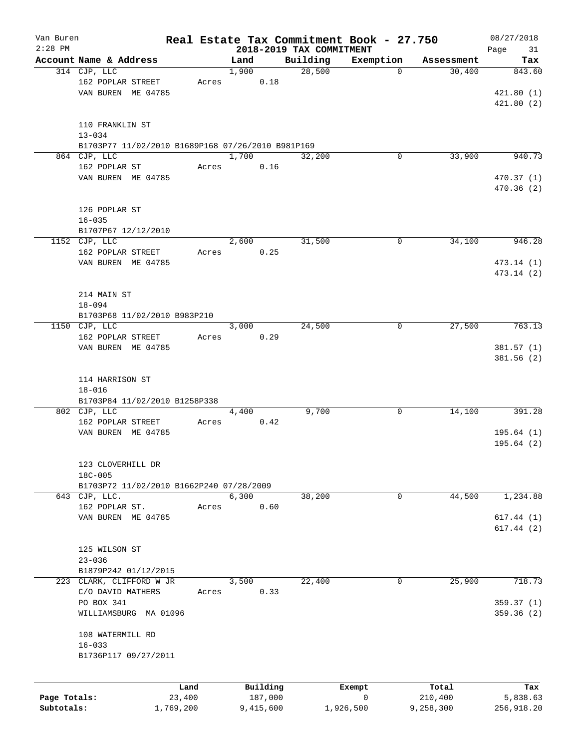Van Buren
2:28 PM

# Real Estate Tax Commitment Book - 27.750

## 2018-2019 TAX COMMITMENT

08/27/2018

| Account Name & Address | Land | Building | Exemption | Assessment | Tax |
|---|---|---|---|---|---|
| 314 CJP, LLC | 1,900 | 28,500 | 0 | 30,400 | 843.60 |
| 162 POPLAR STREET | Acres 0.18 | | | | |
| VAN BUREN ME 04785 | | | | | 421.80 (1) |
| | | | | | 421.80 (2) |
| 110 FRANKLIN ST | | | | | |
| 13-034 | | | | | |
| B1703P77 11/02/2010 B1689P168 07/26/2010 B981P169 | | | | | |
| 864 CJP, LLC | 1,700 | 32,200 | 0 | 33,900 | 940.73 |
| 162 POPLAR ST | Acres 0.16 | | | | |
| VAN BUREN ME 04785 | | | | | 470.37 (1) |
| | | | | | 470.36 (2) |
| 126 POPLAR ST | | | | | |
| 16-035 | | | | | |
| B1707P67 12/12/2010 | | | | | |
| 1152 CJP, LLC | 2,600 | 31,500 | 0 | 34,100 | 946.28 |
| 162 POPLAR STREET | Acres 0.25 | | | | |
| VAN BUREN ME 04785 | | | | | 473.14 (1) |
| | | | | | 473.14 (2) |
| 214 MAIN ST | | | | | |
| 18-094 | | | | | |
| B1703P68 11/02/2010 B983P210 | | | | | |
| 1150 CJP, LLC | 3,000 | 24,500 | 0 | 27,500 | 763.13 |
| 162 POPLAR STREET | Acres 0.29 | | | | |
| VAN BUREN ME 04785 | | | | | 381.57 (1) |
| | | | | | 381.56 (2) |
| 114 HARRISON ST | | | | | |
| 18-016 | | | | | |
| B1703P84 11/02/2010 B1258P338 | | | | | |
| 802 CJP, LLC | 4,400 | 9,700 | 0 | 14,100 | 391.28 |
| 162 POPLAR STREET | Acres 0.42 | | | | |
| VAN BUREN ME 04785 | | | | | 195.64 (1) |
| | | | | | 195.64 (2) |
| 123 CLOVERHILL DR | | | | | |
| 18C-005 | | | | | |
| B1703P72 11/02/2010 B1662P240 07/28/2009 | | | | | |
| 643 CJP, LLC. | 6,300 | 38,200 | 0 | 44,500 | 1,234.88 |
| 162 POPLAR ST. | Acres 0.60 | | | | |
| VAN BUREN ME 04785 | | | | | 617.44 (1) |
| | | | | | 617.44 (2) |
| 125 WILSON ST | | | | | |
| 23-036 | | | | | |
| B1879P242 01/12/2015 | | | | | |
| 223 CLARK, CLIFFORD W JR | 3,500 | 22,400 | 0 | 25,900 | 718.73 |
| C/O DAVID MATHERS | Acres 0.33 | | | | |
| PO BOX 341 | | | | | 359.37 (1) |
| WILLIAMSBURG MA 01096 | | | | | 359.36 (2) |
| 108 WATERMILL RD | | | | | |
| 16-033 | | | | | |
| B1736P117 09/27/2011 | | | | | |

| | Land | Building | Exempt | Total | Tax |
|---|---|---|---|---|---|
| Page Totals: | 23,400 | 187,000 | 0 | 210,400 | 5,838.63 |
| Subtotals: | 1,769,200 | 9,415,600 | 1,926,500 | 9,258,300 | 256,918.20 |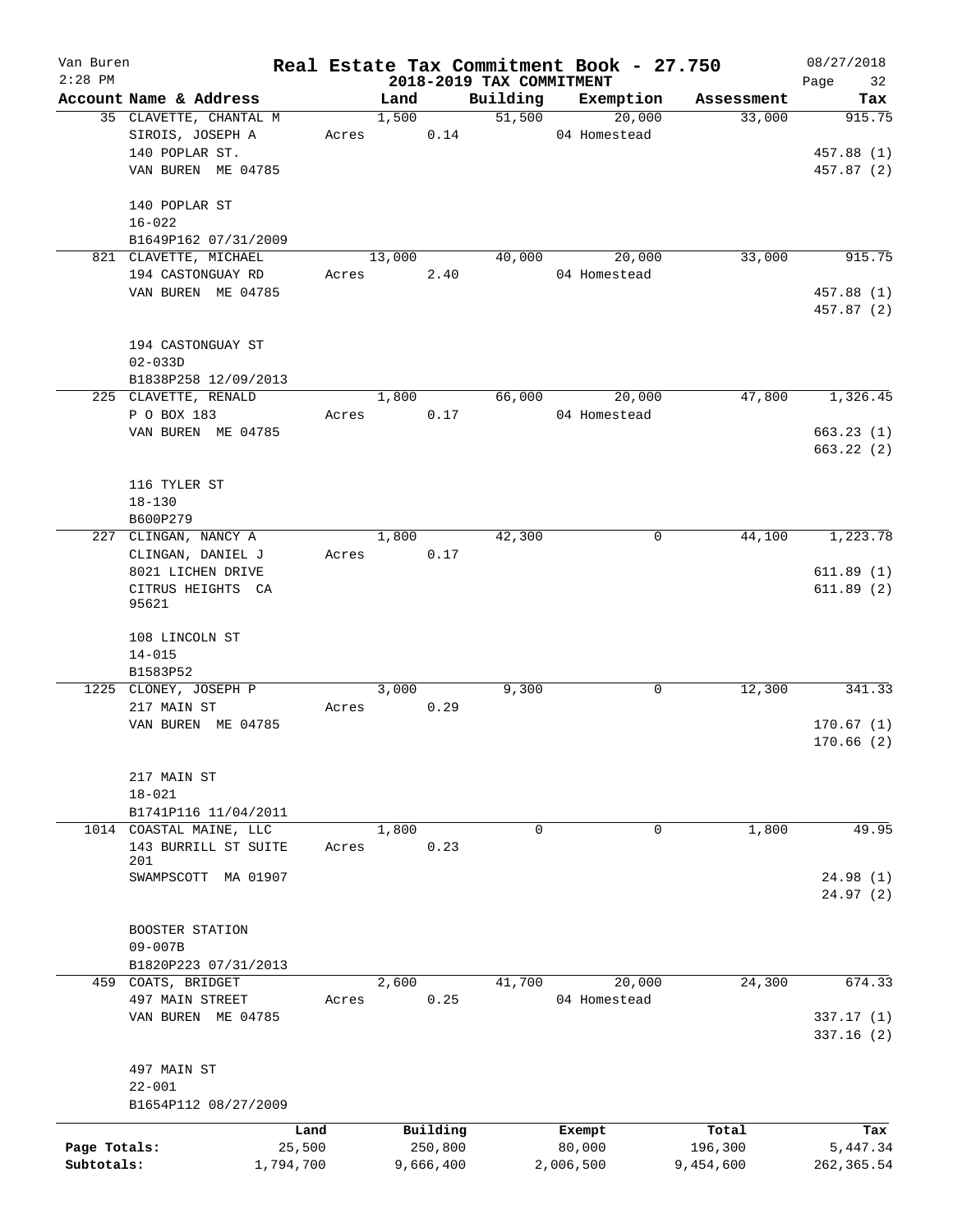Van Buren
2:28 PM

# Real Estate Tax Commitment Book - 27.750

## 2018-2019 TAX COMMITMENT

08/27/2018

| Account Name & Address | Land | Building | Exemption | Assessment | Tax |
|---|---|---|---|---|---|
| 35 CLAVETTE, CHANTAL M | 1,500 | 51,500 | 20,000 | 33,000 | 915.75 |
| SIROIS, JOSEPH A | Acres 0.14 | | 04 Homestead | | |
| 140 POPLAR ST. | | | | | 457.88 (1) |
| VAN BUREN ME 04785 | | | | | 457.87 (2) |
| 140 POPLAR ST | | | | | |
| 16-022 | | | | | |
| B1649P162 07/31/2009 | | | | | |
| 821 CLAVETTE, MICHAEL | 13,000 | 40,000 | 20,000 | 33,000 | 915.75 |
| 194 CASTONGUAY RD | Acres 2.40 | | 04 Homestead | | |
| VAN BUREN ME 04785 | | | | | 457.88 (1) |
| | | | | | 457.87 (2) |
| 194 CASTONGUAY ST | | | | | |
| 02-033D | | | | | |
| B1838P258 12/09/2013 | | | | | |
| 225 CLAVETTE, RENALD | 1,800 | 66,000 | 20,000 | 47,800 | 1,326.45 |
| P O BOX 183 | Acres 0.17 | | 04 Homestead | | |
| VAN BUREN ME 04785 | | | | | 663.23 (1) |
| | | | | | 663.22 (2) |
| 116 TYLER ST | | | | | |
| 18-130 | | | | | |
| B600P279 | | | | | |
| 227 CLINGAN, NANCY A | 1,800 | 42,300 | 0 | 44,100 | 1,223.78 |
| CLINGAN, DANIEL J | Acres 0.17 | | | | |
| 8021 LICHEN DRIVE | | | | | 611.89 (1) |
| CITRUS HEIGHTS CA 95621 | | | | | 611.89 (2) |
| 108 LINCOLN ST | | | | | |
| 14-015 | | | | | |
| B1583P52 | | | | | |
| 1225 CLONEY, JOSEPH P | 3,000 | 9,300 | 0 | 12,300 | 341.33 |
| 217 MAIN ST | Acres 0.29 | | | | |
| VAN BUREN ME 04785 | | | | | 170.67 (1) |
| | | | | | 170.66 (2) |
| 217 MAIN ST | | | | | |
| 18-021 | | | | | |
| B1741P116 11/04/2011 | | | | | |
| 1014 COASTAL MAINE, LLC | 1,800 | 0 | 0 | 1,800 | 49.95 |
| 143 BURRILL ST SUITE 201 | Acres 0.23 | | | | |
| SWAMPSCOTT MA 01907 | | | | | 24.98 (1) |
| | | | | | 24.97 (2) |
| BOOSTER STATION | | | | | |
| 09-007B | | | | | |
| B1820P223 07/31/2013 | | | | | |
| 459 COATS, BRIDGET | 2,600 | 41,700 | 20,000 | 24,300 | 674.33 |
| 497 MAIN STREET | Acres 0.25 | | 04 Homestead | | |
| VAN BUREN ME 04785 | | | | | 337.17 (1) |
| | | | | | 337.16 (2) |
| 497 MAIN ST | | | | | |
| 22-001 | | | | | |
| B1654P112 08/27/2009 | | | | | |

| | Land | Building | Exempt | Total | Tax |
|---|---|---|---|---|---|
| Page Totals: | 25,500 | 250,800 | 80,000 | 196,300 | 5,447.34 |
| Subtotals: | 1,794,700 | 9,666,400 | 2,006,500 | 9,454,600 | 262,365.54 |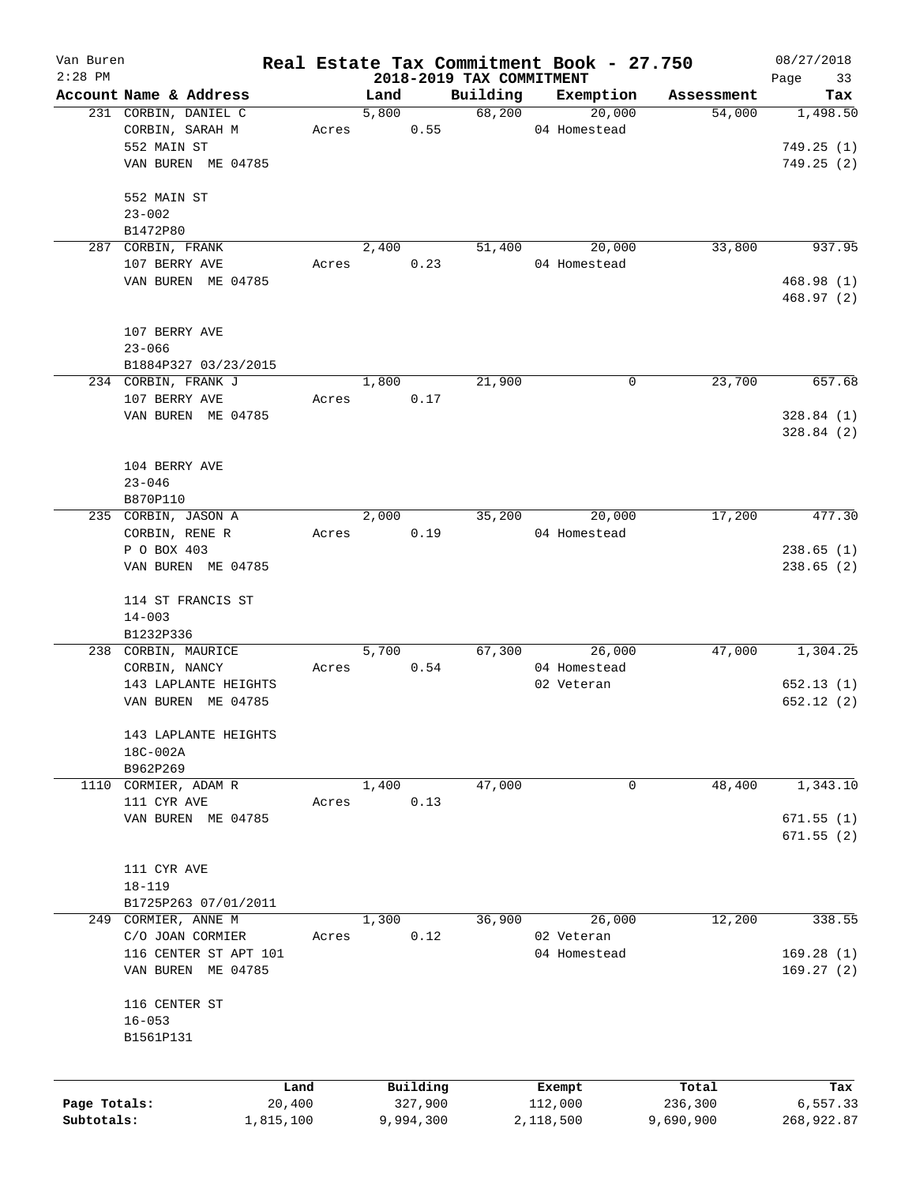# Real Estate Tax Commitment Book - 27.750

Van Buren
2:28 PM

## 2018-2019 TAX COMMITMENT

08/27/2018

| Account Name & Address | Land | Building | Exemption | Assessment | Tax |
|---|---|---|---|---|---|
| 231 CORBIN, DANIEL C | 5,800 | 68,200 | 20,000 | 54,000 | 1,498.50 |
| CORBIN, SARAH M | Acres 0.55 | | 04 Homestead | | |
| 552 MAIN ST | | | | | 749.25 (1) |
| VAN BUREN ME 04785 | | | | | 749.25 (2) |
| 552 MAIN ST | | | | | |
| 23-002 | | | | | |
| B1472P80 | | | | | |
| 287 CORBIN, FRANK | 2,400 | 51,400 | 20,000 | 33,800 | 937.95 |
| 107 BERRY AVE | Acres 0.23 | | 04 Homestead | | |
| VAN BUREN ME 04785 | | | | | 468.98 (1) |
| | | | | | 468.97 (2) |
| 107 BERRY AVE | | | | | |
| 23-066 | | | | | |
| B1884P327 03/23/2015 | | | | | |
| 234 CORBIN, FRANK J | 1,800 | 21,900 | 0 | 23,700 | 657.68 |
| 107 BERRY AVE | Acres 0.17 | | | | |
| VAN BUREN ME 04785 | | | | | 328.84 (1) |
| | | | | | 328.84 (2) |
| 104 BERRY AVE | | | | | |
| 23-046 | | | | | |
| B870P110 | | | | | |
| 235 CORBIN, JASON A | 2,000 | 35,200 | 20,000 | 17,200 | 477.30 |
| CORBIN, RENE R | Acres 0.19 | | 04 Homestead | | |
| P O BOX 403 | | | | | 238.65 (1) |
| VAN BUREN ME 04785 | | | | | 238.65 (2) |
| 114 ST FRANCIS ST | | | | | |
| 14-003 | | | | | |
| B1232P336 | | | | | |
| 238 CORBIN, MAURICE | 5,700 | 67,300 | 26,000 | 47,000 | 1,304.25 |
| CORBIN, NANCY | Acres 0.54 | | 04 Homestead | | |
| 143 LAPLANTE HEIGHTS | | | 02 Veteran | | 652.13 (1) |
| VAN BUREN ME 04785 | | | | | 652.12 (2) |
| 143 LAPLANTE HEIGHTS | | | | | |
| 18C-002A | | | | | |
| B962P269 | | | | | |
| 1110 CORMIER, ADAM R | 1,400 | 47,000 | 0 | 48,400 | 1,343.10 |
| 111 CYR AVE | Acres 0.13 | | | | |
| VAN BUREN ME 04785 | | | | | 671.55 (1) |
| | | | | | 671.55 (2) |
| 111 CYR AVE | | | | | |
| 18-119 | | | | | |
| B1725P263 07/01/2011 | | | | | |
| 249 CORMIER, ANNE M | 1,300 | 36,900 | 26,000 | 12,200 | 338.55 |
| C/O JOAN CORMIER | Acres 0.12 | | 02 Veteran | | |
| 116 CENTER ST APT 101 | | | 04 Homestead | | 169.28 (1) |
| VAN BUREN ME 04785 | | | | | 169.27 (2) |
| 116 CENTER ST | | | | | |
| 16-053 | | | | | |
| B1561P131 | | | | | |

| | Land | Building | Exempt | Total | Tax |
|---|---|---|---|---|---|
| Page Totals: | 20,400 | 327,900 | 112,000 | 236,300 | 6,557.33 |
| Subtotals: | 1,815,100 | 9,994,300 | 2,118,500 | 9,690,900 | 268,922.87 |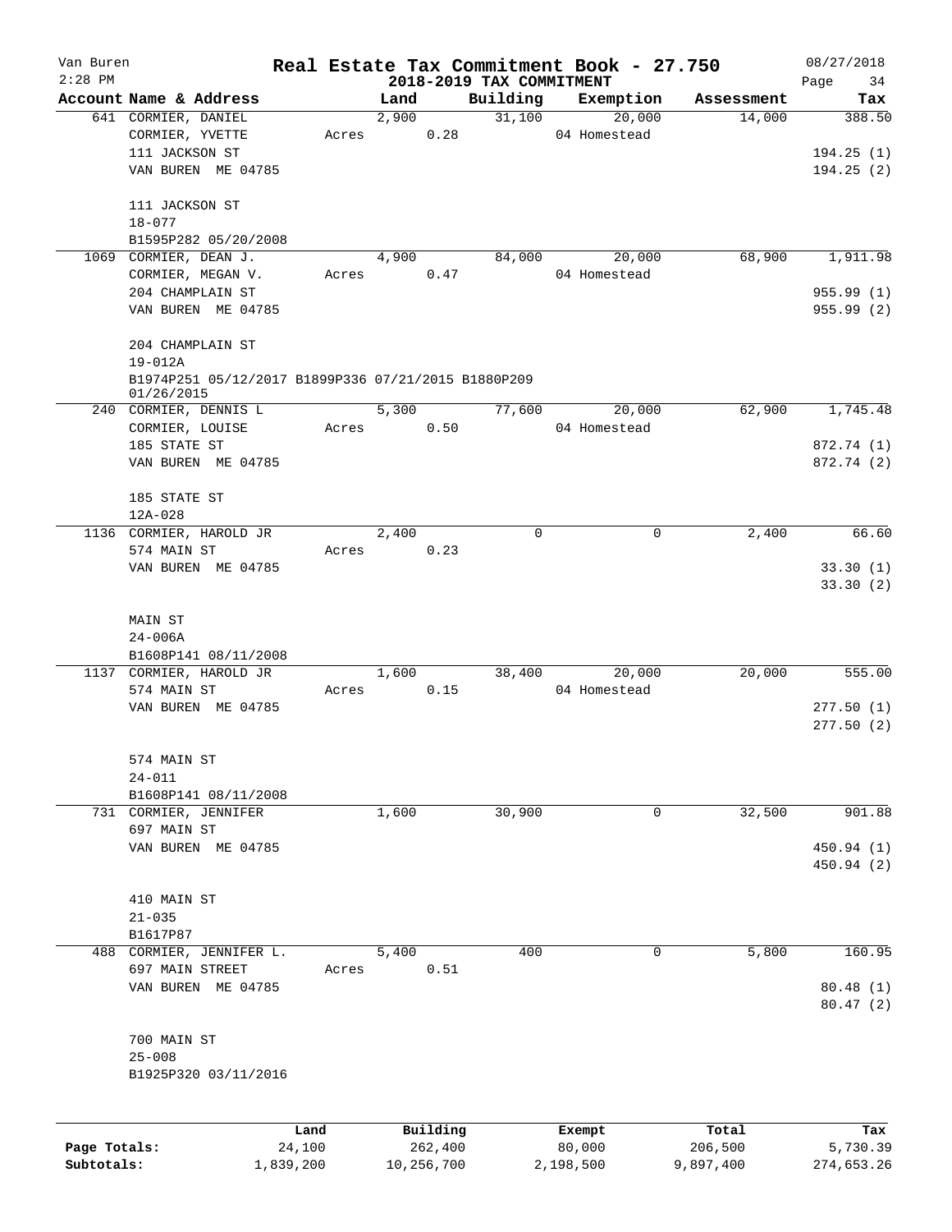# Real Estate Tax Commitment Book - 27.750

Van Buren — 2:28 PM — 2018-2019 TAX COMMITMENT — 08/27/2018

| Account Name & Address | Land | Building | Exemption | Assessment | Tax |
|---|---|---|---|---|---|
| 641 CORMIER, DANIEL | 2,900 | 31,100 | 20,000 | 14,000 | 388.50 |
| CORMIER, YVETTE | Acres 0.28 | | 04 Homestead | | |
| 111 JACKSON ST | | | | | 194.25 (1) |
| VAN BUREN ME 04785 | | | | | 194.25 (2) |
| 111 JACKSON ST | | | | | |
| 18-077 | | | | | |
| B1595P282 05/20/2008 | | | | | |
| 1069 CORMIER, DEAN J. | 4,900 | 84,000 | 20,000 | 68,900 | 1,911.98 |
| CORMIER, MEGAN V. | Acres 0.47 | | 04 Homestead | | |
| 204 CHAMPLAIN ST | | | | | 955.99 (1) |
| VAN BUREN ME 04785 | | | | | 955.99 (2) |
| 204 CHAMPLAIN ST | | | | | |
| 19-012A | | | | | |
| B1974P251 05/12/2017 B1899P336 07/21/2015 B1880P209 01/26/2015 | | | | | |
| 240 CORMIER, DENNIS L | 5,300 | 77,600 | 20,000 | 62,900 | 1,745.48 |
| CORMIER, LOUISE | Acres 0.50 | | 04 Homestead | | |
| 185 STATE ST | | | | | 872.74 (1) |
| VAN BUREN ME 04785 | | | | | 872.74 (2) |
| 185 STATE ST | | | | | |
| 12A-028 | | | | | |
| 1136 CORMIER, HAROLD JR | 2,400 | 0 | 0 | 2,400 | 66.60 |
| 574 MAIN ST | Acres 0.23 | | | | |
| VAN BUREN ME 04785 | | | | | 33.30 (1) |
| | | | | | 33.30 (2) |
| MAIN ST | | | | | |
| 24-006A | | | | | |
| B1608P141 08/11/2008 | | | | | |
| 1137 CORMIER, HAROLD JR | 1,600 | 38,400 | 20,000 | 20,000 | 555.00 |
| 574 MAIN ST | Acres 0.15 | | 04 Homestead | | |
| VAN BUREN ME 04785 | | | | | 277.50 (1) |
| | | | | | 277.50 (2) |
| 574 MAIN ST | | | | | |
| 24-011 | | | | | |
| B1608P141 08/11/2008 | | | | | |
| 731 CORMIER, JENNIFER | 1,600 | 30,900 | 0 | 32,500 | 901.88 |
| 697 MAIN ST | | | | | |
| VAN BUREN ME 04785 | | | | | 450.94 (1) |
| | | | | | 450.94 (2) |
| 410 MAIN ST | | | | | |
| 21-035 | | | | | |
| B1617P87 | | | | | |
| 488 CORMIER, JENNIFER L. | 5,400 | 400 | 0 | 5,800 | 160.95 |
| 697 MAIN STREET | Acres 0.51 | | | | |
| VAN BUREN ME 04785 | | | | | 80.48 (1) |
| | | | | | 80.47 (2) |
| 700 MAIN ST | | | | | |
| 25-008 | | | | | |
| B1925P320 03/11/2016 | | | | | |

| | Land | Building | Exempt | Total | Tax |
|---|---|---|---|---|---|
| Page Totals: | 24,100 | 262,400 | 80,000 | 206,500 | 5,730.39 |
| Subtotals: | 1,839,200 | 10,256,700 | 2,198,500 | 9,897,400 | 274,653.26 |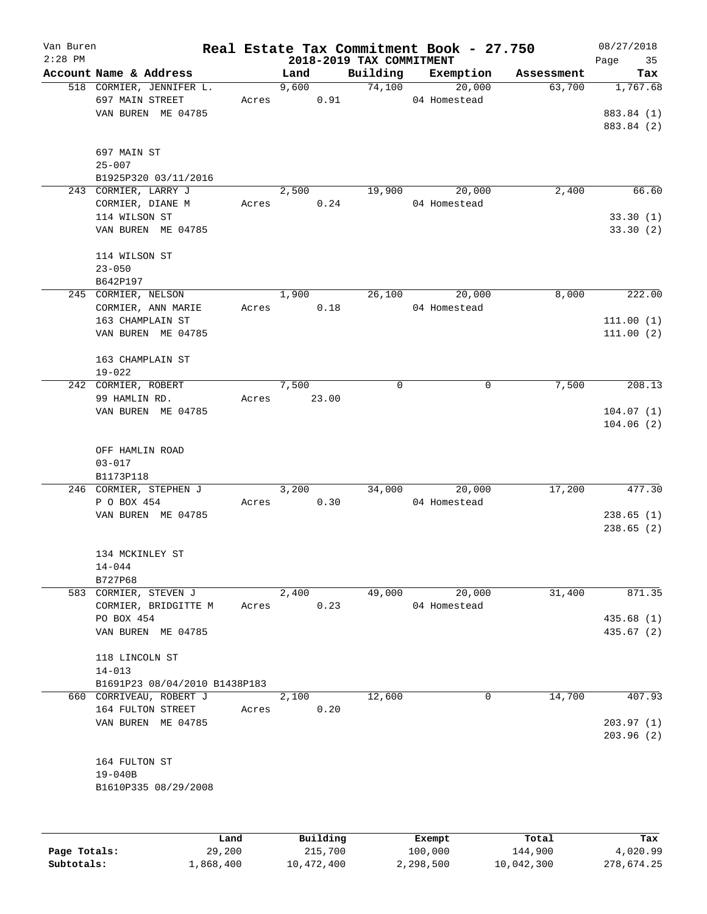# Van Buren — Real Estate Tax Commitment Book - 27.750

2018-2019 TAX COMMITMENT

08/27/2018 2:28 PM

| Account | Name & Address | Land | Building | Exemption | Assessment | Tax |
|---|---|---|---|---|---|---|
| 518 | CORMIER, JENNIFER L.<br>697 MAIN STREET<br>VAN BUREN ME 04785<br><br>697 MAIN ST<br>25-007<br>B1925P320 03/11/2016 | 9,600<br>Acres 0.91 | 74,100 | 20,000<br>04 Homestead | 63,700 | 1,767.68<br><br>883.84 (1)<br>883.84 (2) |
| 243 | CORMIER, LARRY J<br>CORMIER, DIANE M<br>114 WILSON ST<br>VAN BUREN ME 04785<br><br>114 WILSON ST<br>23-050<br>B642P197 | 2,500<br>Acres 0.24 | 19,900 | 20,000<br>04 Homestead | 2,400 | 66.60<br><br>33.30 (1)<br>33.30 (2) |
| 245 | CORMIER, NELSON<br>CORMIER, ANN MARIE<br>163 CHAMPLAIN ST<br>VAN BUREN ME 04785<br><br>163 CHAMPLAIN ST<br>19-022 | 1,900<br>Acres 0.18 | 26,100 | 20,000<br>04 Homestead | 8,000 | 222.00<br><br>111.00 (1)<br>111.00 (2) |
| 242 | CORMIER, ROBERT<br>99 HAMLIN RD.<br>VAN BUREN ME 04785<br><br>OFF HAMLIN ROAD<br>03-017<br>B1173P118 | 7,500<br>Acres 23.00 | 0 | 0 | 7,500 | 208.13<br><br>104.07 (1)<br>104.06 (2) |
| 246 | CORMIER, STEPHEN J<br>P O BOX 454<br>VAN BUREN ME 04785<br><br>134 MCKINLEY ST<br>14-044<br>B727P68 | 3,200<br>Acres 0.30 | 34,000 | 20,000<br>04 Homestead | 17,200 | 477.30<br><br>238.65 (1)<br>238.65 (2) |
| 583 | CORMIER, STEVEN J<br>CORMIER, BRIDGITTE M<br>PO BOX 454<br>VAN BUREN ME 04785<br><br>118 LINCOLN ST<br>14-013<br>B1691P23 08/04/2010 B1438P183 | 2,400<br>Acres 0.23 | 49,000 | 20,000<br>04 Homestead | 31,400 | 871.35<br><br>435.68 (1)<br>435.67 (2) |
| 660 | CORRIVEAU, ROBERT J<br>164 FULTON STREET<br>VAN BUREN ME 04785<br><br>164 FULTON ST<br>19-040B<br>B1610P335 08/29/2008 | 2,100<br>Acres 0.20 | 12,600 | 0 | 14,700 | 407.93<br><br>203.97 (1)<br>203.96 (2) |

| | Land | Building | Exempt | Total | Tax |
|---|---|---|---|---|---|
| Page Totals: | 29,200 | 215,700 | 100,000 | 144,900 | 4,020.99 |
| Subtotals: | 1,868,400 | 10,472,400 | 2,298,500 | 10,042,300 | 278,674.25 |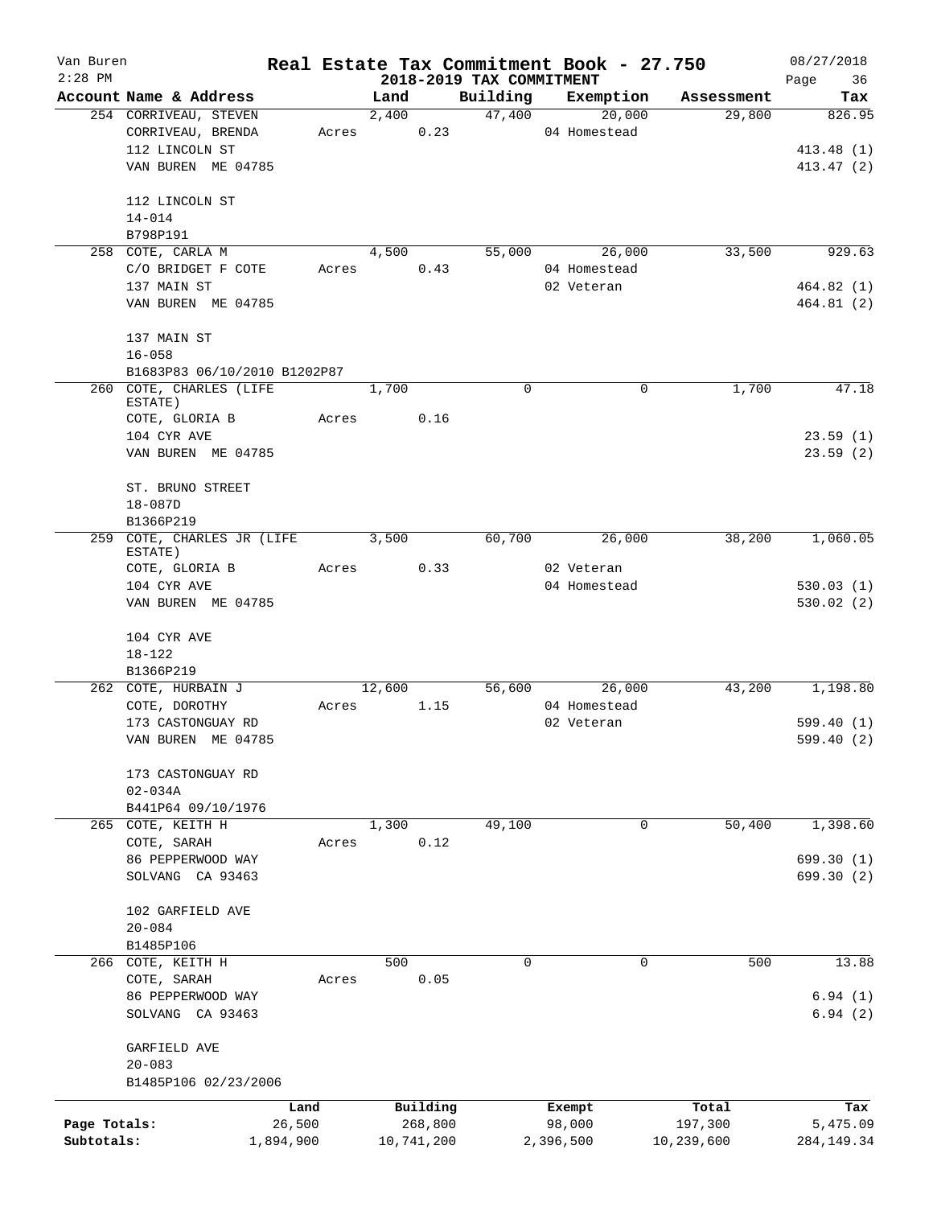Van Buren
2:28 PM

# Real Estate Tax Commitment Book - 27.750

## 2018-2019 TAX COMMITMENT

08/27/2018

| Account Name & Address | Land | Building | Exemption | Assessment | Tax |
|---|---|---|---|---|---|
| 254 CORRIVEAU, STEVEN | 2,400 | 47,400 | 20,000 | 29,800 | 826.95 |
| CORRIVEAU, BRENDA | Acres 0.23 | | 04 Homestead | | |
| 112 LINCOLN ST | | | | | 413.48 (1) |
| VAN BUREN ME 04785 | | | | | 413.47 (2) |
| 112 LINCOLN ST | | | | | |
| 14-014 | | | | | |
| B798P191 | | | | | |
| 258 COTE, CARLA M | 4,500 | 55,000 | 26,000 | 33,500 | 929.63 |
| C/O BRIDGET F COTE | Acres 0.43 | | 04 Homestead | | |
| 137 MAIN ST | | | 02 Veteran | | 464.82 (1) |
| VAN BUREN ME 04785 | | | | | 464.81 (2) |
| 137 MAIN ST | | | | | |
| 16-058 | | | | | |
| B1683P83 06/10/2010 B1202P87 | | | | | |
| 260 COTE, CHARLES (LIFE ESTATE) | 1,700 | 0 | 0 | 1,700 | 47.18 |
| COTE, GLORIA B | Acres 0.16 | | | | |
| 104 CYR AVE | | | | | 23.59 (1) |
| VAN BUREN ME 04785 | | | | | 23.59 (2) |
| ST. BRUNO STREET | | | | | |
| 18-087D | | | | | |
| B1366P219 | | | | | |
| 259 COTE, CHARLES JR (LIFE ESTATE) | 3,500 | 60,700 | 26,000 | 38,200 | 1,060.05 |
| COTE, GLORIA B | Acres 0.33 | | 02 Veteran | | |
| 104 CYR AVE | | | 04 Homestead | | 530.03 (1) |
| VAN BUREN ME 04785 | | | | | 530.02 (2) |
| 104 CYR AVE | | | | | |
| 18-122 | | | | | |
| B1366P219 | | | | | |
| 262 COTE, HURBAIN J | 12,600 | 56,600 | 26,000 | 43,200 | 1,198.80 |
| COTE, DOROTHY | Acres 1.15 | | 04 Homestead | | |
| 173 CASTONGUAY RD | | | 02 Veteran | | 599.40 (1) |
| VAN BUREN ME 04785 | | | | | 599.40 (2) |
| 173 CASTONGUAY RD | | | | | |
| 02-034A | | | | | |
| B441P64 09/10/1976 | | | | | |
| 265 COTE, KEITH H | 1,300 | 49,100 | 0 | 50,400 | 1,398.60 |
| COTE, SARAH | Acres 0.12 | | | | |
| 86 PEPPERWOOD WAY | | | | | 699.30 (1) |
| SOLVANG CA 93463 | | | | | 699.30 (2) |
| 102 GARFIELD AVE | | | | | |
| 20-084 | | | | | |
| B1485P106 | | | | | |
| 266 COTE, KEITH H | 500 | 0 | 0 | 500 | 13.88 |
| COTE, SARAH | Acres 0.05 | | | | |
| 86 PEPPERWOOD WAY | | | | | 6.94 (1) |
| SOLVANG CA 93463 | | | | | 6.94 (2) |
| GARFIELD AVE | | | | | |
| 20-083 | | | | | |
| B1485P106 02/23/2006 | | | | | |

| | Land | Building | Exempt | Total | Tax |
|---|---|---|---|---|---|
| Page Totals: | 26,500 | 268,800 | 98,000 | 197,300 | 5,475.09 |
| Subtotals: | 1,894,900 | 10,741,200 | 2,396,500 | 10,239,600 | 284,149.34 |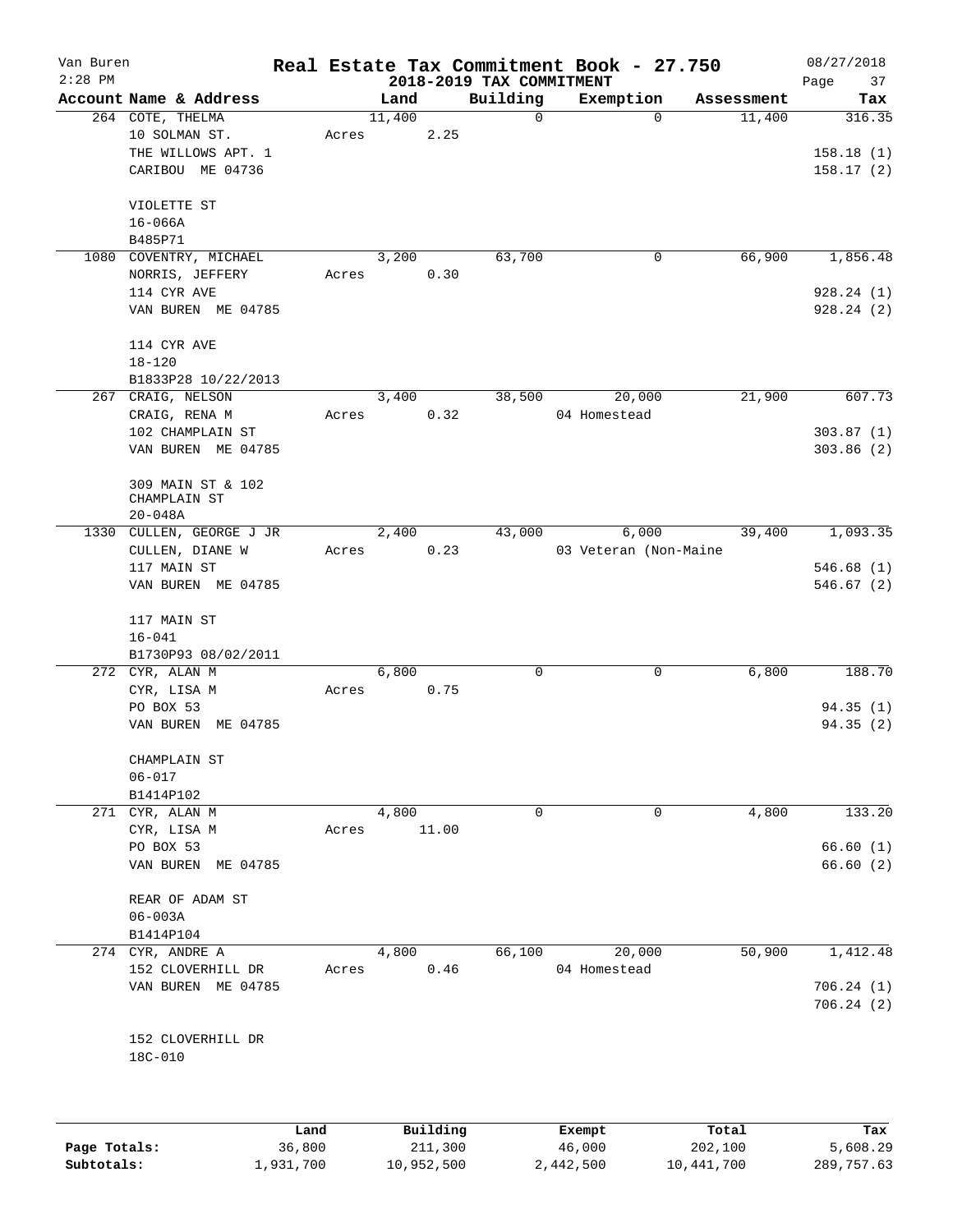Van Buren 2:28 PM

# Real Estate Tax Commitment Book - 27.750

## 2018-2019 TAX COMMITMENT

08/27/2018

| Account Name & Address | Land | Building | Exemption | Assessment | Tax |
|---|---|---|---|---|---|
| 264 COTE, THELMA | 11,400 | 0 | 0 | 11,400 | 316.35 |
| 10 SOLMAN ST. | Acres 2.25 | | | | |
| THE WILLOWS APT. 1 | | | | | 158.18 (1) |
| CARIBOU ME 04736 | | | | | 158.17 (2) |
| VIOLETTE ST | | | | | |
| 16-066A | | | | | |
| B485P71 | | | | | |
| 1080 COVENTRY, MICHAEL | 3,200 | 63,700 | 0 | 66,900 | 1,856.48 |
| NORRIS, JEFFERY | Acres 0.30 | | | | |
| 114 CYR AVE | | | | | 928.24 (1) |
| VAN BUREN ME 04785 | | | | | 928.24 (2) |
| 114 CYR AVE | | | | | |
| 18-120 | | | | | |
| B1833P28 10/22/2013 | | | | | |
| 267 CRAIG, NELSON | 3,400 | 38,500 | 20,000 | 21,900 | 607.73 |
| CRAIG, RENA M | Acres 0.32 | | 04 Homestead | | |
| 102 CHAMPLAIN ST | | | | | 303.87 (1) |
| VAN BUREN ME 04785 | | | | | 303.86 (2) |
| 309 MAIN ST & 102 CHAMPLAIN ST | | | | | |
| 20-048A | | | | | |
| 1330 CULLEN, GEORGE J JR | 2,400 | 43,000 | 6,000 | 39,400 | 1,093.35 |
| CULLEN, DIANE W | Acres 0.23 | | 03 Veteran (Non-Maine | | |
| 117 MAIN ST | | | | | 546.68 (1) |
| VAN BUREN ME 04785 | | | | | 546.67 (2) |
| 117 MAIN ST | | | | | |
| 16-041 | | | | | |
| B1730P93 08/02/2011 | | | | | |
| 272 CYR, ALAN M | 6,800 | 0 | 0 | 6,800 | 188.70 |
| CYR, LISA M | Acres 0.75 | | | | |
| PO BOX 53 | | | | | 94.35 (1) |
| VAN BUREN ME 04785 | | | | | 94.35 (2) |
| CHAMPLAIN ST | | | | | |
| 06-017 | | | | | |
| B1414P102 | | | | | |
| 271 CYR, ALAN M | 4,800 | 0 | 0 | 4,800 | 133.20 |
| CYR, LISA M | Acres 11.00 | | | | |
| PO BOX 53 | | | | | 66.60 (1) |
| VAN BUREN ME 04785 | | | | | 66.60 (2) |
| REAR OF ADAM ST | | | | | |
| 06-003A | | | | | |
| B1414P104 | | | | | |
| 274 CYR, ANDRE A | 4,800 | 66,100 | 20,000 | 50,900 | 1,412.48 |
| 152 CLOVERHILL DR | Acres 0.46 | | 04 Homestead | | |
| VAN BUREN ME 04785 | | | | | 706.24 (1) |
| | | | | | 706.24 (2) |
| 152 CLOVERHILL DR | | | | | |
| 18C-010 | | | | | |

| | Land | Building | Exempt | Total | Tax |
|---|---|---|---|---|---|
| Page Totals: | 36,800 | 211,300 | 46,000 | 202,100 | 5,608.29 |
| Subtotals: | 1,931,700 | 10,952,500 | 2,442,500 | 10,441,700 | 289,757.63 |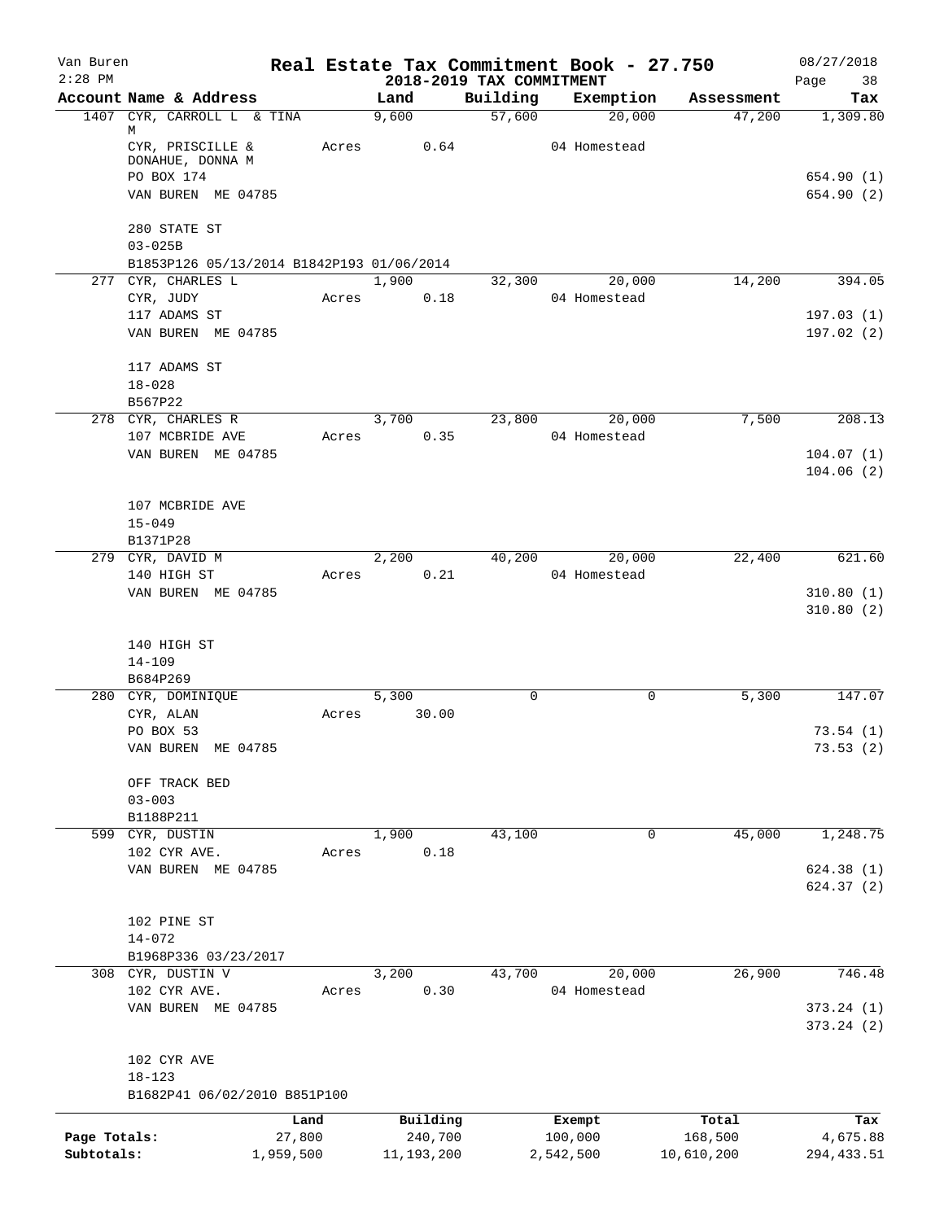Van Buren
2:28 PM

# Real Estate Tax Commitment Book - 27.750

08/27/2018

## 2018-2019 TAX COMMITMENT

| Account | Name & Address | | Land | Building | Exemption | Assessment | Tax |
|---|---|---|---|---|---|---|---|
| 1407 | CYR, CARROLL L & TINA M | | 9,600 | 57,600 | 20,000 | 47,200 | 1,309.80 |
| | CYR, PRISCILLE & DONAHUE, DONNA M | Acres | 0.64 | | 04 Homestead | | |
| | PO BOX 174 | | | | | | 654.90 (1) |
| | VAN BUREN ME 04785 | | | | | | 654.90 (2) |
| | 280 STATE ST | | | | | | |
| | 03-025B | | | | | | |
| | B1853P126 05/13/2014 B1842P193 01/06/2014 | | | | | | |
| 277 | CYR, CHARLES L | | 1,900 | 32,300 | 20,000 | 14,200 | 394.05 |
| | CYR, JUDY | Acres | 0.18 | | 04 Homestead | | |
| | 117 ADAMS ST | | | | | | 197.03 (1) |
| | VAN BUREN ME 04785 | | | | | | 197.02 (2) |
| | 117 ADAMS ST | | | | | | |
| | 18-028 | | | | | | |
| | B567P22 | | | | | | |
| 278 | CYR, CHARLES R | | 3,700 | 23,800 | 20,000 | 7,500 | 208.13 |
| | 107 MCBRIDE AVE | Acres | 0.35 | | 04 Homestead | | |
| | VAN BUREN ME 04785 | | | | | | 104.07 (1) |
| | | | | | | | 104.06 (2) |
| | 107 MCBRIDE AVE | | | | | | |
| | 15-049 | | | | | | |
| | B1371P28 | | | | | | |
| 279 | CYR, DAVID M | | 2,200 | 40,200 | 20,000 | 22,400 | 621.60 |
| | 140 HIGH ST | Acres | 0.21 | | 04 Homestead | | |
| | VAN BUREN ME 04785 | | | | | | 310.80 (1) |
| | | | | | | | 310.80 (2) |
| | 140 HIGH ST | | | | | | |
| | 14-109 | | | | | | |
| | B684P269 | | | | | | |
| 280 | CYR, DOMINIQUE | | 5,300 | 0 | 0 | 5,300 | 147.07 |
| | CYR, ALAN | Acres | 30.00 | | | | |
| | PO BOX 53 | | | | | | 73.54 (1) |
| | VAN BUREN ME 04785 | | | | | | 73.53 (2) |
| | OFF TRACK BED | | | | | | |
| | 03-003 | | | | | | |
| | B1188P211 | | | | | | |
| 599 | CYR, DUSTIN | | 1,900 | 43,100 | 0 | 45,000 | 1,248.75 |
| | 102 CYR AVE. | Acres | 0.18 | | | | |
| | VAN BUREN ME 04785 | | | | | | 624.38 (1) |
| | | | | | | | 624.37 (2) |
| | 102 PINE ST | | | | | | |
| | 14-072 | | | | | | |
| | B1968P336 03/23/2017 | | | | | | |
| 308 | CYR, DUSTIN V | | 3,200 | 43,700 | 20,000 | 26,900 | 746.48 |
| | 102 CYR AVE. | Acres | 0.30 | | 04 Homestead | | |
| | VAN BUREN ME 04785 | | | | | | 373.24 (1) |
| | | | | | | | 373.24 (2) |
| | 102 CYR AVE | | | | | | |
| | 18-123 | | | | | | |
| | B1682P41 06/02/2010 B851P100 | | | | | | |

| | Land | Building | Exempt | Total | Tax |
|---|---|---|---|---|---|
| Page Totals: | 27,800 | 240,700 | 100,000 | 168,500 | 4,675.88 |
| Subtotals: | 1,959,500 | 11,193,200 | 2,542,500 | 10,610,200 | 294,433.51 |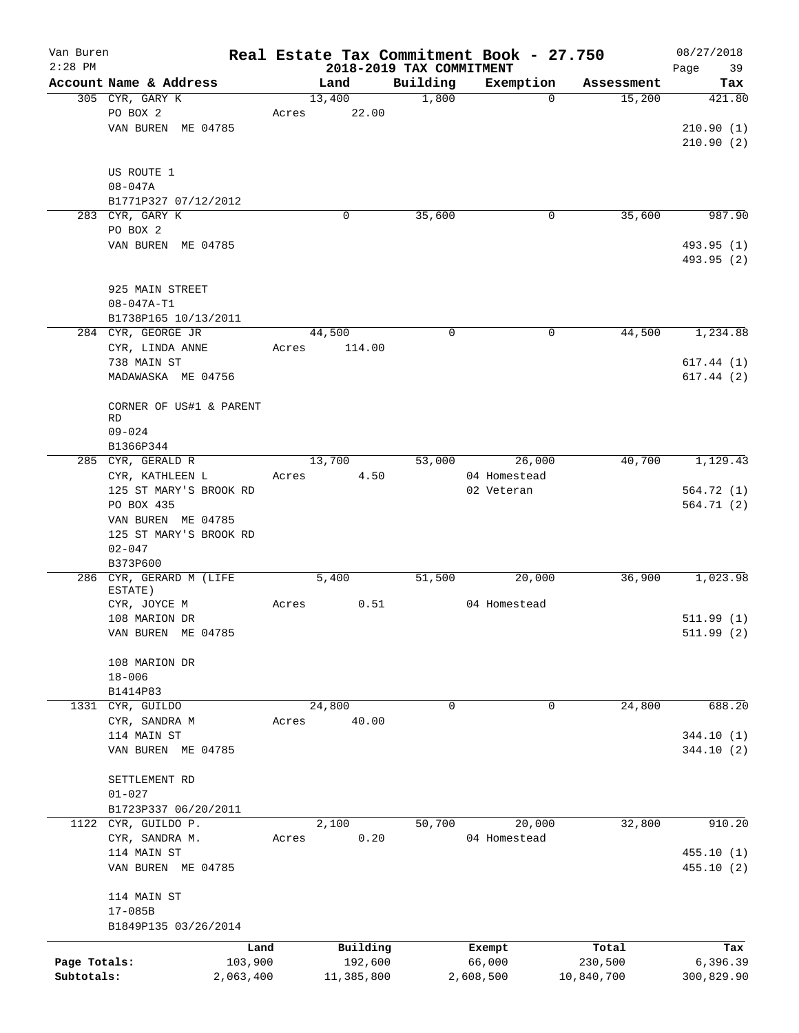# Real Estate Tax Commitment Book - 27.750

Van Buren
2:28 PM

2018-2019 TAX COMMITMENT

08/27/2018

| Account Name & Address | Land | Building | Exemption | Assessment | Tax |
|---|---|---|---|---|---|
| 305 CYR, GARY K | 13,400 | 1,800 | 0 | 15,200 | 421.80 |
| PO BOX 2 | Acres 22.00 | | | | |
| VAN BUREN ME 04785 | | | | | 210.90 (1) |
| | | | | | 210.90 (2) |
| US ROUTE 1 | | | | | |
| 08-047A | | | | | |
| B1771P327 07/12/2012 | | | | | |
| 283 CYR, GARY K | 0 | 35,600 | 0 | 35,600 | 987.90 |
| PO BOX 2 | | | | | |
| VAN BUREN ME 04785 | | | | | 493.95 (1) |
| | | | | | 493.95 (2) |
| 925 MAIN STREET | | | | | |
| 08-047A-T1 | | | | | |
| B1738P165 10/13/2011 | | | | | |
| 284 CYR, GEORGE JR | 44,500 | 0 | 0 | 44,500 | 1,234.88 |
| CYR, LINDA ANNE | Acres 114.00 | | | | |
| 738 MAIN ST | | | | | 617.44 (1) |
| MADAWASKA ME 04756 | | | | | 617.44 (2) |
| CORNER OF US#1 & PARENT RD | | | | | |
| 09-024 | | | | | |
| B1366P344 | | | | | |
| 285 CYR, GERALD R | 13,700 | 53,000 | 26,000 | 40,700 | 1,129.43 |
| CYR, KATHLEEN L | Acres 4.50 | | 04 Homestead | | |
| 125 ST MARY'S BROOK RD | | | 02 Veteran | | 564.72 (1) |
| PO BOX 435 | | | | | 564.71 (2) |
| VAN BUREN ME 04785 | | | | | |
| 125 ST MARY'S BROOK RD | | | | | |
| 02-047 | | | | | |
| B373P600 | | | | | |
| 286 CYR, GERARD M (LIFE ESTATE) | 5,400 | 51,500 | 20,000 | 36,900 | 1,023.98 |
| CYR, JOYCE M | Acres 0.51 | | 04 Homestead | | |
| 108 MARION DR | | | | | 511.99 (1) |
| VAN BUREN ME 04785 | | | | | 511.99 (2) |
| 108 MARION DR | | | | | |
| 18-006 | | | | | |
| B1414P83 | | | | | |
| 1331 CYR, GUILDO | 24,800 | 0 | 0 | 24,800 | 688.20 |
| CYR, SANDRA M | Acres 40.00 | | | | |
| 114 MAIN ST | | | | | 344.10 (1) |
| VAN BUREN ME 04785 | | | | | 344.10 (2) |
| SETTLEMENT RD | | | | | |
| 01-027 | | | | | |
| B1723P337 06/20/2011 | | | | | |
| 1122 CYR, GUILDO P. | 2,100 | 50,700 | 20,000 | 32,800 | 910.20 |
| CYR, SANDRA M. | Acres 0.20 | | 04 Homestead | | |
| 114 MAIN ST | | | | | 455.10 (1) |
| VAN BUREN ME 04785 | | | | | 455.10 (2) |
| 114 MAIN ST | | | | | |
| 17-085B | | | | | |
| B1849P135 03/26/2014 | | | | | |

| | Land | Building | Exempt | Total | Tax |
|---|---|---|---|---|---|
| Page Totals: | 103,900 | 192,600 | 66,000 | 230,500 | 6,396.39 |
| Subtotals: | 2,063,400 | 11,385,800 | 2,608,500 | 10,840,700 | 300,829.90 |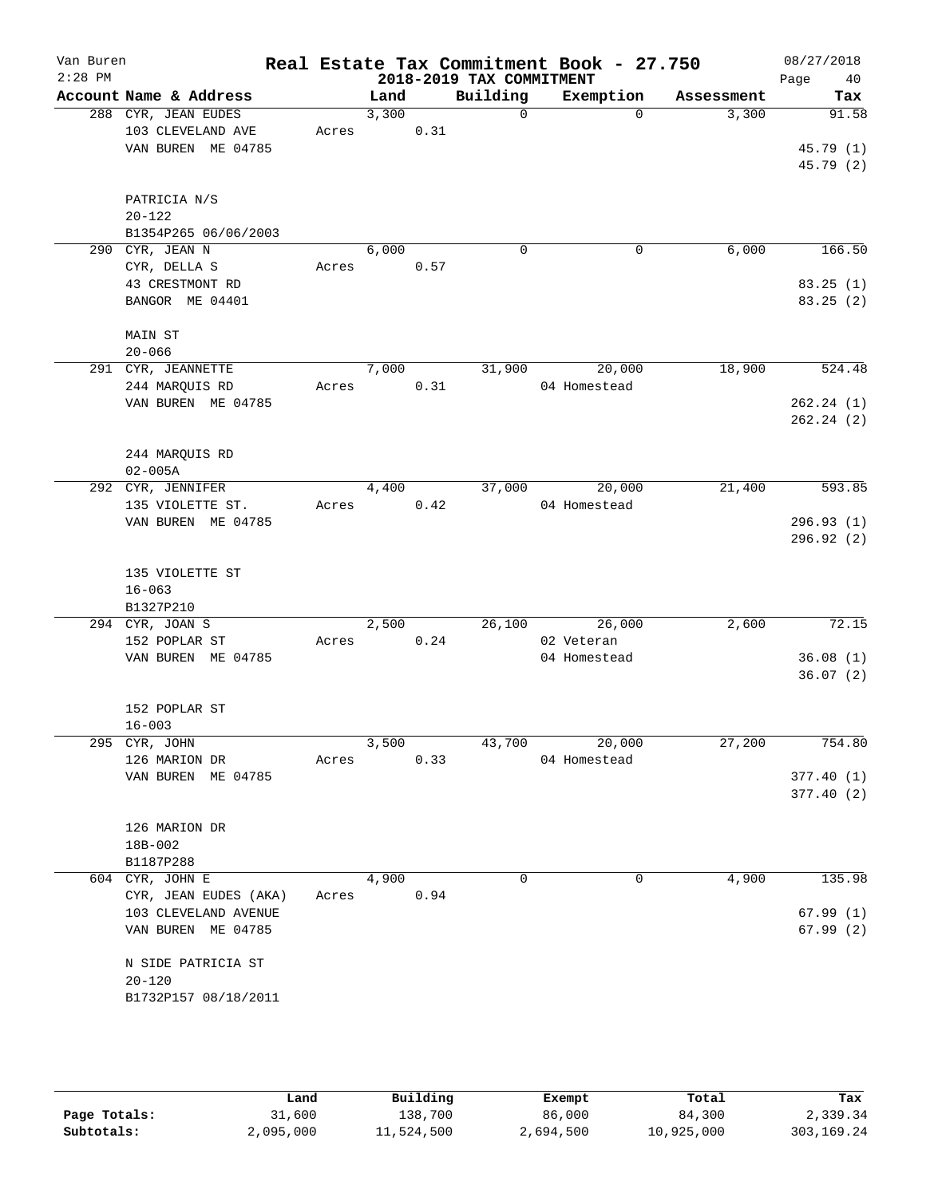# Real Estate Tax Commitment Book - 27.750

Van Buren
2:28 PM

08/27/2018

## 2018-2019 TAX COMMITMENT

| Account Name & Address | Land | Building | Exemption | Assessment | Tax |
|---|---|---|---|---|---|
| 288 CYR, JEAN EUDES<br>103 CLEVELAND AVE<br>VAN BUREN ME 04785<br><br>PATRICIA N/S<br>20-122<br>B1354P265 06/06/2003 | 3,300<br>Acres 0.31 | 0 | 0 | 3,300 | 91.58<br><br>45.79 (1)<br>45.79 (2) |
| 290 CYR, JEAN N<br>CYR, DELLA S<br>43 CRESTMONT RD<br>BANGOR ME 04401<br><br>MAIN ST<br>20-066 | 6,000<br>Acres 0.57 | 0 | 0 | 6,000 | 166.50<br><br>83.25 (1)<br>83.25 (2) |
| 291 CYR, JEANNETTE<br>244 MARQUIS RD<br>VAN BUREN ME 04785<br><br>244 MARQUIS RD<br>02-005A | 7,000<br>Acres 0.31 | 31,900 | 20,000<br>04 Homestead | 18,900 | 524.48<br><br>262.24 (1)<br>262.24 (2) |
| 292 CYR, JENNIFER<br>135 VIOLETTE ST.<br>VAN BUREN ME 04785<br><br>135 VIOLETTE ST<br>16-063<br>B1327P210 | 4,400<br>Acres 0.42 | 37,000 | 20,000<br>04 Homestead | 21,400 | 593.85<br><br>296.93 (1)<br>296.92 (2) |
| 294 CYR, JOAN S<br>152 POPLAR ST<br>VAN BUREN ME 04785<br><br>152 POPLAR ST<br>16-003 | 2,500<br>Acres 0.24 | 26,100 | 26,000<br>02 Veteran<br>04 Homestead | 2,600 | 72.15<br><br>36.08 (1)<br>36.07 (2) |
| 295 CYR, JOHN<br>126 MARION DR<br>VAN BUREN ME 04785<br><br>126 MARION DR<br>18B-002<br>B1187P288 | 3,500<br>Acres 0.33 | 43,700 | 20,000<br>04 Homestead | 27,200 | 754.80<br><br>377.40 (1)<br>377.40 (2) |
| 604 CYR, JOHN E<br>CYR, JEAN EUDES (AKA)<br>103 CLEVELAND AVENUE<br>VAN BUREN ME 04785<br><br>N SIDE PATRICIA ST<br>20-120<br>B1732P157 08/18/2011 | 4,900<br>Acres 0.94 | 0 | 0 | 4,900 | 135.98<br><br>67.99 (1)<br>67.99 (2) |

| | Land | Building | Exempt | Total | Tax |
|---|---|---|---|---|---|
| Page Totals: | 31,600 | 138,700 | 86,000 | 84,300 | 2,339.34 |
| Subtotals: | 2,095,000 | 11,524,500 | 2,694,500 | 10,925,000 | 303,169.24 |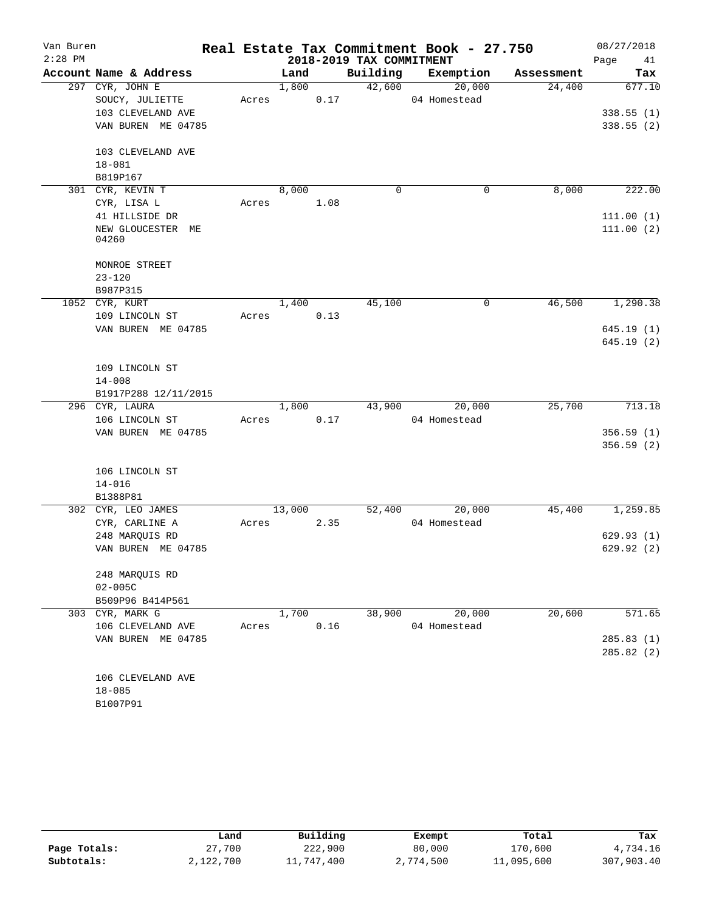# Real Estate Tax Commitment Book - 27.750

Van Buren
2:28 PM

## 2018-2019 TAX COMMITMENT

08/27/2018

| Account Name & Address | Land | Building | Exemption | Assessment | Tax |
|---|---|---|---|---|---|
| 297 CYR, JOHN E | 1,800 | 42,600 | 20,000 | 24,400 | 677.10 |
| SOUCY, JULIETTE | Acres 0.17 | | 04 Homestead | | |
| 103 CLEVELAND AVE | | | | | 338.55 (1) |
| VAN BUREN ME 04785 | | | | | 338.55 (2) |
| 103 CLEVELAND AVE | | | | | |
| 18-081 | | | | | |
| B819P167 | | | | | |
| 301 CYR, KEVIN T | 8,000 | 0 | 0 | 8,000 | 222.00 |
| CYR, LISA L | Acres 1.08 | | | | |
| 41 HILLSIDE DR | | | | | 111.00 (1) |
| NEW GLOUCESTER ME 04260 | | | | | 111.00 (2) |
| MONROE STREET | | | | | |
| 23-120 | | | | | |
| B987P315 | | | | | |
| 1052 CYR, KURT | 1,400 | 45,100 | 0 | 46,500 | 1,290.38 |
| 109 LINCOLN ST | Acres 0.13 | | | | |
| VAN BUREN ME 04785 | | | | | 645.19 (1) |
| | | | | | 645.19 (2) |
| 109 LINCOLN ST | | | | | |
| 14-008 | | | | | |
| B1917P288 12/11/2015 | | | | | |
| 296 CYR, LAURA | 1,800 | 43,900 | 20,000 | 25,700 | 713.18 |
| 106 LINCOLN ST | Acres 0.17 | | 04 Homestead | | |
| VAN BUREN ME 04785 | | | | | 356.59 (1) |
| | | | | | 356.59 (2) |
| 106 LINCOLN ST | | | | | |
| 14-016 | | | | | |
| B1388P81 | | | | | |
| 302 CYR, LEO JAMES | 13,000 | 52,400 | 20,000 | 45,400 | 1,259.85 |
| CYR, CARLINE A | Acres 2.35 | | 04 Homestead | | |
| 248 MARQUIS RD | | | | | 629.93 (1) |
| VAN BUREN ME 04785 | | | | | 629.92 (2) |
| 248 MARQUIS RD | | | | | |
| 02-005C | | | | | |
| B509P96 B414P561 | | | | | |
| 303 CYR, MARK G | 1,700 | 38,900 | 20,000 | 20,600 | 571.65 |
| 106 CLEVELAND AVE | Acres 0.16 | | 04 Homestead | | |
| VAN BUREN ME 04785 | | | | | 285.83 (1) |
| | | | | | 285.82 (2) |
| 106 CLEVELAND AVE | | | | | |
| 18-085 | | | | | |
| B1007P91 | | | | | |

| | Land | Building | Exempt | Total | Tax |
|---|---|---|---|---|---|
| Page Totals: | 27,700 | 222,900 | 80,000 | 170,600 | 4,734.16 |
| Subtotals: | 2,122,700 | 11,747,400 | 2,774,500 | 11,095,600 | 307,903.40 |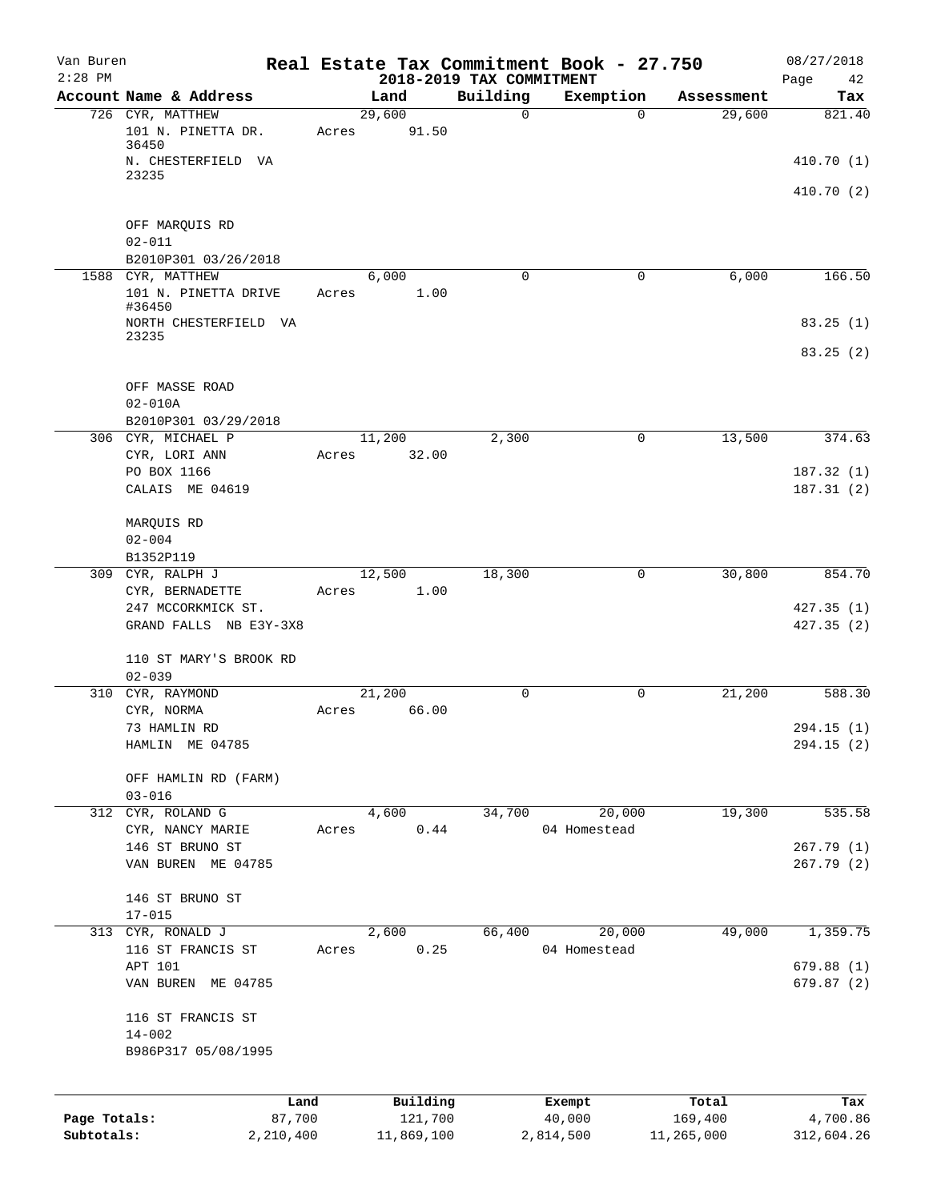Van Buren — Real Estate Tax Commitment Book - 27.750 — 08/27/2018

2:28 PM — 2018-2019 TAX COMMITMENT

| Account Name & Address | Land | Building | Exemption | Assessment | Tax |
|---|---|---|---|---|---|
| 726 CYR, MATTHEW | 29,600 | 0 | 0 | 29,600 | 821.40 |
| 101 N. PINETTA DR. 36450 | Acres 91.50 | | | | |
| N. CHESTERFIELD VA 23235 | | | | | 410.70 (1) |
| | | | | | 410.70 (2) |
| OFF MARQUIS RD | | | | | |
| 02-011 | | | | | |
| B2010P301 03/26/2018 | | | | | |
| 1588 CYR, MATTHEW | 6,000 | 0 | 0 | 6,000 | 166.50 |
| 101 N. PINETTA DRIVE #36450 | Acres 1.00 | | | | |
| NORTH CHESTERFIELD VA 23235 | | | | | 83.25 (1) |
| | | | | | 83.25 (2) |
| OFF MASSE ROAD | | | | | |
| 02-010A | | | | | |
| B2010P301 03/29/2018 | | | | | |
| 306 CYR, MICHAEL P | 11,200 | 2,300 | 0 | 13,500 | 374.63 |
| CYR, LORI ANN | Acres 32.00 | | | | |
| PO BOX 1166 | | | | | 187.32 (1) |
| CALAIS ME 04619 | | | | | 187.31 (2) |
| MARQUIS RD | | | | | |
| 02-004 | | | | | |
| B1352P119 | | | | | |
| 309 CYR, RALPH J | 12,500 | 18,300 | 0 | 30,800 | 854.70 |
| CYR, BERNADETTE | Acres 1.00 | | | | |
| 247 MCCORKMICK ST. | | | | | 427.35 (1) |
| GRAND FALLS NB E3Y-3X8 | | | | | 427.35 (2) |
| 110 ST MARY'S BROOK RD | | | | | |
| 02-039 | | | | | |
| 310 CYR, RAYMOND | 21,200 | 0 | 0 | 21,200 | 588.30 |
| CYR, NORMA | Acres 66.00 | | | | |
| 73 HAMLIN RD | | | | | 294.15 (1) |
| HAMLIN ME 04785 | | | | | 294.15 (2) |
| OFF HAMLIN RD (FARM) | | | | | |
| 03-016 | | | | | |
| 312 CYR, ROLAND G | 4,600 | 34,700 | 20,000 | 19,300 | 535.58 |
| CYR, NANCY MARIE | Acres 0.44 | | 04 Homestead | | |
| 146 ST BRUNO ST | | | | | 267.79 (1) |
| VAN BUREN ME 04785 | | | | | 267.79 (2) |
| 146 ST BRUNO ST | | | | | |
| 17-015 | | | | | |
| 313 CYR, RONALD J | 2,600 | 66,400 | 20,000 | 49,000 | 1,359.75 |
| 116 ST FRANCIS ST | Acres 0.25 | | 04 Homestead | | |
| APT 101 | | | | | 679.88 (1) |
| VAN BUREN ME 04785 | | | | | 679.87 (2) |
| 116 ST FRANCIS ST | | | | | |
| 14-002 | | | | | |
| B986P317 05/08/1995 | | | | | |

| | Land | Building | Exempt | Total | Tax |
|---|---|---|---|---|---|
| Page Totals: | 87,700 | 121,700 | 40,000 | 169,400 | 4,700.86 |
| Subtotals: | 2,210,400 | 11,869,100 | 2,814,500 | 11,265,000 | 312,604.26 |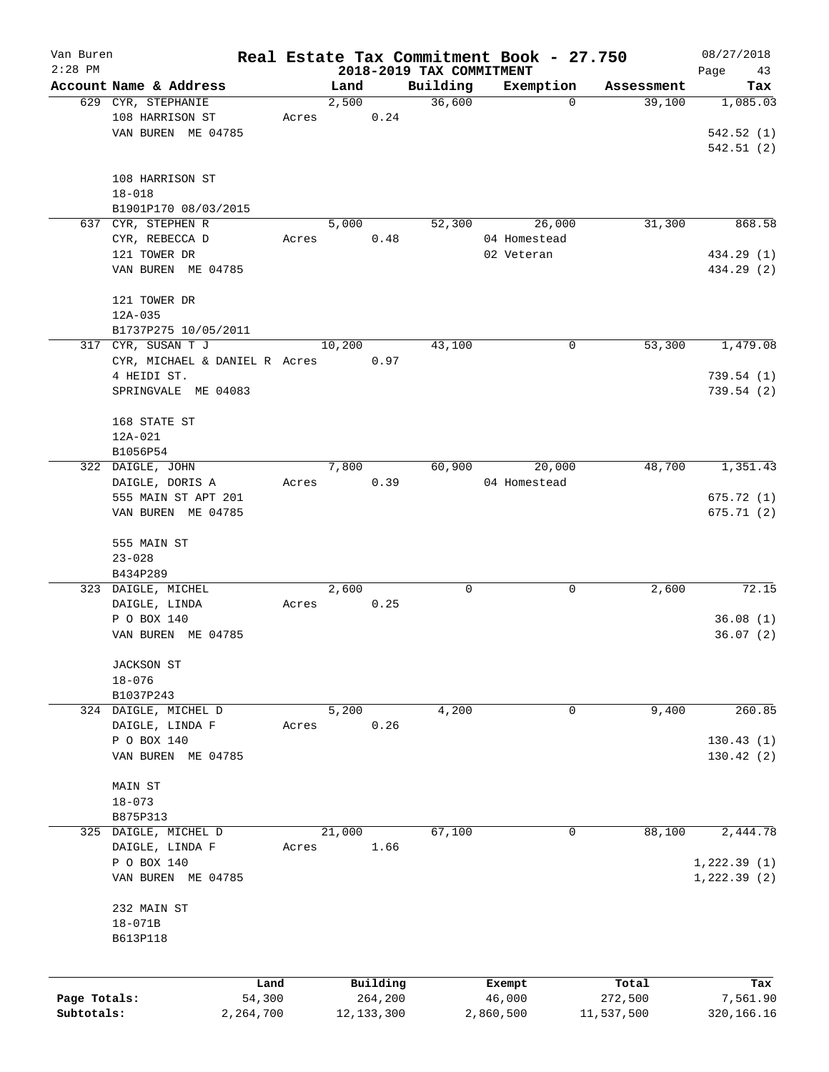# Real Estate Tax Commitment Book - 27.750

Van Buren
2:28 PM

2018-2019 TAX COMMITMENT

08/27/2018

| Account Name & Address | Land | Building | Exemption | Assessment | Tax |
|---|---|---|---|---|---|
| 629 CYR, STEPHANIE<br>108 HARRISON ST<br>VAN BUREN ME 04785<br><br>108 HARRISON ST<br>18-018<br>B1901P170 08/03/2015 | 2,500<br>Acres 0.24 | 36,600 | 0 | 39,100 | 1,085.03<br><br>542.52 (1)<br>542.51 (2) |
| 637 CYR, STEPHEN R<br>CYR, REBECCA D<br>121 TOWER DR<br>VAN BUREN ME 04785<br><br>121 TOWER DR<br>12A-035<br>B1737P275 10/05/2011 | 5,000<br>Acres 0.48 | 52,300 | 26,000<br>04 Homestead<br>02 Veteran | 31,300 | 868.58<br><br>434.29 (1)<br>434.29 (2) |
| 317 CYR, SUSAN T J<br>CYR, MICHAEL & DANIEL R<br>4 HEIDI ST.<br>SPRINGVALE ME 04083<br><br>168 STATE ST<br>12A-021<br>B1056P54 | 10,200<br>Acres 0.97 | 43,100 | 0 | 53,300 | 1,479.08<br><br>739.54 (1)<br>739.54 (2) |
| 322 DAIGLE, JOHN<br>DAIGLE, DORIS A<br>555 MAIN ST APT 201<br>VAN BUREN ME 04785<br><br>555 MAIN ST<br>23-028<br>B434P289 | 7,800<br>Acres 0.39 | 60,900 | 20,000<br>04 Homestead | 48,700 | 1,351.43<br><br>675.72 (1)<br>675.71 (2) |
| 323 DAIGLE, MICHEL<br>DAIGLE, LINDA<br>P O BOX 140<br>VAN BUREN ME 04785<br><br>JACKSON ST<br>18-076<br>B1037P243 | 2,600<br>Acres 0.25 | 0 | 0 | 2,600 | 72.15<br><br>36.08 (1)<br>36.07 (2) |
| 324 DAIGLE, MICHEL D<br>DAIGLE, LINDA F<br>P O BOX 140<br>VAN BUREN ME 04785<br><br>MAIN ST<br>18-073<br>B875P313 | 5,200<br>Acres 0.26 | 4,200 | 0 | 9,400 | 260.85<br><br>130.43 (1)<br>130.42 (2) |
| 325 DAIGLE, MICHEL D<br>DAIGLE, LINDA F<br>P O BOX 140<br>VAN BUREN ME 04785<br><br>232 MAIN ST<br>18-071B<br>B613P118 | 21,000<br>Acres 1.66 | 67,100 | 0 | 88,100 | 2,444.78<br><br>1,222.39 (1)<br>1,222.39 (2) |

| | Land | Building | Exempt | Total | Tax |
|---|---|---|---|---|---|
| Page Totals: | 54,300 | 264,200 | 46,000 | 272,500 | 7,561.90 |
| Subtotals: | 2,264,700 | 12,133,300 | 2,860,500 | 11,537,500 | 320,166.16 |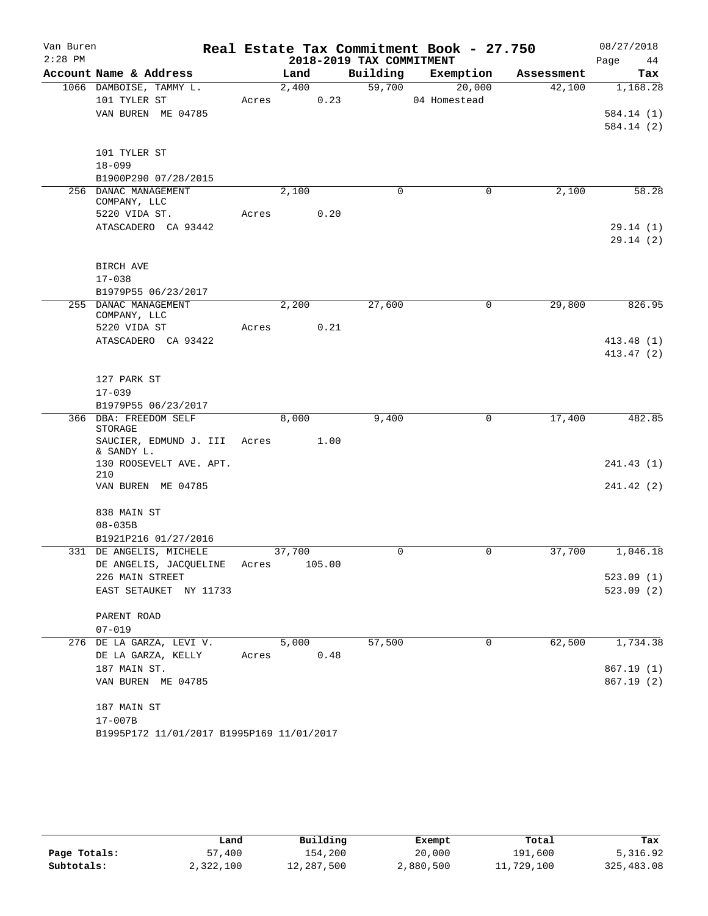# Real Estate Tax Commitment Book - 27.750

Van Buren
2:28 PM

2018-2019 TAX COMMITMENT

08/27/2018

| Account Name & Address | Land | Building | Exemption | Assessment | Tax |
|---|---|---|---|---|---|
| 1066 DAMBOISE, TAMMY L. | 2,400 | 59,700 | 20,000 | 42,100 | 1,168.28 |
| 101 TYLER ST | Acres 0.23 | | 04 Homestead | | |
| VAN BUREN ME 04785 | | | | | 584.14 (1) |
| | | | | | 584.14 (2) |
| 101 TYLER ST | | | | | |
| 18-099 | | | | | |
| B1900P290 07/28/2015 | | | | | |
| 256 DANAC MANAGEMENT COMPANY, LLC | 2,100 | 0 | 0 | 2,100 | 58.28 |
| 5220 VIDA ST. | Acres 0.20 | | | | |
| ATASCADERO CA 93442 | | | | | 29.14 (1) |
| | | | | | 29.14 (2) |
| BIRCH AVE | | | | | |
| 17-038 | | | | | |
| B1979P55 06/23/2017 | | | | | |
| 255 DANAC MANAGEMENT COMPANY, LLC | 2,200 | 27,600 | 0 | 29,800 | 826.95 |
| 5220 VIDA ST | Acres 0.21 | | | | |
| ATASCADERO CA 93422 | | | | | 413.48 (1) |
| | | | | | 413.47 (2) |
| 127 PARK ST | | | | | |
| 17-039 | | | | | |
| B1979P55 06/23/2017 | | | | | |
| 366 DBA: FREEDOM SELF STORAGE | 8,000 | 9,400 | 0 | 17,400 | 482.85 |
| SAUCIER, EDMUND J. III & SANDY L. | Acres 1.00 | | | | |
| 130 ROOSEVELT AVE. APT. 210 | | | | | 241.43 (1) |
| VAN BUREN ME 04785 | | | | | 241.42 (2) |
| 838 MAIN ST | | | | | |
| 08-035B | | | | | |
| B1921P216 01/27/2016 | | | | | |
| 331 DE ANGELIS, MICHELE | 37,700 | 0 | 0 | 37,700 | 1,046.18 |
| DE ANGELIS, JACQUELINE | Acres 105.00 | | | | |
| 226 MAIN STREET | | | | | 523.09 (1) |
| EAST SETAUKET NY 11733 | | | | | 523.09 (2) |
| PARENT ROAD | | | | | |
| 07-019 | | | | | |
| 276 DE LA GARZA, LEVI V. | 5,000 | 57,500 | 0 | 62,500 | 1,734.38 |
| DE LA GARZA, KELLY | Acres 0.48 | | | | |
| 187 MAIN ST. | | | | | 867.19 (1) |
| VAN BUREN ME 04785 | | | | | 867.19 (2) |
| 187 MAIN ST | | | | | |
| 17-007B | | | | | |
| B1995P172 11/01/2017 B1995P169 11/01/2017 | | | | | |

| | Land | Building | Exempt | Total | Tax |
|---|---|---|---|---|---|
| Page Totals: | 57,400 | 154,200 | 20,000 | 191,600 | 5,316.92 |
| Subtotals: | 2,322,100 | 12,287,500 | 2,880,500 | 11,729,100 | 325,483.08 |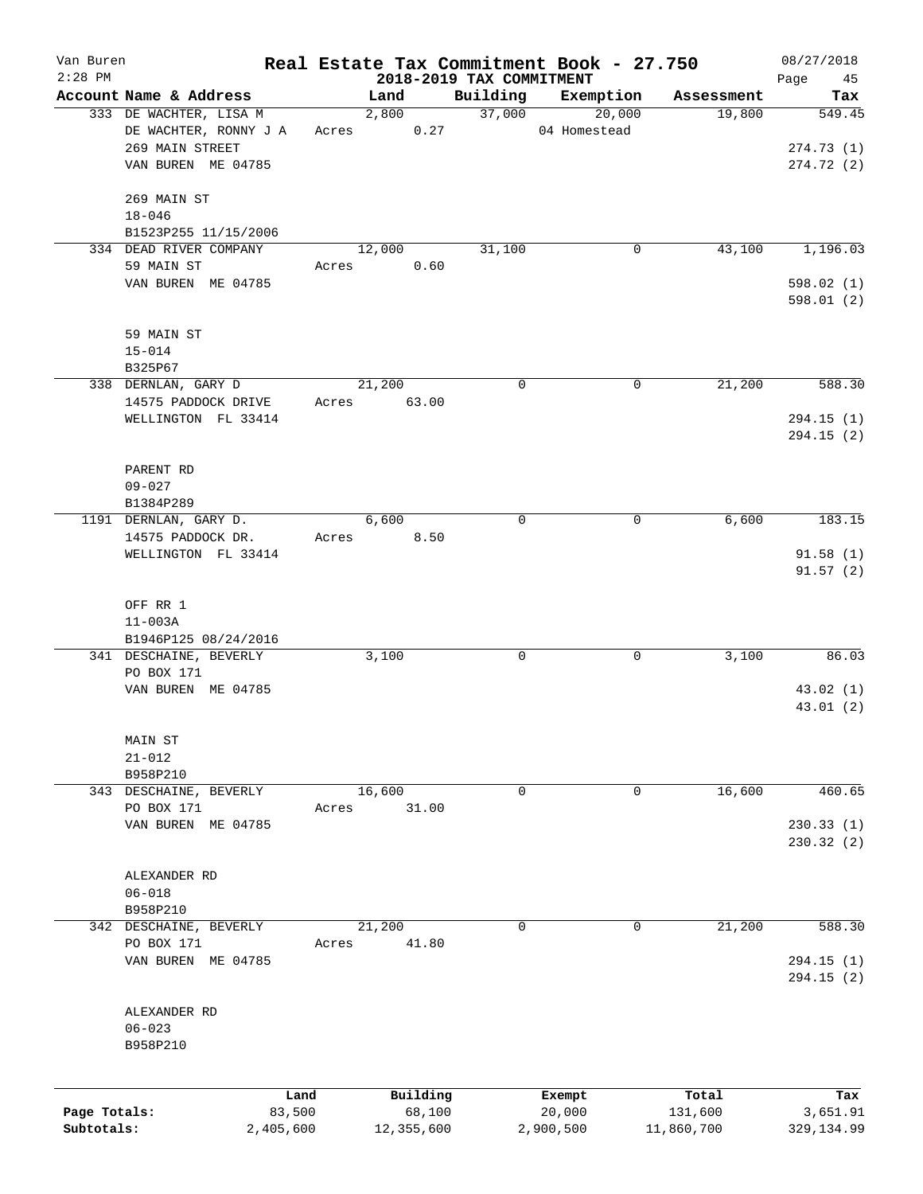# Real Estate Tax Commitment Book - 27.750

Van Buren 2:28 PM — 2018-2019 TAX COMMITMENT — 08/27/2018

| Account Name & Address | Land | Building | Exemption | Assessment | Tax |
|---|---|---|---|---|---|
| 333 DE WACHTER, LISA M | 2,800 | 37,000 | 20,000 | 19,800 | 549.45 |
| DE WACHTER, RONNY J A | Acres 0.27 | | 04 Homestead | | |
| 269 MAIN STREET | | | | | 274.73 (1) |
| VAN BUREN ME 04785 | | | | | 274.72 (2) |
| 269 MAIN ST | | | | | |
| 18-046 | | | | | |
| B1523P255 11/15/2006 | | | | | |
| 334 DEAD RIVER COMPANY | 12,000 | 31,100 | 0 | 43,100 | 1,196.03 |
| 59 MAIN ST | Acres 0.60 | | | | |
| VAN BUREN ME 04785 | | | | | 598.02 (1) |
| | | | | | 598.01 (2) |
| 59 MAIN ST | | | | | |
| 15-014 | | | | | |
| B325P67 | | | | | |
| 338 DERNLAN, GARY D | 21,200 | 0 | 0 | 21,200 | 588.30 |
| 14575 PADDOCK DRIVE | Acres 63.00 | | | | |
| WELLINGTON FL 33414 | | | | | 294.15 (1) |
| | | | | | 294.15 (2) |
| PARENT RD | | | | | |
| 09-027 | | | | | |
| B1384P289 | | | | | |
| 1191 DERNLAN, GARY D. | 6,600 | 0 | 0 | 6,600 | 183.15 |
| 14575 PADDOCK DR. | Acres 8.50 | | | | |
| WELLINGTON FL 33414 | | | | | 91.58 (1) |
| | | | | | 91.57 (2) |
| OFF RR 1 | | | | | |
| 11-003A | | | | | |
| B1946P125 08/24/2016 | | | | | |
| 341 DESCHAINE, BEVERLY | 3,100 | 0 | 0 | 3,100 | 86.03 |
| PO BOX 171 | | | | | |
| VAN BUREN ME 04785 | | | | | 43.02 (1) |
| | | | | | 43.01 (2) |
| MAIN ST | | | | | |
| 21-012 | | | | | |
| B958P210 | | | | | |
| 343 DESCHAINE, BEVERLY | 16,600 | 0 | 0 | 16,600 | 460.65 |
| PO BOX 171 | Acres 31.00 | | | | |
| VAN BUREN ME 04785 | | | | | 230.33 (1) |
| | | | | | 230.32 (2) |
| ALEXANDER RD | | | | | |
| 06-018 | | | | | |
| B958P210 | | | | | |
| 342 DESCHAINE, BEVERLY | 21,200 | 0 | 0 | 21,200 | 588.30 |
| PO BOX 171 | Acres 41.80 | | | | |
| VAN BUREN ME 04785 | | | | | 294.15 (1) |
| | | | | | 294.15 (2) |
| ALEXANDER RD | | | | | |
| 06-023 | | | | | |
| B958P210 | | | | | |

| | Land | Building | Exempt | Total | Tax |
|---|---|---|---|---|---|
| Page Totals: | 83,500 | 68,100 | 20,000 | 131,600 | 3,651.91 |
| Subtotals: | 2,405,600 | 12,355,600 | 2,900,500 | 11,860,700 | 329,134.99 |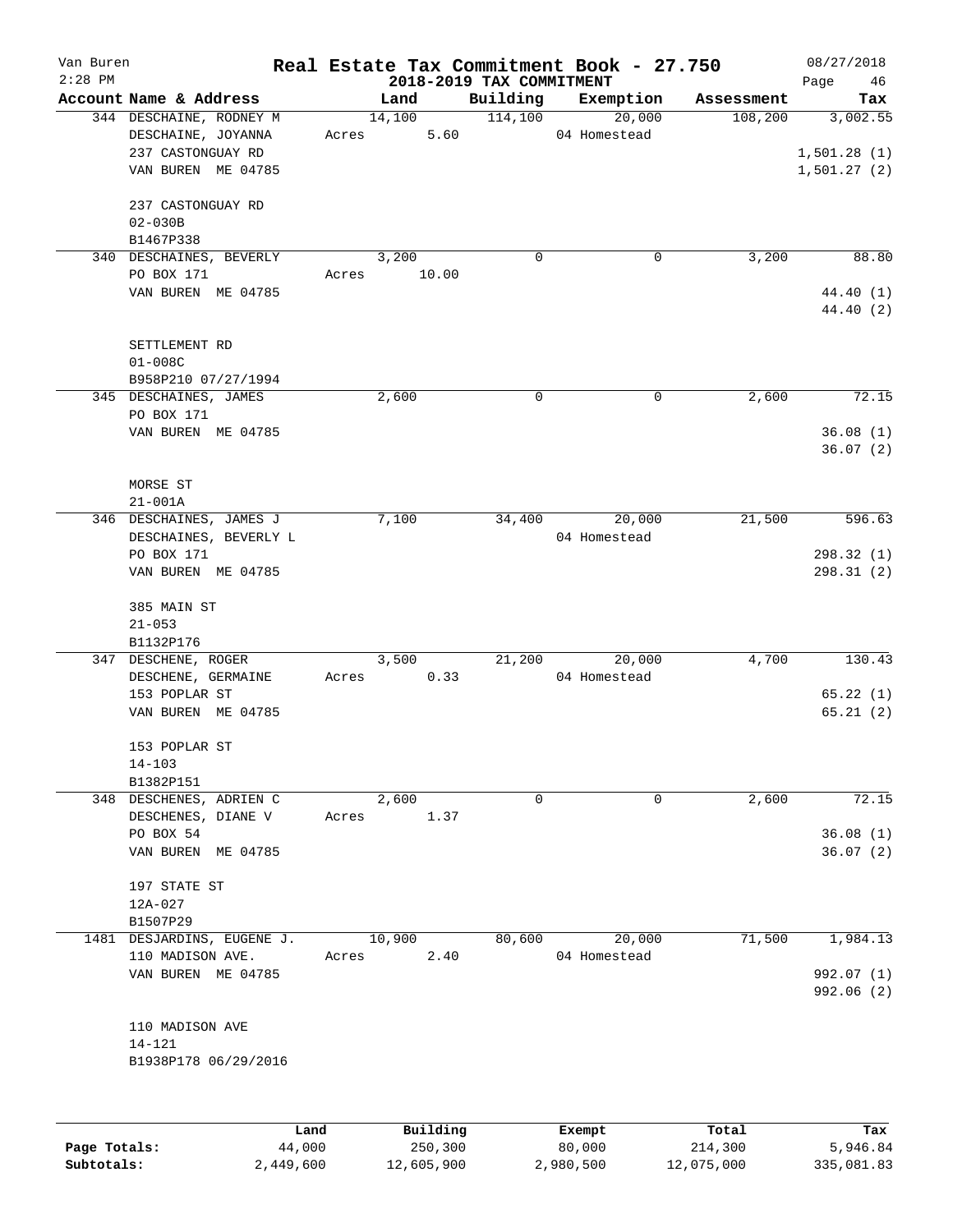# Real Estate Tax Commitment Book - 27.750

## 2018-2019 TAX COMMITMENT

Van Buren
2:28 PM
08/27/2018

| Account Name & Address | Land | Building | Exemption | Assessment | Tax |
|---|---|---|---|---|---|
| 344 DESCHAINE, RODNEY M<br>DESCHAINE, JOYANNA<br>237 CASTONGUAY RD<br>VAN BUREN ME 04785<br><br>237 CASTONGUAY RD<br>02-030B<br>B1467P338 | 14,100<br>Acres 5.60 | 114,100 | 20,000<br>04 Homestead | 108,200 | 3,002.55<br><br>1,501.28 (1)<br>1,501.27 (2) |
| 340 DESCHAINES, BEVERLY<br>PO BOX 171<br>VAN BUREN ME 04785<br><br>SETTLEMENT RD<br>01-008C<br>B958P210 07/27/1994 | 3,200<br>Acres 10.00 | 0 | 0 | 3,200 | 88.80<br><br>44.40 (1)<br>44.40 (2) |
| 345 DESCHAINES, JAMES<br>PO BOX 171<br>VAN BUREN ME 04785<br><br>MORSE ST<br>21-001A | 2,600 | 0 | 0 | 2,600 | 72.15<br><br>36.08 (1)<br>36.07 (2) |
| 346 DESCHAINES, JAMES J<br>DESCHAINES, BEVERLY L<br>PO BOX 171<br>VAN BUREN ME 04785<br><br>385 MAIN ST<br>21-053<br>B1132P176 | 7,100 | 34,400 | 20,000<br>04 Homestead | 21,500 | 596.63<br><br>298.32 (1)<br>298.31 (2) |
| 347 DESCHENE, ROGER<br>DESCHENE, GERMAINE<br>153 POPLAR ST<br>VAN BUREN ME 04785<br><br>153 POPLAR ST<br>14-103<br>B1382P151 | 3,500<br>Acres 0.33 | 21,200 | 20,000<br>04 Homestead | 4,700 | 130.43<br><br>65.22 (1)<br>65.21 (2) |
| 348 DESCHENES, ADRIEN C<br>DESCHENES, DIANE V<br>PO BOX 54<br>VAN BUREN ME 04785<br><br>197 STATE ST<br>12A-027<br>B1507P29 | 2,600<br>Acres 1.37 | 0 | 0 | 2,600 | 72.15<br><br>36.08 (1)<br>36.07 (2) |
| 1481 DESJARDINS, EUGENE J.<br>110 MADISON AVE.<br>VAN BUREN ME 04785<br><br>110 MADISON AVE<br>14-121<br>B1938P178 06/29/2016 | 10,900<br>Acres 2.40 | 80,600 | 20,000<br>04 Homestead | 71,500 | 1,984.13<br><br>992.07 (1)<br>992.06 (2) |

| | Land | Building | Exempt | Total | Tax |
|---|---|---|---|---|---|
| Page Totals: | 44,000 | 250,300 | 80,000 | 214,300 | 5,946.84 |
| Subtotals: | 2,449,600 | 12,605,900 | 2,980,500 | 12,075,000 | 335,081.83 |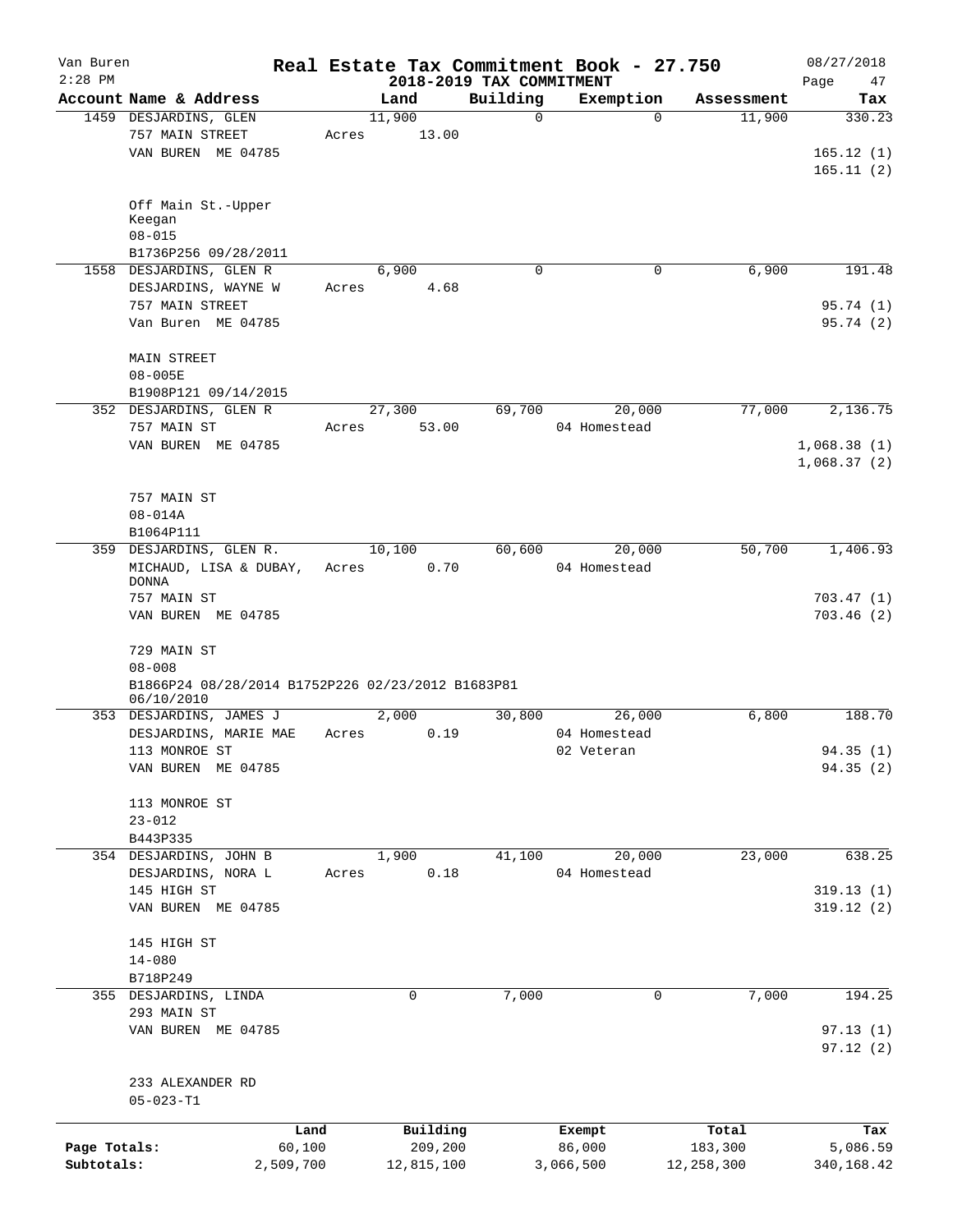# Real Estate Tax Commitment Book - 27.750

## 2018-2019 TAX COMMITMENT

Van Buren, 2:28 PM — 08/27/2018, Page 47

| Account Name & Address | Land | Building | Exemption | Assessment | Tax |
|---|---|---|---|---|---|
| 1459 DESJARDINS, GLEN<br>757 MAIN STREET<br>VAN BUREN ME 04785<br><br>Off Main St.-Upper Keegan<br>08-015<br>B1736P256 09/28/2011 | 11,900<br>Acres 13.00 | 0 | 0 | 11,900 | 330.23<br><br>165.12 (1)<br>165.11 (2) |
| 1558 DESJARDINS, GLEN R<br>DESJARDINS, WAYNE W<br>757 MAIN STREET<br>Van Buren ME 04785<br><br>MAIN STREET<br>08-005E<br>B1908P121 09/14/2015 | 6,900<br>Acres 4.68 | 0 | 0 | 6,900 | 191.48<br><br>95.74 (1)<br>95.74 (2) |
| 352 DESJARDINS, GLEN R<br>757 MAIN ST<br>VAN BUREN ME 04785<br><br>757 MAIN ST<br>08-014A<br>B1064P111 | 27,300<br>Acres 53.00 | 69,700 | 20,000<br>04 Homestead | 77,000 | 2,136.75<br><br>1,068.38 (1)<br>1,068.37 (2) |
| 359 DESJARDINS, GLEN R.<br>MICHAUD, LISA & DUBAY, DONNA<br>757 MAIN ST<br>VAN BUREN ME 04785<br><br>729 MAIN ST<br>08-008<br>B1866P24 08/28/2014 B1752P226 02/23/2012 B1683P81 06/10/2010 | 10,100<br>Acres 0.70 | 60,600 | 20,000<br>04 Homestead | 50,700 | 1,406.93<br><br>703.47 (1)<br>703.46 (2) |
| 353 DESJARDINS, JAMES J<br>DESJARDINS, MARIE MAE<br>113 MONROE ST<br>VAN BUREN ME 04785<br><br>113 MONROE ST<br>23-012<br>B443P335 | 2,000<br>Acres 0.19 | 30,800 | 26,000<br>04 Homestead<br>02 Veteran | 6,800 | 188.70<br><br>94.35 (1)<br>94.35 (2) |
| 354 DESJARDINS, JOHN B<br>DESJARDINS, NORA L<br>145 HIGH ST<br>VAN BUREN ME 04785<br><br>145 HIGH ST<br>14-080<br>B718P249 | 1,900<br>Acres 0.18 | 41,100 | 20,000<br>04 Homestead | 23,000 | 638.25<br><br>319.13 (1)<br>319.12 (2) |
| 355 DESJARDINS, LINDA<br>293 MAIN ST<br>VAN BUREN ME 04785<br><br>233 ALEXANDER RD<br>05-023-T1 | 0 | 7,000 | 0 | 7,000 | 194.25<br><br>97.13 (1)<br>97.12 (2) |

| | Land | Building | Exempt | Total | Tax |
|---|---|---|---|---|---|
| Page Totals: | 60,100 | 209,200 | 86,000 | 183,300 | 5,086.59 |
| Subtotals: | 2,509,700 | 12,815,100 | 3,066,500 | 12,258,300 | 340,168.42 |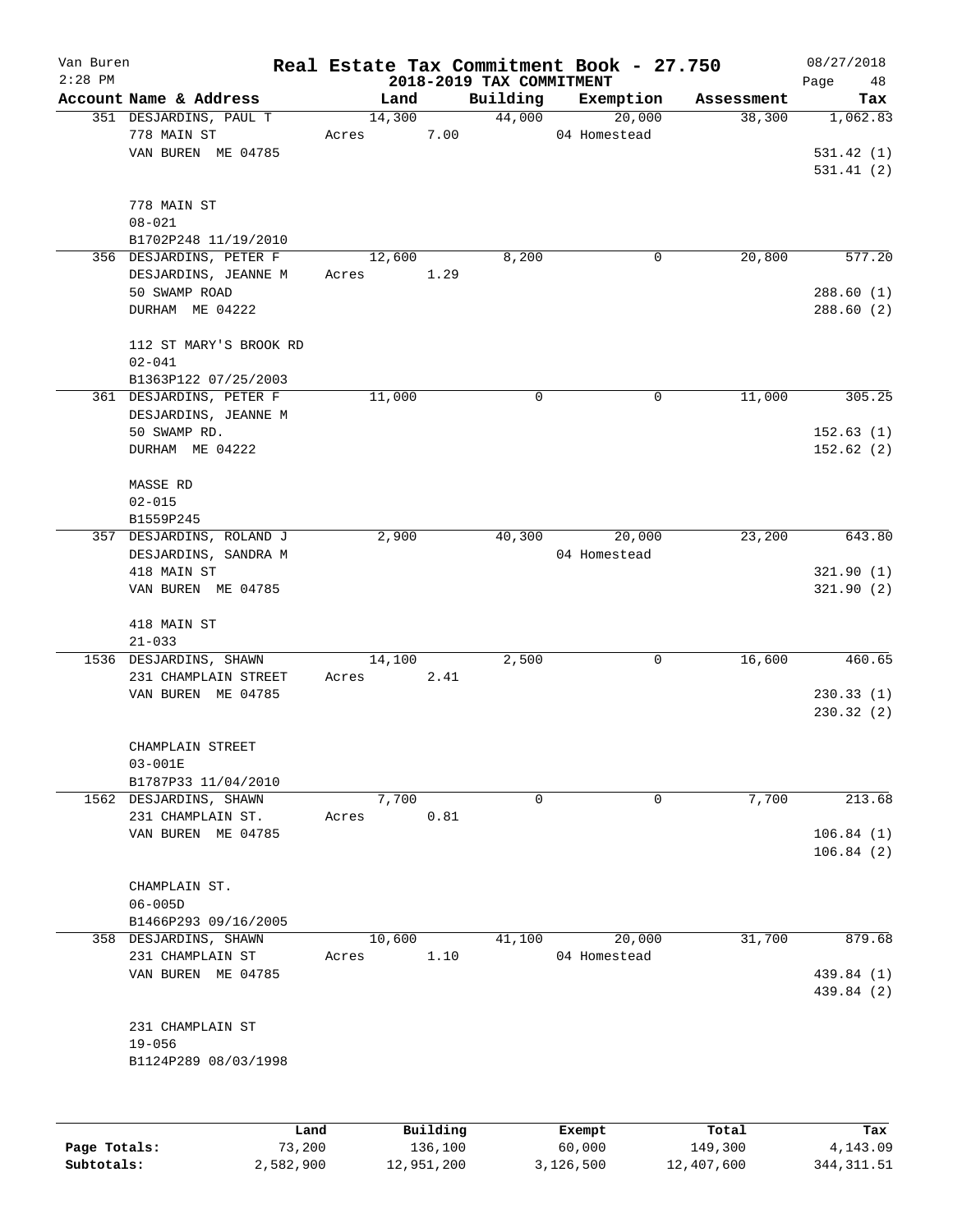Van Buren
2:28 PM

# Real Estate Tax Commitment Book - 27.750

## 2018-2019 TAX COMMITMENT

08/27/2018

| Account Name & Address | Land | Building | Exemption | Assessment | Tax |
|---|---|---|---|---|---|
| 351 DESJARDINS, PAUL T<br>778 MAIN ST<br>VAN BUREN ME 04785<br><br>778 MAIN ST<br>08-021<br>B1702P248 11/19/2010 | 14,300<br>Acres 7.00 | 44,000 | 20,000<br>04 Homestead | 38,300 | 1,062.83<br><br>531.42 (1)<br>531.41 (2) |
| 356 DESJARDINS, PETER F<br>DESJARDINS, JEANNE M<br>50 SWAMP ROAD<br>DURHAM ME 04222<br><br>112 ST MARY'S BROOK RD<br>02-041<br>B1363P122 07/25/2003 | 12,600<br>Acres 1.29 | 8,200 | 0 | 20,800 | 577.20<br><br>288.60 (1)<br>288.60 (2) |
| 361 DESJARDINS, PETER F<br>DESJARDINS, JEANNE M<br>50 SWAMP RD.<br>DURHAM ME 04222<br><br>MASSE RD<br>02-015<br>B1559P245 | 11,000 | 0 | 0 | 11,000 | 305.25<br><br>152.63 (1)<br>152.62 (2) |
| 357 DESJARDINS, ROLAND J<br>DESJARDINS, SANDRA M<br>418 MAIN ST<br>VAN BUREN ME 04785<br><br>418 MAIN ST<br>21-033 | 2,900 | 40,300 | 20,000<br>04 Homestead | 23,200 | 643.80<br><br>321.90 (1)<br>321.90 (2) |
| 1536 DESJARDINS, SHAWN<br>231 CHAMPLAIN STREET<br>VAN BUREN ME 04785<br><br>CHAMPLAIN STREET<br>03-001E<br>B1787P33 11/04/2010 | 14,100<br>Acres 2.41 | 2,500 | 0 | 16,600 | 460.65<br><br>230.33 (1)<br>230.32 (2) |
| 1562 DESJARDINS, SHAWN<br>231 CHAMPLAIN ST.<br>VAN BUREN ME 04785<br><br>CHAMPLAIN ST.<br>06-005D<br>B1466P293 09/16/2005 | 7,700<br>Acres 0.81 | 0 | 0 | 7,700 | 213.68<br><br>106.84 (1)<br>106.84 (2) |
| 358 DESJARDINS, SHAWN<br>231 CHAMPLAIN ST<br>VAN BUREN ME 04785<br><br>231 CHAMPLAIN ST<br>19-056<br>B1124P289 08/03/1998 | 10,600<br>Acres 1.10 | 41,100 | 20,000<br>04 Homestead | 31,700 | 879.68<br><br>439.84 (1)<br>439.84 (2) |

| | Land | Building | Exempt | Total | Tax |
|---|---|---|---|---|---|
| Page Totals: | 73,200 | 136,100 | 60,000 | 149,300 | 4,143.09 |
| Subtotals: | 2,582,900 | 12,951,200 | 3,126,500 | 12,407,600 | 344,311.51 |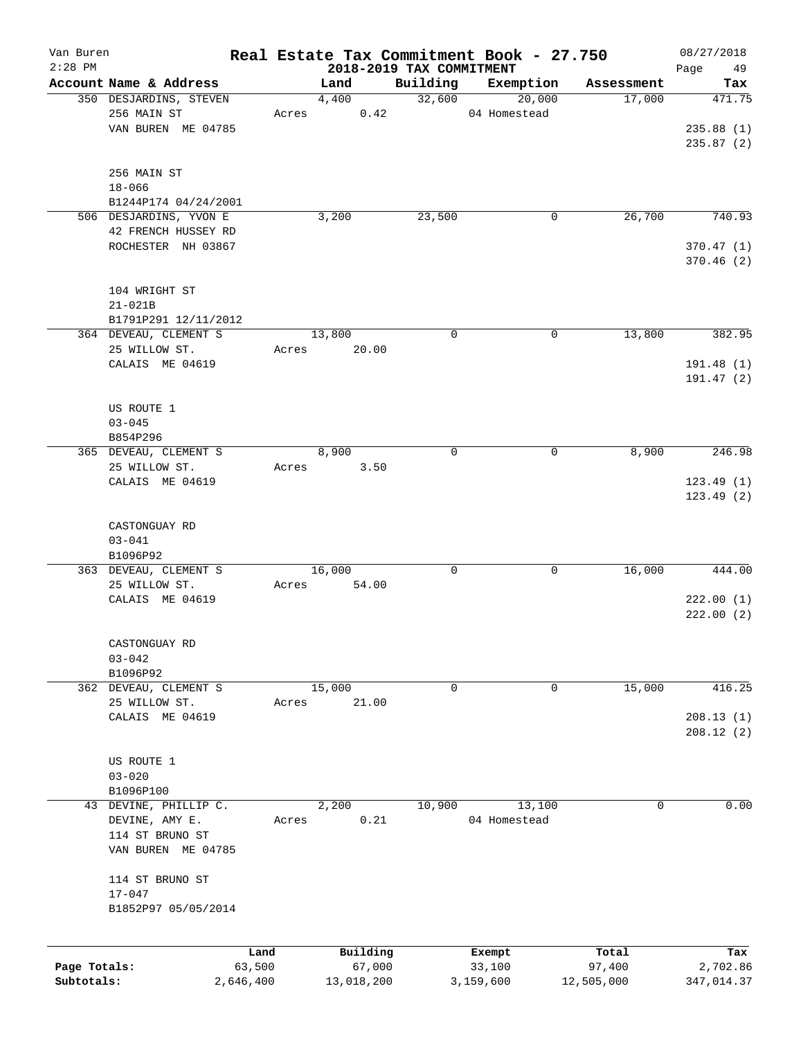# Real Estate Tax Commitment Book - 27.750

## 2018-2019 TAX COMMITMENT

Van Buren
2:28 PM
08/27/2018

| Account Name & Address | Land | Building | Exemption | Assessment | Tax |
|---|---|---|---|---|---|
| 350 DESJARDINS, STEVEN<br>256 MAIN ST<br>VAN BUREN ME 04785<br><br>256 MAIN ST<br>18-066<br>B1244P174 04/24/2001 | 4,400<br>Acres 0.42 | 32,600 | 20,000<br>04 Homestead | 17,000 | 471.75<br><br>235.88 (1)<br>235.87 (2) |
| 506 DESJARDINS, YVON E<br>42 FRENCH HUSSEY RD<br>ROCHESTER NH 03867<br><br>104 WRIGHT ST<br>21-021B<br>B1791P291 12/11/2012 | 3,200 | 23,500 | 0 | 26,700 | 740.93<br><br>370.47 (1)<br>370.46 (2) |
| 364 DEVEAU, CLEMENT S<br>25 WILLOW ST.<br>CALAIS ME 04619<br><br>US ROUTE 1<br>03-045<br>B854P296 | 13,800<br>Acres 20.00 | 0 | 0 | 13,800 | 382.95<br><br>191.48 (1)<br>191.47 (2) |
| 365 DEVEAU, CLEMENT S<br>25 WILLOW ST.<br>CALAIS ME 04619<br><br>CASTONGUAY RD<br>03-041<br>B1096P92 | 8,900<br>Acres 3.50 | 0 | 0 | 8,900 | 246.98<br><br>123.49 (1)<br>123.49 (2) |
| 363 DEVEAU, CLEMENT S<br>25 WILLOW ST.<br>CALAIS ME 04619<br><br>CASTONGUAY RD<br>03-042<br>B1096P92 | 16,000<br>Acres 54.00 | 0 | 0 | 16,000 | 444.00<br><br>222.00 (1)<br>222.00 (2) |
| 362 DEVEAU, CLEMENT S<br>25 WILLOW ST.<br>CALAIS ME 04619<br><br>US ROUTE 1<br>03-020<br>B1096P100 | 15,000<br>Acres 21.00 | 0 | 0 | 15,000 | 416.25<br><br>208.13 (1)<br>208.12 (2) |
| 43 DEVINE, PHILLIP C.<br>DEVINE, AMY E.<br>114 ST BRUNO ST<br>VAN BUREN ME 04785<br><br>114 ST BRUNO ST<br>17-047<br>B1852P97 05/05/2014 | 2,200<br>Acres 0.21 | 10,900 | 13,100<br>04 Homestead | 0 | 0.00 |

| | Land | Building | Exempt | Total | Tax |
|---|---|---|---|---|---|
| Page Totals: | 63,500 | 67,000 | 33,100 | 97,400 | 2,702.86 |
| Subtotals: | 2,646,400 | 13,018,200 | 3,159,600 | 12,505,000 | 347,014.37 |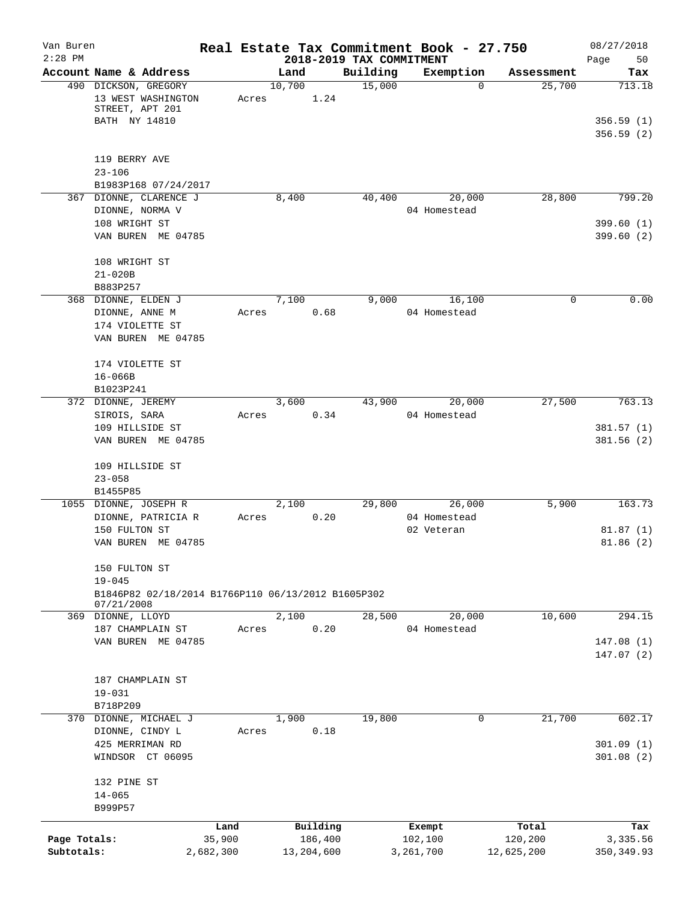Van Buren 2:28 PM

# Real Estate Tax Commitment Book - 27.750

2018-2019 TAX COMMITMENT

08/27/2018

| Account Name & Address | Land | Building | Exemption | Assessment | Tax |
|---|---|---|---|---|---|
| 490 DICKSON, GREGORY | 10,700 | 15,000 | 0 | 25,700 | 713.18 |
| 13 WEST WASHINGTON STREET, APT 201 | Acres 1.24 | | | | |
| BATH NY 14810 | | | | | 356.59 (1) |
| | | | | | 356.59 (2) |
| 119 BERRY AVE | | | | | |
| 23-106 | | | | | |
| B1983P168 07/24/2017 | | | | | |
| 367 DIONNE, CLARENCE J | 8,400 | 40,400 | 20,000 | 28,800 | 799.20 |
| DIONNE, NORMA V | | | 04 Homestead | | |
| 108 WRIGHT ST | | | | | 399.60 (1) |
| VAN BUREN ME 04785 | | | | | 399.60 (2) |
| 108 WRIGHT ST | | | | | |
| 21-020B | | | | | |
| B883P257 | | | | | |
| 368 DIONNE, ELDEN J | 7,100 | 9,000 | 16,100 | 0 | 0.00 |
| DIONNE, ANNE M | Acres 0.68 | | 04 Homestead | | |
| 174 VIOLETTE ST | | | | | |
| VAN BUREN ME 04785 | | | | | |
| 174 VIOLETTE ST | | | | | |
| 16-066B | | | | | |
| B1023P241 | | | | | |
| 372 DIONNE, JEREMY | 3,600 | 43,900 | 20,000 | 27,500 | 763.13 |
| SIROIS, SARA | Acres 0.34 | | 04 Homestead | | |
| 109 HILLSIDE ST | | | | | 381.57 (1) |
| VAN BUREN ME 04785 | | | | | 381.56 (2) |
| 109 HILLSIDE ST | | | | | |
| 23-058 | | | | | |
| B1455P85 | | | | | |
| 1055 DIONNE, JOSEPH R | 2,100 | 29,800 | 26,000 | 5,900 | 163.73 |
| DIONNE, PATRICIA R | Acres 0.20 | | 04 Homestead | | |
| 150 FULTON ST | | | 02 Veteran | | 81.87 (1) |
| VAN BUREN ME 04785 | | | | | 81.86 (2) |
| 150 FULTON ST | | | | | |
| 19-045 | | | | | |
| B1846P82 02/18/2014 B1766P110 06/13/2012 B1605P302 07/21/2008 | | | | | |
| 369 DIONNE, LLOYD | 2,100 | 28,500 | 20,000 | 10,600 | 294.15 |
| 187 CHAMPLAIN ST | Acres 0.20 | | 04 Homestead | | |
| VAN BUREN ME 04785 | | | | | 147.08 (1) |
| | | | | | 147.07 (2) |
| 187 CHAMPLAIN ST | | | | | |
| 19-031 | | | | | |
| B718P209 | | | | | |
| 370 DIONNE, MICHAEL J | 1,900 | 19,800 | 0 | 21,700 | 602.17 |
| DIONNE, CINDY L | Acres 0.18 | | | | |
| 425 MERRIMAN RD | | | | | 301.09 (1) |
| WINDSOR CT 06095 | | | | | 301.08 (2) |
| 132 PINE ST | | | | | |
| 14-065 | | | | | |
| B999P57 | | | | | |

| | Land | Building | Exempt | Total | Tax |
|---|---|---|---|---|---|
| Page Totals: | 35,900 | 186,400 | 102,100 | 120,200 | 3,335.56 |
| Subtotals: | 2,682,300 | 13,204,600 | 3,261,700 | 12,625,200 | 350,349.93 |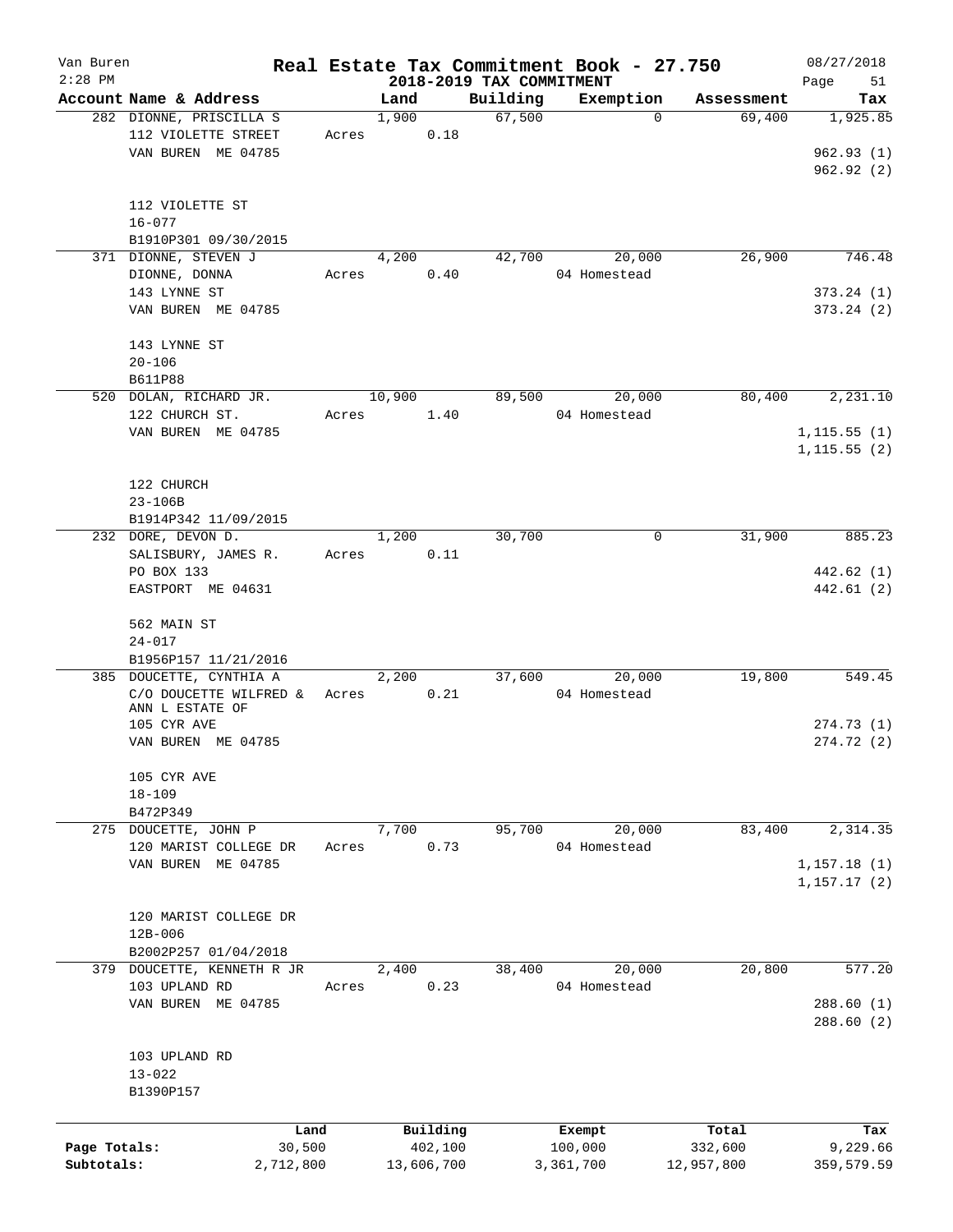# Real Estate Tax Commitment Book - 27.750

Van Buren
2:28 PM

2018-2019 TAX COMMITMENT

08/27/2018

| Account Name & Address | Land | Building | Exemption | Assessment | Tax |
|---|---|---|---|---|---|
| 282 DIONNE, PRISCILLA S | 1,900 | 67,500 | 0 | 69,400 | 1,925.85 |
| 112 VIOLETTE STREET | Acres 0.18 | | | | |
| VAN BUREN ME 04785 | | | | | 962.93 (1) |
| | | | | | 962.92 (2) |
| 112 VIOLETTE ST | | | | | |
| 16-077 | | | | | |
| B1910P301 09/30/2015 | | | | | |
| 371 DIONNE, STEVEN J | 4,200 | 42,700 | 20,000 | 26,900 | 746.48 |
| DIONNE, DONNA | Acres 0.40 | | 04 Homestead | | |
| 143 LYNNE ST | | | | | 373.24 (1) |
| VAN BUREN ME 04785 | | | | | 373.24 (2) |
| 143 LYNNE ST | | | | | |
| 20-106 | | | | | |
| B611P88 | | | | | |
| 520 DOLAN, RICHARD JR. | 10,900 | 89,500 | 20,000 | 80,400 | 2,231.10 |
| 122 CHURCH ST. | Acres 1.40 | | 04 Homestead | | |
| VAN BUREN ME 04785 | | | | | 1,115.55 (1) |
| | | | | | 1,115.55 (2) |
| 122 CHURCH | | | | | |
| 23-106B | | | | | |
| B1914P342 11/09/2015 | | | | | |
| 232 DORE, DEVON D. | 1,200 | 30,700 | 0 | 31,900 | 885.23 |
| SALISBURY, JAMES R. | Acres 0.11 | | | | |
| PO BOX 133 | | | | | 442.62 (1) |
| EASTPORT ME 04631 | | | | | 442.61 (2) |
| 562 MAIN ST | | | | | |
| 24-017 | | | | | |
| B1956P157 11/21/2016 | | | | | |
| 385 DOUCETTE, CYNTHIA A | 2,200 | 37,600 | 20,000 | 19,800 | 549.45 |
| C/O DOUCETTE WILFRED & ANN L ESTATE OF | Acres 0.21 | | 04 Homestead | | |
| 105 CYR AVE | | | | | 274.73 (1) |
| VAN BUREN ME 04785 | | | | | 274.72 (2) |
| 105 CYR AVE | | | | | |
| 18-109 | | | | | |
| B472P349 | | | | | |
| 275 DOUCETTE, JOHN P | 7,700 | 95,700 | 20,000 | 83,400 | 2,314.35 |
| 120 MARIST COLLEGE DR | Acres 0.73 | | 04 Homestead | | |
| VAN BUREN ME 04785 | | | | | 1,157.18 (1) |
| | | | | | 1,157.17 (2) |
| 120 MARIST COLLEGE DR | | | | | |
| 12B-006 | | | | | |
| B2002P257 01/04/2018 | | | | | |
| 379 DOUCETTE, KENNETH R JR | 2,400 | 38,400 | 20,000 | 20,800 | 577.20 |
| 103 UPLAND RD | Acres 0.23 | | 04 Homestead | | |
| VAN BUREN ME 04785 | | | | | 288.60 (1) |
| | | | | | 288.60 (2) |
| 103 UPLAND RD | | | | | |
| 13-022 | | | | | |
| B1390P157 | | | | | |

| | Land | Building | Exempt | Total | Tax |
|---|---|---|---|---|---|
| Page Totals: | 30,500 | 402,100 | 100,000 | 332,600 | 9,229.66 |
| Subtotals: | 2,712,800 | 13,606,700 | 3,361,700 | 12,957,800 | 359,579.59 |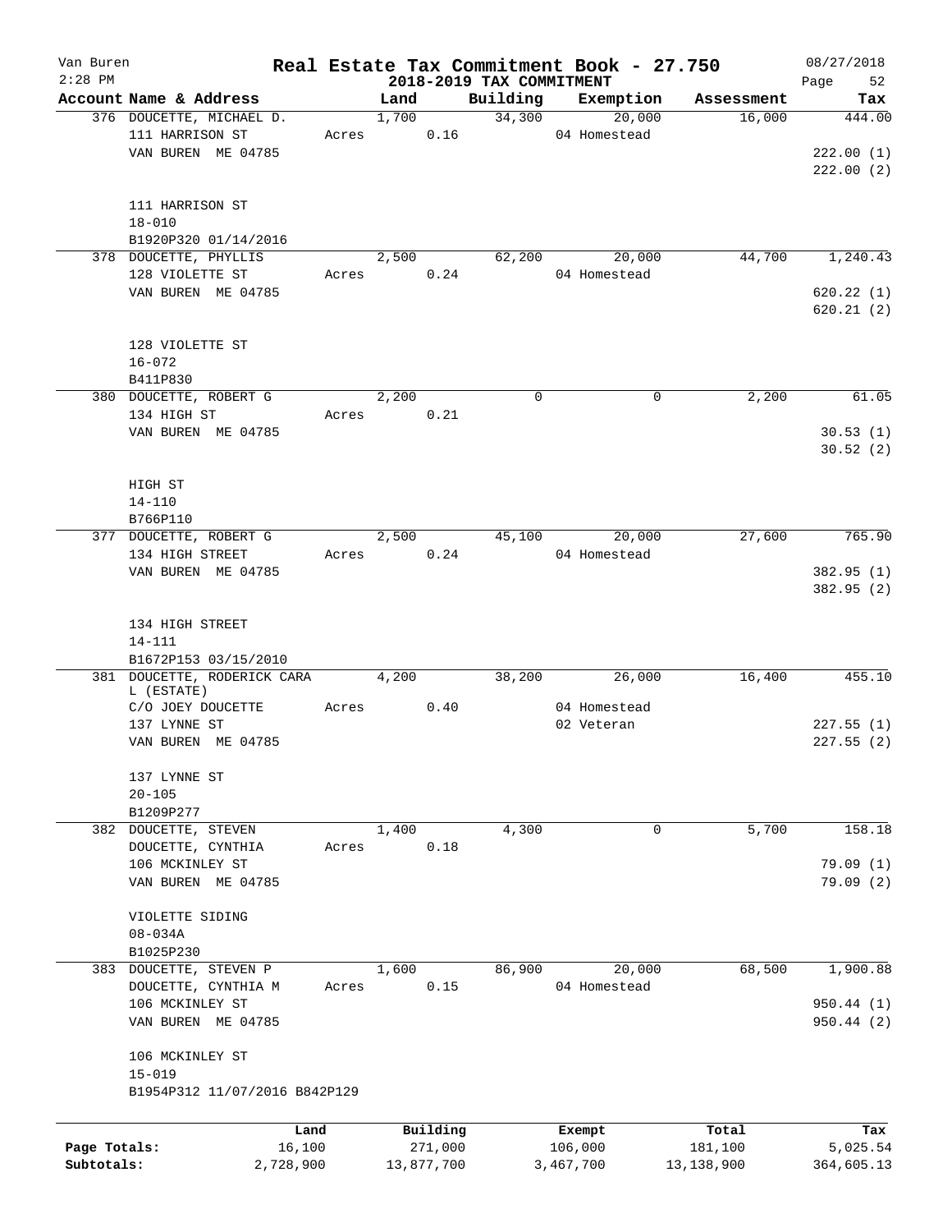# Real Estate Tax Commitment Book - 27.750

Van Buren
2:28 PM

## 2018-2019 TAX COMMITMENT

08/27/2018

| Account Name & Address | | Land | Building | Exemption | Assessment | Tax |
|---|---|---|---|---|---|---|
| 376 DOUCETTE, MICHAEL D. | | 1,700 | 34,300 | 20,000 | 16,000 | 444.00 |
| 111 HARRISON ST | Acres | 0.16 | | 04 Homestead | | |
| VAN BUREN ME 04785 | | | | | | 222.00 (1) |
| | | | | | | 222.00 (2) |
| 111 HARRISON ST | | | | | | |
| 18-010 | | | | | | |
| B1920P320 01/14/2016 | | | | | | |
| 378 DOUCETTE, PHYLLIS | | 2,500 | 62,200 | 20,000 | 44,700 | 1,240.43 |
| 128 VIOLETTE ST | Acres | 0.24 | | 04 Homestead | | |
| VAN BUREN ME 04785 | | | | | | 620.22 (1) |
| | | | | | | 620.21 (2) |
| 128 VIOLETTE ST | | | | | | |
| 16-072 | | | | | | |
| B411P830 | | | | | | |
| 380 DOUCETTE, ROBERT G | | 2,200 | 0 | 0 | 2,200 | 61.05 |
| 134 HIGH ST | Acres | 0.21 | | | | |
| VAN BUREN ME 04785 | | | | | | 30.53 (1) |
| | | | | | | 30.52 (2) |
| HIGH ST | | | | | | |
| 14-110 | | | | | | |
| B766P110 | | | | | | |
| 377 DOUCETTE, ROBERT G | | 2,500 | 45,100 | 20,000 | 27,600 | 765.90 |
| 134 HIGH STREET | Acres | 0.24 | | 04 Homestead | | |
| VAN BUREN ME 04785 | | | | | | 382.95 (1) |
| | | | | | | 382.95 (2) |
| 134 HIGH STREET | | | | | | |
| 14-111 | | | | | | |
| B1672P153 03/15/2010 | | | | | | |
| 381 DOUCETTE, RODERICK CARA L (ESTATE) | | 4,200 | 38,200 | 26,000 | 16,400 | 455.10 |
| C/O JOEY DOUCETTE | Acres | 0.40 | | 04 Homestead | | |
| 137 LYNNE ST | | | | 02 Veteran | | 227.55 (1) |
| VAN BUREN ME 04785 | | | | | | 227.55 (2) |
| 137 LYNNE ST | | | | | | |
| 20-105 | | | | | | |
| B1209P277 | | | | | | |
| 382 DOUCETTE, STEVEN | | 1,400 | 4,300 | 0 | 5,700 | 158.18 |
| DOUCETTE, CYNTHIA | Acres | 0.18 | | | | |
| 106 MCKINLEY ST | | | | | | 79.09 (1) |
| VAN BUREN ME 04785 | | | | | | 79.09 (2) |
| VIOLETTE SIDING | | | | | | |
| 08-034A | | | | | | |
| B1025P230 | | | | | | |
| 383 DOUCETTE, STEVEN P | | 1,600 | 86,900 | 20,000 | 68,500 | 1,900.88 |
| DOUCETTE, CYNTHIA M | Acres | 0.15 | | 04 Homestead | | |
| 106 MCKINLEY ST | | | | | | 950.44 (1) |
| VAN BUREN ME 04785 | | | | | | 950.44 (2) |
| 106 MCKINLEY ST | | | | | | |
| 15-019 | | | | | | |
| B1954P312 11/07/2016 B842P129 | | | | | | |

| | Land | Building | Exempt | Total | Tax |
|---|---|---|---|---|---|
| Page Totals: | 16,100 | 271,000 | 106,000 | 181,100 | 5,025.54 |
| Subtotals: | 2,728,900 | 13,877,700 | 3,467,700 | 13,138,900 | 364,605.13 |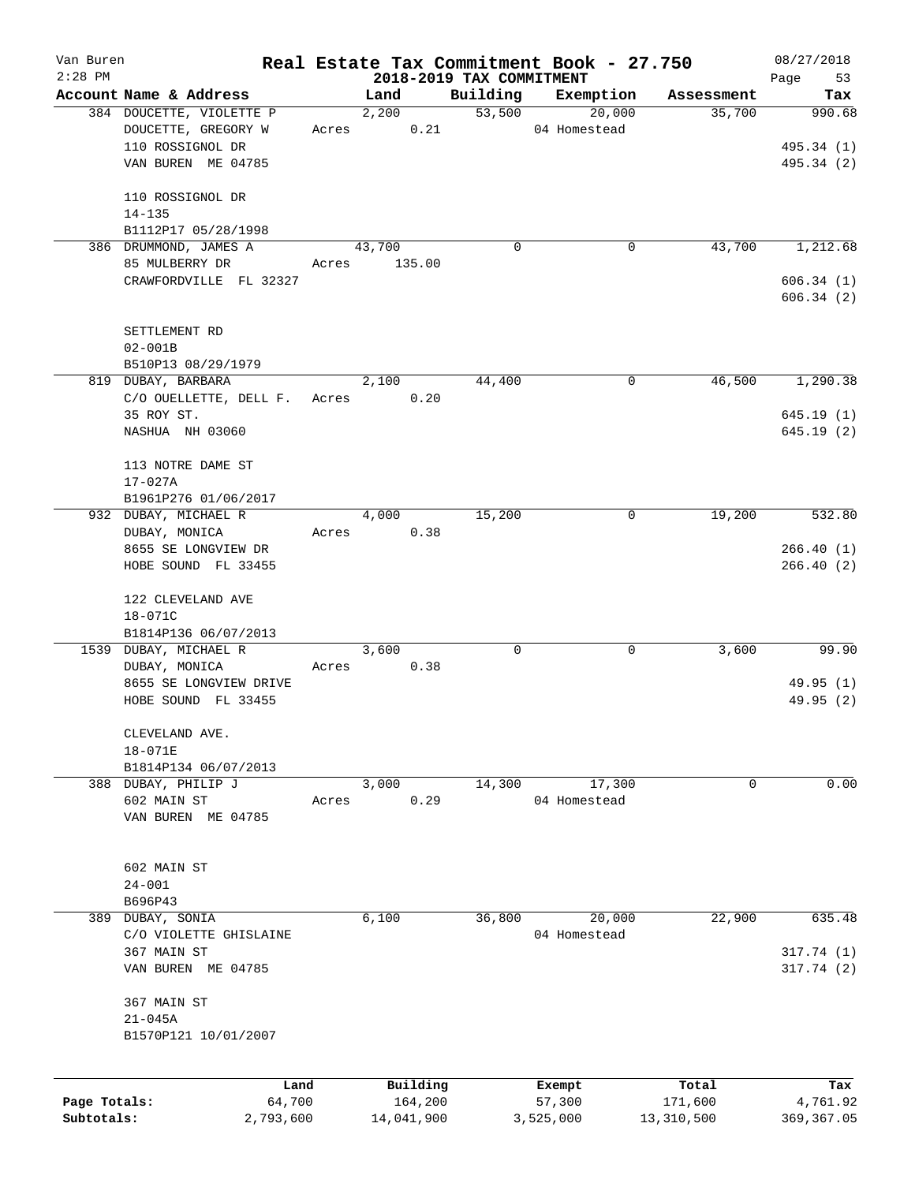# Real Estate Tax Commitment Book - 27.750

## 2018-2019 TAX COMMITMENT

Van Buren, 2:28 PM — 08/27/2018

| Account Name & Address | Land | Building | Exemption | Assessment | Tax |
|---|---|---|---|---|---|
| 384 DOUCETTE, VIOLETTE P<br>DOUCETTE, GREGORY W<br>110 ROSSIGNOL DR<br>VAN BUREN ME 04785<br><br>110 ROSSIGNOL DR<br>14-135<br>B1112P17 05/28/1998 | 2,200<br>Acres 0.21 | 53,500 | 20,000<br>04 Homestead | 35,700 | 990.68<br><br>495.34 (1)<br>495.34 (2) |
| 386 DRUMMOND, JAMES A<br>85 MULBERRY DR<br>CRAWFORDVILLE FL 32327<br><br>SETTLEMENT RD<br>02-001B<br>B510P13 08/29/1979 | 43,700<br>Acres 135.00 | 0 | 0 | 43,700 | 1,212.68<br><br>606.34 (1)<br>606.34 (2) |
| 819 DUBAY, BARBARA<br>C/O OUELLETTE, DELL F.<br>35 ROY ST.<br>NASHUA NH 03060<br><br>113 NOTRE DAME ST<br>17-027A<br>B1961P276 01/06/2017 | 2,100<br>Acres 0.20 | 44,400 | 0 | 46,500 | 1,290.38<br><br>645.19 (1)<br>645.19 (2) |
| 932 DUBAY, MICHAEL R<br>DUBAY, MONICA<br>8655 SE LONGVIEW DR<br>HOBE SOUND FL 33455<br><br>122 CLEVELAND AVE<br>18-071C<br>B1814P136 06/07/2013 | 4,000<br>Acres 0.38 | 15,200 | 0 | 19,200 | 532.80<br><br>266.40 (1)<br>266.40 (2) |
| 1539 DUBAY, MICHAEL R<br>DUBAY, MONICA<br>8655 SE LONGVIEW DRIVE<br>HOBE SOUND FL 33455<br><br>CLEVELAND AVE.<br>18-071E<br>B1814P134 06/07/2013 | 3,600<br>Acres 0.38 | 0 | 0 | 3,600 | 99.90<br><br>49.95 (1)<br>49.95 (2) |
| 388 DUBAY, PHILIP J<br>602 MAIN ST<br>VAN BUREN ME 04785<br><br>602 MAIN ST<br>24-001<br>B696P43 | 3,000<br>Acres 0.29 | 14,300 | 17,300<br>04 Homestead | 0 | 0.00 |
| 389 DUBAY, SONIA<br>C/O VIOLETTE GHISLAINE<br>367 MAIN ST<br>VAN BUREN ME 04785<br><br>367 MAIN ST<br>21-045A<br>B1570P121 10/01/2007 | 6,100 | 36,800 | 20,000<br>04 Homestead | 22,900 | 635.48<br><br>317.74 (1)<br>317.74 (2) |

| | Land | Building | Exempt | Total | Tax |
|---|---|---|---|---|---|
| Page Totals: | 64,700 | 164,200 | 57,300 | 171,600 | 4,761.92 |
| Subtotals: | 2,793,600 | 14,041,900 | 3,525,000 | 13,310,500 | 369,367.05 |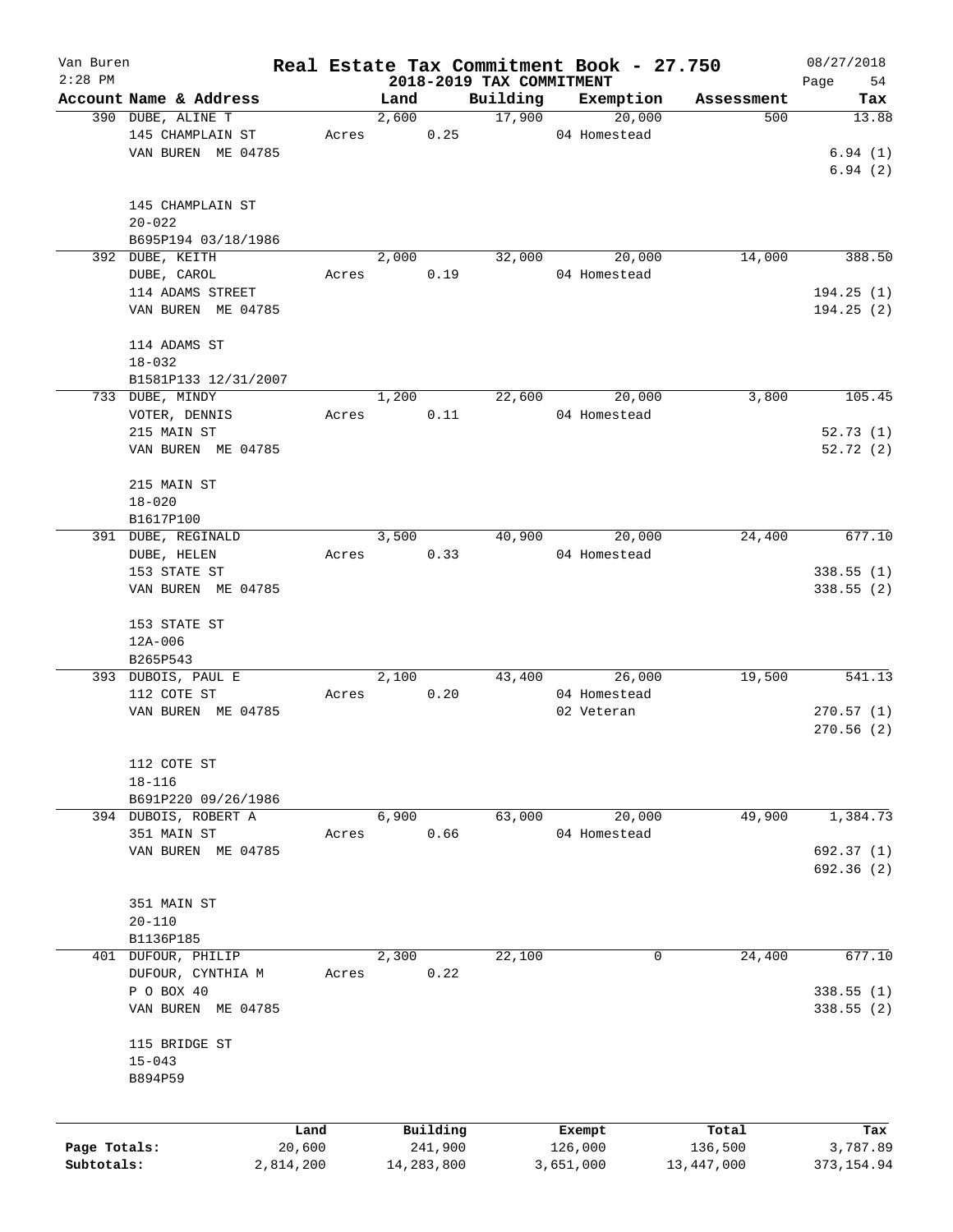# Real Estate Tax Commitment Book - 27.750

Van Buren
2:28 PM

## 2018-2019 TAX COMMITMENT

08/27/2018

| Account Name & Address | | Land | Building | Exemption | Assessment | Tax |
|---|---|---|---|---|---|---|
| 390 DUBE, ALINE T | | 2,600 | 17,900 | 20,000 | 500 | 13.88 |
| 145 CHAMPLAIN ST | Acres | 0.25 | | 04 Homestead | | |
| VAN BUREN ME 04785 | | | | | | 6.94 (1) |
| | | | | | | 6.94 (2) |
| 145 CHAMPLAIN ST | | | | | | |
| 20-022 | | | | | | |
| B695P194 03/18/1986 | | | | | | |
| 392 DUBE, KEITH | | 2,000 | 32,000 | 20,000 | 14,000 | 388.50 |
| DUBE, CAROL | Acres | 0.19 | | 04 Homestead | | |
| 114 ADAMS STREET | | | | | | 194.25 (1) |
| VAN BUREN ME 04785 | | | | | | 194.25 (2) |
| 114 ADAMS ST | | | | | | |
| 18-032 | | | | | | |
| B1581P133 12/31/2007 | | | | | | |
| 733 DUBE, MINDY | | 1,200 | 22,600 | 20,000 | 3,800 | 105.45 |
| VOTER, DENNIS | Acres | 0.11 | | 04 Homestead | | |
| 215 MAIN ST | | | | | | 52.73 (1) |
| VAN BUREN ME 04785 | | | | | | 52.72 (2) |
| 215 MAIN ST | | | | | | |
| 18-020 | | | | | | |
| B1617P100 | | | | | | |
| 391 DUBE, REGINALD | | 3,500 | 40,900 | 20,000 | 24,400 | 677.10 |
| DUBE, HELEN | Acres | 0.33 | | 04 Homestead | | |
| 153 STATE ST | | | | | | 338.55 (1) |
| VAN BUREN ME 04785 | | | | | | 338.55 (2) |
| 153 STATE ST | | | | | | |
| 12A-006 | | | | | | |
| B265P543 | | | | | | |
| 393 DUBOIS, PAUL E | | 2,100 | 43,400 | 26,000 | 19,500 | 541.13 |
| 112 COTE ST | Acres | 0.20 | | 04 Homestead | | |
| VAN BUREN ME 04785 | | | | 02 Veteran | | 270.57 (1) |
| | | | | | | 270.56 (2) |
| 112 COTE ST | | | | | | |
| 18-116 | | | | | | |
| B691P220 09/26/1986 | | | | | | |
| 394 DUBOIS, ROBERT A | | 6,900 | 63,000 | 20,000 | 49,900 | 1,384.73 |
| 351 MAIN ST | Acres | 0.66 | | 04 Homestead | | |
| VAN BUREN ME 04785 | | | | | | 692.37 (1) |
| | | | | | | 692.36 (2) |
| 351 MAIN ST | | | | | | |
| 20-110 | | | | | | |
| B1136P185 | | | | | | |
| 401 DUFOUR, PHILIP | | 2,300 | 22,100 | 0 | 24,400 | 677.10 |
| DUFOUR, CYNTHIA M | Acres | 0.22 | | | | |
| P O BOX 40 | | | | | | 338.55 (1) |
| VAN BUREN ME 04785 | | | | | | 338.55 (2) |
| 115 BRIDGE ST | | | | | | |
| 15-043 | | | | | | |
| B894P59 | | | | | | |

| | Land | Building | Exempt | Total | Tax |
|---|---|---|---|---|---|
| Page Totals: | 20,600 | 241,900 | 126,000 | 136,500 | 3,787.89 |
| Subtotals: | 2,814,200 | 14,283,800 | 3,651,000 | 13,447,000 | 373,154.94 |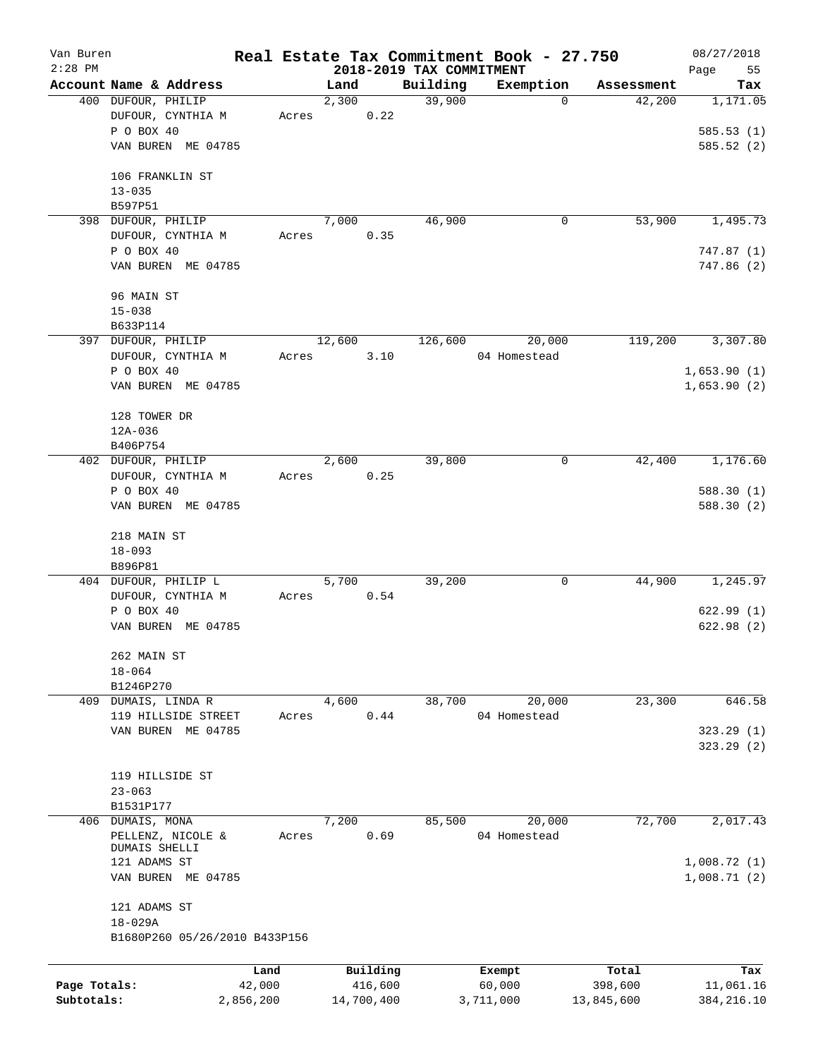# Real Estate Tax Commitment Book - 27.750

## 2018-2019 TAX COMMITMENT

Van Buren 2:28 PM — 08/27/2018

| Account Name & Address | Land | Building | Exemption | Assessment | Tax |
|---|---|---|---|---|---|
| 400 DUFOUR, PHILIP<br>DUFOUR, CYNTHIA M<br>P O BOX 40<br>VAN BUREN ME 04785<br><br>106 FRANKLIN ST<br>13-035<br>B597P51 | 2,300<br>Acres 0.22 | 39,900 | 0 | 42,200 | 1,171.05<br><br>585.53 (1)<br>585.52 (2) |
| 398 DUFOUR, PHILIP<br>DUFOUR, CYNTHIA M<br>P O BOX 40<br>VAN BUREN ME 04785<br><br>96 MAIN ST<br>15-038<br>B633P114 | 7,000<br>Acres 0.35 | 46,900 | 0 | 53,900 | 1,495.73<br><br>747.87 (1)<br>747.86 (2) |
| 397 DUFOUR, PHILIP<br>DUFOUR, CYNTHIA M<br>P O BOX 40<br>VAN BUREN ME 04785<br><br>128 TOWER DR<br>12A-036<br>B406P754 | 12,600<br>Acres 3.10 | 126,600 | 20,000<br>04 Homestead | 119,200 | 3,307.80<br><br>1,653.90 (1)<br>1,653.90 (2) |
| 402 DUFOUR, PHILIP<br>DUFOUR, CYNTHIA M<br>P O BOX 40<br>VAN BUREN ME 04785<br><br>218 MAIN ST<br>18-093<br>B896P81 | 2,600<br>Acres 0.25 | 39,800 | 0 | 42,400 | 1,176.60<br><br>588.30 (1)<br>588.30 (2) |
| 404 DUFOUR, PHILIP L<br>DUFOUR, CYNTHIA M<br>P O BOX 40<br>VAN BUREN ME 04785<br><br>262 MAIN ST<br>18-064<br>B1246P270 | 5,700<br>Acres 0.54 | 39,200 | 0 | 44,900 | 1,245.97<br><br>622.99 (1)<br>622.98 (2) |
| 409 DUMAIS, LINDA R<br>119 HILLSIDE STREET<br>VAN BUREN ME 04785<br><br>119 HILLSIDE ST<br>23-063<br>B1531P177 | 4,600<br>Acres 0.44 | 38,700 | 20,000<br>04 Homestead | 23,300 | 646.58<br><br>323.29 (1)<br>323.29 (2) |
| 406 DUMAIS, MONA<br>PELLENZ, NICOLE &<br>DUMAIS SHELLI<br>121 ADAMS ST<br>VAN BUREN ME 04785<br><br>121 ADAMS ST<br>18-029A<br>B1680P260 05/26/2010 B433P156 | 7,200<br>Acres 0.69 | 85,500 | 20,000<br>04 Homestead | 72,700 | 2,017.43<br><br>1,008.72 (1)<br>1,008.71 (2) |

| | Land | Building | Exempt | Total | Tax |
|---|---|---|---|---|---|
| Page Totals: | 42,000 | 416,600 | 60,000 | 398,600 | 11,061.16 |
| Subtotals: | 2,856,200 | 14,700,400 | 3,711,000 | 13,845,600 | 384,216.10 |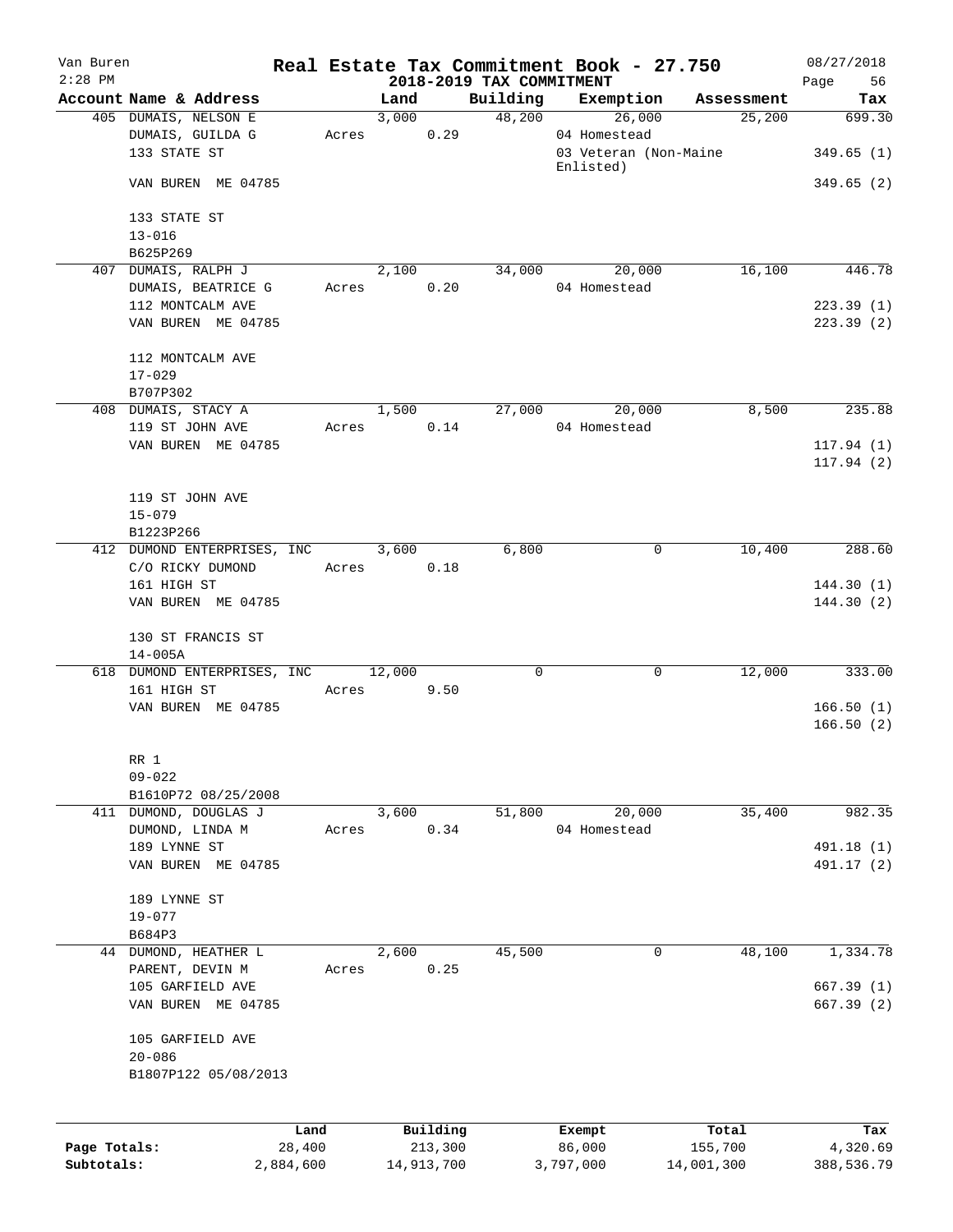# Real Estate Tax Commitment Book - 27.750

Van Buren
2:28 PM

## 2018-2019 TAX COMMITMENT

08/27/2018

| Account Name & Address | Land | Building | Exemption | Assessment | Tax |
|---|---|---|---|---|---|
| 405 DUMAIS, NELSON E | 3,000 | 48,200 | 26,000 | 25,200 | 699.30 |
| DUMAIS, GUILDA G | Acres 0.29 | | 04 Homestead | | |
| 133 STATE ST | | | 03 Veteran (Non-Maine Enlisted) | | 349.65 (1) |
| VAN BUREN ME 04785 | | | | | 349.65 (2) |
| 133 STATE ST | | | | | |
| 13-016 | | | | | |
| B625P269 | | | | | |
| 407 DUMAIS, RALPH J | 2,100 | 34,000 | 20,000 | 16,100 | 446.78 |
| DUMAIS, BEATRICE G | Acres 0.20 | | 04 Homestead | | |
| 112 MONTCALM AVE | | | | | 223.39 (1) |
| VAN BUREN ME 04785 | | | | | 223.39 (2) |
| 112 MONTCALM AVE | | | | | |
| 17-029 | | | | | |
| B707P302 | | | | | |
| 408 DUMAIS, STACY A | 1,500 | 27,000 | 20,000 | 8,500 | 235.88 |
| 119 ST JOHN AVE | Acres 0.14 | | 04 Homestead | | |
| VAN BUREN ME 04785 | | | | | 117.94 (1) |
| | | | | | 117.94 (2) |
| 119 ST JOHN AVE | | | | | |
| 15-079 | | | | | |
| B1223P266 | | | | | |
| 412 DUMOND ENTERPRISES, INC | 3,600 | 6,800 | 0 | 10,400 | 288.60 |
| C/O RICKY DUMOND | Acres 0.18 | | | | |
| 161 HIGH ST | | | | | 144.30 (1) |
| VAN BUREN ME 04785 | | | | | 144.30 (2) |
| 130 ST FRANCIS ST | | | | | |
| 14-005A | | | | | |
| 618 DUMOND ENTERPRISES, INC | 12,000 | 0 | 0 | 12,000 | 333.00 |
| 161 HIGH ST | Acres 9.50 | | | | |
| VAN BUREN ME 04785 | | | | | 166.50 (1) |
| | | | | | 166.50 (2) |
| RR 1 | | | | | |
| 09-022 | | | | | |
| B1610P72 08/25/2008 | | | | | |
| 411 DUMOND, DOUGLAS J | 3,600 | 51,800 | 20,000 | 35,400 | 982.35 |
| DUMOND, LINDA M | Acres 0.34 | | 04 Homestead | | |
| 189 LYNNE ST | | | | | 491.18 (1) |
| VAN BUREN ME 04785 | | | | | 491.17 (2) |
| 189 LYNNE ST | | | | | |
| 19-077 | | | | | |
| B684P3 | | | | | |
| 44 DUMOND, HEATHER L | 2,600 | 45,500 | 0 | 48,100 | 1,334.78 |
| PARENT, DEVIN M | Acres 0.25 | | | | |
| 105 GARFIELD AVE | | | | | 667.39 (1) |
| VAN BUREN ME 04785 | | | | | 667.39 (2) |
| 105 GARFIELD AVE | | | | | |
| 20-086 | | | | | |
| B1807P122 05/08/2013 | | | | | |

| | Land | Building | Exempt | Total | Tax |
|---|---|---|---|---|---|
| Page Totals: | 28,400 | 213,300 | 86,000 | 155,700 | 4,320.69 |
| Subtotals: | 2,884,600 | 14,913,700 | 3,797,000 | 14,001,300 | 388,536.79 |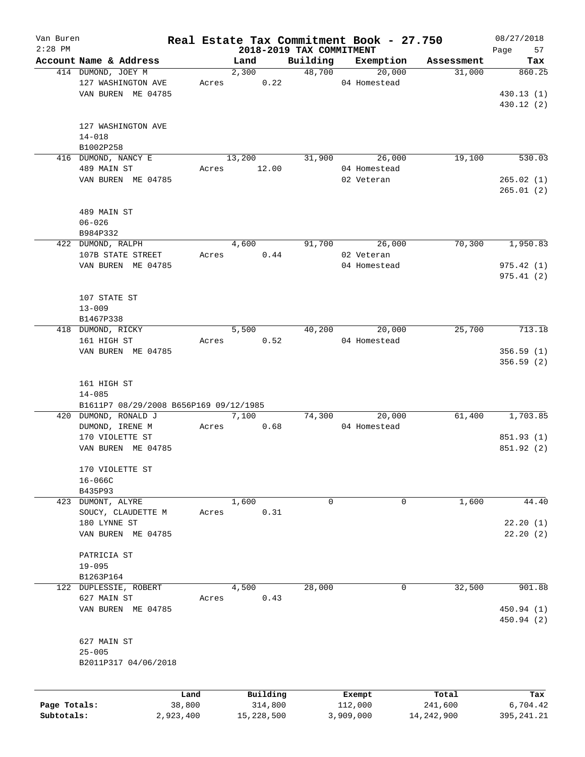# Real Estate Tax Commitment Book - 27.750

## 2018-2019 TAX COMMITMENT

Van Buren
2:28 PM

08/27/2018

| Account Name & Address | Land | Building | Exemption | Assessment | Tax |
|---|---|---|---|---|---|
| 414 DUMOND, JOEY M | 2,300 | 48,700 | 20,000 | 31,000 | 860.25 |
| 127 WASHINGTON AVE | Acres 0.22 | | 04 Homestead | | |
| VAN BUREN ME 04785 | | | | | 430.13 (1) |
| | | | | | 430.12 (2) |
| 127 WASHINGTON AVE | | | | | |
| 14-018 | | | | | |
| B1002P258 | | | | | |
| 416 DUMOND, NANCY E | 13,200 | 31,900 | 26,000 | 19,100 | 530.03 |
| 489 MAIN ST | Acres 12.00 | | 04 Homestead | | |
| VAN BUREN ME 04785 | | | 02 Veteran | | 265.02 (1) |
| | | | | | 265.01 (2) |
| 489 MAIN ST | | | | | |
| 06-026 | | | | | |
| B984P332 | | | | | |
| 422 DUMOND, RALPH | 4,600 | 91,700 | 26,000 | 70,300 | 1,950.83 |
| 107B STATE STREET | Acres 0.44 | | 02 Veteran | | |
| VAN BUREN ME 04785 | | | 04 Homestead | | 975.42 (1) |
| | | | | | 975.41 (2) |
| 107 STATE ST | | | | | |
| 13-009 | | | | | |
| B1467P338 | | | | | |
| 418 DUMOND, RICKY | 5,500 | 40,200 | 20,000 | 25,700 | 713.18 |
| 161 HIGH ST | Acres 0.52 | | 04 Homestead | | |
| VAN BUREN ME 04785 | | | | | 356.59 (1) |
| | | | | | 356.59 (2) |
| 161 HIGH ST | | | | | |
| 14-085 | | | | | |
| B1611P7 08/29/2008 B656P169 09/12/1985 | | | | | |
| 420 DUMOND, RONALD J | 7,100 | 74,300 | 20,000 | 61,400 | 1,703.85 |
| DUMOND, IRENE M | Acres 0.68 | | 04 Homestead | | |
| 170 VIOLETTE ST | | | | | 851.93 (1) |
| VAN BUREN ME 04785 | | | | | 851.92 (2) |
| 170 VIOLETTE ST | | | | | |
| 16-066C | | | | | |
| B435P93 | | | | | |
| 423 DUMONT, ALYRE | 1,600 | 0 | 0 | 1,600 | 44.40 |
| SOUCY, CLAUDETTE M | Acres 0.31 | | | | |
| 180 LYNNE ST | | | | | 22.20 (1) |
| VAN BUREN ME 04785 | | | | | 22.20 (2) |
| PATRICIA ST | | | | | |
| 19-095 | | | | | |
| B1263P164 | | | | | |
| 122 DUPLESSIE, ROBERT | 4,500 | 28,000 | 0 | 32,500 | 901.88 |
| 627 MAIN ST | Acres 0.43 | | | | |
| VAN BUREN ME 04785 | | | | | 450.94 (1) |
| | | | | | 450.94 (2) |
| 627 MAIN ST | | | | | |
| 25-005 | | | | | |
| B2011P317 04/06/2018 | | | | | |

| | Land | Building | Exempt | Total | Tax |
|---|---|---|---|---|---|
| Page Totals: | 38,800 | 314,800 | 112,000 | 241,600 | 6,704.42 |
| Subtotals: | 2,923,400 | 15,228,500 | 3,909,000 | 14,242,900 | 395,241.21 |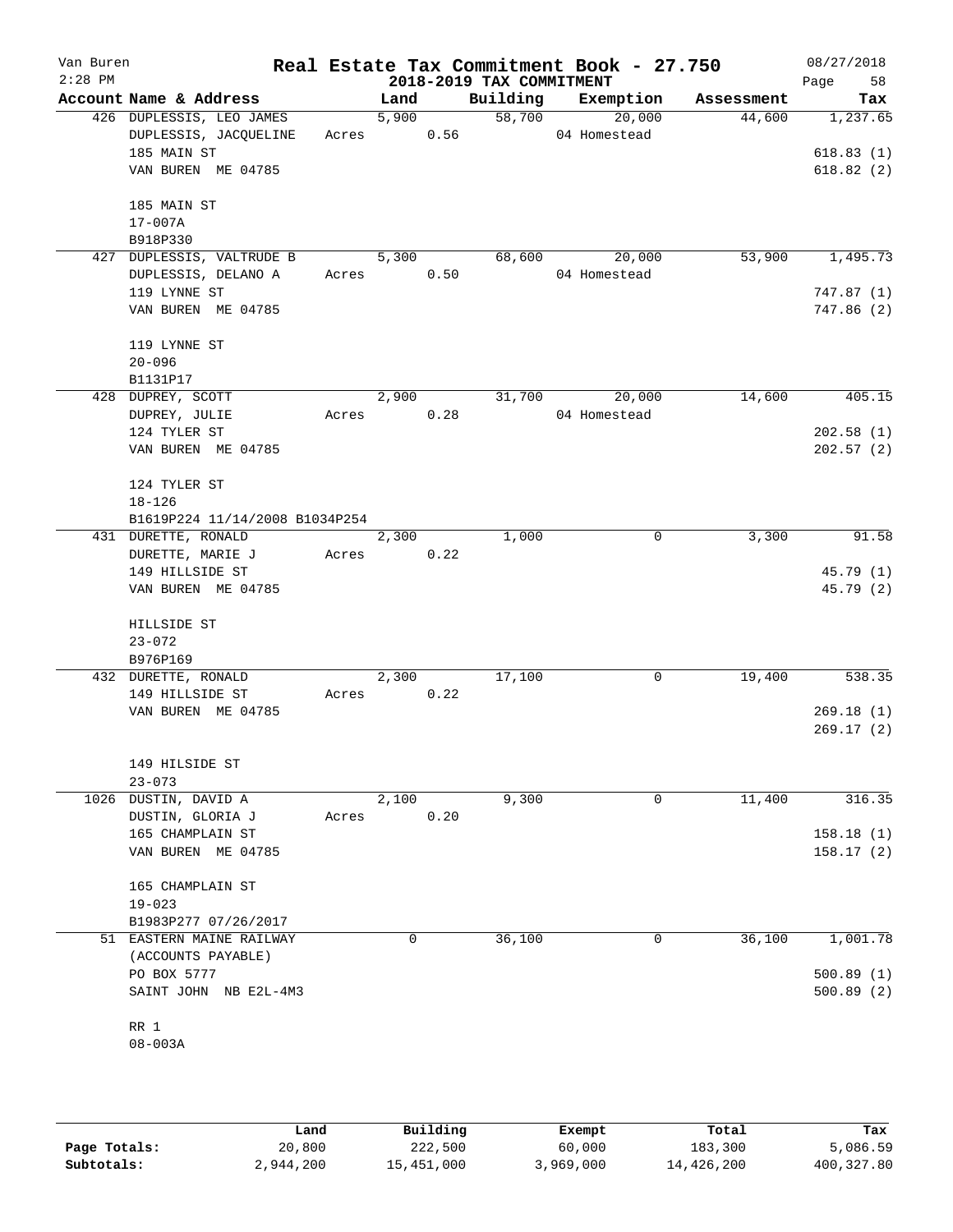# Real Estate Tax Commitment Book - 27.750

Van Buren
2:28 PM

## 2018-2019 TAX COMMITMENT

08/27/2018

| Account Name & Address | Land | Building | Exemption | Assessment | Tax |
|---|---|---|---|---|---|
| 426 DUPLESSIS, LEO JAMES | 5,900 | 58,700 | 20,000 | 44,600 | 1,237.65 |
| DUPLESSIS, JACQUELINE | Acres 0.56 | | 04 Homestead | | |
| 185 MAIN ST | | | | | 618.83 (1) |
| VAN BUREN ME 04785 | | | | | 618.82 (2) |
| 185 MAIN ST | | | | | |
| 17-007A | | | | | |
| B918P330 | | | | | |
| 427 DUPLESSIS, VALTRUDE B | 5,300 | 68,600 | 20,000 | 53,900 | 1,495.73 |
| DUPLESSIS, DELANO A | Acres 0.50 | | 04 Homestead | | |
| 119 LYNNE ST | | | | | 747.87 (1) |
| VAN BUREN ME 04785 | | | | | 747.86 (2) |
| 119 LYNNE ST | | | | | |
| 20-096 | | | | | |
| B1131P17 | | | | | |
| 428 DUPREY, SCOTT | 2,900 | 31,700 | 20,000 | 14,600 | 405.15 |
| DUPREY, JULIE | Acres 0.28 | | 04 Homestead | | |
| 124 TYLER ST | | | | | 202.58 (1) |
| VAN BUREN ME 04785 | | | | | 202.57 (2) |
| 124 TYLER ST | | | | | |
| 18-126 | | | | | |
| B1619P224 11/14/2008 B1034P254 | | | | | |
| 431 DURETTE, RONALD | 2,300 | 1,000 | 0 | 3,300 | 91.58 |
| DURETTE, MARIE J | Acres 0.22 | | | | |
| 149 HILLSIDE ST | | | | | 45.79 (1) |
| VAN BUREN ME 04785 | | | | | 45.79 (2) |
| HILLSIDE ST | | | | | |
| 23-072 | | | | | |
| B976P169 | | | | | |
| 432 DURETTE, RONALD | 2,300 | 17,100 | 0 | 19,400 | 538.35 |
| 149 HILLSIDE ST | Acres 0.22 | | | | |
| VAN BUREN ME 04785 | | | | | 269.18 (1) |
| | | | | | 269.17 (2) |
| 149 HILSIDE ST | | | | | |
| 23-073 | | | | | |
| 1026 DUSTIN, DAVID A | 2,100 | 9,300 | 0 | 11,400 | 316.35 |
| DUSTIN, GLORIA J | Acres 0.20 | | | | |
| 165 CHAMPLAIN ST | | | | | 158.18 (1) |
| VAN BUREN ME 04785 | | | | | 158.17 (2) |
| 165 CHAMPLAIN ST | | | | | |
| 19-023 | | | | | |
| B1983P277 07/26/2017 | | | | | |
| 51 EASTERN MAINE RAILWAY | 0 | 36,100 | 0 | 36,100 | 1,001.78 |
| (ACCOUNTS PAYABLE) | | | | | |
| PO BOX 5777 | | | | | 500.89 (1) |
| SAINT JOHN NB E2L-4M3 | | | | | 500.89 (2) |
| RR 1 | | | | | |
| 08-003A | | | | | |

| | Land | Building | Exempt | Total | Tax |
|---|---|---|---|---|---|
| Page Totals: | 20,800 | 222,500 | 60,000 | 183,300 | 5,086.59 |
| Subtotals: | 2,944,200 | 15,451,000 | 3,969,000 | 14,426,200 | 400,327.80 |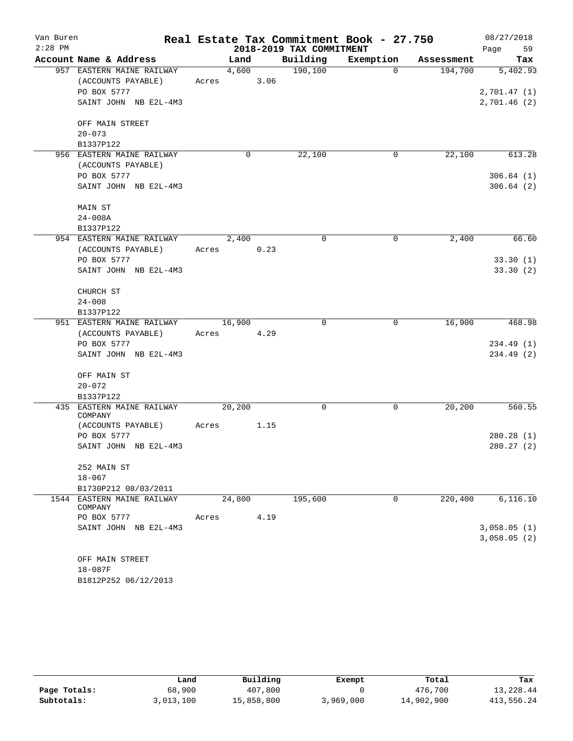# Real Estate Tax Commitment Book - 27.750

Van Buren
2:28 PM

2018-2019 TAX COMMITMENT

08/27/2018

| Account Name & Address | Land | Building | Exemption | Assessment | Tax |
|---|---|---|---|---|---|
| 957 EASTERN MAINE RAILWAY | 4,600 | 190,100 | 0 | 194,700 | 5,402.93 |
| (ACCOUNTS PAYABLE) | Acres 3.06 | | | | |
| PO BOX 5777 | | | | | 2,701.47 (1) |
| SAINT JOHN NB E2L-4M3 | | | | | 2,701.46 (2) |
| OFF MAIN STREET | | | | | |
| 20-073 | | | | | |
| B1337P122 | | | | | |
| 956 EASTERN MAINE RAILWAY | 0 | 22,100 | 0 | 22,100 | 613.28 |
| (ACCOUNTS PAYABLE) | | | | | |
| PO BOX 5777 | | | | | 306.64 (1) |
| SAINT JOHN NB E2L-4M3 | | | | | 306.64 (2) |
| MAIN ST | | | | | |
| 24-008A | | | | | |
| B1337P122 | | | | | |
| 954 EASTERN MAINE RAILWAY | 2,400 | 0 | 0 | 2,400 | 66.60 |
| (ACCOUNTS PAYABLE) | Acres 0.23 | | | | |
| PO BOX 5777 | | | | | 33.30 (1) |
| SAINT JOHN NB E2L-4M3 | | | | | 33.30 (2) |
| CHURCH ST | | | | | |
| 24-008 | | | | | |
| B1337P122 | | | | | |
| 951 EASTERN MAINE RAILWAY | 16,900 | 0 | 0 | 16,900 | 468.98 |
| (ACCOUNTS PAYABLE) | Acres 4.29 | | | | |
| PO BOX 5777 | | | | | 234.49 (1) |
| SAINT JOHN NB E2L-4M3 | | | | | 234.49 (2) |
| OFF MAIN ST | | | | | |
| 20-072 | | | | | |
| B1337P122 | | | | | |
| 435 EASTERN MAINE RAILWAY COMPANY | 20,200 | 0 | 0 | 20,200 | 560.55 |
| (ACCOUNTS PAYABLE) | Acres 1.15 | | | | |
| PO BOX 5777 | | | | | 280.28 (1) |
| SAINT JOHN NB E2L-4M3 | | | | | 280.27 (2) |
| 252 MAIN ST | | | | | |
| 18-067 | | | | | |
| B1730P212 08/03/2011 | | | | | |
| 1544 EASTERN MAINE RAILWAY COMPANY | 24,800 | 195,600 | 0 | 220,400 | 6,116.10 |
| PO BOX 5777 | Acres 4.19 | | | | |
| SAINT JOHN NB E2L-4M3 | | | | | 3,058.05 (1) |
| | | | | | 3,058.05 (2) |
| OFF MAIN STREET | | | | | |
| 18-087F | | | | | |
| B1812P252 06/12/2013 | | | | | |

| | Land | Building | Exempt | Total | Tax |
|---|---|---|---|---|---|
| Page Totals: | 68,900 | 407,800 | 0 | 476,700 | 13,228.44 |
| Subtotals: | 3,013,100 | 15,858,800 | 3,969,000 | 14,902,900 | 413,556.24 |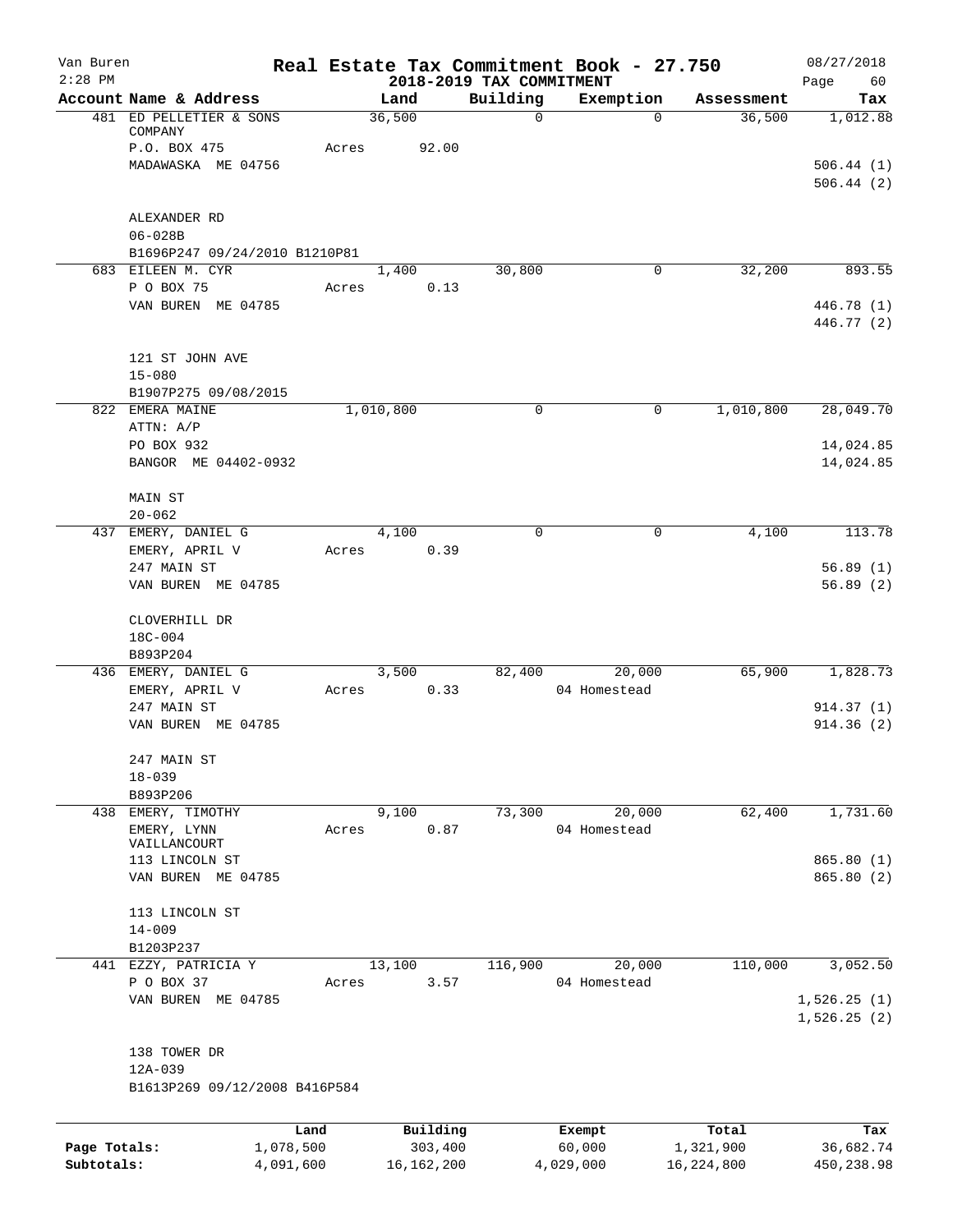Van Buren
2:28 PM

# Real Estate Tax Commitment Book - 27.750

## 2018-2019 TAX COMMITMENT

08/27/2018
Page 60

| Account | Name & Address | Land | Building | Exemption | Assessment | Tax |
|---|---|---|---|---|---|---|
| 481 | ED PELLETIER & SONS COMPANY | 36,500 | 0 | 0 | 36,500 | 1,012.88 |
| | P.O. BOX 475 | Acres 92.00 | | | | |
| | MADAWASKA ME 04756 | | | | | 506.44 (1) |
| | | | | | | 506.44 (2) |
| | ALEXANDER RD | | | | | |
| | 06-028B | | | | | |
| | B1696P247 09/24/2010 B1210P81 | | | | | |
| 683 | EILEEN M. CYR | 1,400 | 30,800 | 0 | 32,200 | 893.55 |
| | P O BOX 75 | Acres 0.13 | | | | |
| | VAN BUREN ME 04785 | | | | | 446.78 (1) |
| | | | | | | 446.77 (2) |
| | 121 ST JOHN AVE | | | | | |
| | 15-080 | | | | | |
| | B1907P275 09/08/2015 | | | | | |
| 822 | EMERA MAINE | 1,010,800 | 0 | 0 | 1,010,800 | 28,049.70 |
| | ATTN: A/P | | | | | |
| | PO BOX 932 | | | | | 14,024.85 |
| | BANGOR ME 04402-0932 | | | | | 14,024.85 |
| | MAIN ST | | | | | |
| | 20-062 | | | | | |
| 437 | EMERY, DANIEL G | 4,100 | 0 | 0 | 4,100 | 113.78 |
| | EMERY, APRIL V | Acres 0.39 | | | | |
| | 247 MAIN ST | | | | | 56.89 (1) |
| | VAN BUREN ME 04785 | | | | | 56.89 (2) |
| | CLOVERHILL DR | | | | | |
| | 18C-004 | | | | | |
| | B893P204 | | | | | |
| 436 | EMERY, DANIEL G | 3,500 | 82,400 | 20,000 | 65,900 | 1,828.73 |
| | EMERY, APRIL V | Acres 0.33 | | 04 Homestead | | |
| | 247 MAIN ST | | | | | 914.37 (1) |
| | VAN BUREN ME 04785 | | | | | 914.36 (2) |
| | 247 MAIN ST | | | | | |
| | 18-039 | | | | | |
| | B893P206 | | | | | |
| 438 | EMERY, TIMOTHY | 9,100 | 73,300 | 20,000 | 62,400 | 1,731.60 |
| | EMERY, LYNN VAILLANCOURT | Acres 0.87 | | 04 Homestead | | |
| | 113 LINCOLN ST | | | | | 865.80 (1) |
| | VAN BUREN ME 04785 | | | | | 865.80 (2) |
| | 113 LINCOLN ST | | | | | |
| | 14-009 | | | | | |
| | B1203P237 | | | | | |
| 441 | EZZY, PATRICIA Y | 13,100 | 116,900 | 20,000 | 110,000 | 3,052.50 |
| | P O BOX 37 | Acres 3.57 | | 04 Homestead | | |
| | VAN BUREN ME 04785 | | | | | 1,526.25 (1) |
| | | | | | | 1,526.25 (2) |
| | 138 TOWER DR | | | | | |
| | 12A-039 | | | | | |
| | B1613P269 09/12/2008 B416P584 | | | | | |

| | Land | Building | Exempt | Total | Tax |
|---|---|---|---|---|---|
| Page Totals: | 1,078,500 | 303,400 | 60,000 | 1,321,900 | 36,682.74 |
| Subtotals: | 4,091,600 | 16,162,200 | 4,029,000 | 16,224,800 | 450,238.98 |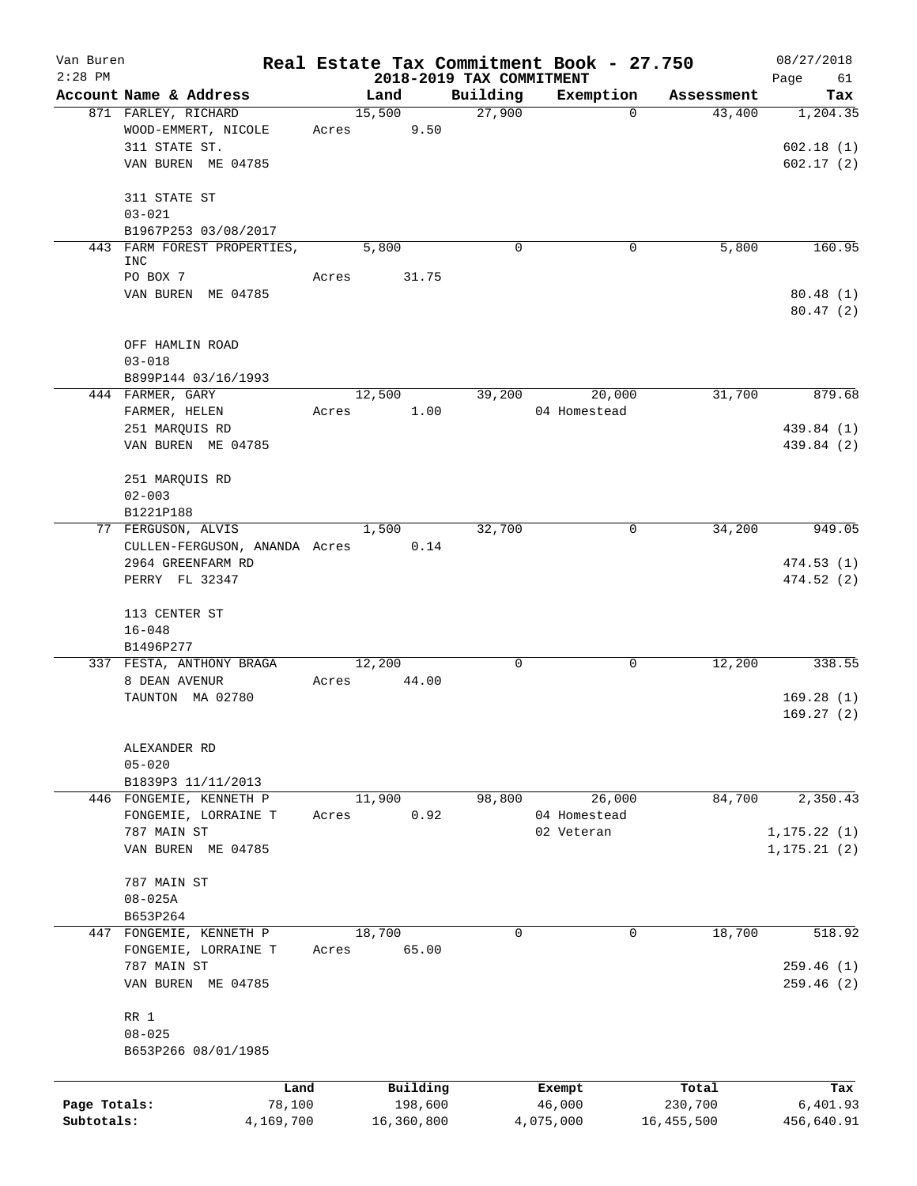Van Buren
2:28 PM

# Real Estate Tax Commitment Book - 27.750

## 2018-2019 TAX COMMITMENT

08/27/2018

| Account Name & Address | Land | Building | Exemption | Assessment | Tax |
|---|---|---|---|---|---|
| 871 FARLEY, RICHARD<br>WOOD-EMMERT, NICOLE<br>311 STATE ST.<br>VAN BUREN ME 04785<br><br>311 STATE ST<br>03-021<br>B1967P253 03/08/2017 | 15,500<br>Acres 9.50 | 27,900 | 0 | 43,400 | 1,204.35<br><br>602.18 (1)<br>602.17 (2) |
| 443 FARM FOREST PROPERTIES, INC<br>PO BOX 7<br>VAN BUREN ME 04785<br><br>OFF HAMLIN ROAD<br>03-018<br>B899P144 03/16/1993 | 5,800<br>Acres 31.75 | 0 | 0 | 5,800 | 160.95<br><br>80.48 (1)<br>80.47 (2) |
| 444 FARMER, GARY<br>FARMER, HELEN<br>251 MARQUIS RD<br>VAN BUREN ME 04785<br><br>251 MARQUIS RD<br>02-003<br>B1221P188 | 12,500<br>Acres 1.00 | 39,200 | 20,000<br>04 Homestead | 31,700 | 879.68<br><br>439.84 (1)<br>439.84 (2) |
| 77 FERGUSON, ALVIS<br>CULLEN-FERGUSON, ANANDA<br>2964 GREENFARM RD<br>PERRY FL 32347<br><br>113 CENTER ST<br>16-048<br>B1496P277 | 1,500<br>Acres 0.14 | 32,700 | 0 | 34,200 | 949.05<br><br>474.53 (1)<br>474.52 (2) |
| 337 FESTA, ANTHONY BRAGA<br>8 DEAN AVENUR<br>TAUNTON MA 02780<br><br>ALEXANDER RD<br>05-020<br>B1839P3 11/11/2013 | 12,200<br>Acres 44.00 | 0 | 0 | 12,200 | 338.55<br><br>169.28 (1)<br>169.27 (2) |
| 446 FONGEMIE, KENNETH P<br>FONGEMIE, LORRAINE T<br>787 MAIN ST<br>VAN BUREN ME 04785<br><br>787 MAIN ST<br>08-025A<br>B653P264 | 11,900<br>Acres 0.92 | 98,800 | 26,000<br>04 Homestead<br>02 Veteran | 84,700 | 2,350.43<br><br>1,175.22 (1)<br>1,175.21 (2) |
| 447 FONGEMIE, KENNETH P<br>FONGEMIE, LORRAINE T<br>787 MAIN ST<br>VAN BUREN ME 04785<br><br>RR 1<br>08-025<br>B653P266 08/01/1985 | 18,700<br>Acres 65.00 | 0 | 0 | 18,700 | 518.92<br><br>259.46 (1)<br>259.46 (2) |

| | Land | Building | Exempt | Total | Tax |
|---|---|---|---|---|---|
| Page Totals: | 78,100 | 198,600 | 46,000 | 230,700 | 6,401.93 |
| Subtotals: | 4,169,700 | 16,360,800 | 4,075,000 | 16,455,500 | 456,640.91 |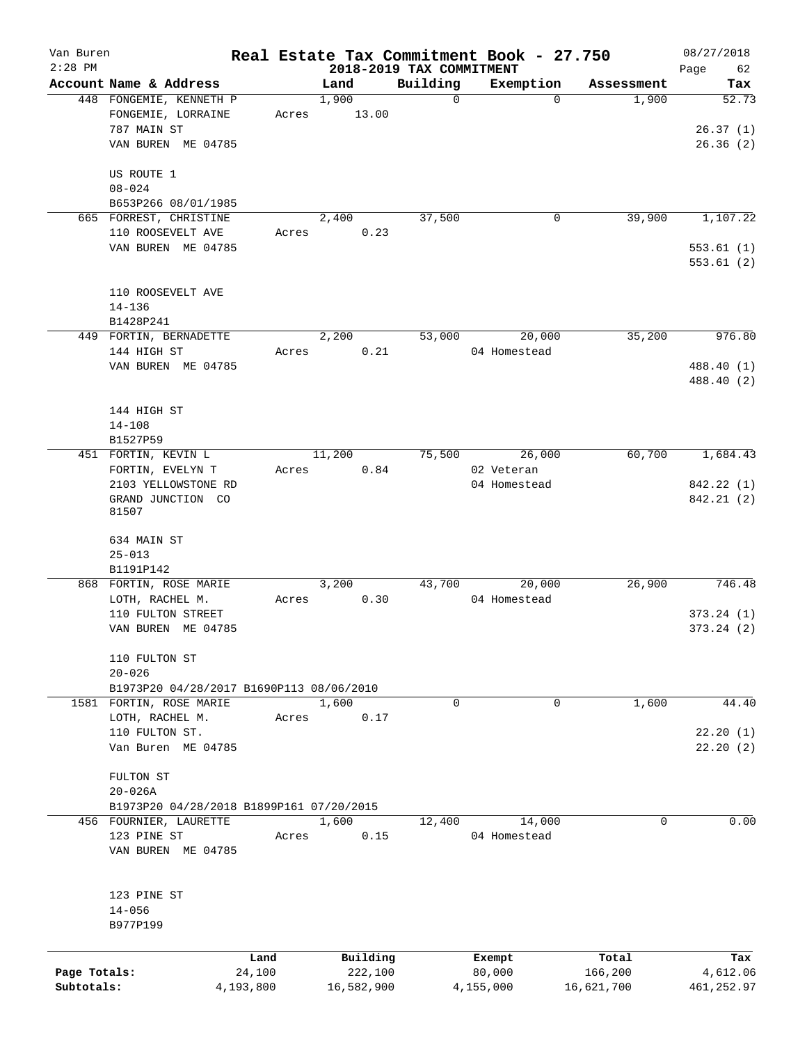Van Buren
2:28 PM

# Real Estate Tax Commitment Book - 27.750
## 2018-2019 TAX COMMITMENT

08/27/2018
Page 62

| Account Name & Address | Land | Building | Exemption | Assessment | Tax |
|---|---|---|---|---|---|
| 448 FONGEMIE, KENNETH P<br>FONGEMIE, LORRAINE<br>787 MAIN ST<br>VAN BUREN ME 04785<br><br>US ROUTE 1<br>08-024<br>B653P266 08/01/1985 | 1,900<br>Acres 13.00 | 0 | 0 | 1,900 | 52.73<br><br>26.37 (1)<br>26.36 (2) |
| 665 FORREST, CHRISTINE<br>110 ROOSEVELT AVE<br>VAN BUREN ME 04785<br><br>110 ROOSEVELT AVE<br>14-136<br>B1428P241 | 2,400<br>Acres 0.23 | 37,500 | 0 | 39,900 | 1,107.22<br><br>553.61 (1)<br>553.61 (2) |
| 449 FORTIN, BERNADETTE<br>144 HIGH ST<br>VAN BUREN ME 04785<br><br>144 HIGH ST<br>14-108<br>B1527P59 | 2,200<br>Acres 0.21 | 53,000 | 20,000<br>04 Homestead | 35,200 | 976.80<br><br>488.40 (1)<br>488.40 (2) |
| 451 FORTIN, KEVIN L<br>FORTIN, EVELYN T<br>2103 YELLOWSTONE RD<br>GRAND JUNCTION CO<br>81507<br><br>634 MAIN ST<br>25-013<br>B1191P142 | 11,200<br>Acres 0.84 | 75,500 | 26,000<br>02 Veteran<br>04 Homestead | 60,700 | 1,684.43<br><br>842.22 (1)<br>842.21 (2) |
| 868 FORTIN, ROSE MARIE<br>LOTH, RACHEL M.<br>110 FULTON STREET<br>VAN BUREN ME 04785<br><br>110 FULTON ST<br>20-026<br>B1973P20 04/28/2017 B1690P113 08/06/2010 | 3,200<br>Acres 0.30 | 43,700 | 20,000<br>04 Homestead | 26,900 | 746.48<br><br>373.24 (1)<br>373.24 (2) |
| 1581 FORTIN, ROSE MARIE<br>LOTH, RACHEL M.<br>110 FULTON ST.<br>Van Buren ME 04785<br><br>FULTON ST<br>20-026A<br>B1973P20 04/28/2018 B1899P161 07/20/2015 | 1,600<br>Acres 0.17 | 0 | 0 | 1,600 | 44.40<br><br>22.20 (1)<br>22.20 (2) |
| 456 FOURNIER, LAURETTE<br>123 PINE ST<br>VAN BUREN ME 04785<br><br>123 PINE ST<br>14-056<br>B977P199 | 1,600<br>Acres 0.15 | 12,400 | 14,000<br>04 Homestead | 0 | 0.00 |

| | Land | Building | Exempt | Total | Tax |
|---|---|---|---|---|---|
| Page Totals: | 24,100 | 222,100 | 80,000 | 166,200 | 4,612.06 |
| Subtotals: | 4,193,800 | 16,582,900 | 4,155,000 | 16,621,700 | 461,252.97 |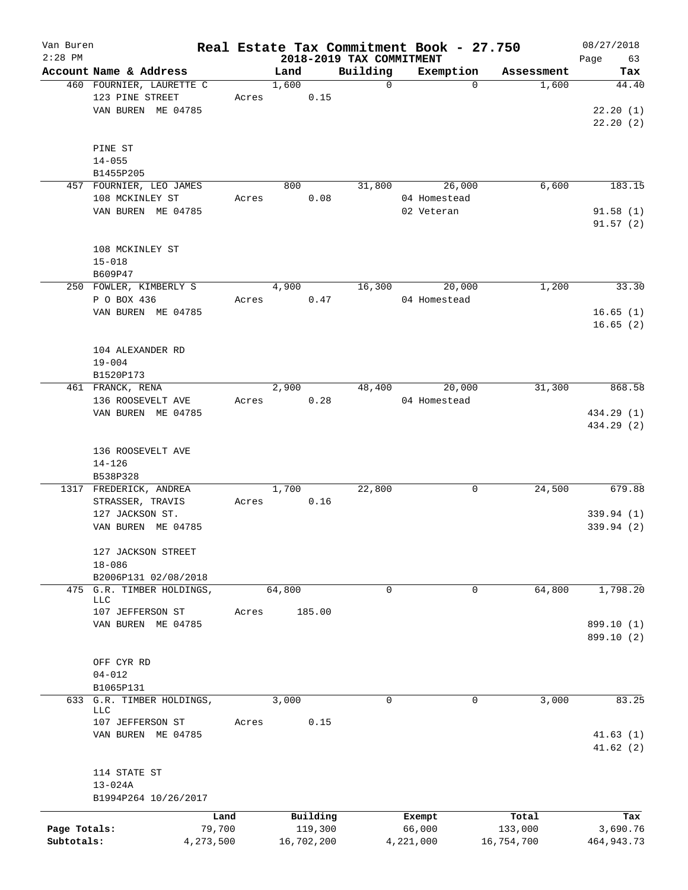Van Buren
2:28 PM

# Real Estate Tax Commitment Book - 27.750

## 2018-2019 TAX COMMITMENT

08/27/2018
Page 63

| Account | Name & Address | Land | Building | Exemption | Assessment | Tax |
|---|---|---|---|---|---|---|
| 460 | FOURNIER, LAURETTE C<br>123 PINE STREET<br>VAN BUREN ME 04785<br><br>PINE ST<br>14-055<br>B1455P205 | 1,600<br>Acres 0.15 | 0 | 0 | 1,600 | 44.40<br><br>22.20 (1)<br>22.20 (2) |
| 457 | FOURNIER, LEO JAMES<br>108 MCKINLEY ST<br>VAN BUREN ME 04785<br><br>108 MCKINLEY ST<br>15-018<br>B609P47 | 800<br>Acres 0.08 | 31,800 | 26,000<br>04 Homestead<br>02 Veteran | 6,600 | 183.15<br><br>91.58 (1)<br>91.57 (2) |
| 250 | FOWLER, KIMBERLY S<br>P O BOX 436<br>VAN BUREN ME 04785<br><br>104 ALEXANDER RD<br>19-004<br>B1520P173 | 4,900<br>Acres 0.47 | 16,300 | 20,000<br>04 Homestead | 1,200 | 33.30<br><br>16.65 (1)<br>16.65 (2) |
| 461 | FRANCK, RENA<br>136 ROOSEVELT AVE<br>VAN BUREN ME 04785<br><br>136 ROOSEVELT AVE<br>14-126<br>B538P328 | 2,900<br>Acres 0.28 | 48,400 | 20,000<br>04 Homestead | 31,300 | 868.58<br><br>434.29 (1)<br>434.29 (2) |
| 1317 | FREDERICK, ANDREA<br>STRASSER, TRAVIS<br>127 JACKSON ST.<br>VAN BUREN ME 04785<br><br>127 JACKSON STREET<br>18-086<br>B2006P131 02/08/2018 | 1,700<br>Acres 0.16 | 22,800 | 0 | 24,500 | 679.88<br><br>339.94 (1)<br>339.94 (2) |
| 475 | G.R. TIMBER HOLDINGS, LLC<br>107 JEFFERSON ST<br>VAN BUREN ME 04785<br><br>OFF CYR RD<br>04-012<br>B1065P131 | 64,800<br>Acres 185.00 | 0 | 0 | 64,800 | 1,798.20<br><br>899.10 (1)<br>899.10 (2) |
| 633 | G.R. TIMBER HOLDINGS, LLC<br>107 JEFFERSON ST<br>VAN BUREN ME 04785<br><br>114 STATE ST<br>13-024A<br>B1994P264 10/26/2017 | 3,000<br>Acres 0.15 | 0 | 0 | 3,000 | 83.25<br><br>41.63 (1)<br>41.62 (2) |

| | Land | Building | Exempt | Total | Tax |
|---|---|---|---|---|---|
| Page Totals: | 79,700 | 119,300 | 66,000 | 133,000 | 3,690.76 |
| Subtotals: | 4,273,500 | 16,702,200 | 4,221,000 | 16,754,700 | 464,943.73 |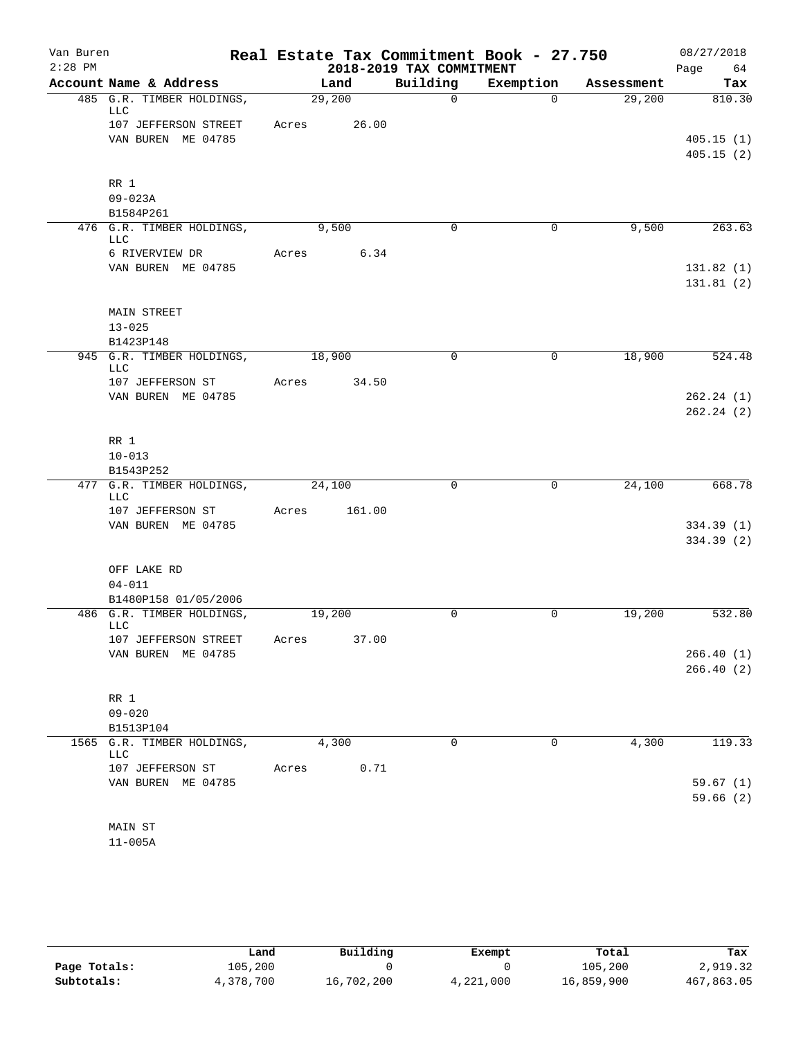# Real Estate Tax Commitment Book - 27.750

Van Buren
2:28 PM

**2018-2019 TAX COMMITMENT**

08/27/2018

| Account | Name & Address | Land | Building | Exemption | Assessment | Tax |
|---|---|---|---|---|---|---|
| 485 | G.R. TIMBER HOLDINGS, LLC<br>107 JEFFERSON STREET<br>VAN BUREN ME 04785<br><br>RR 1<br>09-023A<br>B1584P261 | 29,200<br>Acres 26.00 | 0 | 0 | 29,200 | 810.30<br><br>405.15 (1)<br>405.15 (2) |
| 476 | G.R. TIMBER HOLDINGS, LLC<br>6 RIVERVIEW DR<br>VAN BUREN ME 04785<br><br>MAIN STREET<br>13-025<br>B1423P148 | 9,500<br>Acres 6.34 | 0 | 0 | 9,500 | 263.63<br><br>131.82 (1)<br>131.81 (2) |
| 945 | G.R. TIMBER HOLDINGS, LLC<br>107 JEFFERSON ST<br>VAN BUREN ME 04785<br><br>RR 1<br>10-013<br>B1543P252 | 18,900<br>Acres 34.50 | 0 | 0 | 18,900 | 524.48<br><br>262.24 (1)<br>262.24 (2) |
| 477 | G.R. TIMBER HOLDINGS, LLC<br>107 JEFFERSON ST<br>VAN BUREN ME 04785<br><br>OFF LAKE RD<br>04-011<br>B1480P158 01/05/2006 | 24,100<br>Acres 161.00 | 0 | 0 | 24,100 | 668.78<br><br>334.39 (1)<br>334.39 (2) |
| 486 | G.R. TIMBER HOLDINGS, LLC<br>107 JEFFERSON STREET<br>VAN BUREN ME 04785<br><br>RR 1<br>09-020<br>B1513P104 | 19,200<br>Acres 37.00 | 0 | 0 | 19,200 | 532.80<br><br>266.40 (1)<br>266.40 (2) |
| 1565 | G.R. TIMBER HOLDINGS, LLC<br>107 JEFFERSON ST<br>VAN BUREN ME 04785<br><br>MAIN ST<br>11-005A | 4,300<br>Acres 0.71 | 0 | 0 | 4,300 | 119.33<br><br>59.67 (1)<br>59.66 (2) |

| | Land | Building | Exempt | Total | Tax |
|---|---|---|---|---|---|
| **Page Totals:** | 105,200 | 0 | 0 | 105,200 | 2,919.32 |
| **Subtotals:** | 4,378,700 | 16,702,200 | 4,221,000 | 16,859,900 | 467,863.05 |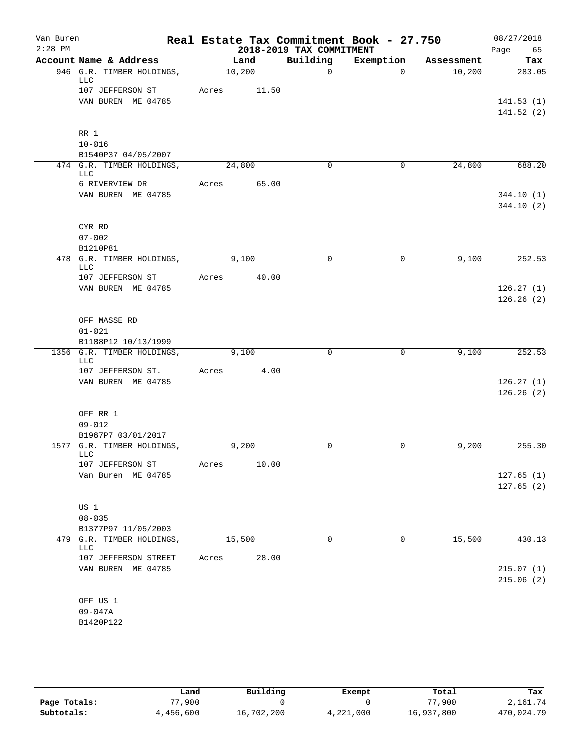Van Buren
2:28 PM

# Real Estate Tax Commitment Book - 27.750

## 2018-2019 TAX COMMITMENT

08/27/2018

| Account Name & Address | Land | Building | Exemption | Assessment | Tax |
|---|---|---|---|---|---|
| 946 G.R. TIMBER HOLDINGS, LLC | 10,200 | 0 | 0 | 10,200 | 283.05 |
| 107 JEFFERSON ST | Acres 11.50 | | | | |
| VAN BUREN ME 04785 | | | | | 141.53 (1) |
| | | | | | 141.52 (2) |
| RR 1 | | | | | |
| 10-016 | | | | | |
| B1540P37 04/05/2007 | | | | | |
| 474 G.R. TIMBER HOLDINGS, LLC | 24,800 | 0 | 0 | 24,800 | 688.20 |
| 6 RIVERVIEW DR | Acres 65.00 | | | | |
| VAN BUREN ME 04785 | | | | | 344.10 (1) |
| | | | | | 344.10 (2) |
| CYR RD | | | | | |
| 07-002 | | | | | |
| B1210P81 | | | | | |
| 478 G.R. TIMBER HOLDINGS, LLC | 9,100 | 0 | 0 | 9,100 | 252.53 |
| 107 JEFFERSON ST | Acres 40.00 | | | | |
| VAN BUREN ME 04785 | | | | | 126.27 (1) |
| | | | | | 126.26 (2) |
| OFF MASSE RD | | | | | |
| 01-021 | | | | | |
| B1188P12 10/13/1999 | | | | | |
| 1356 G.R. TIMBER HOLDINGS, LLC | 9,100 | 0 | 0 | 9,100 | 252.53 |
| 107 JEFFERSON ST. | Acres 4.00 | | | | |
| VAN BUREN ME 04785 | | | | | 126.27 (1) |
| | | | | | 126.26 (2) |
| OFF RR 1 | | | | | |
| 09-012 | | | | | |
| B1967P7 03/01/2017 | | | | | |
| 1577 G.R. TIMBER HOLDINGS, LLC | 9,200 | 0 | 0 | 9,200 | 255.30 |
| 107 JEFFERSON ST | Acres 10.00 | | | | |
| Van Buren ME 04785 | | | | | 127.65 (1) |
| | | | | | 127.65 (2) |
| US 1 | | | | | |
| 08-035 | | | | | |
| B1377P97 11/05/2003 | | | | | |
| 479 G.R. TIMBER HOLDINGS, LLC | 15,500 | 0 | 0 | 15,500 | 430.13 |
| 107 JEFFERSON STREET | Acres 28.00 | | | | |
| VAN BUREN ME 04785 | | | | | 215.07 (1) |
| | | | | | 215.06 (2) |
| OFF US 1 | | | | | |
| 09-047A | | | | | |
| B1420P122 | | | | | |

| | Land | Building | Exempt | Total | Tax |
|---|---|---|---|---|---|
| Page Totals: | 77,900 | 0 | 0 | 77,900 | 2,161.74 |
| Subtotals: | 4,456,600 | 16,702,200 | 4,221,000 | 16,937,800 | 470,024.79 |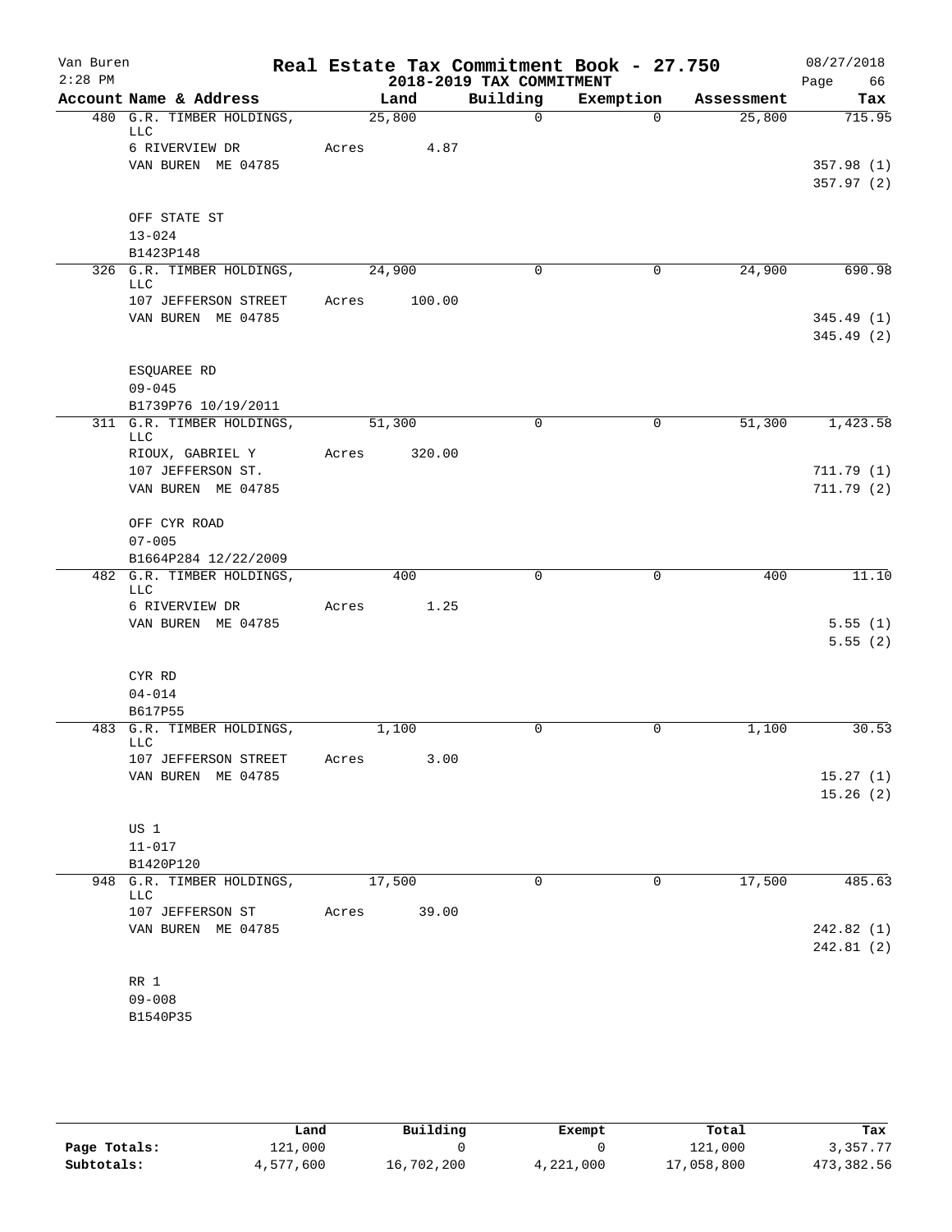# Real Estate Tax Commitment Book - 27.750

Van Buren
2:28 PM

2018-2019 TAX COMMITMENT

08/27/2018

| Account Name & Address | Land | Building | Exemption | Assessment | Tax |
|---|---|---|---|---|---|
| 480 G.R. TIMBER HOLDINGS, LLC | 25,800 | 0 | 0 | 25,800 | 715.95 |
| 6 RIVERVIEW DR | Acres 4.87 | | | | |
| VAN BUREN ME 04785 | | | | | 357.98 (1) |
| | | | | | 357.97 (2) |
| OFF STATE ST | | | | | |
| 13-024 | | | | | |
| B1423P148 | | | | | |
| 326 G.R. TIMBER HOLDINGS, LLC | 24,900 | 0 | 0 | 24,900 | 690.98 |
| 107 JEFFERSON STREET | Acres 100.00 | | | | |
| VAN BUREN ME 04785 | | | | | 345.49 (1) |
| | | | | | 345.49 (2) |
| ESQUAREE RD | | | | | |
| 09-045 | | | | | |
| B1739P76 10/19/2011 | | | | | |
| 311 G.R. TIMBER HOLDINGS, LLC | 51,300 | 0 | 0 | 51,300 | 1,423.58 |
| RIOUX, GABRIEL Y | Acres 320.00 | | | | |
| 107 JEFFERSON ST. | | | | | 711.79 (1) |
| VAN BUREN ME 04785 | | | | | 711.79 (2) |
| OFF CYR ROAD | | | | | |
| 07-005 | | | | | |
| B1664P284 12/22/2009 | | | | | |
| 482 G.R. TIMBER HOLDINGS, LLC | 400 | 0 | 0 | 400 | 11.10 |
| 6 RIVERVIEW DR | Acres 1.25 | | | | |
| VAN BUREN ME 04785 | | | | | 5.55 (1) |
| | | | | | 5.55 (2) |
| CYR RD | | | | | |
| 04-014 | | | | | |
| B617P55 | | | | | |
| 483 G.R. TIMBER HOLDINGS, LLC | 1,100 | 0 | 0 | 1,100 | 30.53 |
| 107 JEFFERSON STREET | Acres 3.00 | | | | |
| VAN BUREN ME 04785 | | | | | 15.27 (1) |
| | | | | | 15.26 (2) |
| US 1 | | | | | |
| 11-017 | | | | | |
| B1420P120 | | | | | |
| 948 G.R. TIMBER HOLDINGS, LLC | 17,500 | 0 | 0 | 17,500 | 485.63 |
| 107 JEFFERSON ST | Acres 39.00 | | | | |
| VAN BUREN ME 04785 | | | | | 242.82 (1) |
| | | | | | 242.81 (2) |
| RR 1 | | | | | |
| 09-008 | | | | | |
| B1540P35 | | | | | |

| | Land | Building | Exempt | Total | Tax |
|---|---|---|---|---|---|
| Page Totals: | 121,000 | 0 | 0 | 121,000 | 3,357.77 |
| Subtotals: | 4,577,600 | 16,702,200 | 4,221,000 | 17,058,800 | 473,382.56 |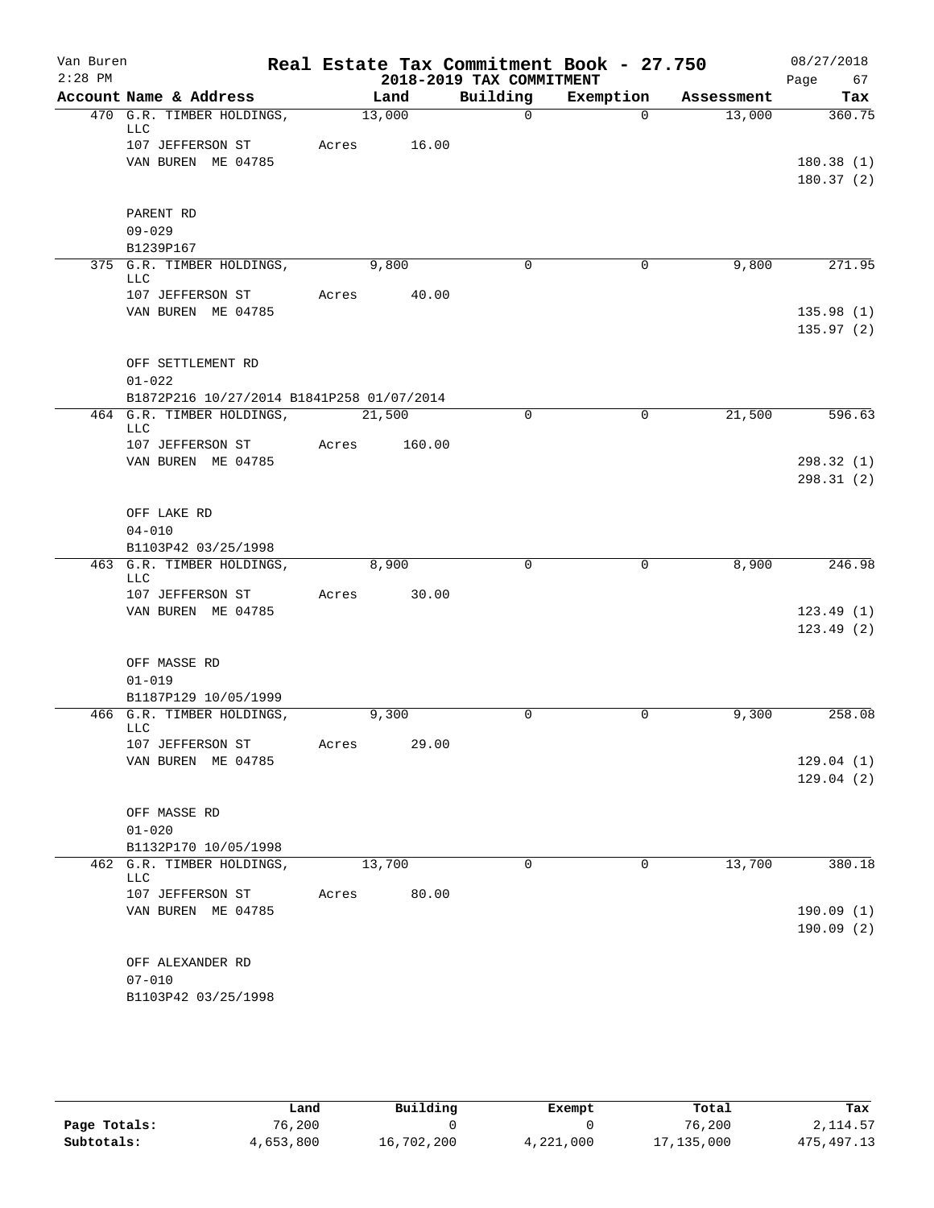Van Buren
2:28 PM

# Real Estate Tax Commitment Book - 27.750

## 2018-2019 TAX COMMITMENT

08/27/2018

| Account Name & Address | Land | Building | Exemption | Assessment | Tax |
|---|---|---|---|---|---|
| 470 G.R. TIMBER HOLDINGS, LLC | 13,000 | 0 | 0 | 13,000 | 360.75 |
| 107 JEFFERSON ST | Acres 16.00 | | | | |
| VAN BUREN ME 04785 | | | | | 180.38 (1) |
| | | | | | 180.37 (2) |
| PARENT RD | | | | | |
| 09-029 | | | | | |
| B1239P167 | | | | | |
| 375 G.R. TIMBER HOLDINGS, LLC | 9,800 | 0 | 0 | 9,800 | 271.95 |
| 107 JEFFERSON ST | Acres 40.00 | | | | |
| VAN BUREN ME 04785 | | | | | 135.98 (1) |
| | | | | | 135.97 (2) |
| OFF SETTLEMENT RD | | | | | |
| 01-022 | | | | | |
| B1872P216 10/27/2014 B1841P258 01/07/2014 | | | | | |
| 464 G.R. TIMBER HOLDINGS, LLC | 21,500 | 0 | 0 | 21,500 | 596.63 |
| 107 JEFFERSON ST | Acres 160.00 | | | | |
| VAN BUREN ME 04785 | | | | | 298.32 (1) |
| | | | | | 298.31 (2) |
| OFF LAKE RD | | | | | |
| 04-010 | | | | | |
| B1103P42 03/25/1998 | | | | | |
| 463 G.R. TIMBER HOLDINGS, LLC | 8,900 | 0 | 0 | 8,900 | 246.98 |
| 107 JEFFERSON ST | Acres 30.00 | | | | |
| VAN BUREN ME 04785 | | | | | 123.49 (1) |
| | | | | | 123.49 (2) |
| OFF MASSE RD | | | | | |
| 01-019 | | | | | |
| B1187P129 10/05/1999 | | | | | |
| 466 G.R. TIMBER HOLDINGS, LLC | 9,300 | 0 | 0 | 9,300 | 258.08 |
| 107 JEFFERSON ST | Acres 29.00 | | | | |
| VAN BUREN ME 04785 | | | | | 129.04 (1) |
| | | | | | 129.04 (2) |
| OFF MASSE RD | | | | | |
| 01-020 | | | | | |
| B1132P170 10/05/1998 | | | | | |
| 462 G.R. TIMBER HOLDINGS, LLC | 13,700 | 0 | 0 | 13,700 | 380.18 |
| 107 JEFFERSON ST | Acres 80.00 | | | | |
| VAN BUREN ME 04785 | | | | | 190.09 (1) |
| | | | | | 190.09 (2) |
| OFF ALEXANDER RD | | | | | |
| 07-010 | | | | | |
| B1103P42 03/25/1998 | | | | | |

| | Land | Building | Exempt | Total | Tax |
|---|---|---|---|---|---|
| Page Totals: | 76,200 | 0 | 0 | 76,200 | 2,114.57 |
| Subtotals: | 4,653,800 | 16,702,200 | 4,221,000 | 17,135,000 | 475,497.13 |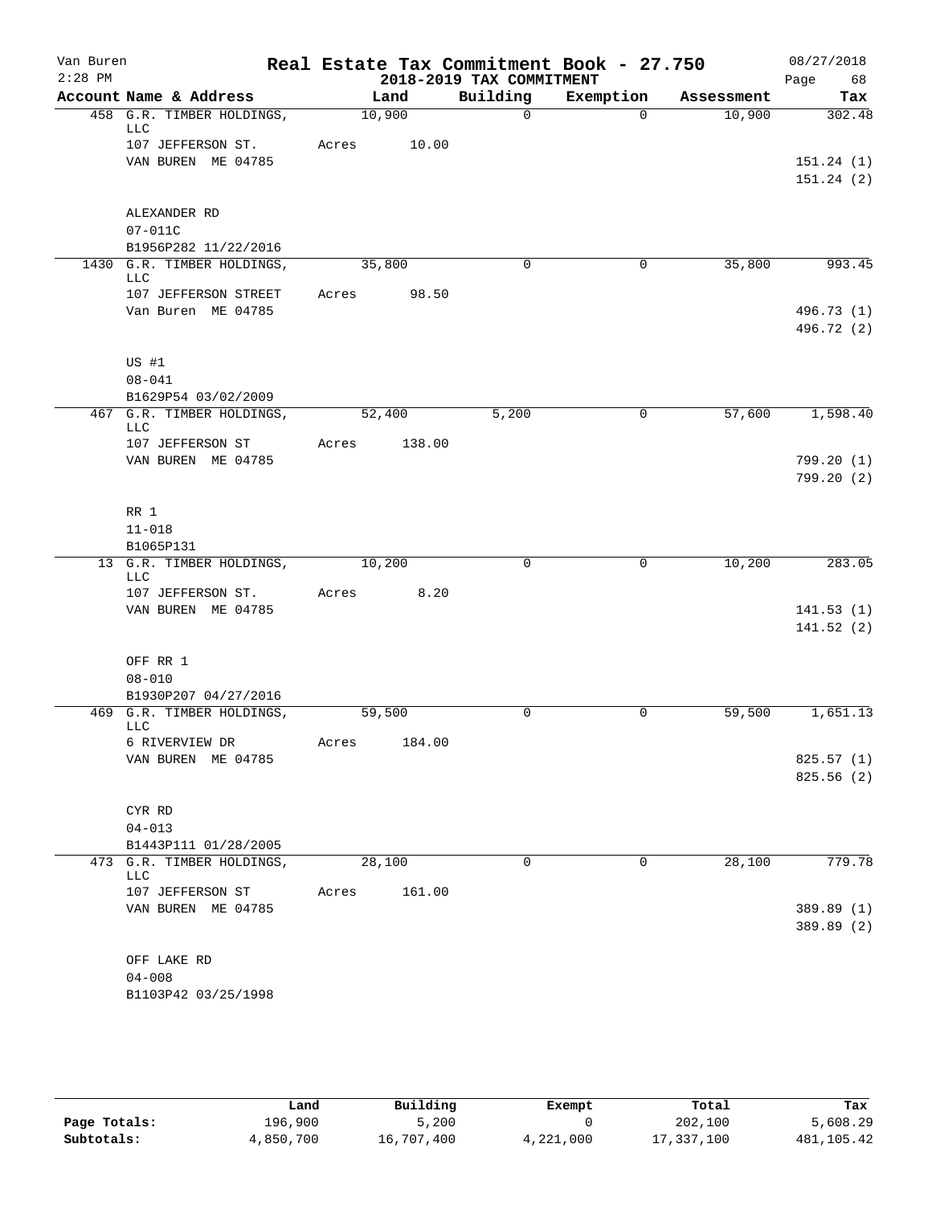# Real Estate Tax Commitment Book - 27.750

Van Buren
2:28 PM

## 2018-2019 TAX COMMITMENT

08/27/2018

| Account Name & Address | Land | Building | Exemption | Assessment | Tax |
|---|---|---|---|---|---|
| 458 G.R. TIMBER HOLDINGS, LLC | 10,900 | 0 | 0 | 10,900 | 302.48 |
| 107 JEFFERSON ST. | Acres 10.00 | | | | |
| VAN BUREN ME 04785 | | | | | 151.24 (1) |
| | | | | | 151.24 (2) |
| ALEXANDER RD | | | | | |
| 07-011C | | | | | |
| B1956P282 11/22/2016 | | | | | |
| 1430 G.R. TIMBER HOLDINGS, LLC | 35,800 | 0 | 0 | 35,800 | 993.45 |
| 107 JEFFERSON STREET | Acres 98.50 | | | | |
| Van Buren ME 04785 | | | | | 496.73 (1) |
| | | | | | 496.72 (2) |
| US #1 | | | | | |
| 08-041 | | | | | |
| B1629P54 03/02/2009 | | | | | |
| 467 G.R. TIMBER HOLDINGS, LLC | 52,400 | 5,200 | 0 | 57,600 | 1,598.40 |
| 107 JEFFERSON ST | Acres 138.00 | | | | |
| VAN BUREN ME 04785 | | | | | 799.20 (1) |
| | | | | | 799.20 (2) |
| RR 1 | | | | | |
| 11-018 | | | | | |
| B1065P131 | | | | | |
| 13 G.R. TIMBER HOLDINGS, LLC | 10,200 | 0 | 0 | 10,200 | 283.05 |
| 107 JEFFERSON ST. | Acres 8.20 | | | | |
| VAN BUREN ME 04785 | | | | | 141.53 (1) |
| | | | | | 141.52 (2) |
| OFF RR 1 | | | | | |
| 08-010 | | | | | |
| B1930P207 04/27/2016 | | | | | |
| 469 G.R. TIMBER HOLDINGS, LLC | 59,500 | 0 | 0 | 59,500 | 1,651.13 |
| 6 RIVERVIEW DR | Acres 184.00 | | | | |
| VAN BUREN ME 04785 | | | | | 825.57 (1) |
| | | | | | 825.56 (2) |
| CYR RD | | | | | |
| 04-013 | | | | | |
| B1443P111 01/28/2005 | | | | | |
| 473 G.R. TIMBER HOLDINGS, LLC | 28,100 | 0 | 0 | 28,100 | 779.78 |
| 107 JEFFERSON ST | Acres 161.00 | | | | |
| VAN BUREN ME 04785 | | | | | 389.89 (1) |
| | | | | | 389.89 (2) |
| OFF LAKE RD | | | | | |
| 04-008 | | | | | |
| B1103P42 03/25/1998 | | | | | |

| | Land | Building | Exempt | Total | Tax |
|---|---|---|---|---|---|
| Page Totals: | 196,900 | 5,200 | 0 | 202,100 | 5,608.29 |
| Subtotals: | 4,850,700 | 16,707,400 | 4,221,000 | 17,337,100 | 481,105.42 |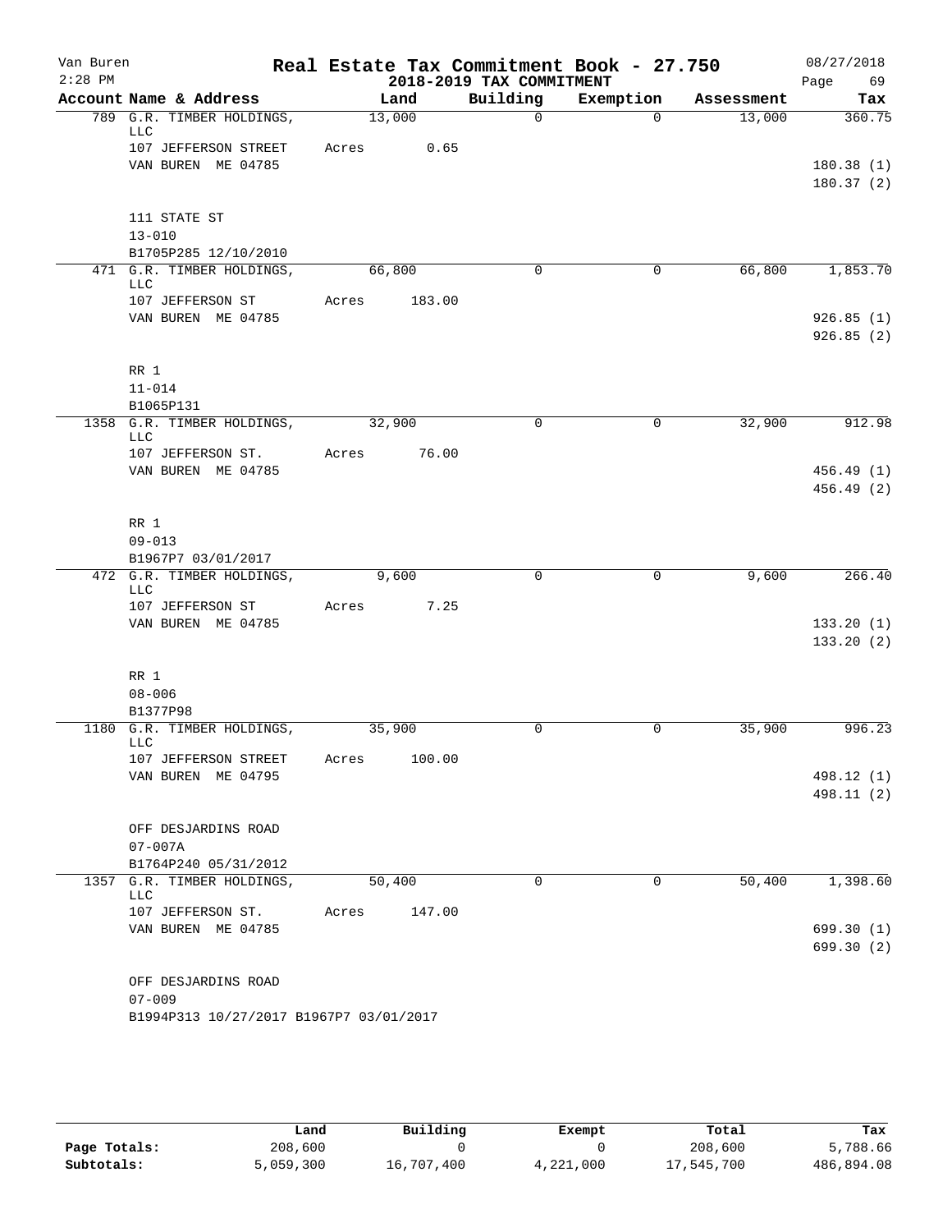Van Buren
2:28 PM

# Real Estate Tax Commitment Book - 27.750

## 2018-2019 TAX COMMITMENT

08/27/2018

| Account Name & Address | Land | Building | Exemption | Assessment | Tax |
|---|---|---|---|---|---|
| 789 G.R. TIMBER HOLDINGS, LLC | 13,000 | 0 | 0 | 13,000 | 360.75 |
| 107 JEFFERSON STREET | Acres 0.65 | | | | |
| VAN BUREN ME 04785 | | | | | 180.38 (1) |
| | | | | | 180.37 (2) |
| 111 STATE ST | | | | | |
| 13-010 | | | | | |
| B1705P285 12/10/2010 | | | | | |
| 471 G.R. TIMBER HOLDINGS, LLC | 66,800 | 0 | 0 | 66,800 | 1,853.70 |
| 107 JEFFERSON ST | Acres 183.00 | | | | |
| VAN BUREN ME 04785 | | | | | 926.85 (1) |
| | | | | | 926.85 (2) |
| RR 1 | | | | | |
| 11-014 | | | | | |
| B1065P131 | | | | | |
| 1358 G.R. TIMBER HOLDINGS, LLC | 32,900 | 0 | 0 | 32,900 | 912.98 |
| 107 JEFFERSON ST. | Acres 76.00 | | | | |
| VAN BUREN ME 04785 | | | | | 456.49 (1) |
| | | | | | 456.49 (2) |
| RR 1 | | | | | |
| 09-013 | | | | | |
| B1967P7 03/01/2017 | | | | | |
| 472 G.R. TIMBER HOLDINGS, LLC | 9,600 | 0 | 0 | 9,600 | 266.40 |
| 107 JEFFERSON ST | Acres 7.25 | | | | |
| VAN BUREN ME 04785 | | | | | 133.20 (1) |
| | | | | | 133.20 (2) |
| RR 1 | | | | | |
| 08-006 | | | | | |
| B1377P98 | | | | | |
| 1180 G.R. TIMBER HOLDINGS, LLC | 35,900 | 0 | 0 | 35,900 | 996.23 |
| 107 JEFFERSON STREET | Acres 100.00 | | | | |
| VAN BUREN ME 04795 | | | | | 498.12 (1) |
| | | | | | 498.11 (2) |
| OFF DESJARDINS ROAD | | | | | |
| 07-007A | | | | | |
| B1764P240 05/31/2012 | | | | | |
| 1357 G.R. TIMBER HOLDINGS, LLC | 50,400 | 0 | 0 | 50,400 | 1,398.60 |
| 107 JEFFERSON ST. | Acres 147.00 | | | | |
| VAN BUREN ME 04785 | | | | | 699.30 (1) |
| | | | | | 699.30 (2) |
| OFF DESJARDINS ROAD | | | | | |
| 07-009 | | | | | |
| B1994P313 10/27/2017 B1967P7 03/01/2017 | | | | | |

| | Land | Building | Exempt | Total | Tax |
|---|---|---|---|---|---|
| Page Totals: | 208,600 | 0 | 0 | 208,600 | 5,788.66 |
| Subtotals: | 5,059,300 | 16,707,400 | 4,221,000 | 17,545,700 | 486,894.08 |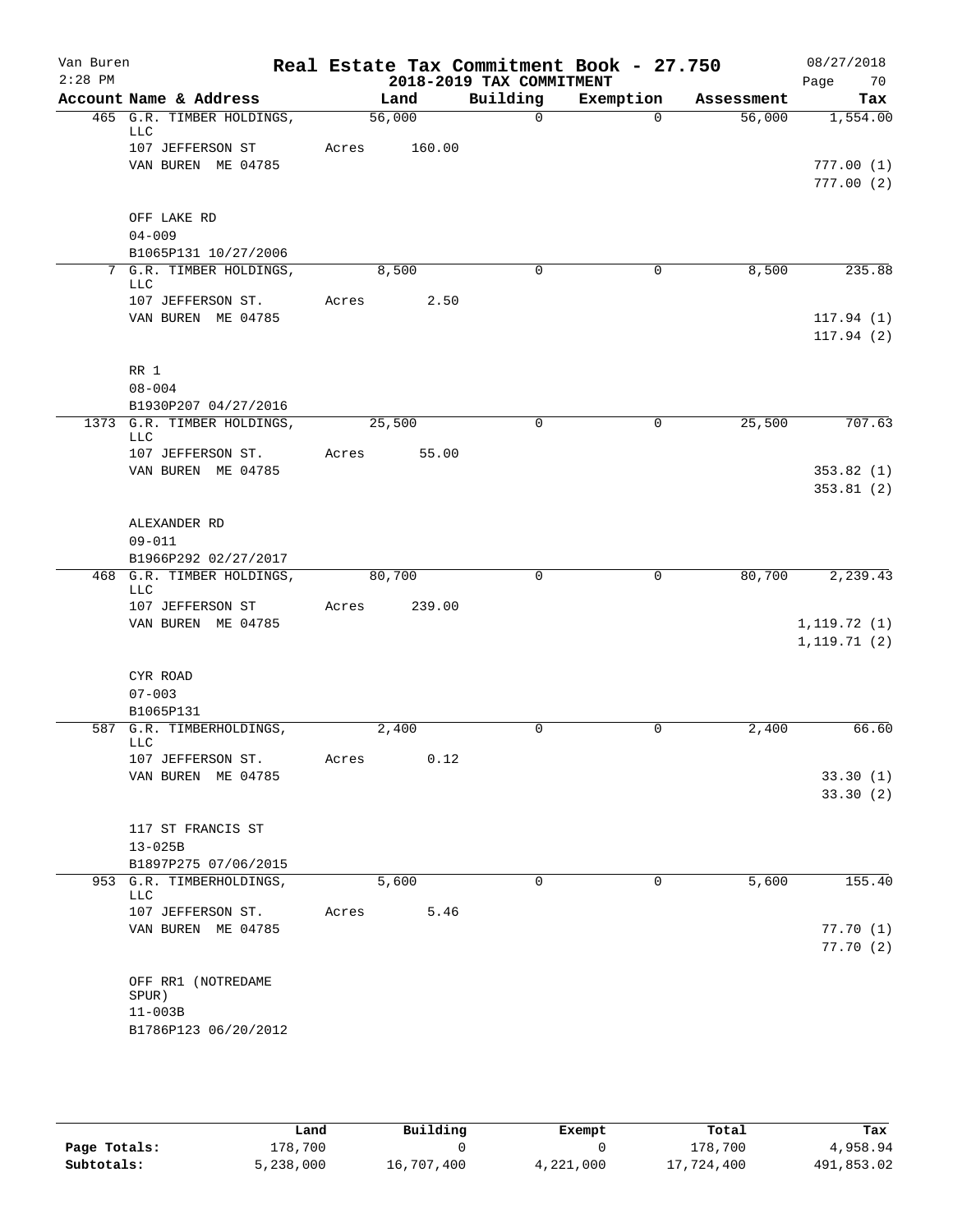Van Buren
2:28 PM

# Real Estate Tax Commitment Book - 27.750

## 2018-2019 TAX COMMITMENT

08/27/2018

| Account Name & Address | Land | Building | Exemption | Assessment | Tax |
|---|---|---|---|---|---|
| 465 G.R. TIMBER HOLDINGS, LLC | 56,000 | 0 | 0 | 56,000 | 1,554.00 |
| 107 JEFFERSON ST | Acres 160.00 | | | | |
| VAN BUREN ME 04785 | | | | | 777.00 (1) |
| | | | | | 777.00 (2) |
| OFF LAKE RD | | | | | |
| 04-009 | | | | | |
| B1065P131 10/27/2006 | | | | | |
| 7 G.R. TIMBER HOLDINGS, LLC | 8,500 | 0 | 0 | 8,500 | 235.88 |
| 107 JEFFERSON ST. | Acres 2.50 | | | | |
| VAN BUREN ME 04785 | | | | | 117.94 (1) |
| | | | | | 117.94 (2) |
| RR 1 | | | | | |
| 08-004 | | | | | |
| B1930P207 04/27/2016 | | | | | |
| 1373 G.R. TIMBER HOLDINGS, LLC | 25,500 | 0 | 0 | 25,500 | 707.63 |
| 107 JEFFERSON ST. | Acres 55.00 | | | | |
| VAN BUREN ME 04785 | | | | | 353.82 (1) |
| | | | | | 353.81 (2) |
| ALEXANDER RD | | | | | |
| 09-011 | | | | | |
| B1966P292 02/27/2017 | | | | | |
| 468 G.R. TIMBER HOLDINGS, LLC | 80,700 | 0 | 0 | 80,700 | 2,239.43 |
| 107 JEFFERSON ST | Acres 239.00 | | | | |
| VAN BUREN ME 04785 | | | | | 1,119.72 (1) |
| | | | | | 1,119.71 (2) |
| CYR ROAD | | | | | |
| 07-003 | | | | | |
| B1065P131 | | | | | |
| 587 G.R. TIMBERHOLDINGS, LLC | 2,400 | 0 | 0 | 2,400 | 66.60 |
| 107 JEFFERSON ST. | Acres 0.12 | | | | |
| VAN BUREN ME 04785 | | | | | 33.30 (1) |
| | | | | | 33.30 (2) |
| 117 ST FRANCIS ST | | | | | |
| 13-025B | | | | | |
| B1897P275 07/06/2015 | | | | | |
| 953 G.R. TIMBERHOLDINGS, LLC | 5,600 | 0 | 0 | 5,600 | 155.40 |
| 107 JEFFERSON ST. | Acres 5.46 | | | | |
| VAN BUREN ME 04785 | | | | | 77.70 (1) |
| | | | | | 77.70 (2) |
| OFF RR1 (NOTREDAME SPUR) | | | | | |
| 11-003B | | | | | |
| B1786P123 06/20/2012 | | | | | |

| | Land | Building | Exempt | Total | Tax |
|---|---|---|---|---|---|
| Page Totals: | 178,700 | 0 | 0 | 178,700 | 4,958.94 |
| Subtotals: | 5,238,000 | 16,707,400 | 4,221,000 | 17,724,400 | 491,853.02 |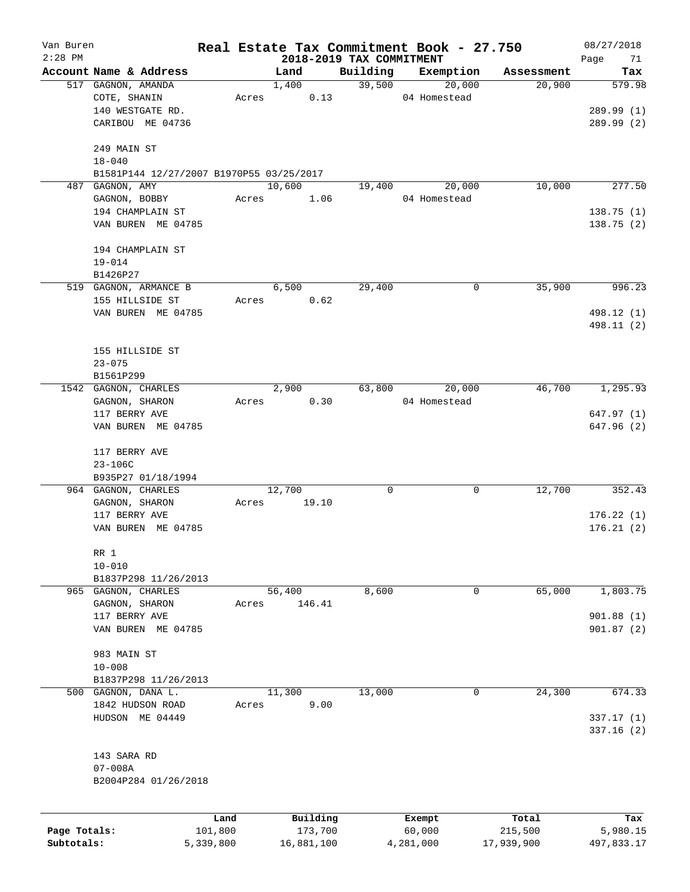# Real Estate Tax Commitment Book - 27.750

Van Buren
2:28 PM

**2018-2019 TAX COMMITMENT**

08/27/2018

| Account Name & Address | Land | Building | Exemption | Assessment | Tax |
|---|---|---|---|---|---|
| 517 GAGNON, AMANDA | 1,400 | 39,500 | 20,000 | 20,900 | 579.98 |
| COTE, SHANIN | Acres 0.13 | | 04 Homestead | | |
| 140 WESTGATE RD. | | | | | 289.99 (1) |
| CARIBOU ME 04736 | | | | | 289.99 (2) |
| 249 MAIN ST | | | | | |
| 18-040 | | | | | |
| B1581P144 12/27/2007 B1970P55 03/25/2017 | | | | | |
| 487 GAGNON, AMY | 10,600 | 19,400 | 20,000 | 10,000 | 277.50 |
| GAGNON, BOBBY | Acres 1.06 | | 04 Homestead | | |
| 194 CHAMPLAIN ST | | | | | 138.75 (1) |
| VAN BUREN ME 04785 | | | | | 138.75 (2) |
| 194 CHAMPLAIN ST | | | | | |
| 19-014 | | | | | |
| B1426P27 | | | | | |
| 519 GAGNON, ARMANCE B | 6,500 | 29,400 | 0 | 35,900 | 996.23 |
| 155 HILLSIDE ST | Acres 0.62 | | | | |
| VAN BUREN ME 04785 | | | | | 498.12 (1) |
| | | | | | 498.11 (2) |
| 155 HILLSIDE ST | | | | | |
| 23-075 | | | | | |
| B1561P299 | | | | | |
| 1542 GAGNON, CHARLES | 2,900 | 63,800 | 20,000 | 46,700 | 1,295.93 |
| GAGNON, SHARON | Acres 0.30 | | 04 Homestead | | |
| 117 BERRY AVE | | | | | 647.97 (1) |
| VAN BUREN ME 04785 | | | | | 647.96 (2) |
| 117 BERRY AVE | | | | | |
| 23-106C | | | | | |
| B935P27 01/18/1994 | | | | | |
| 964 GAGNON, CHARLES | 12,700 | 0 | 0 | 12,700 | 352.43 |
| GAGNON, SHARON | Acres 19.10 | | | | |
| 117 BERRY AVE | | | | | 176.22 (1) |
| VAN BUREN ME 04785 | | | | | 176.21 (2) |
| RR 1 | | | | | |
| 10-010 | | | | | |
| B1837P298 11/26/2013 | | | | | |
| 965 GAGNON, CHARLES | 56,400 | 8,600 | 0 | 65,000 | 1,803.75 |
| GAGNON, SHARON | Acres 146.41 | | | | |
| 117 BERRY AVE | | | | | 901.88 (1) |
| VAN BUREN ME 04785 | | | | | 901.87 (2) |
| 983 MAIN ST | | | | | |
| 10-008 | | | | | |
| B1837P298 11/26/2013 | | | | | |
| 500 GAGNON, DANA L. | 11,300 | 13,000 | 0 | 24,300 | 674.33 |
| 1842 HUDSON ROAD | Acres 9.00 | | | | |
| HUDSON ME 04449 | | | | | 337.17 (1) |
| | | | | | 337.16 (2) |
| 143 SARA RD | | | | | |
| 07-008A | | | | | |
| B2004P284 01/26/2018 | | | | | |

| | Land | Building | Exempt | Total | Tax |
|---|---|---|---|---|---|
| Page Totals: | 101,800 | 173,700 | 60,000 | 215,500 | 5,980.15 |
| Subtotals: | 5,339,800 | 16,881,100 | 4,281,000 | 17,939,900 | 497,833.17 |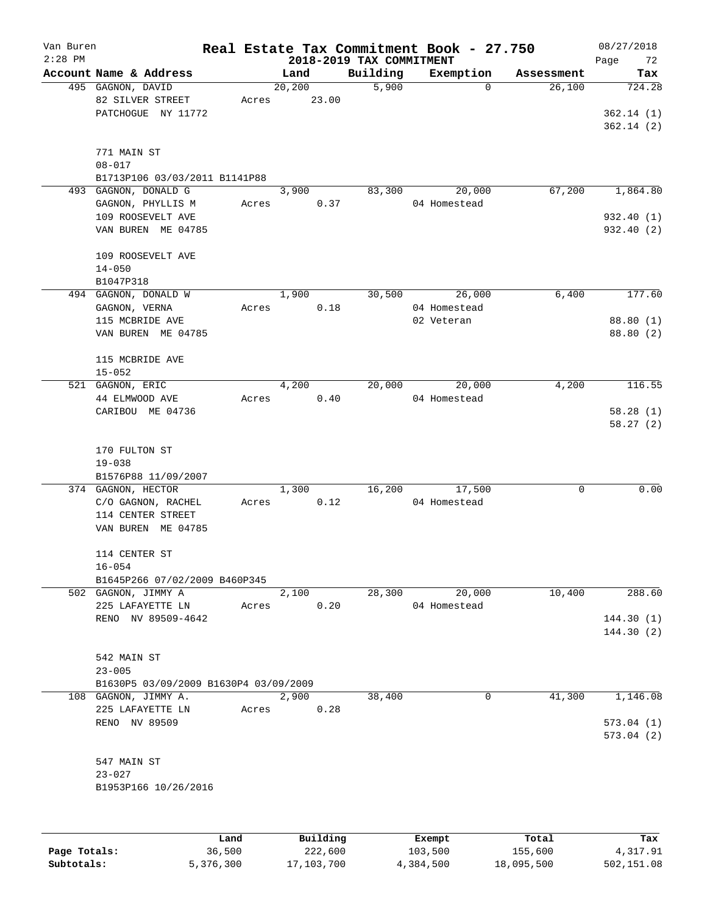Van Buren
2:28 PM

# Real Estate Tax Commitment Book - 27.750

## 2018-2019 TAX COMMITMENT

08/27/2018

| Account Name & Address | Land | Building | Exemption | Assessment | Tax |
|---|---|---|---|---|---|
| 495 GAGNON, DAVID | 20,200 | 5,900 | 0 | 26,100 | 724.28 |
| 82 SILVER STREET | Acres 23.00 | | | | |
| PATCHOGUE NY 11772 | | | | | 362.14 (1) |
| | | | | | 362.14 (2) |
| 771 MAIN ST | | | | | |
| 08-017 | | | | | |
| B1713P106 03/03/2011 B1141P88 | | | | | |
| 493 GAGNON, DONALD G | 3,900 | 83,300 | 20,000 | 67,200 | 1,864.80 |
| GAGNON, PHYLLIS M | Acres 0.37 | | 04 Homestead | | |
| 109 ROOSEVELT AVE | | | | | 932.40 (1) |
| VAN BUREN ME 04785 | | | | | 932.40 (2) |
| 109 ROOSEVELT AVE | | | | | |
| 14-050 | | | | | |
| B1047P318 | | | | | |
| 494 GAGNON, DONALD W | 1,900 | 30,500 | 26,000 | 6,400 | 177.60 |
| GAGNON, VERNA | Acres 0.18 | | 04 Homestead | | |
| 115 MCBRIDE AVE | | | 02 Veteran | | 88.80 (1) |
| VAN BUREN ME 04785 | | | | | 88.80 (2) |
| 115 MCBRIDE AVE | | | | | |
| 15-052 | | | | | |
| 521 GAGNON, ERIC | 4,200 | 20,000 | 20,000 | 4,200 | 116.55 |
| 44 ELMWOOD AVE | Acres 0.40 | | 04 Homestead | | |
| CARIBOU ME 04736 | | | | | 58.28 (1) |
| | | | | | 58.27 (2) |
| 170 FULTON ST | | | | | |
| 19-038 | | | | | |
| B1576P88 11/09/2007 | | | | | |
| 374 GAGNON, HECTOR | 1,300 | 16,200 | 17,500 | 0 | 0.00 |
| C/O GAGNON, RACHEL | Acres 0.12 | | 04 Homestead | | |
| 114 CENTER STREET | | | | | |
| VAN BUREN ME 04785 | | | | | |
| 114 CENTER ST | | | | | |
| 16-054 | | | | | |
| B1645P266 07/02/2009 B460P345 | | | | | |
| 502 GAGNON, JIMMY A | 2,100 | 28,300 | 20,000 | 10,400 | 288.60 |
| 225 LAFAYETTE LN | Acres 0.20 | | 04 Homestead | | |
| RENO NV 89509-4642 | | | | | 144.30 (1) |
| | | | | | 144.30 (2) |
| 542 MAIN ST | | | | | |
| 23-005 | | | | | |
| B1630P5 03/09/2009 B1630P4 03/09/2009 | | | | | |
| 108 GAGNON, JIMMY A. | 2,900 | 38,400 | 0 | 41,300 | 1,146.08 |
| 225 LAFAYETTE LN | Acres 0.28 | | | | |
| RENO NV 89509 | | | | | 573.04 (1) |
| | | | | | 573.04 (2) |
| 547 MAIN ST | | | | | |
| 23-027 | | | | | |
| B1953P166 10/26/2016 | | | | | |

| | Land | Building | Exempt | Total | Tax |
|---|---|---|---|---|---|
| Page Totals: | 36,500 | 222,600 | 103,500 | 155,600 | 4,317.91 |
| Subtotals: | 5,376,300 | 17,103,700 | 4,384,500 | 18,095,500 | 502,151.08 |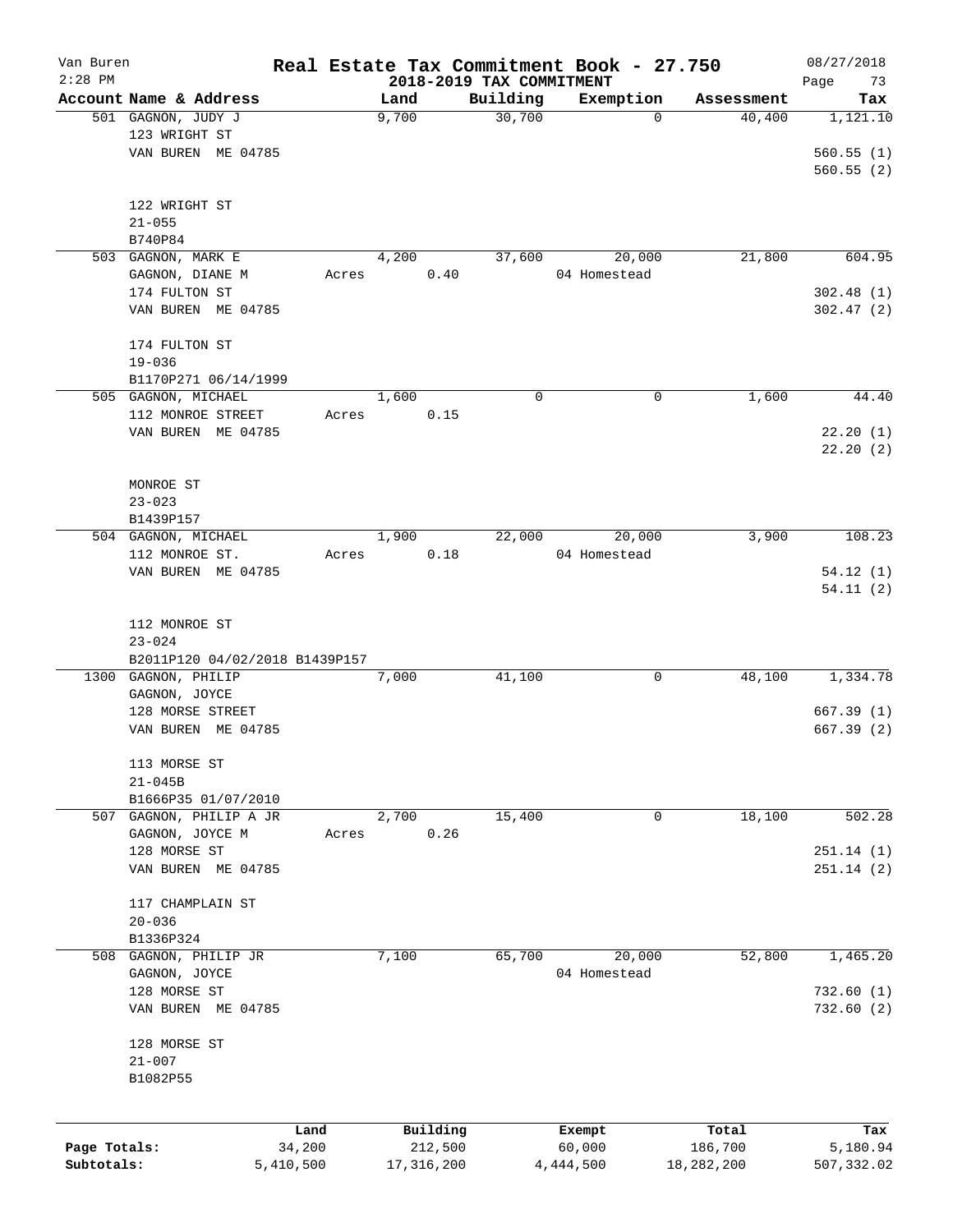# Real Estate Tax Commitment Book - 27.750

Van Buren
2:28 PM

2018-2019 TAX COMMITMENT

08/27/2018

| Account Name & Address | Land | Building | Exemption | Assessment | Tax |
|---|---|---|---|---|---|
| 501 GAGNON, JUDY J | 9,700 | 30,700 | 0 | 40,400 | 1,121.10 |
| 123 WRIGHT ST | | | | | |
| VAN BUREN ME 04785 | | | | | 560.55 (1) |
| | | | | | 560.55 (2) |
| 122 WRIGHT ST | | | | | |
| 21-055 | | | | | |
| B740P84 | | | | | |
| 503 GAGNON, MARK E | 4,200 | 37,600 | 20,000 | 21,800 | 604.95 |
| GAGNON, DIANE M | Acres 0.40 | | 04 Homestead | | |
| 174 FULTON ST | | | | | 302.48 (1) |
| VAN BUREN ME 04785 | | | | | 302.47 (2) |
| 174 FULTON ST | | | | | |
| 19-036 | | | | | |
| B1170P271 06/14/1999 | | | | | |
| 505 GAGNON, MICHAEL | 1,600 | 0 | 0 | 1,600 | 44.40 |
| 112 MONROE STREET | Acres 0.15 | | | | |
| VAN BUREN ME 04785 | | | | | 22.20 (1) |
| | | | | | 22.20 (2) |
| MONROE ST | | | | | |
| 23-023 | | | | | |
| B1439P157 | | | | | |
| 504 GAGNON, MICHAEL | 1,900 | 22,000 | 20,000 | 3,900 | 108.23 |
| 112 MONROE ST. | Acres 0.18 | | 04 Homestead | | |
| VAN BUREN ME 04785 | | | | | 54.12 (1) |
| | | | | | 54.11 (2) |
| 112 MONROE ST | | | | | |
| 23-024 | | | | | |
| B2011P120 04/02/2018 B1439P157 | | | | | |
| 1300 GAGNON, PHILIP | 7,000 | 41,100 | 0 | 48,100 | 1,334.78 |
| GAGNON, JOYCE | | | | | |
| 128 MORSE STREET | | | | | 667.39 (1) |
| VAN BUREN ME 04785 | | | | | 667.39 (2) |
| 113 MORSE ST | | | | | |
| 21-045B | | | | | |
| B1666P35 01/07/2010 | | | | | |
| 507 GAGNON, PHILIP A JR | 2,700 | 15,400 | 0 | 18,100 | 502.28 |
| GAGNON, JOYCE M | Acres 0.26 | | | | |
| 128 MORSE ST | | | | | 251.14 (1) |
| VAN BUREN ME 04785 | | | | | 251.14 (2) |
| 117 CHAMPLAIN ST | | | | | |
| 20-036 | | | | | |
| B1336P324 | | | | | |
| 508 GAGNON, PHILIP JR | 7,100 | 65,700 | 20,000 | 52,800 | 1,465.20 |
| GAGNON, JOYCE | | | 04 Homestead | | |
| 128 MORSE ST | | | | | 732.60 (1) |
| VAN BUREN ME 04785 | | | | | 732.60 (2) |
| 128 MORSE ST | | | | | |
| 21-007 | | | | | |
| B1082P55 | | | | | |

| | Land | Building | Exempt | Total | Tax |
|---|---|---|---|---|---|
| Page Totals: | 34,200 | 212,500 | 60,000 | 186,700 | 5,180.94 |
| Subtotals: | 5,410,500 | 17,316,200 | 4,444,500 | 18,282,200 | 507,332.02 |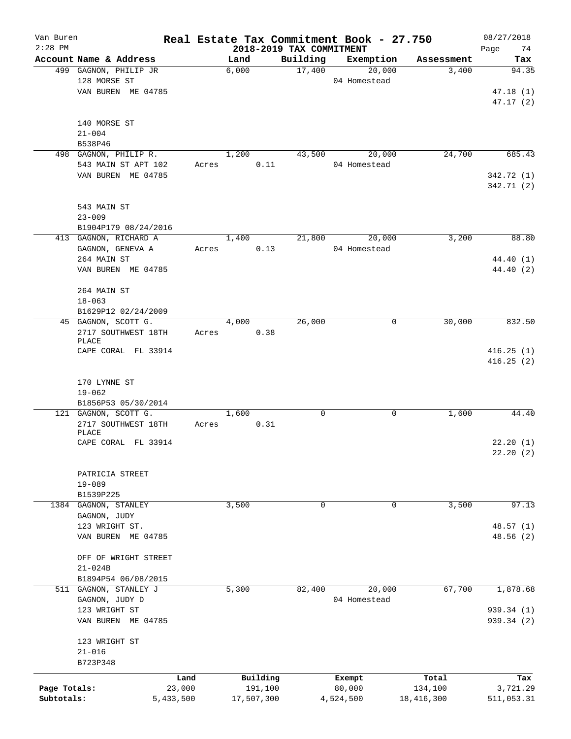# Real Estate Tax Commitment Book - 27.750

Van Buren
2:28 PM

## 2018-2019 TAX COMMITMENT

08/27/2018

| Account Name & Address | Land | Building | Exemption | Assessment | Tax |
|---|---|---|---|---|---|
| 499 GAGNON, PHILIP JR<br>128 MORSE ST<br>VAN BUREN ME 04785<br><br>140 MORSE ST<br>21-004<br>B538P46 | 6,000 | 17,400 | 20,000<br>04 Homestead | 3,400 | 94.35<br><br>47.18 (1)<br>47.17 (2) |
| 498 GAGNON, PHILIP R.<br>543 MAIN ST APT 102<br>VAN BUREN ME 04785<br><br>543 MAIN ST<br>23-009<br>B1904P179 08/24/2016 | 1,200<br>Acres 0.11 | 43,500 | 20,000<br>04 Homestead | 24,700 | 685.43<br><br>342.72 (1)<br>342.71 (2) |
| 413 GAGNON, RICHARD A<br>GAGNON, GENEVA A<br>264 MAIN ST<br>VAN BUREN ME 04785<br><br>264 MAIN ST<br>18-063<br>B1629P12 02/24/2009 | 1,400<br>Acres 0.13 | 21,800 | 20,000<br>04 Homestead | 3,200 | 88.80<br><br>44.40 (1)<br>44.40 (2) |
| 45 GAGNON, SCOTT G.<br>2717 SOUTHWEST 18TH PLACE<br>CAPE CORAL FL 33914<br><br>170 LYNNE ST<br>19-062<br>B1856P53 05/30/2014 | 4,000<br>Acres 0.38 | 26,000 | 0 | 30,000 | 832.50<br><br>416.25 (1)<br>416.25 (2) |
| 121 GAGNON, SCOTT G.<br>2717 SOUTHWEST 18TH PLACE<br>CAPE CORAL FL 33914<br><br>PATRICIA STREET<br>19-089<br>B1539P225 | 1,600<br>Acres 0.31 | 0 | 0 | 1,600 | 44.40<br><br>22.20 (1)<br>22.20 (2) |
| 1384 GAGNON, STANLEY<br>GAGNON, JUDY<br>123 WRIGHT ST.<br>VAN BUREN ME 04785<br><br>OFF OF WRIGHT STREET<br>21-024B<br>B1894P54 06/08/2015 | 3,500 | 0 | 0 | 3,500 | 97.13<br><br>48.57 (1)<br>48.56 (2) |
| 511 GAGNON, STANLEY J<br>GAGNON, JUDY D<br>123 WRIGHT ST<br>VAN BUREN ME 04785<br><br>123 WRIGHT ST<br>21-016<br>B723P348 | 5,300 | 82,400 | 20,000<br>04 Homestead | 67,700 | 1,878.68<br><br>939.34 (1)<br>939.34 (2) |

| | Land | Building | Exempt | Total | Tax |
|---|---|---|---|---|---|
| Page Totals: | 23,000 | 191,100 | 80,000 | 134,100 | 3,721.29 |
| Subtotals: | 5,433,500 | 17,507,300 | 4,524,500 | 18,416,300 | 511,053.31 |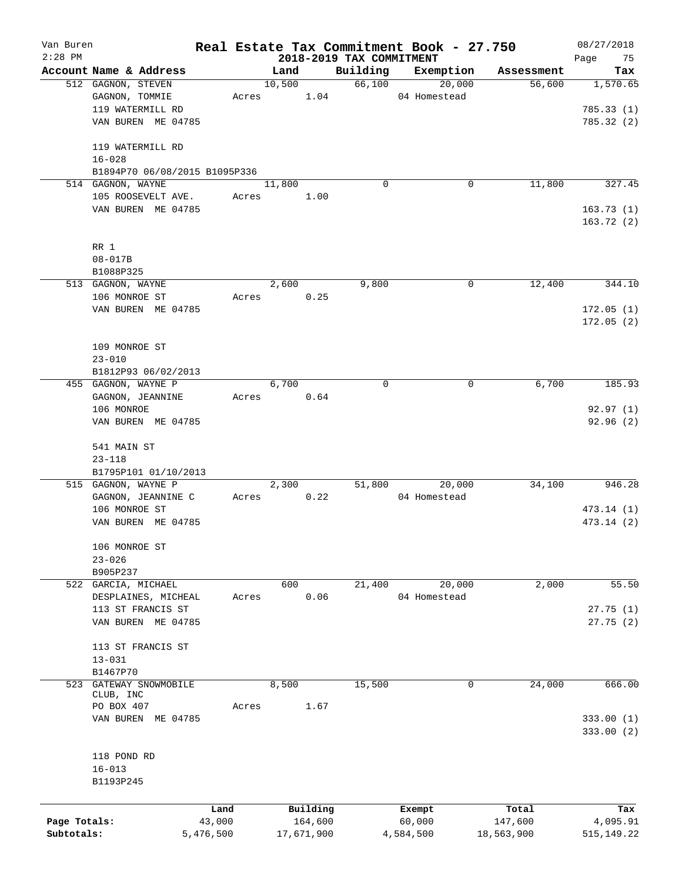Van Buren
2:28 PM

# Real Estate Tax Commitment Book - 27.750

## 2018-2019 TAX COMMITMENT

08/27/2018

| Account Name & Address | Land | Building | Exemption | Assessment | Tax |
|---|---|---|---|---|---|
| 512 GAGNON, STEVEN | 10,500 | 66,100 | 20,000 | 56,600 | 1,570.65 |
| GAGNON, TOMMIE | Acres 1.04 | | 04 Homestead | | |
| 119 WATERMILL RD | | | | | 785.33 (1) |
| VAN BUREN ME 04785 | | | | | 785.32 (2) |
| 119 WATERMILL RD | | | | | |
| 16-028 | | | | | |
| B1894P70 06/08/2015 B1095P336 | | | | | |
| 514 GAGNON, WAYNE | 11,800 | 0 | 0 | 11,800 | 327.45 |
| 105 ROOSEVELT AVE. | Acres 1.00 | | | | |
| VAN BUREN ME 04785 | | | | | 163.73 (1) |
| | | | | | 163.72 (2) |
| RR 1 | | | | | |
| 08-017B | | | | | |
| B1088P325 | | | | | |
| 513 GAGNON, WAYNE | 2,600 | 9,800 | 0 | 12,400 | 344.10 |
| 106 MONROE ST | Acres 0.25 | | | | |
| VAN BUREN ME 04785 | | | | | 172.05 (1) |
| | | | | | 172.05 (2) |
| 109 MONROE ST | | | | | |
| 23-010 | | | | | |
| B1812P93 06/02/2013 | | | | | |
| 455 GAGNON, WAYNE P | 6,700 | 0 | 0 | 6,700 | 185.93 |
| GAGNON, JEANNINE | Acres 0.64 | | | | |
| 106 MONROE | | | | | 92.97 (1) |
| VAN BUREN ME 04785 | | | | | 92.96 (2) |
| 541 MAIN ST | | | | | |
| 23-118 | | | | | |
| B1795P101 01/10/2013 | | | | | |
| 515 GAGNON, WAYNE P | 2,300 | 51,800 | 20,000 | 34,100 | 946.28 |
| GAGNON, JEANNINE C | Acres 0.22 | | 04 Homestead | | |
| 106 MONROE ST | | | | | 473.14 (1) |
| VAN BUREN ME 04785 | | | | | 473.14 (2) |
| 106 MONROE ST | | | | | |
| 23-026 | | | | | |
| B905P237 | | | | | |
| 522 GARCIA, MICHAEL | 600 | 21,400 | 20,000 | 2,000 | 55.50 |
| DESPLAINES, MICHEAL | Acres 0.06 | | 04 Homestead | | |
| 113 ST FRANCIS ST | | | | | 27.75 (1) |
| VAN BUREN ME 04785 | | | | | 27.75 (2) |
| 113 ST FRANCIS ST | | | | | |
| 13-031 | | | | | |
| B1467P70 | | | | | |
| 523 GATEWAY SNOWMOBILE CLUB, INC | 8,500 | 15,500 | 0 | 24,000 | 666.00 |
| PO BOX 407 | Acres 1.67 | | | | |
| VAN BUREN ME 04785 | | | | | 333.00 (1) |
| | | | | | 333.00 (2) |
| 118 POND RD | | | | | |
| 16-013 | | | | | |
| B1193P245 | | | | | |

| | Land | Building | Exempt | Total | Tax |
|---|---|---|---|---|---|
| Page Totals: | 43,000 | 164,600 | 60,000 | 147,600 | 4,095.91 |
| Subtotals: | 5,476,500 | 17,671,900 | 4,584,500 | 18,563,900 | 515,149.22 |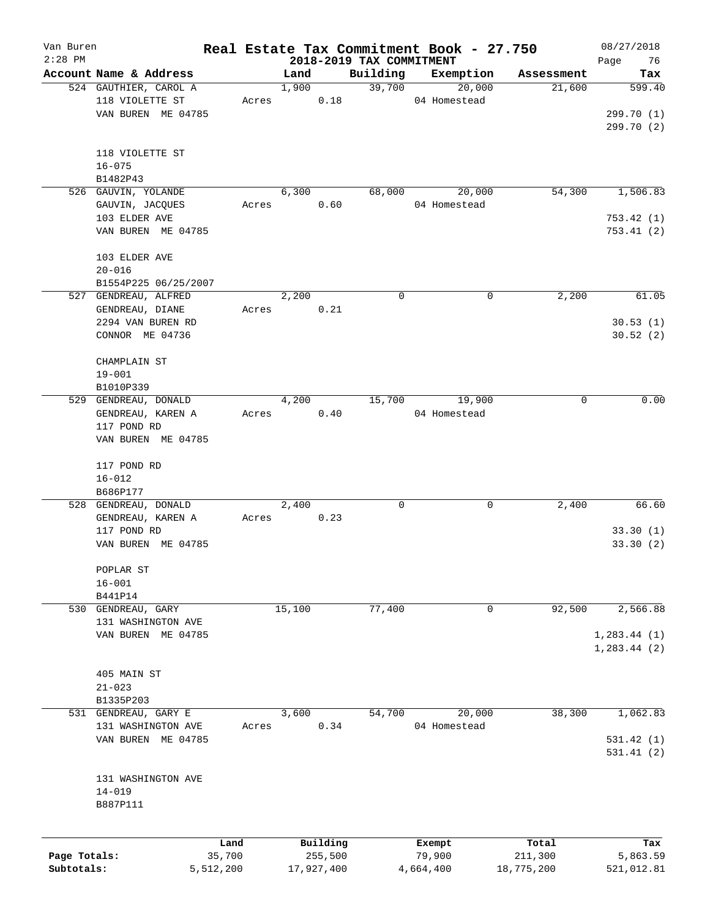# Real Estate Tax Commitment Book - 27.750

Van Buren
2:28 PM

2018-2019 TAX COMMITMENT

08/27/2018

| Account Name & Address | Land | Building | Exemption | Assessment | Tax |
|---|---|---|---|---|---|
| 524 GAUTHIER, CAROL A | 1,900 | 39,700 | 20,000 | 21,600 | 599.40 |
| 118 VIOLETTE ST | Acres 0.18 | | 04 Homestead | | |
| VAN BUREN ME 04785 | | | | | 299.70 (1) |
| | | | | | 299.70 (2) |
| 118 VIOLETTE ST | | | | | |
| 16-075 | | | | | |
| B1482P43 | | | | | |
| 526 GAUVIN, YOLANDE | 6,300 | 68,000 | 20,000 | 54,300 | 1,506.83 |
| GAUVIN, JACQUES | Acres 0.60 | | 04 Homestead | | |
| 103 ELDER AVE | | | | | 753.42 (1) |
| VAN BUREN ME 04785 | | | | | 753.41 (2) |
| 103 ELDER AVE | | | | | |
| 20-016 | | | | | |
| B1554P225 06/25/2007 | | | | | |
| 527 GENDREAU, ALFRED | 2,200 | 0 | 0 | 2,200 | 61.05 |
| GENDREAU, DIANE | Acres 0.21 | | | | |
| 2294 VAN BUREN RD | | | | | 30.53 (1) |
| CONNOR ME 04736 | | | | | 30.52 (2) |
| CHAMPLAIN ST | | | | | |
| 19-001 | | | | | |
| B1010P339 | | | | | |
| 529 GENDREAU, DONALD | 4,200 | 15,700 | 19,900 | 0 | 0.00 |
| GENDREAU, KAREN A | Acres 0.40 | | 04 Homestead | | |
| 117 POND RD | | | | | |
| VAN BUREN ME 04785 | | | | | |
| 117 POND RD | | | | | |
| 16-012 | | | | | |
| B686P177 | | | | | |
| 528 GENDREAU, DONALD | 2,400 | 0 | 0 | 2,400 | 66.60 |
| GENDREAU, KAREN A | Acres 0.23 | | | | |
| 117 POND RD | | | | | 33.30 (1) |
| VAN BUREN ME 04785 | | | | | 33.30 (2) |
| POPLAR ST | | | | | |
| 16-001 | | | | | |
| B441P14 | | | | | |
| 530 GENDREAU, GARY | 15,100 | 77,400 | 0 | 92,500 | 2,566.88 |
| 131 WASHINGTON AVE | | | | | |
| VAN BUREN ME 04785 | | | | | 1,283.44 (1) |
| | | | | | 1,283.44 (2) |
| 405 MAIN ST | | | | | |
| 21-023 | | | | | |
| B1335P203 | | | | | |
| 531 GENDREAU, GARY E | 3,600 | 54,700 | 20,000 | 38,300 | 1,062.83 |
| 131 WASHINGTON AVE | Acres 0.34 | | 04 Homestead | | |
| VAN BUREN ME 04785 | | | | | 531.42 (1) |
| | | | | | 531.41 (2) |
| 131 WASHINGTON AVE | | | | | |
| 14-019 | | | | | |
| B887P111 | | | | | |

| | Land | Building | Exempt | Total | Tax |
|---|---|---|---|---|---|
| Page Totals: | 35,700 | 255,500 | 79,900 | 211,300 | 5,863.59 |
| Subtotals: | 5,512,200 | 17,927,400 | 4,664,400 | 18,775,200 | 521,012.81 |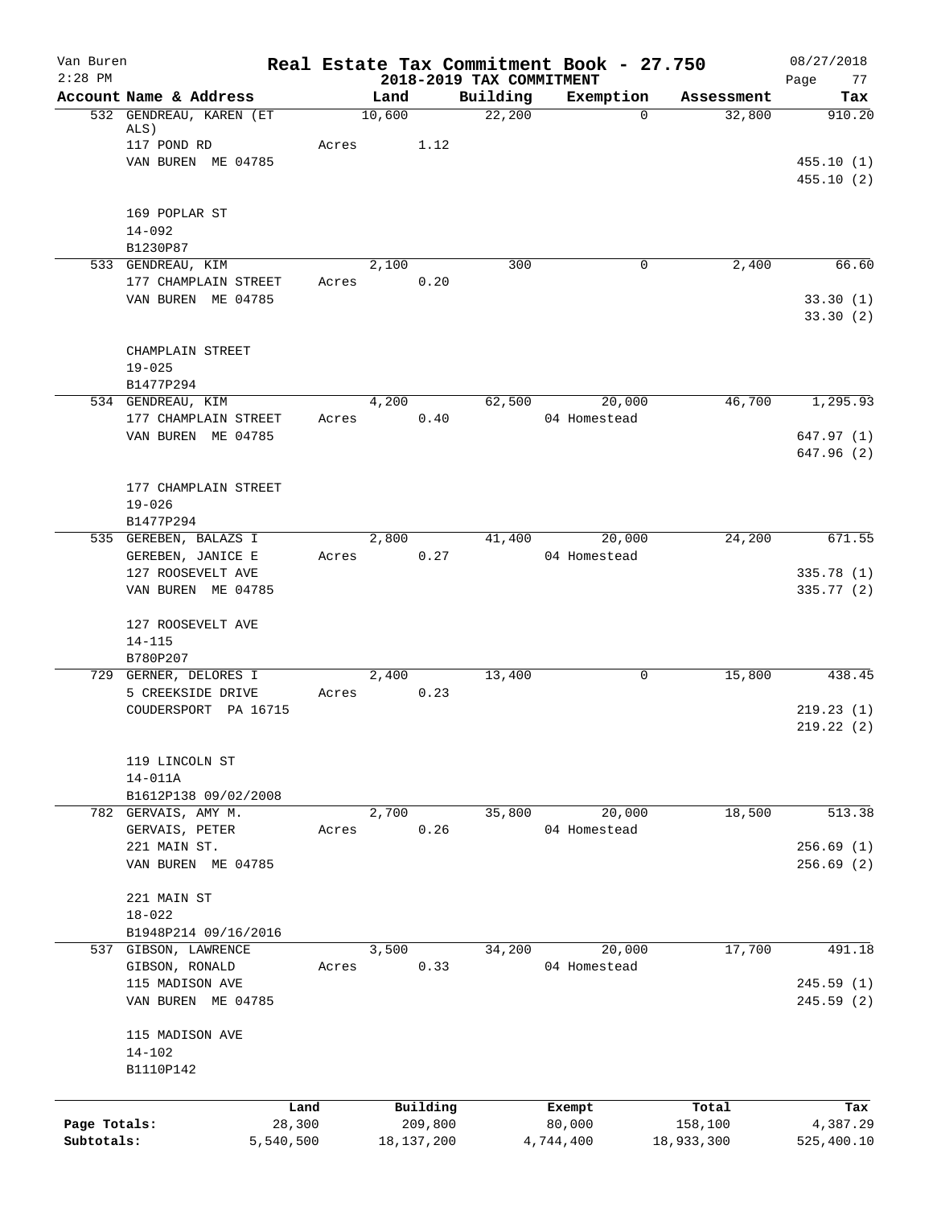# Real Estate Tax Commitment Book - 27.750

Van Buren 2:28 PM — 2018-2019 TAX COMMITMENT — 08/27/2018

| Account Name & Address | Land | Building | Exemption | Assessment | Tax |
|---|---|---|---|---|---|
| 532 GENDREAU, KAREN (ET ALS) | 10,600 | 22,200 | 0 | 32,800 | 910.20 |
| 117 POND RD | Acres 1.12 | | | | |
| VAN BUREN ME 04785 | | | | | 455.10 (1) |
| | | | | | 455.10 (2) |
| 169 POPLAR ST | | | | | |
| 14-092 | | | | | |
| B1230P87 | | | | | |
| 533 GENDREAU, KIM | 2,100 | 300 | 0 | 2,400 | 66.60 |
| 177 CHAMPLAIN STREET | Acres 0.20 | | | | |
| VAN BUREN ME 04785 | | | | | 33.30 (1) |
| | | | | | 33.30 (2) |
| CHAMPLAIN STREET | | | | | |
| 19-025 | | | | | |
| B1477P294 | | | | | |
| 534 GENDREAU, KIM | 4,200 | 62,500 | 20,000 | 46,700 | 1,295.93 |
| 177 CHAMPLAIN STREET | Acres 0.40 | | 04 Homestead | | |
| VAN BUREN ME 04785 | | | | | 647.97 (1) |
| | | | | | 647.96 (2) |
| 177 CHAMPLAIN STREET | | | | | |
| 19-026 | | | | | |
| B1477P294 | | | | | |
| 535 GEREBEN, BALAZS I | 2,800 | 41,400 | 20,000 | 24,200 | 671.55 |
| GEREBEN, JANICE E | Acres 0.27 | | 04 Homestead | | |
| 127 ROOSEVELT AVE | | | | | 335.78 (1) |
| VAN BUREN ME 04785 | | | | | 335.77 (2) |
| 127 ROOSEVELT AVE | | | | | |
| 14-115 | | | | | |
| B780P207 | | | | | |
| 729 GERNER, DELORES I | 2,400 | 13,400 | 0 | 15,800 | 438.45 |
| 5 CREEKSIDE DRIVE | Acres 0.23 | | | | |
| COUDERSPORT PA 16715 | | | | | 219.23 (1) |
| | | | | | 219.22 (2) |
| 119 LINCOLN ST | | | | | |
| 14-011A | | | | | |
| B1612P138 09/02/2008 | | | | | |
| 782 GERVAIS, AMY M. | 2,700 | 35,800 | 20,000 | 18,500 | 513.38 |
| GERVAIS, PETER | Acres 0.26 | | 04 Homestead | | |
| 221 MAIN ST. | | | | | 256.69 (1) |
| VAN BUREN ME 04785 | | | | | 256.69 (2) |
| 221 MAIN ST | | | | | |
| 18-022 | | | | | |
| B1948P214 09/16/2016 | | | | | |
| 537 GIBSON, LAWRENCE | 3,500 | 34,200 | 20,000 | 17,700 | 491.18 |
| GIBSON, RONALD | Acres 0.33 | | 04 Homestead | | |
| 115 MADISON AVE | | | | | 245.59 (1) |
| VAN BUREN ME 04785 | | | | | 245.59 (2) |
| 115 MADISON AVE | | | | | |
| 14-102 | | | | | |
| B1110P142 | | | | | |

| | Land | Building | Exempt | Total | Tax |
|---|---|---|---|---|---|
| Page Totals: | 28,300 | 209,800 | 80,000 | 158,100 | 4,387.29 |
| Subtotals: | 5,540,500 | 18,137,200 | 4,744,400 | 18,933,300 | 525,400.10 |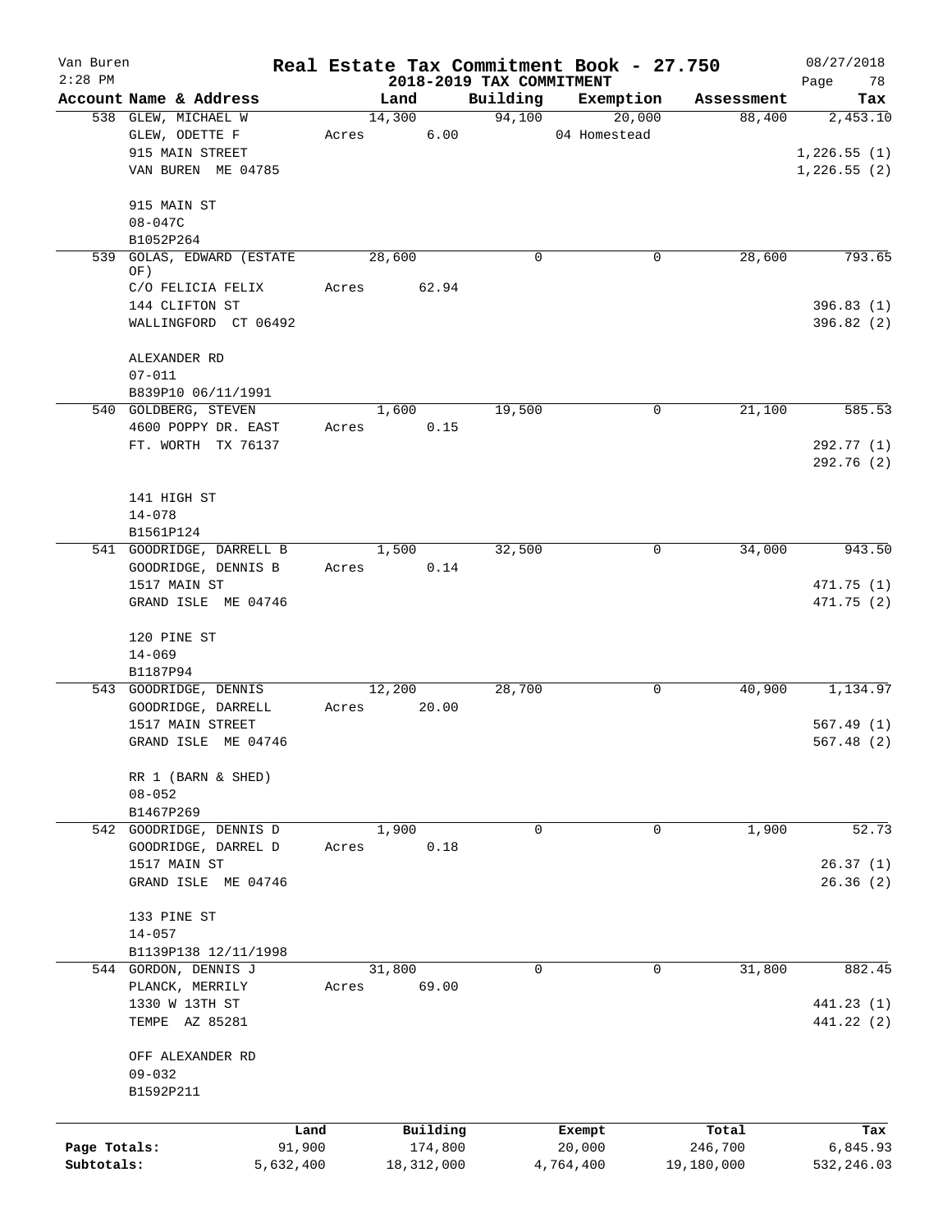# Real Estate Tax Commitment Book - 27.750

Van Buren
2:28 PM

## 2018-2019 TAX COMMITMENT

08/27/2018

| Account Name & Address | Land | Building | Exemption | Assessment | Tax |
|---|---|---|---|---|---|
| 538 GLEW, MICHAEL W | 14,300 | 94,100 | 20,000 | 88,400 | 2,453.10 |
| GLEW, ODETTE F | Acres 6.00 | | 04 Homestead | | |
| 915 MAIN STREET | | | | | 1,226.55 (1) |
| VAN BUREN ME 04785 | | | | | 1,226.55 (2) |
| 915 MAIN ST | | | | | |
| 08-047C | | | | | |
| B1052P264 | | | | | |
| 539 GOLAS, EDWARD (ESTATE OF) | 28,600 | 0 | 0 | 28,600 | 793.65 |
| C/O FELICIA FELIX | Acres 62.94 | | | | |
| 144 CLIFTON ST | | | | | 396.83 (1) |
| WALLINGFORD CT 06492 | | | | | 396.82 (2) |
| ALEXANDER RD | | | | | |
| 07-011 | | | | | |
| B839P10 06/11/1991 | | | | | |
| 540 GOLDBERG, STEVEN | 1,600 | 19,500 | 0 | 21,100 | 585.53 |
| 4600 POPPY DR. EAST | Acres 0.15 | | | | |
| FT. WORTH TX 76137 | | | | | 292.77 (1) |
| | | | | | 292.76 (2) |
| 141 HIGH ST | | | | | |
| 14-078 | | | | | |
| B1561P124 | | | | | |
| 541 GOODRIDGE, DARRELL B | 1,500 | 32,500 | 0 | 34,000 | 943.50 |
| GOODRIDGE, DENNIS B | Acres 0.14 | | | | |
| 1517 MAIN ST | | | | | 471.75 (1) |
| GRAND ISLE ME 04746 | | | | | 471.75 (2) |
| 120 PINE ST | | | | | |
| 14-069 | | | | | |
| B1187P94 | | | | | |
| 543 GOODRIDGE, DENNIS | 12,200 | 28,700 | 0 | 40,900 | 1,134.97 |
| GOODRIDGE, DARRELL | Acres 20.00 | | | | |
| 1517 MAIN STREET | | | | | 567.49 (1) |
| GRAND ISLE ME 04746 | | | | | 567.48 (2) |
| RR 1 (BARN & SHED) | | | | | |
| 08-052 | | | | | |
| B1467P269 | | | | | |
| 542 GOODRIDGE, DENNIS D | 1,900 | 0 | 0 | 1,900 | 52.73 |
| GOODRIDGE, DARREL D | Acres 0.18 | | | | |
| 1517 MAIN ST | | | | | 26.37 (1) |
| GRAND ISLE ME 04746 | | | | | 26.36 (2) |
| 133 PINE ST | | | | | |
| 14-057 | | | | | |
| B1139P138 12/11/1998 | | | | | |
| 544 GORDON, DENNIS J | 31,800 | 0 | 0 | 31,800 | 882.45 |
| PLANCK, MERRILY | Acres 69.00 | | | | |
| 1330 W 13TH ST | | | | | 441.23 (1) |
| TEMPE AZ 85281 | | | | | 441.22 (2) |
| OFF ALEXANDER RD | | | | | |
| 09-032 | | | | | |
| B1592P211 | | | | | |

| | Land | Building | Exempt | Total | Tax |
|---|---|---|---|---|---|
| Page Totals: | 91,900 | 174,800 | 20,000 | 246,700 | 6,845.93 |
| Subtotals: | 5,632,400 | 18,312,000 | 4,764,400 | 19,180,000 | 532,246.03 |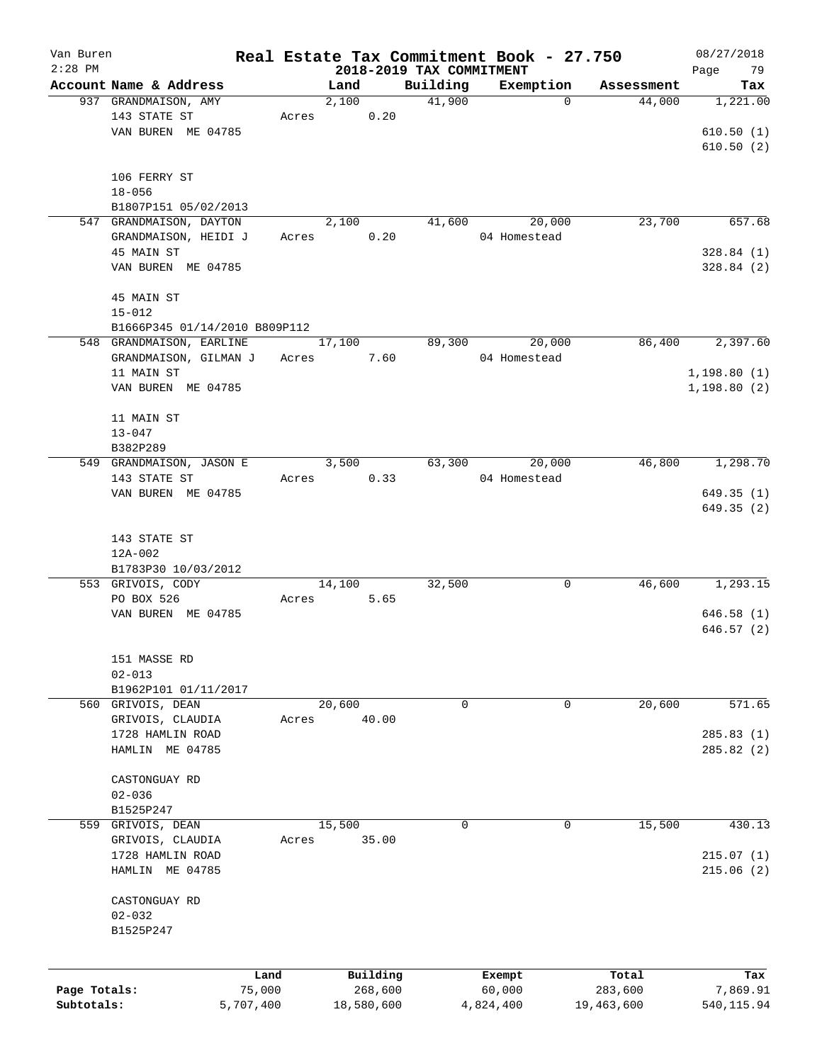# Real Estate Tax Commitment Book - 27.750

## 2018-2019 TAX COMMITMENT

Van Buren
2:28 PM

08/27/2018

| Account Name & Address | Land | Building | Exemption | Assessment | Tax |
|---|---|---|---|---|---|
| 937 GRANDMAISON, AMY<br>143 STATE ST<br>VAN BUREN ME 04785<br><br>106 FERRY ST<br>18-056<br>B1807P151 05/02/2013 | 2,100<br>Acres 0.20 | 41,900 | 0 | 44,000 | 1,221.00<br><br>610.50 (1)<br>610.50 (2) |
| 547 GRANDMAISON, DAYTON<br>GRANDMAISON, HEIDI J<br>45 MAIN ST<br>VAN BUREN ME 04785<br><br>45 MAIN ST<br>15-012<br>B1666P345 01/14/2010 B809P112 | 2,100<br>Acres 0.20 | 41,600 | 20,000<br>04 Homestead | 23,700 | 657.68<br><br>328.84 (1)<br>328.84 (2) |
| 548 GRANDMAISON, EARLINE<br>GRANDMAISON, GILMAN J<br>11 MAIN ST<br>VAN BUREN ME 04785<br><br>11 MAIN ST<br>13-047<br>B382P289 | 17,100<br>Acres 7.60 | 89,300 | 20,000<br>04 Homestead | 86,400 | 2,397.60<br><br>1,198.80 (1)<br>1,198.80 (2) |
| 549 GRANDMAISON, JASON E<br>143 STATE ST<br>VAN BUREN ME 04785<br><br>143 STATE ST<br>12A-002<br>B1783P30 10/03/2012 | 3,500<br>Acres 0.33 | 63,300 | 20,000<br>04 Homestead | 46,800 | 1,298.70<br><br>649.35 (1)<br>649.35 (2) |
| 553 GRIVOIS, CODY<br>PO BOX 526<br>VAN BUREN ME 04785<br><br>151 MASSE RD<br>02-013<br>B1962P101 01/11/2017 | 14,100<br>Acres 5.65 | 32,500 | 0 | 46,600 | 1,293.15<br><br>646.58 (1)<br>646.57 (2) |
| 560 GRIVOIS, DEAN<br>GRIVOIS, CLAUDIA<br>1728 HAMLIN ROAD<br>HAMLIN ME 04785<br><br>CASTONGUAY RD<br>02-036<br>B1525P247 | 20,600<br>Acres 40.00 | 0 | 0 | 20,600 | 571.65<br><br>285.83 (1)<br>285.82 (2) |
| 559 GRIVOIS, DEAN<br>GRIVOIS, CLAUDIA<br>1728 HAMLIN ROAD<br>HAMLIN ME 04785<br><br>CASTONGUAY RD<br>02-032<br>B1525P247 | 15,500<br>Acres 35.00 | 0 | 0 | 15,500 | 430.13<br><br>215.07 (1)<br>215.06 (2) |

| | Land | Building | Exempt | Total | Tax |
|---|---|---|---|---|---|
| Page Totals: | 75,000 | 268,600 | 60,000 | 283,600 | 7,869.91 |
| Subtotals: | 5,707,400 | 18,580,600 | 4,824,400 | 19,463,600 | 540,115.94 |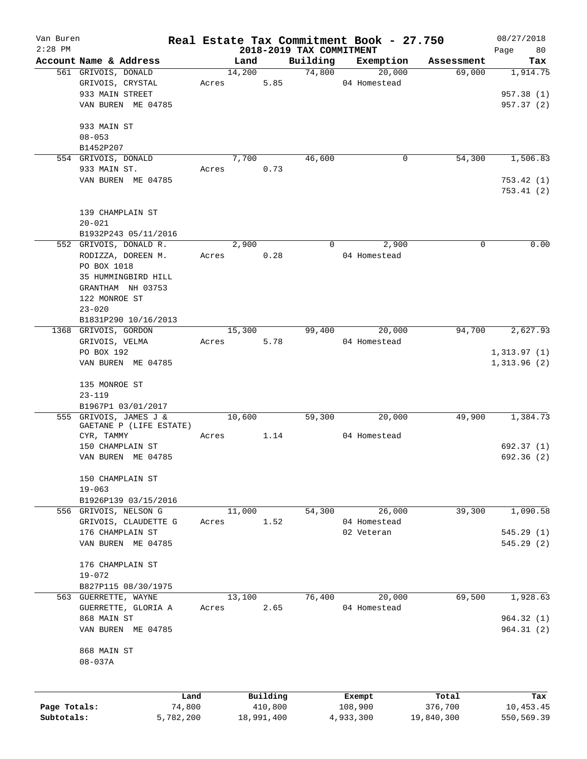Van Buren
2:28 PM

# Real Estate Tax Commitment Book - 27.750

## 2018-2019 TAX COMMITMENT

08/27/2018

| Account Name & Address | Land | Building | Exemption | Assessment | Tax |
|---|---|---|---|---|---|
| 561 GRIVOIS, DONALD | 14,200 | 74,800 | 20,000 | 69,000 | 1,914.75 |
| GRIVOIS, CRYSTAL | Acres 5.85 | | 04 Homestead | | |
| 933 MAIN STREET | | | | | 957.38 (1) |
| VAN BUREN ME 04785 | | | | | 957.37 (2) |
| 933 MAIN ST | | | | | |
| 08-053 | | | | | |
| B1452P207 | | | | | |
| 554 GRIVOIS, DONALD | 7,700 | 46,600 | 0 | 54,300 | 1,506.83 |
| 933 MAIN ST. | Acres 0.73 | | | | |
| VAN BUREN ME 04785 | | | | | 753.42 (1) |
| | | | | | 753.41 (2) |
| 139 CHAMPLAIN ST | | | | | |
| 20-021 | | | | | |
| B1932P243 05/11/2016 | | | | | |
| 552 GRIVOIS, DONALD R. | 2,900 | 0 | 2,900 | 0 | 0.00 |
| RODIZZA, DOREEN M. | Acres 0.28 | | 04 Homestead | | |
| PO BOX 1018 | | | | | |
| 35 HUMMINGBIRD HILL | | | | | |
| GRANTHAM NH 03753 | | | | | |
| 122 MONROE ST | | | | | |
| 23-020 | | | | | |
| B1831P290 10/16/2013 | | | | | |
| 1368 GRIVOIS, GORDON | 15,300 | 99,400 | 20,000 | 94,700 | 2,627.93 |
| GRIVOIS, VELMA | Acres 5.78 | | 04 Homestead | | |
| PO BOX 192 | | | | | 1,313.97 (1) |
| VAN BUREN ME 04785 | | | | | 1,313.96 (2) |
| 135 MONROE ST | | | | | |
| 23-119 | | | | | |
| B1967P1 03/01/2017 | | | | | |
| 555 GRIVOIS, JAMES J & | 10,600 | 59,300 | 20,000 | 49,900 | 1,384.73 |
| GAETANE P (LIFE ESTATE) | | | | | |
| CYR, TAMMY | Acres 1.14 | | 04 Homestead | | |
| 150 CHAMPLAIN ST | | | | | 692.37 (1) |
| VAN BUREN ME 04785 | | | | | 692.36 (2) |
| 150 CHAMPLAIN ST | | | | | |
| 19-063 | | | | | |
| B1926P139 03/15/2016 | | | | | |
| 556 GRIVOIS, NELSON G | 11,000 | 54,300 | 26,000 | 39,300 | 1,090.58 |
| GRIVOIS, CLAUDETTE G | Acres 1.52 | | 04 Homestead | | |
| 176 CHAMPLAIN ST | | | 02 Veteran | | 545.29 (1) |
| VAN BUREN ME 04785 | | | | | 545.29 (2) |
| 176 CHAMPLAIN ST | | | | | |
| 19-072 | | | | | |
| B827P115 08/30/1975 | | | | | |
| 563 GUERRETTE, WAYNE | 13,100 | 76,400 | 20,000 | 69,500 | 1,928.63 |
| GUERRETTE, GLORIA A | Acres 2.65 | | 04 Homestead | | |
| 868 MAIN ST | | | | | 964.32 (1) |
| VAN BUREN ME 04785 | | | | | 964.31 (2) |
| 868 MAIN ST | | | | | |
| 08-037A | | | | | |

| | Land | Building | Exempt | Total | Tax |
|---|---|---|---|---|---|
| Page Totals: | 74,800 | 410,800 | 108,900 | 376,700 | 10,453.45 |
| Subtotals: | 5,782,200 | 18,991,400 | 4,933,300 | 19,840,300 | 550,569.39 |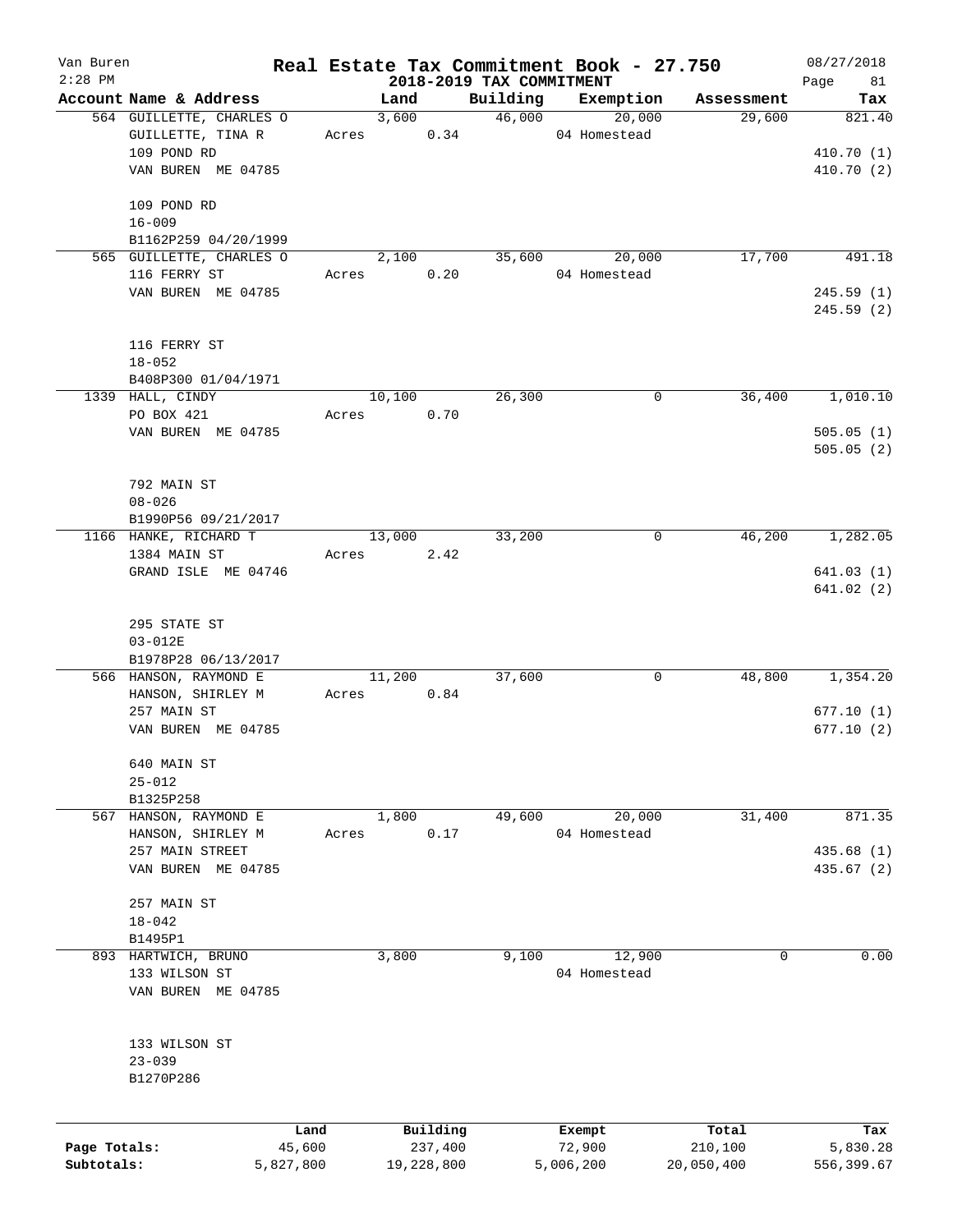# Van Buren — Real Estate Tax Commitment Book - 27.750

2018-2019 TAX COMMITMENT

08/27/2018
2:28 PM

| Account Name & Address | Land | Building | Exemption | Assessment | Tax |
|---|---|---|---|---|---|
| 564 GUILLETTE, CHARLES O<br>GUILLETTE, TINA R<br>109 POND RD<br>VAN BUREN ME 04785<br><br>109 POND RD<br>16-009<br>B1162P259 04/20/1999 | 3,600<br>Acres 0.34 | 46,000 | 20,000<br>04 Homestead | 29,600 | 821.40<br><br>410.70 (1)<br>410.70 (2) |
| 565 GUILLETTE, CHARLES O<br>116 FERRY ST<br>VAN BUREN ME 04785<br><br>116 FERRY ST<br>18-052<br>B408P300 01/04/1971 | 2,100<br>Acres 0.20 | 35,600 | 20,000<br>04 Homestead | 17,700 | 491.18<br><br>245.59 (1)<br>245.59 (2) |
| 1339 HALL, CINDY<br>PO BOX 421<br>VAN BUREN ME 04785<br><br>792 MAIN ST<br>08-026<br>B1990P56 09/21/2017 | 10,100<br>Acres 0.70 | 26,300 | 0 | 36,400 | 1,010.10<br><br>505.05 (1)<br>505.05 (2) |
| 1166 HANKE, RICHARD T<br>1384 MAIN ST<br>GRAND ISLE ME 04746<br><br>295 STATE ST<br>03-012E<br>B1978P28 06/13/2017 | 13,000<br>Acres 2.42 | 33,200 | 0 | 46,200 | 1,282.05<br><br>641.03 (1)<br>641.02 (2) |
| 566 HANSON, RAYMOND E<br>HANSON, SHIRLEY M<br>257 MAIN ST<br>VAN BUREN ME 04785<br><br>640 MAIN ST<br>25-012<br>B1325P258 | 11,200<br>Acres 0.84 | 37,600 | 0 | 48,800 | 1,354.20<br><br>677.10 (1)<br>677.10 (2) |
| 567 HANSON, RAYMOND E<br>HANSON, SHIRLEY M<br>257 MAIN STREET<br>VAN BUREN ME 04785<br><br>257 MAIN ST<br>18-042<br>B1495P1 | 1,800<br>Acres 0.17 | 49,600 | 20,000<br>04 Homestead | 31,400 | 871.35<br><br>435.68 (1)<br>435.67 (2) |
| 893 HARTWICH, BRUNO<br>133 WILSON ST<br>VAN BUREN ME 04785<br><br>133 WILSON ST<br>23-039<br>B1270P286 | 3,800 | 9,100 | 12,900<br>04 Homestead | 0 | 0.00 |

| | Land | Building | Exempt | Total | Tax |
|---|---|---|---|---|---|
| Page Totals: | 45,600 | 237,400 | 72,900 | 210,100 | 5,830.28 |
| Subtotals: | 5,827,800 | 19,228,800 | 5,006,200 | 20,050,400 | 556,399.67 |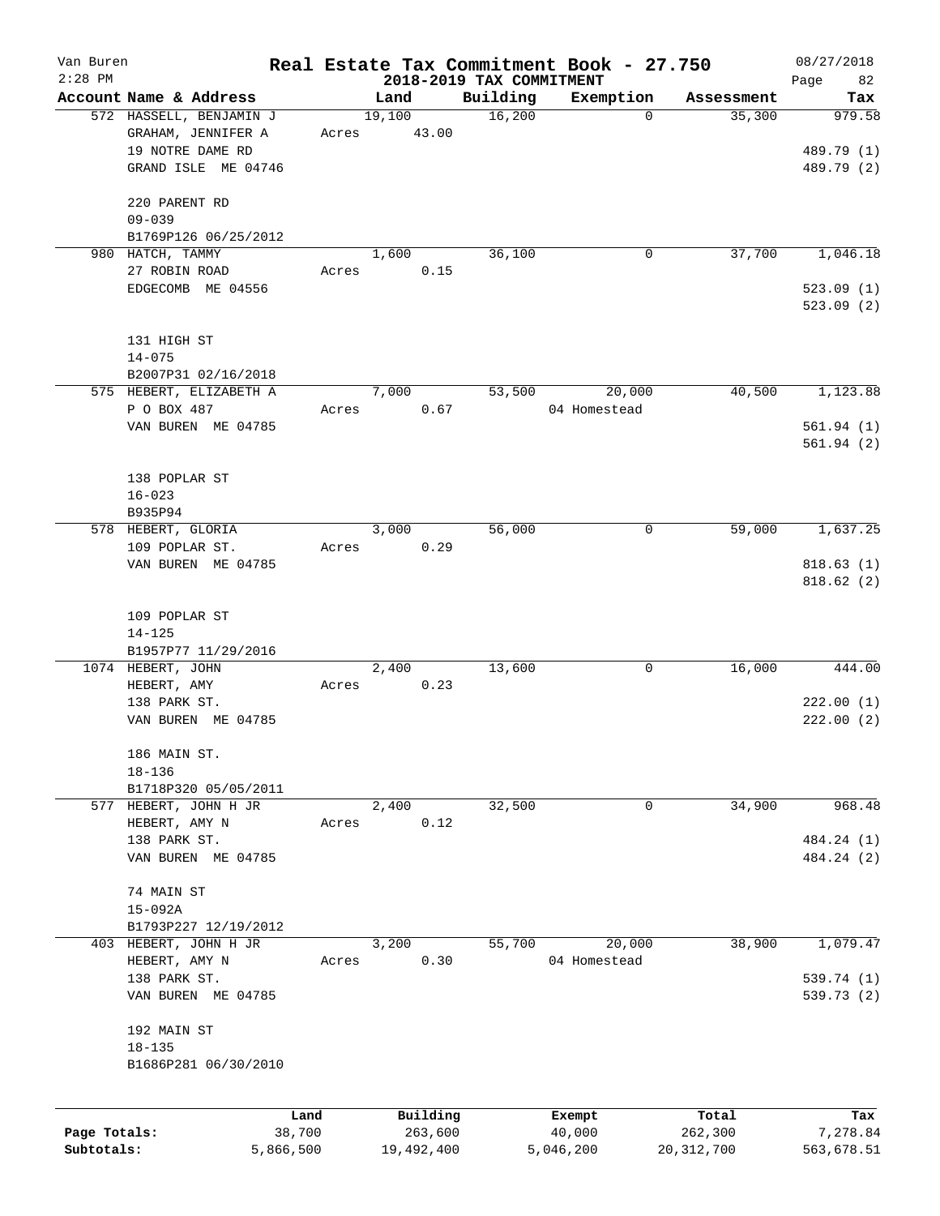# Real Estate Tax Commitment Book - 27.750

## 2018-2019 TAX COMMITMENT

Van Buren
2:28 PM
08/27/2018

| Account Name & Address | Land | Building | Exemption | Assessment | Tax |
|---|---|---|---|---|---|
| 572 HASSELL, BENJAMIN J<br>GRAHAM, JENNIFER A<br>19 NOTRE DAME RD<br>GRAND ISLE ME 04746<br><br>220 PARENT RD<br>09-039<br>B1769P126 06/25/2012 | 19,100<br>Acres 43.00 | 16,200 | 0 | 35,300 | 979.58<br><br>489.79 (1)<br>489.79 (2) |
| 980 HATCH, TAMMY<br>27 ROBIN ROAD<br>EDGECOMB ME 04556<br><br>131 HIGH ST<br>14-075<br>B2007P31 02/16/2018 | 1,600<br>Acres 0.15 | 36,100 | 0 | 37,700 | 1,046.18<br><br>523.09 (1)<br>523.09 (2) |
| 575 HEBERT, ELIZABETH A<br>P O BOX 487<br>VAN BUREN ME 04785<br><br>138 POPLAR ST<br>16-023<br>B935P94 | 7,000<br>Acres 0.67 | 53,500 | 20,000<br>04 Homestead | 40,500 | 1,123.88<br><br>561.94 (1)<br>561.94 (2) |
| 578 HEBERT, GLORIA<br>109 POPLAR ST.<br>VAN BUREN ME 04785<br><br>109 POPLAR ST<br>14-125<br>B1957P77 11/29/2016 | 3,000<br>Acres 0.29 | 56,000 | 0 | 59,000 | 1,637.25<br><br>818.63 (1)<br>818.62 (2) |
| 1074 HEBERT, JOHN<br>HEBERT, AMY<br>138 PARK ST.<br>VAN BUREN ME 04785<br><br>186 MAIN ST.<br>18-136<br>B1718P320 05/05/2011 | 2,400<br>Acres 0.23 | 13,600 | 0 | 16,000 | 444.00<br><br>222.00 (1)<br>222.00 (2) |
| 577 HEBERT, JOHN H JR<br>HEBERT, AMY N<br>138 PARK ST.<br>VAN BUREN ME 04785<br><br>74 MAIN ST<br>15-092A<br>B1793P227 12/19/2012 | 2,400<br>Acres 0.12 | 32,500 | 0 | 34,900 | 968.48<br><br>484.24 (1)<br>484.24 (2) |
| 403 HEBERT, JOHN H JR<br>HEBERT, AMY N<br>138 PARK ST.<br>VAN BUREN ME 04785<br><br>192 MAIN ST<br>18-135<br>B1686P281 06/30/2010 | 3,200<br>Acres 0.30 | 55,700 | 20,000<br>04 Homestead | 38,900 | 1,079.47<br><br>539.74 (1)<br>539.73 (2) |

| | Land | Building | Exempt | Total | Tax |
|---|---|---|---|---|---|
| Page Totals: | 38,700 | 263,600 | 40,000 | 262,300 | 7,278.84 |
| Subtotals: | 5,866,500 | 19,492,400 | 5,046,200 | 20,312,700 | 563,678.51 |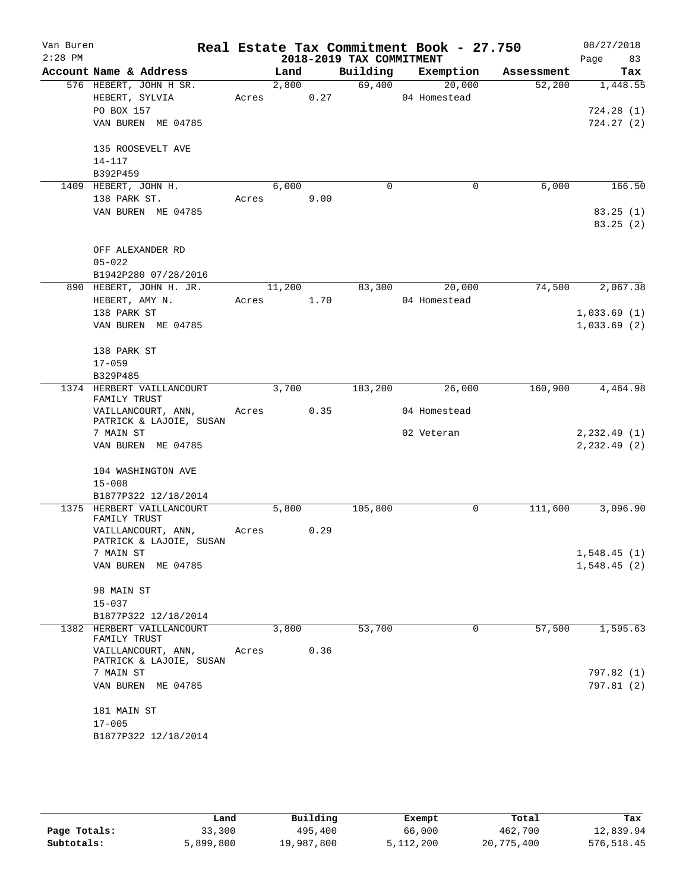Van Buren 2:28 PM

# Real Estate Tax Commitment Book - 27.750

## 2018-2019 TAX COMMITMENT

08/27/2018

| Account | Name & Address | Land | Building | Exemption | Assessment | Tax |
|---|---|---|---|---|---|---|
| 576 | HEBERT, JOHN H SR. | 2,800 | 69,400 | 20,000 | 52,200 | 1,448.55 |
| | HEBERT, SYLVIA | Acres 0.27 | | 04 Homestead | | |
| | PO BOX 157 | | | | | 724.28 (1) |
| | VAN BUREN ME 04785 | | | | | 724.27 (2) |
| | 135 ROOSEVELT AVE | | | | | |
| | 14-117 | | | | | |
| | B392P459 | | | | | |
| 1409 | HEBERT, JOHN H. | 6,000 | 0 | 0 | 6,000 | 166.50 |
| | 138 PARK ST. | Acres 9.00 | | | | |
| | VAN BUREN ME 04785 | | | | | 83.25 (1) |
| | | | | | | 83.25 (2) |
| | OFF ALEXANDER RD | | | | | |
| | 05-022 | | | | | |
| | B1942P280 07/28/2016 | | | | | |
| 890 | HEBERT, JOHN H. JR. | 11,200 | 83,300 | 20,000 | 74,500 | 2,067.38 |
| | HEBERT, AMY N. | Acres 1.70 | | 04 Homestead | | |
| | 138 PARK ST | | | | | 1,033.69 (1) |
| | VAN BUREN ME 04785 | | | | | 1,033.69 (2) |
| | 138 PARK ST | | | | | |
| | 17-059 | | | | | |
| | B329P485 | | | | | |
| 1374 | HERBERT VAILLANCOURT FAMILY TRUST | 3,700 | 183,200 | 26,000 | 160,900 | 4,464.98 |
| | VAILLANCOURT, ANN, PATRICK & LAJOIE, SUSAN | Acres 0.35 | | 04 Homestead | | |
| | 7 MAIN ST | | | 02 Veteran | | 2,232.49 (1) |
| | VAN BUREN ME 04785 | | | | | 2,232.49 (2) |
| | 104 WASHINGTON AVE | | | | | |
| | 15-008 | | | | | |
| | B1877P322 12/18/2014 | | | | | |
| 1375 | HERBERT VAILLANCOURT FAMILY TRUST | 5,800 | 105,800 | 0 | 111,600 | 3,096.90 |
| | VAILLANCOURT, ANN, PATRICK & LAJOIE, SUSAN | Acres 0.29 | | | | |
| | 7 MAIN ST | | | | | 1,548.45 (1) |
| | VAN BUREN ME 04785 | | | | | 1,548.45 (2) |
| | 98 MAIN ST | | | | | |
| | 15-037 | | | | | |
| | B1877P322 12/18/2014 | | | | | |
| 1382 | HERBERT VAILLANCOURT FAMILY TRUST | 3,800 | 53,700 | 0 | 57,500 | 1,595.63 |
| | VAILLANCOURT, ANN, PATRICK & LAJOIE, SUSAN | Acres 0.36 | | | | |
| | 7 MAIN ST | | | | | 797.82 (1) |
| | VAN BUREN ME 04785 | | | | | 797.81 (2) |
| | 181 MAIN ST | | | | | |
| | 17-005 | | | | | |
| | B1877P322 12/18/2014 | | | | | |

| | Land | Building | Exempt | Total | Tax |
|---|---|---|---|---|---|
| Page Totals: | 33,300 | 495,400 | 66,000 | 462,700 | 12,839.94 |
| Subtotals: | 5,899,800 | 19,987,800 | 5,112,200 | 20,775,400 | 576,518.45 |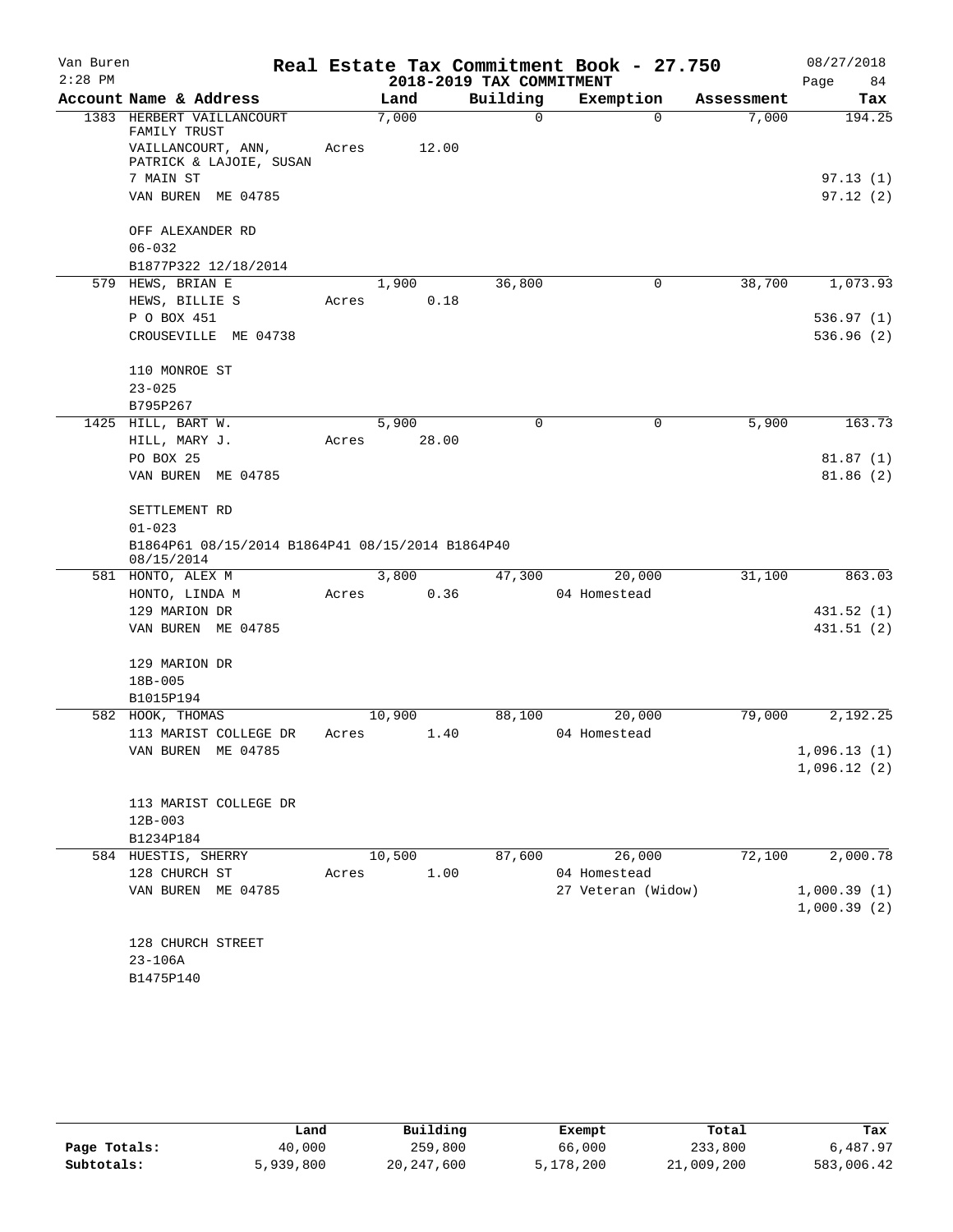# Real Estate Tax Commitment Book - 27.750

## 2018-2019 TAX COMMITMENT

Van Buren
2:28 PM

08/27/2018

| Account Name & Address | Land | Building | Exemption | Assessment | Tax |
|---|---|---|---|---|---|
| 1383 HERBERT VAILLANCOURT FAMILY TRUST | 7,000 | 0 | 0 | 7,000 | 194.25 |
| VAILLANCOURT, ANN, PATRICK & LAJOIE, SUSAN | Acres 12.00 | | | | |
| 7 MAIN ST | | | | | 97.13 (1) |
| VAN BUREN ME 04785 | | | | | 97.12 (2) |
| OFF ALEXANDER RD | | | | | |
| 06-032 | | | | | |
| B1877P322 12/18/2014 | | | | | |
| 579 HEWS, BRIAN E | 1,900 | 36,800 | 0 | 38,700 | 1,073.93 |
| HEWS, BILLIE S | Acres 0.18 | | | | |
| P O BOX 451 | | | | | 536.97 (1) |
| CROUSEVILLE ME 04738 | | | | | 536.96 (2) |
| 110 MONROE ST | | | | | |
| 23-025 | | | | | |
| B795P267 | | | | | |
| 1425 HILL, BART W. | 5,900 | 0 | 0 | 5,900 | 163.73 |
| HILL, MARY J. | Acres 28.00 | | | | |
| PO BOX 25 | | | | | 81.87 (1) |
| VAN BUREN ME 04785 | | | | | 81.86 (2) |
| SETTLEMENT RD | | | | | |
| 01-023 | | | | | |
| B1864P61 08/15/2014 B1864P41 08/15/2014 B1864P40 08/15/2014 | | | | | |
| 581 HONTO, ALEX M | 3,800 | 47,300 | 20,000 | 31,100 | 863.03 |
| HONTO, LINDA M | Acres 0.36 | | 04 Homestead | | |
| 129 MARION DR | | | | | 431.52 (1) |
| VAN BUREN ME 04785 | | | | | 431.51 (2) |
| 129 MARION DR | | | | | |
| 18B-005 | | | | | |
| B1015P194 | | | | | |
| 582 HOOK, THOMAS | 10,900 | 88,100 | 20,000 | 79,000 | 2,192.25 |
| 113 MARIST COLLEGE DR | Acres 1.40 | | 04 Homestead | | |
| VAN BUREN ME 04785 | | | | | 1,096.13 (1) |
| | | | | | 1,096.12 (2) |
| 113 MARIST COLLEGE DR | | | | | |
| 12B-003 | | | | | |
| B1234P184 | | | | | |
| 584 HUESTIS, SHERRY | 10,500 | 87,600 | 26,000 | 72,100 | 2,000.78 |
| 128 CHURCH ST | Acres 1.00 | | 04 Homestead | | |
| VAN BUREN ME 04785 | | | 27 Veteran (Widow) | | 1,000.39 (1) |
| | | | | | 1,000.39 (2) |
| 128 CHURCH STREET | | | | | |
| 23-106A | | | | | |
| B1475P140 | | | | | |

| | Land | Building | Exempt | Total | Tax |
|---|---|---|---|---|---|
| Page Totals: | 40,000 | 259,800 | 66,000 | 233,800 | 6,487.97 |
| Subtotals: | 5,939,800 | 20,247,600 | 5,178,200 | 21,009,200 | 583,006.42 |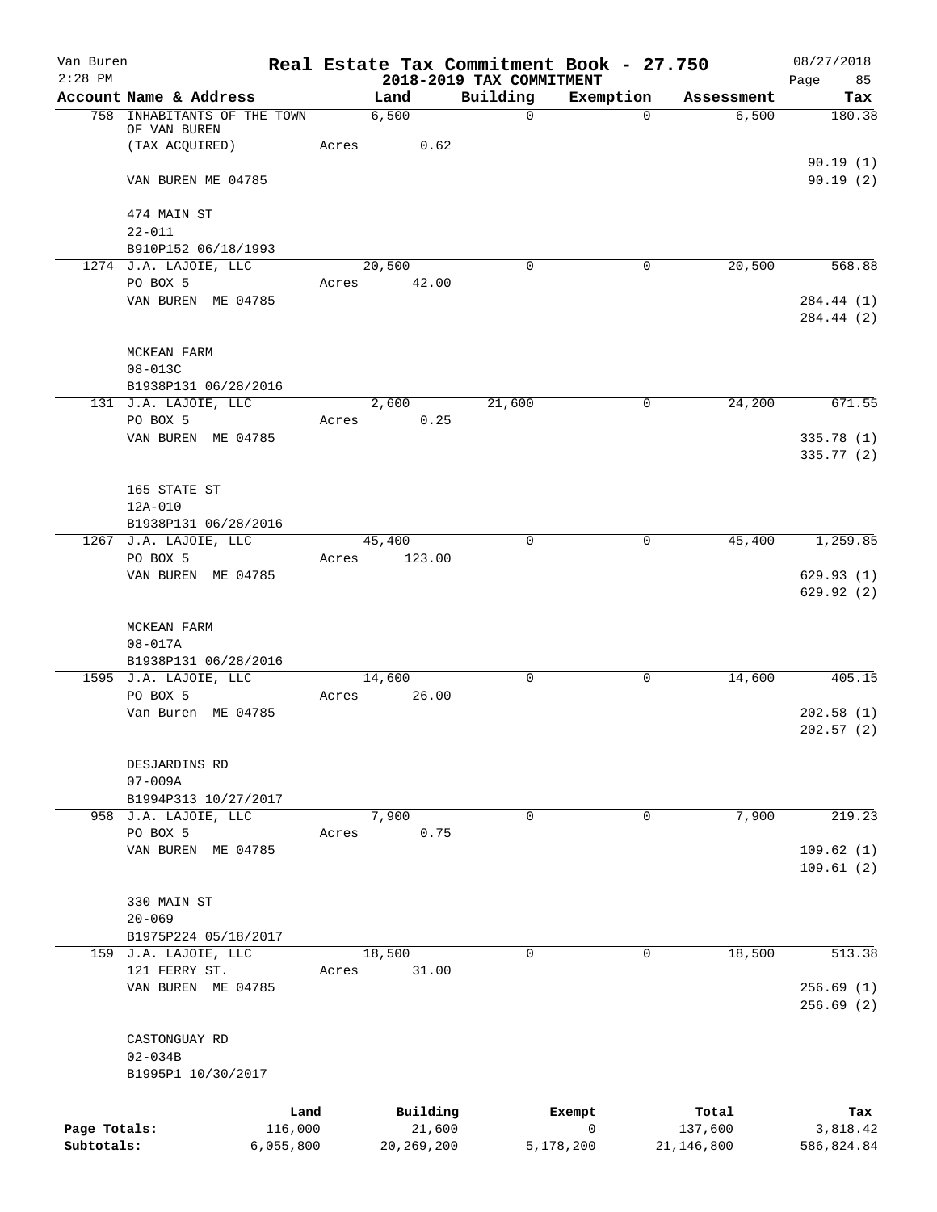Van Buren 2:28 PM

# Real Estate Tax Commitment Book - 27.750

## 2018-2019 TAX COMMITMENT

08/27/2018 Page 85

| Account Name & Address | Land | Building | Exemption | Assessment | Tax |
|---|---|---|---|---|---|
| 758 INHABITANTS OF THE TOWN OF VAN BUREN (TAX ACQUIRED) VAN BUREN ME 04785 | 6,500 Acres 0.62 | 0 | 0 | 6,500 | 180.38 90.19 (1) 90.19 (2) |
| 474 MAIN ST 22-011 B910P152 06/18/1993 | | | | | |
| 1274 J.A. LAJOIE, LLC PO BOX 5 VAN BUREN ME 04785 | 20,500 Acres 42.00 | 0 | 0 | 20,500 | 568.88 284.44 (1) 284.44 (2) |
| MCKEAN FARM 08-013C B1938P131 06/28/2016 | | | | | |
| 131 J.A. LAJOIE, LLC PO BOX 5 VAN BUREN ME 04785 | 2,600 Acres 0.25 | 21,600 | 0 | 24,200 | 671.55 335.78 (1) 335.77 (2) |
| 165 STATE ST 12A-010 B1938P131 06/28/2016 | | | | | |
| 1267 J.A. LAJOIE, LLC PO BOX 5 VAN BUREN ME 04785 | 45,400 Acres 123.00 | 0 | 0 | 45,400 | 1,259.85 629.93 (1) 629.92 (2) |
| MCKEAN FARM 08-017A B1938P131 06/28/2016 | | | | | |
| 1595 J.A. LAJOIE, LLC PO BOX 5 Van Buren ME 04785 | 14,600 Acres 26.00 | 0 | 0 | 14,600 | 405.15 202.58 (1) 202.57 (2) |
| DESJARDINS RD 07-009A B1994P313 10/27/2017 | | | | | |
| 958 J.A. LAJOIE, LLC PO BOX 5 VAN BUREN ME 04785 | 7,900 Acres 0.75 | 0 | 0 | 7,900 | 219.23 109.62 (1) 109.61 (2) |
| 330 MAIN ST 20-069 B1975P224 05/18/2017 | | | | | |
| 159 J.A. LAJOIE, LLC 121 FERRY ST. VAN BUREN ME 04785 | 18,500 Acres 31.00 | 0 | 0 | 18,500 | 513.38 256.69 (1) 256.69 (2) |
| CASTONGUAY RD 02-034B B1995P1 10/30/2017 | | | | | |

| | Land | Building | Exempt | Total | Tax |
|---|---|---|---|---|---|
| Page Totals: | 116,000 | 21,600 | 0 | 137,600 | 3,818.42 |
| Subtotals: | 6,055,800 | 20,269,200 | 5,178,200 | 21,146,800 | 586,824.84 |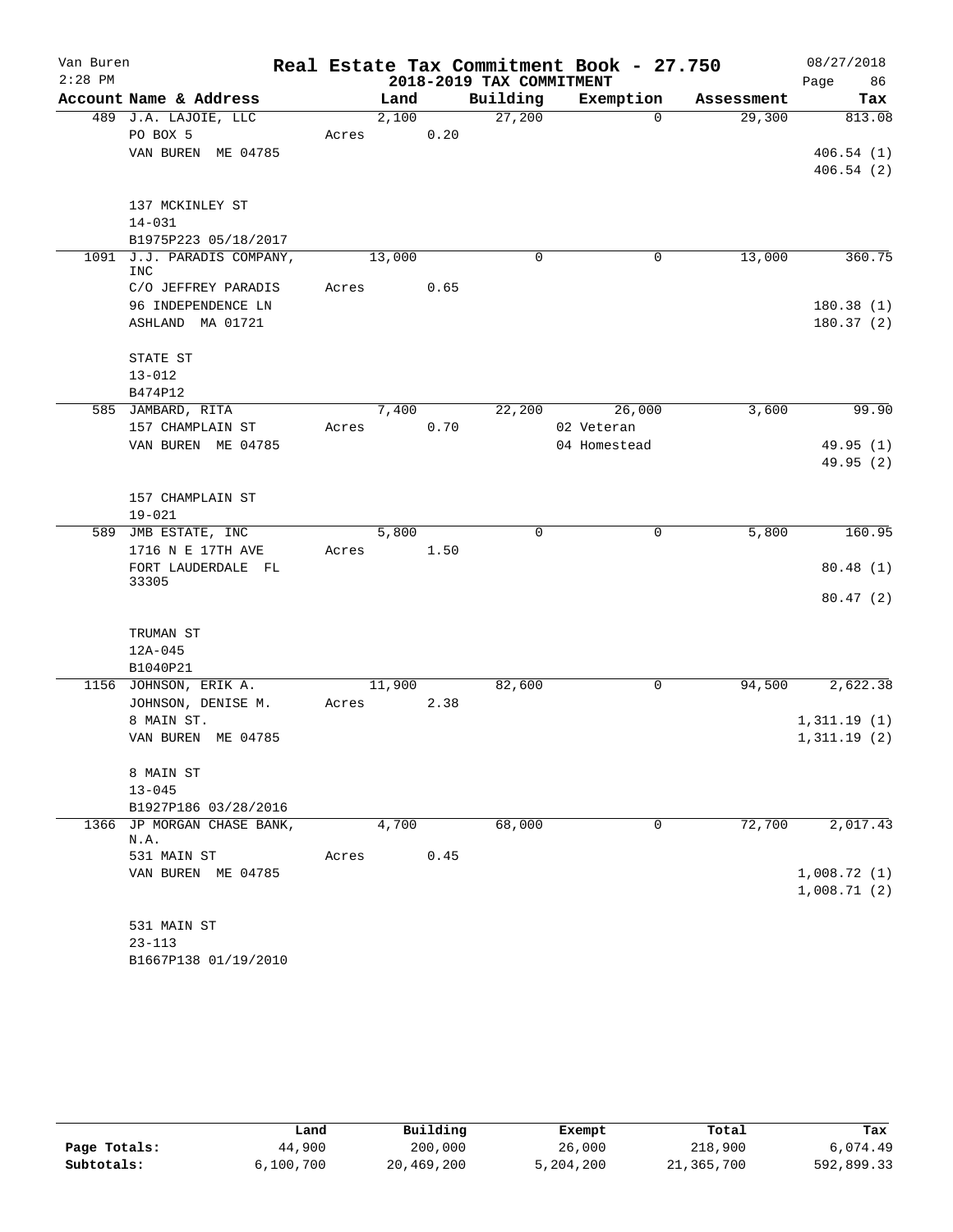# Real Estate Tax Commitment Book - 27.750

Van Buren
2:28 PM

2018-2019 TAX COMMITMENT

08/27/2018

| Account Name & Address | Land | Building | Exemption | Assessment | Tax |
|---|---|---|---|---|---|
| 489 J.A. LAJOIE, LLC | 2,100 | 27,200 | 0 | 29,300 | 813.08 |
| PO BOX 5 | Acres 0.20 | | | | |
| VAN BUREN ME 04785 | | | | | 406.54 (1) |
| | | | | | 406.54 (2) |
| 137 MCKINLEY ST | | | | | |
| 14-031 | | | | | |
| B1975P223 05/18/2017 | | | | | |
| 1091 J.J. PARADIS COMPANY, INC | 13,000 | 0 | 0 | 13,000 | 360.75 |
| C/O JEFFREY PARADIS | Acres 0.65 | | | | |
| 96 INDEPENDENCE LN | | | | | 180.38 (1) |
| ASHLAND MA 01721 | | | | | 180.37 (2) |
| STATE ST | | | | | |
| 13-012 | | | | | |
| B474P12 | | | | | |
| 585 JAMBARD, RITA | 7,400 | 22,200 | 26,000 | 3,600 | 99.90 |
| 157 CHAMPLAIN ST | Acres 0.70 | | 02 Veteran | | |
| VAN BUREN ME 04785 | | | 04 Homestead | | 49.95 (1) |
| | | | | | 49.95 (2) |
| 157 CHAMPLAIN ST | | | | | |
| 19-021 | | | | | |
| 589 JMB ESTATE, INC | 5,800 | 0 | 0 | 5,800 | 160.95 |
| 1716 N E 17TH AVE | Acres 1.50 | | | | |
| FORT LAUDERDALE FL 33305 | | | | | 80.48 (1) |
| | | | | | 80.47 (2) |
| TRUMAN ST | | | | | |
| 12A-045 | | | | | |
| B1040P21 | | | | | |
| 1156 JOHNSON, ERIK A. | 11,900 | 82,600 | 0 | 94,500 | 2,622.38 |
| JOHNSON, DENISE M. | Acres 2.38 | | | | |
| 8 MAIN ST. | | | | | 1,311.19 (1) |
| VAN BUREN ME 04785 | | | | | 1,311.19 (2) |
| 8 MAIN ST | | | | | |
| 13-045 | | | | | |
| B1927P186 03/28/2016 | | | | | |
| 1366 JP MORGAN CHASE BANK, N.A. | 4,700 | 68,000 | 0 | 72,700 | 2,017.43 |
| 531 MAIN ST | Acres 0.45 | | | | |
| VAN BUREN ME 04785 | | | | | 1,008.72 (1) |
| | | | | | 1,008.71 (2) |
| 531 MAIN ST | | | | | |
| 23-113 | | | | | |
| B1667P138 01/19/2010 | | | | | |

| | Land | Building | Exempt | Total | Tax |
|---|---|---|---|---|---|
| Page Totals: | 44,900 | 200,000 | 26,000 | 218,900 | 6,074.49 |
| Subtotals: | 6,100,700 | 20,469,200 | 5,204,200 | 21,365,700 | 592,899.33 |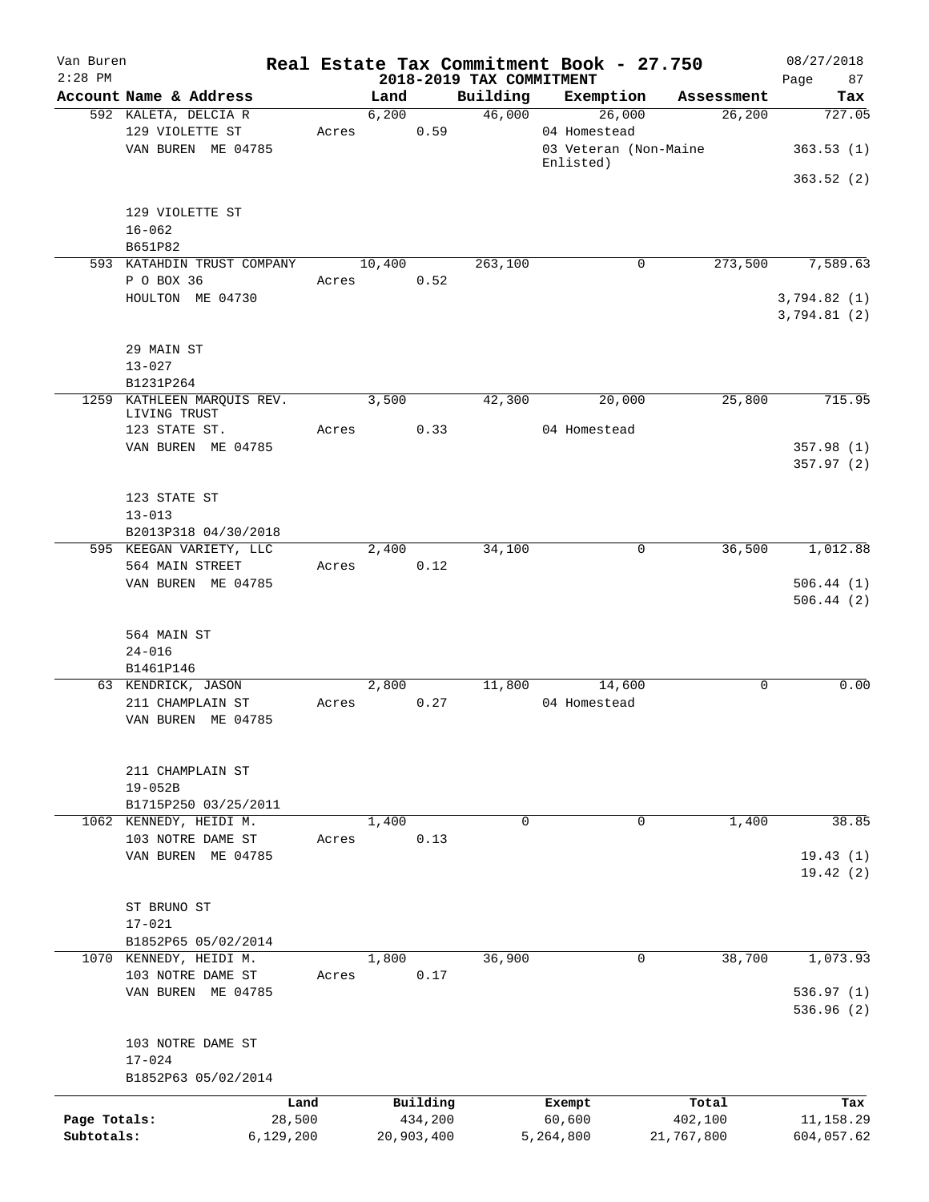# Real Estate Tax Commitment Book - 27.750

Van Buren
2:28 PM

## 2018-2019 TAX COMMITMENT

08/27/2018

| Account Name & Address | Land | Building | Exemption | Assessment | Tax |
|---|---|---|---|---|---|
| 592 KALETA, DELCIA R | 6,200 | 46,000 | 26,000 | 26,200 | 727.05 |
| 129 VIOLETTE ST | Acres 0.59 | | 04 Homestead | | |
| VAN BUREN ME 04785 | | | 03 Veteran (Non-Maine Enlisted) | | 363.53 (1) |
| | | | | | 363.52 (2) |
| 129 VIOLETTE ST | | | | | |
| 16-062 | | | | | |
| B651P82 | | | | | |
| 593 KATAHDIN TRUST COMPANY | 10,400 | 263,100 | 0 | 273,500 | 7,589.63 |
| P O BOX 36 | Acres 0.52 | | | | |
| HOULTON ME 04730 | | | | | 3,794.82 (1) |
| | | | | | 3,794.81 (2) |
| 29 MAIN ST | | | | | |
| 13-027 | | | | | |
| B1231P264 | | | | | |
| 1259 KATHLEEN MARQUIS REV. LIVING TRUST | 3,500 | 42,300 | 20,000 | 25,800 | 715.95 |
| 123 STATE ST. | Acres 0.33 | | 04 Homestead | | |
| VAN BUREN ME 04785 | | | | | 357.98 (1) |
| | | | | | 357.97 (2) |
| 123 STATE ST | | | | | |
| 13-013 | | | | | |
| B2013P318 04/30/2018 | | | | | |
| 595 KEEGAN VARIETY, LLC | 2,400 | 34,100 | 0 | 36,500 | 1,012.88 |
| 564 MAIN STREET | Acres 0.12 | | | | |
| VAN BUREN ME 04785 | | | | | 506.44 (1) |
| | | | | | 506.44 (2) |
| 564 MAIN ST | | | | | |
| 24-016 | | | | | |
| B1461P146 | | | | | |
| 63 KENDRICK, JASON | 2,800 | 11,800 | 14,600 | 0 | 0.00 |
| 211 CHAMPLAIN ST | Acres 0.27 | | 04 Homestead | | |
| VAN BUREN ME 04785 | | | | | |
| 211 CHAMPLAIN ST | | | | | |
| 19-052B | | | | | |
| B1715P250 03/25/2011 | | | | | |
| 1062 KENNEDY, HEIDI M. | 1,400 | 0 | 0 | 1,400 | 38.85 |
| 103 NOTRE DAME ST | Acres 0.13 | | | | |
| VAN BUREN ME 04785 | | | | | 19.43 (1) |
| | | | | | 19.42 (2) |
| ST BRUNO ST | | | | | |
| 17-021 | | | | | |
| B1852P65 05/02/2014 | | | | | |
| 1070 KENNEDY, HEIDI M. | 1,800 | 36,900 | 0 | 38,700 | 1,073.93 |
| 103 NOTRE DAME ST | Acres 0.17 | | | | |
| VAN BUREN ME 04785 | | | | | 536.97 (1) |
| | | | | | 536.96 (2) |
| 103 NOTRE DAME ST | | | | | |
| 17-024 | | | | | |
| B1852P63 05/02/2014 | | | | | |

| | Land | Building | Exempt | Total | Tax |
|---|---|---|---|---|---|
| Page Totals: | 28,500 | 434,200 | 60,600 | 402,100 | 11,158.29 |
| Subtotals: | 6,129,200 | 20,903,400 | 5,264,800 | 21,767,800 | 604,057.62 |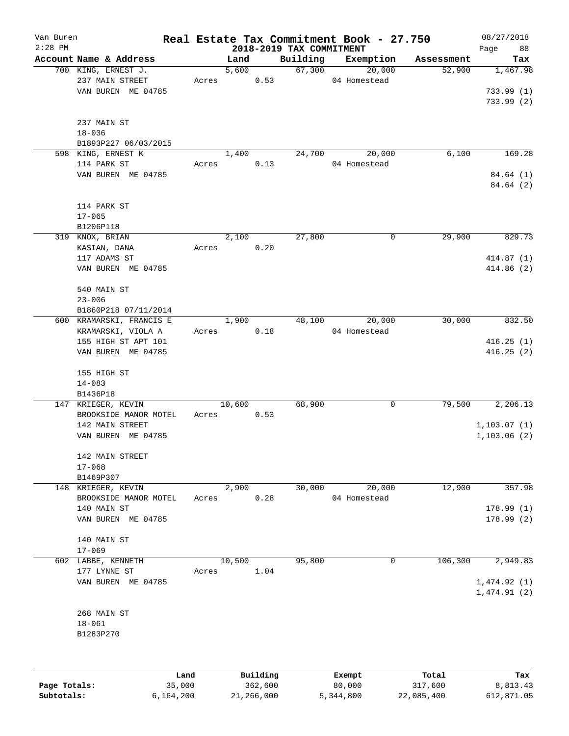# Real Estate Tax Commitment Book - 27.750

Van Buren
2:28 PM

## 2018-2019 TAX COMMITMENT

08/27/2018

| Account Name & Address | Land | Building | Exemption | Assessment | Tax |
|---|---|---|---|---|---|
| 700 KING, ERNEST J. | 5,600 | 67,300 | 20,000 | 52,900 | 1,467.98 |
| 237 MAIN STREET | Acres 0.53 | | 04 Homestead | | |
| VAN BUREN ME 04785 | | | | | 733.99 (1) |
| | | | | | 733.99 (2) |
| 237 MAIN ST | | | | | |
| 18-036 | | | | | |
| B1893P227 06/03/2015 | | | | | |
| 598 KING, ERNEST K | 1,400 | 24,700 | 20,000 | 6,100 | 169.28 |
| 114 PARK ST | Acres 0.13 | | 04 Homestead | | |
| VAN BUREN ME 04785 | | | | | 84.64 (1) |
| | | | | | 84.64 (2) |
| 114 PARK ST | | | | | |
| 17-065 | | | | | |
| B1206P118 | | | | | |
| 319 KNOX, BRIAN | 2,100 | 27,800 | 0 | 29,900 | 829.73 |
| KASIAN, DANA | Acres 0.20 | | | | |
| 117 ADAMS ST | | | | | 414.87 (1) |
| VAN BUREN ME 04785 | | | | | 414.86 (2) |
| 540 MAIN ST | | | | | |
| 23-006 | | | | | |
| B1860P218 07/11/2014 | | | | | |
| 600 KRAMARSKI, FRANCIS E | 1,900 | 48,100 | 20,000 | 30,000 | 832.50 |
| KRAMARSKI, VIOLA A | Acres 0.18 | | 04 Homestead | | |
| 155 HIGH ST APT 101 | | | | | 416.25 (1) |
| VAN BUREN ME 04785 | | | | | 416.25 (2) |
| 155 HIGH ST | | | | | |
| 14-083 | | | | | |
| B1436P18 | | | | | |
| 147 KRIEGER, KEVIN | 10,600 | 68,900 | 0 | 79,500 | 2,206.13 |
| BROOKSIDE MANOR MOTEL | Acres 0.53 | | | | |
| 142 MAIN STREET | | | | | 1,103.07 (1) |
| VAN BUREN ME 04785 | | | | | 1,103.06 (2) |
| 142 MAIN STREET | | | | | |
| 17-068 | | | | | |
| B1469P307 | | | | | |
| 148 KRIEGER, KEVIN | 2,900 | 30,000 | 20,000 | 12,900 | 357.98 |
| BROOKSIDE MANOR MOTEL | Acres 0.28 | | 04 Homestead | | |
| 140 MAIN ST | | | | | 178.99 (1) |
| VAN BUREN ME 04785 | | | | | 178.99 (2) |
| 140 MAIN ST | | | | | |
| 17-069 | | | | | |
| 602 LABBE, KENNETH | 10,500 | 95,800 | 0 | 106,300 | 2,949.83 |
| 177 LYNNE ST | Acres 1.04 | | | | |
| VAN BUREN ME 04785 | | | | | 1,474.92 (1) |
| | | | | | 1,474.91 (2) |
| 268 MAIN ST | | | | | |
| 18-061 | | | | | |
| B1283P270 | | | | | |

| | Land | Building | Exempt | Total | Tax |
|---|---|---|---|---|---|
| Page Totals: | 35,000 | 362,600 | 80,000 | 317,600 | 8,813.43 |
| Subtotals: | 6,164,200 | 21,266,000 | 5,344,800 | 22,085,400 | 612,871.05 |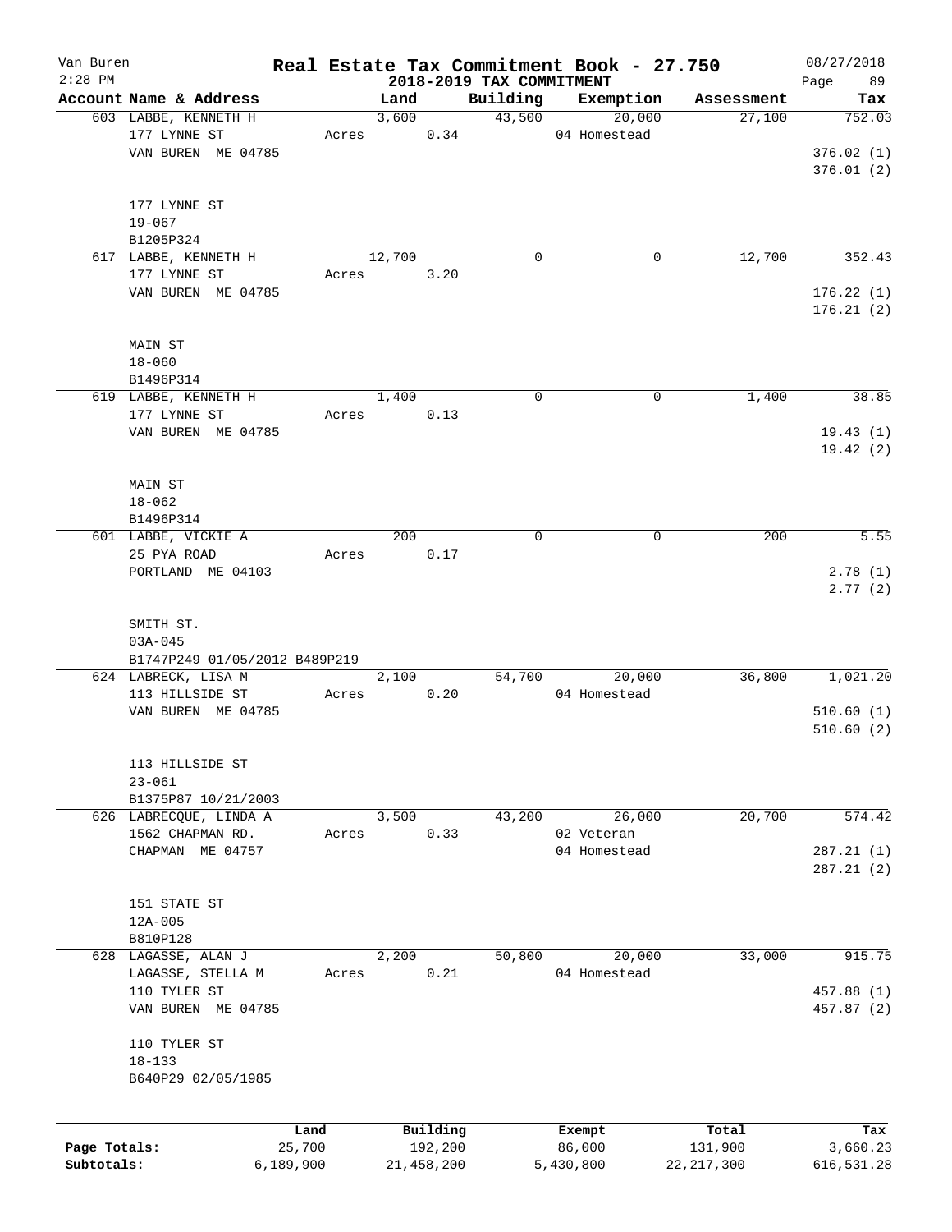# Real Estate Tax Commitment Book - 27.750

## 2018-2019 TAX COMMITMENT

Van Buren
2:28 PM

08/27/2018

| Account Name & Address | Land | Building | Exemption | Assessment | Tax |
|---|---|---|---|---|---|
| 603 LABBE, KENNETH H<br>177 LYNNE ST<br>VAN BUREN ME 04785<br><br>177 LYNNE ST<br>19-067<br>B1205P324 | 3,600<br>Acres 0.34 | 43,500 | 20,000<br>04 Homestead | 27,100 | 752.03<br><br>376.02 (1)<br>376.01 (2) |
| 617 LABBE, KENNETH H<br>177 LYNNE ST<br>VAN BUREN ME 04785<br><br>MAIN ST<br>18-060<br>B1496P314 | 12,700<br>Acres 3.20 | 0 | 0 | 12,700 | 352.43<br><br>176.22 (1)<br>176.21 (2) |
| 619 LABBE, KENNETH H<br>177 LYNNE ST<br>VAN BUREN ME 04785<br><br>MAIN ST<br>18-062<br>B1496P314 | 1,400<br>Acres 0.13 | 0 | 0 | 1,400 | 38.85<br><br>19.43 (1)<br>19.42 (2) |
| 601 LABBE, VICKIE A<br>25 PYA ROAD<br>PORTLAND ME 04103<br><br>SMITH ST.<br>03A-045<br>B1747P249 01/05/2012 B489P219 | 200<br>Acres 0.17 | 0 | 0 | 200 | 5.55<br><br>2.78 (1)<br>2.77 (2) |
| 624 LABRECK, LISA M<br>113 HILLSIDE ST<br>VAN BUREN ME 04785<br><br>113 HILLSIDE ST<br>23-061<br>B1375P87 10/21/2003 | 2,100<br>Acres 0.20 | 54,700 | 20,000<br>04 Homestead | 36,800 | 1,021.20<br><br>510.60 (1)<br>510.60 (2) |
| 626 LABRECQUE, LINDA A<br>1562 CHAPMAN RD.<br>CHAPMAN ME 04757<br><br>151 STATE ST<br>12A-005<br>B810P128 | 3,500<br>Acres 0.33 | 43,200 | 26,000<br>02 Veteran<br>04 Homestead | 20,700 | 574.42<br><br>287.21 (1)<br>287.21 (2) |
| 628 LAGASSE, ALAN J<br>LAGASSE, STELLA M<br>110 TYLER ST<br>VAN BUREN ME 04785<br><br>110 TYLER ST<br>18-133<br>B640P29 02/05/1985 | 2,200<br>Acres 0.21 | 50,800 | 20,000<br>04 Homestead | 33,000 | 915.75<br><br>457.88 (1)<br>457.87 (2) |

| | Land | Building | Exempt | Total | Tax |
|---|---|---|---|---|---|
| Page Totals: | 25,700 | 192,200 | 86,000 | 131,900 | 3,660.23 |
| Subtotals: | 6,189,900 | 21,458,200 | 5,430,800 | 22,217,300 | 616,531.28 |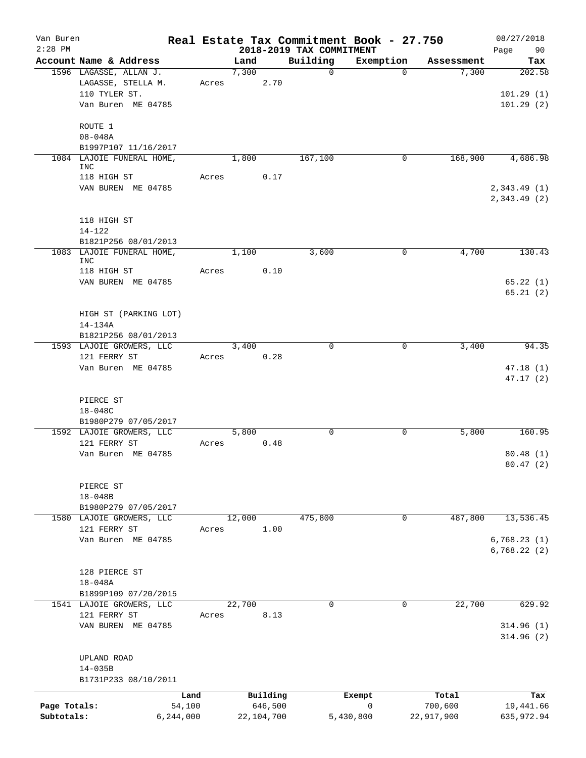# Real Estate Tax Commitment Book - 27.750

Van Buren
2:28 PM

## 2018-2019 TAX COMMITMENT

08/27/2018

| Account Name & Address | Land | Building | Exemption | Assessment | Tax |
|---|---|---|---|---|---|
| 1596 LAGASSE, ALLAN J. | 7,300 | 0 | 0 | 7,300 | 202.58 |
| LAGASSE, STELLA M. | Acres 2.70 | | | | |
| 110 TYLER ST. | | | | | 101.29 (1) |
| Van Buren ME 04785 | | | | | 101.29 (2) |
| ROUTE 1 | | | | | |
| 08-048A | | | | | |
| B1997P107 11/16/2017 | | | | | |
| 1084 LAJOIE FUNERAL HOME, INC | 1,800 | 167,100 | 0 | 168,900 | 4,686.98 |
| 118 HIGH ST | Acres 0.17 | | | | |
| VAN BUREN ME 04785 | | | | | 2,343.49 (1) |
| | | | | | 2,343.49 (2) |
| 118 HIGH ST | | | | | |
| 14-122 | | | | | |
| B1821P256 08/01/2013 | | | | | |
| 1083 LAJOIE FUNERAL HOME, INC | 1,100 | 3,600 | 0 | 4,700 | 130.43 |
| 118 HIGH ST | Acres 0.10 | | | | |
| VAN BUREN ME 04785 | | | | | 65.22 (1) |
| | | | | | 65.21 (2) |
| HIGH ST (PARKING LOT) | | | | | |
| 14-134A | | | | | |
| B1821P256 08/01/2013 | | | | | |
| 1593 LAJOIE GROWERS, LLC | 3,400 | 0 | 0 | 3,400 | 94.35 |
| 121 FERRY ST | Acres 0.28 | | | | |
| Van Buren ME 04785 | | | | | 47.18 (1) |
| | | | | | 47.17 (2) |
| PIERCE ST | | | | | |
| 18-048C | | | | | |
| B1980P279 07/05/2017 | | | | | |
| 1592 LAJOIE GROWERS, LLC | 5,800 | 0 | 0 | 5,800 | 160.95 |
| 121 FERRY ST | Acres 0.48 | | | | |
| Van Buren ME 04785 | | | | | 80.48 (1) |
| | | | | | 80.47 (2) |
| PIERCE ST | | | | | |
| 18-048B | | | | | |
| B1980P279 07/05/2017 | | | | | |
| 1580 LAJOIE GROWERS, LLC | 12,000 | 475,800 | 0 | 487,800 | 13,536.45 |
| 121 FERRY ST | Acres 1.00 | | | | |
| Van Buren ME 04785 | | | | | 6,768.23 (1) |
| | | | | | 6,768.22 (2) |
| 128 PIERCE ST | | | | | |
| 18-048A | | | | | |
| B1899P109 07/20/2015 | | | | | |
| 1541 LAJOIE GROWERS, LLC | 22,700 | 0 | 0 | 22,700 | 629.92 |
| 121 FERRY ST | Acres 8.13 | | | | |
| VAN BUREN ME 04785 | | | | | 314.96 (1) |
| | | | | | 314.96 (2) |
| UPLAND ROAD | | | | | |
| 14-035B | | | | | |
| B1731P233 08/10/2011 | | | | | |

| | Land | Building | Exempt | Total | Tax |
|---|---|---|---|---|---|
| Page Totals: | 54,100 | 646,500 | 0 | 700,600 | 19,441.66 |
| Subtotals: | 6,244,000 | 22,104,700 | 5,430,800 | 22,917,900 | 635,972.94 |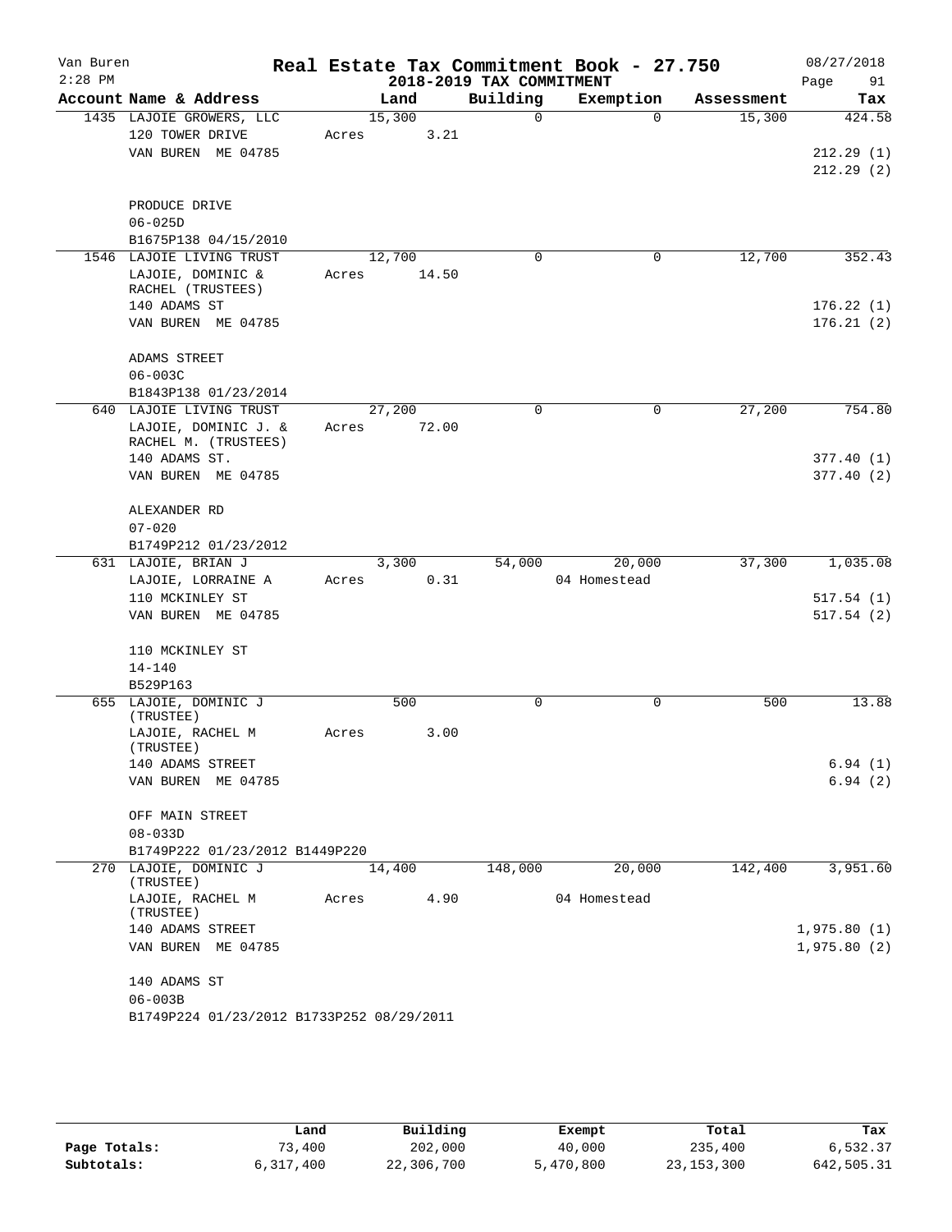# Real Estate Tax Commitment Book - 27.750

Van Buren
2:28 PM

2018-2019 TAX COMMITMENT

08/27/2018

| Account Name & Address | Land | Building | Exemption | Assessment | Tax |
|---|---|---|---|---|---|
| 1435 LAJOIE GROWERS, LLC | 15,300 | 0 | 0 | 15,300 | 424.58 |
| 120 TOWER DRIVE | Acres 3.21 | | | | |
| VAN BUREN ME 04785 | | | | | 212.29 (1) |
| | | | | | 212.29 (2) |
| PRODUCE DRIVE | | | | | |
| 06-025D | | | | | |
| B1675P138 04/15/2010 | | | | | |
| 1546 LAJOIE LIVING TRUST | 12,700 | 0 | 0 | 12,700 | 352.43 |
| LAJOIE, DOMINIC & RACHEL (TRUSTEES) | Acres 14.50 | | | | |
| 140 ADAMS ST | | | | | 176.22 (1) |
| VAN BUREN ME 04785 | | | | | 176.21 (2) |
| ADAMS STREET | | | | | |
| 06-003C | | | | | |
| B1843P138 01/23/2014 | | | | | |
| 640 LAJOIE LIVING TRUST | 27,200 | 0 | 0 | 27,200 | 754.80 |
| LAJOIE, DOMINIC J. & RACHEL M. (TRUSTEES) | Acres 72.00 | | | | |
| 140 ADAMS ST. | | | | | 377.40 (1) |
| VAN BUREN ME 04785 | | | | | 377.40 (2) |
| ALEXANDER RD | | | | | |
| 07-020 | | | | | |
| B1749P212 01/23/2012 | | | | | |
| 631 LAJOIE, BRIAN J | 3,300 | 54,000 | 20,000 | 37,300 | 1,035.08 |
| LAJOIE, LORRAINE A | Acres 0.31 | | 04 Homestead | | |
| 110 MCKINLEY ST | | | | | 517.54 (1) |
| VAN BUREN ME 04785 | | | | | 517.54 (2) |
| 110 MCKINLEY ST | | | | | |
| 14-140 | | | | | |
| B529P163 | | | | | |
| 655 LAJOIE, DOMINIC J (TRUSTEE) | 500 | 0 | 0 | 500 | 13.88 |
| LAJOIE, RACHEL M (TRUSTEE) | Acres 3.00 | | | | |
| 140 ADAMS STREET | | | | | 6.94 (1) |
| VAN BUREN ME 04785 | | | | | 6.94 (2) |
| OFF MAIN STREET | | | | | |
| 08-033D | | | | | |
| B1749P222 01/23/2012 B1449P220 | | | | | |
| 270 LAJOIE, DOMINIC J (TRUSTEE) | 14,400 | 148,000 | 20,000 | 142,400 | 3,951.60 |
| LAJOIE, RACHEL M (TRUSTEE) | Acres 4.90 | | 04 Homestead | | |
| 140 ADAMS STREET | | | | | 1,975.80 (1) |
| VAN BUREN ME 04785 | | | | | 1,975.80 (2) |
| 140 ADAMS ST | | | | | |
| 06-003B | | | | | |
| B1749P224 01/23/2012 B1733P252 08/29/2011 | | | | | |

| | Land | Building | Exempt | Total | Tax |
|---|---|---|---|---|---|
| Page Totals: | 73,400 | 202,000 | 40,000 | 235,400 | 6,532.37 |
| Subtotals: | 6,317,400 | 22,306,700 | 5,470,800 | 23,153,300 | 642,505.31 |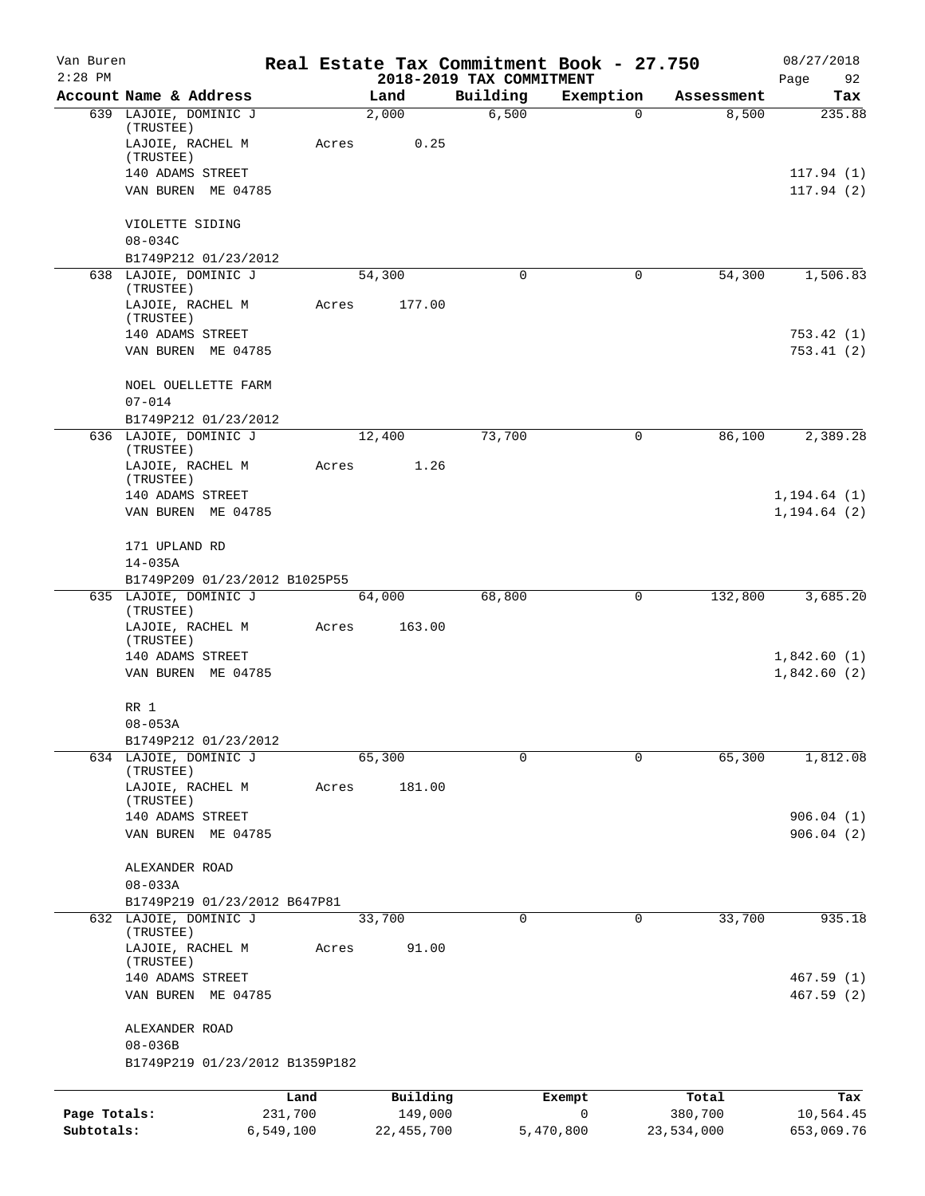Van Buren — Real Estate Tax Commitment Book - 27.750 — 08/27/2018
2:28 PM — 2018-2019 TAX COMMITMENT

| Account Name & Address | Land | Building | Exemption | Assessment | Tax |
|---|---|---|---|---|---|
| 639 LAJOIE, DOMINIC J (TRUSTEE) | 2,000 | 6,500 | 0 | 8,500 | 235.88 |
| LAJOIE, RACHEL M (TRUSTEE) | Acres 0.25 | | | | |
| 140 ADAMS STREET | | | | | 117.94 (1) |
| VAN BUREN ME 04785 | | | | | 117.94 (2) |
| VIOLETTE SIDING | | | | | |
| 08-034C | | | | | |
| B1749P212 01/23/2012 | | | | | |
| 638 LAJOIE, DOMINIC J (TRUSTEE) | 54,300 | 0 | 0 | 54,300 | 1,506.83 |
| LAJOIE, RACHEL M (TRUSTEE) | Acres 177.00 | | | | |
| 140 ADAMS STREET | | | | | 753.42 (1) |
| VAN BUREN ME 04785 | | | | | 753.41 (2) |
| NOEL OUELLETTE FARM | | | | | |
| 07-014 | | | | | |
| B1749P212 01/23/2012 | | | | | |
| 636 LAJOIE, DOMINIC J (TRUSTEE) | 12,400 | 73,700 | 0 | 86,100 | 2,389.28 |
| LAJOIE, RACHEL M (TRUSTEE) | Acres 1.26 | | | | |
| 140 ADAMS STREET | | | | | 1,194.64 (1) |
| VAN BUREN ME 04785 | | | | | 1,194.64 (2) |
| 171 UPLAND RD | | | | | |
| 14-035A | | | | | |
| B1749P209 01/23/2012 B1025P55 | | | | | |
| 635 LAJOIE, DOMINIC J (TRUSTEE) | 64,000 | 68,800 | 0 | 132,800 | 3,685.20 |
| LAJOIE, RACHEL M (TRUSTEE) | Acres 163.00 | | | | |
| 140 ADAMS STREET | | | | | 1,842.60 (1) |
| VAN BUREN ME 04785 | | | | | 1,842.60 (2) |
| RR 1 | | | | | |
| 08-053A | | | | | |
| B1749P212 01/23/2012 | | | | | |
| 634 LAJOIE, DOMINIC J (TRUSTEE) | 65,300 | 0 | 0 | 65,300 | 1,812.08 |
| LAJOIE, RACHEL M (TRUSTEE) | Acres 181.00 | | | | |
| 140 ADAMS STREET | | | | | 906.04 (1) |
| VAN BUREN ME 04785 | | | | | 906.04 (2) |
| ALEXANDER ROAD | | | | | |
| 08-033A | | | | | |
| B1749P219 01/23/2012 B647P81 | | | | | |
| 632 LAJOIE, DOMINIC J (TRUSTEE) | 33,700 | 0 | 0 | 33,700 | 935.18 |
| LAJOIE, RACHEL M (TRUSTEE) | Acres 91.00 | | | | |
| 140 ADAMS STREET | | | | | 467.59 (1) |
| VAN BUREN ME 04785 | | | | | 467.59 (2) |
| ALEXANDER ROAD | | | | | |
| 08-036B | | | | | |
| B1749P219 01/23/2012 B1359P182 | | | | | |

| | Land | Building | Exempt | Total | Tax |
|---|---|---|---|---|---|
| Page Totals: | 231,700 | 149,000 | 0 | 380,700 | 10,564.45 |
| Subtotals: | 6,549,100 | 22,455,700 | 5,470,800 | 23,534,000 | 653,069.76 |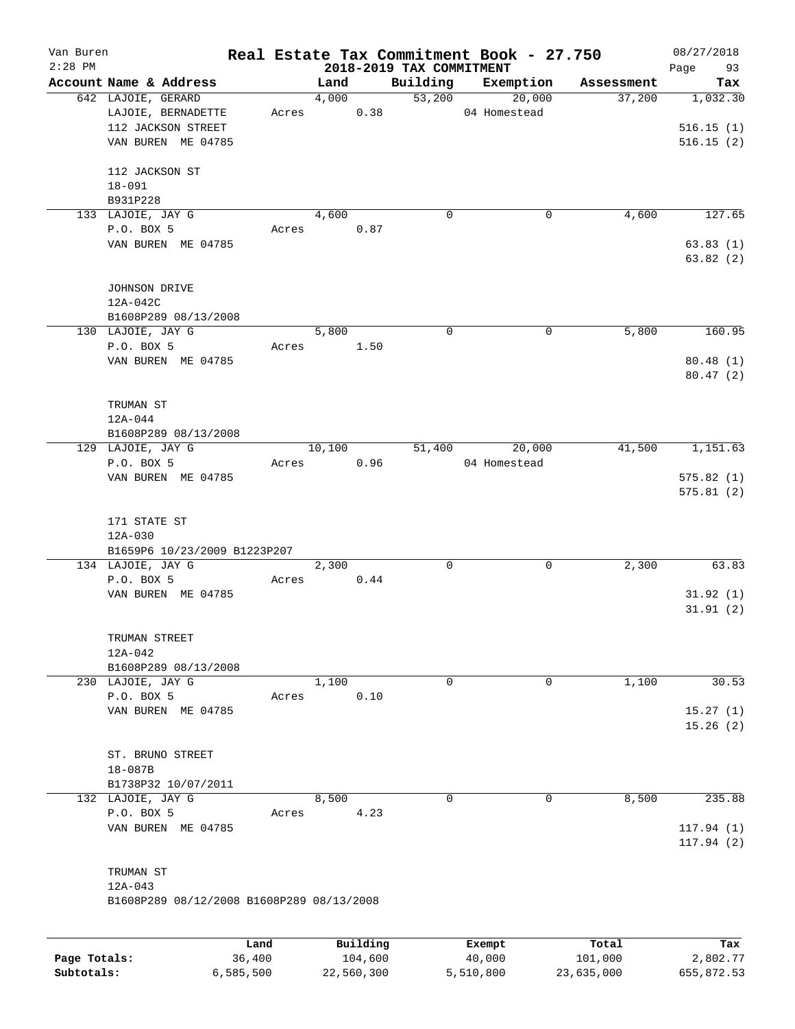# Real Estate Tax Commitment Book - 27.750

Van Buren
2:28 PM

2018-2019 TAX COMMITMENT

08/27/2018

| Account Name & Address | Land | Building | Exemption | Assessment | Tax |
|---|---|---|---|---|---|
| 642 LAJOIE, GERARD<br>LAJOIE, BERNADETTE<br>112 JACKSON STREET<br>VAN BUREN ME 04785<br><br>112 JACKSON ST<br>18-091<br>B931P228 | 4,000<br>Acres 0.38 | 53,200 | 20,000<br>04 Homestead | 37,200 | 1,032.30<br><br>516.15 (1)<br>516.15 (2) |
| 133 LAJOIE, JAY G<br>P.O. BOX 5<br>VAN BUREN ME 04785<br><br>JOHNSON DRIVE<br>12A-042C<br>B1608P289 08/13/2008 | 4,600<br>Acres 0.87 | 0 | 0 | 4,600 | 127.65<br><br>63.83 (1)<br>63.82 (2) |
| 130 LAJOIE, JAY G<br>P.O. BOX 5<br>VAN BUREN ME 04785<br><br>TRUMAN ST<br>12A-044<br>B1608P289 08/13/2008 | 5,800<br>Acres 1.50 | 0 | 0 | 5,800 | 160.95<br><br>80.48 (1)<br>80.47 (2) |
| 129 LAJOIE, JAY G<br>P.O. BOX 5<br>VAN BUREN ME 04785<br><br>171 STATE ST<br>12A-030<br>B1659P6 10/23/2009 B1223P207 | 10,100<br>Acres 0.96 | 51,400 | 20,000<br>04 Homestead | 41,500 | 1,151.63<br><br>575.82 (1)<br>575.81 (2) |
| 134 LAJOIE, JAY G<br>P.O. BOX 5<br>VAN BUREN ME 04785<br><br>TRUMAN STREET<br>12A-042<br>B1608P289 08/13/2008 | 2,300<br>Acres 0.44 | 0 | 0 | 2,300 | 63.83<br><br>31.92 (1)<br>31.91 (2) |
| 230 LAJOIE, JAY G<br>P.O. BOX 5<br>VAN BUREN ME 04785<br><br>ST. BRUNO STREET<br>18-087B<br>B1738P32 10/07/2011 | 1,100<br>Acres 0.10 | 0 | 0 | 1,100 | 30.53<br><br>15.27 (1)<br>15.26 (2) |
| 132 LAJOIE, JAY G<br>P.O. BOX 5<br>VAN BUREN ME 04785<br><br>TRUMAN ST<br>12A-043<br>B1608P289 08/12/2008 B1608P289 08/13/2008 | 8,500<br>Acres 4.23 | 0 | 0 | 8,500 | 235.88<br><br>117.94 (1)<br>117.94 (2) |

| | Land | Building | Exempt | Total | Tax |
|---|---|---|---|---|---|
| Page Totals: | 36,400 | 104,600 | 40,000 | 101,000 | 2,802.77 |
| Subtotals: | 6,585,500 | 22,560,300 | 5,510,800 | 23,635,000 | 655,872.53 |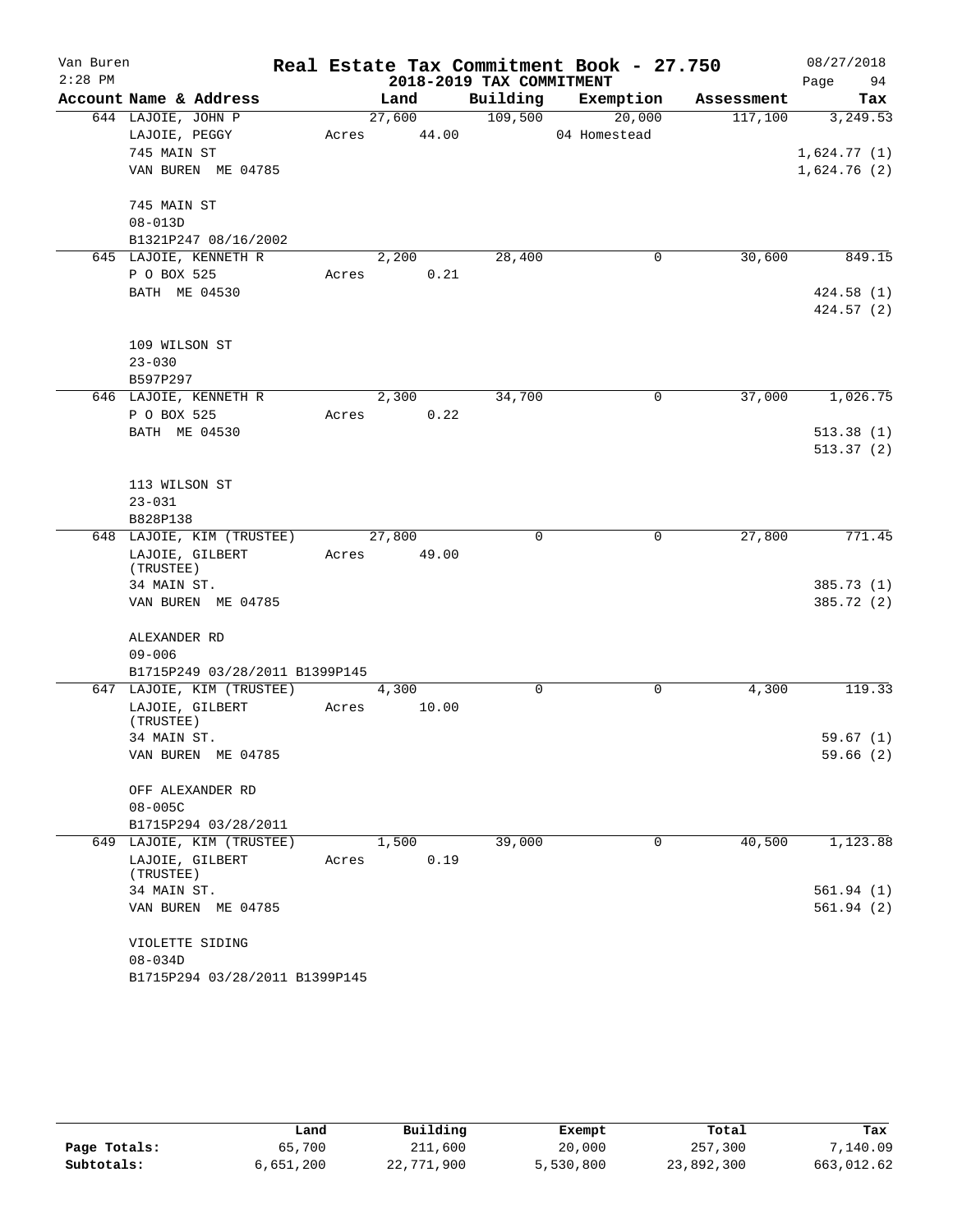# Real Estate Tax Commitment Book - 27.750

## 2018-2019 TAX COMMITMENT

| Account Name & Address | Land | Building | Exemption | Assessment | Tax |
|---|---|---|---|---|---|
| 644 LAJOIE, JOHN P | 27,600 | 109,500 | 20,000 | 117,100 | 3,249.53 |
| LAJOIE, PEGGY | Acres 44.00 | | 04 Homestead | | |
| 745 MAIN ST | | | | | 1,624.77 (1) |
| VAN BUREN ME 04785 | | | | | 1,624.76 (2) |
| 745 MAIN ST | | | | | |
| 08-013D | | | | | |
| B1321P247 08/16/2002 | | | | | |
| 645 LAJOIE, KENNETH R | 2,200 | 28,400 | 0 | 30,600 | 849.15 |
| P O BOX 525 | Acres 0.21 | | | | |
| BATH ME 04530 | | | | | 424.58 (1) |
| | | | | | 424.57 (2) |
| 109 WILSON ST | | | | | |
| 23-030 | | | | | |
| B597P297 | | | | | |
| 646 LAJOIE, KENNETH R | 2,300 | 34,700 | 0 | 37,000 | 1,026.75 |
| P O BOX 525 | Acres 0.22 | | | | |
| BATH ME 04530 | | | | | 513.38 (1) |
| | | | | | 513.37 (2) |
| 113 WILSON ST | | | | | |
| 23-031 | | | | | |
| B828P138 | | | | | |
| 648 LAJOIE, KIM (TRUSTEE) | 27,800 | 0 | 0 | 27,800 | 771.45 |
| LAJOIE, GILBERT (TRUSTEE) | Acres 49.00 | | | | |
| 34 MAIN ST. | | | | | 385.73 (1) |
| VAN BUREN ME 04785 | | | | | 385.72 (2) |
| ALEXANDER RD | | | | | |
| 09-006 | | | | | |
| B1715P249 03/28/2011 B1399P145 | | | | | |
| 647 LAJOIE, KIM (TRUSTEE) | 4,300 | 0 | 0 | 4,300 | 119.33 |
| LAJOIE, GILBERT (TRUSTEE) | Acres 10.00 | | | | |
| 34 MAIN ST. | | | | | 59.67 (1) |
| VAN BUREN ME 04785 | | | | | 59.66 (2) |
| OFF ALEXANDER RD | | | | | |
| 08-005C | | | | | |
| B1715P294 03/28/2011 | | | | | |
| 649 LAJOIE, KIM (TRUSTEE) | 1,500 | 39,000 | 0 | 40,500 | 1,123.88 |
| LAJOIE, GILBERT (TRUSTEE) | Acres 0.19 | | | | |
| 34 MAIN ST. | | | | | 561.94 (1) |
| VAN BUREN ME 04785 | | | | | 561.94 (2) |
| VIOLETTE SIDING | | | | | |
| 08-034D | | | | | |
| B1715P294 03/28/2011 B1399P145 | | | | | |

| | Land | Building | Exempt | Total | Tax |
|---|---|---|---|---|---|
| Page Totals: | 65,700 | 211,600 | 20,000 | 257,300 | 7,140.09 |
| Subtotals: | 6,651,200 | 22,771,900 | 5,530,800 | 23,892,300 | 663,012.62 |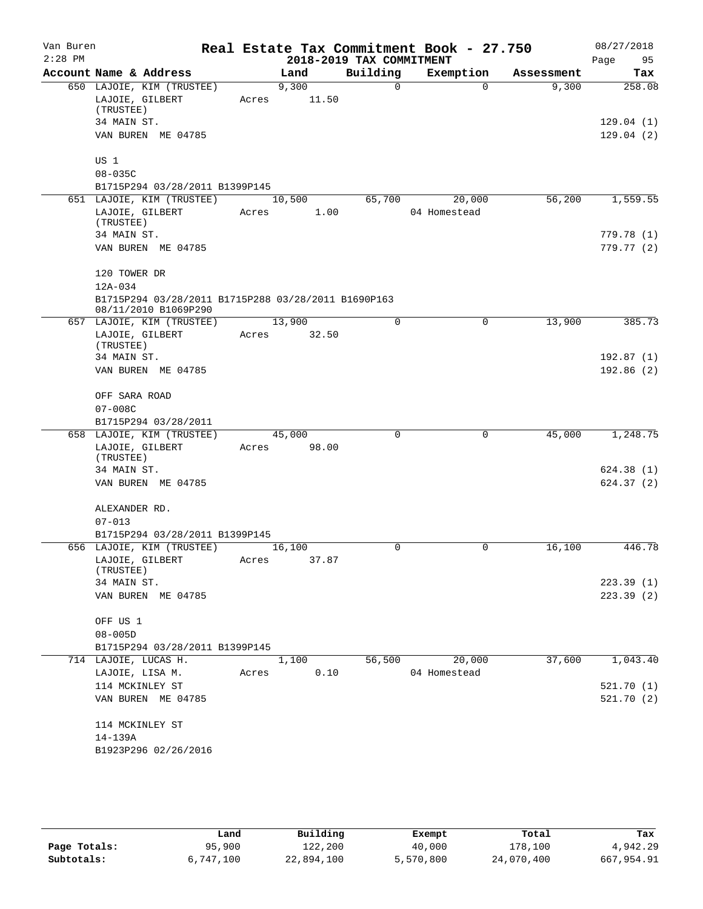# Real Estate Tax Commitment Book - 27.750

## 2018-2019 TAX COMMITMENT

Van Buren 2:28 PM — 08/27/2018 Page 95

| Account Name & Address | Land | Building | Exemption | Assessment | Tax |
|---|---|---|---|---|---|
| 650 LAJOIE, KIM (TRUSTEE) | 9,300 | 0 | 0 | 9,300 | 258.08 |
| LAJOIE, GILBERT (TRUSTEE) | Acres 11.50 | | | | |
| 34 MAIN ST. | | | | | 129.04 (1) |
| VAN BUREN ME 04785 | | | | | 129.04 (2) |
| US 1 | | | | | |
| 08-035C | | | | | |
| B1715P294 03/28/2011 B1399P145 | | | | | |
| 651 LAJOIE, KIM (TRUSTEE) | 10,500 | 65,700 | 20,000 | 56,200 | 1,559.55 |
| LAJOIE, GILBERT (TRUSTEE) | Acres 1.00 | | 04 Homestead | | |
| 34 MAIN ST. | | | | | 779.78 (1) |
| VAN BUREN ME 04785 | | | | | 779.77 (2) |
| 120 TOWER DR | | | | | |
| 12A-034 | | | | | |
| B1715P294 03/28/2011 B1715P288 03/28/2011 B1690P163 08/11/2010 B1069P290 | | | | | |
| 657 LAJOIE, KIM (TRUSTEE) | 13,900 | 0 | 0 | 13,900 | 385.73 |
| LAJOIE, GILBERT (TRUSTEE) | Acres 32.50 | | | | |
| 34 MAIN ST. | | | | | 192.87 (1) |
| VAN BUREN ME 04785 | | | | | 192.86 (2) |
| OFF SARA ROAD | | | | | |
| 07-008C | | | | | |
| B1715P294 03/28/2011 | | | | | |
| 658 LAJOIE, KIM (TRUSTEE) | 45,000 | 0 | 0 | 45,000 | 1,248.75 |
| LAJOIE, GILBERT (TRUSTEE) | Acres 98.00 | | | | |
| 34 MAIN ST. | | | | | 624.38 (1) |
| VAN BUREN ME 04785 | | | | | 624.37 (2) |
| ALEXANDER RD. | | | | | |
| 07-013 | | | | | |
| B1715P294 03/28/2011 B1399P145 | | | | | |
| 656 LAJOIE, KIM (TRUSTEE) | 16,100 | 0 | 0 | 16,100 | 446.78 |
| LAJOIE, GILBERT (TRUSTEE) | Acres 37.87 | | | | |
| 34 MAIN ST. | | | | | 223.39 (1) |
| VAN BUREN ME 04785 | | | | | 223.39 (2) |
| OFF US 1 | | | | | |
| 08-005D | | | | | |
| B1715P294 03/28/2011 B1399P145 | | | | | |
| 714 LAJOIE, LUCAS H. | 1,100 | 56,500 | 20,000 | 37,600 | 1,043.40 |
| LAJOIE, LISA M. | Acres 0.10 | | 04 Homestead | | |
| 114 MCKINLEY ST | | | | | 521.70 (1) |
| VAN BUREN ME 04785 | | | | | 521.70 (2) |
| 114 MCKINLEY ST | | | | | |
| 14-139A | | | | | |
| B1923P296 02/26/2016 | | | | | |

| | Land | Building | Exempt | Total | Tax |
|---|---|---|---|---|---|
| Page Totals: | 95,900 | 122,200 | 40,000 | 178,100 | 4,942.29 |
| Subtotals: | 6,747,100 | 22,894,100 | 5,570,800 | 24,070,400 | 667,954.91 |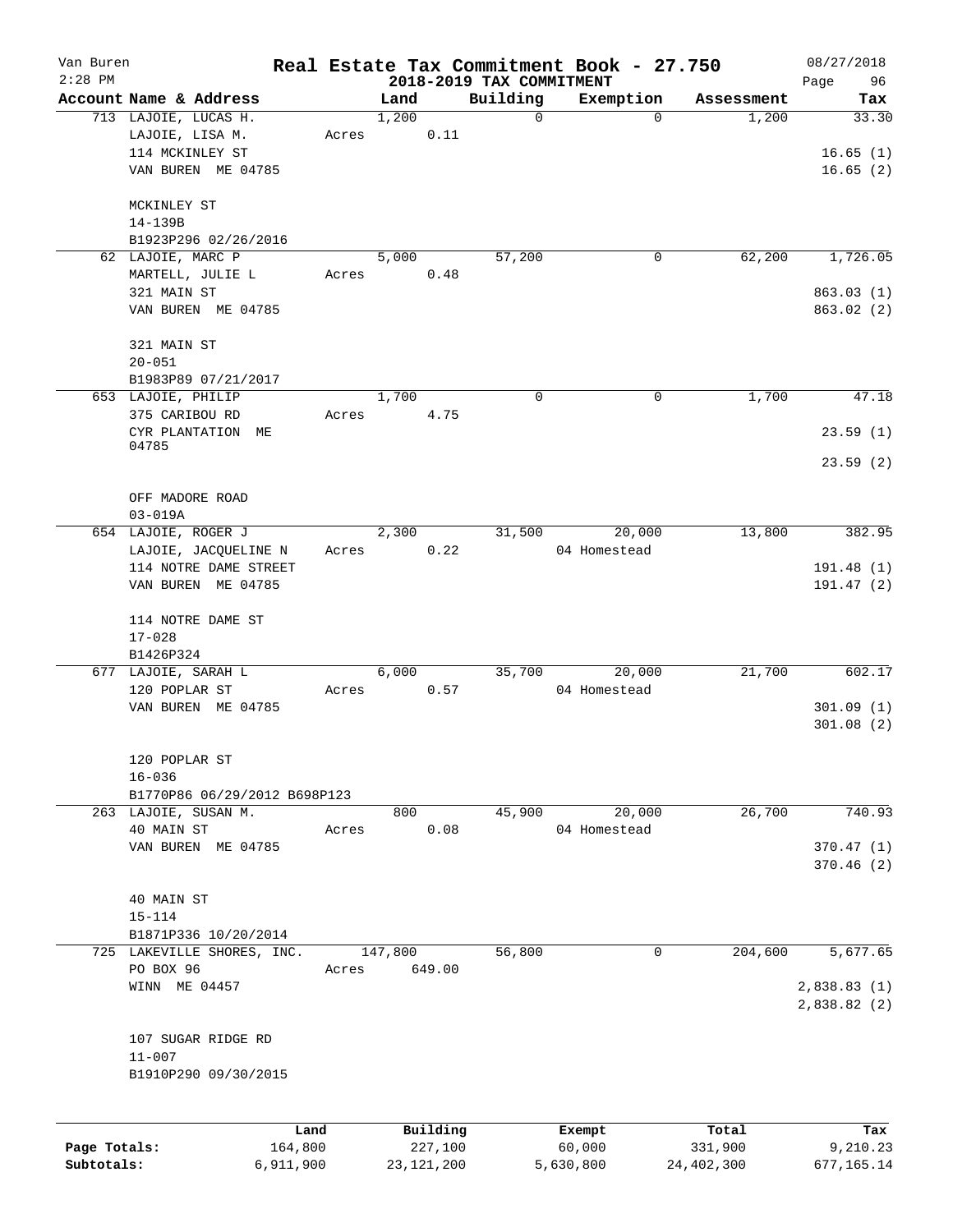# Real Estate Tax Commitment Book - 27.750

Van Buren
2:28 PM

## 2018-2019 TAX COMMITMENT

08/27/2018
Page 96

| Account Name & Address | | Land | Building | Exemption | Assessment | Tax |
|---|---|---|---|---|---|---|
| 713 LAJOIE, LUCAS H. | | 1,200 | 0 | 0 | 1,200 | 33.30 |
| LAJOIE, LISA M. | Acres | 0.11 | | | | |
| 114 MCKINLEY ST | | | | | | 16.65 (1) |
| VAN BUREN ME 04785 | | | | | | 16.65 (2) |
| MCKINLEY ST | | | | | | |
| 14-139B | | | | | | |
| B1923P296 02/26/2016 | | | | | | |
| 62 LAJOIE, MARC P | | 5,000 | 57,200 | 0 | 62,200 | 1,726.05 |
| MARTELL, JULIE L | Acres | 0.48 | | | | |
| 321 MAIN ST | | | | | | 863.03 (1) |
| VAN BUREN ME 04785 | | | | | | 863.02 (2) |
| 321 MAIN ST | | | | | | |
| 20-051 | | | | | | |
| B1983P89 07/21/2017 | | | | | | |
| 653 LAJOIE, PHILIP | | 1,700 | 0 | 0 | 1,700 | 47.18 |
| 375 CARIBOU RD | Acres | 4.75 | | | | |
| CYR PLANTATION ME 04785 | | | | | | 23.59 (1) |
| | | | | | | 23.59 (2) |
| OFF MADORE ROAD | | | | | | |
| 03-019A | | | | | | |
| 654 LAJOIE, ROGER J | | 2,300 | 31,500 | 20,000 | 13,800 | 382.95 |
| LAJOIE, JACQUELINE N | Acres | 0.22 | | 04 Homestead | | |
| 114 NOTRE DAME STREET | | | | | | 191.48 (1) |
| VAN BUREN ME 04785 | | | | | | 191.47 (2) |
| 114 NOTRE DAME ST | | | | | | |
| 17-028 | | | | | | |
| B1426P324 | | | | | | |
| 677 LAJOIE, SARAH L | | 6,000 | 35,700 | 20,000 | 21,700 | 602.17 |
| 120 POPLAR ST | Acres | 0.57 | | 04 Homestead | | |
| VAN BUREN ME 04785 | | | | | | 301.09 (1) |
| | | | | | | 301.08 (2) |
| 120 POPLAR ST | | | | | | |
| 16-036 | | | | | | |
| B1770P86 06/29/2012 B698P123 | | | | | | |
| 263 LAJOIE, SUSAN M. | | 800 | 45,900 | 20,000 | 26,700 | 740.93 |
| 40 MAIN ST | Acres | 0.08 | | 04 Homestead | | |
| VAN BUREN ME 04785 | | | | | | 370.47 (1) |
| | | | | | | 370.46 (2) |
| 40 MAIN ST | | | | | | |
| 15-114 | | | | | | |
| B1871P336 10/20/2014 | | | | | | |
| 725 LAKEVILLE SHORES, INC. | | 147,800 | 56,800 | 0 | 204,600 | 5,677.65 |
| PO BOX 96 | Acres | 649.00 | | | | |
| WINN ME 04457 | | | | | | 2,838.83 (1) |
| | | | | | | 2,838.82 (2) |
| 107 SUGAR RIDGE RD | | | | | | |
| 11-007 | | | | | | |
| B1910P290 09/30/2015 | | | | | | |

| | Land | Building | Exempt | Total | Tax |
|---|---|---|---|---|---|
| Page Totals: | 164,800 | 227,100 | 60,000 | 331,900 | 9,210.23 |
| Subtotals: | 6,911,900 | 23,121,200 | 5,630,800 | 24,402,300 | 677,165.14 |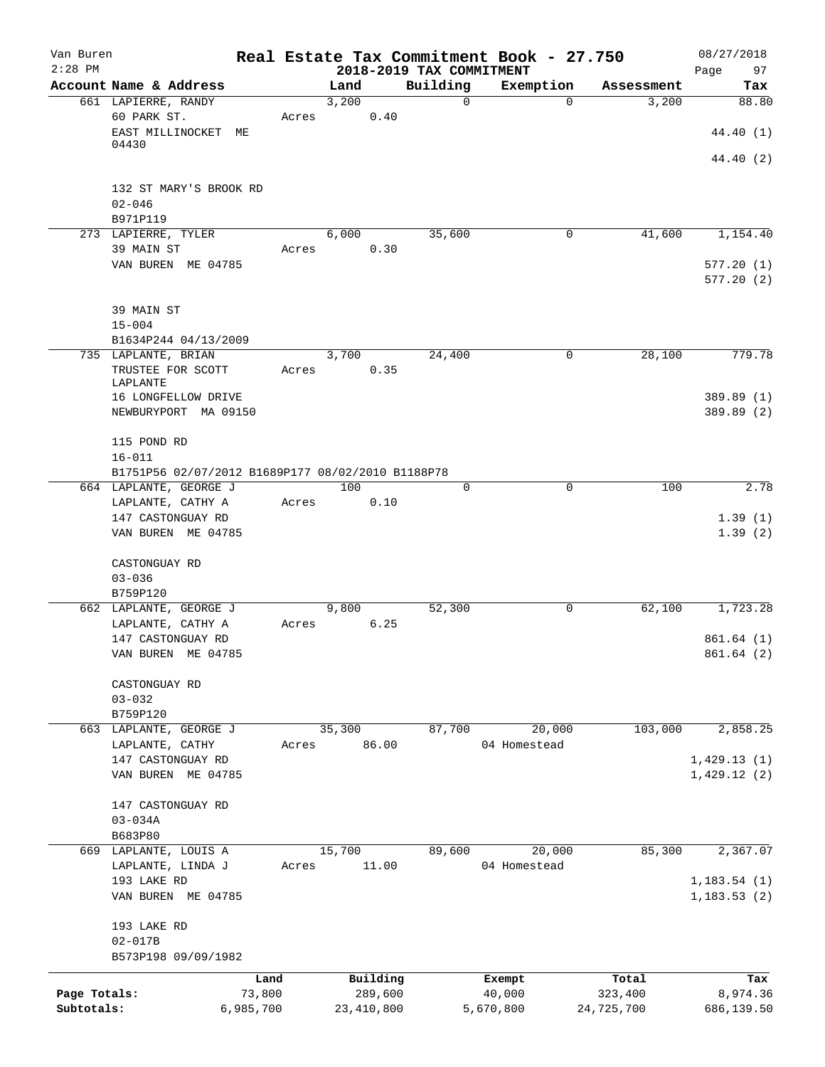Van Buren
2:28 PM

# Real Estate Tax Commitment Book - 27.750

## 2018-2019 TAX COMMITMENT

08/27/2018

| Account Name & Address | Land | Building | Exemption | Assessment | Tax |
|---|---|---|---|---|---|
| 661 LAPIERRE, RANDY<br>60 PARK ST.<br>EAST MILLINOCKET ME 04430<br><br>132 ST MARY'S BROOK RD<br>02-046<br>B971P119 | 3,200<br>Acres 0.40 | 0 | 0 | 3,200 | 88.80<br><br>44.40 (1)<br>44.40 (2) |
| 273 LAPIERRE, TYLER<br>39 MAIN ST<br>VAN BUREN ME 04785<br><br>39 MAIN ST<br>15-004<br>B1634P244 04/13/2009 | 6,000<br>Acres 0.30 | 35,600 | 0 | 41,600 | 1,154.40<br><br>577.20 (1)<br>577.20 (2) |
| 735 LAPLANTE, BRIAN<br>TRUSTEE FOR SCOTT LAPLANTE<br>16 LONGFELLOW DRIVE<br>NEWBURYPORT MA 09150<br><br>115 POND RD<br>16-011<br>B1751P56 02/07/2012 B1689P177 08/02/2010 B1188P78 | 3,700<br>Acres 0.35 | 24,400 | 0 | 28,100 | 779.78<br><br>389.89 (1)<br>389.89 (2) |
| 664 LAPLANTE, GEORGE J<br>LAPLANTE, CATHY A<br>147 CASTONGUAY RD<br>VAN BUREN ME 04785<br><br>CASTONGUAY RD<br>03-036<br>B759P120 | 100<br>Acres 0.10 | 0 | 0 | 100 | 2.78<br><br>1.39 (1)<br>1.39 (2) |
| 662 LAPLANTE, GEORGE J<br>LAPLANTE, CATHY A<br>147 CASTONGUAY RD<br>VAN BUREN ME 04785<br><br>CASTONGUAY RD<br>03-032<br>B759P120 | 9,800<br>Acres 6.25 | 52,300 | 0 | 62,100 | 1,723.28<br><br>861.64 (1)<br>861.64 (2) |
| 663 LAPLANTE, GEORGE J<br>LAPLANTE, CATHY<br>147 CASTONGUAY RD<br>VAN BUREN ME 04785<br><br>147 CASTONGUAY RD<br>03-034A<br>B683P80 | 35,300<br>Acres 86.00 | 87,700 | 20,000<br>04 Homestead | 103,000 | 2,858.25<br><br>1,429.13 (1)<br>1,429.12 (2) |
| 669 LAPLANTE, LOUIS A<br>LAPLANTE, LINDA J<br>193 LAKE RD<br>VAN BUREN ME 04785<br><br>193 LAKE RD<br>02-017B<br>B573P198 09/09/1982 | 15,700<br>Acres 11.00 | 89,600 | 20,000<br>04 Homestead | 85,300 | 2,367.07<br><br>1,183.54 (1)<br>1,183.53 (2) |

| | Land | Building | Exempt | Total | Tax |
|---|---|---|---|---|---|
| Page Totals: | 73,800 | 289,600 | 40,000 | 323,400 | 8,974.36 |
| Subtotals: | 6,985,700 | 23,410,800 | 5,670,800 | 24,725,700 | 686,139.50 |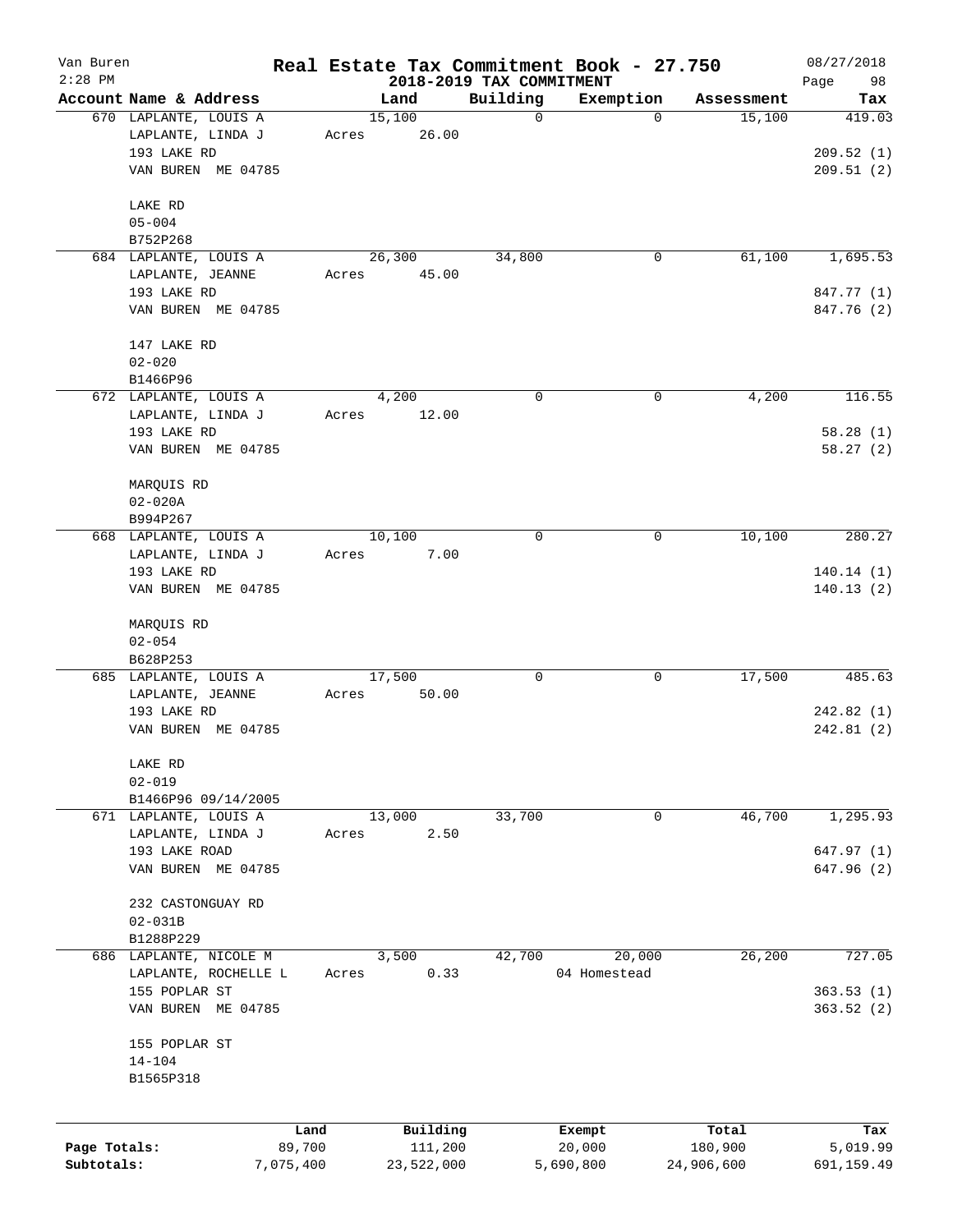# Real Estate Tax Commitment Book - 27.750

## 2018-2019 TAX COMMITMENT

Van Buren, 2:28 PM — 08/27/2018

| Account Name & Address | Land | Building | Exemption | Assessment | Tax |
|---|---|---|---|---|---|
| 670 LAPLANTE, LOUIS A<br>LAPLANTE, LINDA J<br>193 LAKE RD<br>VAN BUREN ME 04785<br><br>LAKE RD<br>05-004<br>B752P268 | 15,100<br>Acres 26.00 | 0 | 0 | 15,100 | 419.03<br><br>209.52 (1)<br>209.51 (2) |
| 684 LAPLANTE, LOUIS A<br>LAPLANTE, JEANNE<br>193 LAKE RD<br>VAN BUREN ME 04785<br><br>147 LAKE RD<br>02-020<br>B1466P96 | 26,300<br>Acres 45.00 | 34,800 | 0 | 61,100 | 1,695.53<br><br>847.77 (1)<br>847.76 (2) |
| 672 LAPLANTE, LOUIS A<br>LAPLANTE, LINDA J<br>193 LAKE RD<br>VAN BUREN ME 04785<br><br>MARQUIS RD<br>02-020A<br>B994P267 | 4,200<br>Acres 12.00 | 0 | 0 | 4,200 | 116.55<br><br>58.28 (1)<br>58.27 (2) |
| 668 LAPLANTE, LOUIS A<br>LAPLANTE, LINDA J<br>193 LAKE RD<br>VAN BUREN ME 04785<br><br>MARQUIS RD<br>02-054<br>B628P253 | 10,100<br>Acres 7.00 | 0 | 0 | 10,100 | 280.27<br><br>140.14 (1)<br>140.13 (2) |
| 685 LAPLANTE, LOUIS A<br>LAPLANTE, JEANNE<br>193 LAKE RD<br>VAN BUREN ME 04785<br><br>LAKE RD<br>02-019<br>B1466P96 09/14/2005 | 17,500<br>Acres 50.00 | 0 | 0 | 17,500 | 485.63<br><br>242.82 (1)<br>242.81 (2) |
| 671 LAPLANTE, LOUIS A<br>LAPLANTE, LINDA J<br>193 LAKE ROAD<br>VAN BUREN ME 04785<br><br>232 CASTONGUAY RD<br>02-031B<br>B1288P229 | 13,000<br>Acres 2.50 | 33,700 | 0 | 46,700 | 1,295.93<br><br>647.97 (1)<br>647.96 (2) |
| 686 LAPLANTE, NICOLE M<br>LAPLANTE, ROCHELLE L<br>155 POPLAR ST<br>VAN BUREN ME 04785<br><br>155 POPLAR ST<br>14-104<br>B1565P318 | 3,500<br>Acres 0.33 | 42,700 | 20,000<br>04 Homestead | 26,200 | 727.05<br><br>363.53 (1)<br>363.52 (2) |

| | Land | Building | Exempt | Total | Tax |
|---|---|---|---|---|---|
| Page Totals: | 89,700 | 111,200 | 20,000 | 180,900 | 5,019.99 |
| Subtotals: | 7,075,400 | 23,522,000 | 5,690,800 | 24,906,600 | 691,159.49 |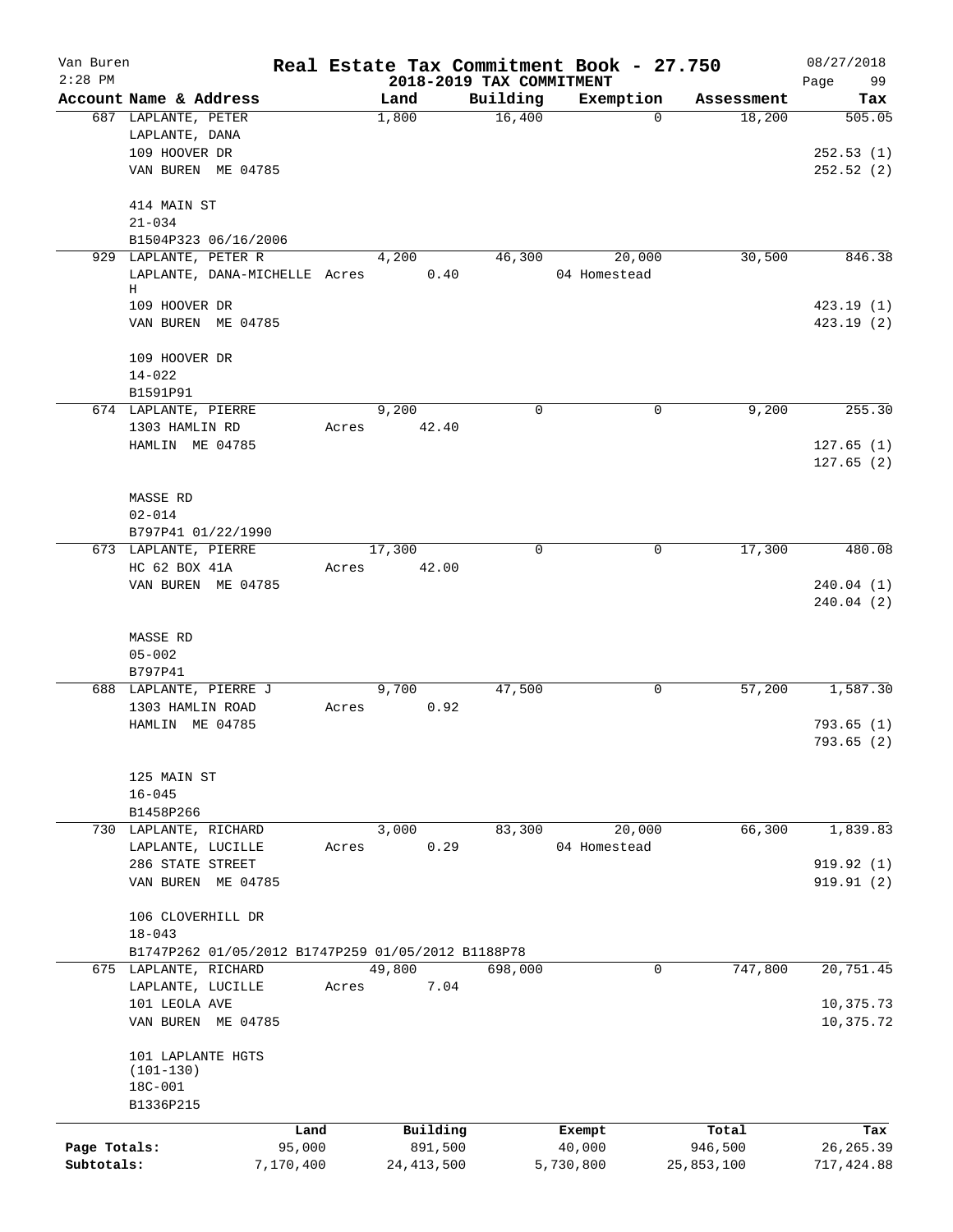Van Buren
2:28 PM

# Real Estate Tax Commitment Book - 27.750
## 2018-2019 TAX COMMITMENT

08/27/2018

| Account Name & Address | Land | Building | Exemption | Assessment | Tax |
|---|---|---|---|---|---|
| 687 LAPLANTE, PETER | 1,800 | 16,400 | 0 | 18,200 | 505.05 |
| LAPLANTE, DANA | | | | | |
| 109 HOOVER DR | | | | | 252.53 (1) |
| VAN BUREN ME 04785 | | | | | 252.52 (2) |
| 414 MAIN ST | | | | | |
| 21-034 | | | | | |
| B1504P323 06/16/2006 | | | | | |
| 929 LAPLANTE, PETER R | 4,200 | 46,300 | 20,000 | 30,500 | 846.38 |
| LAPLANTE, DANA-MICHELLE H | Acres 0.40 | | 04 Homestead | | |
| 109 HOOVER DR | | | | | 423.19 (1) |
| VAN BUREN ME 04785 | | | | | 423.19 (2) |
| 109 HOOVER DR | | | | | |
| 14-022 | | | | | |
| B1591P91 | | | | | |
| 674 LAPLANTE, PIERRE | 9,200 | 0 | 0 | 9,200 | 255.30 |
| 1303 HAMLIN RD | Acres 42.40 | | | | |
| HAMLIN ME 04785 | | | | | 127.65 (1) |
| | | | | | 127.65 (2) |
| MASSE RD | | | | | |
| 02-014 | | | | | |
| B797P41 01/22/1990 | | | | | |
| 673 LAPLANTE, PIERRE | 17,300 | 0 | 0 | 17,300 | 480.08 |
| HC 62 BOX 41A | Acres 42.00 | | | | |
| VAN BUREN ME 04785 | | | | | 240.04 (1) |
| | | | | | 240.04 (2) |
| MASSE RD | | | | | |
| 05-002 | | | | | |
| B797P41 | | | | | |
| 688 LAPLANTE, PIERRE J | 9,700 | 47,500 | 0 | 57,200 | 1,587.30 |
| 1303 HAMLIN ROAD | Acres 0.92 | | | | |
| HAMLIN ME 04785 | | | | | 793.65 (1) |
| | | | | | 793.65 (2) |
| 125 MAIN ST | | | | | |
| 16-045 | | | | | |
| B1458P266 | | | | | |
| 730 LAPLANTE, RICHARD | 3,000 | 83,300 | 20,000 | 66,300 | 1,839.83 |
| LAPLANTE, LUCILLE | Acres 0.29 | | 04 Homestead | | |
| 286 STATE STREET | | | | | 919.92 (1) |
| VAN BUREN ME 04785 | | | | | 919.91 (2) |
| 106 CLOVERHILL DR | | | | | |
| 18-043 | | | | | |
| B1747P262 01/05/2012 B1747P259 01/05/2012 B1188P78 | | | | | |
| 675 LAPLANTE, RICHARD | 49,800 | 698,000 | 0 | 747,800 | 20,751.45 |
| LAPLANTE, LUCILLE | Acres 7.04 | | | | |
| 101 LEOLA AVE | | | | | 10,375.73 |
| VAN BUREN ME 04785 | | | | | 10,375.72 |
| 101 LAPLANTE HGTS (101-130) | | | | | |
| 18C-001 | | | | | |
| B1336P215 | | | | | |

| | Land | Building | Exempt | Total | Tax |
|---|---|---|---|---|---|
| Page Totals: | 95,000 | 891,500 | 40,000 | 946,500 | 26,265.39 |
| Subtotals: | 7,170,400 | 24,413,500 | 5,730,800 | 25,853,100 | 717,424.88 |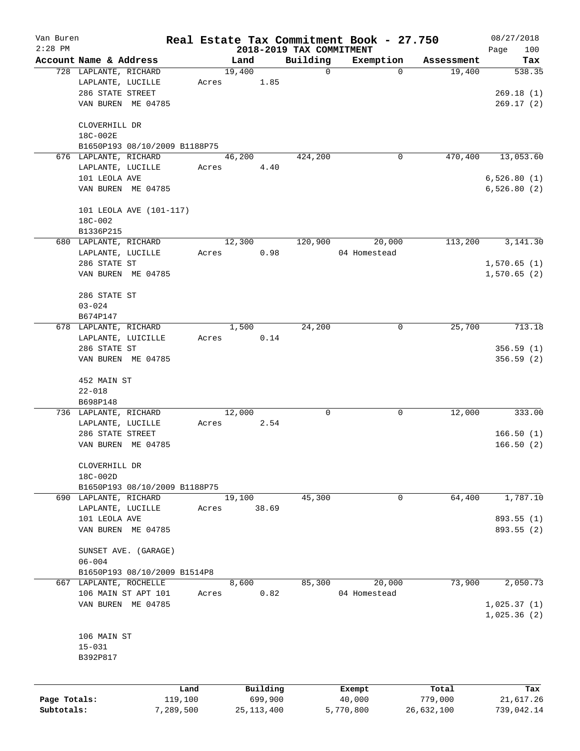# Real Estate Tax Commitment Book - 27.750

Van Buren
2:28 PM

2018-2019 TAX COMMITMENT

08/27/2018
Page 100

| Account Name & Address | Land | Building | Exemption | Assessment | Tax |
|---|---|---|---|---|---|
| 728 LAPLANTE, RICHARD | 19,400 | 0 | 0 | 19,400 | 538.35 |
| LAPLANTE, LUCILLE | Acres 1.85 | | | | |
| 286 STATE STREET | | | | | 269.18 (1) |
| VAN BUREN ME 04785 | | | | | 269.17 (2) |
| CLOVERHILL DR | | | | | |
| 18C-002E | | | | | |
| B1650P193 08/10/2009 B1188P75 | | | | | |
| 676 LAPLANTE, RICHARD | 46,200 | 424,200 | 0 | 470,400 | 13,053.60 |
| LAPLANTE, LUCILLE | Acres 4.40 | | | | |
| 101 LEOLA AVE | | | | | 6,526.80 (1) |
| VAN BUREN ME 04785 | | | | | 6,526.80 (2) |
| 101 LEOLA AVE (101-117) | | | | | |
| 18C-002 | | | | | |
| B1336P215 | | | | | |
| 680 LAPLANTE, RICHARD | 12,300 | 120,900 | 20,000 | 113,200 | 3,141.30 |
| LAPLANTE, LUCILLE | Acres 0.98 | | 04 Homestead | | |
| 286 STATE ST | | | | | 1,570.65 (1) |
| VAN BUREN ME 04785 | | | | | 1,570.65 (2) |
| 286 STATE ST | | | | | |
| 03-024 | | | | | |
| B674P147 | | | | | |
| 678 LAPLANTE, RICHARD | 1,500 | 24,200 | 0 | 25,700 | 713.18 |
| LAPLANTE, LUICILLE | Acres 0.14 | | | | |
| 286 STATE ST | | | | | 356.59 (1) |
| VAN BUREN ME 04785 | | | | | 356.59 (2) |
| 452 MAIN ST | | | | | |
| 22-018 | | | | | |
| B698P148 | | | | | |
| 736 LAPLANTE, RICHARD | 12,000 | 0 | 0 | 12,000 | 333.00 |
| LAPLANTE, LUCILLE | Acres 2.54 | | | | |
| 286 STATE STREET | | | | | 166.50 (1) |
| VAN BUREN ME 04785 | | | | | 166.50 (2) |
| CLOVERHILL DR | | | | | |
| 18C-002D | | | | | |
| B1650P193 08/10/2009 B1188P75 | | | | | |
| 690 LAPLANTE, RICHARD | 19,100 | 45,300 | 0 | 64,400 | 1,787.10 |
| LAPLANTE, LUCILLE | Acres 38.69 | | | | |
| 101 LEOLA AVE | | | | | 893.55 (1) |
| VAN BUREN ME 04785 | | | | | 893.55 (2) |
| SUNSET AVE. (GARAGE) | | | | | |
| 06-004 | | | | | |
| B1650P193 08/10/2009 B1514P8 | | | | | |
| 667 LAPLANTE, ROCHELLE | 8,600 | 85,300 | 20,000 | 73,900 | 2,050.73 |
| 106 MAIN ST APT 101 | Acres 0.82 | | 04 Homestead | | |
| VAN BUREN ME 04785 | | | | | 1,025.37 (1) |
| | | | | | 1,025.36 (2) |
| 106 MAIN ST | | | | | |
| 15-031 | | | | | |
| B392P817 | | | | | |

| | Land | Building | Exempt | Total | Tax |
|---|---|---|---|---|---|
| Page Totals: | 119,100 | 699,900 | 40,000 | 779,000 | 21,617.26 |
| Subtotals: | 7,289,500 | 25,113,400 | 5,770,800 | 26,632,100 | 739,042.14 |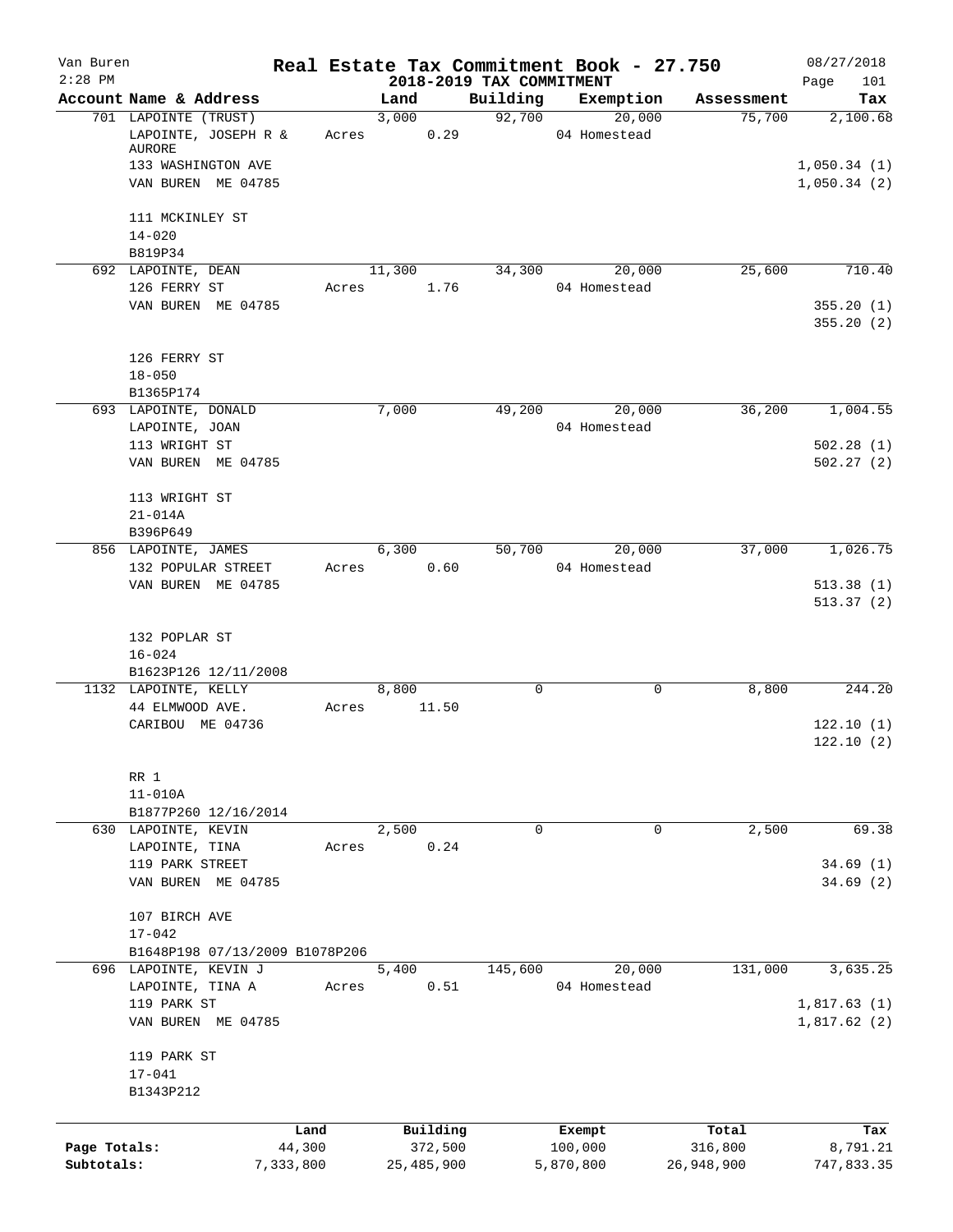Van Buren
2:28 PM

# Real Estate Tax Commitment Book - 27.750

## 2018-2019 TAX COMMITMENT

08/27/2018

| Account Name & Address | Land | Building | Exemption | Assessment | Tax |
|---|---|---|---|---|---|
| 701 LAPOINTE (TRUST) | 3,000 | 92,700 | 20,000 | 75,700 | 2,100.68 |
| LAPOINTE, JOSEPH R & AURORE | Acres 0.29 | | 04 Homestead | | |
| 133 WASHINGTON AVE | | | | | 1,050.34 (1) |
| VAN BUREN ME 04785 | | | | | 1,050.34 (2) |
| 111 MCKINLEY ST | | | | | |
| 14-020 | | | | | |
| B819P34 | | | | | |
| 692 LAPOINTE, DEAN | 11,300 | 34,300 | 20,000 | 25,600 | 710.40 |
| 126 FERRY ST | Acres 1.76 | | 04 Homestead | | |
| VAN BUREN ME 04785 | | | | | 355.20 (1) |
| | | | | | 355.20 (2) |
| 126 FERRY ST | | | | | |
| 18-050 | | | | | |
| B1365P174 | | | | | |
| 693 LAPOINTE, DONALD | 7,000 | 49,200 | 20,000 | 36,200 | 1,004.55 |
| LAPOINTE, JOAN | | | 04 Homestead | | |
| 113 WRIGHT ST | | | | | 502.28 (1) |
| VAN BUREN ME 04785 | | | | | 502.27 (2) |
| 113 WRIGHT ST | | | | | |
| 21-014A | | | | | |
| B396P649 | | | | | |
| 856 LAPOINTE, JAMES | 6,300 | 50,700 | 20,000 | 37,000 | 1,026.75 |
| 132 POPULAR STREET | Acres 0.60 | | 04 Homestead | | |
| VAN BUREN ME 04785 | | | | | 513.38 (1) |
| | | | | | 513.37 (2) |
| 132 POPLAR ST | | | | | |
| 16-024 | | | | | |
| B1623P126 12/11/2008 | | | | | |
| 1132 LAPOINTE, KELLY | 8,800 | 0 | 0 | 8,800 | 244.20 |
| 44 ELMWOOD AVE. | Acres 11.50 | | | | |
| CARIBOU ME 04736 | | | | | 122.10 (1) |
| | | | | | 122.10 (2) |
| RR 1 | | | | | |
| 11-010A | | | | | |
| B1877P260 12/16/2014 | | | | | |
| 630 LAPOINTE, KEVIN | 2,500 | 0 | 0 | 2,500 | 69.38 |
| LAPOINTE, TINA | Acres 0.24 | | | | |
| 119 PARK STREET | | | | | 34.69 (1) |
| VAN BUREN ME 04785 | | | | | 34.69 (2) |
| 107 BIRCH AVE | | | | | |
| 17-042 | | | | | |
| B1648P198 07/13/2009 B1078P206 | | | | | |
| 696 LAPOINTE, KEVIN J | 5,400 | 145,600 | 20,000 | 131,000 | 3,635.25 |
| LAPOINTE, TINA A | Acres 0.51 | | 04 Homestead | | |
| 119 PARK ST | | | | | 1,817.63 (1) |
| VAN BUREN ME 04785 | | | | | 1,817.62 (2) |
| 119 PARK ST | | | | | |
| 17-041 | | | | | |
| B1343P212 | | | | | |

| | Land | Building | Exempt | Total | Tax |
|---|---|---|---|---|---|
| Page Totals: | 44,300 | 372,500 | 100,000 | 316,800 | 8,791.21 |
| Subtotals: | 7,333,800 | 25,485,900 | 5,870,800 | 26,948,900 | 747,833.35 |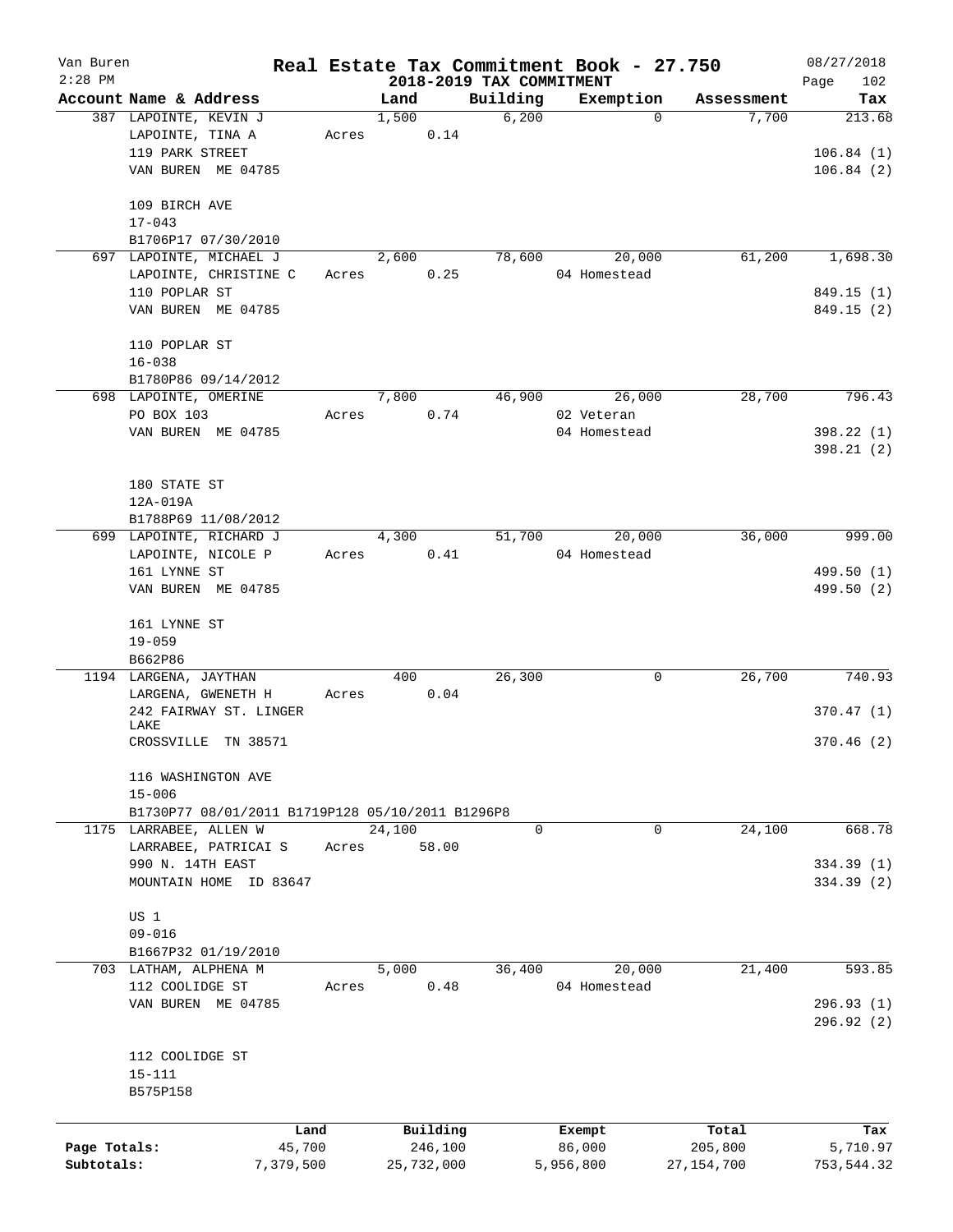# Real Estate Tax Commitment Book - 27.750

## 2018-2019 TAX COMMITMENT

Van Buren
2:28 PM
08/27/2018

| Account Name & Address | Land | Building | Exemption | Assessment | Tax |
|---|---|---|---|---|---|
| 387 LAPOINTE, KEVIN J<br>LAPOINTE, TINA A<br>119 PARK STREET<br>VAN BUREN ME 04785<br><br>109 BIRCH AVE<br>17-043<br>B1706P17 07/30/2010 | 1,500<br>Acres 0.14 | 6,200 | 0 | 7,700 | 213.68<br><br>106.84 (1)<br>106.84 (2) |
| 697 LAPOINTE, MICHAEL J<br>LAPOINTE, CHRISTINE C<br>110 POPLAR ST<br>VAN BUREN ME 04785<br><br>110 POPLAR ST<br>16-038<br>B1780P86 09/14/2012 | 2,600<br>Acres 0.25 | 78,600 | 20,000<br>04 Homestead | 61,200 | 1,698.30<br><br>849.15 (1)<br>849.15 (2) |
| 698 LAPOINTE, OMERINE<br>PO BOX 103<br>VAN BUREN ME 04785<br><br>180 STATE ST<br>12A-019A<br>B1788P69 11/08/2012 | 7,800<br>Acres 0.74 | 46,900 | 26,000<br>02 Veteran<br>04 Homestead | 28,700 | 796.43<br><br>398.22 (1)<br>398.21 (2) |
| 699 LAPOINTE, RICHARD J<br>LAPOINTE, NICOLE P<br>161 LYNNE ST<br>VAN BUREN ME 04785<br><br>161 LYNNE ST<br>19-059<br>B662P86 | 4,300<br>Acres 0.41 | 51,700 | 20,000<br>04 Homestead | 36,000 | 999.00<br><br>499.50 (1)<br>499.50 (2) |
| 1194 LARGENA, JAYTHAN<br>LARGENA, GWENETH H<br>242 FAIRWAY ST. LINGER LAKE<br>CROSSVILLE TN 38571<br><br>116 WASHINGTON AVE<br>15-006<br>B1730P77 08/01/2011 B1719P128 05/10/2011 B1296P8 | 400<br>Acres 0.04 | 26,300 | 0 | 26,700 | 740.93<br><br>370.47 (1)<br>370.46 (2) |
| 1175 LARRABEE, ALLEN W<br>LARRABEE, PATRICAI S<br>990 N. 14TH EAST<br>MOUNTAIN HOME ID 83647<br><br>US 1<br>09-016<br>B1667P32 01/19/2010 | 24,100<br>Acres 58.00 | 0 | 0 | 24,100 | 668.78<br><br>334.39 (1)<br>334.39 (2) |
| 703 LATHAM, ALPHENA M<br>112 COOLIDGE ST<br>VAN BUREN ME 04785<br><br>112 COOLIDGE ST<br>15-111<br>B575P158 | 5,000<br>Acres 0.48 | 36,400 | 20,000<br>04 Homestead | 21,400 | 593.85<br><br>296.93 (1)<br>296.92 (2) |

| | Land | Building | Exempt | Total | Tax |
|---|---|---|---|---|---|
| Page Totals: | 45,700 | 246,100 | 86,000 | 205,800 | 5,710.97 |
| Subtotals: | 7,379,500 | 25,732,000 | 5,956,800 | 27,154,700 | 753,544.32 |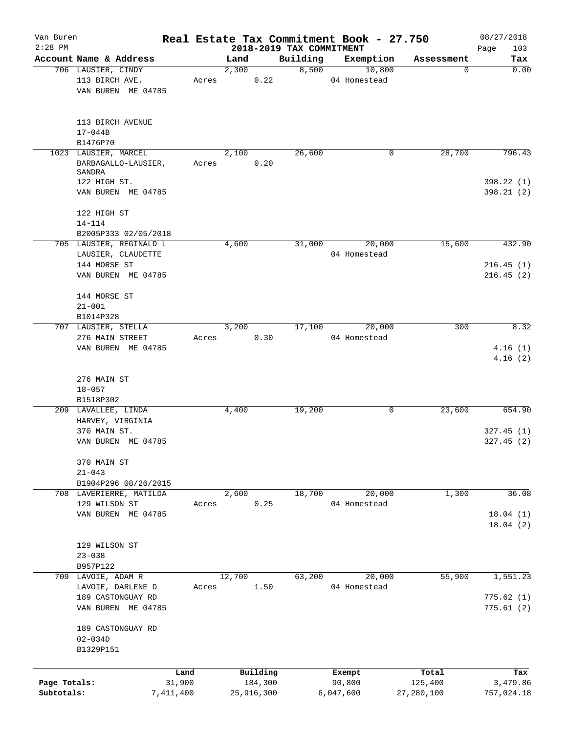# Real Estate Tax Commitment Book - 27.750

Van Buren 2:28 PM — 2018-2019 TAX COMMITMENT — 08/27/2018

| Account Name & Address | Land | Building | Exemption | Assessment | Tax |
|---|---|---|---|---|---|
| 706 LAUSIER, CINDY<br>113 BIRCH AVE.<br>VAN BUREN ME 04785<br><br>113 BIRCH AVENUE<br>17-044B<br>B1476P70 | 2,300<br>Acres 0.22 | 8,500 | 10,800<br>04 Homestead | 0 | 0.00 |
| 1023 LAUSIER, MARCEL<br>BARBAGALLO-LAUSIER, SANDRA<br>122 HIGH ST.<br>VAN BUREN ME 04785<br><br>122 HIGH ST<br>14-114<br>B2005P333 02/05/2018 | 2,100<br>Acres 0.20 | 26,600 | 0 | 28,700 | 796.43<br><br>398.22 (1)<br>398.21 (2) |
| 705 LAUSIER, REGINALD L<br>LAUSIER, CLAUDETTE<br>144 MORSE ST<br>VAN BUREN ME 04785<br><br>144 MORSE ST<br>21-001<br>B1014P328 | 4,600 | 31,000 | 20,000<br>04 Homestead | 15,600 | 432.90<br><br>216.45 (1)<br>216.45 (2) |
| 707 LAUSIER, STELLA<br>276 MAIN STREET<br>VAN BUREN ME 04785<br><br>276 MAIN ST<br>18-057<br>B1518P302 | 3,200<br>Acres 0.30 | 17,100 | 20,000<br>04 Homestead | 300 | 8.32<br><br>4.16 (1)<br>4.16 (2) |
| 209 LAVALLEE, LINDA<br>HARVEY, VIRGINIA<br>370 MAIN ST.<br>VAN BUREN ME 04785<br><br>370 MAIN ST<br>21-043<br>B1904P296 08/26/2015 | 4,400 | 19,200 | 0 | 23,600 | 654.90<br><br>327.45 (1)<br>327.45 (2) |
| 708 LAVERIERRE, MATILDA<br>129 WILSON ST<br>VAN BUREN ME 04785<br><br>129 WILSON ST<br>23-038<br>B957P122 | 2,600<br>Acres 0.25 | 18,700 | 20,000<br>04 Homestead | 1,300 | 36.08<br><br>18.04 (1)<br>18.04 (2) |
| 709 LAVOIE, ADAM R<br>LAVOIE, DARLENE D<br>189 CASTONGUAY RD<br>VAN BUREN ME 04785<br><br>189 CASTONGUAY RD<br>02-034D<br>B1329P151 | 12,700<br>Acres 1.50 | 63,200 | 20,000<br>04 Homestead | 55,900 | 1,551.23<br><br>775.62 (1)<br>775.61 (2) |

| | Land | Building | Exempt | Total | Tax |
|---|---|---|---|---|---|
| Page Totals: | 31,900 | 184,300 | 90,800 | 125,400 | 3,479.86 |
| Subtotals: | 7,411,400 | 25,916,300 | 6,047,600 | 27,280,100 | 757,024.18 |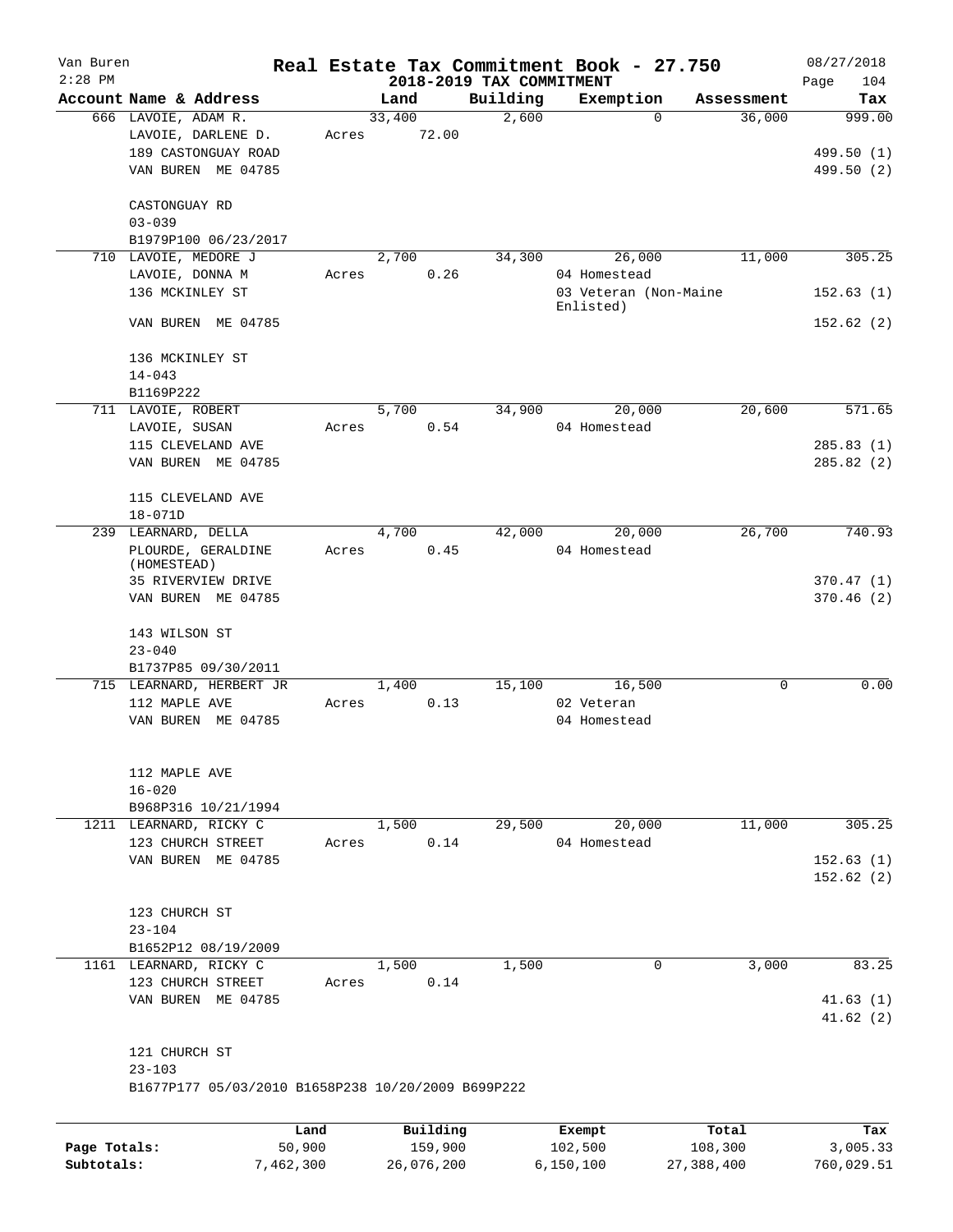Van Buren
2:28 PM

# Real Estate Tax Commitment Book - 27.750

## 2018-2019 TAX COMMITMENT

08/27/2018

| Account Name & Address | Land | Building | Exemption | Assessment | Tax |
|---|---|---|---|---|---|
| 666 LAVOIE, ADAM R. | 33,400 | 2,600 | 0 | 36,000 | 999.00 |
| LAVOIE, DARLENE D. | Acres 72.00 | | | | |
| 189 CASTONGUAY ROAD | | | | | 499.50 (1) |
| VAN BUREN ME 04785 | | | | | 499.50 (2) |
| CASTONGUAY RD | | | | | |
| 03-039 | | | | | |
| B1979P100 06/23/2017 | | | | | |
| 710 LAVOIE, MEDORE J | 2,700 | 34,300 | 26,000 | 11,000 | 305.25 |
| LAVOIE, DONNA M | Acres 0.26 | | 04 Homestead | | |
| 136 MCKINLEY ST | | | 03 Veteran (Non-Maine Enlisted) | | 152.63 (1) |
| VAN BUREN ME 04785 | | | | | 152.62 (2) |
| 136 MCKINLEY ST | | | | | |
| 14-043 | | | | | |
| B1169P222 | | | | | |
| 711 LAVOIE, ROBERT | 5,700 | 34,900 | 20,000 | 20,600 | 571.65 |
| LAVOIE, SUSAN | Acres 0.54 | | 04 Homestead | | |
| 115 CLEVELAND AVE | | | | | 285.83 (1) |
| VAN BUREN ME 04785 | | | | | 285.82 (2) |
| 115 CLEVELAND AVE | | | | | |
| 18-071D | | | | | |
| 239 LEARNARD, DELLA | 4,700 | 42,000 | 20,000 | 26,700 | 740.93 |
| PLOURDE, GERALDINE (HOMESTEAD) | Acres 0.45 | | 04 Homestead | | |
| 35 RIVERVIEW DRIVE | | | | | 370.47 (1) |
| VAN BUREN ME 04785 | | | | | 370.46 (2) |
| 143 WILSON ST | | | | | |
| 23-040 | | | | | |
| B1737P85 09/30/2011 | | | | | |
| 715 LEARNARD, HERBERT JR | 1,400 | 15,100 | 16,500 | 0 | 0.00 |
| 112 MAPLE AVE | Acres 0.13 | | 02 Veteran | | |
| VAN BUREN ME 04785 | | | 04 Homestead | | |
| 112 MAPLE AVE | | | | | |
| 16-020 | | | | | |
| B968P316 10/21/1994 | | | | | |
| 1211 LEARNARD, RICKY C | 1,500 | 29,500 | 20,000 | 11,000 | 305.25 |
| 123 CHURCH STREET | Acres 0.14 | | 04 Homestead | | |
| VAN BUREN ME 04785 | | | | | 152.63 (1) |
| | | | | | 152.62 (2) |
| 123 CHURCH ST | | | | | |
| 23-104 | | | | | |
| B1652P12 08/19/2009 | | | | | |
| 1161 LEARNARD, RICKY C | 1,500 | 1,500 | 0 | 3,000 | 83.25 |
| 123 CHURCH STREET | Acres 0.14 | | | | |
| VAN BUREN ME 04785 | | | | | 41.63 (1) |
| | | | | | 41.62 (2) |
| 121 CHURCH ST | | | | | |
| 23-103 | | | | | |
| B1677P177 05/03/2010 B1658P238 10/20/2009 B699P222 | | | | | |

| | Land | Building | Exempt | Total | Tax |
|---|---|---|---|---|---|
| Page Totals: | 50,900 | 159,900 | 102,500 | 108,300 | 3,005.33 |
| Subtotals: | 7,462,300 | 26,076,200 | 6,150,100 | 27,388,400 | 760,029.51 |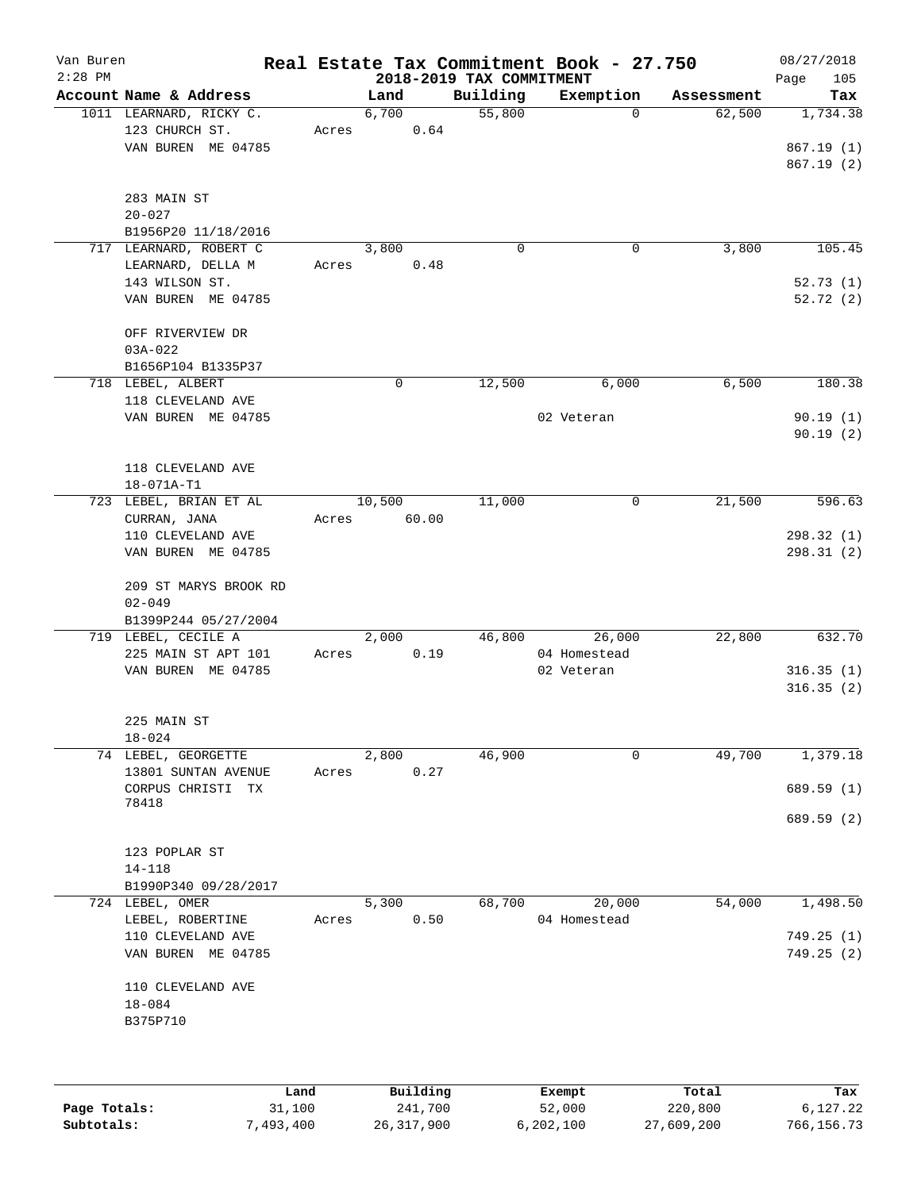# Real Estate Tax Commitment Book - 27.750

Van Buren — 2:28 PM — 2018-2019 TAX COMMITMENT — 08/27/2018

| Account Name & Address | Land | Building | Exemption | Assessment | Tax |
|---|---|---|---|---|---|
| 1011 LEARNARD, RICKY C.<br>123 CHURCH ST.<br>VAN BUREN ME 04785<br><br>283 MAIN ST<br>20-027<br>B1956P20 11/18/2016 | 6,700<br>Acres 0.64 | 55,800 | 0 | 62,500 | 1,734.38<br><br>867.19 (1)<br>867.19 (2) |
| 717 LEARNARD, ROBERT C<br>LEARNARD, DELLA M<br>143 WILSON ST.<br>VAN BUREN ME 04785<br><br>OFF RIVERVIEW DR<br>03A-022<br>B1656P104 B1335P37 | 3,800<br>Acres 0.48 | 0 | 0 | 3,800 | 105.45<br><br>52.73 (1)<br>52.72 (2) |
| 718 LEBEL, ALBERT<br>118 CLEVELAND AVE<br>VAN BUREN ME 04785<br><br>118 CLEVELAND AVE<br>18-071A-T1 | 0 | 12,500 | 6,000<br>02 Veteran | 6,500 | 180.38<br><br>90.19 (1)<br>90.19 (2) |
| 723 LEBEL, BRIAN ET AL<br>CURRAN, JANA<br>110 CLEVELAND AVE<br>VAN BUREN ME 04785<br><br>209 ST MARYS BROOK RD<br>02-049<br>B1399P244 05/27/2004 | 10,500<br>Acres 60.00 | 11,000 | 0 | 21,500 | 596.63<br><br>298.32 (1)<br>298.31 (2) |
| 719 LEBEL, CECILE A<br>225 MAIN ST APT 101<br>VAN BUREN ME 04785<br><br>225 MAIN ST<br>18-024 | 2,000<br>Acres 0.19 | 46,800 | 26,000<br>04 Homestead<br>02 Veteran | 22,800 | 632.70<br><br>316.35 (1)<br>316.35 (2) |
| 74 LEBEL, GEORGETTE<br>13801 SUNTAN AVENUE<br>CORPUS CHRISTI TX<br>78418<br><br>123 POPLAR ST<br>14-118<br>B1990P340 09/28/2017 | 2,800<br>Acres 0.27 | 46,900 | 0 | 49,700 | 1,379.18<br><br>689.59 (1)<br>689.59 (2) |
| 724 LEBEL, OMER<br>LEBEL, ROBERTINE<br>110 CLEVELAND AVE<br>VAN BUREN ME 04785<br><br>110 CLEVELAND AVE<br>18-084<br>B375P710 | 5,300<br>Acres 0.50 | 68,700 | 20,000<br>04 Homestead | 54,000 | 1,498.50<br><br>749.25 (1)<br>749.25 (2) |

| | Land | Building | Exempt | Total | Tax |
|---|---|---|---|---|---|
| **Page Totals:** | 31,100 | 241,700 | 52,000 | 220,800 | 6,127.22 |
| **Subtotals:** | 7,493,400 | 26,317,900 | 6,202,100 | 27,609,200 | 766,156.73 |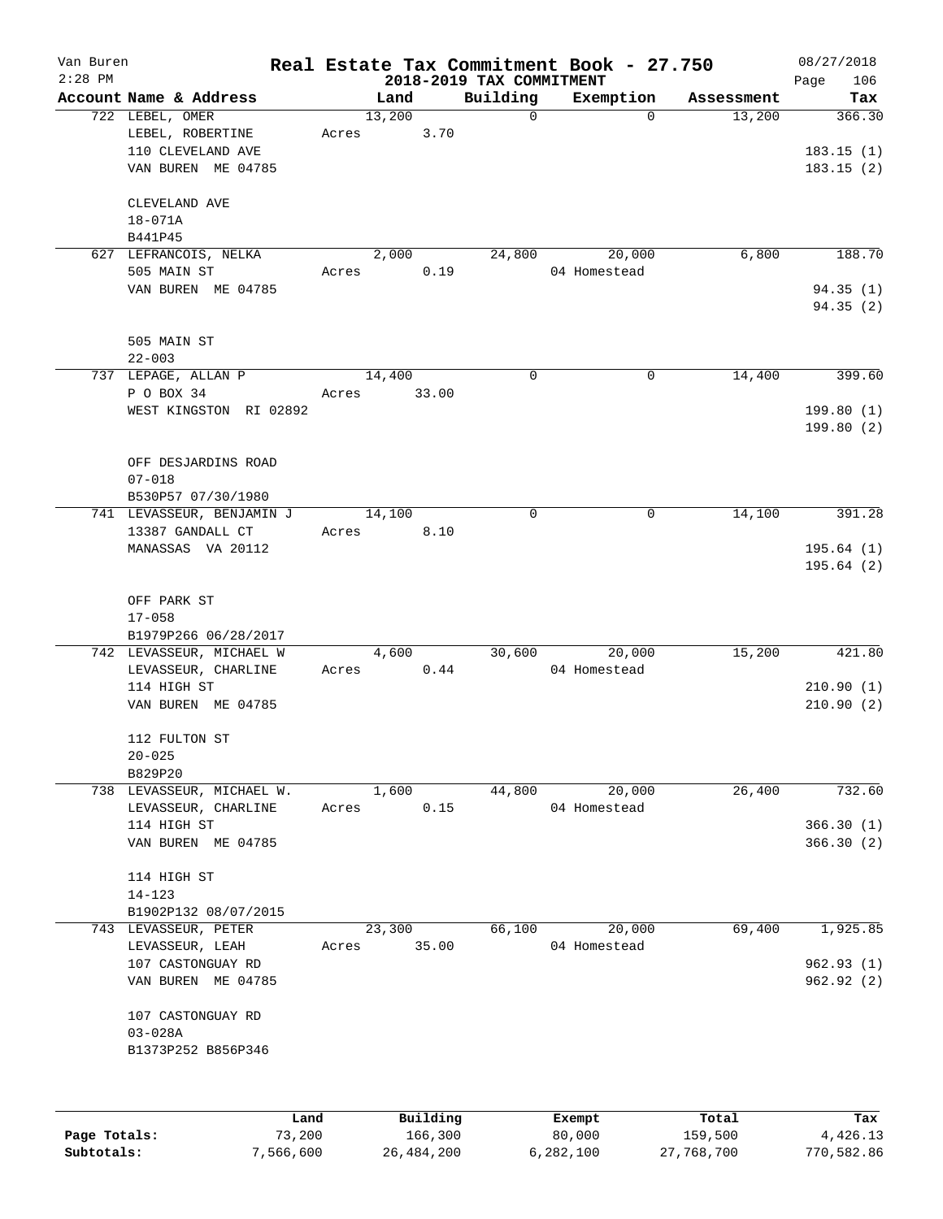# Van Buren — Real Estate Tax Commitment Book - 27.750

2:28 PM — 2018-2019 TAX COMMITMENT — 08/27/2018

| Account Name & Address | Land | Building | Exemption | Assessment | Tax |
|---|---|---|---|---|---|
| 722 LEBEL, OMER<br>LEBEL, ROBERTINE<br>110 CLEVELAND AVE<br>VAN BUREN ME 04785<br><br>CLEVELAND AVE<br>18-071A<br>B441P45 | 13,200<br>Acres 3.70 | 0 | 0 | 13,200 | 366.30<br><br>183.15 (1)<br>183.15 (2) |
| 627 LEFRANCOIS, NELKA<br>505 MAIN ST<br>VAN BUREN ME 04785<br><br>505 MAIN ST<br>22-003 | 2,000<br>Acres 0.19 | 24,800 | 20,000<br>04 Homestead | 6,800 | 188.70<br><br>94.35 (1)<br>94.35 (2) |
| 737 LEPAGE, ALLAN P<br>P O BOX 34<br>WEST KINGSTON RI 02892<br><br>OFF DESJARDINS ROAD<br>07-018<br>B530P57 07/30/1980 | 14,400<br>Acres 33.00 | 0 | 0 | 14,400 | 399.60<br><br>199.80 (1)<br>199.80 (2) |
| 741 LEVASSEUR, BENJAMIN J<br>13387 GANDALL CT<br>MANASSAS VA 20112<br><br>OFF PARK ST<br>17-058<br>B1979P266 06/28/2017 | 14,100<br>Acres 8.10 | 0 | 0 | 14,100 | 391.28<br><br>195.64 (1)<br>195.64 (2) |
| 742 LEVASSEUR, MICHAEL W<br>LEVASSEUR, CHARLINE<br>114 HIGH ST<br>VAN BUREN ME 04785<br><br>112 FULTON ST<br>20-025<br>B829P20 | 4,600<br>Acres 0.44 | 30,600 | 20,000<br>04 Homestead | 15,200 | 421.80<br><br>210.90 (1)<br>210.90 (2) |
| 738 LEVASSEUR, MICHAEL W.<br>LEVASSEUR, CHARLINE<br>114 HIGH ST<br>VAN BUREN ME 04785<br><br>114 HIGH ST<br>14-123<br>B1902P132 08/07/2015 | 1,600<br>Acres 0.15 | 44,800 | 20,000<br>04 Homestead | 26,400 | 732.60<br><br>366.30 (1)<br>366.30 (2) |
| 743 LEVASSEUR, PETER<br>LEVASSEUR, LEAH<br>107 CASTONGUAY RD<br>VAN BUREN ME 04785<br><br>107 CASTONGUAY RD<br>03-028A<br>B1373P252 B856P346 | 23,300<br>Acres 35.00 | 66,100 | 20,000<br>04 Homestead | 69,400 | 1,925.85<br><br>962.93 (1)<br>962.92 (2) |

| | Land | Building | Exempt | Total | Tax |
|---|---|---|---|---|---|
| Page Totals: | 73,200 | 166,300 | 80,000 | 159,500 | 4,426.13 |
| Subtotals: | 7,566,600 | 26,484,200 | 6,282,100 | 27,768,700 | 770,582.86 |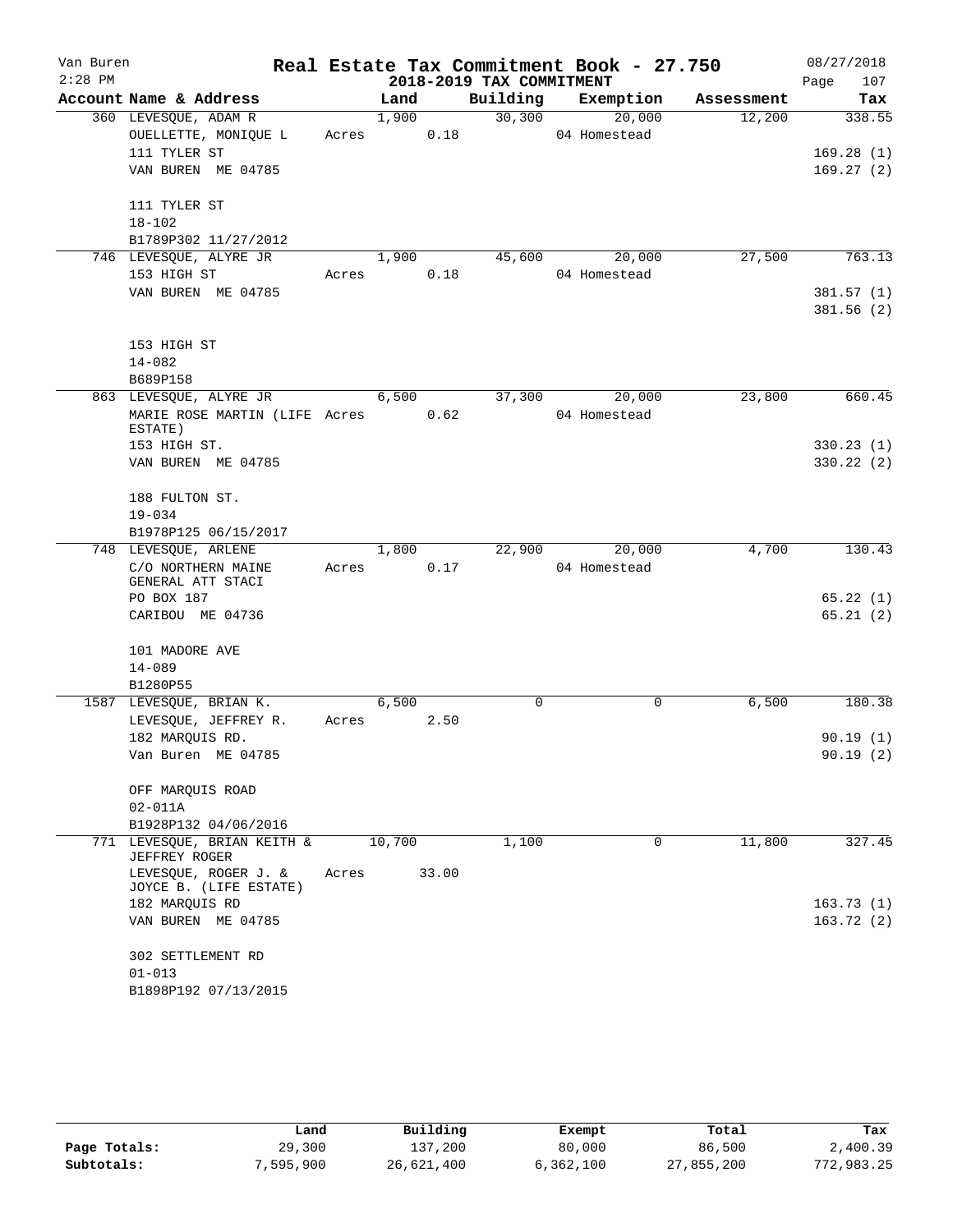# Real Estate Tax Commitment Book - 27.750

Van Buren
2:28 PM

## 2018-2019 TAX COMMITMENT

08/27/2018

| Account Name & Address | Land | Building | Exemption | Assessment | Tax |
|---|---|---|---|---|---|
| 360 LEVESQUE, ADAM R | 1,900 | 30,300 | 20,000 | 12,200 | 338.55 |
| OUELLETTE, MONIQUE L | Acres 0.18 | | 04 Homestead | | |
| 111 TYLER ST | | | | | 169.28 (1) |
| VAN BUREN ME 04785 | | | | | 169.27 (2) |
| 111 TYLER ST | | | | | |
| 18-102 | | | | | |
| B1789P302 11/27/2012 | | | | | |
| 746 LEVESQUE, ALYRE JR | 1,900 | 45,600 | 20,000 | 27,500 | 763.13 |
| 153 HIGH ST | Acres 0.18 | | 04 Homestead | | |
| VAN BUREN ME 04785 | | | | | 381.57 (1) |
| | | | | | 381.56 (2) |
| 153 HIGH ST | | | | | |
| 14-082 | | | | | |
| B689P158 | | | | | |
| 863 LEVESQUE, ALYRE JR | 6,500 | 37,300 | 20,000 | 23,800 | 660.45 |
| MARIE ROSE MARTIN (LIFE ESTATE) | Acres 0.62 | | 04 Homestead | | |
| 153 HIGH ST. | | | | | 330.23 (1) |
| VAN BUREN ME 04785 | | | | | 330.22 (2) |
| 188 FULTON ST. | | | | | |
| 19-034 | | | | | |
| B1978P125 06/15/2017 | | | | | |
| 748 LEVESQUE, ARLENE | 1,800 | 22,900 | 20,000 | 4,700 | 130.43 |
| C/O NORTHERN MAINE GENERAL ATT STACI | Acres 0.17 | | 04 Homestead | | |
| PO BOX 187 | | | | | 65.22 (1) |
| CARIBOU ME 04736 | | | | | 65.21 (2) |
| 101 MADORE AVE | | | | | |
| 14-089 | | | | | |
| B1280P55 | | | | | |
| 1587 LEVESQUE, BRIAN K. | 6,500 | 0 | 0 | 6,500 | 180.38 |
| LEVESQUE, JEFFREY R. | Acres 2.50 | | | | |
| 182 MARQUIS RD. | | | | | 90.19 (1) |
| Van Buren ME 04785 | | | | | 90.19 (2) |
| OFF MARQUIS ROAD | | | | | |
| 02-011A | | | | | |
| B1928P132 04/06/2016 | | | | | |
| 771 LEVESQUE, BRIAN KEITH & JEFFREY ROGER | 10,700 | 1,100 | 0 | 11,800 | 327.45 |
| LEVESQUE, ROGER J. & JOYCE B. (LIFE ESTATE) | Acres 33.00 | | | | |
| 182 MARQUIS RD | | | | | 163.73 (1) |
| VAN BUREN ME 04785 | | | | | 163.72 (2) |
| 302 SETTLEMENT RD | | | | | |
| 01-013 | | | | | |
| B1898P192 07/13/2015 | | | | | |

| | Land | Building | Exempt | Total | Tax |
|---|---|---|---|---|---|
| Page Totals: | 29,300 | 137,200 | 80,000 | 86,500 | 2,400.39 |
| Subtotals: | 7,595,900 | 26,621,400 | 6,362,100 | 27,855,200 | 772,983.25 |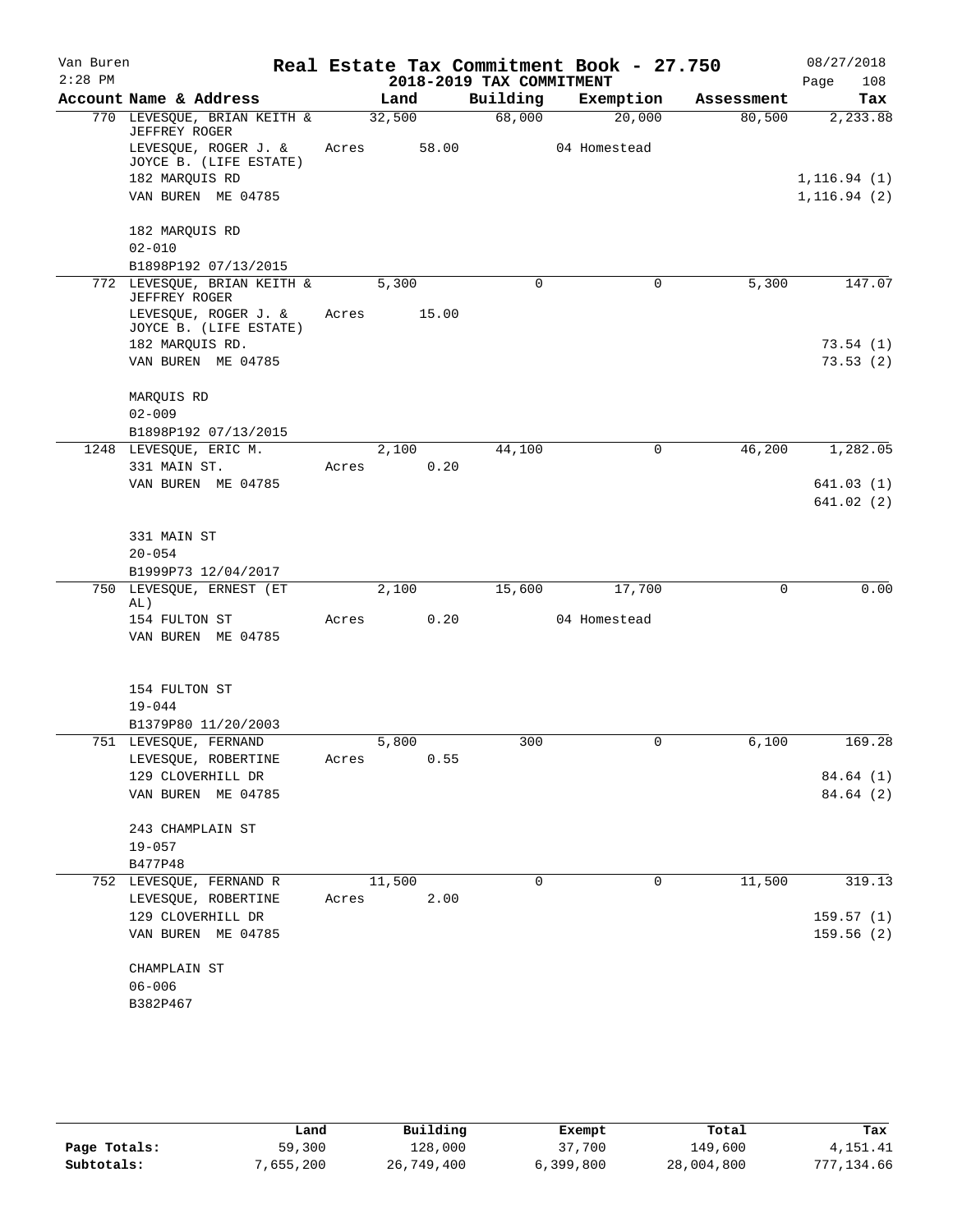Van Buren
2:28 PM

# Real Estate Tax Commitment Book - 27.750

## 2018-2019 TAX COMMITMENT

08/27/2018
Page 108

| Account Name & Address | Land | Building | Exemption | Assessment | Tax |
|---|---|---|---|---|---|
| 770 LEVESQUE, BRIAN KEITH & JEFFREY ROGER | 32,500 | 68,000 | 20,000 | 80,500 | 2,233.88 |
| LEVESQUE, ROGER J. & JOYCE B. (LIFE ESTATE) | Acres 58.00 | | 04 Homestead | | |
| 182 MARQUIS RD | | | | | 1,116.94 (1) |
| VAN BUREN ME 04785 | | | | | 1,116.94 (2) |
| 182 MARQUIS RD | | | | | |
| 02-010 | | | | | |
| B1898P192 07/13/2015 | | | | | |
| 772 LEVESQUE, BRIAN KEITH & JEFFREY ROGER | 5,300 | 0 | 0 | 5,300 | 147.07 |
| LEVESQUE, ROGER J. & JOYCE B. (LIFE ESTATE) | Acres 15.00 | | | | |
| 182 MARQUIS RD. | | | | | 73.54 (1) |
| VAN BUREN ME 04785 | | | | | 73.53 (2) |
| MARQUIS RD | | | | | |
| 02-009 | | | | | |
| B1898P192 07/13/2015 | | | | | |
| 1248 LEVESQUE, ERIC M. | 2,100 | 44,100 | 0 | 46,200 | 1,282.05 |
| 331 MAIN ST. | Acres 0.20 | | | | |
| VAN BUREN ME 04785 | | | | | 641.03 (1) |
| | | | | | 641.02 (2) |
| 331 MAIN ST | | | | | |
| 20-054 | | | | | |
| B1999P73 12/04/2017 | | | | | |
| 750 LEVESQUE, ERNEST (ET AL) | 2,100 | 15,600 | 17,700 | 0 | 0.00 |
| 154 FULTON ST | Acres 0.20 | | 04 Homestead | | |
| VAN BUREN ME 04785 | | | | | |
| 154 FULTON ST | | | | | |
| 19-044 | | | | | |
| B1379P80 11/20/2003 | | | | | |
| 751 LEVESQUE, FERNAND | 5,800 | 300 | 0 | 6,100 | 169.28 |
| LEVESQUE, ROBERTINE | Acres 0.55 | | | | |
| 129 CLOVERHILL DR | | | | | 84.64 (1) |
| VAN BUREN ME 04785 | | | | | 84.64 (2) |
| 243 CHAMPLAIN ST | | | | | |
| 19-057 | | | | | |
| B477P48 | | | | | |
| 752 LEVESQUE, FERNAND R | 11,500 | 0 | 0 | 11,500 | 319.13 |
| LEVESQUE, ROBERTINE | Acres 2.00 | | | | |
| 129 CLOVERHILL DR | | | | | 159.57 (1) |
| VAN BUREN ME 04785 | | | | | 159.56 (2) |
| CHAMPLAIN ST | | | | | |
| 06-006 | | | | | |
| B382P467 | | | | | |

| | Land | Building | Exempt | Total | Tax |
|---|---|---|---|---|---|
| Page Totals: | 59,300 | 128,000 | 37,700 | 149,600 | 4,151.41 |
| Subtotals: | 7,655,200 | 26,749,400 | 6,399,800 | 28,004,800 | 777,134.66 |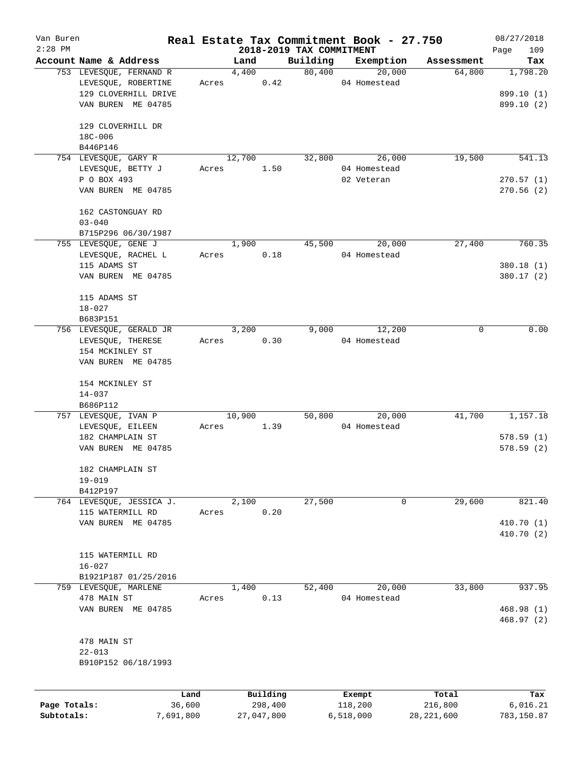# Real Estate Tax Commitment Book - 27.750

Van Buren — 2:28 PM — 2018-2019 TAX COMMITMENT — 08/27/2018

| Account Name & Address | Land | Building | Exemption | Assessment | Tax |
|---|---|---|---|---|---|
| 753 LEVESQUE, FERNAND R<br>LEVESQUE, ROBERTINE<br>129 CLOVERHILL DRIVE<br>VAN BUREN ME 04785<br><br>129 CLOVERHILL DR<br>18C-006<br>B446P146 | 4,400<br>Acres 0.42 | 80,400 | 20,000<br>04 Homestead | 64,800 | 1,798.20<br><br>899.10 (1)<br>899.10 (2) |
| 754 LEVESQUE, GARY R<br>LEVESQUE, BETTY J<br>P O BOX 493<br>VAN BUREN ME 04785<br><br>162 CASTONGUAY RD<br>03-040<br>B715P296 06/30/1987 | 12,700<br>Acres 1.50 | 32,800 | 26,000<br>04 Homestead<br>02 Veteran | 19,500 | 541.13<br><br>270.57 (1)<br>270.56 (2) |
| 755 LEVESQUE, GENE J<br>LEVESQUE, RACHEL L<br>115 ADAMS ST<br>VAN BUREN ME 04785<br><br>115 ADAMS ST<br>18-027<br>B683P151 | 1,900<br>Acres 0.18 | 45,500 | 20,000<br>04 Homestead | 27,400 | 760.35<br><br>380.18 (1)<br>380.17 (2) |
| 756 LEVESQUE, GERALD JR<br>LEVESQUE, THERESE<br>154 MCKINLEY ST<br>VAN BUREN ME 04785<br><br>154 MCKINLEY ST<br>14-037<br>B686P112 | 3,200<br>Acres 0.30 | 9,000 | 12,200<br>04 Homestead | 0 | 0.00 |
| 757 LEVESQUE, IVAN P<br>LEVESQUE, EILEEN<br>182 CHAMPLAIN ST<br>VAN BUREN ME 04785<br><br>182 CHAMPLAIN ST<br>19-019<br>B412P197 | 10,900<br>Acres 1.39 | 50,800 | 20,000<br>04 Homestead | 41,700 | 1,157.18<br><br>578.59 (1)<br>578.59 (2) |
| 764 LEVESQUE, JESSICA J.<br>115 WATERMILL RD<br>VAN BUREN ME 04785<br><br>115 WATERMILL RD<br>16-027<br>B1921P187 01/25/2016 | 2,100<br>Acres 0.20 | 27,500 | 0 | 29,600 | 821.40<br><br>410.70 (1)<br>410.70 (2) |
| 759 LEVESQUE, MARLENE<br>478 MAIN ST<br>VAN BUREN ME 04785<br><br>478 MAIN ST<br>22-013<br>B910P152 06/18/1993 | 1,400<br>Acres 0.13 | 52,400 | 20,000<br>04 Homestead | 33,800 | 937.95<br><br>468.98 (1)<br>468.97 (2) |

| | Land | Building | Exempt | Total | Tax |
|---|---|---|---|---|---|
| Page Totals: | 36,600 | 298,400 | 118,200 | 216,800 | 6,016.21 |
| Subtotals: | 7,691,800 | 27,047,800 | 6,518,000 | 28,221,600 | 783,150.87 |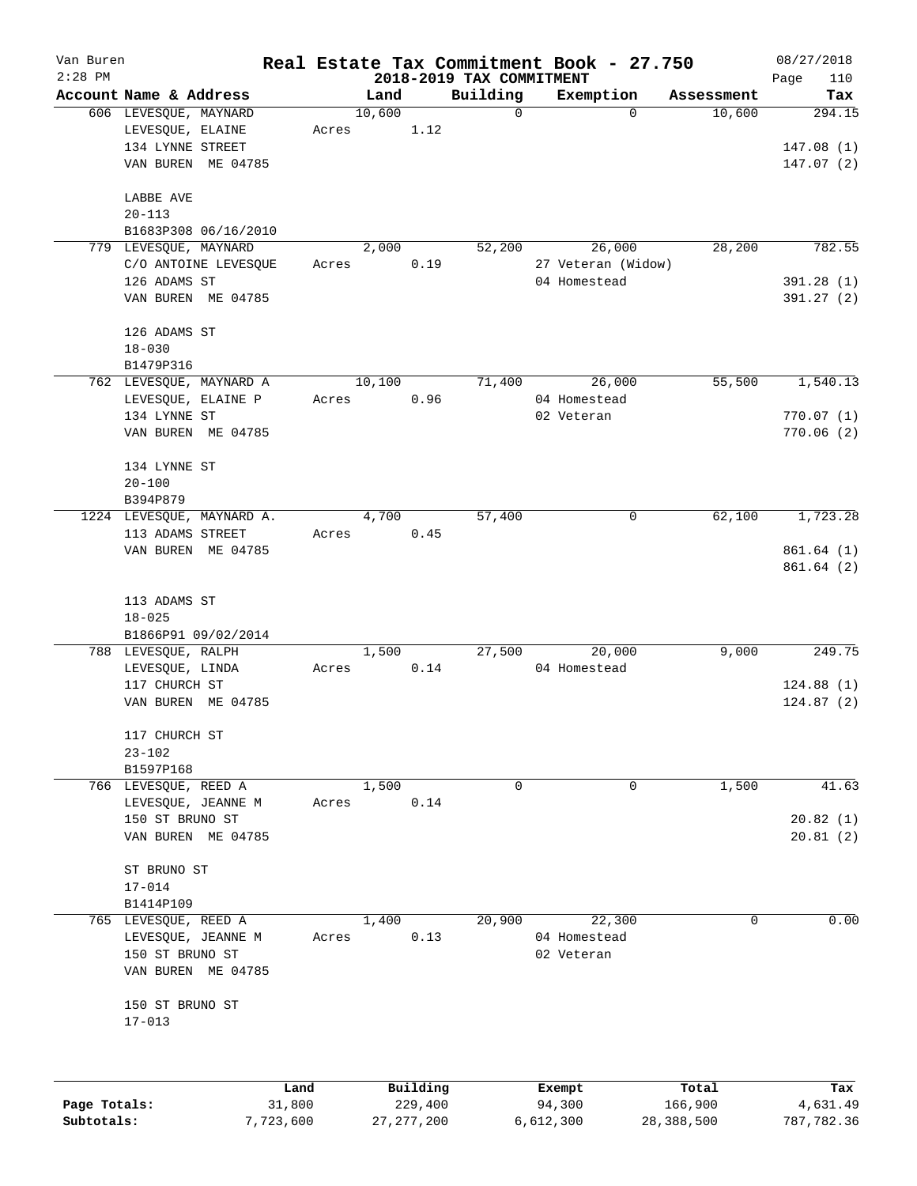# Real Estate Tax Commitment Book - 27.750

Van Buren
2:28 PM

## 2018-2019 TAX COMMITMENT

08/27/2018

| Account Name & Address | Land | Building | Exemption | Assessment | Tax |
|---|---|---|---|---|---|
| 606 LEVESQUE, MAYNARD | 10,600 | 0 | 0 | 10,600 | 294.15 |
| LEVESQUE, ELAINE | Acres 1.12 | | | | |
| 134 LYNNE STREET | | | | | 147.08 (1) |
| VAN BUREN ME 04785 | | | | | 147.07 (2) |
| LABBE AVE | | | | | |
| 20-113 | | | | | |
| B1683P308 06/16/2010 | | | | | |
| 779 LEVESQUE, MAYNARD | 2,000 | 52,200 | 26,000 | 28,200 | 782.55 |
| C/O ANTOINE LEVESQUE | Acres 0.19 | | 27 Veteran (Widow) | | |
| 126 ADAMS ST | | | 04 Homestead | | 391.28 (1) |
| VAN BUREN ME 04785 | | | | | 391.27 (2) |
| 126 ADAMS ST | | | | | |
| 18-030 | | | | | |
| B1479P316 | | | | | |
| 762 LEVESQUE, MAYNARD A | 10,100 | 71,400 | 26,000 | 55,500 | 1,540.13 |
| LEVESQUE, ELAINE P | Acres 0.96 | | 04 Homestead | | |
| 134 LYNNE ST | | | 02 Veteran | | 770.07 (1) |
| VAN BUREN ME 04785 | | | | | 770.06 (2) |
| 134 LYNNE ST | | | | | |
| 20-100 | | | | | |
| B394P879 | | | | | |
| 1224 LEVESQUE, MAYNARD A. | 4,700 | 57,400 | 0 | 62,100 | 1,723.28 |
| 113 ADAMS STREET | Acres 0.45 | | | | |
| VAN BUREN ME 04785 | | | | | 861.64 (1) |
| | | | | | 861.64 (2) |
| 113 ADAMS ST | | | | | |
| 18-025 | | | | | |
| B1866P91 09/02/2014 | | | | | |
| 788 LEVESQUE, RALPH | 1,500 | 27,500 | 20,000 | 9,000 | 249.75 |
| LEVESQUE, LINDA | Acres 0.14 | | 04 Homestead | | |
| 117 CHURCH ST | | | | | 124.88 (1) |
| VAN BUREN ME 04785 | | | | | 124.87 (2) |
| 117 CHURCH ST | | | | | |
| 23-102 | | | | | |
| B1597P168 | | | | | |
| 766 LEVESQUE, REED A | 1,500 | 0 | 0 | 1,500 | 41.63 |
| LEVESQUE, JEANNE M | Acres 0.14 | | | | |
| 150 ST BRUNO ST | | | | | 20.82 (1) |
| VAN BUREN ME 04785 | | | | | 20.81 (2) |
| ST BRUNO ST | | | | | |
| 17-014 | | | | | |
| B1414P109 | | | | | |
| 765 LEVESQUE, REED A | 1,400 | 20,900 | 22,300 | 0 | 0.00 |
| LEVESQUE, JEANNE M | Acres 0.13 | | 04 Homestead | | |
| 150 ST BRUNO ST | | | 02 Veteran | | |
| VAN BUREN ME 04785 | | | | | |
| 150 ST BRUNO ST | | | | | |
| 17-013 | | | | | |

| | Land | Building | Exempt | Total | Tax |
|---|---|---|---|---|---|
| Page Totals: | 31,800 | 229,400 | 94,300 | 166,900 | 4,631.49 |
| Subtotals: | 7,723,600 | 27,277,200 | 6,612,300 | 28,388,500 | 787,782.36 |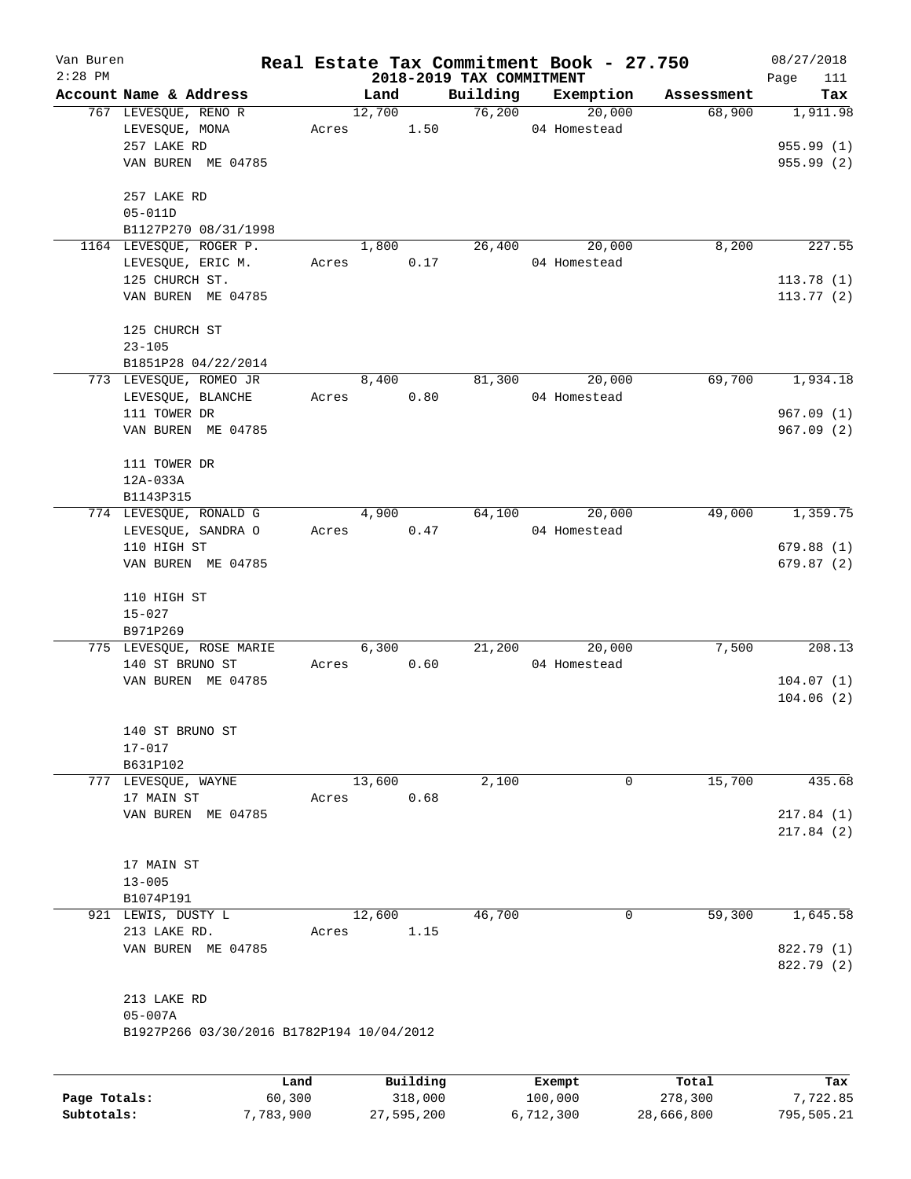Van Buren — Real Estate Tax Commitment Book - 27.750 — 08/27/2018
2:28 PM — 2018-2019 TAX COMMITMENT

| Account Name & Address | Land | Building | Exemption | Assessment | Tax |
|---|---|---|---|---|---|
| 767 LEVESQUE, RENO R | 12,700 | 76,200 | 20,000 | 68,900 | 1,911.98 |
| LEVESQUE, MONA | Acres 1.50 | | 04 Homestead | | |
| 257 LAKE RD | | | | | 955.99 (1) |
| VAN BUREN ME 04785 | | | | | 955.99 (2) |
| 257 LAKE RD | | | | | |
| 05-011D | | | | | |
| B1127P270 08/31/1998 | | | | | |
| 1164 LEVESQUE, ROGER P. | 1,800 | 26,400 | 20,000 | 8,200 | 227.55 |
| LEVESQUE, ERIC M. | Acres 0.17 | | 04 Homestead | | |
| 125 CHURCH ST. | | | | | 113.78 (1) |
| VAN BUREN ME 04785 | | | | | 113.77 (2) |
| 125 CHURCH ST | | | | | |
| 23-105 | | | | | |
| B1851P28 04/22/2014 | | | | | |
| 773 LEVESQUE, ROMEO JR | 8,400 | 81,300 | 20,000 | 69,700 | 1,934.18 |
| LEVESQUE, BLANCHE | Acres 0.80 | | 04 Homestead | | |
| 111 TOWER DR | | | | | 967.09 (1) |
| VAN BUREN ME 04785 | | | | | 967.09 (2) |
| 111 TOWER DR | | | | | |
| 12A-033A | | | | | |
| B1143P315 | | | | | |
| 774 LEVESQUE, RONALD G | 4,900 | 64,100 | 20,000 | 49,000 | 1,359.75 |
| LEVESQUE, SANDRA O | Acres 0.47 | | 04 Homestead | | |
| 110 HIGH ST | | | | | 679.88 (1) |
| VAN BUREN ME 04785 | | | | | 679.87 (2) |
| 110 HIGH ST | | | | | |
| 15-027 | | | | | |
| B971P269 | | | | | |
| 775 LEVESQUE, ROSE MARIE | 6,300 | 21,200 | 20,000 | 7,500 | 208.13 |
| 140 ST BRUNO ST | Acres 0.60 | | 04 Homestead | | |
| VAN BUREN ME 04785 | | | | | 104.07 (1) |
| | | | | | 104.06 (2) |
| 140 ST BRUNO ST | | | | | |
| 17-017 | | | | | |
| B631P102 | | | | | |
| 777 LEVESQUE, WAYNE | 13,600 | 2,100 | 0 | 15,700 | 435.68 |
| 17 MAIN ST | Acres 0.68 | | | | |
| VAN BUREN ME 04785 | | | | | 217.84 (1) |
| | | | | | 217.84 (2) |
| 17 MAIN ST | | | | | |
| 13-005 | | | | | |
| B1074P191 | | | | | |
| 921 LEWIS, DUSTY L | 12,600 | 46,700 | 0 | 59,300 | 1,645.58 |
| 213 LAKE RD. | Acres 1.15 | | | | |
| VAN BUREN ME 04785 | | | | | 822.79 (1) |
| | | | | | 822.79 (2) |
| 213 LAKE RD | | | | | |
| 05-007A | | | | | |
| B1927P266 03/30/2016 B1782P194 10/04/2012 | | | | | |

| | Land | Building | Exempt | Total | Tax |
|---|---|---|---|---|---|
| Page Totals: | 60,300 | 318,000 | 100,000 | 278,300 | 7,722.85 |
| Subtotals: | 7,783,900 | 27,595,200 | 6,712,300 | 28,666,800 | 795,505.21 |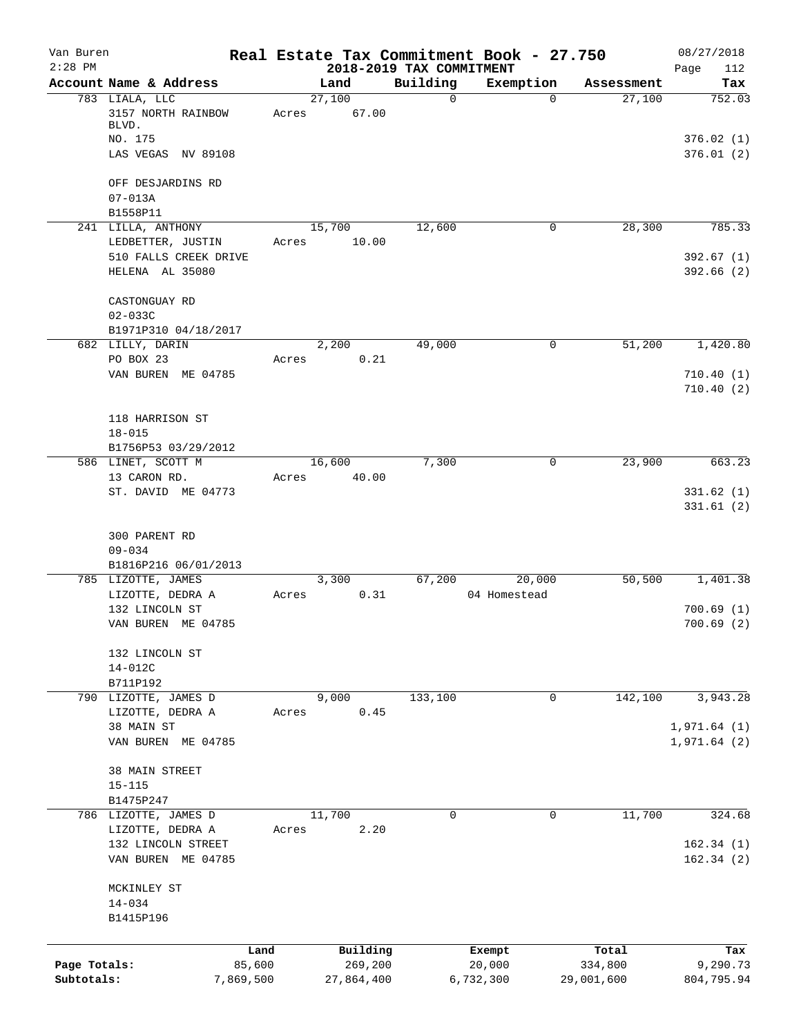Van Buren 2:28 PM

# Real Estate Tax Commitment Book - 27.750

## 2018-2019 TAX COMMITMENT

08/27/2018 Page 112

| Account Name & Address | Land | Building | Exemption | Assessment | Tax |
|---|---|---|---|---|---|
| 783 LIALA, LLC<br>3157 NORTH RAINBOW BLVD.<br>NO. 175<br>LAS VEGAS NV 89108<br><br>OFF DESJARDINS RD<br>07-013A<br>B1558P11 | 27,100<br>Acres 67.00 | 0 | 0 | 27,100 | 752.03<br><br>376.02 (1)<br>376.01 (2) |
| 241 LILLA, ANTHONY<br>LEDBETTER, JUSTIN<br>510 FALLS CREEK DRIVE<br>HELENA AL 35080<br><br>CASTONGUAY RD<br>02-033C<br>B1971P310 04/18/2017 | 15,700<br>Acres 10.00 | 12,600 | 0 | 28,300 | 785.33<br><br>392.67 (1)<br>392.66 (2) |
| 682 LILLY, DARIN<br>PO BOX 23<br>VAN BUREN ME 04785<br><br>118 HARRISON ST<br>18-015<br>B1756P53 03/29/2012 | 2,200<br>Acres 0.21 | 49,000 | 0 | 51,200 | 1,420.80<br><br>710.40 (1)<br>710.40 (2) |
| 586 LINET, SCOTT M<br>13 CARON RD.<br>ST. DAVID ME 04773<br><br>300 PARENT RD<br>09-034<br>B1816P216 06/01/2013 | 16,600<br>Acres 40.00 | 7,300 | 0 | 23,900 | 663.23<br><br>331.62 (1)<br>331.61 (2) |
| 785 LIZOTTE, JAMES<br>LIZOTTE, DEDRA A<br>132 LINCOLN ST<br>VAN BUREN ME 04785<br><br>132 LINCOLN ST<br>14-012C<br>B711P192 | 3,300<br>Acres 0.31 | 67,200 | 20,000<br>04 Homestead | 50,500 | 1,401.38<br><br>700.69 (1)<br>700.69 (2) |
| 790 LIZOTTE, JAMES D<br>LIZOTTE, DEDRA A<br>38 MAIN ST<br>VAN BUREN ME 04785<br><br>38 MAIN STREET<br>15-115<br>B1475P247 | 9,000<br>Acres 0.45 | 133,100 | 0 | 142,100 | 3,943.28<br><br>1,971.64 (1)<br>1,971.64 (2) |
| 786 LIZOTTE, JAMES D<br>LIZOTTE, DEDRA A<br>132 LINCOLN STREET<br>VAN BUREN ME 04785<br><br>MCKINLEY ST<br>14-034<br>B1415P196 | 11,700<br>Acres 2.20 | 0 | 0 | 11,700 | 324.68<br><br>162.34 (1)<br>162.34 (2) |

| | Land | Building | Exempt | Total | Tax |
|---|---|---|---|---|---|
| Page Totals: | 85,600 | 269,200 | 20,000 | 334,800 | 9,290.73 |
| Subtotals: | 7,869,500 | 27,864,400 | 6,732,300 | 29,001,600 | 804,795.94 |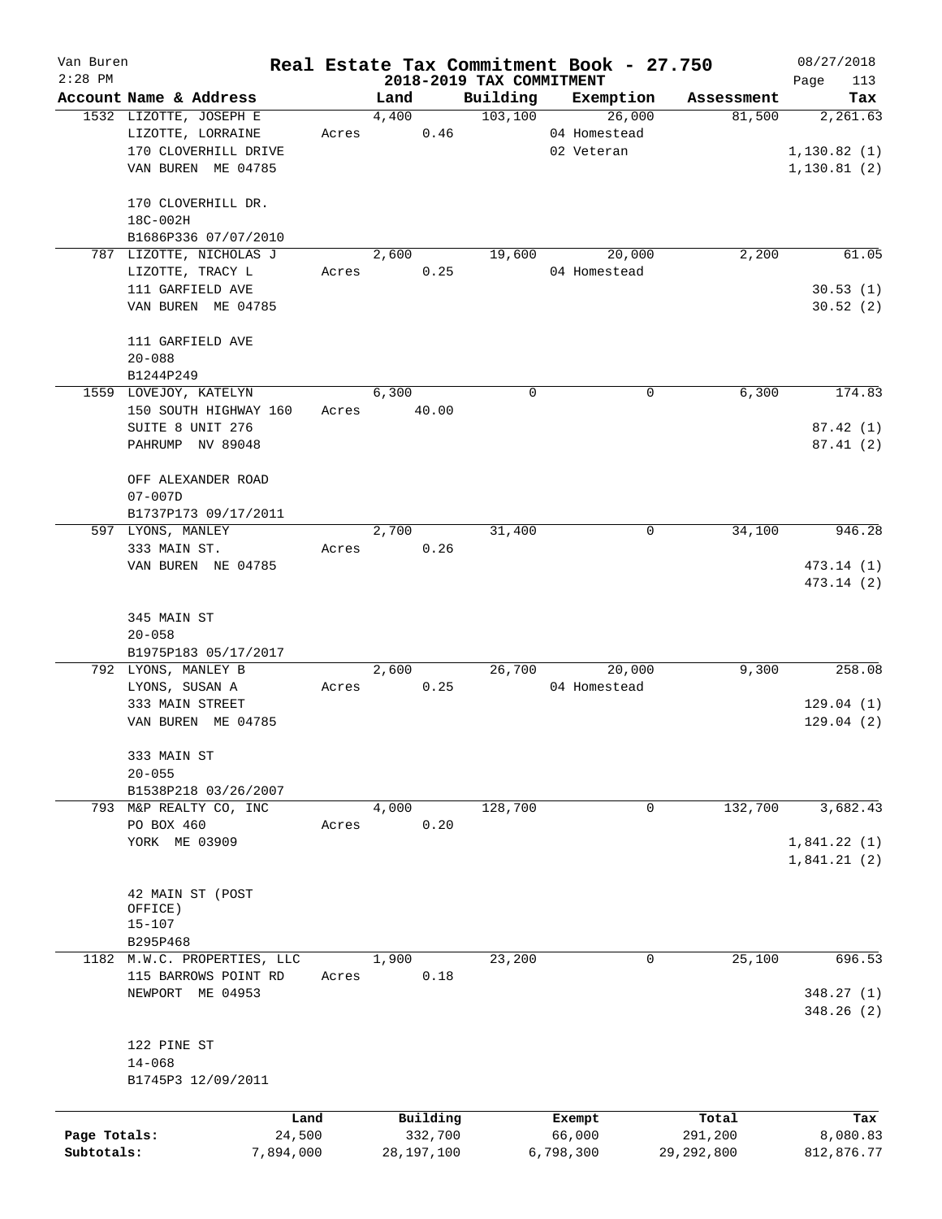# Real Estate Tax Commitment Book - 27.750

Van Buren
2:28 PM

## 2018-2019 TAX COMMITMENT

08/27/2018

| Account | Name & Address | Land | Building | Exemption | Assessment | Tax |
|---|---|---|---|---|---|---|
| 1532 | LIZOTTE, JOSEPH E<br>LIZOTTE, LORRAINE<br>170 CLOVERHILL DRIVE<br>VAN BUREN ME 04785<br><br>170 CLOVERHILL DR.<br>18C-002H<br>B1686P336 07/07/2010 | 4,400<br>Acres 0.46 | 103,100 | 26,000<br>04 Homestead<br>02 Veteran | 81,500 | 2,261.63<br>1,130.82 (1)<br>1,130.81 (2) |
| 787 | LIZOTTE, NICHOLAS J<br>LIZOTTE, TRACY L<br>111 GARFIELD AVE<br>VAN BUREN ME 04785<br><br>111 GARFIELD AVE<br>20-088<br>B1244P249 | 2,600<br>Acres 0.25 | 19,600 | 20,000<br>04 Homestead | 2,200 | 61.05<br>30.53 (1)<br>30.52 (2) |
| 1559 | LOVEJOY, KATELYN<br>150 SOUTH HIGHWAY 160<br>SUITE 8 UNIT 276<br>PAHRUMP NV 89048<br><br>OFF ALEXANDER ROAD<br>07-007D<br>B1737P173 09/17/2011 | 6,300<br>Acres 40.00 | 0 | 0 | 6,300 | 174.83<br>87.42 (1)<br>87.41 (2) |
| 597 | LYONS, MANLEY<br>333 MAIN ST.<br>VAN BUREN NE 04785<br><br>345 MAIN ST<br>20-058<br>B1975P183 05/17/2017 | 2,700<br>Acres 0.26 | 31,400 | 0 | 34,100 | 946.28<br>473.14 (1)<br>473.14 (2) |
| 792 | LYONS, MANLEY B<br>LYONS, SUSAN A<br>333 MAIN STREET<br>VAN BUREN ME 04785<br><br>333 MAIN ST<br>20-055<br>B1538P218 03/26/2007 | 2,600<br>Acres 0.25 | 26,700 | 20,000<br>04 Homestead | 9,300 | 258.08<br>129.04 (1)<br>129.04 (2) |
| 793 | M&P REALTY CO, INC<br>PO BOX 460<br>YORK ME 03909<br><br>42 MAIN ST (POST OFFICE)<br>15-107<br>B295P468 | 4,000<br>Acres 0.20 | 128,700 | 0 | 132,700 | 3,682.43<br>1,841.22 (1)<br>1,841.21 (2) |
| 1182 | M.W.C. PROPERTIES, LLC<br>115 BARROWS POINT RD<br>NEWPORT ME 04953<br><br>122 PINE ST<br>14-068<br>B1745P3 12/09/2011 | 1,900<br>Acres 0.18 | 23,200 | 0 | 25,100 | 696.53<br>348.27 (1)<br>348.26 (2) |

| | Land | Building | Exempt | Total | Tax |
|---|---|---|---|---|---|
| Page Totals: | 24,500 | 332,700 | 66,000 | 291,200 | 8,080.83 |
| Subtotals: | 7,894,000 | 28,197,100 | 6,798,300 | 29,292,800 | 812,876.77 |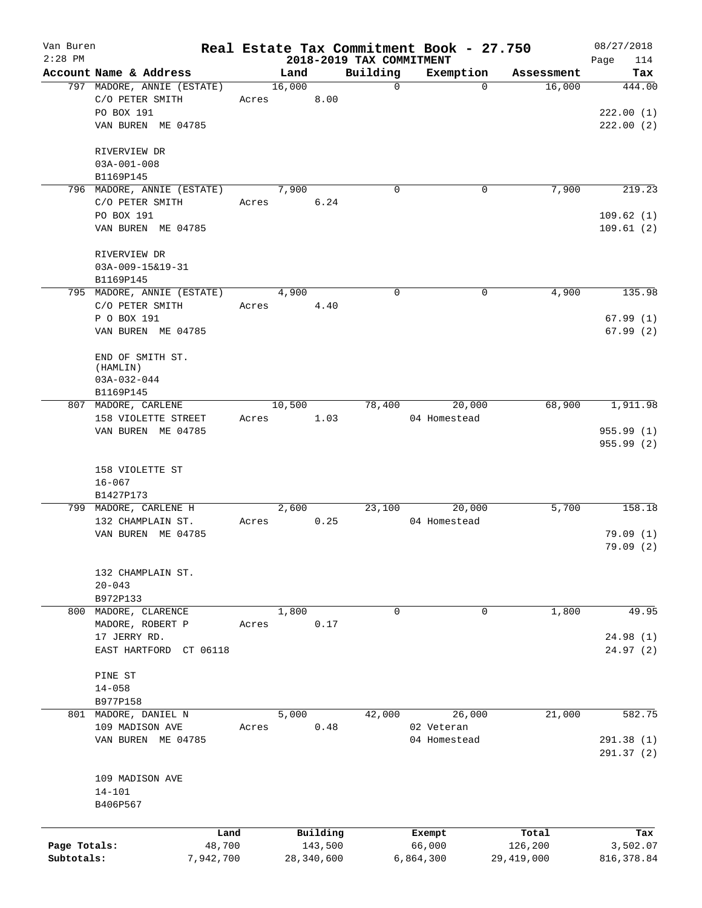Van Buren
2:28 PM

# Real Estate Tax Commitment Book - 27.750
## 2018-2019 TAX COMMITMENT

08/27/2018
Page 114

| Account Name & Address | Land | Building | Exemption | Assessment | Tax |
|---|---|---|---|---|---|
| 797 MADORE, ANNIE (ESTATE) | 16,000 | 0 | 0 | 16,000 | 444.00 |
| C/O PETER SMITH | Acres 8.00 | | | | |
| PO BOX 191 | | | | | 222.00 (1) |
| VAN BUREN ME 04785 | | | | | 222.00 (2) |
| RIVERVIEW DR | | | | | |
| 03A-001-008 | | | | | |
| B1169P145 | | | | | |
| 796 MADORE, ANNIE (ESTATE) | 7,900 | 0 | 0 | 7,900 | 219.23 |
| C/O PETER SMITH | Acres 6.24 | | | | |
| PO BOX 191 | | | | | 109.62 (1) |
| VAN BUREN ME 04785 | | | | | 109.61 (2) |
| RIVERVIEW DR | | | | | |
| 03A-009-15&19-31 | | | | | |
| B1169P145 | | | | | |
| 795 MADORE, ANNIE (ESTATE) | 4,900 | 0 | 0 | 4,900 | 135.98 |
| C/O PETER SMITH | Acres 4.40 | | | | |
| P O BOX 191 | | | | | 67.99 (1) |
| VAN BUREN ME 04785 | | | | | 67.99 (2) |
| END OF SMITH ST. (HAMLIN) | | | | | |
| 03A-032-044 | | | | | |
| B1169P145 | | | | | |
| 807 MADORE, CARLENE | 10,500 | 78,400 | 20,000 | 68,900 | 1,911.98 |
| 158 VIOLETTE STREET | Acres 1.03 | | 04 Homestead | | |
| VAN BUREN ME 04785 | | | | | 955.99 (1) |
| | | | | | 955.99 (2) |
| 158 VIOLETTE ST | | | | | |
| 16-067 | | | | | |
| B1427P173 | | | | | |
| 799 MADORE, CARLENE H | 2,600 | 23,100 | 20,000 | 5,700 | 158.18 |
| 132 CHAMPLAIN ST. | Acres 0.25 | | 04 Homestead | | |
| VAN BUREN ME 04785 | | | | | 79.09 (1) |
| | | | | | 79.09 (2) |
| 132 CHAMPLAIN ST. | | | | | |
| 20-043 | | | | | |
| B972P133 | | | | | |
| 800 MADORE, CLARENCE | 1,800 | 0 | 0 | 1,800 | 49.95 |
| MADORE, ROBERT P | Acres 0.17 | | | | |
| 17 JERRY RD. | | | | | 24.98 (1) |
| EAST HARTFORD CT 06118 | | | | | 24.97 (2) |
| PINE ST | | | | | |
| 14-058 | | | | | |
| B977P158 | | | | | |
| 801 MADORE, DANIEL N | 5,000 | 42,000 | 26,000 | 21,000 | 582.75 |
| 109 MADISON AVE | Acres 0.48 | | 02 Veteran | | |
| VAN BUREN ME 04785 | | | 04 Homestead | | 291.38 (1) |
| | | | | | 291.37 (2) |
| 109 MADISON AVE | | | | | |
| 14-101 | | | | | |
| B406P567 | | | | | |

| | Land | Building | Exempt | Total | Tax |
|---|---|---|---|---|---|
| Page Totals: | 48,700 | 143,500 | 66,000 | 126,200 | 3,502.07 |
| Subtotals: | 7,942,700 | 28,340,600 | 6,864,300 | 29,419,000 | 816,378.84 |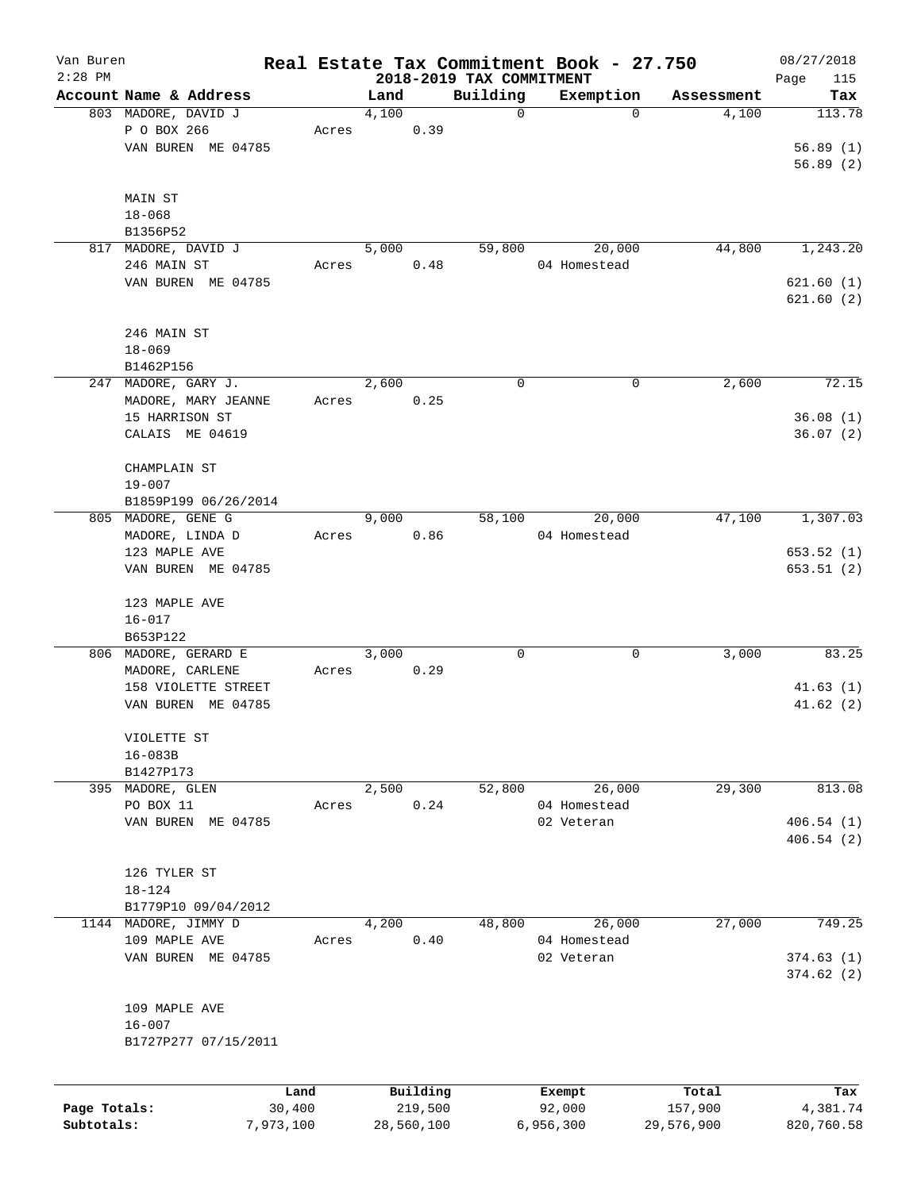# Real Estate Tax Commitment Book - 27.750

Van Buren
2:28 PM

## 2018-2019 TAX COMMITMENT

08/27/2018

| Account Name & Address | Land | Building | Exemption | Assessment | Tax |
|---|---|---|---|---|---|
| 803 MADORE, DAVID J | 4,100 | 0 | 0 | 4,100 | 113.78 |
| P O BOX 266 | Acres 0.39 | | | | |
| VAN BUREN ME 04785 | | | | | 56.89 (1) |
| | | | | | 56.89 (2) |
| MAIN ST | | | | | |
| 18-068 | | | | | |
| B1356P52 | | | | | |
| 817 MADORE, DAVID J | 5,000 | 59,800 | 20,000 | 44,800 | 1,243.20 |
| 246 MAIN ST | Acres 0.48 | | 04 Homestead | | |
| VAN BUREN ME 04785 | | | | | 621.60 (1) |
| | | | | | 621.60 (2) |
| 246 MAIN ST | | | | | |
| 18-069 | | | | | |
| B1462P156 | | | | | |
| 247 MADORE, GARY J. | 2,600 | 0 | 0 | 2,600 | 72.15 |
| MADORE, MARY JEANNE | Acres 0.25 | | | | |
| 15 HARRISON ST | | | | | 36.08 (1) |
| CALAIS ME 04619 | | | | | 36.07 (2) |
| CHAMPLAIN ST | | | | | |
| 19-007 | | | | | |
| B1859P199 06/26/2014 | | | | | |
| 805 MADORE, GENE G | 9,000 | 58,100 | 20,000 | 47,100 | 1,307.03 |
| MADORE, LINDA D | Acres 0.86 | | 04 Homestead | | |
| 123 MAPLE AVE | | | | | 653.52 (1) |
| VAN BUREN ME 04785 | | | | | 653.51 (2) |
| 123 MAPLE AVE | | | | | |
| 16-017 | | | | | |
| B653P122 | | | | | |
| 806 MADORE, GERARD E | 3,000 | 0 | 0 | 3,000 | 83.25 |
| MADORE, CARLENE | Acres 0.29 | | | | |
| 158 VIOLETTE STREET | | | | | 41.63 (1) |
| VAN BUREN ME 04785 | | | | | 41.62 (2) |
| VIOLETTE ST | | | | | |
| 16-083B | | | | | |
| B1427P173 | | | | | |
| 395 MADORE, GLEN | 2,500 | 52,800 | 26,000 | 29,300 | 813.08 |
| PO BOX 11 | Acres 0.24 | | 04 Homestead | | |
| VAN BUREN ME 04785 | | | 02 Veteran | | 406.54 (1) |
| | | | | | 406.54 (2) |
| 126 TYLER ST | | | | | |
| 18-124 | | | | | |
| B1779P10 09/04/2012 | | | | | |
| 1144 MADORE, JIMMY D | 4,200 | 48,800 | 26,000 | 27,000 | 749.25 |
| 109 MAPLE AVE | Acres 0.40 | | 04 Homestead | | |
| VAN BUREN ME 04785 | | | 02 Veteran | | 374.63 (1) |
| | | | | | 374.62 (2) |
| 109 MAPLE AVE | | | | | |
| 16-007 | | | | | |
| B1727P277 07/15/2011 | | | | | |

| | Land | Building | Exempt | Total | Tax |
|---|---|---|---|---|---|
| Page Totals: | 30,400 | 219,500 | 92,000 | 157,900 | 4,381.74 |
| Subtotals: | 7,973,100 | 28,560,100 | 6,956,300 | 29,576,900 | 820,760.58 |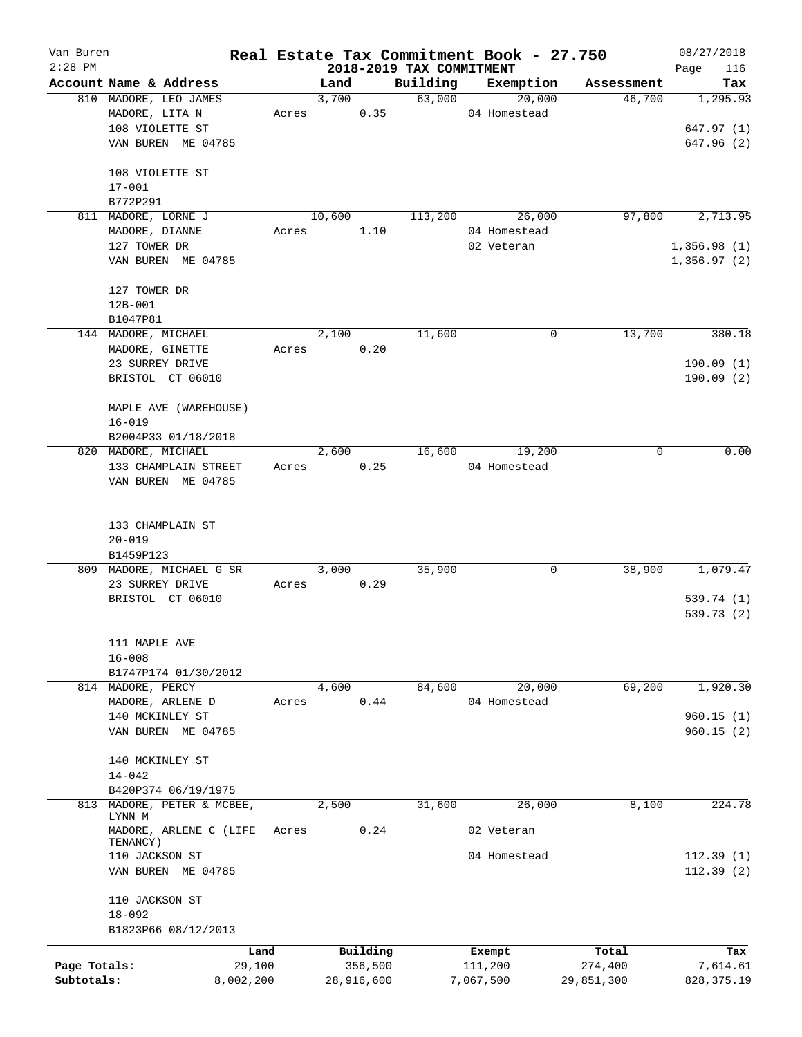Van Buren
2:28 PM

# Real Estate Tax Commitment Book - 27.750

## 2018-2019 TAX COMMITMENT

08/27/2018
Page 116

| Account Name & Address | Land | Building | Exemption | Assessment | Tax |
|---|---|---|---|---|---|
| 810 MADORE, LEO JAMES | 3,700 | 63,000 | 20,000 | 46,700 | 1,295.93 |
| MADORE, LITA N | Acres 0.35 | | 04 Homestead | | |
| 108 VIOLETTE ST | | | | | 647.97 (1) |
| VAN BUREN ME 04785 | | | | | 647.96 (2) |
| 108 VIOLETTE ST | | | | | |
| 17-001 | | | | | |
| B772P291 | | | | | |
| 811 MADORE, LORNE J | 10,600 | 113,200 | 26,000 | 97,800 | 2,713.95 |
| MADORE, DIANNE | Acres 1.10 | | 04 Homestead | | |
| 127 TOWER DR | | | 02 Veteran | | 1,356.98 (1) |
| VAN BUREN ME 04785 | | | | | 1,356.97 (2) |
| 127 TOWER DR | | | | | |
| 12B-001 | | | | | |
| B1047P81 | | | | | |
| 144 MADORE, MICHAEL | 2,100 | 11,600 | 0 | 13,700 | 380.18 |
| MADORE, GINETTE | Acres 0.20 | | | | |
| 23 SURREY DRIVE | | | | | 190.09 (1) |
| BRISTOL CT 06010 | | | | | 190.09 (2) |
| MAPLE AVE (WAREHOUSE) | | | | | |
| 16-019 | | | | | |
| B2004P33 01/18/2018 | | | | | |
| 820 MADORE, MICHAEL | 2,600 | 16,600 | 19,200 | 0 | 0.00 |
| 133 CHAMPLAIN STREET | Acres 0.25 | | 04 Homestead | | |
| VAN BUREN ME 04785 | | | | | |
| 133 CHAMPLAIN ST | | | | | |
| 20-019 | | | | | |
| B1459P123 | | | | | |
| 809 MADORE, MICHAEL G SR | 3,000 | 35,900 | 0 | 38,900 | 1,079.47 |
| 23 SURREY DRIVE | Acres 0.29 | | | | |
| BRISTOL CT 06010 | | | | | 539.74 (1) |
| | | | | | 539.73 (2) |
| 111 MAPLE AVE | | | | | |
| 16-008 | | | | | |
| B1747P174 01/30/2012 | | | | | |
| 814 MADORE, PERCY | 4,600 | 84,600 | 20,000 | 69,200 | 1,920.30 |
| MADORE, ARLENE D | Acres 0.44 | | 04 Homestead | | |
| 140 MCKINLEY ST | | | | | 960.15 (1) |
| VAN BUREN ME 04785 | | | | | 960.15 (2) |
| 140 MCKINLEY ST | | | | | |
| 14-042 | | | | | |
| B420P374 06/19/1975 | | | | | |
| 813 MADORE, PETER & MCBEE, LYNN M | 2,500 | 31,600 | 26,000 | 8,100 | 224.78 |
| MADORE, ARLENE C (LIFE TENANCY) | Acres 0.24 | | 02 Veteran | | |
| 110 JACKSON ST | | | 04 Homestead | | 112.39 (1) |
| VAN BUREN ME 04785 | | | | | 112.39 (2) |
| 110 JACKSON ST | | | | | |
| 18-092 | | | | | |
| B1823P66 08/12/2013 | | | | | |

| | Land | Building | Exempt | Total | Tax |
|---|---|---|---|---|---|
| Page Totals: | 29,100 | 356,500 | 111,200 | 274,400 | 7,614.61 |
| Subtotals: | 8,002,200 | 28,916,600 | 7,067,500 | 29,851,300 | 828,375.19 |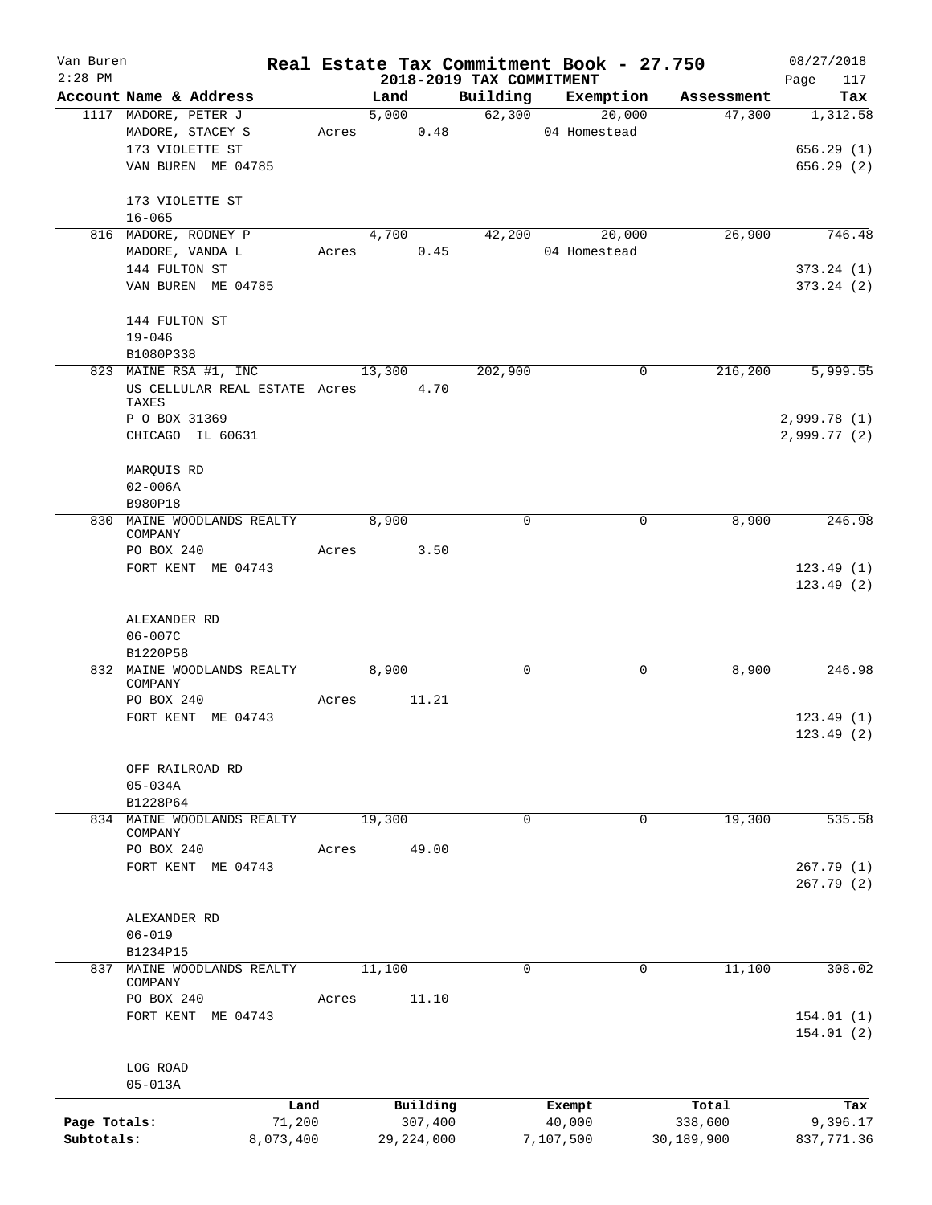# Real Estate Tax Commitment Book - 27.750

## 2018-2019 TAX COMMITMENT

Van Buren
2:28 PM

08/27/2018

| Account Name & Address | Land | Building | Exemption | Assessment | Tax |
|---|---|---|---|---|---|
| 1117 MADORE, PETER J | 5,000 | 62,300 | 20,000 | 47,300 | 1,312.58 |
| MADORE, STACEY S | Acres 0.48 | | 04 Homestead | | |
| 173 VIOLETTE ST | | | | | 656.29 (1) |
| VAN BUREN ME 04785 | | | | | 656.29 (2) |
| 173 VIOLETTE ST | | | | | |
| 16-065 | | | | | |
| 816 MADORE, RODNEY P | 4,700 | 42,200 | 20,000 | 26,900 | 746.48 |
| MADORE, VANDA L | Acres 0.45 | | 04 Homestead | | |
| 144 FULTON ST | | | | | 373.24 (1) |
| VAN BUREN ME 04785 | | | | | 373.24 (2) |
| 144 FULTON ST | | | | | |
| 19-046 | | | | | |
| B1080P338 | | | | | |
| 823 MAINE RSA #1, INC | 13,300 | 202,900 | 0 | 216,200 | 5,999.55 |
| US CELLULAR REAL ESTATE TAXES | Acres 4.70 | | | | |
| P O BOX 31369 | | | | | 2,999.78 (1) |
| CHICAGO IL 60631 | | | | | 2,999.77 (2) |
| MARQUIS RD | | | | | |
| 02-006A | | | | | |
| B980P18 | | | | | |
| 830 MAINE WOODLANDS REALTY COMPANY | 8,900 | 0 | 0 | 8,900 | 246.98 |
| PO BOX 240 | Acres 3.50 | | | | |
| FORT KENT ME 04743 | | | | | 123.49 (1) |
| | | | | | 123.49 (2) |
| ALEXANDER RD | | | | | |
| 06-007C | | | | | |
| B1220P58 | | | | | |
| 832 MAINE WOODLANDS REALTY COMPANY | 8,900 | 0 | 0 | 8,900 | 246.98 |
| PO BOX 240 | Acres 11.21 | | | | |
| FORT KENT ME 04743 | | | | | 123.49 (1) |
| | | | | | 123.49 (2) |
| OFF RAILROAD RD | | | | | |
| 05-034A | | | | | |
| B1228P64 | | | | | |
| 834 MAINE WOODLANDS REALTY COMPANY | 19,300 | 0 | 0 | 19,300 | 535.58 |
| PO BOX 240 | Acres 49.00 | | | | |
| FORT KENT ME 04743 | | | | | 267.79 (1) |
| | | | | | 267.79 (2) |
| ALEXANDER RD | | | | | |
| 06-019 | | | | | |
| B1234P15 | | | | | |
| 837 MAINE WOODLANDS REALTY COMPANY | 11,100 | 0 | 0 | 11,100 | 308.02 |
| PO BOX 240 | Acres 11.10 | | | | |
| FORT KENT ME 04743 | | | | | 154.01 (1) |
| | | | | | 154.01 (2) |
| LOG ROAD | | | | | |
| 05-013A | | | | | |

| | Land | Building | Exempt | Total | Tax |
|---|---|---|---|---|---|
| Page Totals: | 71,200 | 307,400 | 40,000 | 338,600 | 9,396.17 |
| Subtotals: | 8,073,400 | 29,224,000 | 7,107,500 | 30,189,900 | 837,771.36 |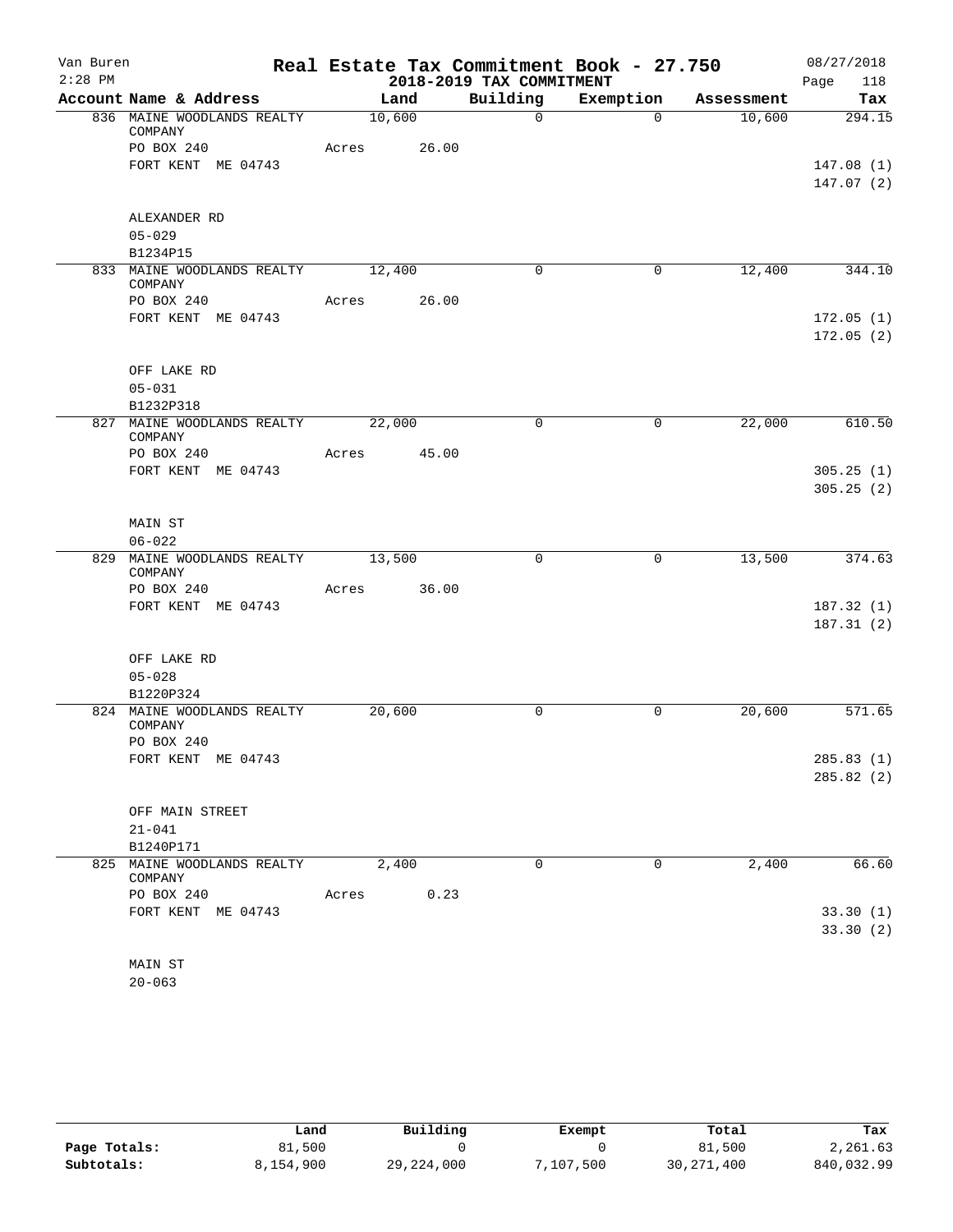Van Buren
2:28 PM

# Real Estate Tax Commitment Book - 27.750

## 2018-2019 TAX COMMITMENT

08/27/2018

| Account Name & Address | Land | Building | Exemption | Assessment | Tax |
|---|---|---|---|---|---|
| 836 MAINE WOODLANDS REALTY COMPANY | 10,600 | 0 | 0 | 10,600 | 294.15 |
| PO BOX 240 | Acres 26.00 | | | | |
| FORT KENT ME 04743 | | | | | 147.08 (1) |
| | | | | | 147.07 (2) |
| ALEXANDER RD | | | | | |
| 05-029 | | | | | |
| B1234P15 | | | | | |
| 833 MAINE WOODLANDS REALTY COMPANY | 12,400 | 0 | 0 | 12,400 | 344.10 |
| PO BOX 240 | Acres 26.00 | | | | |
| FORT KENT ME 04743 | | | | | 172.05 (1) |
| | | | | | 172.05 (2) |
| OFF LAKE RD | | | | | |
| 05-031 | | | | | |
| B1232P318 | | | | | |
| 827 MAINE WOODLANDS REALTY COMPANY | 22,000 | 0 | 0 | 22,000 | 610.50 |
| PO BOX 240 | Acres 45.00 | | | | |
| FORT KENT ME 04743 | | | | | 305.25 (1) |
| | | | | | 305.25 (2) |
| MAIN ST | | | | | |
| 06-022 | | | | | |
| 829 MAINE WOODLANDS REALTY COMPANY | 13,500 | 0 | 0 | 13,500 | 374.63 |
| PO BOX 240 | Acres 36.00 | | | | |
| FORT KENT ME 04743 | | | | | 187.32 (1) |
| | | | | | 187.31 (2) |
| OFF LAKE RD | | | | | |
| 05-028 | | | | | |
| B1220P324 | | | | | |
| 824 MAINE WOODLANDS REALTY COMPANY | 20,600 | 0 | 0 | 20,600 | 571.65 |
| PO BOX 240 | | | | | |
| FORT KENT ME 04743 | | | | | 285.83 (1) |
| | | | | | 285.82 (2) |
| OFF MAIN STREET | | | | | |
| 21-041 | | | | | |
| B1240P171 | | | | | |
| 825 MAINE WOODLANDS REALTY COMPANY | 2,400 | 0 | 0 | 2,400 | 66.60 |
| PO BOX 240 | Acres 0.23 | | | | |
| FORT KENT ME 04743 | | | | | 33.30 (1) |
| | | | | | 33.30 (2) |
| MAIN ST | | | | | |
| 20-063 | | | | | |

| | Land | Building | Exempt | Total | Tax |
|---|---|---|---|---|---|
| Page Totals: | 81,500 | 0 | 0 | 81,500 | 2,261.63 |
| Subtotals: | 8,154,900 | 29,224,000 | 7,107,500 | 30,271,400 | 840,032.99 |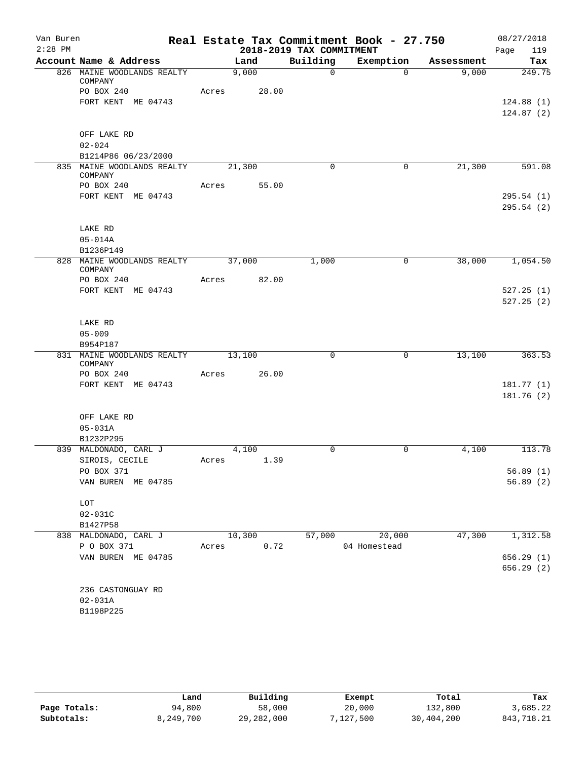Van Buren 2:28 PM

# Real Estate Tax Commitment Book - 27.750

## 2018-2019 TAX COMMITMENT

08/27/2018 Page 119

| Account Name & Address | Land | Building | Exemption | Assessment | Tax |
|---|---|---|---|---|---|
| 826 MAINE WOODLANDS REALTY COMPANY | 9,000 | 0 | 0 | 9,000 | 249.75 |
| PO BOX 240 | Acres 28.00 | | | | |
| FORT KENT ME 04743 | | | | | 124.88 (1) |
| | | | | | 124.87 (2) |
| OFF LAKE RD | | | | | |
| 02-024 | | | | | |
| B1214P86 06/23/2000 | | | | | |
| 835 MAINE WOODLANDS REALTY COMPANY | 21,300 | 0 | 0 | 21,300 | 591.08 |
| PO BOX 240 | Acres 55.00 | | | | |
| FORT KENT ME 04743 | | | | | 295.54 (1) |
| | | | | | 295.54 (2) |
| LAKE RD | | | | | |
| 05-014A | | | | | |
| B1236P149 | | | | | |
| 828 MAINE WOODLANDS REALTY COMPANY | 37,000 | 1,000 | 0 | 38,000 | 1,054.50 |
| PO BOX 240 | Acres 82.00 | | | | |
| FORT KENT ME 04743 | | | | | 527.25 (1) |
| | | | | | 527.25 (2) |
| LAKE RD | | | | | |
| 05-009 | | | | | |
| B954P187 | | | | | |
| 831 MAINE WOODLANDS REALTY COMPANY | 13,100 | 0 | 0 | 13,100 | 363.53 |
| PO BOX 240 | Acres 26.00 | | | | |
| FORT KENT ME 04743 | | | | | 181.77 (1) |
| | | | | | 181.76 (2) |
| OFF LAKE RD | | | | | |
| 05-031A | | | | | |
| B1232P295 | | | | | |
| 839 MALDONADO, CARL J | 4,100 | 0 | 0 | 4,100 | 113.78 |
| SIROIS, CECILE | Acres 1.39 | | | | |
| PO BOX 371 | | | | | 56.89 (1) |
| VAN BUREN ME 04785 | | | | | 56.89 (2) |
| LOT | | | | | |
| 02-031C | | | | | |
| B1427P58 | | | | | |
| 838 MALDONADO, CARL J | 10,300 | 57,000 | 20,000 | 47,300 | 1,312.58 |
| P O BOX 371 | Acres 0.72 | | 04 Homestead | | |
| VAN BUREN ME 04785 | | | | | 656.29 (1) |
| | | | | | 656.29 (2) |
| 236 CASTONGUAY RD | | | | | |
| 02-031A | | | | | |
| B1198P225 | | | | | |

| | Land | Building | Exempt | Total | Tax |
|---|---|---|---|---|---|
| Page Totals: | 94,800 | 58,000 | 20,000 | 132,800 | 3,685.22 |
| Subtotals: | 8,249,700 | 29,282,000 | 7,127,500 | 30,404,200 | 843,718.21 |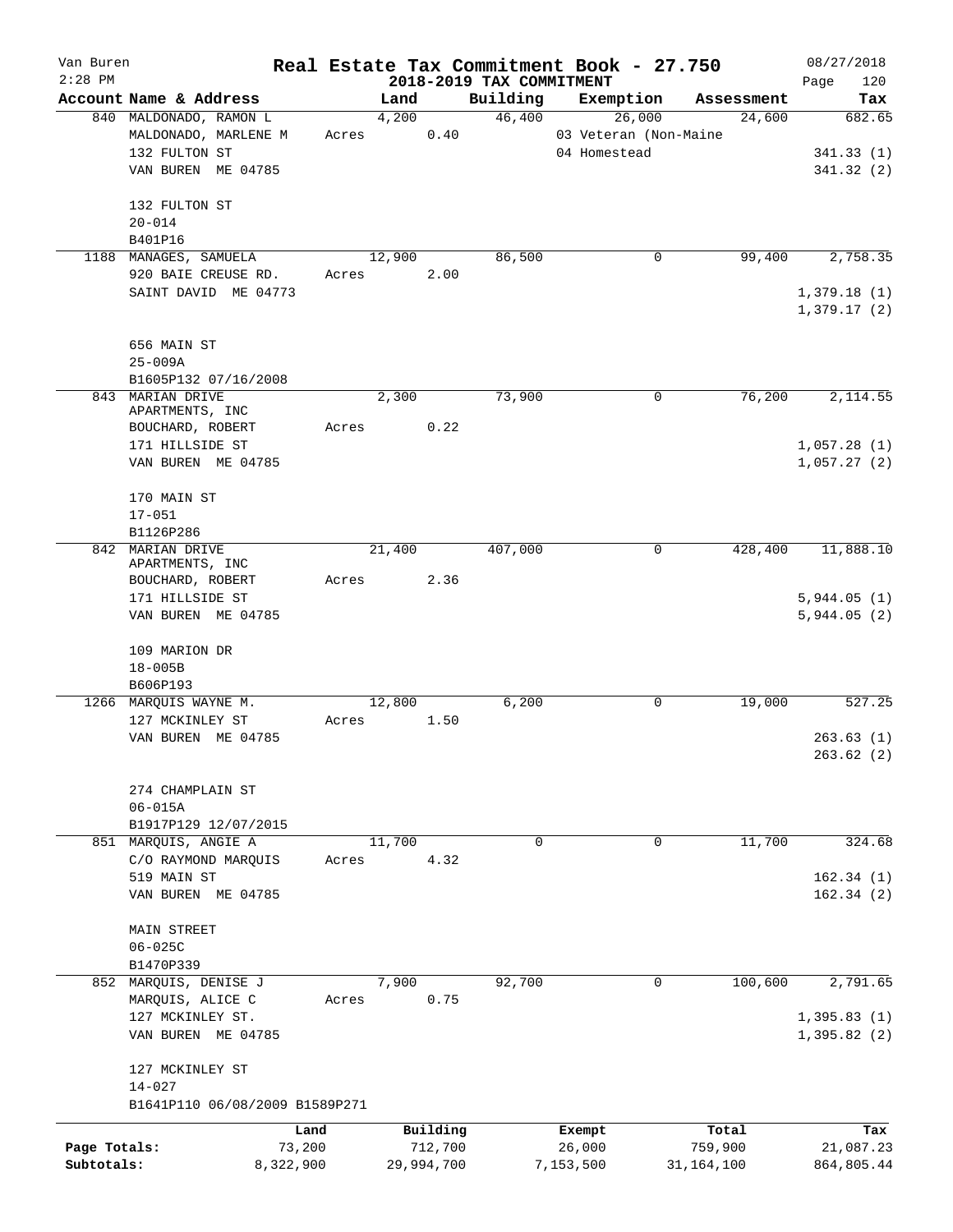Van Buren
2:28 PM

# Real Estate Tax Commitment Book - 27.750

## 2018-2019 TAX COMMITMENT

08/27/2018

| Account | Name & Address | Land | Building | Exemption | Assessment | Tax |
|---|---|---|---|---|---|---|
| 840 | MALDONADO, RAMON L<br>MALDONADO, MARLENE M<br>132 FULTON ST<br>VAN BUREN ME 04785<br><br>132 FULTON ST<br>20-014<br>B401P16 | 4,200<br>Acres 0.40 | 46,400 | 26,000<br>03 Veteran (Non-Maine<br>04 Homestead | 24,600 | 682.65<br><br>341.33 (1)<br>341.32 (2) |
| 1188 | MANAGES, SAMUELA<br>920 BAIE CREUSE RD.<br>SAINT DAVID ME 04773<br><br>656 MAIN ST<br>25-009A<br>B1605P132 07/16/2008 | 12,900<br>Acres 2.00 | 86,500 | 0 | 99,400 | 2,758.35<br><br>1,379.18 (1)<br>1,379.17 (2) |
| 843 | MARIAN DRIVE APARTMENTS, INC<br>BOUCHARD, ROBERT<br>171 HILLSIDE ST<br>VAN BUREN ME 04785<br><br>170 MAIN ST<br>17-051<br>B1126P286 | 2,300<br>Acres 0.22 | 73,900 | 0 | 76,200 | 2,114.55<br><br>1,057.28 (1)<br>1,057.27 (2) |
| 842 | MARIAN DRIVE APARTMENTS, INC<br>BOUCHARD, ROBERT<br>171 HILLSIDE ST<br>VAN BUREN ME 04785<br><br>109 MARION DR<br>18-005B<br>B606P193 | 21,400<br>Acres 2.36 | 407,000 | 0 | 428,400 | 11,888.10<br><br>5,944.05 (1)<br>5,944.05 (2) |
| 1266 | MARQUIS WAYNE M.<br>127 MCKINLEY ST<br>VAN BUREN ME 04785<br><br>274 CHAMPLAIN ST<br>06-015A<br>B1917P129 12/07/2015 | 12,800<br>Acres 1.50 | 6,200 | 0 | 19,000 | 527.25<br><br>263.63 (1)<br>263.62 (2) |
| 851 | MARQUIS, ANGIE A<br>C/O RAYMOND MARQUIS<br>519 MAIN ST<br>VAN BUREN ME 04785<br><br>MAIN STREET<br>06-025C<br>B1470P339 | 11,700<br>Acres 4.32 | 0 | 0 | 11,700 | 324.68<br><br>162.34 (1)<br>162.34 (2) |
| 852 | MARQUIS, DENISE J<br>MARQUIS, ALICE C<br>127 MCKINLEY ST.<br>VAN BUREN ME 04785<br><br>127 MCKINLEY ST<br>14-027<br>B1641P110 06/08/2009 B1589P271 | 7,900<br>Acres 0.75 | 92,700 | 0 | 100,600 | 2,791.65<br><br>1,395.83 (1)<br>1,395.82 (2) |

| | Land | Building | Exempt | Total | Tax |
|---|---|---|---|---|---|
| Page Totals: | 73,200 | 712,700 | 26,000 | 759,900 | 21,087.23 |
| Subtotals: | 8,322,900 | 29,994,700 | 7,153,500 | 31,164,100 | 864,805.44 |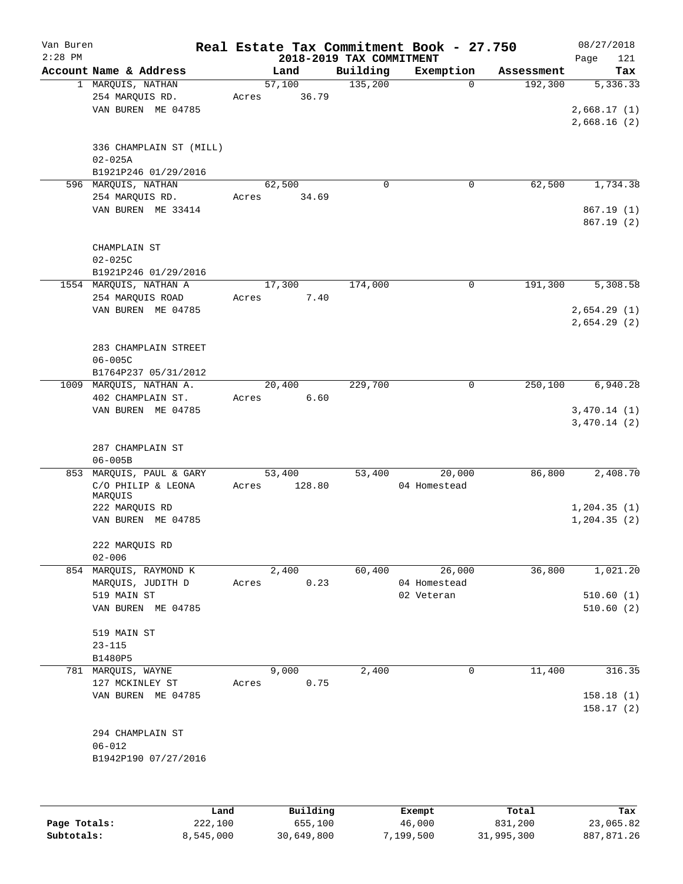# Real Estate Tax Commitment Book - 27.750

## 2018-2019 TAX COMMITMENT

Van Buren, 2:28 PM — 08/27/2018

| Account Name & Address | Land | Building | Exemption | Assessment | Tax |
|---|---|---|---|---|---|
| 1 MARQUIS, NATHAN<br>254 MARQUIS RD.<br>VAN BUREN ME 04785<br><br>336 CHAMPLAIN ST (MILL)<br>02-025A<br>B1921P246 01/29/2016 | 57,100<br>Acres 36.79 | 135,200 | 0 | 192,300 | 5,336.33<br><br>2,668.17 (1)<br>2,668.16 (2) |
| 596 MARQUIS, NATHAN<br>254 MARQUIS RD.<br>VAN BUREN ME 33414<br><br>CHAMPLAIN ST<br>02-025C<br>B1921P246 01/29/2016 | 62,500<br>Acres 34.69 | 0 | 0 | 62,500 | 1,734.38<br><br>867.19 (1)<br>867.19 (2) |
| 1554 MARQUIS, NATHAN A<br>254 MARQUIS ROAD<br>VAN BUREN ME 04785<br><br>283 CHAMPLAIN STREET<br>06-005C<br>B1764P237 05/31/2012 | 17,300<br>Acres 7.40 | 174,000 | 0 | 191,300 | 5,308.58<br><br>2,654.29 (1)<br>2,654.29 (2) |
| 1009 MARQUIS, NATHAN A.<br>402 CHAMPLAIN ST.<br>VAN BUREN ME 04785<br><br>287 CHAMPLAIN ST<br>06-005B | 20,400<br>Acres 6.60 | 229,700 | 0 | 250,100 | 6,940.28<br><br>3,470.14 (1)<br>3,470.14 (2) |
| 853 MARQUIS, PAUL & GARY<br>C/O PHILIP & LEONA MARQUIS<br>222 MARQUIS RD<br>VAN BUREN ME 04785<br><br>222 MARQUIS RD<br>02-006 | 53,400<br>Acres 128.80 | 53,400 | 20,000<br>04 Homestead | 86,800 | 2,408.70<br><br>1,204.35 (1)<br>1,204.35 (2) |
| 854 MARQUIS, RAYMOND K<br>MARQUIS, JUDITH D<br>519 MAIN ST<br>VAN BUREN ME 04785<br><br>519 MAIN ST<br>23-115<br>B1480P5 | 2,400<br>Acres 0.23 | 60,400 | 26,000<br>04 Homestead<br>02 Veteran | 36,800 | 1,021.20<br><br>510.60 (1)<br>510.60 (2) |
| 781 MARQUIS, WAYNE<br>127 MCKINLEY ST<br>VAN BUREN ME 04785<br><br>294 CHAMPLAIN ST<br>06-012<br>B1942P190 07/27/2016 | 9,000<br>Acres 0.75 | 2,400 | 0 | 11,400 | 316.35<br><br>158.18 (1)<br>158.17 (2) |

| | Land | Building | Exempt | Total | Tax |
|---|---|---|---|---|---|
| **Page Totals:** | 222,100 | 655,100 | 46,000 | 831,200 | 23,065.82 |
| **Subtotals:** | 8,545,000 | 30,649,800 | 7,199,500 | 31,995,300 | 887,871.26 |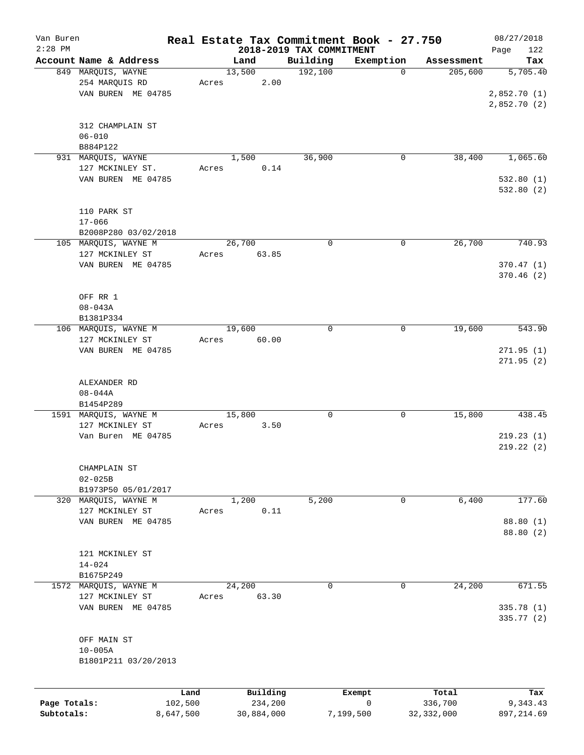Van Buren
2:28 PM

# Real Estate Tax Commitment Book - 27.750

## 2018-2019 TAX COMMITMENT

08/27/2018

| Account Name & Address | Land | Building | Exemption | Assessment | Tax |
|---|---|---|---|---|---|
| 849 MARQUIS, WAYNE<br>254 MARQUIS RD<br>VAN BUREN ME 04785<br><br>312 CHAMPLAIN ST<br>06-010<br>B884P122 | 13,500<br>Acres 2.00 | 192,100 | 0 | 205,600 | 5,705.40<br>2,852.70 (1)<br>2,852.70 (2) |
| 931 MARQUIS, WAYNE<br>127 MCKINLEY ST.<br>VAN BUREN ME 04785<br><br>110 PARK ST<br>17-066<br>B2008P280 03/02/2018 | 1,500<br>Acres 0.14 | 36,900 | 0 | 38,400 | 1,065.60<br>532.80 (1)<br>532.80 (2) |
| 105 MARQUIS, WAYNE M<br>127 MCKINLEY ST<br>VAN BUREN ME 04785<br><br>OFF RR 1<br>08-043A<br>B1381P334 | 26,700<br>Acres 63.85 | 0 | 0 | 26,700 | 740.93<br>370.47 (1)<br>370.46 (2) |
| 106 MARQUIS, WAYNE M<br>127 MCKINLEY ST<br>VAN BUREN ME 04785<br><br>ALEXANDER RD<br>08-044A<br>B1454P289 | 19,600<br>Acres 60.00 | 0 | 0 | 19,600 | 543.90<br>271.95 (1)<br>271.95 (2) |
| 1591 MARQUIS, WAYNE M<br>127 MCKINLEY ST<br>Van Buren ME 04785<br><br>CHAMPLAIN ST<br>02-025B<br>B1973P50 05/01/2017 | 15,800<br>Acres 3.50 | 0 | 0 | 15,800 | 438.45<br>219.23 (1)<br>219.22 (2) |
| 320 MARQUIS, WAYNE M<br>127 MCKINLEY ST<br>VAN BUREN ME 04785<br><br>121 MCKINLEY ST<br>14-024<br>B1675P249 | 1,200<br>Acres 0.11 | 5,200 | 0 | 6,400 | 177.60<br>88.80 (1)<br>88.80 (2) |
| 1572 MARQUIS, WAYNE M<br>127 MCKINLEY ST<br>VAN BUREN ME 04785<br><br>OFF MAIN ST<br>10-005A<br>B1801P211 03/20/2013 | 24,200<br>Acres 63.30 | 0 | 0 | 24,200 | 671.55<br>335.78 (1)<br>335.77 (2) |

| | Land | Building | Exempt | Total | Tax |
|---|---|---|---|---|---|
| Page Totals: | 102,500 | 234,200 | 0 | 336,700 | 9,343.43 |
| Subtotals: | 8,647,500 | 30,884,000 | 7,199,500 | 32,332,000 | 897,214.69 |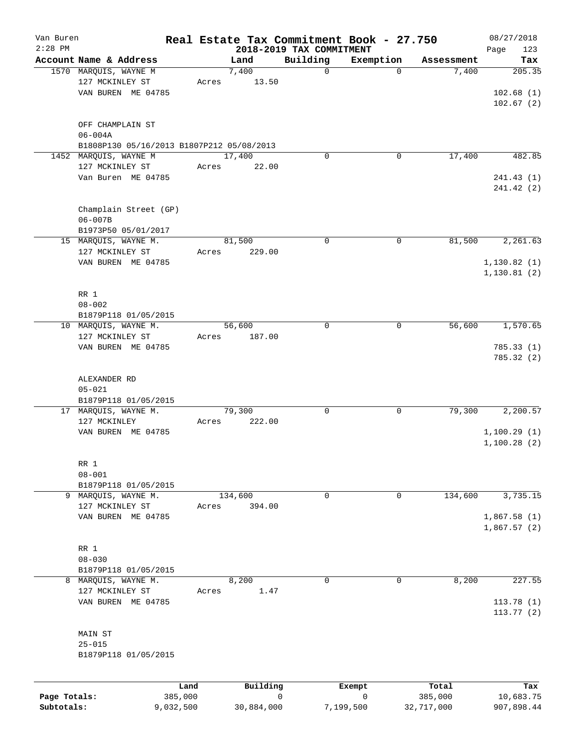# Real Estate Tax Commitment Book - 27.750

Van Buren
2:28 PM

## 2018-2019 TAX COMMITMENT

08/27/2018

| Account | Name & Address | Land | Building | Exemption | Assessment | Tax |
|---|---|---|---|---|---|---|
| 1570 | MARQUIS, WAYNE M<br>127 MCKINLEY ST<br>VAN BUREN ME 04785<br><br>OFF CHAMPLAIN ST<br>06-004A<br>B1808P130 05/16/2013 B1807P212 05/08/2013 | 7,400<br>Acres 13.50 | 0 | 0 | 7,400 | 205.35<br>102.68 (1)<br>102.67 (2) |
| 1452 | MARQUIS, WAYNE M<br>127 MCKINLEY ST<br>Van Buren ME 04785<br><br>Champlain Street (GP)<br>06-007B<br>B1973P50 05/01/2017 | 17,400<br>Acres 22.00 | 0 | 0 | 17,400 | 482.85<br>241.43 (1)<br>241.42 (2) |
| 15 | MARQUIS, WAYNE M.<br>127 MCKINLEY ST<br>VAN BUREN ME 04785<br><br>RR 1<br>08-002<br>B1879P118 01/05/2015 | 81,500<br>Acres 229.00 | 0 | 0 | 81,500 | 2,261.63<br>1,130.82 (1)<br>1,130.81 (2) |
| 10 | MARQUIS, WAYNE M.<br>127 MCKINLEY ST<br>VAN BUREN ME 04785<br><br>ALEXANDER RD<br>05-021<br>B1879P118 01/05/2015 | 56,600<br>Acres 187.00 | 0 | 0 | 56,600 | 1,570.65<br>785.33 (1)<br>785.32 (2) |
| 17 | MARQUIS, WAYNE M.<br>127 MCKINLEY<br>VAN BUREN ME 04785<br><br>RR 1<br>08-001<br>B1879P118 01/05/2015 | 79,300<br>Acres 222.00 | 0 | 0 | 79,300 | 2,200.57<br>1,100.29 (1)<br>1,100.28 (2) |
| 9 | MARQUIS, WAYNE M.<br>127 MCKINLEY ST<br>VAN BUREN ME 04785<br><br>RR 1<br>08-030<br>B1879P118 01/05/2015 | 134,600<br>Acres 394.00 | 0 | 0 | 134,600 | 3,735.15<br>1,867.58 (1)<br>1,867.57 (2) |
| 8 | MARQUIS, WAYNE M.<br>127 MCKINLEY ST<br>VAN BUREN ME 04785<br><br>MAIN ST<br>25-015<br>B1879P118 01/05/2015 | 8,200<br>Acres 1.47 | 0 | 0 | 8,200 | 227.55<br>113.78 (1)<br>113.77 (2) |

| | Land | Building | Exempt | Total | Tax |
|---|---|---|---|---|---|
| Page Totals: | 385,000 | 0 | 0 | 385,000 | 10,683.75 |
| Subtotals: | 9,032,500 | 30,884,000 | 7,199,500 | 32,717,000 | 907,898.44 |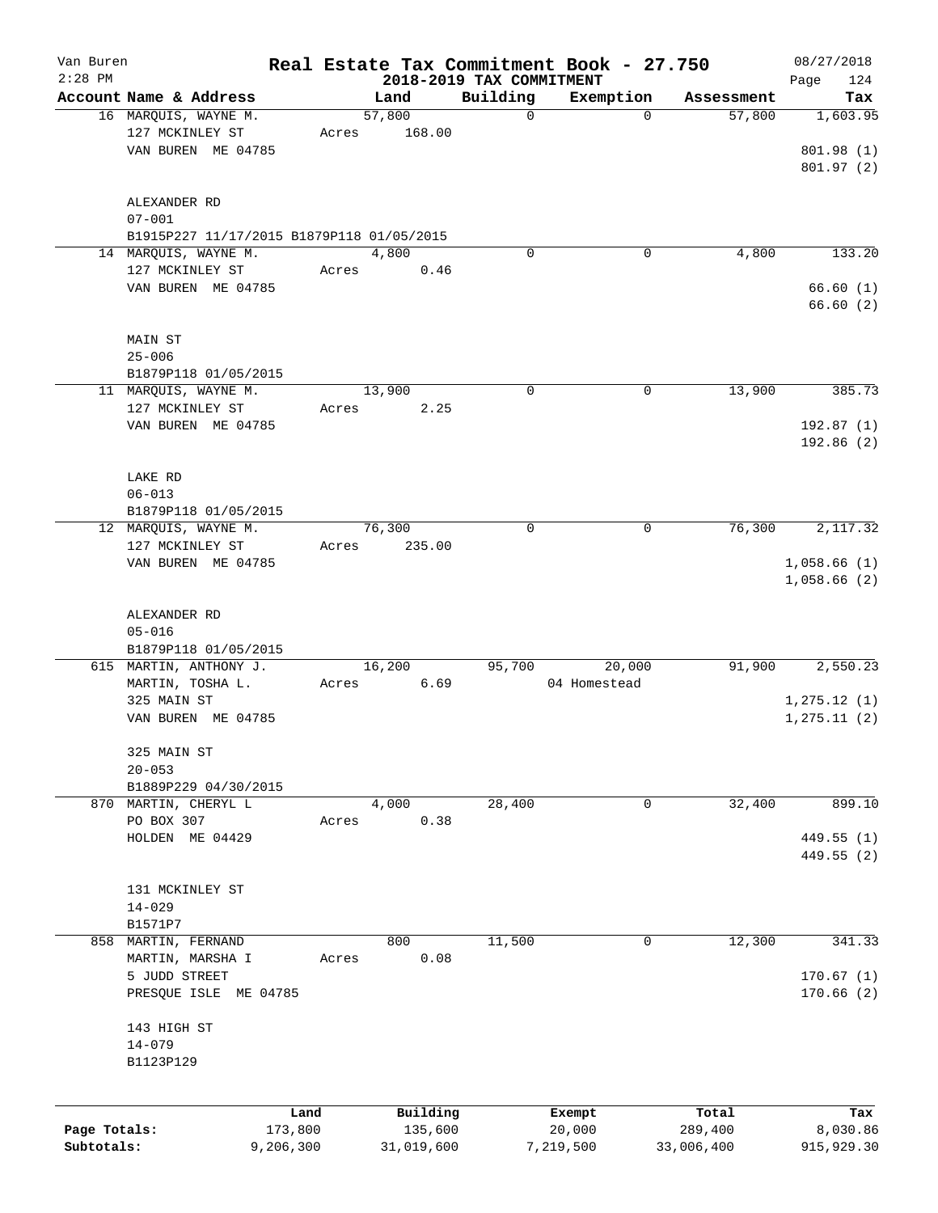# Real Estate Tax Commitment Book - 27.750

Van Buren
2:28 PM

## 2018-2019 TAX COMMITMENT

08/27/2018

| Account Name & Address | Land | Building | Exemption | Assessment | Tax |
|---|---|---|---|---|---|
| 16 MARQUIS, WAYNE M. | 57,800 | 0 | 0 | 57,800 | 1,603.95 |
| 127 MCKINLEY ST | Acres 168.00 | | | | |
| VAN BUREN ME 04785 | | | | | 801.98 (1) |
| | | | | | 801.97 (2) |
| ALEXANDER RD | | | | | |
| 07-001 | | | | | |
| B1915P227 11/17/2015 B1879P118 01/05/2015 | | | | | |
| 14 MARQUIS, WAYNE M. | 4,800 | 0 | 0 | 4,800 | 133.20 |
| 127 MCKINLEY ST | Acres 0.46 | | | | |
| VAN BUREN ME 04785 | | | | | 66.60 (1) |
| | | | | | 66.60 (2) |
| MAIN ST | | | | | |
| 25-006 | | | | | |
| B1879P118 01/05/2015 | | | | | |
| 11 MARQUIS, WAYNE M. | 13,900 | 0 | 0 | 13,900 | 385.73 |
| 127 MCKINLEY ST | Acres 2.25 | | | | |
| VAN BUREN ME 04785 | | | | | 192.87 (1) |
| | | | | | 192.86 (2) |
| LAKE RD | | | | | |
| 06-013 | | | | | |
| B1879P118 01/05/2015 | | | | | |
| 12 MARQUIS, WAYNE M. | 76,300 | 0 | 0 | 76,300 | 2,117.32 |
| 127 MCKINLEY ST | Acres 235.00 | | | | |
| VAN BUREN ME 04785 | | | | | 1,058.66 (1) |
| | | | | | 1,058.66 (2) |
| ALEXANDER RD | | | | | |
| 05-016 | | | | | |
| B1879P118 01/05/2015 | | | | | |
| 615 MARTIN, ANTHONY J. | 16,200 | 95,700 | 20,000 | 91,900 | 2,550.23 |
| MARTIN, TOSHA L. | Acres 6.69 | | 04 Homestead | | |
| 325 MAIN ST | | | | | 1,275.12 (1) |
| VAN BUREN ME 04785 | | | | | 1,275.11 (2) |
| 325 MAIN ST | | | | | |
| 20-053 | | | | | |
| B1889P229 04/30/2015 | | | | | |
| 870 MARTIN, CHERYL L | 4,000 | 28,400 | 0 | 32,400 | 899.10 |
| PO BOX 307 | Acres 0.38 | | | | |
| HOLDEN ME 04429 | | | | | 449.55 (1) |
| | | | | | 449.55 (2) |
| 131 MCKINLEY ST | | | | | |
| 14-029 | | | | | |
| B1571P7 | | | | | |
| 858 MARTIN, FERNAND | 800 | 11,500 | 0 | 12,300 | 341.33 |
| MARTIN, MARSHA I | Acres 0.08 | | | | |
| 5 JUDD STREET | | | | | 170.67 (1) |
| PRESQUE ISLE ME 04785 | | | | | 170.66 (2) |
| 143 HIGH ST | | | | | |
| 14-079 | | | | | |
| B1123P129 | | | | | |

| | Land | Building | Exempt | Total | Tax |
|---|---|---|---|---|---|
| Page Totals: | 173,800 | 135,600 | 20,000 | 289,400 | 8,030.86 |
| Subtotals: | 9,206,300 | 31,019,600 | 7,219,500 | 33,006,400 | 915,929.30 |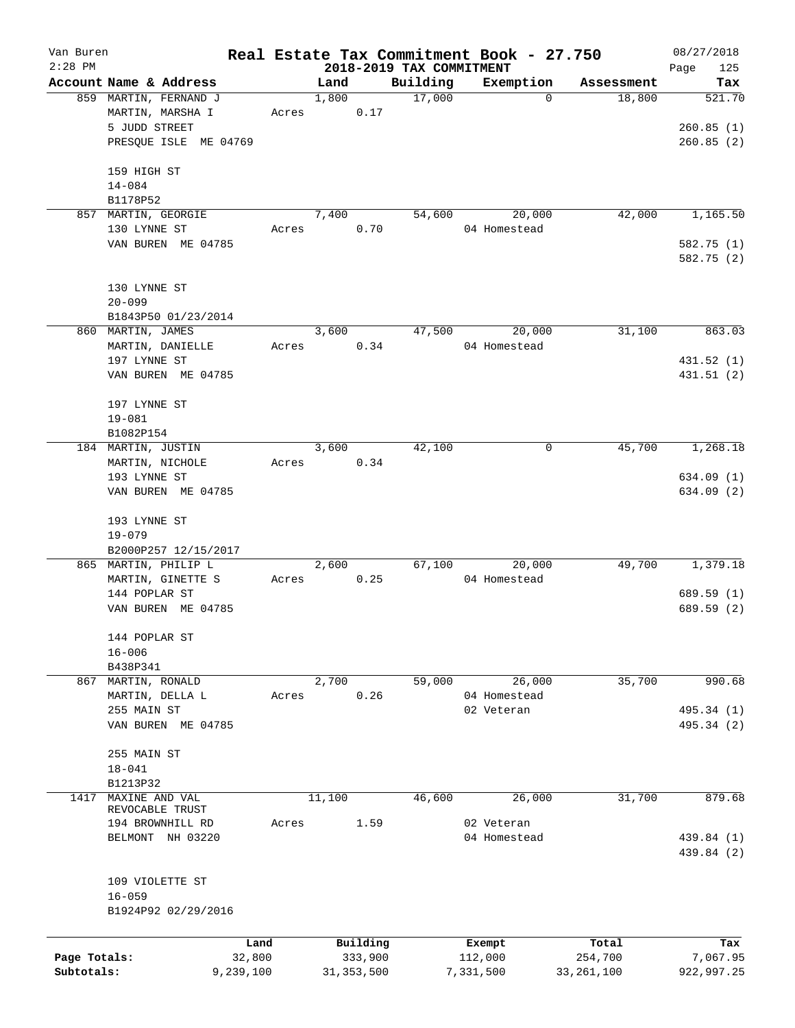# Real Estate Tax Commitment Book - 27.750

Van Buren
2:28 PM

## 2018-2019 TAX COMMITMENT

08/27/2018

| Account Name & Address | Land | Building | Exemption | Assessment | Tax |
|---|---|---|---|---|---|
| 859 MARTIN, FERNAND J<br>MARTIN, MARSHA I<br>5 JUDD STREET<br>PRESQUE ISLE ME 04769<br><br>159 HIGH ST<br>14-084<br>B1178P52 | 1,800<br>Acres 0.17 | 17,000 | 0 | 18,800 | 521.70<br><br>260.85 (1)<br>260.85 (2) |
| 857 MARTIN, GEORGIE<br>130 LYNNE ST<br>VAN BUREN ME 04785<br><br>130 LYNNE ST<br>20-099<br>B1843P50 01/23/2014 | 7,400<br>Acres 0.70 | 54,600 | 20,000<br>04 Homestead | 42,000 | 1,165.50<br><br>582.75 (1)<br>582.75 (2) |
| 860 MARTIN, JAMES<br>MARTIN, DANIELLE<br>197 LYNNE ST<br>VAN BUREN ME 04785<br><br>197 LYNNE ST<br>19-081<br>B1082P154 | 3,600<br>Acres 0.34 | 47,500 | 20,000<br>04 Homestead | 31,100 | 863.03<br><br>431.52 (1)<br>431.51 (2) |
| 184 MARTIN, JUSTIN<br>MARTIN, NICHOLE<br>193 LYNNE ST<br>VAN BUREN ME 04785<br><br>193 LYNNE ST<br>19-079<br>B2000P257 12/15/2017 | 3,600<br>Acres 0.34 | 42,100 | 0 | 45,700 | 1,268.18<br><br>634.09 (1)<br>634.09 (2) |
| 865 MARTIN, PHILIP L<br>MARTIN, GINETTE S<br>144 POPLAR ST<br>VAN BUREN ME 04785<br><br>144 POPLAR ST<br>16-006<br>B438P341 | 2,600<br>Acres 0.25 | 67,100 | 20,000<br>04 Homestead | 49,700 | 1,379.18<br><br>689.59 (1)<br>689.59 (2) |
| 867 MARTIN, RONALD<br>MARTIN, DELLA L<br>255 MAIN ST<br>VAN BUREN ME 04785<br><br>255 MAIN ST<br>18-041<br>B1213P32 | 2,700<br>Acres 0.26 | 59,000 | 26,000<br>04 Homestead<br>02 Veteran | 35,700 | 990.68<br><br>495.34 (1)<br>495.34 (2) |
| 1417 MAXINE AND VAL REVOCABLE TRUST<br>194 BROWNHILL RD<br>BELMONT NH 03220<br><br>109 VIOLETTE ST<br>16-059<br>B1924P92 02/29/2016 | 11,100<br>Acres 1.59 | 46,600 | 26,000<br>02 Veteran<br>04 Homestead | 31,700 | 879.68<br><br>439.84 (1)<br>439.84 (2) |

| | Land | Building | Exempt | Total | Tax |
|---|---|---|---|---|---|
| Page Totals: | 32,800 | 333,900 | 112,000 | 254,700 | 7,067.95 |
| Subtotals: | 9,239,100 | 31,353,500 | 7,331,500 | 33,261,100 | 922,997.25 |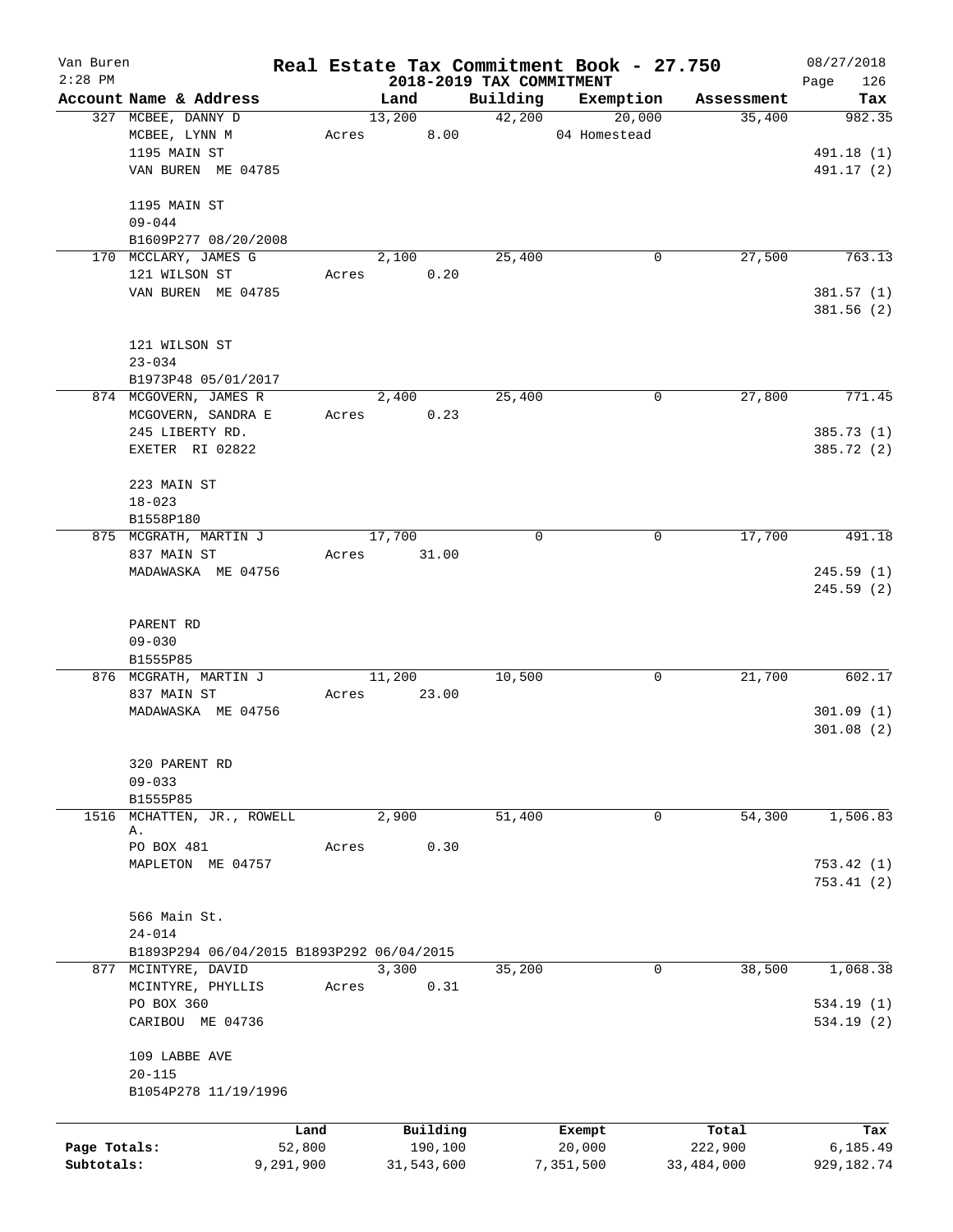Van Buren

2:28 PM

# Real Estate Tax Commitment Book - 27.750

## 2018-2019 TAX COMMITMENT

08/27/2018

| Account Name & Address | Land | Building | Exemption | Assessment | Tax |
|---|---|---|---|---|---|
| 327 MCBEE, DANNY D | 13,200 | 42,200 | 20,000 | 35,400 | 982.35 |
| MCBEE, LYNN M | Acres 8.00 | | 04 Homestead | | |
| 1195 MAIN ST | | | | | 491.18 (1) |
| VAN BUREN ME 04785 | | | | | 491.17 (2) |
| 1195 MAIN ST | | | | | |
| 09-044 | | | | | |
| B1609P277 08/20/2008 | | | | | |
| 170 MCCLARY, JAMES G | 2,100 | 25,400 | 0 | 27,500 | 763.13 |
| 121 WILSON ST | Acres 0.20 | | | | |
| VAN BUREN ME 04785 | | | | | 381.57 (1) |
| | | | | | 381.56 (2) |
| 121 WILSON ST | | | | | |
| 23-034 | | | | | |
| B1973P48 05/01/2017 | | | | | |
| 874 MCGOVERN, JAMES R | 2,400 | 25,400 | 0 | 27,800 | 771.45 |
| MCGOVERN, SANDRA E | Acres 0.23 | | | | |
| 245 LIBERTY RD. | | | | | 385.73 (1) |
| EXETER RI 02822 | | | | | 385.72 (2) |
| 223 MAIN ST | | | | | |
| 18-023 | | | | | |
| B1558P180 | | | | | |
| 875 MCGRATH, MARTIN J | 17,700 | 0 | 0 | 17,700 | 491.18 |
| 837 MAIN ST | Acres 31.00 | | | | |
| MADAWASKA ME 04756 | | | | | 245.59 (1) |
| | | | | | 245.59 (2) |
| PARENT RD | | | | | |
| 09-030 | | | | | |
| B1555P85 | | | | | |
| 876 MCGRATH, MARTIN J | 11,200 | 10,500 | 0 | 21,700 | 602.17 |
| 837 MAIN ST | Acres 23.00 | | | | |
| MADAWASKA ME 04756 | | | | | 301.09 (1) |
| | | | | | 301.08 (2) |
| 320 PARENT RD | | | | | |
| 09-033 | | | | | |
| B1555P85 | | | | | |
| 1516 MCHATTEN, JR., ROWELL A. | 2,900 | 51,400 | 0 | 54,300 | 1,506.83 |
| PO BOX 481 | Acres 0.30 | | | | |
| MAPLETON ME 04757 | | | | | 753.42 (1) |
| | | | | | 753.41 (2) |
| 566 Main St. | | | | | |
| 24-014 | | | | | |
| B1893P294 06/04/2015 B1893P292 06/04/2015 | | | | | |
| 877 MCINTYRE, DAVID | 3,300 | 35,200 | 0 | 38,500 | 1,068.38 |
| MCINTYRE, PHYLLIS | Acres 0.31 | | | | |
| PO BOX 360 | | | | | 534.19 (1) |
| CARIBOU ME 04736 | | | | | 534.19 (2) |
| 109 LABBE AVE | | | | | |
| 20-115 | | | | | |
| B1054P278 11/19/1996 | | | | | |

| | Land | Building | Exempt | Total | Tax |
|---|---|---|---|---|---|
| Page Totals: | 52,800 | 190,100 | 20,000 | 222,900 | 6,185.49 |
| Subtotals: | 9,291,900 | 31,543,600 | 7,351,500 | 33,484,000 | 929,182.74 |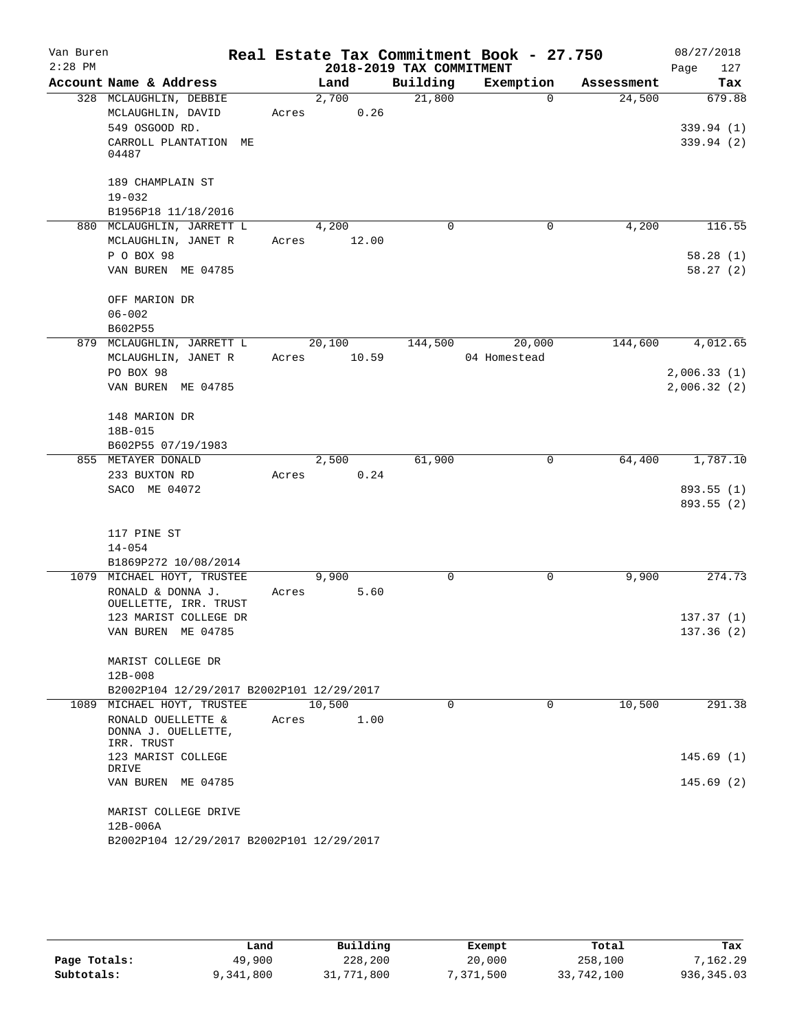Van Buren  
2:28 PM

# Real Estate Tax Commitment Book - 27.750

## 2018-2019 TAX COMMITMENT

08/27/2018

| Account Name & Address | Land | Building | Exemption | Assessment | Tax |
|---|---|---|---|---|---|
| 328 MCLAUGHLIN, DEBBIE<br>MCLAUGHLIN, DAVID<br>549 OSGOOD RD.<br>CARROLL PLANTATION ME 04487<br><br>189 CHAMPLAIN ST<br>19-032<br>B1956P18 11/18/2016 | 2,700<br>Acres 0.26 | 21,800 | 0 | 24,500 | 679.88<br><br>339.94 (1)<br>339.94 (2) |
| 880 MCLAUGHLIN, JARRETT L<br>MCLAUGHLIN, JANET R<br>P O BOX 98<br>VAN BUREN ME 04785<br><br>OFF MARION DR<br>06-002<br>B602P55 | 4,200<br>Acres 12.00 | 0 | 0 | 4,200 | 116.55<br><br>58.28 (1)<br>58.27 (2) |
| 879 MCLAUGHLIN, JARRETT L<br>MCLAUGHLIN, JANET R<br>PO BOX 98<br>VAN BUREN ME 04785<br><br>148 MARION DR<br>18B-015<br>B602P55 07/19/1983 | 20,100<br>Acres 10.59 | 144,500 | 20,000<br>04 Homestead | 144,600 | 4,012.65<br><br>2,006.33 (1)<br>2,006.32 (2) |
| 855 METAYER DONALD<br>233 BUXTON RD<br>SACO ME 04072<br><br>117 PINE ST<br>14-054<br>B1869P272 10/08/2014 | 2,500<br>Acres 0.24 | 61,900 | 0 | 64,400 | 1,787.10<br><br>893.55 (1)<br>893.55 (2) |
| 1079 MICHAEL HOYT, TRUSTEE<br>RONALD & DONNA J. OUELLETTE, IRR. TRUST<br>123 MARIST COLLEGE DR<br>VAN BUREN ME 04785<br><br>MARIST COLLEGE DR<br>12B-008<br>B2002P104 12/29/2017 B2002P101 12/29/2017 | 9,900<br>Acres 5.60 | 0 | 0 | 9,900 | 274.73<br><br>137.37 (1)<br>137.36 (2) |
| 1089 MICHAEL HOYT, TRUSTEE<br>RONALD OUELLETTE & DONNA J. OUELLETTE, IRR. TRUST<br>123 MARIST COLLEGE DRIVE<br>VAN BUREN ME 04785<br><br>MARIST COLLEGE DRIVE<br>12B-006A<br>B2002P104 12/29/2017 B2002P101 12/29/2017 | 10,500<br>Acres 1.00 | 0 | 0 | 10,500 | 291.38<br><br>145.69 (1)<br>145.69 (2) |

| | Land | Building | Exempt | Total | Tax |
|---|---|---|---|---|---|
| Page Totals: | 49,900 | 228,200 | 20,000 | 258,100 | 7,162.29 |
| Subtotals: | 9,341,800 | 31,771,800 | 7,371,500 | 33,742,100 | 936,345.03 |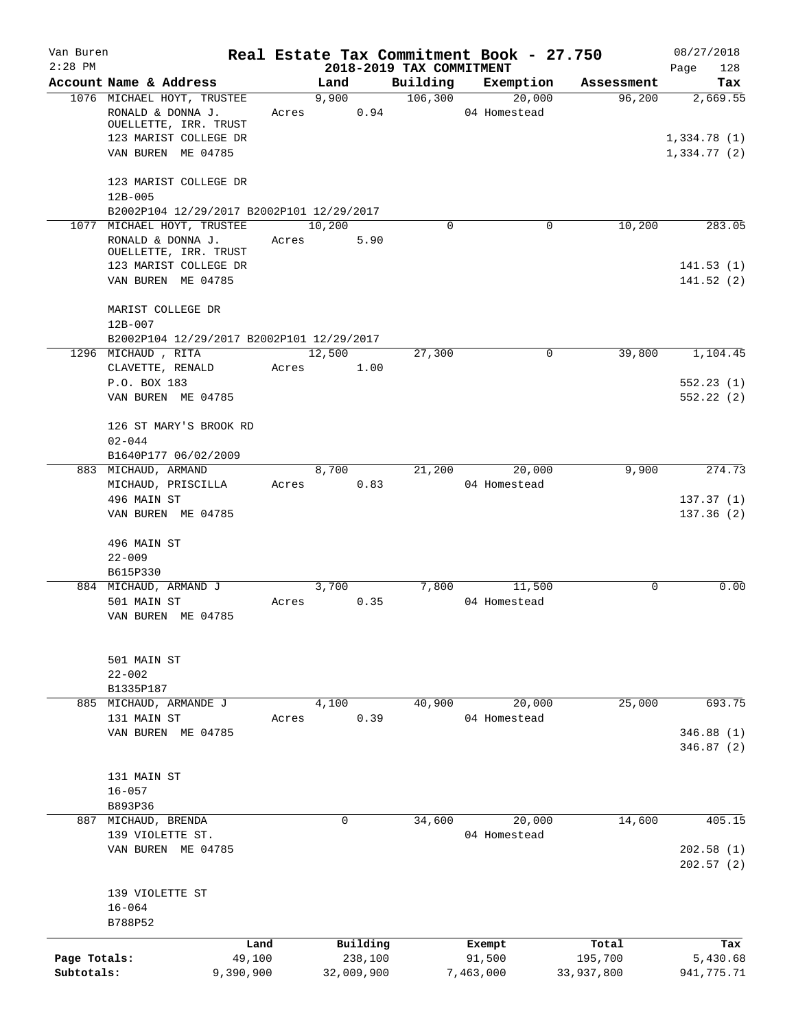Van Buren · 2:28 PM · 08/27/2018

# Real Estate Tax Commitment Book - 27.750

## 2018-2019 TAX COMMITMENT

| Account Name & Address | Land | Building | Exemption | Assessment | Tax |
|---|---|---|---|---|---|
| 1076 MICHAEL HOYT, TRUSTEE | 9,900 | 106,300 | 20,000 | 96,200 | 2,669.55 |
| RONALD & DONNA J. OUELLETTE, IRR. TRUST | Acres 0.94 | | 04 Homestead | | |
| 123 MARIST COLLEGE DR | | | | | 1,334.78 (1) |
| VAN BUREN ME 04785 | | | | | 1,334.77 (2) |
| 123 MARIST COLLEGE DR | | | | | |
| 12B-005 | | | | | |
| B2002P104 12/29/2017 B2002P101 12/29/2017 | | | | | |
| 1077 MICHAEL HOYT, TRUSTEE | 10,200 | 0 | 0 | 10,200 | 283.05 |
| RONALD & DONNA J. OUELLETTE, IRR. TRUST | Acres 5.90 | | | | |
| 123 MARIST COLLEGE DR | | | | | 141.53 (1) |
| VAN BUREN ME 04785 | | | | | 141.52 (2) |
| MARIST COLLEGE DR | | | | | |
| 12B-007 | | | | | |
| B2002P104 12/29/2017 B2002P101 12/29/2017 | | | | | |
| 1296 MICHAUD , RITA | 12,500 | 27,300 | 0 | 39,800 | 1,104.45 |
| CLAVETTE, RENALD | Acres 1.00 | | | | |
| P.O. BOX 183 | | | | | 552.23 (1) |
| VAN BUREN ME 04785 | | | | | 552.22 (2) |
| 126 ST MARY'S BROOK RD | | | | | |
| 02-044 | | | | | |
| B1640P177 06/02/2009 | | | | | |
| 883 MICHAUD, ARMAND | 8,700 | 21,200 | 20,000 | 9,900 | 274.73 |
| MICHAUD, PRISCILLA | Acres 0.83 | | 04 Homestead | | |
| 496 MAIN ST | | | | | 137.37 (1) |
| VAN BUREN ME 04785 | | | | | 137.36 (2) |
| 496 MAIN ST | | | | | |
| 22-009 | | | | | |
| B615P330 | | | | | |
| 884 MICHAUD, ARMAND J | 3,700 | 7,800 | 11,500 | 0 | 0.00 |
| 501 MAIN ST | Acres 0.35 | | 04 Homestead | | |
| VAN BUREN ME 04785 | | | | | |
| 501 MAIN ST | | | | | |
| 22-002 | | | | | |
| B1335P187 | | | | | |
| 885 MICHAUD, ARMANDE J | 4,100 | 40,900 | 20,000 | 25,000 | 693.75 |
| 131 MAIN ST | Acres 0.39 | | 04 Homestead | | |
| VAN BUREN ME 04785 | | | | | 346.88 (1) |
| | | | | | 346.87 (2) |
| 131 MAIN ST | | | | | |
| 16-057 | | | | | |
| B893P36 | | | | | |
| 887 MICHAUD, BRENDA | 0 | 34,600 | 20,000 | 14,600 | 405.15 |
| 139 VIOLETTE ST. | | | 04 Homestead | | |
| VAN BUREN ME 04785 | | | | | 202.58 (1) |
| | | | | | 202.57 (2) |
| 139 VIOLETTE ST | | | | | |
| 16-064 | | | | | |
| B788P52 | | | | | |

| | Land | Building | Exempt | Total | Tax |
|---|---|---|---|---|---|
| Page Totals: | 49,100 | 238,100 | 91,500 | 195,700 | 5,430.68 |
| Subtotals: | 9,390,900 | 32,009,900 | 7,463,000 | 33,937,800 | 941,775.71 |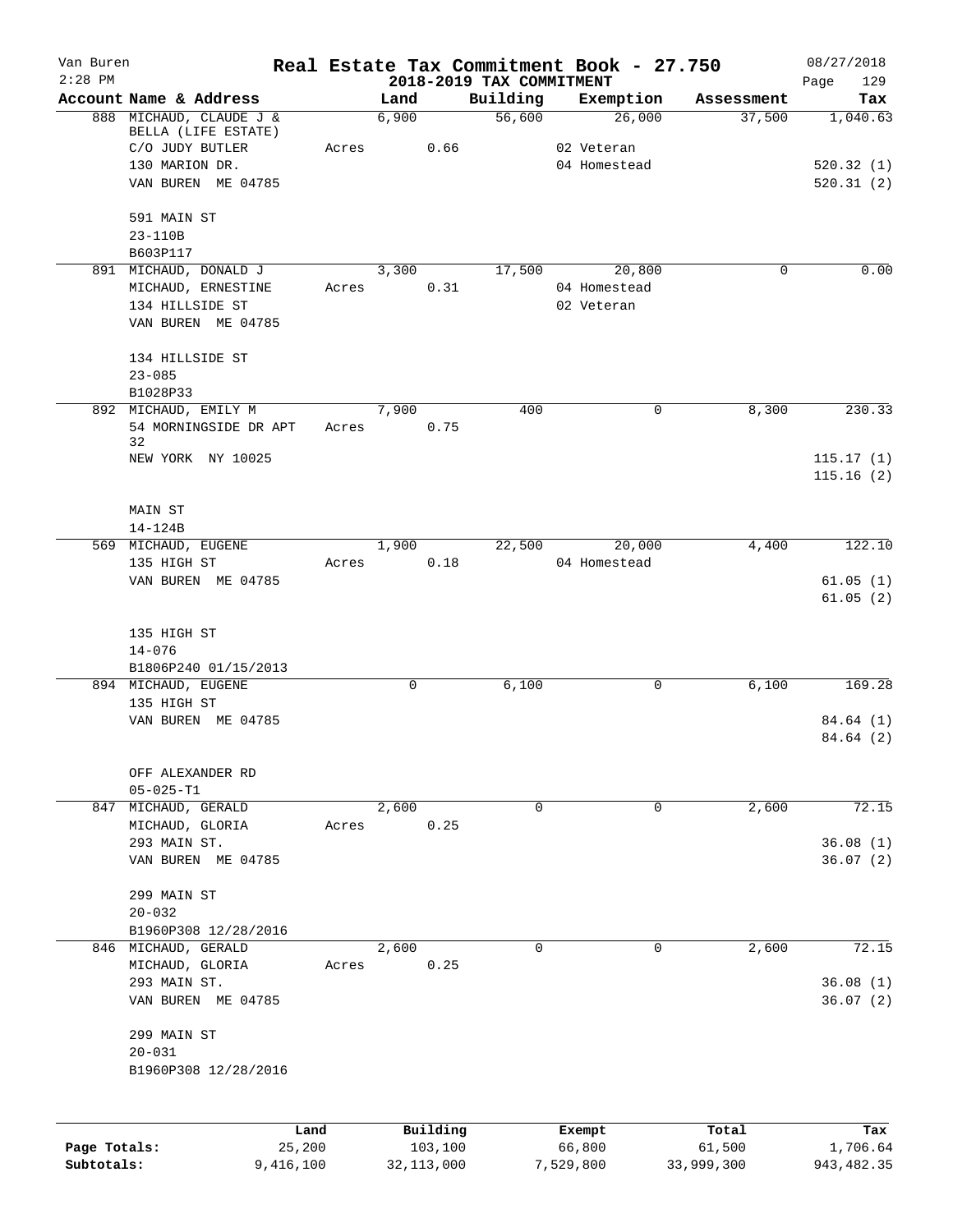# Real Estate Tax Commitment Book - 27.750

Van Buren
2:28 PM

2018-2019 TAX COMMITMENT

08/27/2018

| Account Name & Address | Land | Building | Exemption | Assessment | Tax |
|---|---|---|---|---|---|
| 888 MICHAUD, CLAUDE J & BELLA (LIFE ESTATE) | 6,900 | 56,600 | 26,000 | 37,500 | 1,040.63 |
| C/O JUDY BUTLER | Acres 0.66 | | 02 Veteran | | |
| 130 MARION DR. | | | 04 Homestead | | 520.32 (1) |
| VAN BUREN ME 04785 | | | | | 520.31 (2) |
| 591 MAIN ST | | | | | |
| 23-110B | | | | | |
| B603P117 | | | | | |
| 891 MICHAUD, DONALD J | 3,300 | 17,500 | 20,800 | 0 | 0.00 |
| MICHAUD, ERNESTINE | Acres 0.31 | | 04 Homestead | | |
| 134 HILLSIDE ST | | | 02 Veteran | | |
| VAN BUREN ME 04785 | | | | | |
| 134 HILLSIDE ST | | | | | |
| 23-085 | | | | | |
| B1028P33 | | | | | |
| 892 MICHAUD, EMILY M | 7,900 | 400 | 0 | 8,300 | 230.33 |
| 54 MORNINGSIDE DR APT 32 | Acres 0.75 | | | | |
| NEW YORK NY 10025 | | | | | 115.17 (1) |
| | | | | | 115.16 (2) |
| MAIN ST | | | | | |
| 14-124B | | | | | |
| 569 MICHAUD, EUGENE | 1,900 | 22,500 | 20,000 | 4,400 | 122.10 |
| 135 HIGH ST | Acres 0.18 | | 04 Homestead | | |
| VAN BUREN ME 04785 | | | | | 61.05 (1) |
| | | | | | 61.05 (2) |
| 135 HIGH ST | | | | | |
| 14-076 | | | | | |
| B1806P240 01/15/2013 | | | | | |
| 894 MICHAUD, EUGENE | 0 | 6,100 | 0 | 6,100 | 169.28 |
| 135 HIGH ST | | | | | |
| VAN BUREN ME 04785 | | | | | 84.64 (1) |
| | | | | | 84.64 (2) |
| OFF ALEXANDER RD | | | | | |
| 05-025-T1 | | | | | |
| 847 MICHAUD, GERALD | 2,600 | 0 | 0 | 2,600 | 72.15 |
| MICHAUD, GLORIA | Acres 0.25 | | | | |
| 293 MAIN ST. | | | | | 36.08 (1) |
| VAN BUREN ME 04785 | | | | | 36.07 (2) |
| 299 MAIN ST | | | | | |
| 20-032 | | | | | |
| B1960P308 12/28/2016 | | | | | |
| 846 MICHAUD, GERALD | 2,600 | 0 | 0 | 2,600 | 72.15 |
| MICHAUD, GLORIA | Acres 0.25 | | | | |
| 293 MAIN ST. | | | | | 36.08 (1) |
| VAN BUREN ME 04785 | | | | | 36.07 (2) |
| 299 MAIN ST | | | | | |
| 20-031 | | | | | |
| B1960P308 12/28/2016 | | | | | |

| | Land | Building | Exempt | Total | Tax |
|---|---|---|---|---|---|
| Page Totals: | 25,200 | 103,100 | 66,800 | 61,500 | 1,706.64 |
| Subtotals: | 9,416,100 | 32,113,000 | 7,529,800 | 33,999,300 | 943,482.35 |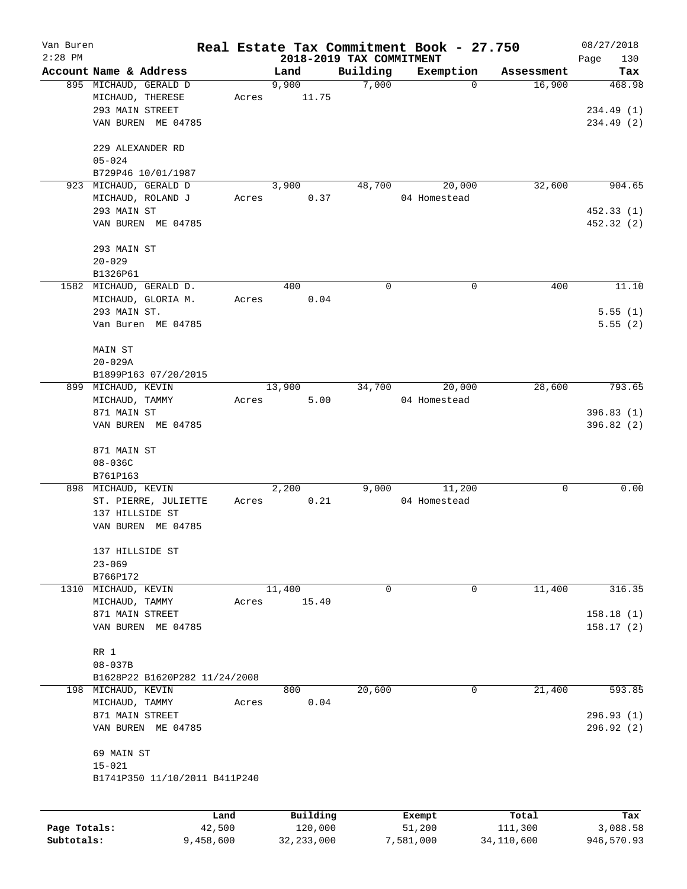Van Buren 2:28 PM

# Real Estate Tax Commitment Book - 27.750

## 2018-2019 TAX COMMITMENT

08/27/2018

| Account Name & Address | Land | Building | Exemption | Assessment | Tax |
|---|---|---|---|---|---|
| 895 MICHAUD, GERALD D<br>MICHAUD, THERESE<br>293 MAIN STREET<br>VAN BUREN ME 04785<br><br>229 ALEXANDER RD<br>05-024<br>B729P46 10/01/1987 | 9,900<br>Acres 11.75 | 7,000 | 0 | 16,900 | 468.98<br><br>234.49 (1)<br>234.49 (2) |
| 923 MICHAUD, GERALD D<br>MICHAUD, ROLAND J<br>293 MAIN ST<br>VAN BUREN ME 04785<br><br>293 MAIN ST<br>20-029<br>B1326P61 | 3,900<br>Acres 0.37 | 48,700 | 20,000<br>04 Homestead | 32,600 | 904.65<br><br>452.33 (1)<br>452.32 (2) |
| 1582 MICHAUD, GERALD D.<br>MICHAUD, GLORIA M.<br>293 MAIN ST.<br>Van Buren ME 04785<br><br>MAIN ST<br>20-029A<br>B1899P163 07/20/2015 | 400<br>Acres 0.04 | 0 | 0 | 400 | 11.10<br><br>5.55 (1)<br>5.55 (2) |
| 899 MICHAUD, KEVIN<br>MICHAUD, TAMMY<br>871 MAIN ST<br>VAN BUREN ME 04785<br><br>871 MAIN ST<br>08-036C<br>B761P163 | 13,900<br>Acres 5.00 | 34,700 | 20,000<br>04 Homestead | 28,600 | 793.65<br><br>396.83 (1)<br>396.82 (2) |
| 898 MICHAUD, KEVIN<br>ST. PIERRE, JULIETTE<br>137 HILLSIDE ST<br>VAN BUREN ME 04785<br><br>137 HILLSIDE ST<br>23-069<br>B766P172 | 2,200<br>Acres 0.21 | 9,000 | 11,200<br>04 Homestead | 0 | 0.00 |
| 1310 MICHAUD, KEVIN<br>MICHAUD, TAMMY<br>871 MAIN STREET<br>VAN BUREN ME 04785<br><br>RR 1<br>08-037B<br>B1628P22 B1620P282 11/24/2008 | 11,400<br>Acres 15.40 | 0 | 0 | 11,400 | 316.35<br><br>158.18 (1)<br>158.17 (2) |
| 198 MICHAUD, KEVIN<br>MICHAUD, TAMMY<br>871 MAIN STREET<br>VAN BUREN ME 04785<br><br>69 MAIN ST<br>15-021<br>B1741P350 11/10/2011 B411P240 | 800<br>Acres 0.04 | 20,600 | 0 | 21,400 | 593.85<br><br>296.93 (1)<br>296.92 (2) |

| | Land | Building | Exempt | Total | Tax |
|---|---|---|---|---|---|
| Page Totals: | 42,500 | 120,000 | 51,200 | 111,300 | 3,088.58 |
| Subtotals: | 9,458,600 | 32,233,000 | 7,581,000 | 34,110,600 | 946,570.93 |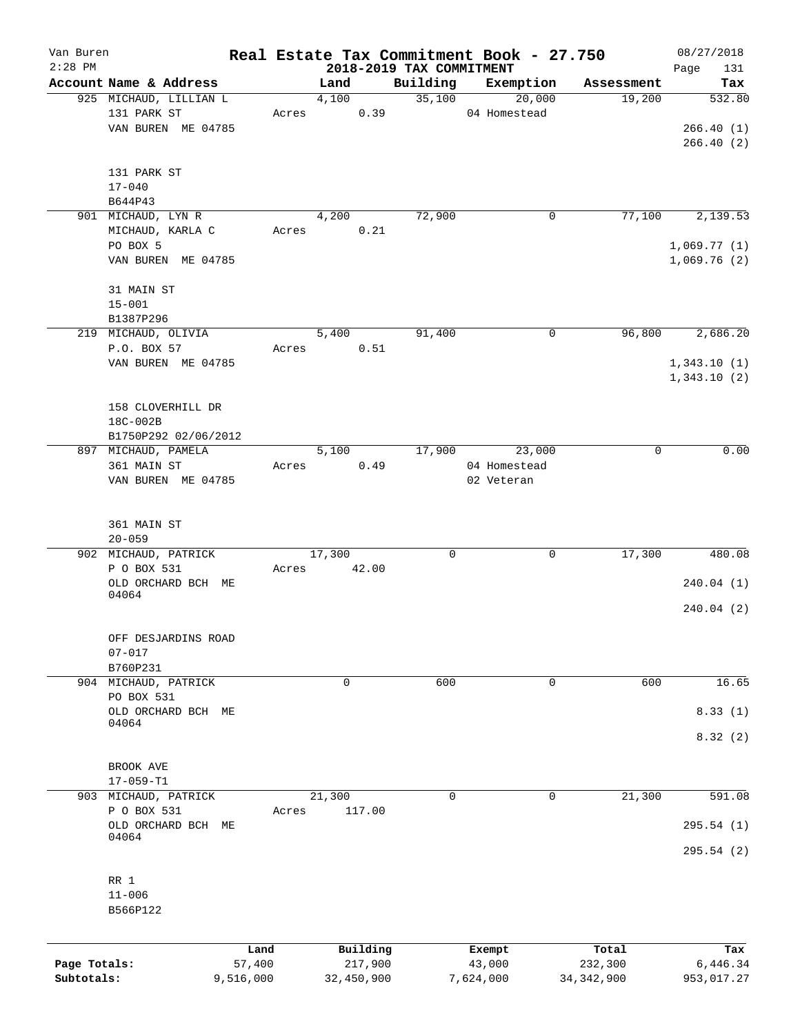# Van Buren — Real Estate Tax Commitment Book - 27.750

2018-2019 TAX COMMITMENT

08/27/2018 2:28 PM

| Account Name & Address | Land | Building | Exemption | Assessment | Tax |
|---|---|---|---|---|---|
| 925 MICHAUD, LILLIAN L<br>131 PARK ST<br>VAN BUREN ME 04785<br><br>131 PARK ST<br>17-040<br>B644P43 | 4,100<br>Acres 0.39 | 35,100 | 20,000<br>04 Homestead | 19,200 | 532.80<br><br>266.40 (1)<br>266.40 (2) |
| 901 MICHAUD, LYN R<br>MICHAUD, KARLA C<br>PO BOX 5<br>VAN BUREN ME 04785<br><br>31 MAIN ST<br>15-001<br>B1387P296 | 4,200<br>Acres 0.21 | 72,900 | 0 | 77,100 | 2,139.53<br><br>1,069.77 (1)<br>1,069.76 (2) |
| 219 MICHAUD, OLIVIA<br>P.O. BOX 57<br>VAN BUREN ME 04785<br><br>158 CLOVERHILL DR<br>18C-002B<br>B1750P292 02/06/2012 | 5,400<br>Acres 0.51 | 91,400 | 0 | 96,800 | 2,686.20<br><br>1,343.10 (1)<br>1,343.10 (2) |
| 897 MICHAUD, PAMELA<br>361 MAIN ST<br>VAN BUREN ME 04785<br><br>361 MAIN ST<br>20-059 | 5,100<br>Acres 0.49 | 17,900 | 23,000<br>04 Homestead<br>02 Veteran | 0 | 0.00 |
| 902 MICHAUD, PATRICK<br>P O BOX 531<br>OLD ORCHARD BCH ME 04064<br><br>OFF DESJARDINS ROAD<br>07-017<br>B760P231 | 17,300<br>Acres 42.00 | 0 | 0 | 17,300 | 480.08<br><br>240.04 (1)<br>240.04 (2) |
| 904 MICHAUD, PATRICK<br>PO BOX 531<br>OLD ORCHARD BCH ME 04064<br><br>BROOK AVE<br>17-059-T1 | 0 | 600 | 0 | 600 | 16.65<br><br>8.33 (1)<br>8.32 (2) |
| 903 MICHAUD, PATRICK<br>P O BOX 531<br>OLD ORCHARD BCH ME 04064<br><br>RR 1<br>11-006<br>B566P122 | 21,300<br>Acres 117.00 | 0 | 0 | 21,300 | 591.08<br><br>295.54 (1)<br>295.54 (2) |

| | Land | Building | Exempt | Total | Tax |
|---|---|---|---|---|---|
| Page Totals: | 57,400 | 217,900 | 43,000 | 232,300 | 6,446.34 |
| Subtotals: | 9,516,000 | 32,450,900 | 7,624,000 | 34,342,900 | 953,017.27 |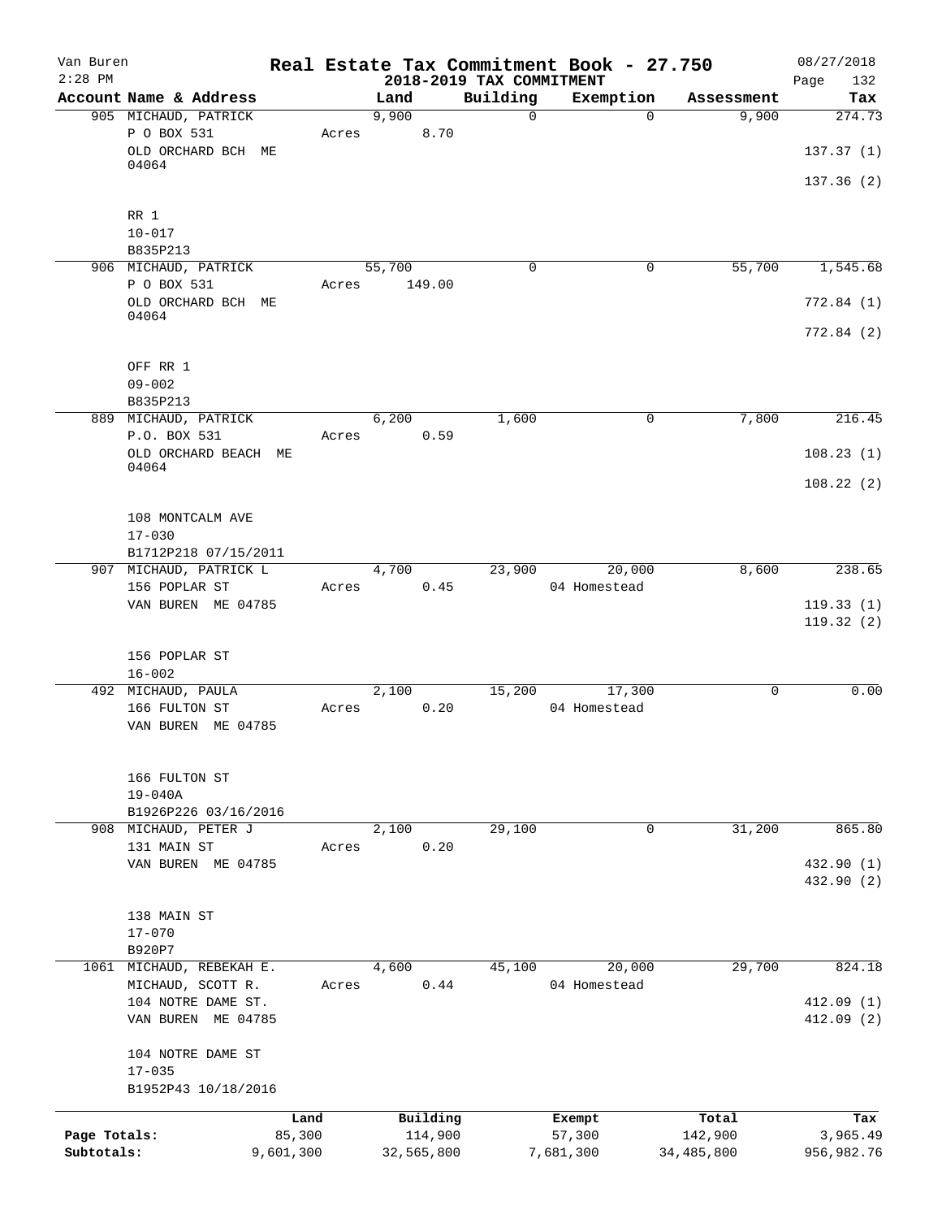# Real Estate Tax Commitment Book - 27.750

Van Buren
2:28 PM

## 2018-2019 TAX COMMITMENT

08/27/2018

| Account Name & Address | Land | Building | Exemption | Assessment | Tax |
|---|---|---|---|---|---|
| 905 MICHAUD, PATRICK | 9,900 | 0 | 0 | 9,900 | 274.73 |
| P O BOX 531 | Acres 8.70 | | | | |
| OLD ORCHARD BCH ME 04064 | | | | | 137.37 (1) |
| | | | | | 137.36 (2) |
| RR 1 | | | | | |
| 10-017 | | | | | |
| B835P213 | | | | | |
| 906 MICHAUD, PATRICK | 55,700 | 0 | 0 | 55,700 | 1,545.68 |
| P O BOX 531 | Acres 149.00 | | | | |
| OLD ORCHARD BCH ME 04064 | | | | | 772.84 (1) |
| | | | | | 772.84 (2) |
| OFF RR 1 | | | | | |
| 09-002 | | | | | |
| B835P213 | | | | | |
| 889 MICHAUD, PATRICK | 6,200 | 1,600 | 0 | 7,800 | 216.45 |
| P.O. BOX 531 | Acres 0.59 | | | | |
| OLD ORCHARD BEACH ME 04064 | | | | | 108.23 (1) |
| | | | | | 108.22 (2) |
| 108 MONTCALM AVE | | | | | |
| 17-030 | | | | | |
| B1712P218 07/15/2011 | | | | | |
| 907 MICHAUD, PATRICK L | 4,700 | 23,900 | 20,000 | 8,600 | 238.65 |
| 156 POPLAR ST | Acres 0.45 | | 04 Homestead | | |
| VAN BUREN ME 04785 | | | | | 119.33 (1) |
| | | | | | 119.32 (2) |
| 156 POPLAR ST | | | | | |
| 16-002 | | | | | |
| 492 MICHAUD, PAULA | 2,100 | 15,200 | 17,300 | 0 | 0.00 |
| 166 FULTON ST | Acres 0.20 | | 04 Homestead | | |
| VAN BUREN ME 04785 | | | | | |
| 166 FULTON ST | | | | | |
| 19-040A | | | | | |
| B1926P226 03/16/2016 | | | | | |
| 908 MICHAUD, PETER J | 2,100 | 29,100 | 0 | 31,200 | 865.80 |
| 131 MAIN ST | Acres 0.20 | | | | |
| VAN BUREN ME 04785 | | | | | 432.90 (1) |
| | | | | | 432.90 (2) |
| 138 MAIN ST | | | | | |
| 17-070 | | | | | |
| B920P7 | | | | | |
| 1061 MICHAUD, REBEKAH E. | 4,600 | 45,100 | 20,000 | 29,700 | 824.18 |
| MICHAUD, SCOTT R. | Acres 0.44 | | 04 Homestead | | |
| 104 NOTRE DAME ST. | | | | | 412.09 (1) |
| VAN BUREN ME 04785 | | | | | 412.09 (2) |
| 104 NOTRE DAME ST | | | | | |
| 17-035 | | | | | |
| B1952P43 10/18/2016 | | | | | |

| | Land | Building | Exempt | Total | Tax |
|---|---|---|---|---|---|
| Page Totals: | 85,300 | 114,900 | 57,300 | 142,900 | 3,965.49 |
| Subtotals: | 9,601,300 | 32,565,800 | 7,681,300 | 34,485,800 | 956,982.76 |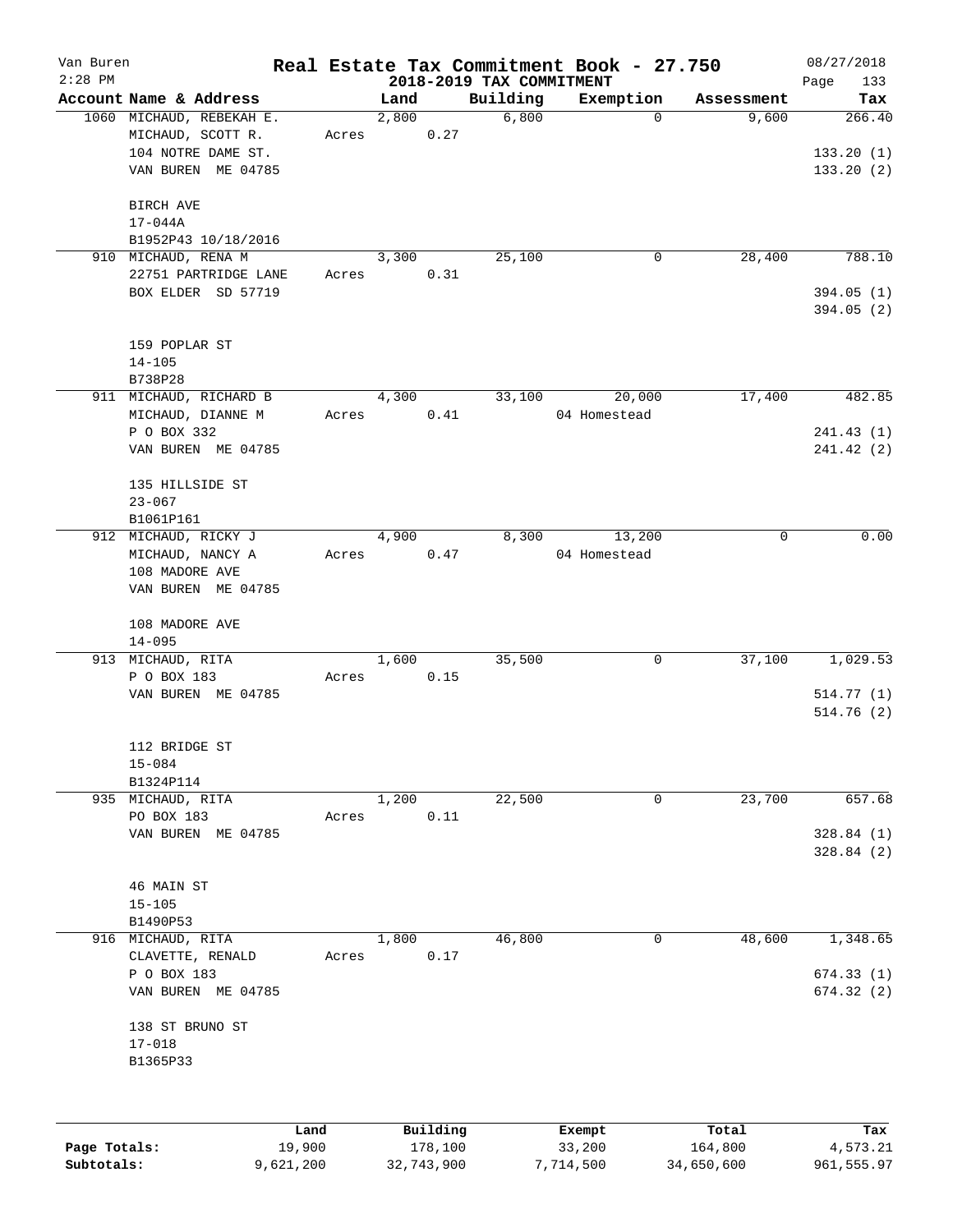# Real Estate Tax Commitment Book - 27.750

Van Buren
2:28 PM

## 2018-2019 TAX COMMITMENT

08/27/2018

| Account Name & Address | Land | Building | Exemption | Assessment | Tax |
|---|---|---|---|---|---|
| 1060 MICHAUD, REBEKAH E. | 2,800 | 6,800 | 0 | 9,600 | 266.40 |
| MICHAUD, SCOTT R. | Acres 0.27 | | | | |
| 104 NOTRE DAME ST. | | | | | 133.20 (1) |
| VAN BUREN ME 04785 | | | | | 133.20 (2) |
| BIRCH AVE | | | | | |
| 17-044A | | | | | |
| B1952P43 10/18/2016 | | | | | |
| 910 MICHAUD, RENA M | 3,300 | 25,100 | 0 | 28,400 | 788.10 |
| 22751 PARTRIDGE LANE | Acres 0.31 | | | | |
| BOX ELDER SD 57719 | | | | | 394.05 (1) |
| | | | | | 394.05 (2) |
| 159 POPLAR ST | | | | | |
| 14-105 | | | | | |
| B738P28 | | | | | |
| 911 MICHAUD, RICHARD B | 4,300 | 33,100 | 20,000 | 17,400 | 482.85 |
| MICHAUD, DIANNE M | Acres 0.41 | | 04 Homestead | | |
| P O BOX 332 | | | | | 241.43 (1) |
| VAN BUREN ME 04785 | | | | | 241.42 (2) |
| 135 HILLSIDE ST | | | | | |
| 23-067 | | | | | |
| B1061P161 | | | | | |
| 912 MICHAUD, RICKY J | 4,900 | 8,300 | 13,200 | 0 | 0.00 |
| MICHAUD, NANCY A | Acres 0.47 | | 04 Homestead | | |
| 108 MADORE AVE | | | | | |
| VAN BUREN ME 04785 | | | | | |
| 108 MADORE AVE | | | | | |
| 14-095 | | | | | |
| 913 MICHAUD, RITA | 1,600 | 35,500 | 0 | 37,100 | 1,029.53 |
| P O BOX 183 | Acres 0.15 | | | | |
| VAN BUREN ME 04785 | | | | | 514.77 (1) |
| | | | | | 514.76 (2) |
| 112 BRIDGE ST | | | | | |
| 15-084 | | | | | |
| B1324P114 | | | | | |
| 935 MICHAUD, RITA | 1,200 | 22,500 | 0 | 23,700 | 657.68 |
| PO BOX 183 | Acres 0.11 | | | | |
| VAN BUREN ME 04785 | | | | | 328.84 (1) |
| | | | | | 328.84 (2) |
| 46 MAIN ST | | | | | |
| 15-105 | | | | | |
| B1490P53 | | | | | |
| 916 MICHAUD, RITA | 1,800 | 46,800 | 0 | 48,600 | 1,348.65 |
| CLAVETTE, RENALD | Acres 0.17 | | | | |
| P O BOX 183 | | | | | 674.33 (1) |
| VAN BUREN ME 04785 | | | | | 674.32 (2) |
| 138 ST BRUNO ST | | | | | |
| 17-018 | | | | | |
| B1365P33 | | | | | |

| | Land | Building | Exempt | Total | Tax |
|---|---|---|---|---|---|
| Page Totals: | 19,900 | 178,100 | 33,200 | 164,800 | 4,573.21 |
| Subtotals: | 9,621,200 | 32,743,900 | 7,714,500 | 34,650,600 | 961,555.97 |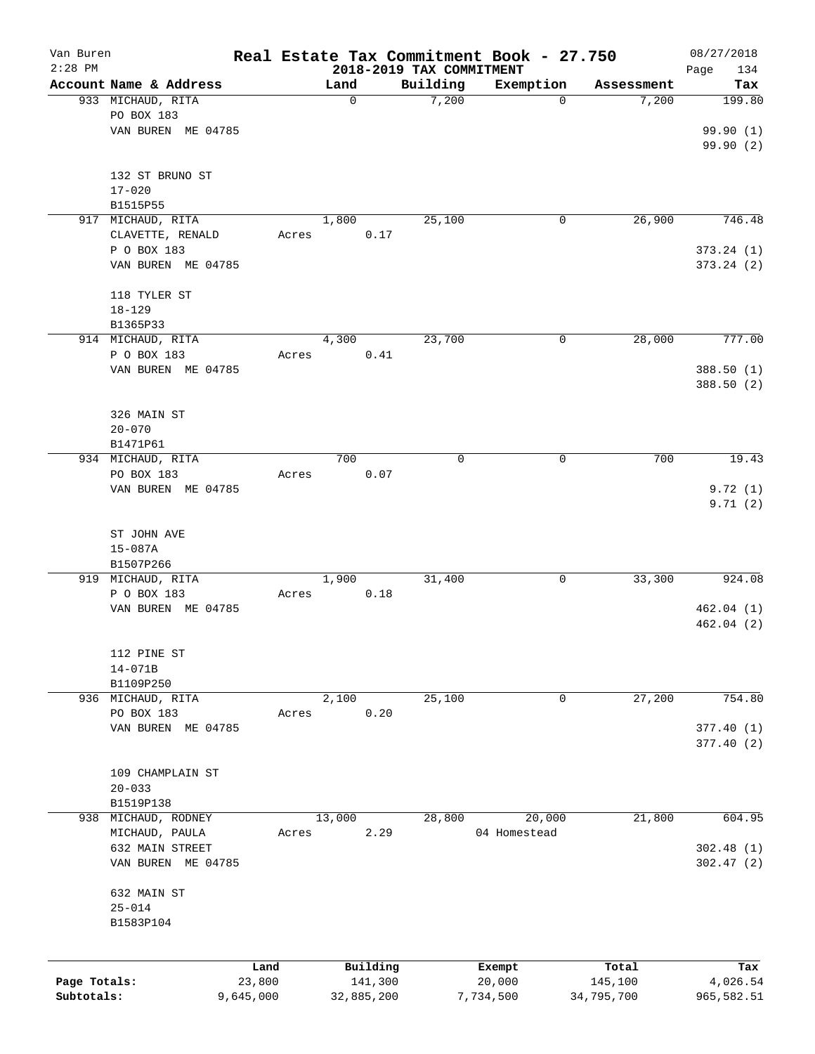Van Buren
2:28 PM

# Real Estate Tax Commitment Book - 27.750

## 2018-2019 TAX COMMITMENT

08/27/2018

| Account Name & Address | Land | Building | Exemption | Assessment | Tax |
|---|---|---|---|---|---|
| 933 MICHAUD, RITA<br>PO BOX 183<br>VAN BUREN ME 04785<br><br>132 ST BRUNO ST<br>17-020<br>B1515P55 | 0 | 7,200 | 0 | 7,200 | 199.80<br><br>99.90 (1)<br>99.90 (2) |
| 917 MICHAUD, RITA<br>CLAVETTE, RENALD<br>P O BOX 183<br>VAN BUREN ME 04785<br><br>118 TYLER ST<br>18-129<br>B1365P33 | 1,800<br>Acres 0.17 | 25,100 | 0 | 26,900 | 746.48<br><br>373.24 (1)<br>373.24 (2) |
| 914 MICHAUD, RITA<br>P O BOX 183<br>VAN BUREN ME 04785<br><br>326 MAIN ST<br>20-070<br>B1471P61 | 4,300<br>Acres 0.41 | 23,700 | 0 | 28,000 | 777.00<br><br>388.50 (1)<br>388.50 (2) |
| 934 MICHAUD, RITA<br>PO BOX 183<br>VAN BUREN ME 04785<br><br>ST JOHN AVE<br>15-087A<br>B1507P266 | 700<br>Acres 0.07 | 0 | 0 | 700 | 19.43<br><br>9.72 (1)<br>9.71 (2) |
| 919 MICHAUD, RITA<br>P O BOX 183<br>VAN BUREN ME 04785<br><br>112 PINE ST<br>14-071B<br>B1109P250 | 1,900<br>Acres 0.18 | 31,400 | 0 | 33,300 | 924.08<br><br>462.04 (1)<br>462.04 (2) |
| 936 MICHAUD, RITA<br>PO BOX 183<br>VAN BUREN ME 04785<br><br>109 CHAMPLAIN ST<br>20-033<br>B1519P138 | 2,100<br>Acres 0.20 | 25,100 | 0 | 27,200 | 754.80<br><br>377.40 (1)<br>377.40 (2) |
| 938 MICHAUD, RODNEY<br>MICHAUD, PAULA<br>632 MAIN STREET<br>VAN BUREN ME 04785<br><br>632 MAIN ST<br>25-014<br>B1583P104 | 13,000<br>Acres 2.29 | 28,800 | 20,000<br>04 Homestead | 21,800 | 604.95<br><br>302.48 (1)<br>302.47 (2) |

| | Land | Building | Exempt | Total | Tax |
|---|---|---|---|---|---|
| Page Totals: | 23,800 | 141,300 | 20,000 | 145,100 | 4,026.54 |
| Subtotals: | 9,645,000 | 32,885,200 | 7,734,500 | 34,795,700 | 965,582.51 |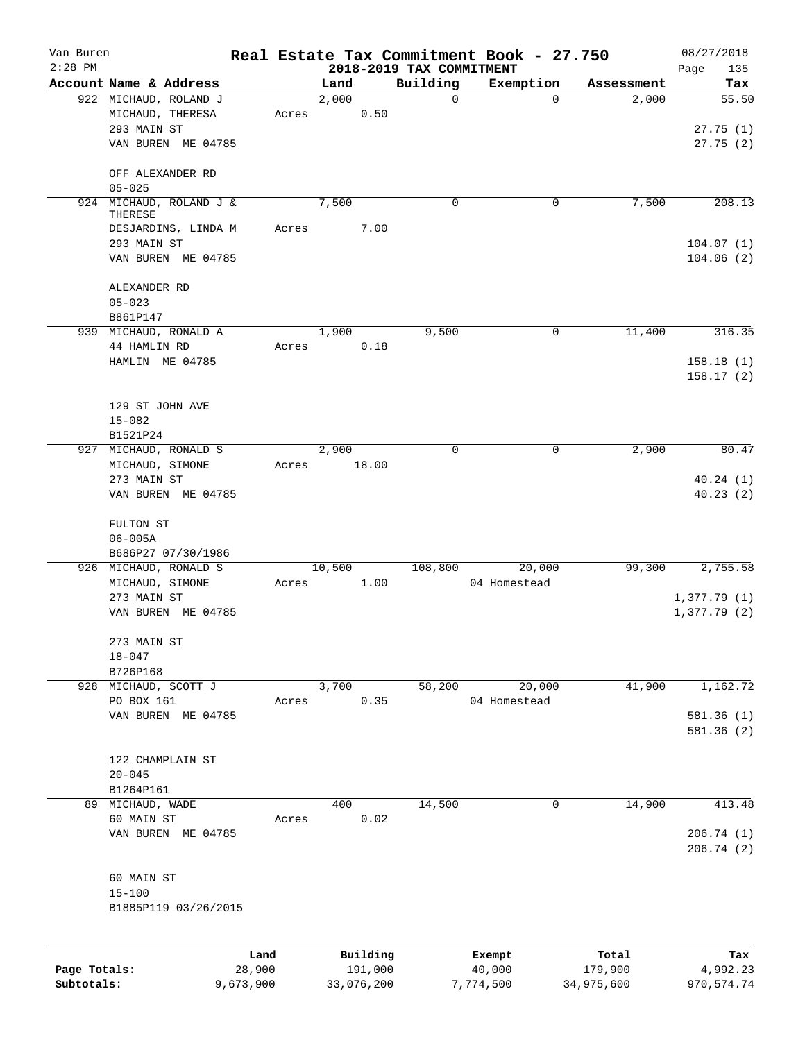Van Buren
2:28 PM

# Real Estate Tax Commitment Book - 27.750

## 2018-2019 TAX COMMITMENT

08/27/2018

| Account Name & Address | Land | Building | Exemption | Assessment | Tax |
|---|---|---|---|---|---|
| 922 MICHAUD, ROLAND J | 2,000 | 0 | 0 | 2,000 | 55.50 |
| MICHAUD, THERESA | Acres 0.50 | | | | |
| 293 MAIN ST | | | | | 27.75 (1) |
| VAN BUREN ME 04785 | | | | | 27.75 (2) |
| OFF ALEXANDER RD | | | | | |
| 05-025 | | | | | |
| 924 MICHAUD, ROLAND J & THERESE | 7,500 | 0 | 0 | 7,500 | 208.13 |
| DESJARDINS, LINDA M | Acres 7.00 | | | | |
| 293 MAIN ST | | | | | 104.07 (1) |
| VAN BUREN ME 04785 | | | | | 104.06 (2) |
| ALEXANDER RD | | | | | |
| 05-023 | | | | | |
| B861P147 | | | | | |
| 939 MICHAUD, RONALD A | 1,900 | 9,500 | 0 | 11,400 | 316.35 |
| 44 HAMLIN RD | Acres 0.18 | | | | |
| HAMLIN ME 04785 | | | | | 158.18 (1) |
| | | | | | 158.17 (2) |
| 129 ST JOHN AVE | | | | | |
| 15-082 | | | | | |
| B1521P24 | | | | | |
| 927 MICHAUD, RONALD S | 2,900 | 0 | 0 | 2,900 | 80.47 |
| MICHAUD, SIMONE | Acres 18.00 | | | | |
| 273 MAIN ST | | | | | 40.24 (1) |
| VAN BUREN ME 04785 | | | | | 40.23 (2) |
| FULTON ST | | | | | |
| 06-005A | | | | | |
| B686P27 07/30/1986 | | | | | |
| 926 MICHAUD, RONALD S | 10,500 | 108,800 | 20,000 | 99,300 | 2,755.58 |
| MICHAUD, SIMONE | Acres 1.00 | | 04 Homestead | | |
| 273 MAIN ST | | | | | 1,377.79 (1) |
| VAN BUREN ME 04785 | | | | | 1,377.79 (2) |
| 273 MAIN ST | | | | | |
| 18-047 | | | | | |
| B726P168 | | | | | |
| 928 MICHAUD, SCOTT J | 3,700 | 58,200 | 20,000 | 41,900 | 1,162.72 |
| PO BOX 161 | Acres 0.35 | | 04 Homestead | | |
| VAN BUREN ME 04785 | | | | | 581.36 (1) |
| | | | | | 581.36 (2) |
| 122 CHAMPLAIN ST | | | | | |
| 20-045 | | | | | |
| B1264P161 | | | | | |
| 89 MICHAUD, WADE | 400 | 14,500 | 0 | 14,900 | 413.48 |
| 60 MAIN ST | Acres 0.02 | | | | |
| VAN BUREN ME 04785 | | | | | 206.74 (1) |
| | | | | | 206.74 (2) |
| 60 MAIN ST | | | | | |
| 15-100 | | | | | |
| B1885P119 03/26/2015 | | | | | |

| | Land | Building | Exempt | Total | Tax |
|---|---|---|---|---|---|
| Page Totals: | 28,900 | 191,000 | 40,000 | 179,900 | 4,992.23 |
| Subtotals: | 9,673,900 | 33,076,200 | 7,774,500 | 34,975,600 | 970,574.74 |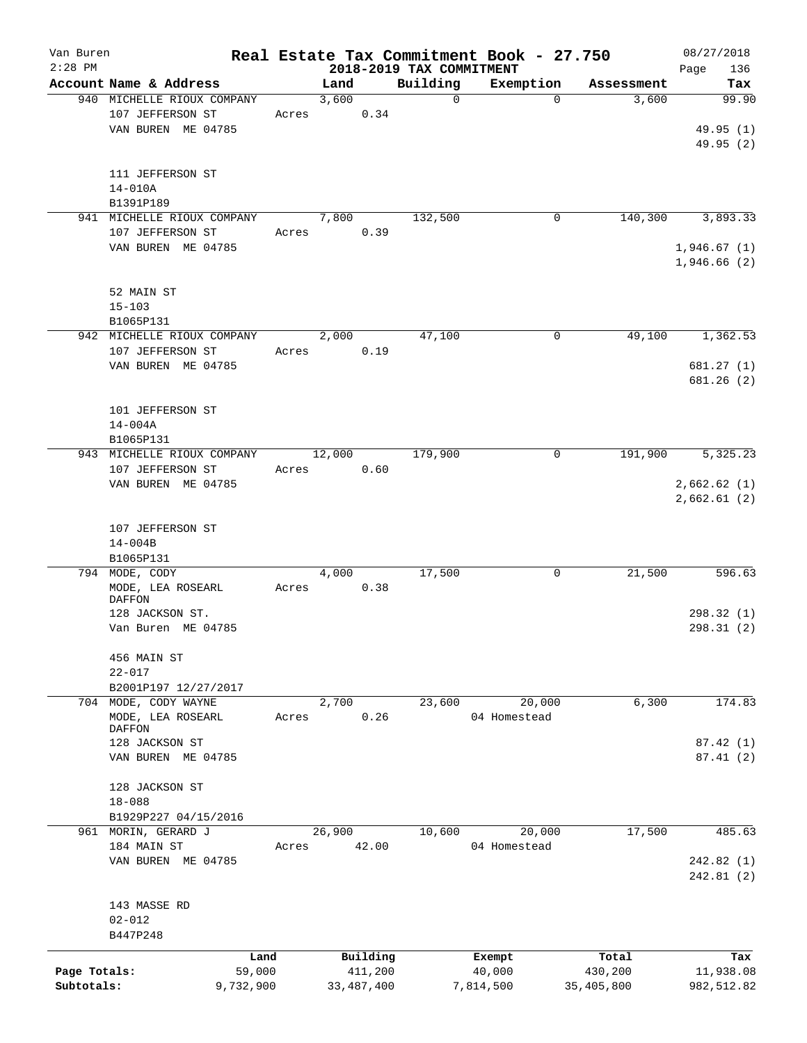Van Buren — Real Estate Tax Commitment Book - 27.750 — 08/27/2018
2:28 PM — 2018-2019 TAX COMMITMENT

| Account Name & Address | Land | Building | Exemption | Assessment | Tax |
|---|---|---|---|---|---|
| 940 MICHELLE RIOUX COMPANY<br>107 JEFFERSON ST<br>VAN BUREN ME 04785<br><br>111 JEFFERSON ST<br>14-010A<br>B1391P189 | 3,600<br>Acres 0.34 | 0 | 0 | 3,600 | 99.90<br><br>49.95 (1)<br>49.95 (2) |
| 941 MICHELLE RIOUX COMPANY<br>107 JEFFERSON ST<br>VAN BUREN ME 04785<br><br>52 MAIN ST<br>15-103<br>B1065P131 | 7,800<br>Acres 0.39 | 132,500 | 0 | 140,300 | 3,893.33<br><br>1,946.67 (1)<br>1,946.66 (2) |
| 942 MICHELLE RIOUX COMPANY<br>107 JEFFERSON ST<br>VAN BUREN ME 04785<br><br>101 JEFFERSON ST<br>14-004A<br>B1065P131 | 2,000<br>Acres 0.19 | 47,100 | 0 | 49,100 | 1,362.53<br><br>681.27 (1)<br>681.26 (2) |
| 943 MICHELLE RIOUX COMPANY<br>107 JEFFERSON ST<br>VAN BUREN ME 04785<br><br>107 JEFFERSON ST<br>14-004B<br>B1065P131 | 12,000<br>Acres 0.60 | 179,900 | 0 | 191,900 | 5,325.23<br><br>2,662.62 (1)<br>2,662.61 (2) |
| 794 MODE, CODY<br>MODE, LEA ROSEARL DAFFON<br>128 JACKSON ST.<br>Van Buren ME 04785<br><br>456 MAIN ST<br>22-017<br>B2001P197 12/27/2017 | 4,000<br>Acres 0.38 | 17,500 | 0 | 21,500 | 596.63<br><br>298.32 (1)<br>298.31 (2) |
| 704 MODE, CODY WAYNE<br>MODE, LEA ROSEARL DAFFON<br>128 JACKSON ST<br>VAN BUREN ME 04785<br><br>128 JACKSON ST<br>18-088<br>B1929P227 04/15/2016 | 2,700<br>Acres 0.26 | 23,600 | 20,000<br>04 Homestead | 6,300 | 174.83<br><br>87.42 (1)<br>87.41 (2) |
| 961 MORIN, GERARD J<br>184 MAIN ST<br>VAN BUREN ME 04785<br><br>143 MASSE RD<br>02-012<br>B447P248 | 26,900<br>Acres 42.00 | 10,600 | 20,000<br>04 Homestead | 17,500 | 485.63<br><br>242.82 (1)<br>242.81 (2) |

| | Land | Building | Exempt | Total | Tax |
|---|---|---|---|---|---|
| Page Totals: | 59,000 | 411,200 | 40,000 | 430,200 | 11,938.08 |
| Subtotals: | 9,732,900 | 33,487,400 | 7,814,500 | 35,405,800 | 982,512.82 |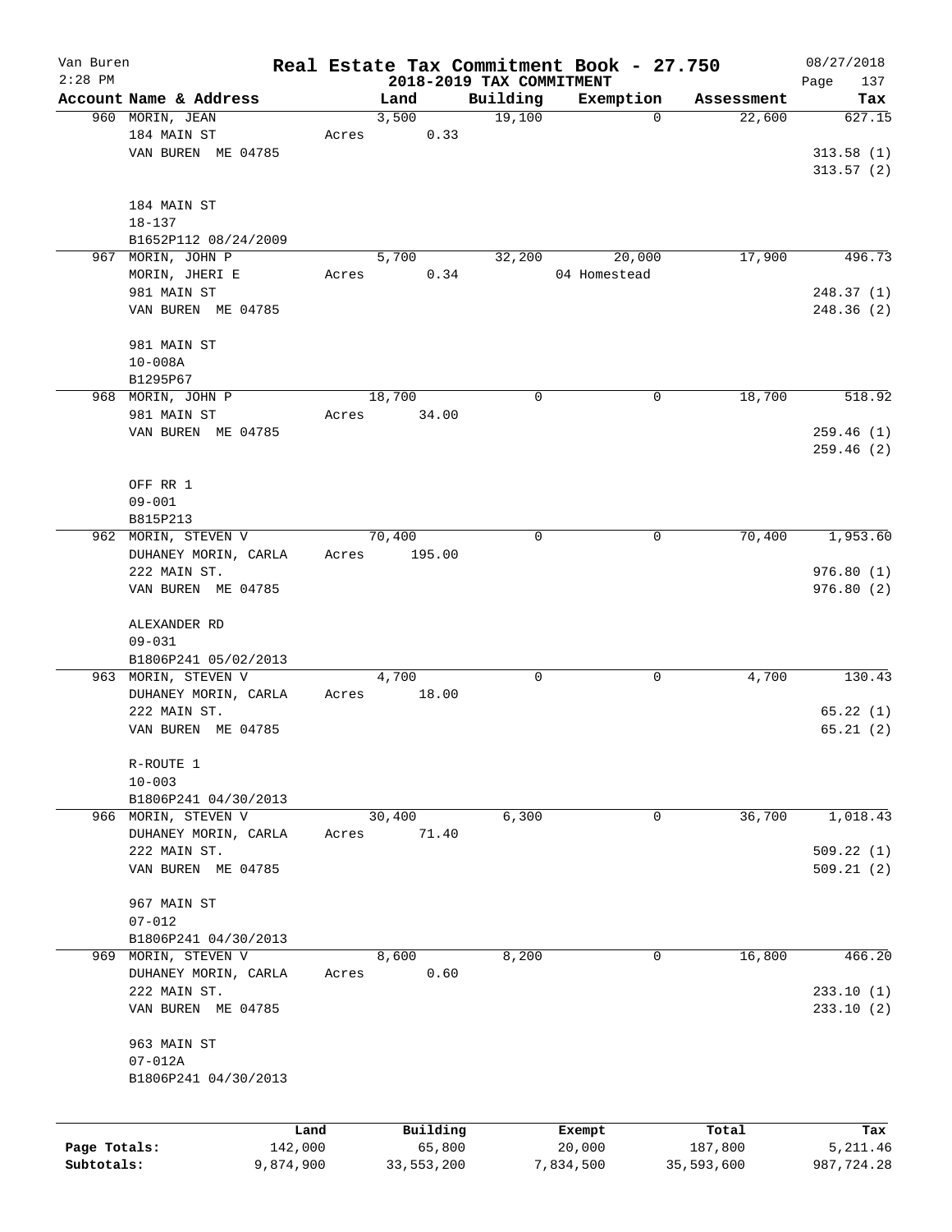# Real Estate Tax Commitment Book - 27.750

Van Buren
2:28 PM

2018-2019 TAX COMMITMENT

08/27/2018
Page 137

| Account Name & Address | Land | Building | Exemption | Assessment | Tax |
|---|---|---|---|---|---|
| 960 MORIN, JEAN | 3,500 | 19,100 | 0 | 22,600 | 627.15 |
| 184 MAIN ST | Acres 0.33 | | | | |
| VAN BUREN ME 04785 | | | | | 313.58 (1) |
| | | | | | 313.57 (2) |
| 184 MAIN ST | | | | | |
| 18-137 | | | | | |
| B1652P112 08/24/2009 | | | | | |
| 967 MORIN, JOHN P | 5,700 | 32,200 | 20,000 | 17,900 | 496.73 |
| MORIN, JHERI E | Acres 0.34 | | 04 Homestead | | |
| 981 MAIN ST | | | | | 248.37 (1) |
| VAN BUREN ME 04785 | | | | | 248.36 (2) |
| 981 MAIN ST | | | | | |
| 10-008A | | | | | |
| B1295P67 | | | | | |
| 968 MORIN, JOHN P | 18,700 | 0 | 0 | 18,700 | 518.92 |
| 981 MAIN ST | Acres 34.00 | | | | |
| VAN BUREN ME 04785 | | | | | 259.46 (1) |
| | | | | | 259.46 (2) |
| OFF RR 1 | | | | | |
| 09-001 | | | | | |
| B815P213 | | | | | |
| 962 MORIN, STEVEN V | 70,400 | 0 | 0 | 70,400 | 1,953.60 |
| DUHANEY MORIN, CARLA | Acres 195.00 | | | | |
| 222 MAIN ST. | | | | | 976.80 (1) |
| VAN BUREN ME 04785 | | | | | 976.80 (2) |
| ALEXANDER RD | | | | | |
| 09-031 | | | | | |
| B1806P241 05/02/2013 | | | | | |
| 963 MORIN, STEVEN V | 4,700 | 0 | 0 | 4,700 | 130.43 |
| DUHANEY MORIN, CARLA | Acres 18.00 | | | | |
| 222 MAIN ST. | | | | | 65.22 (1) |
| VAN BUREN ME 04785 | | | | | 65.21 (2) |
| R-ROUTE 1 | | | | | |
| 10-003 | | | | | |
| B1806P241 04/30/2013 | | | | | |
| 966 MORIN, STEVEN V | 30,400 | 6,300 | 0 | 36,700 | 1,018.43 |
| DUHANEY MORIN, CARLA | Acres 71.40 | | | | |
| 222 MAIN ST. | | | | | 509.22 (1) |
| VAN BUREN ME 04785 | | | | | 509.21 (2) |
| 967 MAIN ST | | | | | |
| 07-012 | | | | | |
| B1806P241 04/30/2013 | | | | | |
| 969 MORIN, STEVEN V | 8,600 | 8,200 | 0 | 16,800 | 466.20 |
| DUHANEY MORIN, CARLA | Acres 0.60 | | | | |
| 222 MAIN ST. | | | | | 233.10 (1) |
| VAN BUREN ME 04785 | | | | | 233.10 (2) |
| 963 MAIN ST | | | | | |
| 07-012A | | | | | |
| B1806P241 04/30/2013 | | | | | |

| | Land | Building | Exempt | Total | Tax |
|---|---|---|---|---|---|
| Page Totals: | 142,000 | 65,800 | 20,000 | 187,800 | 5,211.46 |
| Subtotals: | 9,874,900 | 33,553,200 | 7,834,500 | 35,593,600 | 987,724.28 |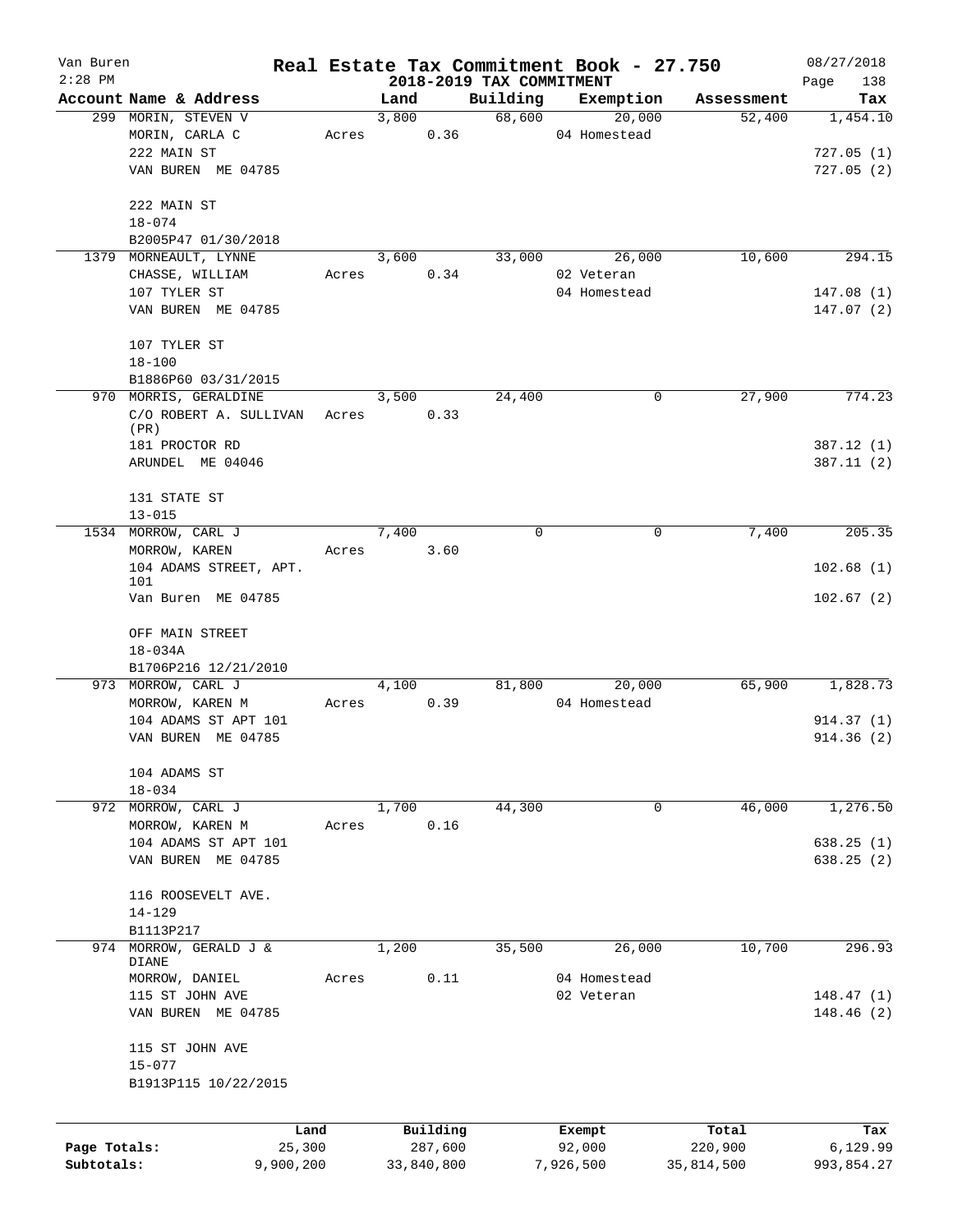# Real Estate Tax Commitment Book - 27.750

Van Buren
2:28 PM

2018-2019 TAX COMMITMENT

08/27/2018

| Account Name & Address | Land | Building | Exemption | Assessment | Tax |
|---|---|---|---|---|---|
| 299 MORIN, STEVEN V | 3,800 | 68,600 | 20,000 | 52,400 | 1,454.10 |
| MORIN, CARLA C | Acres 0.36 | | 04 Homestead | | |
| 222 MAIN ST | | | | | 727.05 (1) |
| VAN BUREN ME 04785 | | | | | 727.05 (2) |
| 222 MAIN ST | | | | | |
| 18-074 | | | | | |
| B2005P47 01/30/2018 | | | | | |
| 1379 MORNEAULT, LYNNE | 3,600 | 33,000 | 26,000 | 10,600 | 294.15 |
| CHASSE, WILLIAM | Acres 0.34 | | 02 Veteran | | |
| 107 TYLER ST | | | 04 Homestead | | 147.08 (1) |
| VAN BUREN ME 04785 | | | | | 147.07 (2) |
| 107 TYLER ST | | | | | |
| 18-100 | | | | | |
| B1886P60 03/31/2015 | | | | | |
| 970 MORRIS, GERALDINE | 3,500 | 24,400 | 0 | 27,900 | 774.23 |
| C/O ROBERT A. SULLIVAN (PR) | Acres 0.33 | | | | |
| 181 PROCTOR RD | | | | | 387.12 (1) |
| ARUNDEL ME 04046 | | | | | 387.11 (2) |
| 131 STATE ST | | | | | |
| 13-015 | | | | | |
| 1534 MORROW, CARL J | 7,400 | 0 | 0 | 7,400 | 205.35 |
| MORROW, KAREN | Acres 3.60 | | | | |
| 104 ADAMS STREET, APT. 101 | | | | | 102.68 (1) |
| Van Buren ME 04785 | | | | | 102.67 (2) |
| OFF MAIN STREET | | | | | |
| 18-034A | | | | | |
| B1706P216 12/21/2010 | | | | | |
| 973 MORROW, CARL J | 4,100 | 81,800 | 20,000 | 65,900 | 1,828.73 |
| MORROW, KAREN M | Acres 0.39 | | 04 Homestead | | |
| 104 ADAMS ST APT 101 | | | | | 914.37 (1) |
| VAN BUREN ME 04785 | | | | | 914.36 (2) |
| 104 ADAMS ST | | | | | |
| 18-034 | | | | | |
| 972 MORROW, CARL J | 1,700 | 44,300 | 0 | 46,000 | 1,276.50 |
| MORROW, KAREN M | Acres 0.16 | | | | |
| 104 ADAMS ST APT 101 | | | | | 638.25 (1) |
| VAN BUREN ME 04785 | | | | | 638.25 (2) |
| 116 ROOSEVELT AVE. | | | | | |
| 14-129 | | | | | |
| B1113P217 | | | | | |
| 974 MORROW, GERALD J & DIANE | 1,200 | 35,500 | 26,000 | 10,700 | 296.93 |
| MORROW, DANIEL | Acres 0.11 | | 04 Homestead | | |
| 115 ST JOHN AVE | | | 02 Veteran | | 148.47 (1) |
| VAN BUREN ME 04785 | | | | | 148.46 (2) |
| 115 ST JOHN AVE | | | | | |
| 15-077 | | | | | |
| B1913P115 10/22/2015 | | | | | |

| | Land | Building | Exempt | Total | Tax |
|---|---|---|---|---|---|
| Page Totals: | 25,300 | 287,600 | 92,000 | 220,900 | 6,129.99 |
| Subtotals: | 9,900,200 | 33,840,800 | 7,926,500 | 35,814,500 | 993,854.27 |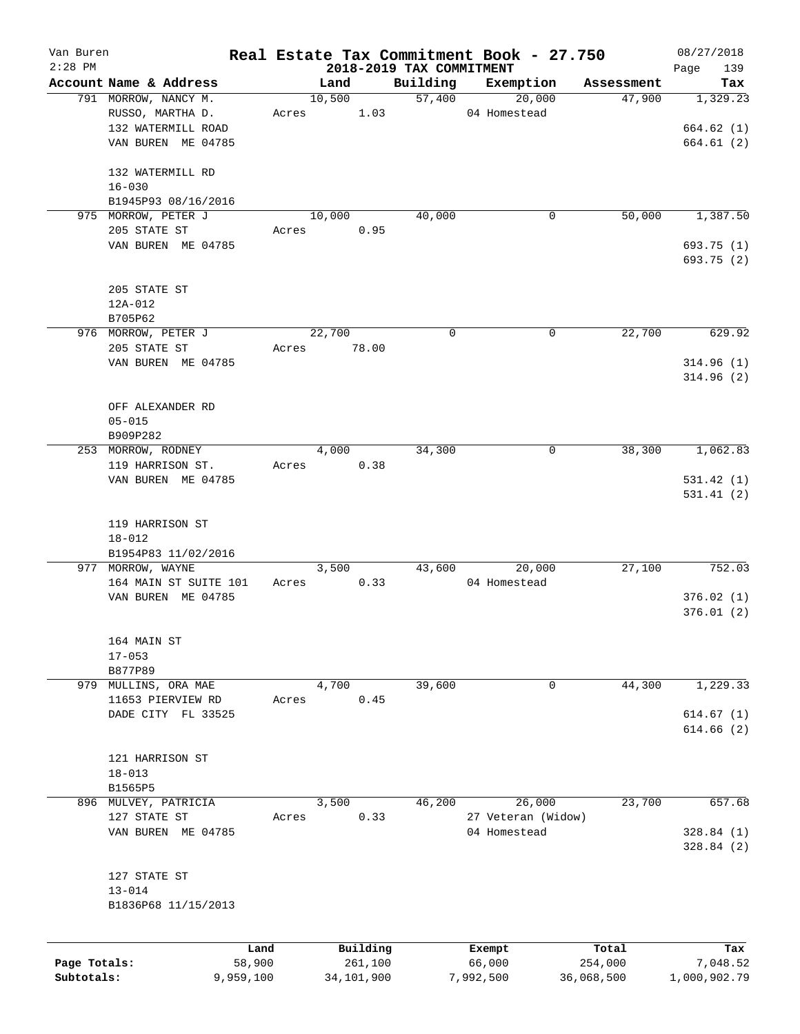Van Buren
2:28 PM

# Real Estate Tax Commitment Book - 27.750

## 2018-2019 TAX COMMITMENT

08/27/2018
Page 139

| Account Name & Address | Land | Building | Exemption | Assessment | Tax |
|---|---|---|---|---|---|
| 791 MORROW, NANCY M. | 10,500 | 57,400 | 20,000 | 47,900 | 1,329.23 |
| RUSSO, MARTHA D. | Acres 1.03 | | 04 Homestead | | |
| 132 WATERMILL ROAD | | | | | 664.62 (1) |
| VAN BUREN ME 04785 | | | | | 664.61 (2) |
| 132 WATERMILL RD | | | | | |
| 16-030 | | | | | |
| B1945P93 08/16/2016 | | | | | |
| 975 MORROW, PETER J | 10,000 | 40,000 | 0 | 50,000 | 1,387.50 |
| 205 STATE ST | Acres 0.95 | | | | |
| VAN BUREN ME 04785 | | | | | 693.75 (1) |
| | | | | | 693.75 (2) |
| 205 STATE ST | | | | | |
| 12A-012 | | | | | |
| B705P62 | | | | | |
| 976 MORROW, PETER J | 22,700 | 0 | 0 | 22,700 | 629.92 |
| 205 STATE ST | Acres 78.00 | | | | |
| VAN BUREN ME 04785 | | | | | 314.96 (1) |
| | | | | | 314.96 (2) |
| OFF ALEXANDER RD | | | | | |
| 05-015 | | | | | |
| B909P282 | | | | | |
| 253 MORROW, RODNEY | 4,000 | 34,300 | 0 | 38,300 | 1,062.83 |
| 119 HARRISON ST. | Acres 0.38 | | | | |
| VAN BUREN ME 04785 | | | | | 531.42 (1) |
| | | | | | 531.41 (2) |
| 119 HARRISON ST | | | | | |
| 18-012 | | | | | |
| B1954P83 11/02/2016 | | | | | |
| 977 MORROW, WAYNE | 3,500 | 43,600 | 20,000 | 27,100 | 752.03 |
| 164 MAIN ST SUITE 101 | Acres 0.33 | | 04 Homestead | | |
| VAN BUREN ME 04785 | | | | | 376.02 (1) |
| | | | | | 376.01 (2) |
| 164 MAIN ST | | | | | |
| 17-053 | | | | | |
| B877P89 | | | | | |
| 979 MULLINS, ORA MAE | 4,700 | 39,600 | 0 | 44,300 | 1,229.33 |
| 11653 PIERVIEW RD | Acres 0.45 | | | | |
| DADE CITY FL 33525 | | | | | 614.67 (1) |
| | | | | | 614.66 (2) |
| 121 HARRISON ST | | | | | |
| 18-013 | | | | | |
| B1565P5 | | | | | |
| 896 MULVEY, PATRICIA | 3,500 | 46,200 | 26,000 | 23,700 | 657.68 |
| 127 STATE ST | Acres 0.33 | | 27 Veteran (Widow) | | |
| VAN BUREN ME 04785 | | | 04 Homestead | | 328.84 (1) |
| | | | | | 328.84 (2) |
| 127 STATE ST | | | | | |
| 13-014 | | | | | |
| B1836P68 11/15/2013 | | | | | |

| | Land | Building | Exempt | Total | Tax |
|---|---|---|---|---|---|
| Page Totals: | 58,900 | 261,100 | 66,000 | 254,000 | 7,048.52 |
| Subtotals: | 9,959,100 | 34,101,900 | 7,992,500 | 36,068,500 | 1,000,902.79 |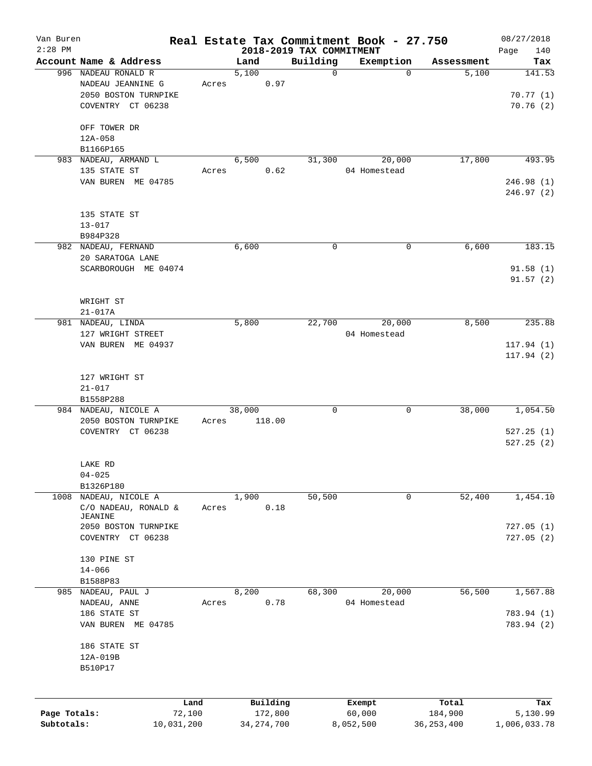# Real Estate Tax Commitment Book - 27.750

## 2018-2019 TAX COMMITMENT

Van Buren
2:28 PM

08/27/2018

| Account Name & Address | Land | Building | Exemption | Assessment | Tax |
|---|---|---|---|---|---|
| 996 NADEAU RONALD R | 5,100 | 0 | 0 | 5,100 | 141.53 |
| NADEAU JEANNINE G | Acres 0.97 | | | | |
| 2050 BOSTON TURNPIKE | | | | | 70.77 (1) |
| COVENTRY CT 06238 | | | | | 70.76 (2) |
| OFF TOWER DR | | | | | |
| 12A-058 | | | | | |
| B1166P165 | | | | | |
| 983 NADEAU, ARMAND L | 6,500 | 31,300 | 20,000 | 17,800 | 493.95 |
| 135 STATE ST | Acres 0.62 | | 04 Homestead | | |
| VAN BUREN ME 04785 | | | | | 246.98 (1) |
| | | | | | 246.97 (2) |
| 135 STATE ST | | | | | |
| 13-017 | | | | | |
| B984P328 | | | | | |
| 982 NADEAU, FERNAND | 6,600 | 0 | 0 | 6,600 | 183.15 |
| 20 SARATOGA LANE | | | | | |
| SCARBOROUGH ME 04074 | | | | | 91.58 (1) |
| | | | | | 91.57 (2) |
| WRIGHT ST | | | | | |
| 21-017A | | | | | |
| 981 NADEAU, LINDA | 5,800 | 22,700 | 20,000 | 8,500 | 235.88 |
| 127 WRIGHT STREET | | | 04 Homestead | | |
| VAN BUREN ME 04937 | | | | | 117.94 (1) |
| | | | | | 117.94 (2) |
| 127 WRIGHT ST | | | | | |
| 21-017 | | | | | |
| B1558P288 | | | | | |
| 984 NADEAU, NICOLE A | 38,000 | 0 | 0 | 38,000 | 1,054.50 |
| 2050 BOSTON TURNPIKE | Acres 118.00 | | | | |
| COVENTRY CT 06238 | | | | | 527.25 (1) |
| | | | | | 527.25 (2) |
| LAKE RD | | | | | |
| 04-025 | | | | | |
| B1326P180 | | | | | |
| 1008 NADEAU, NICOLE A | 1,900 | 50,500 | 0 | 52,400 | 1,454.10 |
| C/O NADEAU, RONALD & JEANINE | Acres 0.18 | | | | |
| 2050 BOSTON TURNPIKE | | | | | 727.05 (1) |
| COVENTRY CT 06238 | | | | | 727.05 (2) |
| 130 PINE ST | | | | | |
| 14-066 | | | | | |
| B1588P83 | | | | | |
| 985 NADEAU, PAUL J | 8,200 | 68,300 | 20,000 | 56,500 | 1,567.88 |
| NADEAU, ANNE | Acres 0.78 | | 04 Homestead | | |
| 186 STATE ST | | | | | 783.94 (1) |
| VAN BUREN ME 04785 | | | | | 783.94 (2) |
| 186 STATE ST | | | | | |
| 12A-019B | | | | | |
| B510P17 | | | | | |

| | Land | Building | Exempt | Total | Tax |
|---|---|---|---|---|---|
| Page Totals: | 72,100 | 172,800 | 60,000 | 184,900 | 5,130.99 |
| Subtotals: | 10,031,200 | 34,274,700 | 8,052,500 | 36,253,400 | 1,006,033.78 |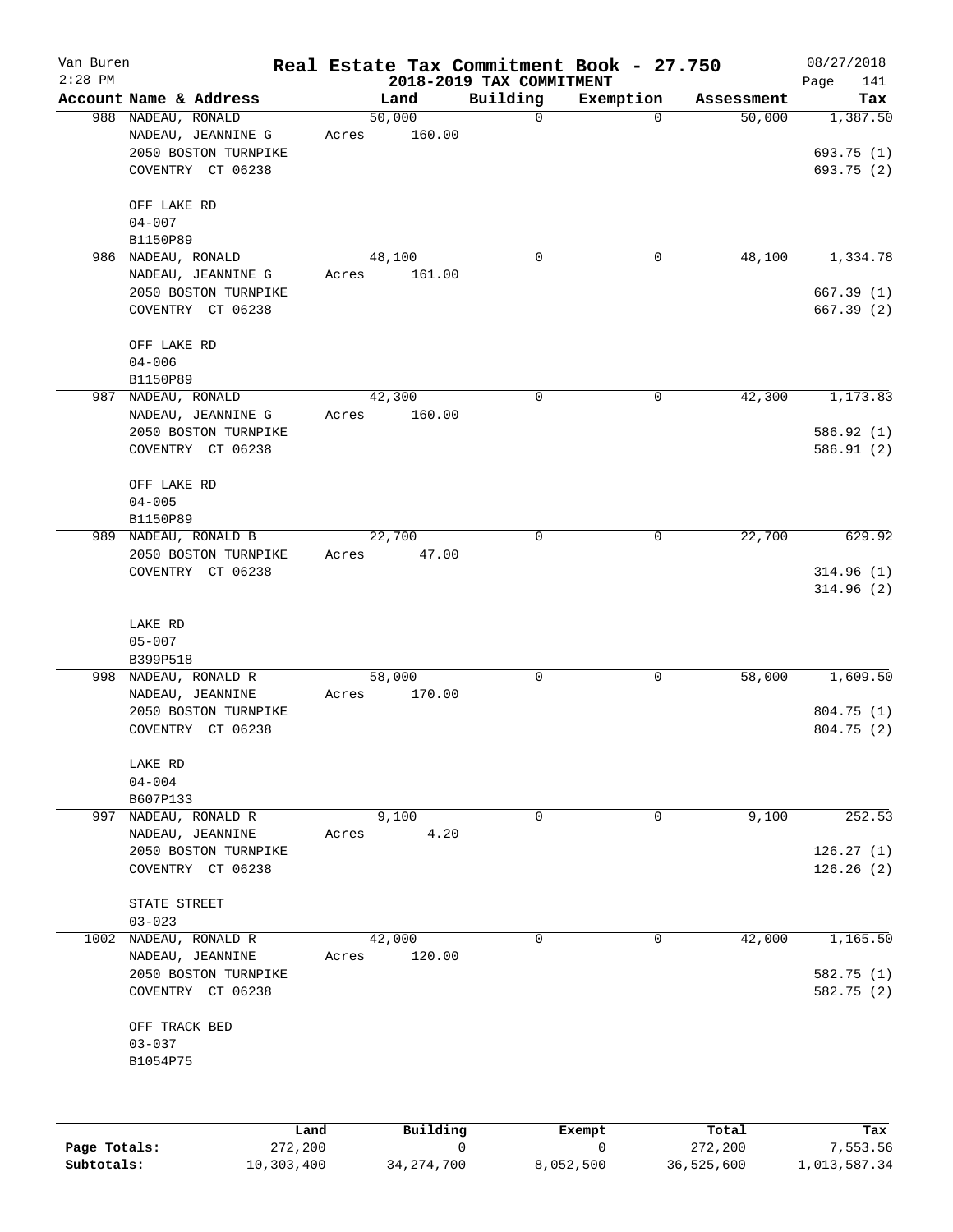Van Buren  
2:28 PM

# Real Estate Tax Commitment Book - 27.750

## 2018-2019 TAX COMMITMENT

08/27/2018  
Page 141

| Account Name & Address | Land | Building | Exemption | Assessment | Tax |
|---|---|---|---|---|---|
| 988 NADEAU, RONALD<br>NADEAU, JEANNINE G<br>2050 BOSTON TURNPIKE<br>COVENTRY CT 06238<br><br>OFF LAKE RD<br>04-007<br>B1150P89 | 50,000<br>Acres 160.00 | 0 | 0 | 50,000 | 1,387.50<br><br>693.75 (1)<br>693.75 (2) |
| 986 NADEAU, RONALD<br>NADEAU, JEANNINE G<br>2050 BOSTON TURNPIKE<br>COVENTRY CT 06238<br><br>OFF LAKE RD<br>04-006<br>B1150P89 | 48,100<br>Acres 161.00 | 0 | 0 | 48,100 | 1,334.78<br><br>667.39 (1)<br>667.39 (2) |
| 987 NADEAU, RONALD<br>NADEAU, JEANNINE G<br>2050 BOSTON TURNPIKE<br>COVENTRY CT 06238<br><br>OFF LAKE RD<br>04-005<br>B1150P89 | 42,300<br>Acres 160.00 | 0 | 0 | 42,300 | 1,173.83<br><br>586.92 (1)<br>586.91 (2) |
| 989 NADEAU, RONALD B<br>2050 BOSTON TURNPIKE<br>COVENTRY CT 06238<br><br>LAKE RD<br>05-007<br>B399P518 | 22,700<br>Acres 47.00 | 0 | 0 | 22,700 | 629.92<br><br>314.96 (1)<br>314.96 (2) |
| 998 NADEAU, RONALD R<br>NADEAU, JEANNINE<br>2050 BOSTON TURNPIKE<br>COVENTRY CT 06238<br><br>LAKE RD<br>04-004<br>B607P133 | 58,000<br>Acres 170.00 | 0 | 0 | 58,000 | 1,609.50<br><br>804.75 (1)<br>804.75 (2) |
| 997 NADEAU, RONALD R<br>NADEAU, JEANNINE<br>2050 BOSTON TURNPIKE<br>COVENTRY CT 06238<br><br>STATE STREET<br>03-023 | 9,100<br>Acres 4.20 | 0 | 0 | 9,100 | 252.53<br><br>126.27 (1)<br>126.26 (2) |
| 1002 NADEAU, RONALD R<br>NADEAU, JEANNINE<br>2050 BOSTON TURNPIKE<br>COVENTRY CT 06238<br><br>OFF TRACK BED<br>03-037<br>B1054P75 | 42,000<br>Acres 120.00 | 0 | 0 | 42,000 | 1,165.50<br><br>582.75 (1)<br>582.75 (2) |

| | Land | Building | Exempt | Total | Tax |
|---|---|---|---|---|---|
| **Page Totals:** | 272,200 | 0 | 0 | 272,200 | 7,553.56 |
| **Subtotals:** | 10,303,400 | 34,274,700 | 8,052,500 | 36,525,600 | 1,013,587.34 |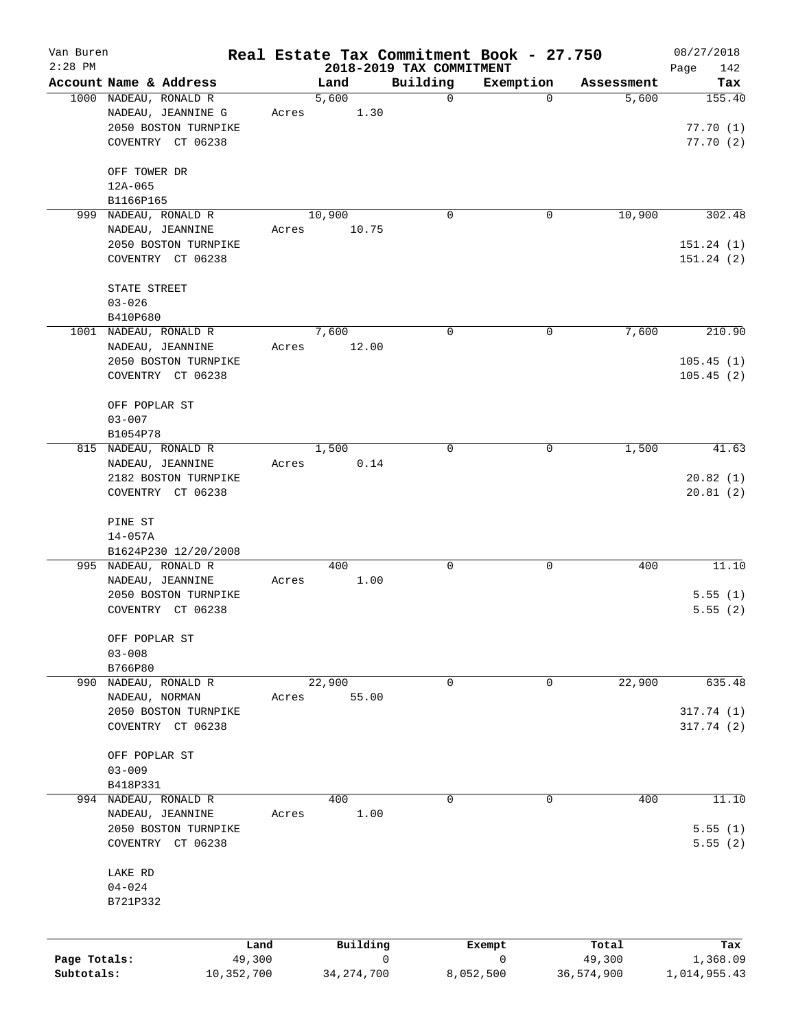Van Buren
2:28 PM

# Real Estate Tax Commitment Book - 27.750

## 2018-2019 TAX COMMITMENT

08/27/2018

| Account | Name & Address | Land | Building | Exemption | Assessment | Tax |
|---|---|---|---|---|---|---|
| 1000 | NADEAU, RONALD R<br>NADEAU, JEANNINE G<br>2050 BOSTON TURNPIKE<br>COVENTRY CT 06238<br><br>OFF TOWER DR<br>12A-065<br>B1166P165 | 5,600<br>Acres 1.30 | 0 | 0 | 5,600 | 155.40<br><br>77.70 (1)<br>77.70 (2) |
| 999 | NADEAU, RONALD R<br>NADEAU, JEANNINE<br>2050 BOSTON TURNPIKE<br>COVENTRY CT 06238<br><br>STATE STREET<br>03-026<br>B410P680 | 10,900<br>Acres 10.75 | 0 | 0 | 10,900 | 302.48<br><br>151.24 (1)<br>151.24 (2) |
| 1001 | NADEAU, RONALD R<br>NADEAU, JEANNINE<br>2050 BOSTON TURNPIKE<br>COVENTRY CT 06238<br><br>OFF POPLAR ST<br>03-007<br>B1054P78 | 7,600<br>Acres 12.00 | 0 | 0 | 7,600 | 210.90<br><br>105.45 (1)<br>105.45 (2) |
| 815 | NADEAU, RONALD R<br>NADEAU, JEANNINE<br>2182 BOSTON TURNPIKE<br>COVENTRY CT 06238<br><br>PINE ST<br>14-057A<br>B1624P230 12/20/2008 | 1,500<br>Acres 0.14 | 0 | 0 | 1,500 | 41.63<br><br>20.82 (1)<br>20.81 (2) |
| 995 | NADEAU, RONALD R<br>NADEAU, JEANNINE<br>2050 BOSTON TURNPIKE<br>COVENTRY CT 06238<br><br>OFF POPLAR ST<br>03-008<br>B766P80 | 400<br>Acres 1.00 | 0 | 0 | 400 | 11.10<br><br>5.55 (1)<br>5.55 (2) |
| 990 | NADEAU, RONALD R<br>NADEAU, NORMAN<br>2050 BOSTON TURNPIKE<br>COVENTRY CT 06238<br><br>OFF POPLAR ST<br>03-009<br>B418P331 | 22,900<br>Acres 55.00 | 0 | 0 | 22,900 | 635.48<br><br>317.74 (1)<br>317.74 (2) |
| 994 | NADEAU, RONALD R<br>NADEAU, JEANNINE<br>2050 BOSTON TURNPIKE<br>COVENTRY CT 06238<br><br>LAKE RD<br>04-024<br>B721P332 | 400<br>Acres 1.00 | 0 | 0 | 400 | 11.10<br><br>5.55 (1)<br>5.55 (2) |

| | Land | Building | Exempt | Total | Tax |
|---|---|---|---|---|---|
| Page Totals: | 49,300 | 0 | 0 | 49,300 | 1,368.09 |
| Subtotals: | 10,352,700 | 34,274,700 | 8,052,500 | 36,574,900 | 1,014,955.43 |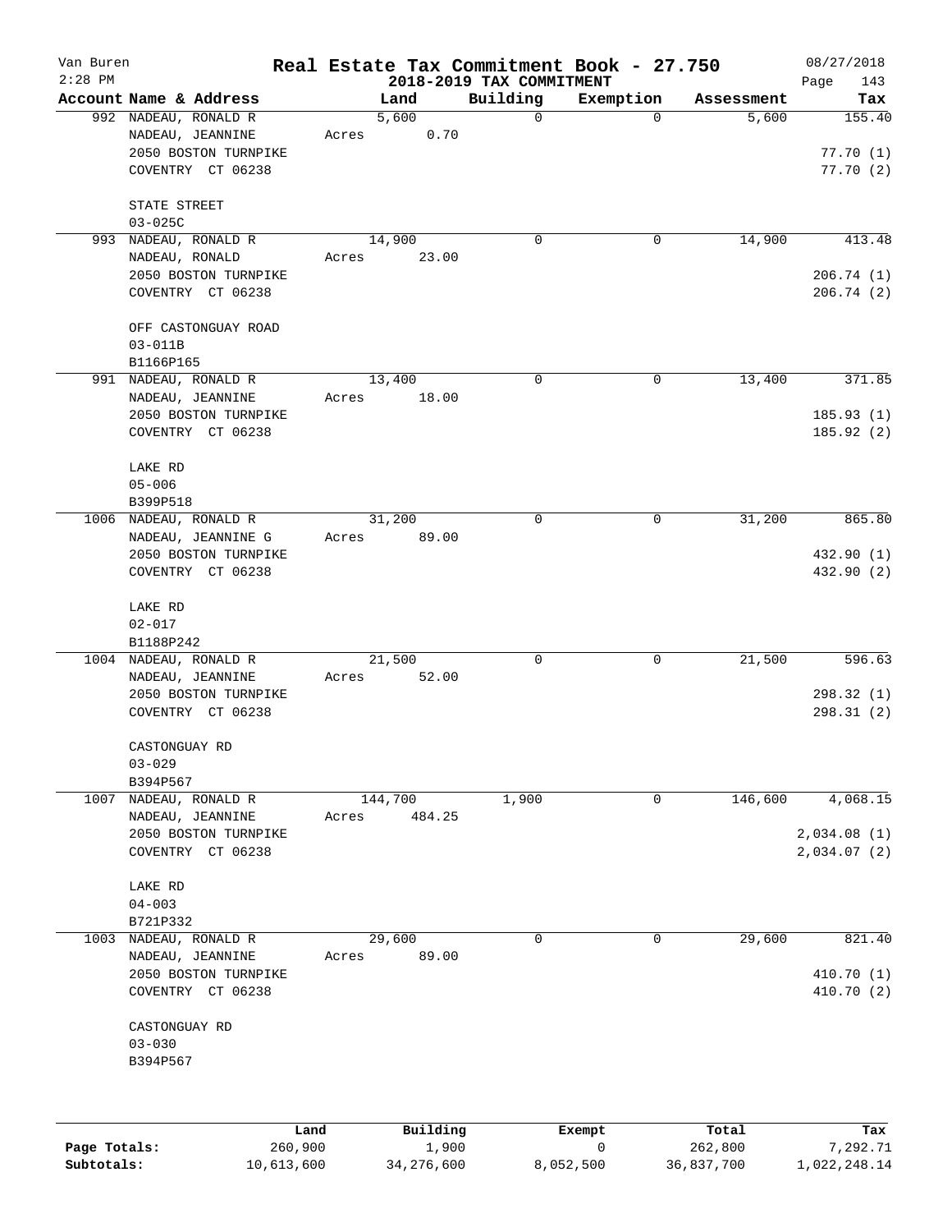Van Buren
2:28 PM

# Real Estate Tax Commitment Book - 27.750

## 2018-2019 TAX COMMITMENT

08/27/2018

| Account Name & Address | Land | Building | Exemption | Assessment | Tax |
|---|---|---|---|---|---|
| 992 NADEAU, RONALD R<br>NADEAU, JEANNINE<br>2050 BOSTON TURNPIKE<br>COVENTRY CT 06238<br><br>STATE STREET<br>03-025C | 5,600<br>Acres 0.70 | 0 | 0 | 5,600 | 155.40<br><br>77.70 (1)<br>77.70 (2) |
| 993 NADEAU, RONALD R<br>NADEAU, RONALD<br>2050 BOSTON TURNPIKE<br>COVENTRY CT 06238<br><br>OFF CASTONGUAY ROAD<br>03-011B<br>B1166P165 | 14,900<br>Acres 23.00 | 0 | 0 | 14,900 | 413.48<br><br>206.74 (1)<br>206.74 (2) |
| 991 NADEAU, RONALD R<br>NADEAU, JEANNINE<br>2050 BOSTON TURNPIKE<br>COVENTRY CT 06238<br><br>LAKE RD<br>05-006<br>B399P518 | 13,400<br>Acres 18.00 | 0 | 0 | 13,400 | 371.85<br><br>185.93 (1)<br>185.92 (2) |
| 1006 NADEAU, RONALD R<br>NADEAU, JEANNINE G<br>2050 BOSTON TURNPIKE<br>COVENTRY CT 06238<br><br>LAKE RD<br>02-017<br>B1188P242 | 31,200<br>Acres 89.00 | 0 | 0 | 31,200 | 865.80<br><br>432.90 (1)<br>432.90 (2) |
| 1004 NADEAU, RONALD R<br>NADEAU, JEANNINE<br>2050 BOSTON TURNPIKE<br>COVENTRY CT 06238<br><br>CASTONGUAY RD<br>03-029<br>B394P567 | 21,500<br>Acres 52.00 | 0 | 0 | 21,500 | 596.63<br><br>298.32 (1)<br>298.31 (2) |
| 1007 NADEAU, RONALD R<br>NADEAU, JEANNINE<br>2050 BOSTON TURNPIKE<br>COVENTRY CT 06238<br><br>LAKE RD<br>04-003<br>B721P332 | 144,700<br>Acres 484.25 | 1,900 | 0 | 146,600 | 4,068.15<br><br>2,034.08 (1)<br>2,034.07 (2) |
| 1003 NADEAU, RONALD R<br>NADEAU, JEANNINE<br>2050 BOSTON TURNPIKE<br>COVENTRY CT 06238<br><br>CASTONGUAY RD<br>03-030<br>B394P567 | 29,600<br>Acres 89.00 | 0 | 0 | 29,600 | 821.40<br><br>410.70 (1)<br>410.70 (2) |

| | Land | Building | Exempt | Total | Tax |
|---|---|---|---|---|---|
| Page Totals: | 260,900 | 1,900 | 0 | 262,800 | 7,292.71 |
| Subtotals: | 10,613,600 | 34,276,600 | 8,052,500 | 36,837,700 | 1,022,248.14 |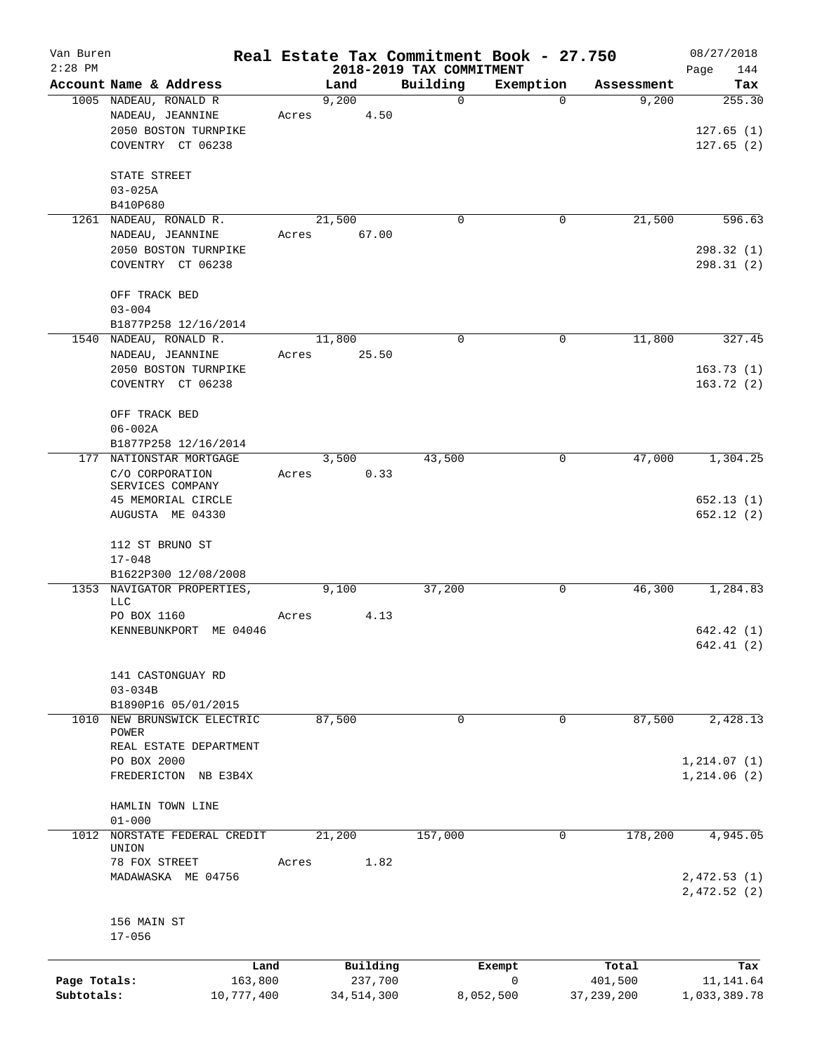# Real Estate Tax Commitment Book - 27.750

Van Buren
2:28 PM

## 2018-2019 TAX COMMITMENT

08/27/2018

| Account Name & Address | Land | Building | Exemption | Assessment | Tax |
|---|---|---|---|---|---|
| 1005 NADEAU, RONALD R | 9,200 | 0 | 0 | 9,200 | 255.30 |
| NADEAU, JEANNINE | Acres 4.50 | | | | |
| 2050 BOSTON TURNPIKE | | | | | 127.65 (1) |
| COVENTRY CT 06238 | | | | | 127.65 (2) |
| STATE STREET | | | | | |
| 03-025A | | | | | |
| B410P680 | | | | | |
| 1261 NADEAU, RONALD R. | 21,500 | 0 | 0 | 21,500 | 596.63 |
| NADEAU, JEANNINE | Acres 67.00 | | | | |
| 2050 BOSTON TURNPIKE | | | | | 298.32 (1) |
| COVENTRY CT 06238 | | | | | 298.31 (2) |
| OFF TRACK BED | | | | | |
| 03-004 | | | | | |
| B1877P258 12/16/2014 | | | | | |
| 1540 NADEAU, RONALD R. | 11,800 | 0 | 0 | 11,800 | 327.45 |
| NADEAU, JEANNINE | Acres 25.50 | | | | |
| 2050 BOSTON TURNPIKE | | | | | 163.73 (1) |
| COVENTRY CT 06238 | | | | | 163.72 (2) |
| OFF TRACK BED | | | | | |
| 06-002A | | | | | |
| B1877P258 12/16/2014 | | | | | |
| 177 NATIONSTAR MORTGAGE | 3,500 | 43,500 | 0 | 47,000 | 1,304.25 |
| C/O CORPORATION SERVICES COMPANY | Acres 0.33 | | | | |
| 45 MEMORIAL CIRCLE | | | | | 652.13 (1) |
| AUGUSTA ME 04330 | | | | | 652.12 (2) |
| 112 ST BRUNO ST | | | | | |
| 17-048 | | | | | |
| B1622P300 12/08/2008 | | | | | |
| 1353 NAVIGATOR PROPERTIES, LLC | 9,100 | 37,200 | 0 | 46,300 | 1,284.83 |
| PO BOX 1160 | Acres 4.13 | | | | |
| KENNEBUNKPORT ME 04046 | | | | | 642.42 (1) |
| | | | | | 642.41 (2) |
| 141 CASTONGUAY RD | | | | | |
| 03-034B | | | | | |
| B1890P16 05/01/2015 | | | | | |
| 1010 NEW BRUNSWICK ELECTRIC POWER | 87,500 | 0 | 0 | 87,500 | 2,428.13 |
| REAL ESTATE DEPARTMENT | | | | | |
| PO BOX 2000 | | | | | 1,214.07 (1) |
| FREDERICTON NB E3B4X | | | | | 1,214.06 (2) |
| HAMLIN TOWN LINE | | | | | |
| 01-000 | | | | | |
| 1012 NORSTATE FEDERAL CREDIT UNION | 21,200 | 157,000 | 0 | 178,200 | 4,945.05 |
| 78 FOX STREET | Acres 1.82 | | | | |
| MADAWASKA ME 04756 | | | | | 2,472.53 (1) |
| | | | | | 2,472.52 (2) |
| 156 MAIN ST | | | | | |
| 17-056 | | | | | |

| | Land | Building | Exempt | Total | Tax |
|---|---|---|---|---|---|
| Page Totals: | 163,800 | 237,700 | 0 | 401,500 | 11,141.64 |
| Subtotals: | 10,777,400 | 34,514,300 | 8,052,500 | 37,239,200 | 1,033,389.78 |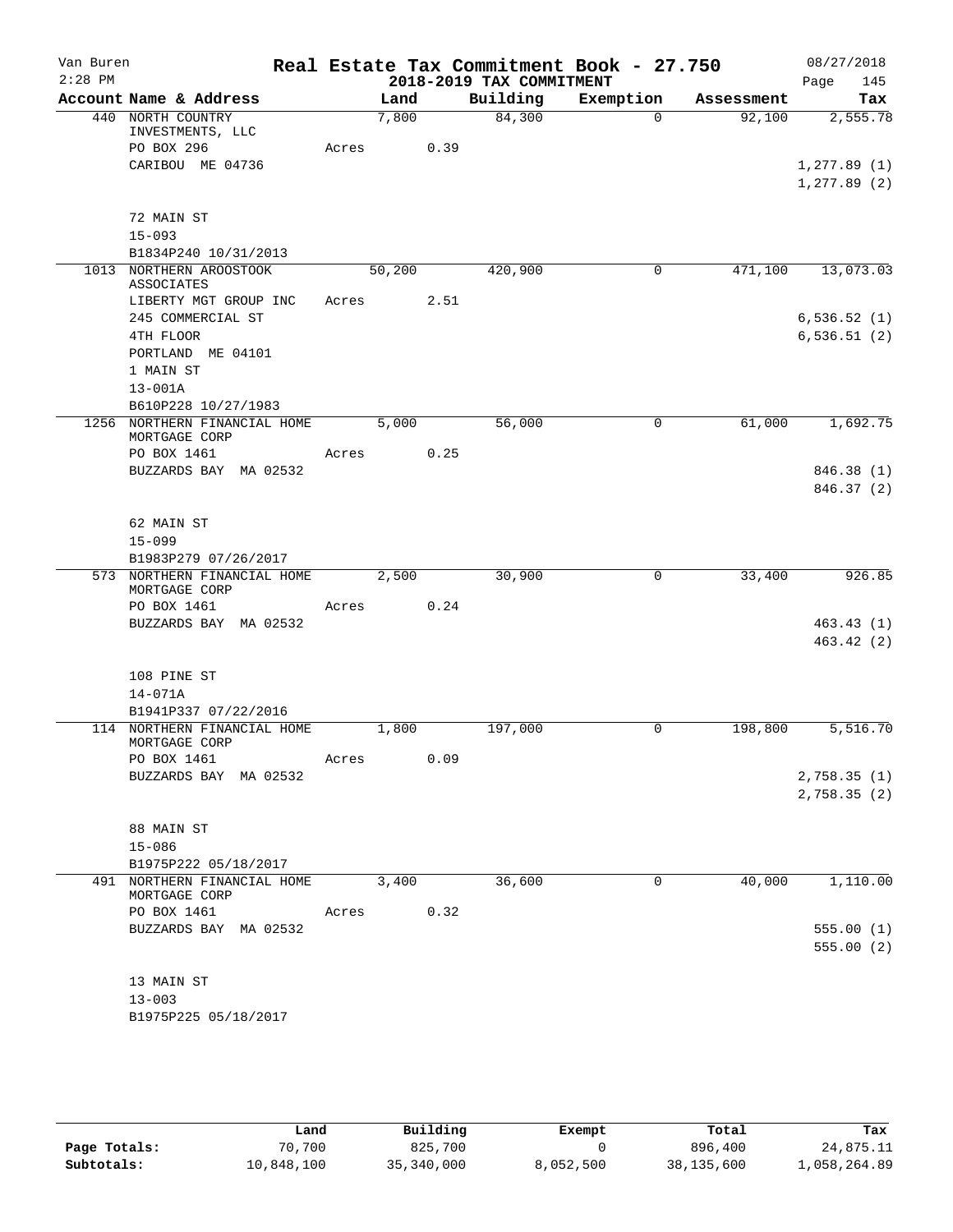# Real Estate Tax Commitment Book - 27.750

Van Buren
2:28 PM

08/27/2018

## 2018-2019 TAX COMMITMENT

| Account | Name & Address | Land | Building | Exemption | Assessment | Tax |
|---|---|---|---|---|---|---|
| 440 | NORTH COUNTRY INVESTMENTS, LLC<br>PO BOX 296<br>CARIBOU ME 04736<br><br>72 MAIN ST<br>15-093<br>B1834P240 10/31/2013 | 7,800<br>Acres 0.39 | 84,300 | 0 | 92,100 | 2,555.78<br><br>1,277.89 (1)<br>1,277.89 (2) |
| 1013 | NORTHERN AROOSTOOK ASSOCIATES<br>LIBERTY MGT GROUP INC<br>245 COMMERCIAL ST<br>4TH FLOOR<br>PORTLAND ME 04101<br>1 MAIN ST<br>13-001A<br>B610P228 10/27/1983 | 50,200<br>Acres 2.51 | 420,900 | 0 | 471,100 | 13,073.03<br><br>6,536.52 (1)<br>6,536.51 (2) |
| 1256 | NORTHERN FINANCIAL HOME MORTGAGE CORP<br>PO BOX 1461<br>BUZZARDS BAY MA 02532<br><br>62 MAIN ST<br>15-099<br>B1983P279 07/26/2017 | 5,000<br>Acres 0.25 | 56,000 | 0 | 61,000 | 1,692.75<br><br>846.38 (1)<br>846.37 (2) |
| 573 | NORTHERN FINANCIAL HOME MORTGAGE CORP<br>PO BOX 1461<br>BUZZARDS BAY MA 02532<br><br>108 PINE ST<br>14-071A<br>B1941P337 07/22/2016 | 2,500<br>Acres 0.24 | 30,900 | 0 | 33,400 | 926.85<br><br>463.43 (1)<br>463.42 (2) |
| 114 | NORTHERN FINANCIAL HOME MORTGAGE CORP<br>PO BOX 1461<br>BUZZARDS BAY MA 02532<br><br>88 MAIN ST<br>15-086<br>B1975P222 05/18/2017 | 1,800<br>Acres 0.09 | 197,000 | 0 | 198,800 | 5,516.70<br><br>2,758.35 (1)<br>2,758.35 (2) |
| 491 | NORTHERN FINANCIAL HOME MORTGAGE CORP<br>PO BOX 1461<br>BUZZARDS BAY MA 02532<br><br>13 MAIN ST<br>13-003<br>B1975P225 05/18/2017 | 3,400<br>Acres 0.32 | 36,600 | 0 | 40,000 | 1,110.00<br><br>555.00 (1)<br>555.00 (2) |

| | Land | Building | Exempt | Total | Tax |
|---|---|---|---|---|---|
| Page Totals: | 70,700 | 825,700 | 0 | 896,400 | 24,875.11 |
| Subtotals: | 10,848,100 | 35,340,000 | 8,052,500 | 38,135,600 | 1,058,264.89 |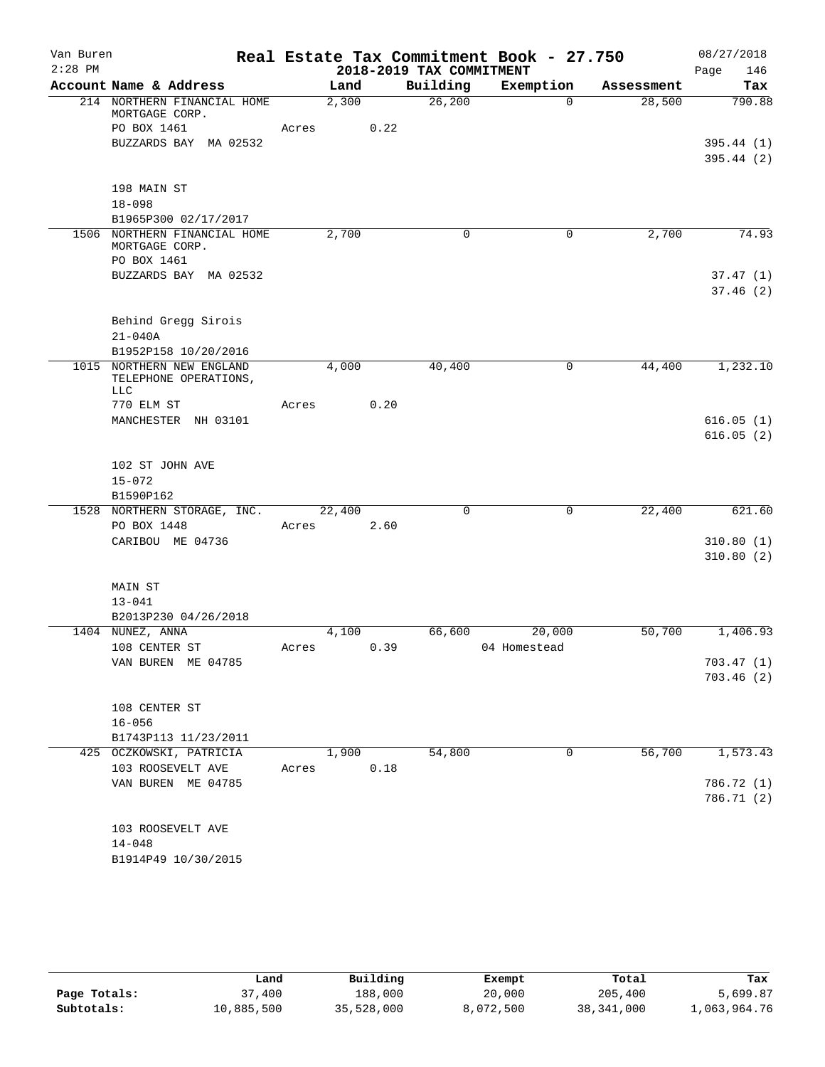# Real Estate Tax Commitment Book - 27.750

Van Buren
2:28 PM

## 2018-2019 TAX COMMITMENT

08/27/2018

| Account Name & Address | Land | Building | Exemption | Assessment | Tax |
|---|---|---|---|---|---|
| 214 NORTHERN FINANCIAL HOME MORTGAGE CORP. | 2,300 | 26,200 | 0 | 28,500 | 790.88 |
| PO BOX 1461 | Acres 0.22 | | | | |
| BUZZARDS BAY MA 02532 | | | | | 395.44 (1) |
| | | | | | 395.44 (2) |
| 198 MAIN ST | | | | | |
| 18-098 | | | | | |
| B1965P300 02/17/2017 | | | | | |
| 1506 NORTHERN FINANCIAL HOME MORTGAGE CORP. | 2,700 | 0 | 0 | 2,700 | 74.93 |
| PO BOX 1461 | | | | | |
| BUZZARDS BAY MA 02532 | | | | | 37.47 (1) |
| | | | | | 37.46 (2) |
| Behind Gregg Sirois | | | | | |
| 21-040A | | | | | |
| B1952P158 10/20/2016 | | | | | |
| 1015 NORTHERN NEW ENGLAND TELEPHONE OPERATIONS, LLC | 4,000 | 40,400 | 0 | 44,400 | 1,232.10 |
| 770 ELM ST | Acres 0.20 | | | | |
| MANCHESTER NH 03101 | | | | | 616.05 (1) |
| | | | | | 616.05 (2) |
| 102 ST JOHN AVE | | | | | |
| 15-072 | | | | | |
| B1590P162 | | | | | |
| 1528 NORTHERN STORAGE, INC. | 22,400 | 0 | 0 | 22,400 | 621.60 |
| PO BOX 1448 | Acres 2.60 | | | | |
| CARIBOU ME 04736 | | | | | 310.80 (1) |
| | | | | | 310.80 (2) |
| MAIN ST | | | | | |
| 13-041 | | | | | |
| B2013P230 04/26/2018 | | | | | |
| 1404 NUNEZ, ANNA | 4,100 | 66,600 | 20,000 | 50,700 | 1,406.93 |
| 108 CENTER ST | Acres 0.39 | | 04 Homestead | | |
| VAN BUREN ME 04785 | | | | | 703.47 (1) |
| | | | | | 703.46 (2) |
| 108 CENTER ST | | | | | |
| 16-056 | | | | | |
| B1743P113 11/23/2011 | | | | | |
| 425 OCZKOWSKI, PATRICIA | 1,900 | 54,800 | 0 | 56,700 | 1,573.43 |
| 103 ROOSEVELT AVE | Acres 0.18 | | | | |
| VAN BUREN ME 04785 | | | | | 786.72 (1) |
| | | | | | 786.71 (2) |
| 103 ROOSEVELT AVE | | | | | |
| 14-048 | | | | | |
| B1914P49 10/30/2015 | | | | | |

| | Land | Building | Exempt | Total | Tax |
|---|---|---|---|---|---|
| Page Totals: | 37,400 | 188,000 | 20,000 | 205,400 | 5,699.87 |
| Subtotals: | 10,885,500 | 35,528,000 | 8,072,500 | 38,341,000 | 1,063,964.76 |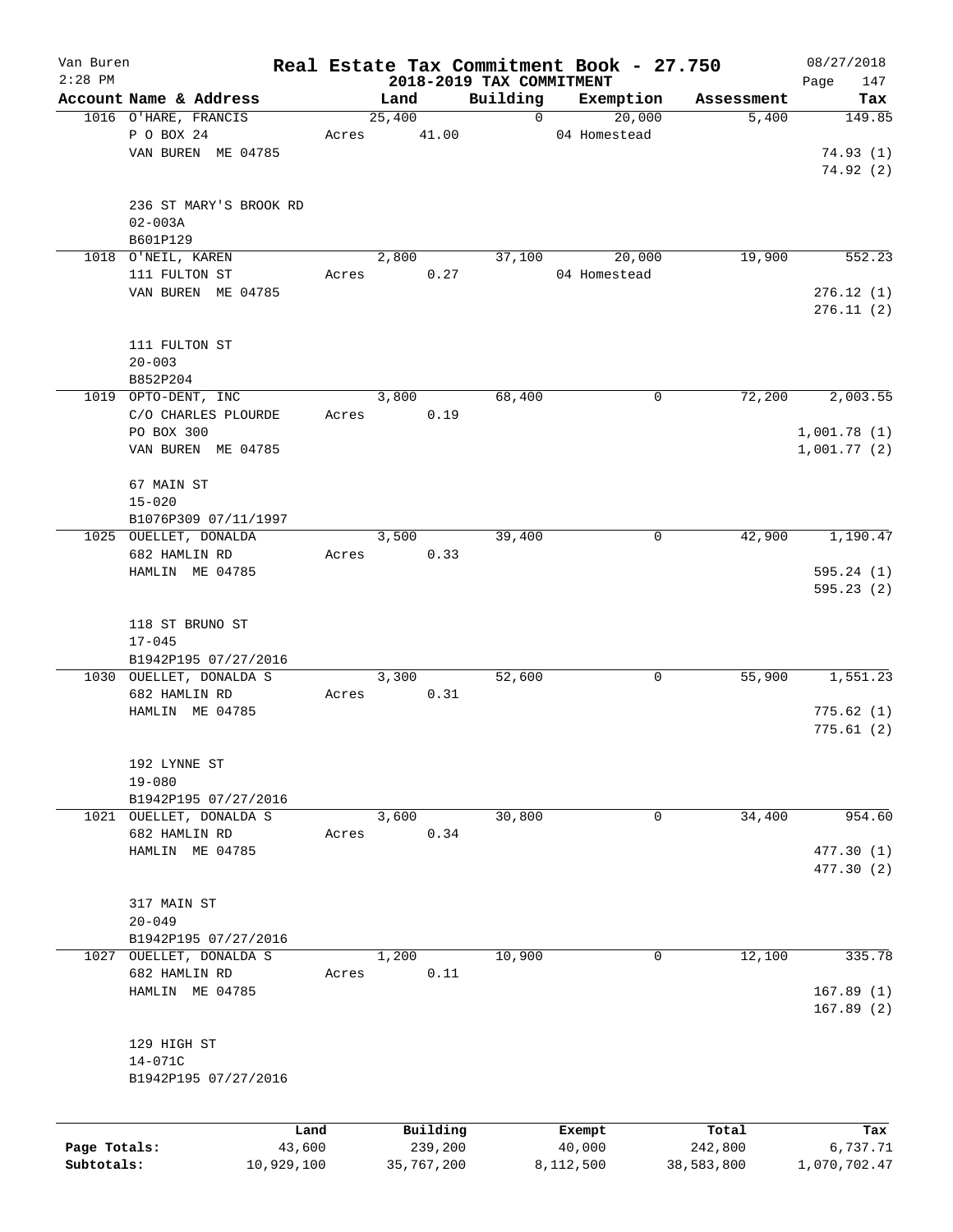# Van Buren — Real Estate Tax Commitment Book - 27.750

2018-2019 TAX COMMITMENT

08/27/2018 2:28 PM

| Account Name & Address | Land | Building | Exemption | Assessment | Tax |
|---|---|---|---|---|---|
| 1016 O'HARE, FRANCIS<br>P O BOX 24<br>VAN BUREN ME 04785<br><br>236 ST MARY'S BROOK RD<br>02-003A<br>B601P129 | 25,400<br>Acres 41.00 | 0 | 20,000<br>04 Homestead | 5,400 | 149.85<br><br>74.93 (1)<br>74.92 (2) |
| 1018 O'NEIL, KAREN<br>111 FULTON ST<br>VAN BUREN ME 04785<br><br>111 FULTON ST<br>20-003<br>B852P204 | 2,800<br>Acres 0.27 | 37,100 | 20,000<br>04 Homestead | 19,900 | 552.23<br><br>276.12 (1)<br>276.11 (2) |
| 1019 OPTO-DENT, INC<br>C/O CHARLES PLOURDE<br>PO BOX 300<br>VAN BUREN ME 04785<br><br>67 MAIN ST<br>15-020<br>B1076P309 07/11/1997 | 3,800<br>Acres 0.19 | 68,400 | 0 | 72,200 | 2,003.55<br><br>1,001.78 (1)<br>1,001.77 (2) |
| 1025 OUELLET, DONALDA<br>682 HAMLIN RD<br>HAMLIN ME 04785<br><br>118 ST BRUNO ST<br>17-045<br>B1942P195 07/27/2016 | 3,500<br>Acres 0.33 | 39,400 | 0 | 42,900 | 1,190.47<br><br>595.24 (1)<br>595.23 (2) |
| 1030 OUELLET, DONALDA S<br>682 HAMLIN RD<br>HAMLIN ME 04785<br><br>192 LYNNE ST<br>19-080<br>B1942P195 07/27/2016 | 3,300<br>Acres 0.31 | 52,600 | 0 | 55,900 | 1,551.23<br><br>775.62 (1)<br>775.61 (2) |
| 1021 OUELLET, DONALDA S<br>682 HAMLIN RD<br>HAMLIN ME 04785<br><br>317 MAIN ST<br>20-049<br>B1942P195 07/27/2016 | 3,600<br>Acres 0.34 | 30,800 | 0 | 34,400 | 954.60<br><br>477.30 (1)<br>477.30 (2) |
| 1027 OUELLET, DONALDA S<br>682 HAMLIN RD<br>HAMLIN ME 04785<br><br>129 HIGH ST<br>14-071C<br>B1942P195 07/27/2016 | 1,200<br>Acres 0.11 | 10,900 | 0 | 12,100 | 335.78<br><br>167.89 (1)<br>167.89 (2) |

| | Land | Building | Exempt | Total | Tax |
|---|---|---|---|---|---|
| Page Totals: | 43,600 | 239,200 | 40,000 | 242,800 | 6,737.71 |
| Subtotals: | 10,929,100 | 35,767,200 | 8,112,500 | 38,583,800 | 1,070,702.47 |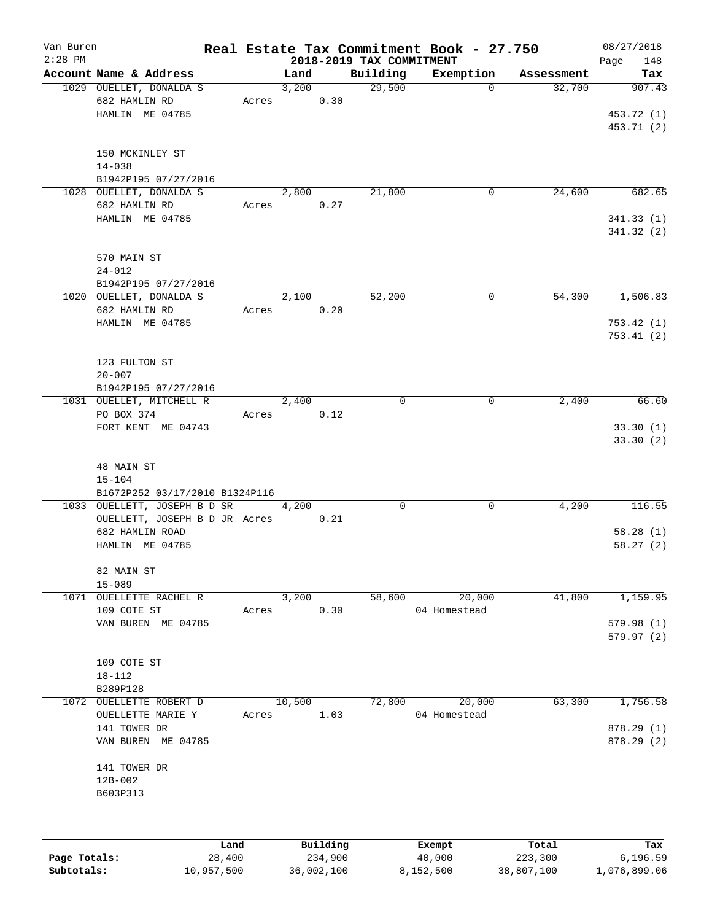Van Buren
2:28 PM

# Real Estate Tax Commitment Book - 27.750

## 2018-2019 TAX COMMITMENT

08/27/2018

| Account | Name & Address | | Land | Building | Exemption | Assessment | Tax |
|---|---|---|---|---|---|---|---|
| 1029 | OUELLET, DONALDA S | | 3,200 | 29,500 | 0 | 32,700 | 907.43 |
| | 682 HAMLIN RD | Acres | 0.30 | | | | |
| | HAMLIN ME 04785 | | | | | | 453.72 (1) |
| | | | | | | | 453.71 (2) |
| | 150 MCKINLEY ST | | | | | | |
| | 14-038 | | | | | | |
| | B1942P195 07/27/2016 | | | | | | |
| 1028 | OUELLET, DONALDA S | | 2,800 | 21,800 | 0 | 24,600 | 682.65 |
| | 682 HAMLIN RD | Acres | 0.27 | | | | |
| | HAMLIN ME 04785 | | | | | | 341.33 (1) |
| | | | | | | | 341.32 (2) |
| | 570 MAIN ST | | | | | | |
| | 24-012 | | | | | | |
| | B1942P195 07/27/2016 | | | | | | |
| 1020 | OUELLET, DONALDA S | | 2,100 | 52,200 | 0 | 54,300 | 1,506.83 |
| | 682 HAMLIN RD | Acres | 0.20 | | | | |
| | HAMLIN ME 04785 | | | | | | 753.42 (1) |
| | | | | | | | 753.41 (2) |
| | 123 FULTON ST | | | | | | |
| | 20-007 | | | | | | |
| | B1942P195 07/27/2016 | | | | | | |
| 1031 | OUELLET, MITCHELL R | | 2,400 | 0 | 0 | 2,400 | 66.60 |
| | PO BOX 374 | Acres | 0.12 | | | | |
| | FORT KENT ME 04743 | | | | | | 33.30 (1) |
| | | | | | | | 33.30 (2) |
| | 48 MAIN ST | | | | | | |
| | 15-104 | | | | | | |
| | B1672P252 03/17/2010 B1324P116 | | | | | | |
| 1033 | OUELLETT, JOSEPH B D SR | | 4,200 | 0 | 0 | 4,200 | 116.55 |
| | OUELLETT, JOSEPH B D JR | Acres | 0.21 | | | | |
| | 682 HAMLIN ROAD | | | | | | 58.28 (1) |
| | HAMLIN ME 04785 | | | | | | 58.27 (2) |
| | 82 MAIN ST | | | | | | |
| | 15-089 | | | | | | |
| 1071 | OUELLETTE RACHEL R | | 3,200 | 58,600 | 20,000 | 41,800 | 1,159.95 |
| | 109 COTE ST | Acres | 0.30 | | 04 Homestead | | |
| | VAN BUREN ME 04785 | | | | | | 579.98 (1) |
| | | | | | | | 579.97 (2) |
| | 109 COTE ST | | | | | | |
| | 18-112 | | | | | | |
| | B289P128 | | | | | | |
| 1072 | OUELLETTE ROBERT D | | 10,500 | 72,800 | 20,000 | 63,300 | 1,756.58 |
| | OUELLETTE MARIE Y | Acres | 1.03 | | 04 Homestead | | |
| | 141 TOWER DR | | | | | | 878.29 (1) |
| | VAN BUREN ME 04785 | | | | | | 878.29 (2) |
| | 141 TOWER DR | | | | | | |
| | 12B-002 | | | | | | |
| | B603P313 | | | | | | |

| | Land | Building | Exempt | Total | Tax |
|---|---|---|---|---|---|
| Page Totals: | 28,400 | 234,900 | 40,000 | 223,300 | 6,196.59 |
| Subtotals: | 10,957,500 | 36,002,100 | 8,152,500 | 38,807,100 | 1,076,899.06 |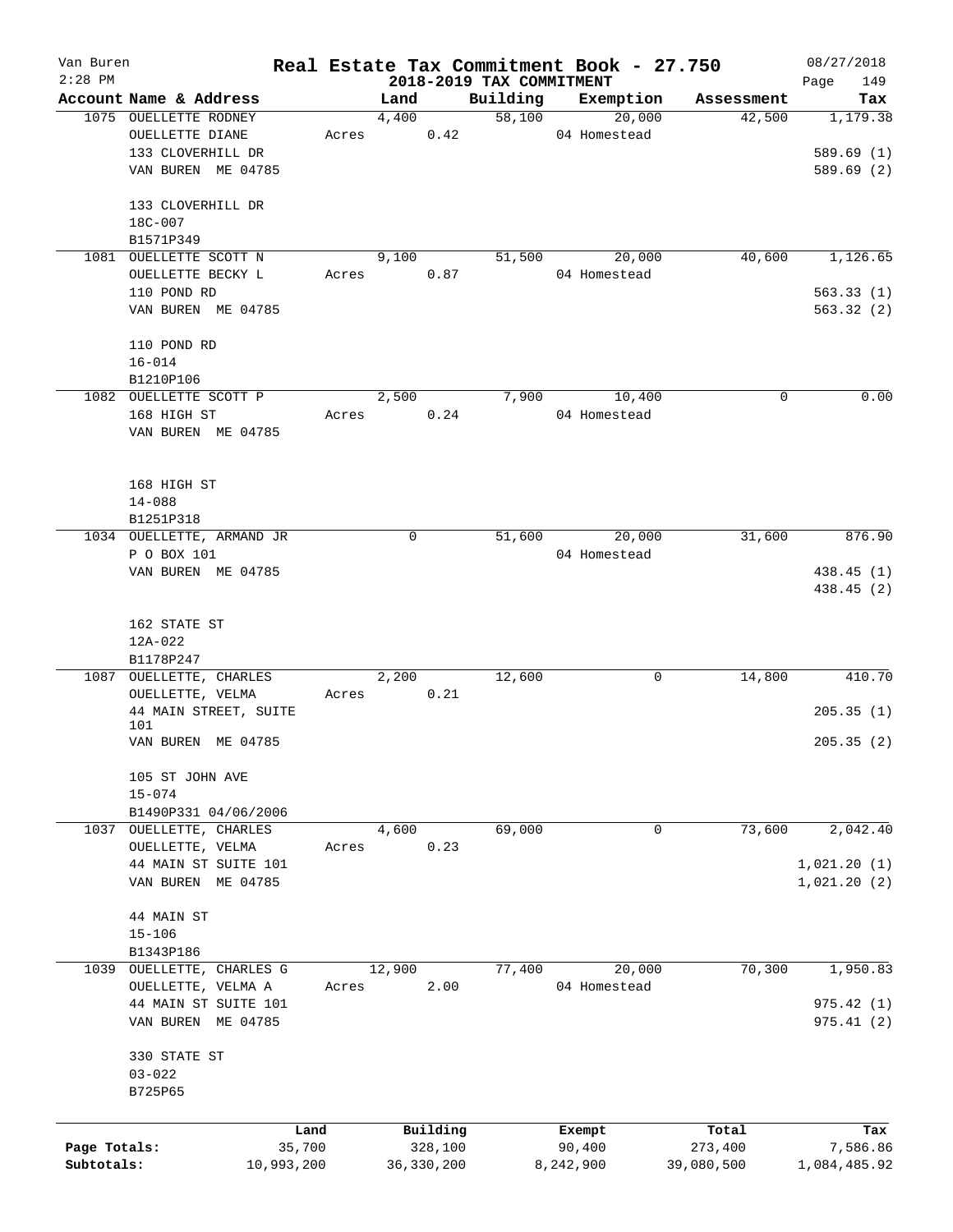Van Buren
2:28 PM

# Real Estate Tax Commitment Book - 27.750

## 2018-2019 TAX COMMITMENT

08/27/2018

| Account | Name & Address | Land | Building | Exemption | Assessment | Tax |
|---|---|---|---|---|---|---|
| 1075 | OUELLETTE RODNEY<br>OUELLETTE DIANE<br>133 CLOVERHILL DR<br>VAN BUREN ME 04785<br><br>133 CLOVERHILL DR<br>18C-007<br>B1571P349 | 4,400<br>Acres 0.42 | 58,100 | 20,000<br>04 Homestead | 42,500 | 1,179.38<br><br>589.69 (1)<br>589.69 (2) |
| 1081 | OUELLETTE SCOTT N<br>OUELLETTE BECKY L<br>110 POND RD<br>VAN BUREN ME 04785<br><br>110 POND RD<br>16-014<br>B1210P106 | 9,100<br>Acres 0.87 | 51,500 | 20,000<br>04 Homestead | 40,600 | 1,126.65<br><br>563.33 (1)<br>563.32 (2) |
| 1082 | OUELLETTE SCOTT P<br>168 HIGH ST<br>VAN BUREN ME 04785<br><br>168 HIGH ST<br>14-088<br>B1251P318 | 2,500<br>Acres 0.24 | 7,900 | 10,400<br>04 Homestead | 0 | 0.00 |
| 1034 | OUELLETTE, ARMAND JR<br>P O BOX 101<br>VAN BUREN ME 04785<br><br>162 STATE ST<br>12A-022<br>B1178P247 | 0 | 51,600 | 20,000<br>04 Homestead | 31,600 | 876.90<br><br>438.45 (1)<br>438.45 (2) |
| 1087 | OUELLETTE, CHARLES<br>OUELLETTE, VELMA<br>44 MAIN STREET, SUITE 101<br>VAN BUREN ME 04785<br><br>105 ST JOHN AVE<br>15-074<br>B1490P331 04/06/2006 | 2,200<br>Acres 0.21 | 12,600 | 0 | 14,800 | 410.70<br><br>205.35 (1)<br>205.35 (2) |
| 1037 | OUELLETTE, CHARLES<br>OUELLETTE, VELMA<br>44 MAIN ST SUITE 101<br>VAN BUREN ME 04785<br><br>44 MAIN ST<br>15-106<br>B1343P186 | 4,600<br>Acres 0.23 | 69,000 | 0 | 73,600 | 2,042.40<br><br>1,021.20 (1)<br>1,021.20 (2) |
| 1039 | OUELLETTE, CHARLES G<br>OUELLETTE, VELMA A<br>44 MAIN ST SUITE 101<br>VAN BUREN ME 04785<br><br>330 STATE ST<br>03-022<br>B725P65 | 12,900<br>Acres 2.00 | 77,400 | 20,000<br>04 Homestead | 70,300 | 1,950.83<br><br>975.42 (1)<br>975.41 (2) |

| | Land | Building | Exempt | Total | Tax |
|---|---|---|---|---|---|
| Page Totals: | 35,700 | 328,100 | 90,400 | 273,400 | 7,586.86 |
| Subtotals: | 10,993,200 | 36,330,200 | 8,242,900 | 39,080,500 | 1,084,485.92 |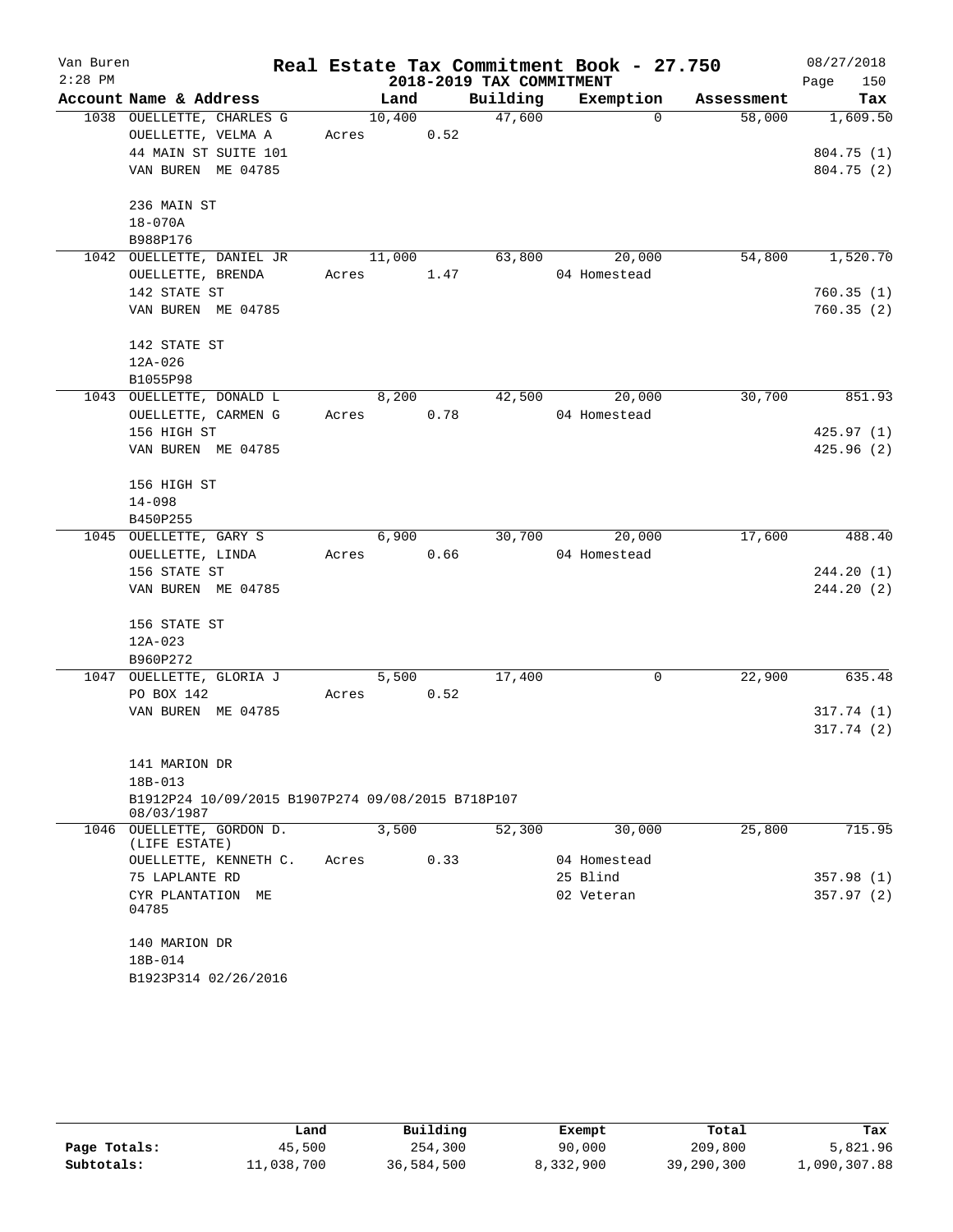# Real Estate Tax Commitment Book - 27.750

Van Buren 2:28 PM — 2018-2019 TAX COMMITMENT — 08/27/2018 Page 150

| Account Name & Address | Land | Building | Exemption | Assessment | Tax |
|---|---|---|---|---|---|
| 1038 OUELLETTE, CHARLES G | 10,400 | 47,600 | 0 | 58,000 | 1,609.50 |
| OUELLETTE, VELMA A | Acres 0.52 | | | | |
| 44 MAIN ST SUITE 101 | | | | | 804.75 (1) |
| VAN BUREN ME 04785 | | | | | 804.75 (2) |
| 236 MAIN ST | | | | | |
| 18-070A | | | | | |
| B988P176 | | | | | |
| 1042 OUELLETTE, DANIEL JR | 11,000 | 63,800 | 20,000 | 54,800 | 1,520.70 |
| OUELLETTE, BRENDA | Acres 1.47 | | 04 Homestead | | |
| 142 STATE ST | | | | | 760.35 (1) |
| VAN BUREN ME 04785 | | | | | 760.35 (2) |
| 142 STATE ST | | | | | |
| 12A-026 | | | | | |
| B1055P98 | | | | | |
| 1043 OUELLETTE, DONALD L | 8,200 | 42,500 | 20,000 | 30,700 | 851.93 |
| OUELLETTE, CARMEN G | Acres 0.78 | | 04 Homestead | | |
| 156 HIGH ST | | | | | 425.97 (1) |
| VAN BUREN ME 04785 | | | | | 425.96 (2) |
| 156 HIGH ST | | | | | |
| 14-098 | | | | | |
| B450P255 | | | | | |
| 1045 OUELLETTE, GARY S | 6,900 | 30,700 | 20,000 | 17,600 | 488.40 |
| OUELLETTE, LINDA | Acres 0.66 | | 04 Homestead | | |
| 156 STATE ST | | | | | 244.20 (1) |
| VAN BUREN ME 04785 | | | | | 244.20 (2) |
| 156 STATE ST | | | | | |
| 12A-023 | | | | | |
| B960P272 | | | | | |
| 1047 OUELLETTE, GLORIA J | 5,500 | 17,400 | 0 | 22,900 | 635.48 |
| PO BOX 142 | Acres 0.52 | | | | |
| VAN BUREN ME 04785 | | | | | 317.74 (1) |
| | | | | | 317.74 (2) |
| 141 MARION DR | | | | | |
| 18B-013 | | | | | |
| B1912P24 10/09/2015 B1907P274 09/08/2015 B718P107 08/03/1987 | | | | | |
| 1046 OUELLETTE, GORDON D. (LIFE ESTATE) | 3,500 | 52,300 | 30,000 | 25,800 | 715.95 |
| OUELLETTE, KENNETH C. | Acres 0.33 | | 04 Homestead | | |
| 75 LAPLANTE RD | | | 25 Blind | | 357.98 (1) |
| CYR PLANTATION ME 04785 | | | 02 Veteran | | 357.97 (2) |
| 140 MARION DR | | | | | |
| 18B-014 | | | | | |
| B1923P314 02/26/2016 | | | | | |

| | Land | Building | Exempt | Total | Tax |
|---|---|---|---|---|---|
| Page Totals: | 45,500 | 254,300 | 90,000 | 209,800 | 5,821.96 |
| Subtotals: | 11,038,700 | 36,584,500 | 8,332,900 | 39,290,300 | 1,090,307.88 |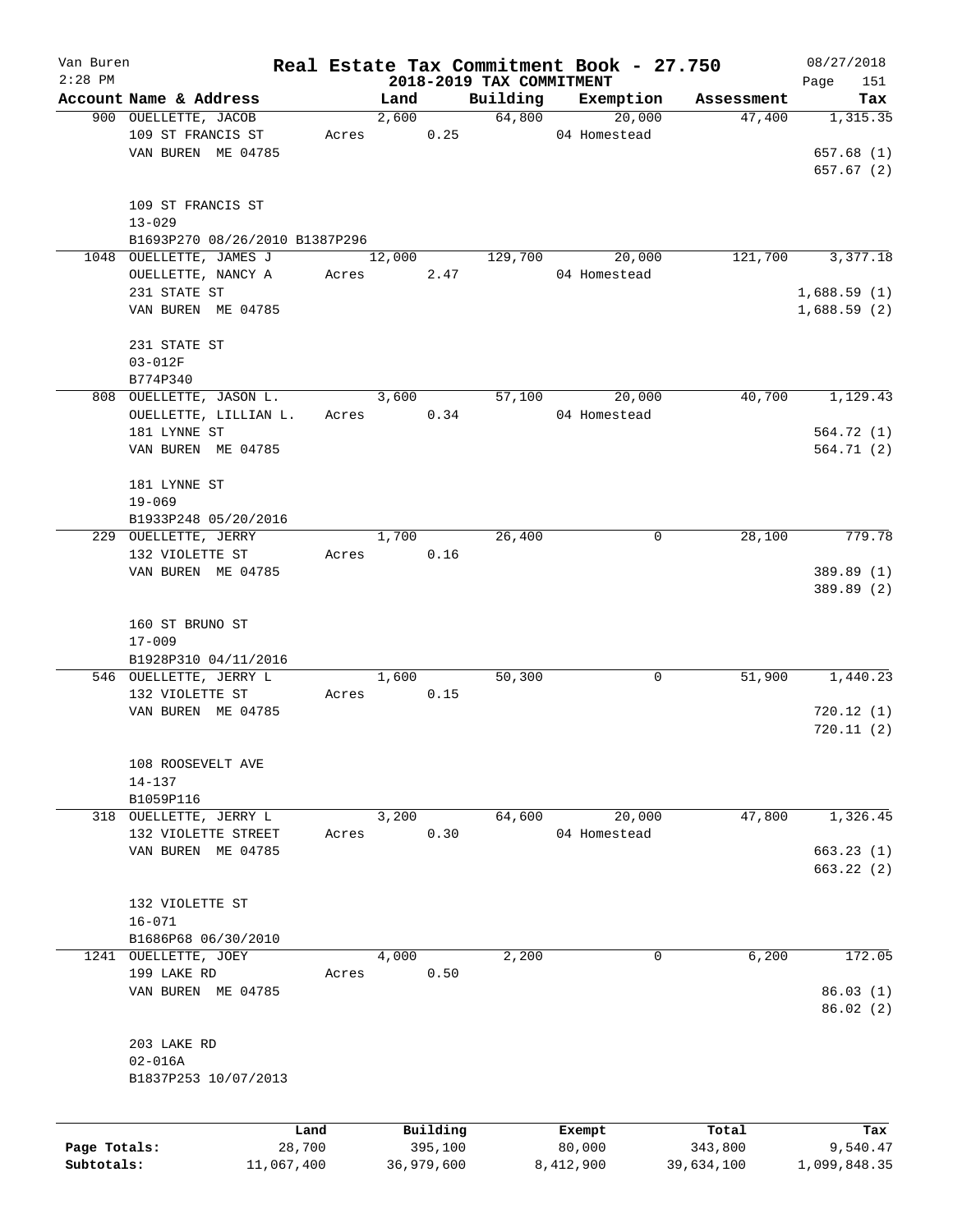# Real Estate Tax Commitment Book - 27.750

## 2018-2019 TAX COMMITMENT

Van Buren — 2:28 PM — 08/27/2018 — Page 151

| Account Name & Address | Land | Building | Exemption | Assessment | Tax |
|---|---|---|---|---|---|
| 900 OUELLETTE, JACOB | 2,600 | 64,800 | 20,000 | 47,400 | 1,315.35 |
| 109 ST FRANCIS ST | Acres 0.25 | | 04 Homestead | | |
| VAN BUREN ME 04785 | | | | | 657.68 (1) |
| | | | | | 657.67 (2) |
| 109 ST FRANCIS ST | | | | | |
| 13-029 | | | | | |
| B1693P270 08/26/2010 B1387P296 | | | | | |
| 1048 OUELLETTE, JAMES J | 12,000 | 129,700 | 20,000 | 121,700 | 3,377.18 |
| OUELLETTE, NANCY A | Acres 2.47 | | 04 Homestead | | |
| 231 STATE ST | | | | | 1,688.59 (1) |
| VAN BUREN ME 04785 | | | | | 1,688.59 (2) |
| 231 STATE ST | | | | | |
| 03-012F | | | | | |
| B774P340 | | | | | |
| 808 OUELLETTE, JASON L. | 3,600 | 57,100 | 20,000 | 40,700 | 1,129.43 |
| OUELLETTE, LILLIAN L. | Acres 0.34 | | 04 Homestead | | |
| 181 LYNNE ST | | | | | 564.72 (1) |
| VAN BUREN ME 04785 | | | | | 564.71 (2) |
| 181 LYNNE ST | | | | | |
| 19-069 | | | | | |
| B1933P248 05/20/2016 | | | | | |
| 229 OUELLETTE, JERRY | 1,700 | 26,400 | 0 | 28,100 | 779.78 |
| 132 VIOLETTE ST | Acres 0.16 | | | | |
| VAN BUREN ME 04785 | | | | | 389.89 (1) |
| | | | | | 389.89 (2) |
| 160 ST BRUNO ST | | | | | |
| 17-009 | | | | | |
| B1928P310 04/11/2016 | | | | | |
| 546 OUELLETTE, JERRY L | 1,600 | 50,300 | 0 | 51,900 | 1,440.23 |
| 132 VIOLETTE ST | Acres 0.15 | | | | |
| VAN BUREN ME 04785 | | | | | 720.12 (1) |
| | | | | | 720.11 (2) |
| 108 ROOSEVELT AVE | | | | | |
| 14-137 | | | | | |
| B1059P116 | | | | | |
| 318 OUELLETTE, JERRY L | 3,200 | 64,600 | 20,000 | 47,800 | 1,326.45 |
| 132 VIOLETTE STREET | Acres 0.30 | | 04 Homestead | | |
| VAN BUREN ME 04785 | | | | | 663.23 (1) |
| | | | | | 663.22 (2) |
| 132 VIOLETTE ST | | | | | |
| 16-071 | | | | | |
| B1686P68 06/30/2010 | | | | | |
| 1241 OUELLETTE, JOEY | 4,000 | 2,200 | 0 | 6,200 | 172.05 |
| 199 LAKE RD | Acres 0.50 | | | | |
| VAN BUREN ME 04785 | | | | | 86.03 (1) |
| | | | | | 86.02 (2) |
| 203 LAKE RD | | | | | |
| 02-016A | | | | | |
| B1837P253 10/07/2013 | | | | | |

| | Land | Building | Exempt | Total | Tax |
|---|---|---|---|---|---|
| Page Totals: | 28,700 | 395,100 | 80,000 | 343,800 | 9,540.47 |
| Subtotals: | 11,067,400 | 36,979,600 | 8,412,900 | 39,634,100 | 1,099,848.35 |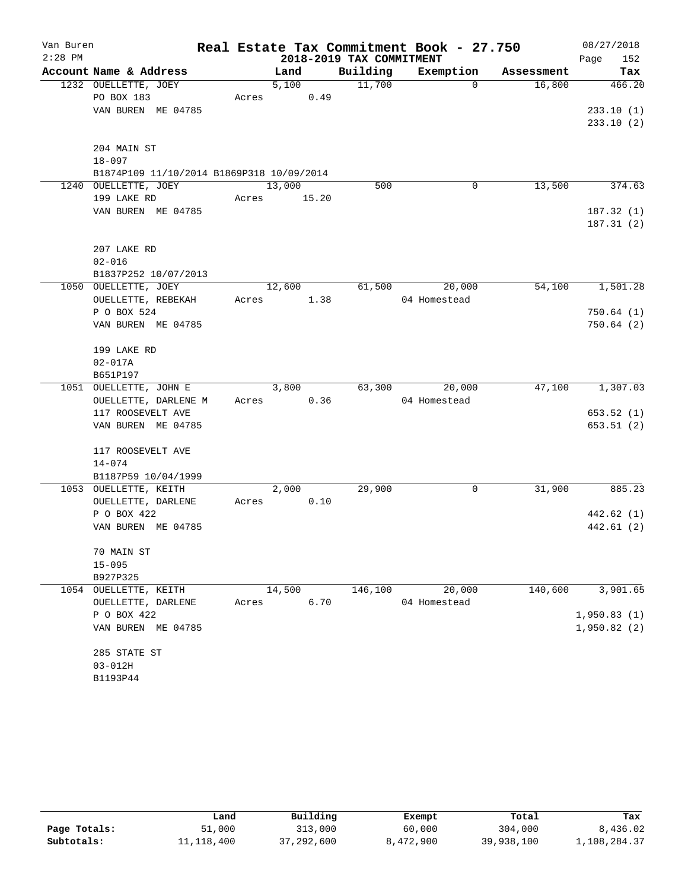# Real Estate Tax Commitment Book - 27.750

## 2018-2019 TAX COMMITMENT

Van Buren, 2:28 PM, 08/27/2018

| Account | Name & Address | Land | Building | Exemption | Assessment | Tax |
|---|---|---|---|---|---|---|
| 1232 | OUELLETTE, JOEY<br>PO BOX 183<br>VAN BUREN ME 04785<br><br>204 MAIN ST<br>18-097<br>B1874P109 11/10/2014 B1869P318 10/09/2014 | 5,100<br>Acres 0.49 | 11,700 | 0 | 16,800 | 466.20<br>233.10 (1)<br>233.10 (2) |
| 1240 | OUELLETTE, JOEY<br>199 LAKE RD<br>VAN BUREN ME 04785<br><br>207 LAKE RD<br>02-016<br>B1837P252 10/07/2013 | 13,000<br>Acres 15.20 | 500 | 0 | 13,500 | 374.63<br>187.32 (1)<br>187.31 (2) |
| 1050 | OUELLETTE, JOEY<br>OUELLETTE, REBEKAH<br>P O BOX 524<br>VAN BUREN ME 04785<br><br>199 LAKE RD<br>02-017A<br>B651P197 | 12,600<br>Acres 1.38 | 61,500 | 20,000<br>04 Homestead | 54,100 | 1,501.28<br>750.64 (1)<br>750.64 (2) |
| 1051 | OUELLETTE, JOHN E<br>OUELLETTE, DARLENE M<br>117 ROOSEVELT AVE<br>VAN BUREN ME 04785<br><br>117 ROOSEVELT AVE<br>14-074<br>B1187P59 10/04/1999 | 3,800<br>Acres 0.36 | 63,300 | 20,000<br>04 Homestead | 47,100 | 1,307.03<br>653.52 (1)<br>653.51 (2) |
| 1053 | OUELLETTE, KEITH<br>OUELLETTE, DARLENE<br>P O BOX 422<br>VAN BUREN ME 04785<br><br>70 MAIN ST<br>15-095<br>B927P325 | 2,000<br>Acres 0.10 | 29,900 | 0 | 31,900 | 885.23<br>442.62 (1)<br>442.61 (2) |
| 1054 | OUELLETTE, KEITH<br>OUELLETTE, DARLENE<br>P O BOX 422<br>VAN BUREN ME 04785<br><br>285 STATE ST<br>03-012H<br>B1193P44 | 14,500<br>Acres 6.70 | 146,100 | 20,000<br>04 Homestead | 140,600 | 3,901.65<br>1,950.83 (1)<br>1,950.82 (2) |

| | Land | Building | Exempt | Total | Tax |
|---|---|---|---|---|---|
| Page Totals: | 51,000 | 313,000 | 60,000 | 304,000 | 8,436.02 |
| Subtotals: | 11,118,400 | 37,292,600 | 8,472,900 | 39,938,100 | 1,108,284.37 |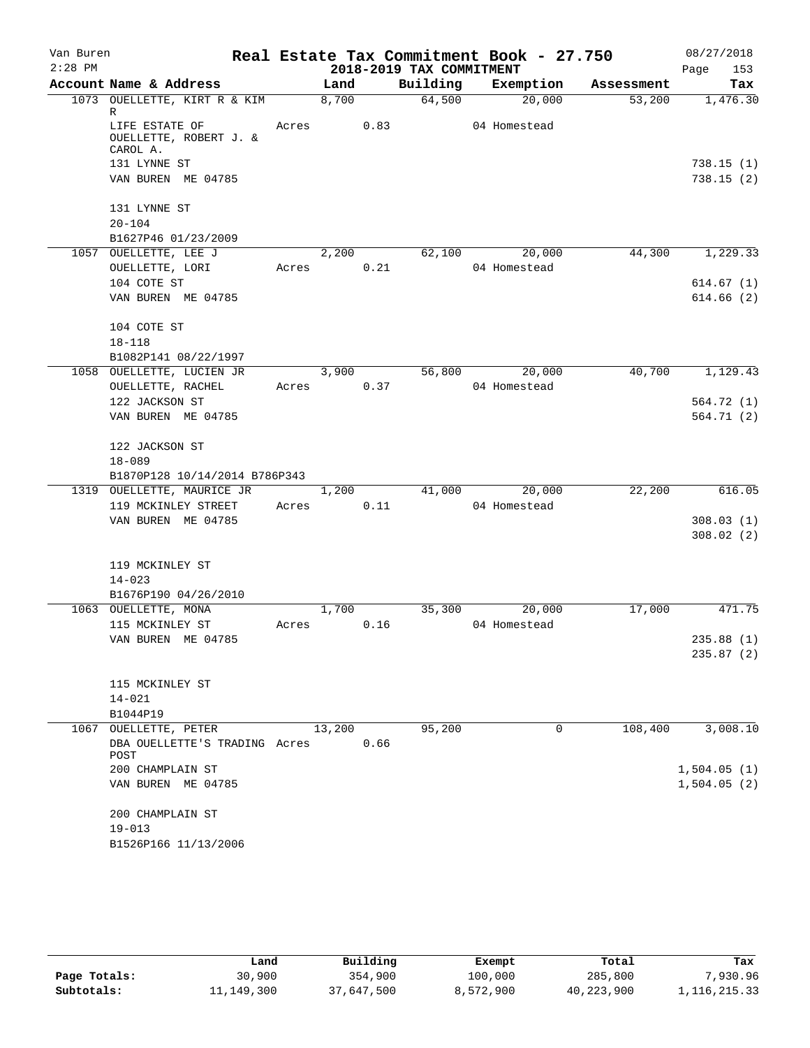# Real Estate Tax Commitment Book - 27.750

Van Buren
2:28 PM

## 2018-2019 TAX COMMITMENT

08/27/2018
Page 153

| Account | Name & Address | Land | Building | Exemption | Assessment | Tax |
|---|---|---|---|---|---|---|
| 1073 | OUELLETTE, KIRT R & KIM R | 8,700 | 64,500 | 20,000 | 53,200 | 1,476.30 |
| | LIFE ESTATE OF OUELLETTE, ROBERT J. & CAROL A. | Acres 0.83 | | 04 Homestead | | |
| | 131 LYNNE ST | | | | | 738.15 (1) |
| | VAN BUREN ME 04785 | | | | | 738.15 (2) |
| | 131 LYNNE ST | | | | | |
| | 20-104 | | | | | |
| | B1627P46 01/23/2009 | | | | | |
| 1057 | OUELLETTE, LEE J | 2,200 | 62,100 | 20,000 | 44,300 | 1,229.33 |
| | OUELLETTE, LORI | Acres 0.21 | | 04 Homestead | | |
| | 104 COTE ST | | | | | 614.67 (1) |
| | VAN BUREN ME 04785 | | | | | 614.66 (2) |
| | 104 COTE ST | | | | | |
| | 18-118 | | | | | |
| | B1082P141 08/22/1997 | | | | | |
| 1058 | OUELLETTE, LUCIEN JR | 3,900 | 56,800 | 20,000 | 40,700 | 1,129.43 |
| | OUELLETTE, RACHEL | Acres 0.37 | | 04 Homestead | | |
| | 122 JACKSON ST | | | | | 564.72 (1) |
| | VAN BUREN ME 04785 | | | | | 564.71 (2) |
| | 122 JACKSON ST | | | | | |
| | 18-089 | | | | | |
| | B1870P128 10/14/2014 B786P343 | | | | | |
| 1319 | OUELLETTE, MAURICE JR | 1,200 | 41,000 | 20,000 | 22,200 | 616.05 |
| | 119 MCKINLEY STREET | Acres 0.11 | | 04 Homestead | | |
| | VAN BUREN ME 04785 | | | | | 308.03 (1) |
| | | | | | | 308.02 (2) |
| | 119 MCKINLEY ST | | | | | |
| | 14-023 | | | | | |
| | B1676P190 04/26/2010 | | | | | |
| 1063 | OUELLETTE, MONA | 1,700 | 35,300 | 20,000 | 17,000 | 471.75 |
| | 115 MCKINLEY ST | Acres 0.16 | | 04 Homestead | | |
| | VAN BUREN ME 04785 | | | | | 235.88 (1) |
| | | | | | | 235.87 (2) |
| | 115 MCKINLEY ST | | | | | |
| | 14-021 | | | | | |
| | B1044P19 | | | | | |
| 1067 | OUELLETTE, PETER | 13,200 | 95,200 | 0 | 108,400 | 3,008.10 |
| | DBA OUELLETTE'S TRADING POST | Acres 0.66 | | | | |
| | 200 CHAMPLAIN ST | | | | | 1,504.05 (1) |
| | VAN BUREN ME 04785 | | | | | 1,504.05 (2) |
| | 200 CHAMPLAIN ST | | | | | |
| | 19-013 | | | | | |
| | B1526P166 11/13/2006 | | | | | |

| | Land | Building | Exempt | Total | Tax |
|---|---|---|---|---|---|
| Page Totals: | 30,900 | 354,900 | 100,000 | 285,800 | 7,930.96 |
| Subtotals: | 11,149,300 | 37,647,500 | 8,572,900 | 40,223,900 | 1,116,215.33 |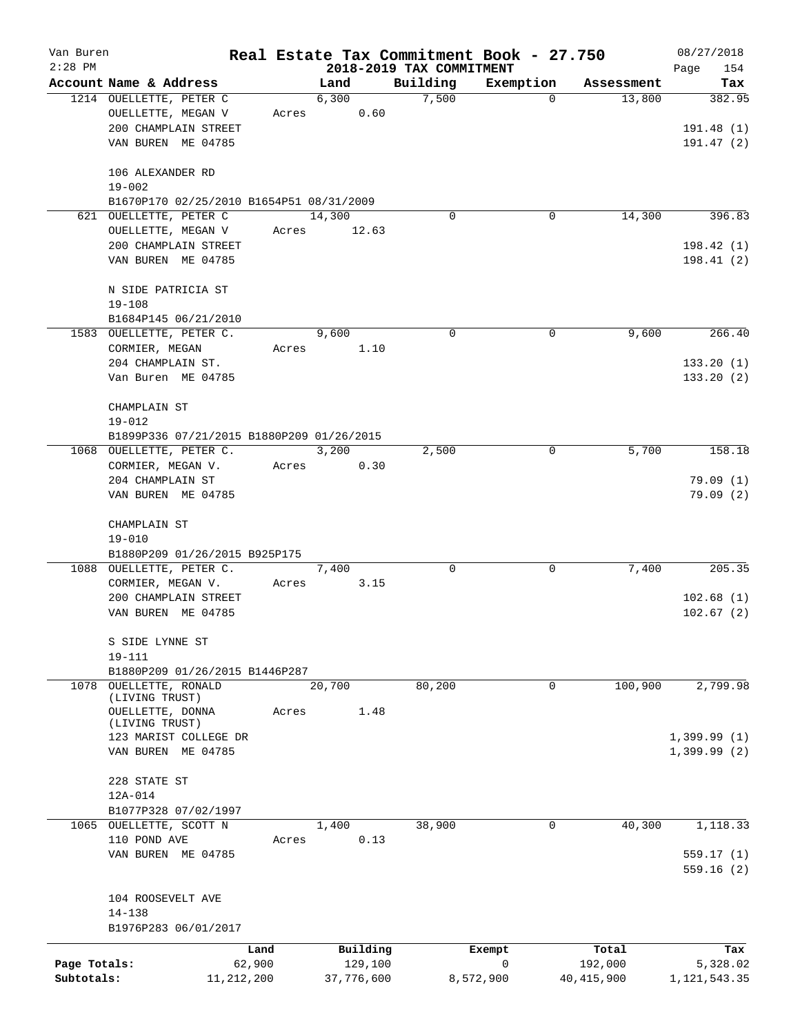Van Buren
2:28 PM

# Real Estate Tax Commitment Book - 27.750

## 2018-2019 TAX COMMITMENT

08/27/2018

| Account | Name & Address | Land | Building | Exemption | Assessment | Tax |
|---|---|---|---|---|---|---|
| 1214 | OUELLETTE, PETER C<br>OUELLETTE, MEGAN V<br>200 CHAMPLAIN STREET<br>VAN BUREN ME 04785<br><br>106 ALEXANDER RD<br>19-002<br>B1670P170 02/25/2010 B1654P51 08/31/2009 | 6,300<br>Acres 0.60 | 7,500 | 0 | 13,800 | 382.95<br>191.48 (1)<br>191.47 (2) |
| 621 | OUELLETTE, PETER C<br>OUELLETTE, MEGAN V<br>200 CHAMPLAIN STREET<br>VAN BUREN ME 04785<br><br>N SIDE PATRICIA ST<br>19-108<br>B1684P145 06/21/2010 | 14,300<br>Acres 12.63 | 0 | 0 | 14,300 | 396.83<br>198.42 (1)<br>198.41 (2) |
| 1583 | OUELLETTE, PETER C.<br>CORMIER, MEGAN<br>204 CHAMPLAIN ST.<br>Van Buren ME 04785<br><br>CHAMPLAIN ST<br>19-012<br>B1899P336 07/21/2015 B1880P209 01/26/2015 | 9,600<br>Acres 1.10 | 0 | 0 | 9,600 | 266.40<br>133.20 (1)<br>133.20 (2) |
| 1068 | OUELLETTE, PETER C.<br>CORMIER, MEGAN V.<br>204 CHAMPLAIN ST<br>VAN BUREN ME 04785<br><br>CHAMPLAIN ST<br>19-010<br>B1880P209 01/26/2015 B925P175 | 3,200<br>Acres 0.30 | 2,500 | 0 | 5,700 | 158.18<br>79.09 (1)<br>79.09 (2) |
| 1088 | OUELLETTE, PETER C.<br>CORMIER, MEGAN V.<br>200 CHAMPLAIN STREET<br>VAN BUREN ME 04785<br><br>S SIDE LYNNE ST<br>19-111<br>B1880P209 01/26/2015 B1446P287 | 7,400<br>Acres 3.15 | 0 | 0 | 7,400 | 205.35<br>102.68 (1)<br>102.67 (2) |
| 1078 | OUELLETTE, RONALD (LIVING TRUST)<br>OUELLETTE, DONNA (LIVING TRUST)<br>123 MARIST COLLEGE DR<br>VAN BUREN ME 04785<br><br>228 STATE ST<br>12A-014<br>B1077P328 07/02/1997 | 20,700<br>Acres 1.48 | 80,200 | 0 | 100,900 | 2,799.98<br>1,399.99 (1)<br>1,399.99 (2) |
| 1065 | OUELLETTE, SCOTT N<br>110 POND AVE<br>VAN BUREN ME 04785<br><br>104 ROOSEVELT AVE<br>14-138<br>B1976P283 06/01/2017 | 1,400<br>Acres 0.13 | 38,900 | 0 | 40,300 | 1,118.33<br>559.17 (1)<br>559.16 (2) |

| | Land | Building | Exempt | Total | Tax |
|---|---|---|---|---|---|
| Page Totals: | 62,900 | 129,100 | 0 | 192,000 | 5,328.02 |
| Subtotals: | 11,212,200 | 37,776,600 | 8,572,900 | 40,415,900 | 1,121,543.35 |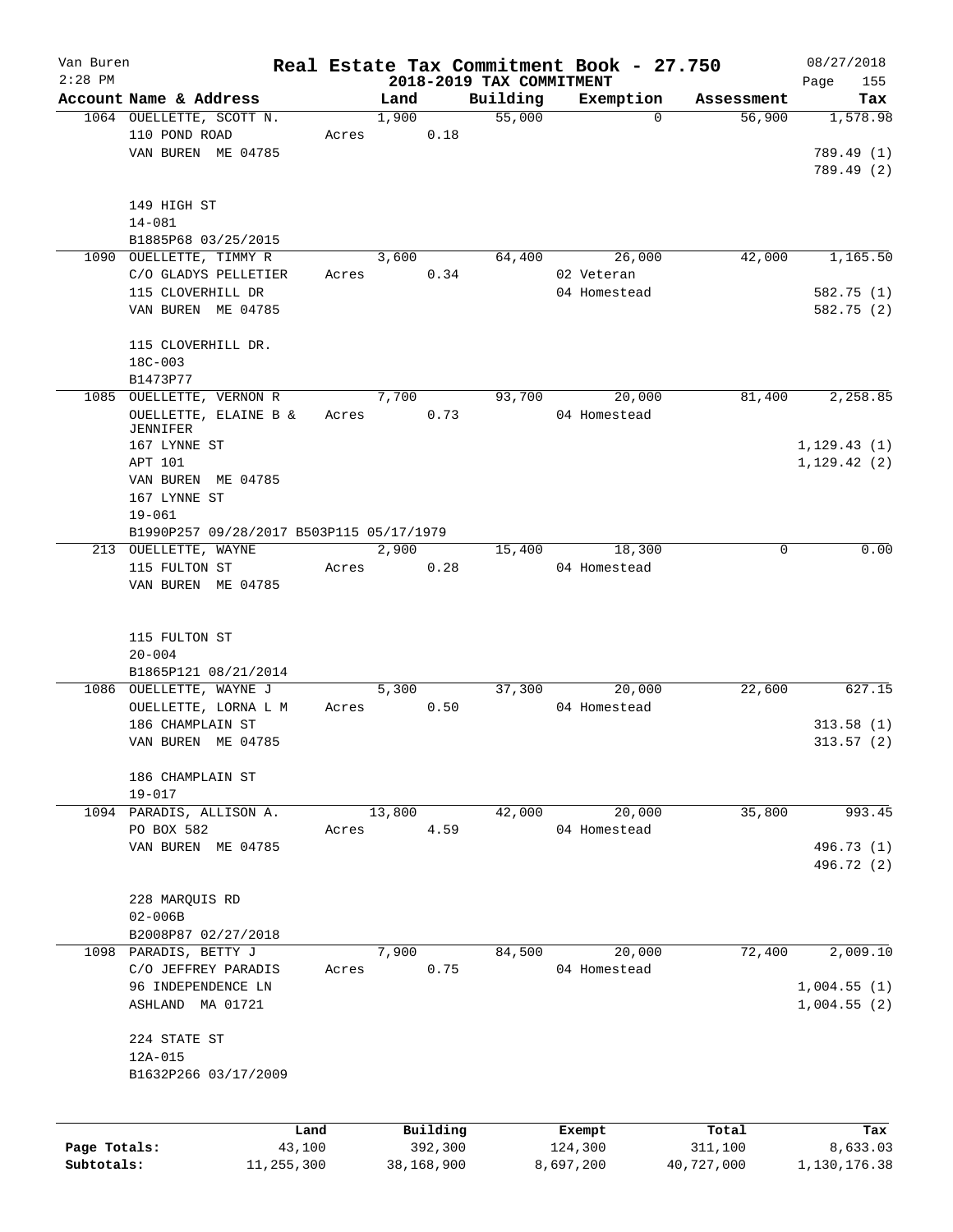# Real Estate Tax Commitment Book - 27.750

## 2018-2019 TAX COMMITMENT

Van Buren 2:28 PM — 08/27/2018

| Account Name & Address | Land | Building | Exemption | Assessment | Tax |
|---|---|---|---|---|---|
| 1064 OUELLETTE, SCOTT N.<br>110 POND ROAD<br>VAN BUREN ME 04785<br><br>149 HIGH ST<br>14-081<br>B1885P68 03/25/2015 | 1,900<br>Acres 0.18 | 55,000 | 0 | 56,900 | 1,578.98<br><br>789.49 (1)<br>789.49 (2) |
| 1090 OUELLETTE, TIMMY R<br>C/O GLADYS PELLETIER<br>115 CLOVERHILL DR<br>VAN BUREN ME 04785<br><br>115 CLOVERHILL DR.<br>18C-003<br>B1473P77 | 3,600<br>Acres 0.34 | 64,400 | 26,000<br>02 Veteran<br>04 Homestead | 42,000 | 1,165.50<br><br>582.75 (1)<br>582.75 (2) |
| 1085 OUELLETTE, VERNON R<br>OUELLETTE, ELAINE B & JENNIFER<br>167 LYNNE ST<br>APT 101<br>VAN BUREN ME 04785<br>167 LYNNE ST<br>19-061<br>B1990P257 09/28/2017 B503P115 05/17/1979 | 7,700<br>Acres 0.73 | 93,700 | 20,000<br>04 Homestead | 81,400 | 2,258.85<br><br>1,129.43 (1)<br>1,129.42 (2) |
| 213 OUELLETTE, WAYNE<br>115 FULTON ST<br>VAN BUREN ME 04785<br><br>115 FULTON ST<br>20-004<br>B1865P121 08/21/2014 | 2,900<br>Acres 0.28 | 15,400 | 18,300<br>04 Homestead | 0 | 0.00 |
| 1086 OUELLETTE, WAYNE J<br>OUELLETTE, LORNA L M<br>186 CHAMPLAIN ST<br>VAN BUREN ME 04785<br><br>186 CHAMPLAIN ST<br>19-017 | 5,300<br>Acres 0.50 | 37,300 | 20,000<br>04 Homestead | 22,600 | 627.15<br><br>313.58 (1)<br>313.57 (2) |
| 1094 PARADIS, ALLISON A.<br>PO BOX 582<br>VAN BUREN ME 04785<br><br>228 MARQUIS RD<br>02-006B<br>B2008P87 02/27/2018 | 13,800<br>Acres 4.59 | 42,000 | 20,000<br>04 Homestead | 35,800 | 993.45<br><br>496.73 (1)<br>496.72 (2) |
| 1098 PARADIS, BETTY J<br>C/O JEFFREY PARADIS<br>96 INDEPENDENCE LN<br>ASHLAND MA 01721<br><br>224 STATE ST<br>12A-015<br>B1632P266 03/17/2009 | 7,900<br>Acres 0.75 | 84,500 | 20,000<br>04 Homestead | 72,400 | 2,009.10<br><br>1,004.55 (1)<br>1,004.55 (2) |

| | Land | Building | Exempt | Total | Tax |
|---|---|---|---|---|---|
| Page Totals: | 43,100 | 392,300 | 124,300 | 311,100 | 8,633.03 |
| Subtotals: | 11,255,300 | 38,168,900 | 8,697,200 | 40,727,000 | 1,130,176.38 |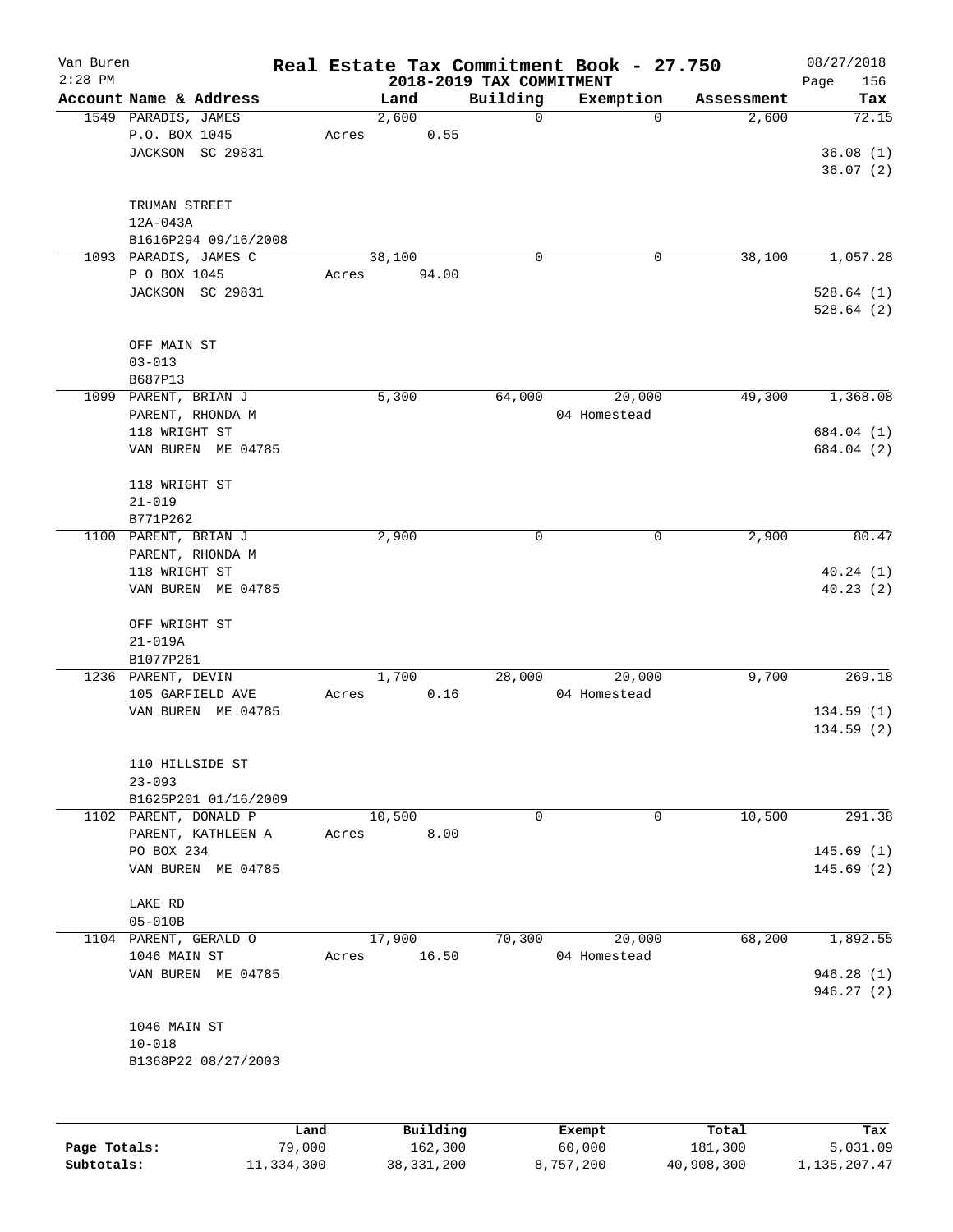Van Buren
2:28 PM

# Real Estate Tax Commitment Book - 27.750

## 2018-2019 TAX COMMITMENT

08/27/2018

| Account Name & Address | Land | Building | Exemption | Assessment | Tax |
|---|---|---|---|---|---|
| 1549 PARADIS, JAMES<br>P.O. BOX 1045<br>JACKSON SC 29831<br><br>TRUMAN STREET<br>12A-043A<br>B1616P294 09/16/2008 | 2,600<br>Acres 0.55 | 0 | 0 | 2,600 | 72.15<br><br>36.08 (1)<br>36.07 (2) |
| 1093 PARADIS, JAMES C<br>P O BOX 1045<br>JACKSON SC 29831<br><br>OFF MAIN ST<br>03-013<br>B687P13 | 38,100<br>Acres 94.00 | 0 | 0 | 38,100 | 1,057.28<br><br>528.64 (1)<br>528.64 (2) |
| 1099 PARENT, BRIAN J<br>PARENT, RHONDA M<br>118 WRIGHT ST<br>VAN BUREN ME 04785<br><br>118 WRIGHT ST<br>21-019<br>B771P262 | 5,300 | 64,000 | 20,000<br>04 Homestead | 49,300 | 1,368.08<br><br>684.04 (1)<br>684.04 (2) |
| 1100 PARENT, BRIAN J<br>PARENT, RHONDA M<br>118 WRIGHT ST<br>VAN BUREN ME 04785<br><br>OFF WRIGHT ST<br>21-019A<br>B1077P261 | 2,900 | 0 | 0 | 2,900 | 80.47<br><br>40.24 (1)<br>40.23 (2) |
| 1236 PARENT, DEVIN<br>105 GARFIELD AVE<br>VAN BUREN ME 04785<br><br>110 HILLSIDE ST<br>23-093<br>B1625P201 01/16/2009 | 1,700<br>Acres 0.16 | 28,000 | 20,000<br>04 Homestead | 9,700 | 269.18<br><br>134.59 (1)<br>134.59 (2) |
| 1102 PARENT, DONALD P<br>PARENT, KATHLEEN A<br>PO BOX 234<br>VAN BUREN ME 04785<br><br>LAKE RD<br>05-010B | 10,500<br>Acres 8.00 | 0 | 0 | 10,500 | 291.38<br><br>145.69 (1)<br>145.69 (2) |
| 1104 PARENT, GERALD O<br>1046 MAIN ST<br>VAN BUREN ME 04785<br><br>1046 MAIN ST<br>10-018<br>B1368P22 08/27/2003 | 17,900<br>Acres 16.50 | 70,300 | 20,000<br>04 Homestead | 68,200 | 1,892.55<br><br>946.28 (1)<br>946.27 (2) |

| | Land | Building | Exempt | Total | Tax |
|---|---|---|---|---|---|
| Page Totals: | 79,000 | 162,300 | 60,000 | 181,300 | 5,031.09 |
| Subtotals: | 11,334,300 | 38,331,200 | 8,757,200 | 40,908,300 | 1,135,207.47 |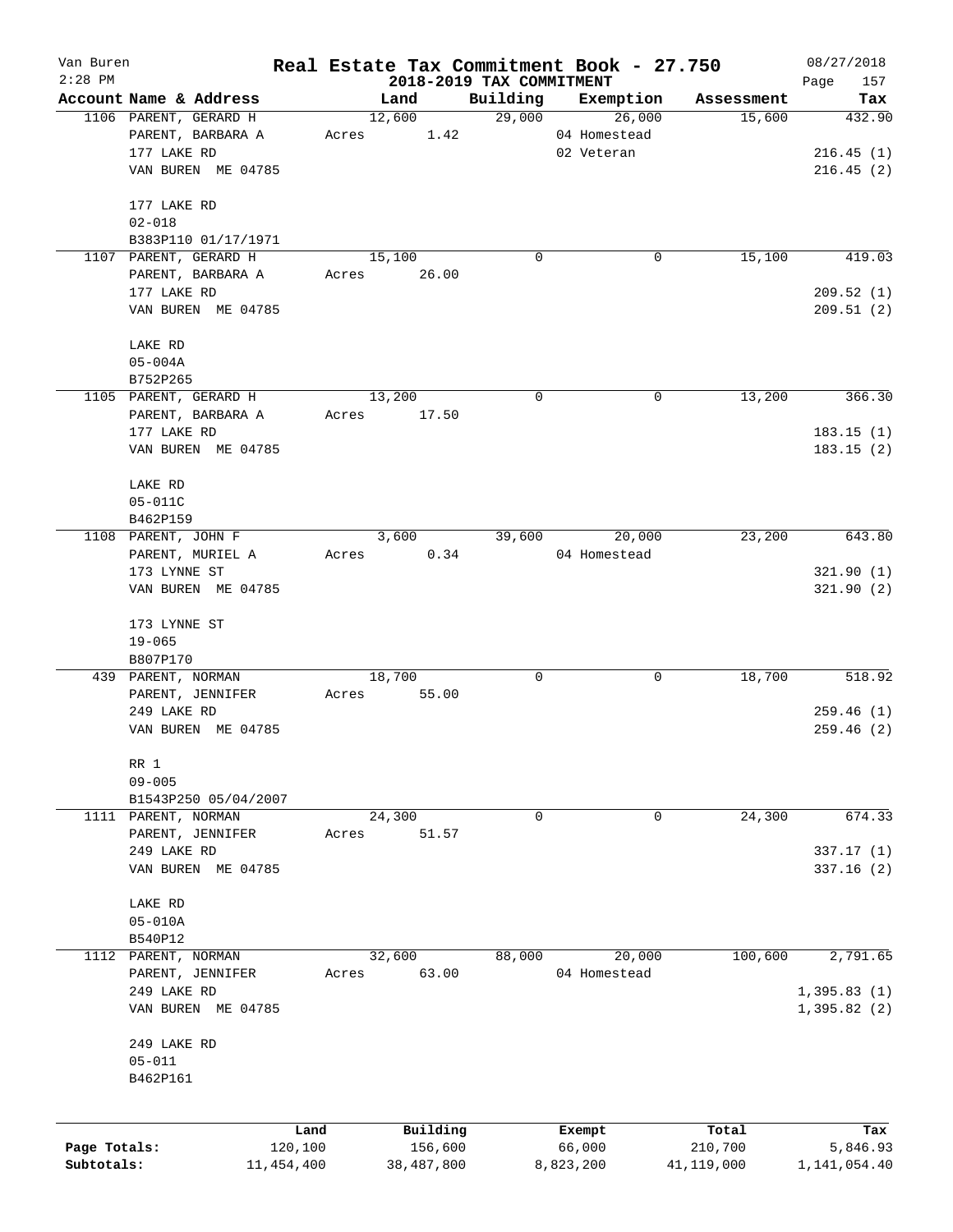Van Buren
2:28 PM

# Real Estate Tax Commitment Book - 27.750

## 2018-2019 TAX COMMITMENT

08/27/2018
Page 157

| Account Name & Address | Land | Building | Exemption | Assessment | Tax |
|---|---|---|---|---|---|
| 1106 PARENT, GERARD H | 12,600 | 29,000 | 26,000 | 15,600 | 432.90 |
| PARENT, BARBARA A | Acres 1.42 | | 04 Homestead | | |
| 177 LAKE RD | | | 02 Veteran | | 216.45 (1) |
| VAN BUREN ME 04785 | | | | | 216.45 (2) |
| 177 LAKE RD | | | | | |
| 02-018 | | | | | |
| B383P110 01/17/1971 | | | | | |
| 1107 PARENT, GERARD H | 15,100 | 0 | 0 | 15,100 | 419.03 |
| PARENT, BARBARA A | Acres 26.00 | | | | |
| 177 LAKE RD | | | | | 209.52 (1) |
| VAN BUREN ME 04785 | | | | | 209.51 (2) |
| LAKE RD | | | | | |
| 05-004A | | | | | |
| B752P265 | | | | | |
| 1105 PARENT, GERARD H | 13,200 | 0 | 0 | 13,200 | 366.30 |
| PARENT, BARBARA A | Acres 17.50 | | | | |
| 177 LAKE RD | | | | | 183.15 (1) |
| VAN BUREN ME 04785 | | | | | 183.15 (2) |
| LAKE RD | | | | | |
| 05-011C | | | | | |
| B462P159 | | | | | |
| 1108 PARENT, JOHN F | 3,600 | 39,600 | 20,000 | 23,200 | 643.80 |
| PARENT, MURIEL A | Acres 0.34 | | 04 Homestead | | |
| 173 LYNNE ST | | | | | 321.90 (1) |
| VAN BUREN ME 04785 | | | | | 321.90 (2) |
| 173 LYNNE ST | | | | | |
| 19-065 | | | | | |
| B807P170 | | | | | |
| 439 PARENT, NORMAN | 18,700 | 0 | 0 | 18,700 | 518.92 |
| PARENT, JENNIFER | Acres 55.00 | | | | |
| 249 LAKE RD | | | | | 259.46 (1) |
| VAN BUREN ME 04785 | | | | | 259.46 (2) |
| RR 1 | | | | | |
| 09-005 | | | | | |
| B1543P250 05/04/2007 | | | | | |
| 1111 PARENT, NORMAN | 24,300 | 0 | 0 | 24,300 | 674.33 |
| PARENT, JENNIFER | Acres 51.57 | | | | |
| 249 LAKE RD | | | | | 337.17 (1) |
| VAN BUREN ME 04785 | | | | | 337.16 (2) |
| LAKE RD | | | | | |
| 05-010A | | | | | |
| B540P12 | | | | | |
| 1112 PARENT, NORMAN | 32,600 | 88,000 | 20,000 | 100,600 | 2,791.65 |
| PARENT, JENNIFER | Acres 63.00 | | 04 Homestead | | |
| 249 LAKE RD | | | | | 1,395.83 (1) |
| VAN BUREN ME 04785 | | | | | 1,395.82 (2) |
| 249 LAKE RD | | | | | |
| 05-011 | | | | | |
| B462P161 | | | | | |

| | Land | Building | Exempt | Total | Tax |
|---|---|---|---|---|---|
| Page Totals: | 120,100 | 156,600 | 66,000 | 210,700 | 5,846.93 |
| Subtotals: | 11,454,400 | 38,487,800 | 8,823,200 | 41,119,000 | 1,141,054.40 |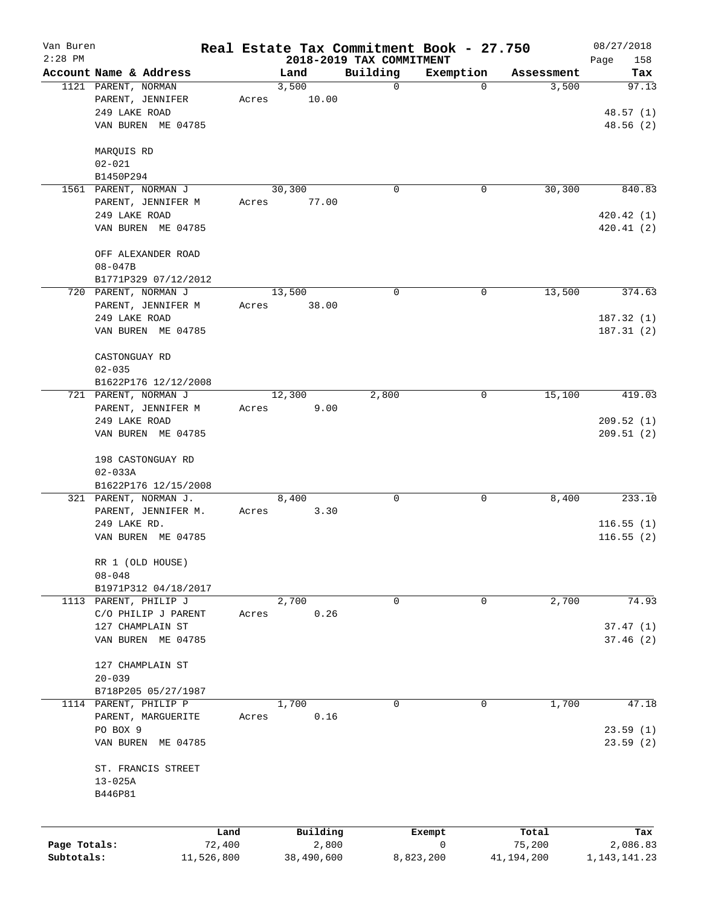Van Buren
2:28 PM

# Real Estate Tax Commitment Book - 27.750
## 2018-2019 TAX COMMITMENT

08/27/2018
Page 158

| Account Name & Address | Land | Building | Exemption | Assessment | Tax |
|---|---|---|---|---|---|
| 1121 PARENT, NORMAN<br>PARENT, JENNIFER<br>249 LAKE ROAD<br>VAN BUREN ME 04785<br><br>MARQUIS RD<br>02-021<br>B1450P294 | 3,500<br>Acres 10.00 | 0 | 0 | 3,500 | 97.13<br><br>48.57 (1)<br>48.56 (2) |
| 1561 PARENT, NORMAN J<br>PARENT, JENNIFER M<br>249 LAKE ROAD<br>VAN BUREN ME 04785<br><br>OFF ALEXANDER ROAD<br>08-047B<br>B1771P329 07/12/2012 | 30,300<br>Acres 77.00 | 0 | 0 | 30,300 | 840.83<br><br>420.42 (1)<br>420.41 (2) |
| 720 PARENT, NORMAN J<br>PARENT, JENNIFER M<br>249 LAKE ROAD<br>VAN BUREN ME 04785<br><br>CASTONGUAY RD<br>02-035<br>B1622P176 12/12/2008 | 13,500<br>Acres 38.00 | 0 | 0 | 13,500 | 374.63<br><br>187.32 (1)<br>187.31 (2) |
| 721 PARENT, NORMAN J<br>PARENT, JENNIFER M<br>249 LAKE ROAD<br>VAN BUREN ME 04785<br><br>198 CASTONGUAY RD<br>02-033A<br>B1622P176 12/15/2008 | 12,300<br>Acres 9.00 | 2,800 | 0 | 15,100 | 419.03<br><br>209.52 (1)<br>209.51 (2) |
| 321 PARENT, NORMAN J.<br>PARENT, JENNIFER M.<br>249 LAKE RD.<br>VAN BUREN ME 04785<br><br>RR 1 (OLD HOUSE)<br>08-048<br>B1971P312 04/18/2017 | 8,400<br>Acres 3.30 | 0 | 0 | 8,400 | 233.10<br><br>116.55 (1)<br>116.55 (2) |
| 1113 PARENT, PHILIP J<br>C/O PHILIP J PARENT<br>127 CHAMPLAIN ST<br>VAN BUREN ME 04785<br><br>127 CHAMPLAIN ST<br>20-039<br>B718P205 05/27/1987 | 2,700<br>Acres 0.26 | 0 | 0 | 2,700 | 74.93<br><br>37.47 (1)<br>37.46 (2) |
| 1114 PARENT, PHILIP P<br>PARENT, MARGUERITE<br>PO BOX 9<br>VAN BUREN ME 04785<br><br>ST. FRANCIS STREET<br>13-025A<br>B446P81 | 1,700<br>Acres 0.16 | 0 | 0 | 1,700 | 47.18<br><br>23.59 (1)<br>23.59 (2) |

| | Land | Building | Exempt | Total | Tax |
|---|---|---|---|---|---|
| Page Totals: | 72,400 | 2,800 | 0 | 75,200 | 2,086.83 |
| Subtotals: | 11,526,800 | 38,490,600 | 8,823,200 | 41,194,200 | 1,143,141.23 |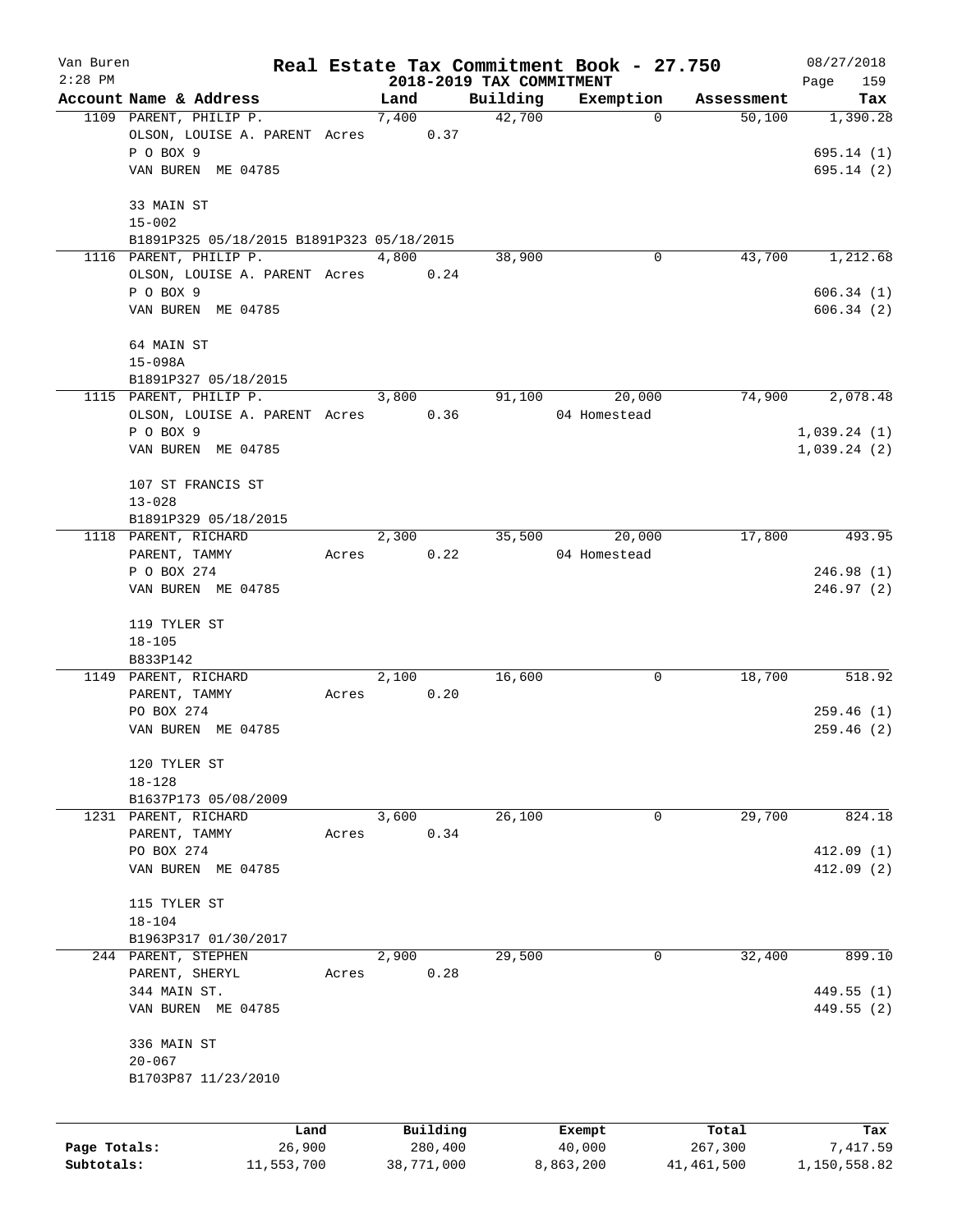Van Buren
2:28 PM

# Real Estate Tax Commitment Book - 27.750
## 2018-2019 TAX COMMITMENT

08/27/2018

| Account Name & Address | Land | Building | Exemption | Assessment | Tax |
|---|---|---|---|---|---|
| 1109 PARENT, PHILIP P. | 7,400 | 42,700 | 0 | 50,100 | 1,390.28 |
| OLSON, LOUISE A. PARENT Acres 0.37 | | | | | |
| P O BOX 9 | | | | | 695.14 (1) |
| VAN BUREN ME 04785 | | | | | 695.14 (2) |
| 33 MAIN ST | | | | | |
| 15-002 | | | | | |
| B1891P325 05/18/2015 B1891P323 05/18/2015 | | | | | |
| 1116 PARENT, PHILIP P. | 4,800 | 38,900 | 0 | 43,700 | 1,212.68 |
| OLSON, LOUISE A. PARENT Acres 0.24 | | | | | |
| P O BOX 9 | | | | | 606.34 (1) |
| VAN BUREN ME 04785 | | | | | 606.34 (2) |
| 64 MAIN ST | | | | | |
| 15-098A | | | | | |
| B1891P327 05/18/2015 | | | | | |
| 1115 PARENT, PHILIP P. | 3,800 | 91,100 | 20,000 | 74,900 | 2,078.48 |
| OLSON, LOUISE A. PARENT Acres 0.36 | | | 04 Homestead | | |
| P O BOX 9 | | | | | 1,039.24 (1) |
| VAN BUREN ME 04785 | | | | | 1,039.24 (2) |
| 107 ST FRANCIS ST | | | | | |
| 13-028 | | | | | |
| B1891P329 05/18/2015 | | | | | |
| 1118 PARENT, RICHARD | 2,300 | 35,500 | 20,000 | 17,800 | 493.95 |
| PARENT, TAMMY Acres 0.22 | | | 04 Homestead | | |
| P O BOX 274 | | | | | 246.98 (1) |
| VAN BUREN ME 04785 | | | | | 246.97 (2) |
| 119 TYLER ST | | | | | |
| 18-105 | | | | | |
| B833P142 | | | | | |
| 1149 PARENT, RICHARD | 2,100 | 16,600 | 0 | 18,700 | 518.92 |
| PARENT, TAMMY Acres 0.20 | | | | | |
| PO BOX 274 | | | | | 259.46 (1) |
| VAN BUREN ME 04785 | | | | | 259.46 (2) |
| 120 TYLER ST | | | | | |
| 18-128 | | | | | |
| B1637P173 05/08/2009 | | | | | |
| 1231 PARENT, RICHARD | 3,600 | 26,100 | 0 | 29,700 | 824.18 |
| PARENT, TAMMY Acres 0.34 | | | | | |
| PO BOX 274 | | | | | 412.09 (1) |
| VAN BUREN ME 04785 | | | | | 412.09 (2) |
| 115 TYLER ST | | | | | |
| 18-104 | | | | | |
| B1963P317 01/30/2017 | | | | | |
| 244 PARENT, STEPHEN | 2,900 | 29,500 | 0 | 32,400 | 899.10 |
| PARENT, SHERYL Acres 0.28 | | | | | |
| 344 MAIN ST. | | | | | 449.55 (1) |
| VAN BUREN ME 04785 | | | | | 449.55 (2) |
| 336 MAIN ST | | | | | |
| 20-067 | | | | | |
| B1703P87 11/23/2010 | | | | | |

| | Land | Building | Exempt | Total | Tax |
|---|---|---|---|---|---|
| Page Totals: | 26,900 | 280,400 | 40,000 | 267,300 | 7,417.59 |
| Subtotals: | 11,553,700 | 38,771,000 | 8,863,200 | 41,461,500 | 1,150,558.82 |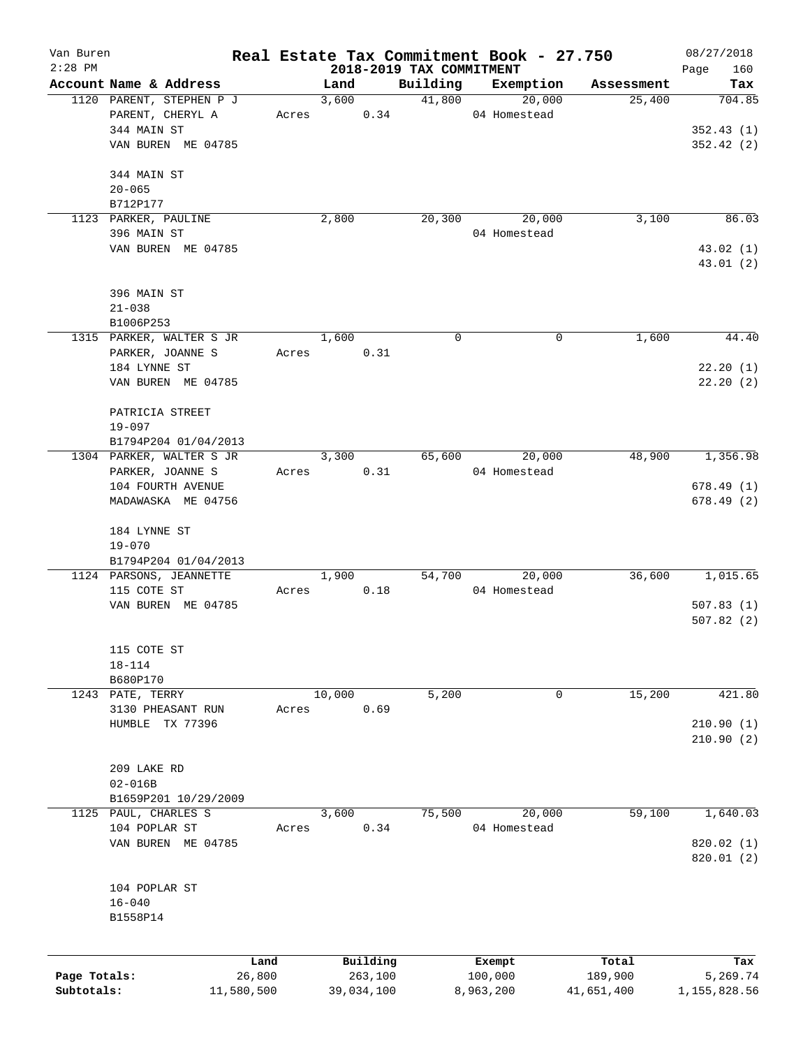# Real Estate Tax Commitment Book - 27.750

Van Buren
2:28 PM

## 2018-2019 TAX COMMITMENT

08/27/2018

| Account Name & Address | Land | Building | Exemption | Assessment | Tax |
|---|---|---|---|---|---|
| 1120 PARENT, STEPHEN P J | 3,600 | 41,800 | 20,000 | 25,400 | 704.85 |
| PARENT, CHERYL A | Acres 0.34 | | 04 Homestead | | |
| 344 MAIN ST | | | | | 352.43 (1) |
| VAN BUREN ME 04785 | | | | | 352.42 (2) |
| 344 MAIN ST | | | | | |
| 20-065 | | | | | |
| B712P177 | | | | | |
| 1123 PARKER, PAULINE | 2,800 | 20,300 | 20,000 | 3,100 | 86.03 |
| 396 MAIN ST | | | 04 Homestead | | |
| VAN BUREN ME 04785 | | | | | 43.02 (1) |
| | | | | | 43.01 (2) |
| 396 MAIN ST | | | | | |
| 21-038 | | | | | |
| B1006P253 | | | | | |
| 1315 PARKER, WALTER S JR | 1,600 | 0 | 0 | 1,600 | 44.40 |
| PARKER, JOANNE S | Acres 0.31 | | | | |
| 184 LYNNE ST | | | | | 22.20 (1) |
| VAN BUREN ME 04785 | | | | | 22.20 (2) |
| PATRICIA STREET | | | | | |
| 19-097 | | | | | |
| B1794P204 01/04/2013 | | | | | |
| 1304 PARKER, WALTER S JR | 3,300 | 65,600 | 20,000 | 48,900 | 1,356.98 |
| PARKER, JOANNE S | Acres 0.31 | | 04 Homestead | | |
| 104 FOURTH AVENUE | | | | | 678.49 (1) |
| MADAWASKA ME 04756 | | | | | 678.49 (2) |
| 184 LYNNE ST | | | | | |
| 19-070 | | | | | |
| B1794P204 01/04/2013 | | | | | |
| 1124 PARSONS, JEANNETTE | 1,900 | 54,700 | 20,000 | 36,600 | 1,015.65 |
| 115 COTE ST | Acres 0.18 | | 04 Homestead | | |
| VAN BUREN ME 04785 | | | | | 507.83 (1) |
| | | | | | 507.82 (2) |
| 115 COTE ST | | | | | |
| 18-114 | | | | | |
| B680P170 | | | | | |
| 1243 PATE, TERRY | 10,000 | 5,200 | 0 | 15,200 | 421.80 |
| 3130 PHEASANT RUN | Acres 0.69 | | | | |
| HUMBLE TX 77396 | | | | | 210.90 (1) |
| | | | | | 210.90 (2) |
| 209 LAKE RD | | | | | |
| 02-016B | | | | | |
| B1659P201 10/29/2009 | | | | | |
| 1125 PAUL, CHARLES S | 3,600 | 75,500 | 20,000 | 59,100 | 1,640.03 |
| 104 POPLAR ST | Acres 0.34 | | 04 Homestead | | |
| VAN BUREN ME 04785 | | | | | 820.02 (1) |
| | | | | | 820.01 (2) |
| 104 POPLAR ST | | | | | |
| 16-040 | | | | | |
| B1558P14 | | | | | |

| | Land | Building | Exempt | Total | Tax |
|---|---|---|---|---|---|
| Page Totals: | 26,800 | 263,100 | 100,000 | 189,900 | 5,269.74 |
| Subtotals: | 11,580,500 | 39,034,100 | 8,963,200 | 41,651,400 | 1,155,828.56 |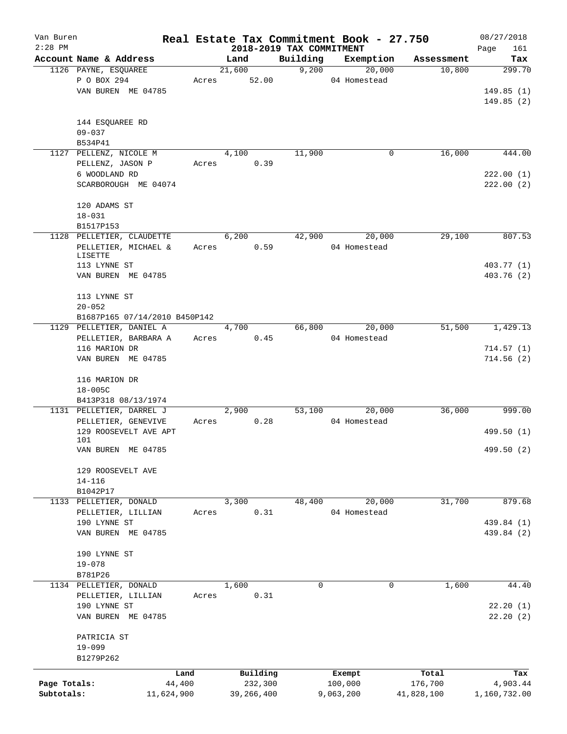# Real Estate Tax Commitment Book - 27.750

Van Buren
2:28 PM

2018-2019 TAX COMMITMENT

08/27/2018

| Account Name & Address | Land | Building | Exemption | Assessment | Tax |
|---|---|---|---|---|---|
| 1126 PAYNE, ESQUAREE | 21,600 | 9,200 | 20,000 | 10,800 | 299.70 |
| P O BOX 294 | Acres 52.00 | | 04 Homestead | | |
| VAN BUREN ME 04785 | | | | | 149.85 (1) |
| | | | | | 149.85 (2) |
| 144 ESQUAREE RD | | | | | |
| 09-037 | | | | | |
| B534P41 | | | | | |
| 1127 PELLENZ, NICOLE M | 4,100 | 11,900 | 0 | 16,000 | 444.00 |
| PELLENZ, JASON P | Acres 0.39 | | | | |
| 6 WOODLAND RD | | | | | 222.00 (1) |
| SCARBOROUGH ME 04074 | | | | | 222.00 (2) |
| 120 ADAMS ST | | | | | |
| 18-031 | | | | | |
| B1517P153 | | | | | |
| 1128 PELLETIER, CLAUDETTE | 6,200 | 42,900 | 20,000 | 29,100 | 807.53 |
| PELLETIER, MICHAEL & LISETTE | Acres 0.59 | | 04 Homestead | | |
| 113 LYNNE ST | | | | | 403.77 (1) |
| VAN BUREN ME 04785 | | | | | 403.76 (2) |
| 113 LYNNE ST | | | | | |
| 20-052 | | | | | |
| B1687P165 07/14/2010 B450P142 | | | | | |
| 1129 PELLETIER, DANIEL A | 4,700 | 66,800 | 20,000 | 51,500 | 1,429.13 |
| PELLETIER, BARBARA A | Acres 0.45 | | 04 Homestead | | |
| 116 MARION DR | | | | | 714.57 (1) |
| VAN BUREN ME 04785 | | | | | 714.56 (2) |
| 116 MARION DR | | | | | |
| 18-005C | | | | | |
| B413P318 08/13/1974 | | | | | |
| 1131 PELLETIER, DARREL J | 2,900 | 53,100 | 20,000 | 36,000 | 999.00 |
| PELLETIER, GENEVIVE | Acres 0.28 | | 04 Homestead | | |
| 129 ROOSEVELT AVE APT 101 | | | | | 499.50 (1) |
| VAN BUREN ME 04785 | | | | | 499.50 (2) |
| 129 ROOSEVELT AVE | | | | | |
| 14-116 | | | | | |
| B1042P17 | | | | | |
| 1133 PELLETIER, DONALD | 3,300 | 48,400 | 20,000 | 31,700 | 879.68 |
| PELLETIER, LILLIAN | Acres 0.31 | | 04 Homestead | | |
| 190 LYNNE ST | | | | | 439.84 (1) |
| VAN BUREN ME 04785 | | | | | 439.84 (2) |
| 190 LYNNE ST | | | | | |
| 19-078 | | | | | |
| B781P26 | | | | | |
| 1134 PELLETIER, DONALD | 1,600 | 0 | 0 | 1,600 | 44.40 |
| PELLETIER, LILLIAN | Acres 0.31 | | | | |
| 190 LYNNE ST | | | | | 22.20 (1) |
| VAN BUREN ME 04785 | | | | | 22.20 (2) |
| PATRICIA ST | | | | | |
| 19-099 | | | | | |
| B1279P262 | | | | | |

| | Land | Building | Exempt | Total | Tax |
|---|---|---|---|---|---|
| Page Totals: | 44,400 | 232,300 | 100,000 | 176,700 | 4,903.44 |
| Subtotals: | 11,624,900 | 39,266,400 | 9,063,200 | 41,828,100 | 1,160,732.00 |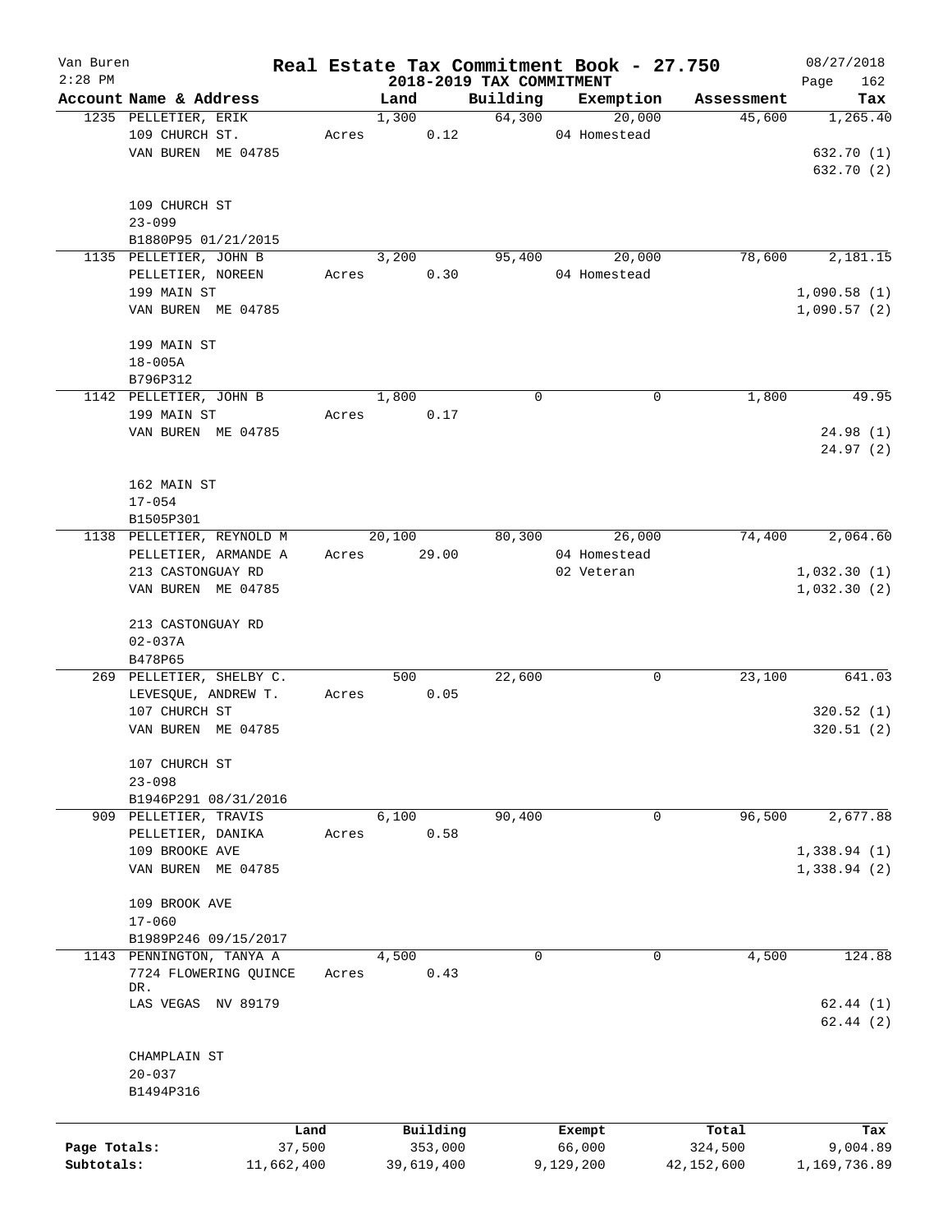Van Buren
2:28 PM

# Real Estate Tax Commitment Book - 27.750

## 2018-2019 TAX COMMITMENT

08/27/2018

| Account Name & Address | Land | Building | Exemption | Assessment | Tax |
|---|---|---|---|---|---|
| 1235 PELLETIER, ERIK | 1,300 | 64,300 | 20,000 | 45,600 | 1,265.40 |
| 109 CHURCH ST. | Acres 0.12 | | 04 Homestead | | |
| VAN BUREN ME 04785 | | | | | 632.70 (1) |
| | | | | | 632.70 (2) |
| 109 CHURCH ST | | | | | |
| 23-099 | | | | | |
| B1880P95 01/21/2015 | | | | | |
| 1135 PELLETIER, JOHN B | 3,200 | 95,400 | 20,000 | 78,600 | 2,181.15 |
| PELLETIER, NOREEN | Acres 0.30 | | 04 Homestead | | |
| 199 MAIN ST | | | | | 1,090.58 (1) |
| VAN BUREN ME 04785 | | | | | 1,090.57 (2) |
| 199 MAIN ST | | | | | |
| 18-005A | | | | | |
| B796P312 | | | | | |
| 1142 PELLETIER, JOHN B | 1,800 | 0 | 0 | 1,800 | 49.95 |
| 199 MAIN ST | Acres 0.17 | | | | |
| VAN BUREN ME 04785 | | | | | 24.98 (1) |
| | | | | | 24.97 (2) |
| 162 MAIN ST | | | | | |
| 17-054 | | | | | |
| B1505P301 | | | | | |
| 1138 PELLETIER, REYNOLD M | 20,100 | 80,300 | 26,000 | 74,400 | 2,064.60 |
| PELLETIER, ARMANDE A | Acres 29.00 | | 04 Homestead | | |
| 213 CASTONGUAY RD | | | 02 Veteran | | 1,032.30 (1) |
| VAN BUREN ME 04785 | | | | | 1,032.30 (2) |
| 213 CASTONGUAY RD | | | | | |
| 02-037A | | | | | |
| B478P65 | | | | | |
| 269 PELLETIER, SHELBY C. | 500 | 22,600 | 0 | 23,100 | 641.03 |
| LEVESQUE, ANDREW T. | Acres 0.05 | | | | |
| 107 CHURCH ST | | | | | 320.52 (1) |
| VAN BUREN ME 04785 | | | | | 320.51 (2) |
| 107 CHURCH ST | | | | | |
| 23-098 | | | | | |
| B1946P291 08/31/2016 | | | | | |
| 909 PELLETIER, TRAVIS | 6,100 | 90,400 | 0 | 96,500 | 2,677.88 |
| PELLETIER, DANIKA | Acres 0.58 | | | | |
| 109 BROOKE AVE | | | | | 1,338.94 (1) |
| VAN BUREN ME 04785 | | | | | 1,338.94 (2) |
| 109 BROOK AVE | | | | | |
| 17-060 | | | | | |
| B1989P246 09/15/2017 | | | | | |
| 1143 PENNINGTON, TANYA A | 4,500 | 0 | 0 | 4,500 | 124.88 |
| 7724 FLOWERING QUINCE DR. | Acres 0.43 | | | | |
| LAS VEGAS NV 89179 | | | | | 62.44 (1) |
| | | | | | 62.44 (2) |
| CHAMPLAIN ST | | | | | |
| 20-037 | | | | | |
| B1494P316 | | | | | |

| | Land | Building | Exempt | Total | Tax |
|---|---|---|---|---|---|
| Page Totals: | 37,500 | 353,000 | 66,000 | 324,500 | 9,004.89 |
| Subtotals: | 11,662,400 | 39,619,400 | 9,129,200 | 42,152,600 | 1,169,736.89 |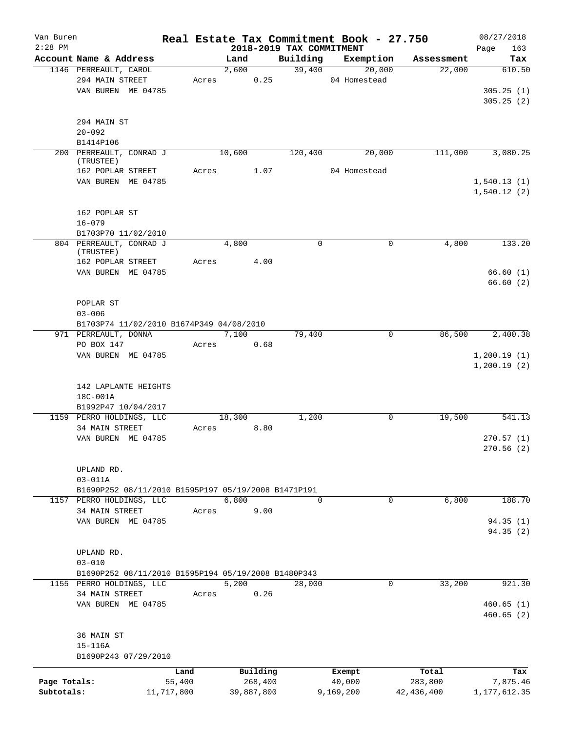# Real Estate Tax Commitment Book - 27.750

## 2018-2019 TAX COMMITMENT

Van Buren
2:28 PM

08/27/2018
Page 163

| Account Name & Address | Land | Building | Exemption | Assessment | Tax |
|---|---|---|---|---|---|
| 1146 PERREAULT, CAROL | 2,600 | 39,400 | 20,000 | 22,000 | 610.50 |
| 294 MAIN STREET | Acres 0.25 | | 04 Homestead | | |
| VAN BUREN ME 04785 | | | | | 305.25 (1) |
| | | | | | 305.25 (2) |
| 294 MAIN ST | | | | | |
| 20-092 | | | | | |
| B1414P106 | | | | | |
| 200 PERREAULT, CONRAD J (TRUSTEE) | 10,600 | 120,400 | 20,000 | 111,000 | 3,080.25 |
| 162 POPLAR STREET | Acres 1.07 | | 04 Homestead | | |
| VAN BUREN ME 04785 | | | | | 1,540.13 (1) |
| | | | | | 1,540.12 (2) |
| 162 POPLAR ST | | | | | |
| 16-079 | | | | | |
| B1703P70 11/02/2010 | | | | | |
| 804 PERREAULT, CONRAD J (TRUSTEE) | 4,800 | 0 | 0 | 4,800 | 133.20 |
| 162 POPLAR STREET | Acres 4.00 | | | | |
| VAN BUREN ME 04785 | | | | | 66.60 (1) |
| | | | | | 66.60 (2) |
| POPLAR ST | | | | | |
| 03-006 | | | | | |
| B1703P74 11/02/2010 B1674P349 04/08/2010 | | | | | |
| 971 PERREAULT, DONNA | 7,100 | 79,400 | 0 | 86,500 | 2,400.38 |
| PO BOX 147 | Acres 0.68 | | | | |
| VAN BUREN ME 04785 | | | | | 1,200.19 (1) |
| | | | | | 1,200.19 (2) |
| 142 LAPLANTE HEIGHTS | | | | | |
| 18C-001A | | | | | |
| B1992P47 10/04/2017 | | | | | |
| 1159 PERRO HOLDINGS, LLC | 18,300 | 1,200 | 0 | 19,500 | 541.13 |
| 34 MAIN STREET | Acres 8.80 | | | | |
| VAN BUREN ME 04785 | | | | | 270.57 (1) |
| | | | | | 270.56 (2) |
| UPLAND RD. | | | | | |
| 03-011A | | | | | |
| B1690P252 08/11/2010 B1595P197 05/19/2008 B1471P191 | | | | | |
| 1157 PERRO HOLDINGS, LLC | 6,800 | 0 | 0 | 6,800 | 188.70 |
| 34 MAIN STREET | Acres 9.00 | | | | |
| VAN BUREN ME 04785 | | | | | 94.35 (1) |
| | | | | | 94.35 (2) |
| UPLAND RD. | | | | | |
| 03-010 | | | | | |
| B1690P252 08/11/2010 B1595P194 05/19/2008 B1480P343 | | | | | |
| 1155 PERRO HOLDINGS, LLC | 5,200 | 28,000 | 0 | 33,200 | 921.30 |
| 34 MAIN STREET | Acres 0.26 | | | | |
| VAN BUREN ME 04785 | | | | | 460.65 (1) |
| | | | | | 460.65 (2) |
| 36 MAIN ST | | | | | |
| 15-116A | | | | | |
| B1690P243 07/29/2010 | | | | | |

| | Land | Building | Exempt | Total | Tax |
|---|---|---|---|---|---|
| Page Totals: | 55,400 | 268,400 | 40,000 | 283,800 | 7,875.46 |
| Subtotals: | 11,717,800 | 39,887,800 | 9,169,200 | 42,436,400 | 1,177,612.35 |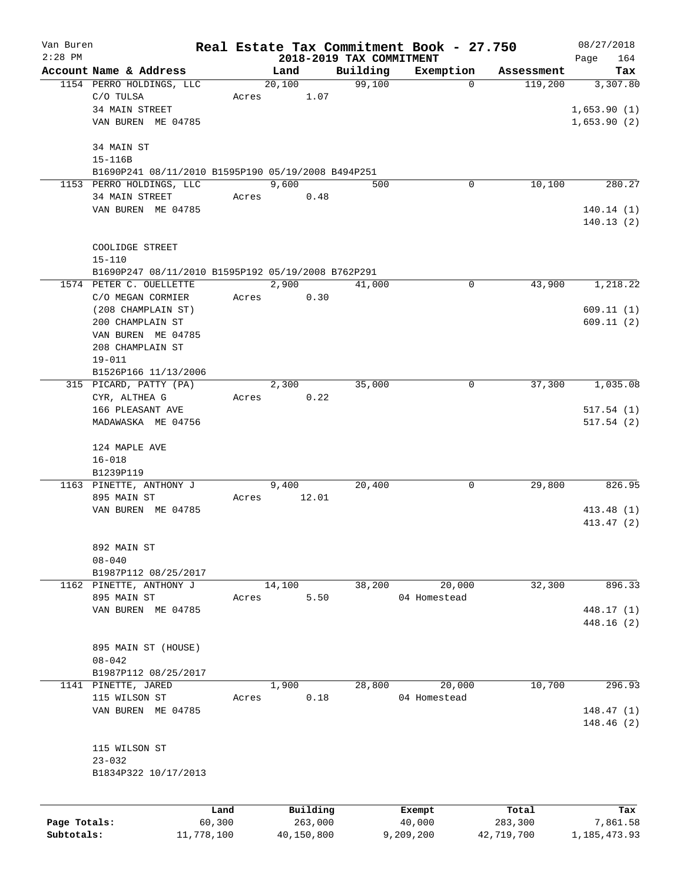# Real Estate Tax Commitment Book - 27.750

Van Buren
2:28 PM

## 2018-2019 TAX COMMITMENT

08/27/2018
Page 164

| Account Name & Address | Land | Building | Exemption | Assessment | Tax |
|---|---|---|---|---|---|
| 1154 PERRO HOLDINGS, LLC | 20,100 | 99,100 | 0 | 119,200 | 3,307.80 |
| C/O TULSA | Acres 1.07 | | | | |
| 34 MAIN STREET | | | | | 1,653.90 (1) |
| VAN BUREN ME 04785 | | | | | 1,653.90 (2) |
| 34 MAIN ST | | | | | |
| 15-116B | | | | | |
| B1690P241 08/11/2010 B1595P190 05/19/2008 B494P251 | | | | | |
| 1153 PERRO HOLDINGS, LLC | 9,600 | 500 | 0 | 10,100 | 280.27 |
| 34 MAIN STREET | Acres 0.48 | | | | |
| VAN BUREN ME 04785 | | | | | 140.14 (1) |
| | | | | | 140.13 (2) |
| COOLIDGE STREET | | | | | |
| 15-110 | | | | | |
| B1690P247 08/11/2010 B1595P192 05/19/2008 B762P291 | | | | | |
| 1574 PETER C. OUELLETTE | 2,900 | 41,000 | 0 | 43,900 | 1,218.22 |
| C/O MEGAN CORMIER | Acres 0.30 | | | | |
| (208 CHAMPLAIN ST) | | | | | 609.11 (1) |
| 200 CHAMPLAIN ST | | | | | 609.11 (2) |
| VAN BUREN ME 04785 | | | | | |
| 208 CHAMPLAIN ST | | | | | |
| 19-011 | | | | | |
| B1526P166 11/13/2006 | | | | | |
| 315 PICARD, PATTY (PA) | 2,300 | 35,000 | 0 | 37,300 | 1,035.08 |
| CYR, ALTHEA G | Acres 0.22 | | | | |
| 166 PLEASANT AVE | | | | | 517.54 (1) |
| MADAWASKA ME 04756 | | | | | 517.54 (2) |
| 124 MAPLE AVE | | | | | |
| 16-018 | | | | | |
| B1239P119 | | | | | |
| 1163 PINETTE, ANTHONY J | 9,400 | 20,400 | 0 | 29,800 | 826.95 |
| 895 MAIN ST | Acres 12.01 | | | | |
| VAN BUREN ME 04785 | | | | | 413.48 (1) |
| | | | | | 413.47 (2) |
| 892 MAIN ST | | | | | |
| 08-040 | | | | | |
| B1987P112 08/25/2017 | | | | | |
| 1162 PINETTE, ANTHONY J | 14,100 | 38,200 | 20,000 | 32,300 | 896.33 |
| 895 MAIN ST | Acres 5.50 | | 04 Homestead | | |
| VAN BUREN ME 04785 | | | | | 448.17 (1) |
| | | | | | 448.16 (2) |
| 895 MAIN ST (HOUSE) | | | | | |
| 08-042 | | | | | |
| B1987P112 08/25/2017 | | | | | |
| 1141 PINETTE, JARED | 1,900 | 28,800 | 20,000 | 10,700 | 296.93 |
| 115 WILSON ST | Acres 0.18 | | 04 Homestead | | |
| VAN BUREN ME 04785 | | | | | 148.47 (1) |
| | | | | | 148.46 (2) |
| 115 WILSON ST | | | | | |
| 23-032 | | | | | |
| B1834P322 10/17/2013 | | | | | |

| | Land | Building | Exempt | Total | Tax |
|---|---|---|---|---|---|
| Page Totals: | 60,300 | 263,000 | 40,000 | 283,300 | 7,861.58 |
| Subtotals: | 11,778,100 | 40,150,800 | 9,209,200 | 42,719,700 | 1,185,473.93 |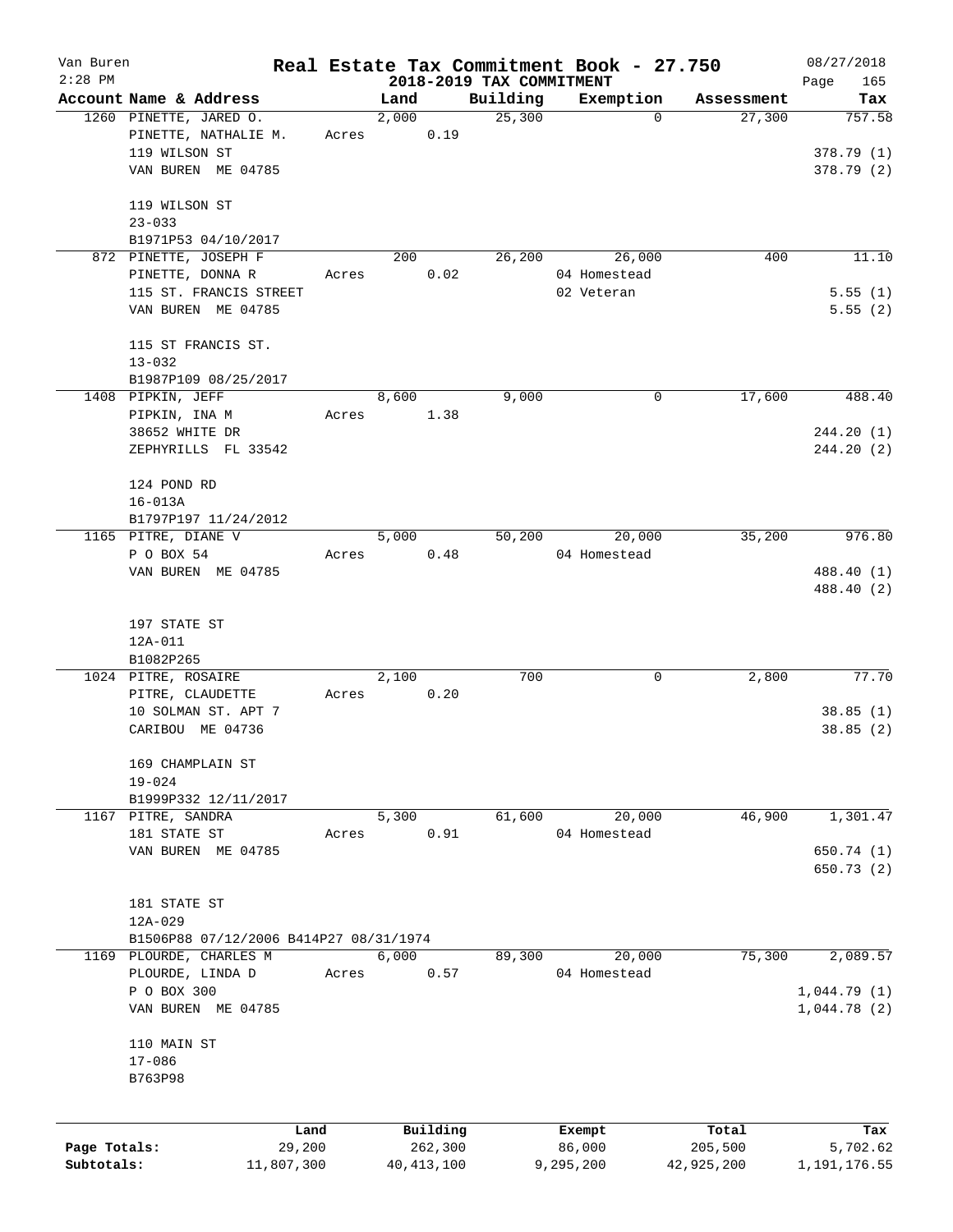Van Buren
2:28 PM

# Real Estate Tax Commitment Book - 27.750

## 2018-2019 TAX COMMITMENT

08/27/2018

| Account Name & Address | Land | Building | Exemption | Assessment | Tax |
|---|---|---|---|---|---|
| 1260 PINETTE, JARED O. | 2,000 | 25,300 | 0 | 27,300 | 757.58 |
| PINETTE, NATHALIE M. | Acres 0.19 | | | | |
| 119 WILSON ST | | | | | 378.79 (1) |
| VAN BUREN ME 04785 | | | | | 378.79 (2) |
| 119 WILSON ST | | | | | |
| 23-033 | | | | | |
| B1971P53 04/10/2017 | | | | | |
| 872 PINETTE, JOSEPH F | 200 | 26,200 | 26,000 | 400 | 11.10 |
| PINETTE, DONNA R | Acres 0.02 | | 04 Homestead | | |
| 115 ST. FRANCIS STREET | | | 02 Veteran | | 5.55 (1) |
| VAN BUREN ME 04785 | | | | | 5.55 (2) |
| 115 ST FRANCIS ST. | | | | | |
| 13-032 | | | | | |
| B1987P109 08/25/2017 | | | | | |
| 1408 PIPKIN, JEFF | 8,600 | 9,000 | 0 | 17,600 | 488.40 |
| PIPKIN, INA M | Acres 1.38 | | | | |
| 38652 WHITE DR | | | | | 244.20 (1) |
| ZEPHYRILLS FL 33542 | | | | | 244.20 (2) |
| 124 POND RD | | | | | |
| 16-013A | | | | | |
| B1797P197 11/24/2012 | | | | | |
| 1165 PITRE, DIANE V | 5,000 | 50,200 | 20,000 | 35,200 | 976.80 |
| P O BOX 54 | Acres 0.48 | | 04 Homestead | | |
| VAN BUREN ME 04785 | | | | | 488.40 (1) |
| | | | | | 488.40 (2) |
| 197 STATE ST | | | | | |
| 12A-011 | | | | | |
| B1082P265 | | | | | |
| 1024 PITRE, ROSAIRE | 2,100 | 700 | 0 | 2,800 | 77.70 |
| PITRE, CLAUDETTE | Acres 0.20 | | | | |
| 10 SOLMAN ST. APT 7 | | | | | 38.85 (1) |
| CARIBOU ME 04736 | | | | | 38.85 (2) |
| 169 CHAMPLAIN ST | | | | | |
| 19-024 | | | | | |
| B1999P332 12/11/2017 | | | | | |
| 1167 PITRE, SANDRA | 5,300 | 61,600 | 20,000 | 46,900 | 1,301.47 |
| 181 STATE ST | Acres 0.91 | | 04 Homestead | | |
| VAN BUREN ME 04785 | | | | | 650.74 (1) |
| | | | | | 650.73 (2) |
| 181 STATE ST | | | | | |
| 12A-029 | | | | | |
| B1506P88 07/12/2006 B414P27 08/31/1974 | | | | | |
| 1169 PLOURDE, CHARLES M | 6,000 | 89,300 | 20,000 | 75,300 | 2,089.57 |
| PLOURDE, LINDA D | Acres 0.57 | | 04 Homestead | | |
| P O BOX 300 | | | | | 1,044.79 (1) |
| VAN BUREN ME 04785 | | | | | 1,044.78 (2) |
| 110 MAIN ST | | | | | |
| 17-086 | | | | | |
| B763P98 | | | | | |

| | Land | Building | Exempt | Total | Tax |
|---|---|---|---|---|---|
| Page Totals: | 29,200 | 262,300 | 86,000 | 205,500 | 5,702.62 |
| Subtotals: | 11,807,300 | 40,413,100 | 9,295,200 | 42,925,200 | 1,191,176.55 |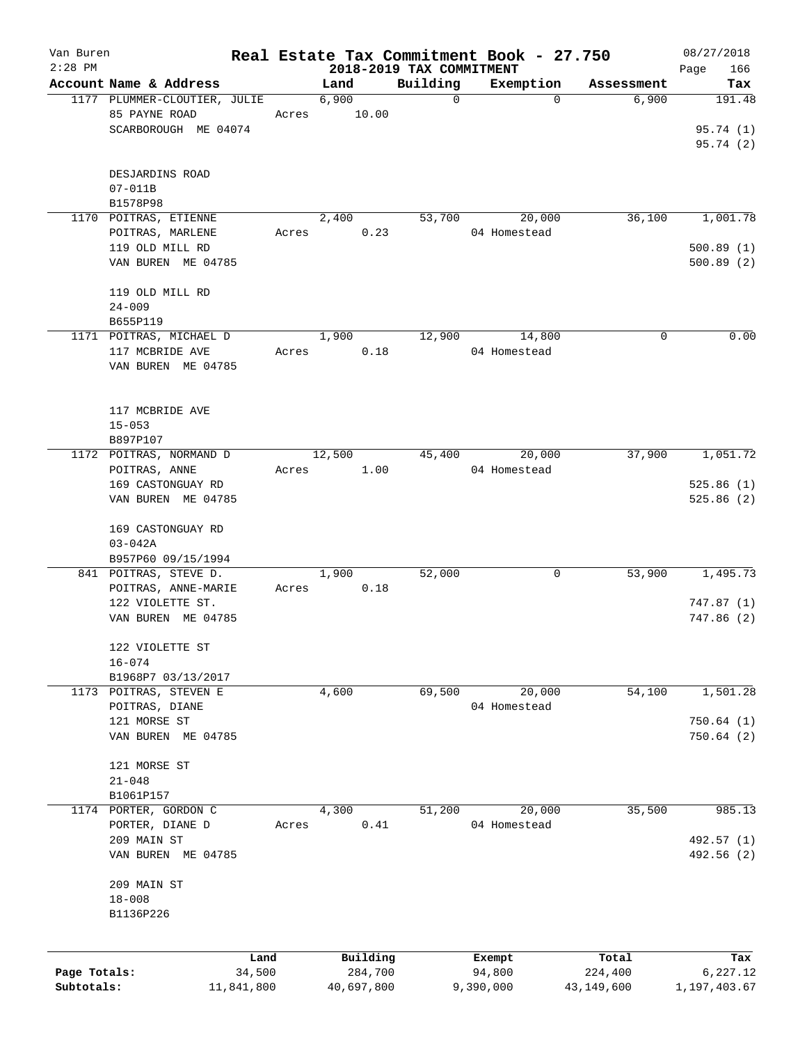# Real Estate Tax Commitment Book - 27.750

Van Buren
2:28 PM

08/27/2018

## 2018-2019 TAX COMMITMENT

| Account Name & Address | Land | Building | Exemption | Assessment | Tax |
|---|---|---|---|---|---|
| 1177 PLUMMER-CLOUTIER, JULIE<br>85 PAYNE ROAD<br>SCARBOROUGH ME 04074<br><br>DESJARDINS ROAD<br>07-011B<br>B1578P98 | 6,900<br>Acres 10.00 | 0 | 0 | 6,900 | 191.48<br><br>95.74 (1)<br>95.74 (2) |
| 1170 POITRAS, ETIENNE<br>POITRAS, MARLENE<br>119 OLD MILL RD<br>VAN BUREN ME 04785<br><br>119 OLD MILL RD<br>24-009<br>B655P119 | 2,400<br>Acres 0.23 | 53,700 | 20,000<br>04 Homestead | 36,100 | 1,001.78<br><br>500.89 (1)<br>500.89 (2) |
| 1171 POITRAS, MICHAEL D<br>117 MCBRIDE AVE<br>VAN BUREN ME 04785<br><br>117 MCBRIDE AVE<br>15-053<br>B897P107 | 1,900<br>Acres 0.18 | 12,900 | 14,800<br>04 Homestead | 0 | 0.00 |
| 1172 POITRAS, NORMAND D<br>POITRAS, ANNE<br>169 CASTONGUAY RD<br>VAN BUREN ME 04785<br><br>169 CASTONGUAY RD<br>03-042A<br>B957P60 09/15/1994 | 12,500<br>Acres 1.00 | 45,400 | 20,000<br>04 Homestead | 37,900 | 1,051.72<br><br>525.86 (1)<br>525.86 (2) |
| 841 POITRAS, STEVE D.<br>POITRAS, ANNE-MARIE<br>122 VIOLETTE ST.<br>VAN BUREN ME 04785<br><br>122 VIOLETTE ST<br>16-074<br>B1968P7 03/13/2017 | 1,900<br>Acres 0.18 | 52,000 | 0 | 53,900 | 1,495.73<br><br>747.87 (1)<br>747.86 (2) |
| 1173 POITRAS, STEVEN E<br>POITRAS, DIANE<br>121 MORSE ST<br>VAN BUREN ME 04785<br><br>121 MORSE ST<br>21-048<br>B1061P157 | 4,600 | 69,500 | 20,000<br>04 Homestead | 54,100 | 1,501.28<br><br>750.64 (1)<br>750.64 (2) |
| 1174 PORTER, GORDON C<br>PORTER, DIANE D<br>209 MAIN ST<br>VAN BUREN ME 04785<br><br>209 MAIN ST<br>18-008<br>B1136P226 | 4,300<br>Acres 0.41 | 51,200 | 20,000<br>04 Homestead | 35,500 | 985.13<br><br>492.57 (1)<br>492.56 (2) |

| | Land | Building | Exempt | Total | Tax |
|---|---|---|---|---|---|
| Page Totals: | 34,500 | 284,700 | 94,800 | 224,400 | 6,227.12 |
| Subtotals: | 11,841,800 | 40,697,800 | 9,390,000 | 43,149,600 | 1,197,403.67 |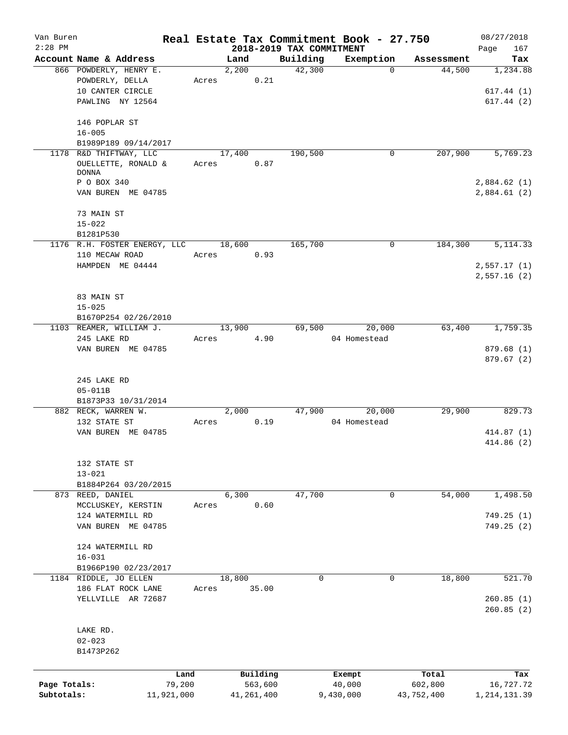Van Buren
2:28 PM

# Real Estate Tax Commitment Book - 27.750

08/27/2018

## 2018-2019 TAX COMMITMENT

| Account | Name & Address | Land | Building | Exemption | Assessment | Tax |
|---|---|---|---|---|---|---|
| 866 | POWDERLY, HENRY E.<br>POWDERLY, DELLA<br>10 CANTER CIRCLE<br>PAWLING NY 12564<br><br>146 POPLAR ST<br>16-005<br>B1989P189 09/14/2017 | 2,200<br>Acres 0.21 | 42,300 | 0 | 44,500 | 1,234.88<br>617.44 (1)<br>617.44 (2) |
| 1178 | R&D THIFTWAY, LLC<br>OUELLETTE, RONALD & DONNA<br>P O BOX 340<br>VAN BUREN ME 04785<br><br>73 MAIN ST<br>15-022<br>B1281P530 | 17,400<br>Acres 0.87 | 190,500 | 0 | 207,900 | 5,769.23<br>2,884.62 (1)<br>2,884.61 (2) |
| 1176 | R.H. FOSTER ENERGY, LLC<br>110 MECAW ROAD<br>HAMPDEN ME 04444<br><br>83 MAIN ST<br>15-025<br>B1670P254 02/26/2010 | 18,600<br>Acres 0.93 | 165,700 | 0 | 184,300 | 5,114.33<br>2,557.17 (1)<br>2,557.16 (2) |
| 1103 | REAMER, WILLIAM J.<br>245 LAKE RD<br>VAN BUREN ME 04785<br><br>245 LAKE RD<br>05-011B<br>B1873P33 10/31/2014 | 13,900<br>Acres 4.90 | 69,500 | 20,000<br>04 Homestead | 63,400 | 1,759.35<br>879.68 (1)<br>879.67 (2) |
| 882 | RECK, WARREN W.<br>132 STATE ST<br>VAN BUREN ME 04785<br><br>132 STATE ST<br>13-021<br>B1884P264 03/20/2015 | 2,000<br>Acres 0.19 | 47,900 | 20,000<br>04 Homestead | 29,900 | 829.73<br>414.87 (1)<br>414.86 (2) |
| 873 | REED, DANIEL<br>MCCLUSKEY, KERSTIN<br>124 WATERMILL RD<br>VAN BUREN ME 04785<br><br>124 WATERMILL RD<br>16-031<br>B1966P190 02/23/2017 | 6,300<br>Acres 0.60 | 47,700 | 0 | 54,000 | 1,498.50<br>749.25 (1)<br>749.25 (2) |
| 1184 | RIDDLE, JO ELLEN<br>186 FLAT ROCK LANE<br>YELLVILLE AR 72687<br><br>LAKE RD.<br>02-023<br>B1473P262 | 18,800<br>Acres 35.00 | 0 | 0 | 18,800 | 521.70<br>260.85 (1)<br>260.85 (2) |

| | Land | Building | Exempt | Total | Tax |
|---|---|---|---|---|---|
| Page Totals: | 79,200 | 563,600 | 40,000 | 602,800 | 16,727.72 |
| Subtotals: | 11,921,000 | 41,261,400 | 9,430,000 | 43,752,400 | 1,214,131.39 |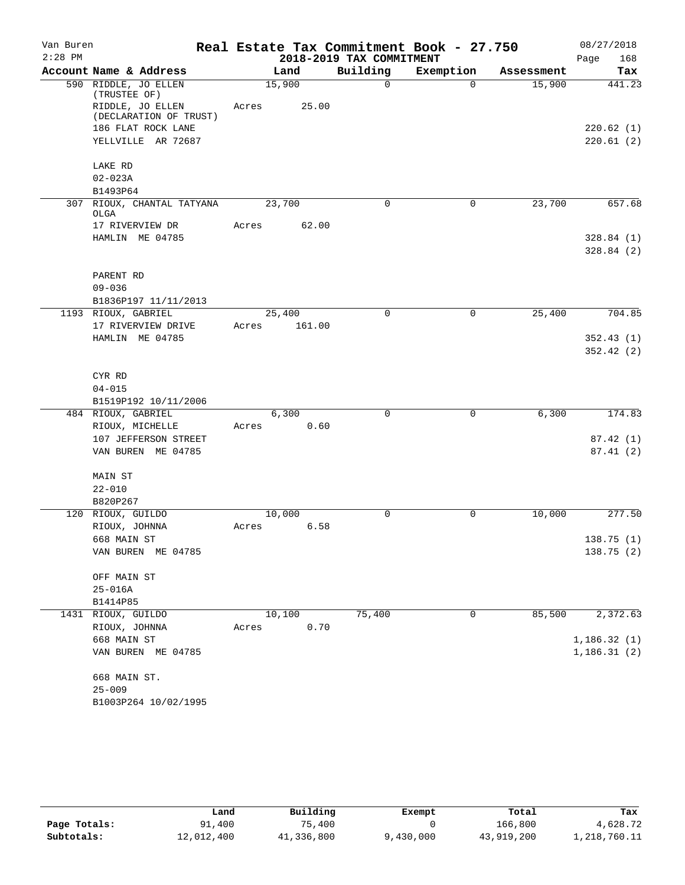Van Buren 2:28 PM

# Real Estate Tax Commitment Book - 27.750

## 2018-2019 TAX COMMITMENT

08/27/2018 Page 168

| Account Name & Address | Land | Building | Exemption | Assessment | Tax |
|---|---|---|---|---|---|
| 590 RIDDLE, JO ELLEN (TRUSTEE OF) | 15,900 | 0 | 0 | 15,900 | 441.23 |
| RIDDLE, JO ELLEN (DECLARATION OF TRUST) | Acres 25.00 | | | | |
| 186 FLAT ROCK LANE | | | | | 220.62 (1) |
| YELLVILLE AR 72687 | | | | | 220.61 (2) |
| LAKE RD | | | | | |
| 02-023A | | | | | |
| B1493P64 | | | | | |
| 307 RIOUX, CHANTAL TATYANA OLGA | 23,700 | 0 | 0 | 23,700 | 657.68 |
| 17 RIVERVIEW DR | Acres 62.00 | | | | |
| HAMLIN ME 04785 | | | | | 328.84 (1) |
| | | | | | 328.84 (2) |
| PARENT RD | | | | | |
| 09-036 | | | | | |
| B1836P197 11/11/2013 | | | | | |
| 1193 RIOUX, GABRIEL | 25,400 | 0 | 0 | 25,400 | 704.85 |
| 17 RIVERVIEW DRIVE | Acres 161.00 | | | | |
| HAMLIN ME 04785 | | | | | 352.43 (1) |
| | | | | | 352.42 (2) |
| CYR RD | | | | | |
| 04-015 | | | | | |
| B1519P192 10/11/2006 | | | | | |
| 484 RIOUX, GABRIEL | 6,300 | 0 | 0 | 6,300 | 174.83 |
| RIOUX, MICHELLE | Acres 0.60 | | | | |
| 107 JEFFERSON STREET | | | | | 87.42 (1) |
| VAN BUREN ME 04785 | | | | | 87.41 (2) |
| MAIN ST | | | | | |
| 22-010 | | | | | |
| B820P267 | | | | | |
| 120 RIOUX, GUILDO | 10,000 | 0 | 0 | 10,000 | 277.50 |
| RIOUX, JOHNNA | Acres 6.58 | | | | |
| 668 MAIN ST | | | | | 138.75 (1) |
| VAN BUREN ME 04785 | | | | | 138.75 (2) |
| OFF MAIN ST | | | | | |
| 25-016A | | | | | |
| B1414P85 | | | | | |
| 1431 RIOUX, GUILDO | 10,100 | 75,400 | 0 | 85,500 | 2,372.63 |
| RIOUX, JOHNNA | Acres 0.70 | | | | |
| 668 MAIN ST | | | | | 1,186.32 (1) |
| VAN BUREN ME 04785 | | | | | 1,186.31 (2) |
| 668 MAIN ST. | | | | | |
| 25-009 | | | | | |
| B1003P264 10/02/1995 | | | | | |

| | Land | Building | Exempt | Total | Tax |
|---|---|---|---|---|---|
| Page Totals: | 91,400 | 75,400 | 0 | 166,800 | 4,628.72 |
| Subtotals: | 12,012,400 | 41,336,800 | 9,430,000 | 43,919,200 | 1,218,760.11 |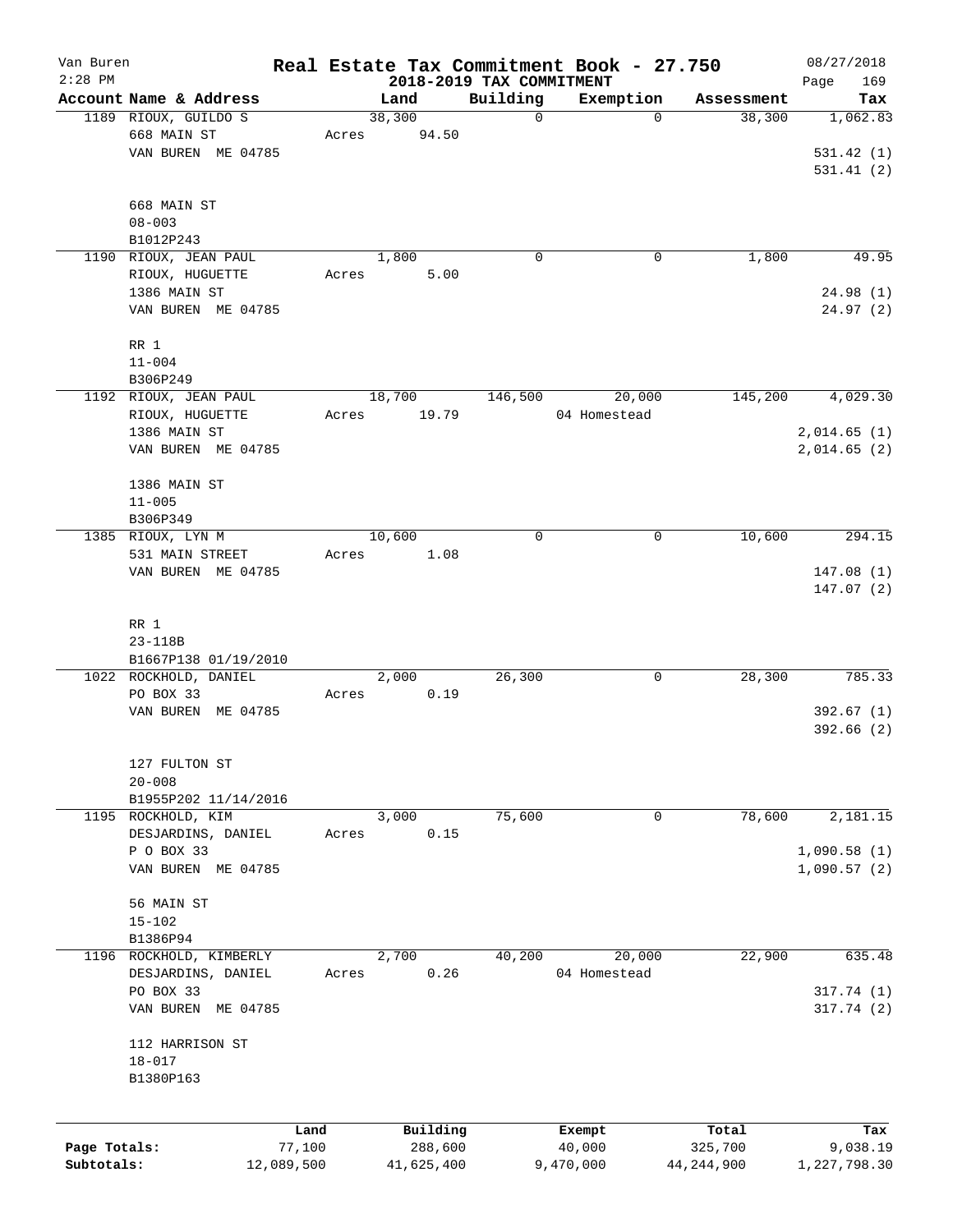Van Buren
2:28 PM

# Real Estate Tax Commitment Book - 27.750

## 2018-2019 TAX COMMITMENT

08/27/2018

| Account | Name & Address | Land | Building | Exemption | Assessment | Tax |
|---|---|---|---|---|---|---|
| 1189 | RIOUX, GUILDO S<br>668 MAIN ST<br>VAN BUREN ME 04785<br><br>668 MAIN ST<br>08-003<br>B1012P243 | 38,300<br>Acres 94.50 | 0 | 0 | 38,300 | 1,062.83<br><br>531.42 (1)<br>531.41 (2) |
| 1190 | RIOUX, JEAN PAUL<br>RIOUX, HUGUETTE<br>1386 MAIN ST<br>VAN BUREN ME 04785<br><br>RR 1<br>11-004<br>B306P249 | 1,800<br>Acres 5.00 | 0 | 0 | 1,800 | 49.95<br><br>24.98 (1)<br>24.97 (2) |
| 1192 | RIOUX, JEAN PAUL<br>RIOUX, HUGUETTE<br>1386 MAIN ST<br>VAN BUREN ME 04785<br><br>1386 MAIN ST<br>11-005<br>B306P349 | 18,700<br>Acres 19.79 | 146,500 | 20,000<br>04 Homestead | 145,200 | 4,029.30<br><br>2,014.65 (1)<br>2,014.65 (2) |
| 1385 | RIOUX, LYN M<br>531 MAIN STREET<br>VAN BUREN ME 04785<br><br>RR 1<br>23-118B<br>B1667P138 01/19/2010 | 10,600<br>Acres 1.08 | 0 | 0 | 10,600 | 294.15<br><br>147.08 (1)<br>147.07 (2) |
| 1022 | ROCKHOLD, DANIEL<br>PO BOX 33<br>VAN BUREN ME 04785<br><br>127 FULTON ST<br>20-008<br>B1955P202 11/14/2016 | 2,000<br>Acres 0.19 | 26,300 | 0 | 28,300 | 785.33<br><br>392.67 (1)<br>392.66 (2) |
| 1195 | ROCKHOLD, KIM<br>DESJARDINS, DANIEL<br>P O BOX 33<br>VAN BUREN ME 04785<br><br>56 MAIN ST<br>15-102<br>B1386P94 | 3,000<br>Acres 0.15 | 75,600 | 0 | 78,600 | 2,181.15<br><br>1,090.58 (1)<br>1,090.57 (2) |
| 1196 | ROCKHOLD, KIMBERLY<br>DESJARDINS, DANIEL<br>PO BOX 33<br>VAN BUREN ME 04785<br><br>112 HARRISON ST<br>18-017<br>B1380P163 | 2,700<br>Acres 0.26 | 40,200 | 20,000<br>04 Homestead | 22,900 | 635.48<br><br>317.74 (1)<br>317.74 (2) |

| | Land | Building | Exempt | Total | Tax |
|---|---|---|---|---|---|
| Page Totals: | 77,100 | 288,600 | 40,000 | 325,700 | 9,038.19 |
| Subtotals: | 12,089,500 | 41,625,400 | 9,470,000 | 44,244,900 | 1,227,798.30 |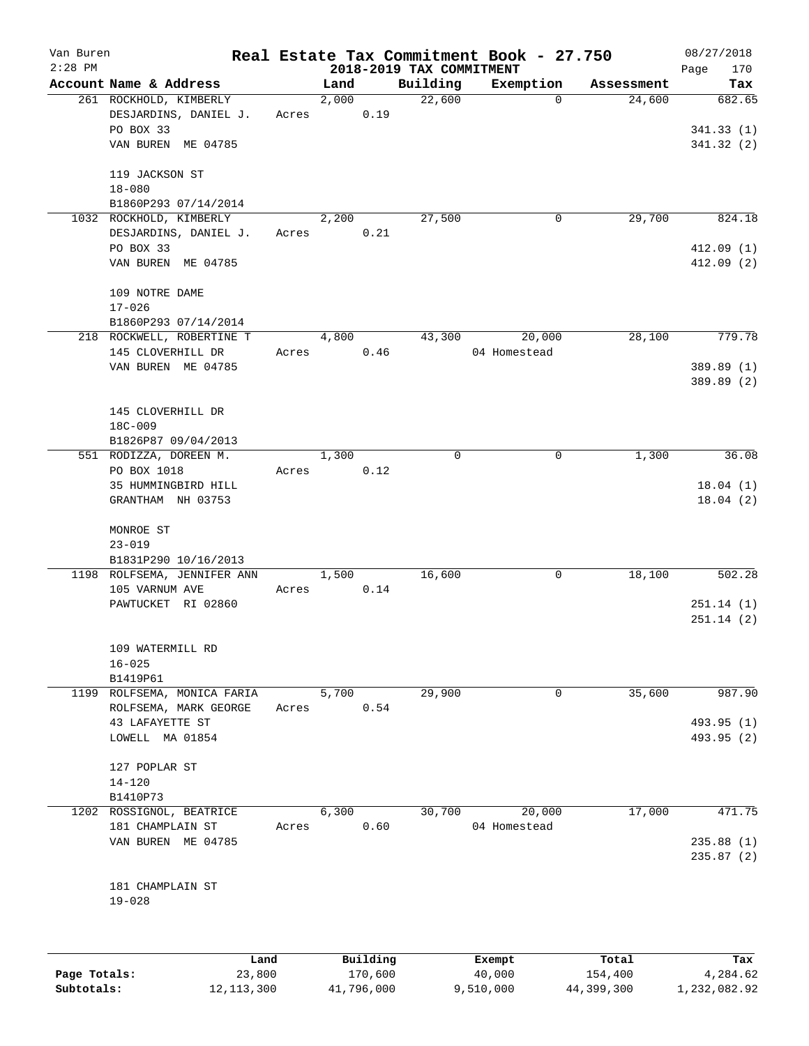# Real Estate Tax Commitment Book - 27.750

Van Buren
2:28 PM

## 2018-2019 TAX COMMITMENT

08/27/2018

| Account Name & Address | Land | Building | Exemption | Assessment | Tax |
|---|---|---|---|---|---|
| 261 ROCKHOLD, KIMBERLY | 2,000 | 22,600 | 0 | 24,600 | 682.65 |
| DESJARDINS, DANIEL J. | Acres 0.19 | | | | |
| PO BOX 33 | | | | | 341.33 (1) |
| VAN BUREN ME 04785 | | | | | 341.32 (2) |
| 119 JACKSON ST | | | | | |
| 18-080 | | | | | |
| B1860P293 07/14/2014 | | | | | |
| 1032 ROCKHOLD, KIMBERLY | 2,200 | 27,500 | 0 | 29,700 | 824.18 |
| DESJARDINS, DANIEL J. | Acres 0.21 | | | | |
| PO BOX 33 | | | | | 412.09 (1) |
| VAN BUREN ME 04785 | | | | | 412.09 (2) |
| 109 NOTRE DAME | | | | | |
| 17-026 | | | | | |
| B1860P293 07/14/2014 | | | | | |
| 218 ROCKWELL, ROBERTINE T | 4,800 | 43,300 | 20,000 | 28,100 | 779.78 |
| 145 CLOVERHILL DR | Acres 0.46 | | 04 Homestead | | |
| VAN BUREN ME 04785 | | | | | 389.89 (1) |
| | | | | | 389.89 (2) |
| 145 CLOVERHILL DR | | | | | |
| 18C-009 | | | | | |
| B1826P87 09/04/2013 | | | | | |
| 551 RODIZZA, DOREEN M. | 1,300 | 0 | 0 | 1,300 | 36.08 |
| PO BOX 1018 | Acres 0.12 | | | | |
| 35 HUMMINGBIRD HILL | | | | | 18.04 (1) |
| GRANTHAM NH 03753 | | | | | 18.04 (2) |
| MONROE ST | | | | | |
| 23-019 | | | | | |
| B1831P290 10/16/2013 | | | | | |
| 1198 ROLFSEMA, JENNIFER ANN | 1,500 | 16,600 | 0 | 18,100 | 502.28 |
| 105 VARNUM AVE | Acres 0.14 | | | | |
| PAWTUCKET RI 02860 | | | | | 251.14 (1) |
| | | | | | 251.14 (2) |
| 109 WATERMILL RD | | | | | |
| 16-025 | | | | | |
| B1419P61 | | | | | |
| 1199 ROLFSEMA, MONICA FARIA | 5,700 | 29,900 | 0 | 35,600 | 987.90 |
| ROLFSEMA, MARK GEORGE | Acres 0.54 | | | | |
| 43 LAFAYETTE ST | | | | | 493.95 (1) |
| LOWELL MA 01854 | | | | | 493.95 (2) |
| 127 POPLAR ST | | | | | |
| 14-120 | | | | | |
| B1410P73 | | | | | |
| 1202 ROSSIGNOL, BEATRICE | 6,300 | 30,700 | 20,000 | 17,000 | 471.75 |
| 181 CHAMPLAIN ST | Acres 0.60 | | 04 Homestead | | |
| VAN BUREN ME 04785 | | | | | 235.88 (1) |
| | | | | | 235.87 (2) |
| 181 CHAMPLAIN ST | | | | | |
| 19-028 | | | | | |

| | Land | Building | Exempt | Total | Tax |
|---|---|---|---|---|---|
| Page Totals: | 23,800 | 170,600 | 40,000 | 154,400 | 4,284.62 |
| Subtotals: | 12,113,300 | 41,796,000 | 9,510,000 | 44,399,300 | 1,232,082.92 |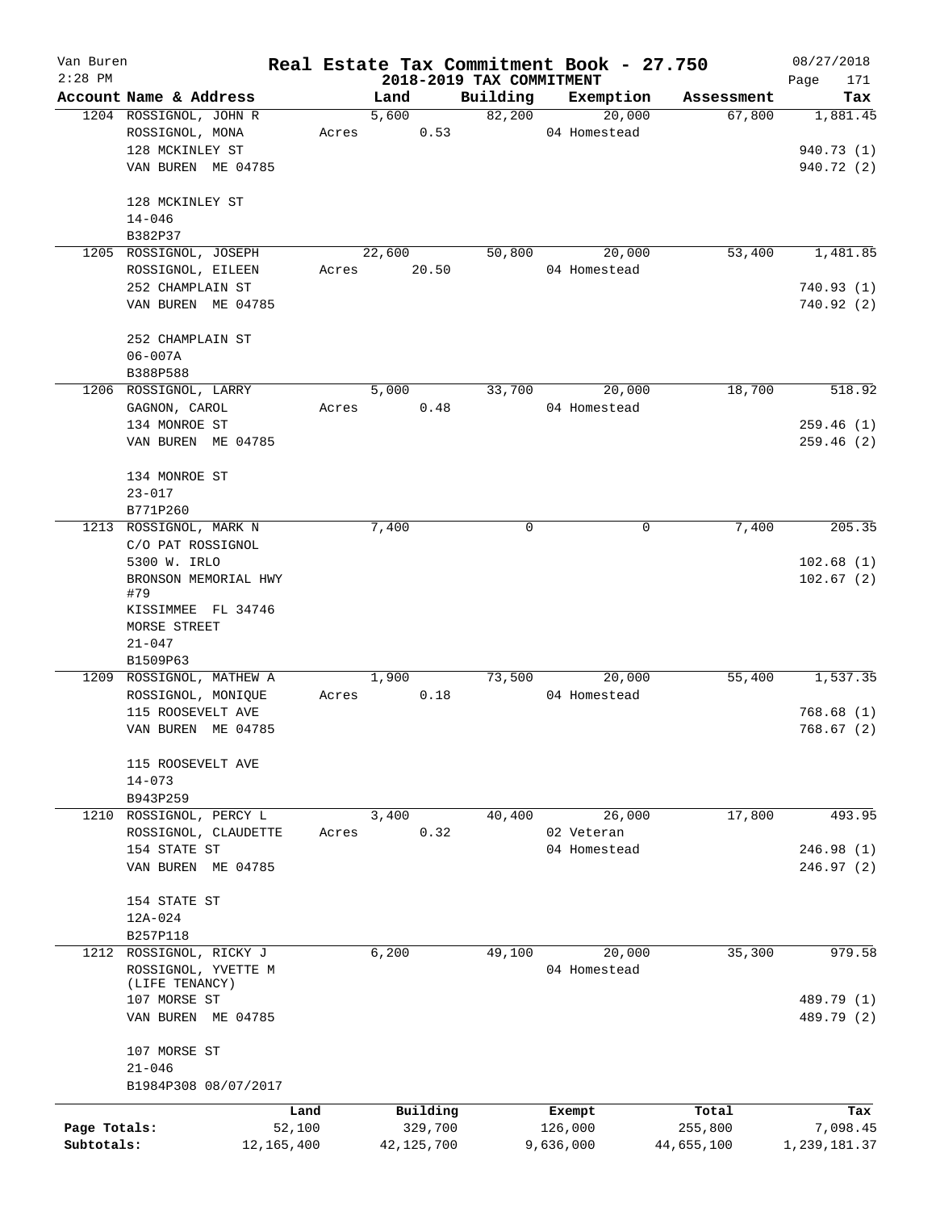Van Buren — 2:28 PM

# Real Estate Tax Commitment Book - 27.750

## 2018-2019 TAX COMMITMENT

08/27/2018

| Account | Name & Address | Land | Building | Exemption | Assessment | Tax |
|---|---|---|---|---|---|---|
| 1204 | ROSSIGNOL, JOHN R | 5,600 | 82,200 | 20,000 | 67,800 | 1,881.45 |
| | ROSSIGNOL, MONA | Acres 0.53 | | 04 Homestead | | |
| | 128 MCKINLEY ST | | | | | 940.73 (1) |
| | VAN BUREN ME 04785 | | | | | 940.72 (2) |
| | 128 MCKINLEY ST | | | | | |
| | 14-046 | | | | | |
| | B382P37 | | | | | |
| 1205 | ROSSIGNOL, JOSEPH | 22,600 | 50,800 | 20,000 | 53,400 | 1,481.85 |
| | ROSSIGNOL, EILEEN | Acres 20.50 | | 04 Homestead | | |
| | 252 CHAMPLAIN ST | | | | | 740.93 (1) |
| | VAN BUREN ME 04785 | | | | | 740.92 (2) |
| | 252 CHAMPLAIN ST | | | | | |
| | 06-007A | | | | | |
| | B388P588 | | | | | |
| 1206 | ROSSIGNOL, LARRY | 5,000 | 33,700 | 20,000 | 18,700 | 518.92 |
| | GAGNON, CAROL | Acres 0.48 | | 04 Homestead | | |
| | 134 MONROE ST | | | | | 259.46 (1) |
| | VAN BUREN ME 04785 | | | | | 259.46 (2) |
| | 134 MONROE ST | | | | | |
| | 23-017 | | | | | |
| | B771P260 | | | | | |
| 1213 | ROSSIGNOL, MARK N | 7,400 | 0 | 0 | 7,400 | 205.35 |
| | C/O PAT ROSSIGNOL | | | | | |
| | 5300 W. IRLO | | | | | 102.68 (1) |
| | BRONSON MEMORIAL HWY #79 | | | | | 102.67 (2) |
| | KISSIMMEE FL 34746 | | | | | |
| | MORSE STREET | | | | | |
| | 21-047 | | | | | |
| | B1509P63 | | | | | |
| 1209 | ROSSIGNOL, MATHEW A | 1,900 | 73,500 | 20,000 | 55,400 | 1,537.35 |
| | ROSSIGNOL, MONIQUE | Acres 0.18 | | 04 Homestead | | |
| | 115 ROOSEVELT AVE | | | | | 768.68 (1) |
| | VAN BUREN ME 04785 | | | | | 768.67 (2) |
| | 115 ROOSEVELT AVE | | | | | |
| | 14-073 | | | | | |
| | B943P259 | | | | | |
| 1210 | ROSSIGNOL, PERCY L | 3,400 | 40,400 | 26,000 | 17,800 | 493.95 |
| | ROSSIGNOL, CLAUDETTE | Acres 0.32 | | 02 Veteran | | |
| | 154 STATE ST | | | 04 Homestead | | 246.98 (1) |
| | VAN BUREN ME 04785 | | | | | 246.97 (2) |
| | 154 STATE ST | | | | | |
| | 12A-024 | | | | | |
| | B257P118 | | | | | |
| 1212 | ROSSIGNOL, RICKY J | 6,200 | 49,100 | 20,000 | 35,300 | 979.58 |
| | ROSSIGNOL, YVETTE M (LIFE TENANCY) | | | 04 Homestead | | |
| | 107 MORSE ST | | | | | 489.79 (1) |
| | VAN BUREN ME 04785 | | | | | 489.79 (2) |
| | 107 MORSE ST | | | | | |
| | 21-046 | | | | | |
| | B1984P308 08/07/2017 | | | | | |

| | Land | Building | Exempt | Total | Tax |
|---|---|---|---|---|---|
| Page Totals: | 52,100 | 329,700 | 126,000 | 255,800 | 7,098.45 |
| Subtotals: | 12,165,400 | 42,125,700 | 9,636,000 | 44,655,100 | 1,239,181.37 |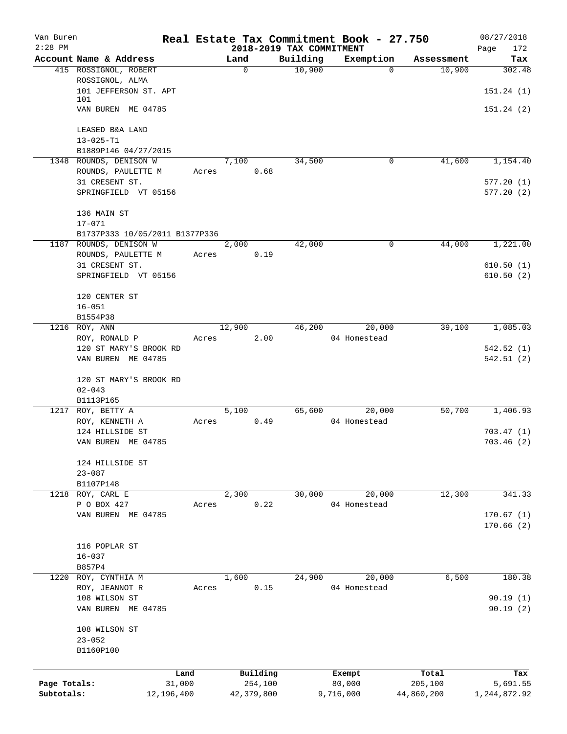Van Buren
2:28 PM

# Real Estate Tax Commitment Book - 27.750
## 2018-2019 TAX COMMITMENT

08/27/2018

| Account Name & Address | Land | Building | Exemption | Assessment | Tax |
|---|---|---|---|---|---|
| 415 ROSSIGNOL, ROBERT | 0 | 10,900 | 0 | 10,900 | 302.48 |
| ROSSIGNOL, ALMA | | | | | |
| 101 JEFFERSON ST. APT 101 | | | | | 151.24 (1) |
| VAN BUREN ME 04785 | | | | | 151.24 (2) |
| LEASED B&A LAND | | | | | |
| 13-025-T1 | | | | | |
| B1889P146 04/27/2015 | | | | | |
| 1348 ROUNDS, DENISON W | 7,100 | 34,500 | 0 | 41,600 | 1,154.40 |
| ROUNDS, PAULETTE M | Acres 0.68 | | | | |
| 31 CRESENT ST. | | | | | 577.20 (1) |
| SPRINGFIELD VT 05156 | | | | | 577.20 (2) |
| 136 MAIN ST | | | | | |
| 17-071 | | | | | |
| B1737P333 10/05/2011 B1377P336 | | | | | |
| 1187 ROUNDS, DENISON W | 2,000 | 42,000 | 0 | 44,000 | 1,221.00 |
| ROUNDS, PAULETTE M | Acres 0.19 | | | | |
| 31 CRESENT ST. | | | | | 610.50 (1) |
| SPRINGFIELD VT 05156 | | | | | 610.50 (2) |
| 120 CENTER ST | | | | | |
| 16-051 | | | | | |
| B1554P38 | | | | | |
| 1216 ROY, ANN | 12,900 | 46,200 | 20,000 | 39,100 | 1,085.03 |
| ROY, RONALD P | Acres 2.00 | | 04 Homestead | | |
| 120 ST MARY'S BROOK RD | | | | | 542.52 (1) |
| VAN BUREN ME 04785 | | | | | 542.51 (2) |
| 120 ST MARY'S BROOK RD | | | | | |
| 02-043 | | | | | |
| B1113P165 | | | | | |
| 1217 ROY, BETTY A | 5,100 | 65,600 | 20,000 | 50,700 | 1,406.93 |
| ROY, KENNETH A | Acres 0.49 | | 04 Homestead | | |
| 124 HILLSIDE ST | | | | | 703.47 (1) |
| VAN BUREN ME 04785 | | | | | 703.46 (2) |
| 124 HILLSIDE ST | | | | | |
| 23-087 | | | | | |
| B1107P148 | | | | | |
| 1218 ROY, CARL E | 2,300 | 30,000 | 20,000 | 12,300 | 341.33 |
| P O BOX 427 | Acres 0.22 | | 04 Homestead | | |
| VAN BUREN ME 04785 | | | | | 170.67 (1) |
| | | | | | 170.66 (2) |
| 116 POPLAR ST | | | | | |
| 16-037 | | | | | |
| B857P4 | | | | | |
| 1220 ROY, CYNTHIA M | 1,600 | 24,900 | 20,000 | 6,500 | 180.38 |
| ROY, JEANNOT R | Acres 0.15 | | 04 Homestead | | |
| 108 WILSON ST | | | | | 90.19 (1) |
| VAN BUREN ME 04785 | | | | | 90.19 (2) |
| 108 WILSON ST | | | | | |
| 23-052 | | | | | |
| B1160P100 | | | | | |

| | Land | Building | Exempt | Total | Tax |
|---|---|---|---|---|---|
| Page Totals: | 31,000 | 254,100 | 80,000 | 205,100 | 5,691.55 |
| Subtotals: | 12,196,400 | 42,379,800 | 9,716,000 | 44,860,200 | 1,244,872.92 |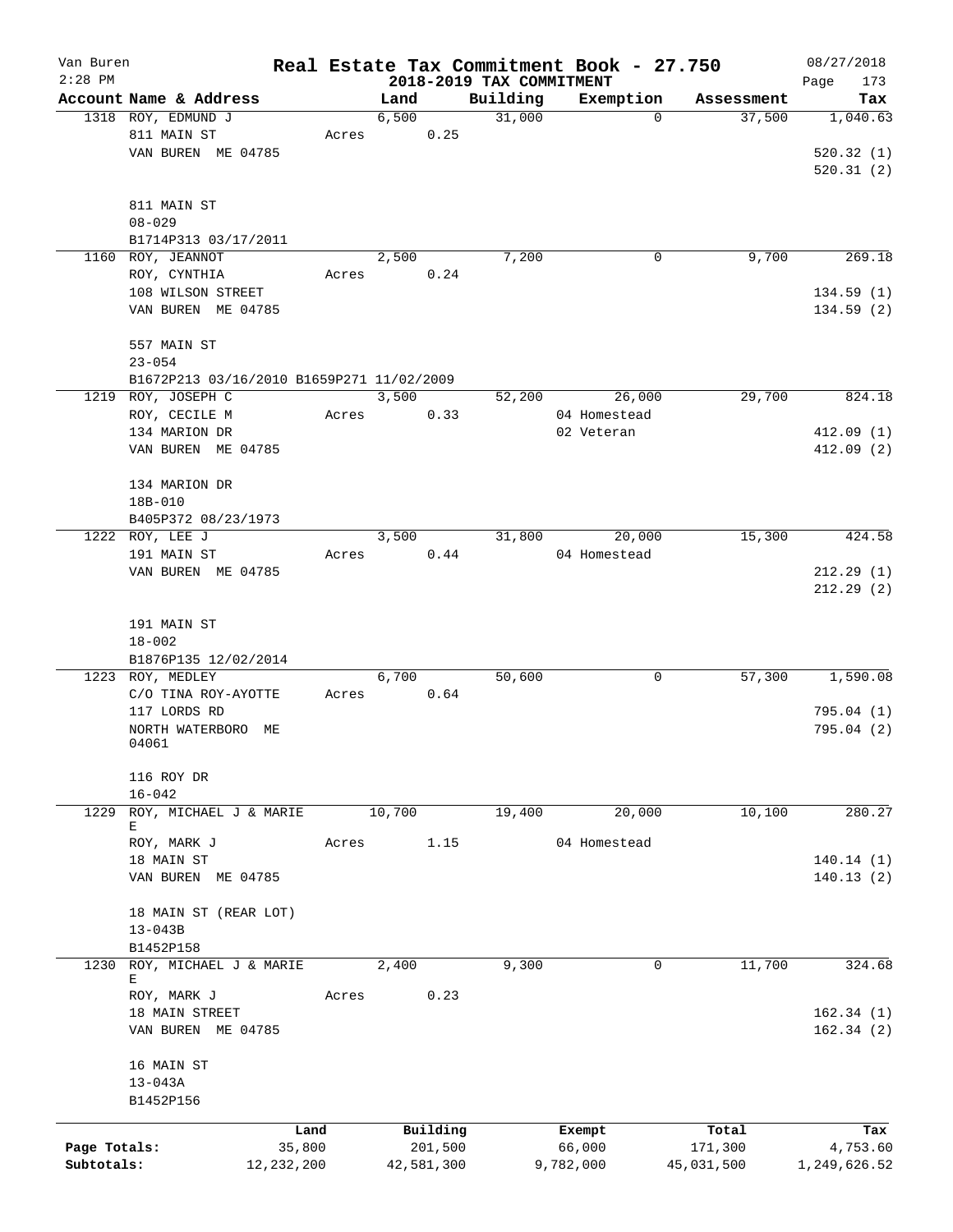# Real Estate Tax Commitment Book - 27.750

Van Buren
2:28 PM

2018-2019 TAX COMMITMENT

08/27/2018

| Account Name & Address | Land | Building | Exemption | Assessment | Tax |
|---|---|---|---|---|---|
| 1318 ROY, EDMUND J | 6,500 | 31,000 | 0 | 37,500 | 1,040.63 |
| 811 MAIN ST | Acres 0.25 | | | | |
| VAN BUREN ME 04785 | | | | | 520.32 (1) |
| | | | | | 520.31 (2) |
| 811 MAIN ST | | | | | |
| 08-029 | | | | | |
| B1714P313 03/17/2011 | | | | | |
| 1160 ROY, JEANNOT | 2,500 | 7,200 | 0 | 9,700 | 269.18 |
| ROY, CYNTHIA | Acres 0.24 | | | | |
| 108 WILSON STREET | | | | | 134.59 (1) |
| VAN BUREN ME 04785 | | | | | 134.59 (2) |
| 557 MAIN ST | | | | | |
| 23-054 | | | | | |
| B1672P213 03/16/2010 B1659P271 11/02/2009 | | | | | |
| 1219 ROY, JOSEPH C | 3,500 | 52,200 | 26,000 | 29,700 | 824.18 |
| ROY, CECILE M | Acres 0.33 | | 04 Homestead | | |
| 134 MARION DR | | | 02 Veteran | | 412.09 (1) |
| VAN BUREN ME 04785 | | | | | 412.09 (2) |
| 134 MARION DR | | | | | |
| 18B-010 | | | | | |
| B405P372 08/23/1973 | | | | | |
| 1222 ROY, LEE J | 3,500 | 31,800 | 20,000 | 15,300 | 424.58 |
| 191 MAIN ST | Acres 0.44 | | 04 Homestead | | |
| VAN BUREN ME 04785 | | | | | 212.29 (1) |
| | | | | | 212.29 (2) |
| 191 MAIN ST | | | | | |
| 18-002 | | | | | |
| B1876P135 12/02/2014 | | | | | |
| 1223 ROY, MEDLEY | 6,700 | 50,600 | 0 | 57,300 | 1,590.08 |
| C/O TINA ROY-AYOTTE | Acres 0.64 | | | | |
| 117 LORDS RD | | | | | 795.04 (1) |
| NORTH WATERBORO ME 04061 | | | | | 795.04 (2) |
| 116 ROY DR | | | | | |
| 16-042 | | | | | |
| 1229 ROY, MICHAEL J & MARIE E | 10,700 | 19,400 | 20,000 | 10,100 | 280.27 |
| ROY, MARK J | Acres 1.15 | | 04 Homestead | | |
| 18 MAIN ST | | | | | 140.14 (1) |
| VAN BUREN ME 04785 | | | | | 140.13 (2) |
| 18 MAIN ST (REAR LOT) | | | | | |
| 13-043B | | | | | |
| B1452P158 | | | | | |
| 1230 ROY, MICHAEL J & MARIE E | 2,400 | 9,300 | 0 | 11,700 | 324.68 |
| ROY, MARK J | Acres 0.23 | | | | |
| 18 MAIN STREET | | | | | 162.34 (1) |
| VAN BUREN ME 04785 | | | | | 162.34 (2) |
| 16 MAIN ST | | | | | |
| 13-043A | | | | | |
| B1452P156 | | | | | |

| | Land | Building | Exempt | Total | Tax |
|---|---|---|---|---|---|
| Page Totals: | 35,800 | 201,500 | 66,000 | 171,300 | 4,753.60 |
| Subtotals: | 12,232,200 | 42,581,300 | 9,782,000 | 45,031,500 | 1,249,626.52 |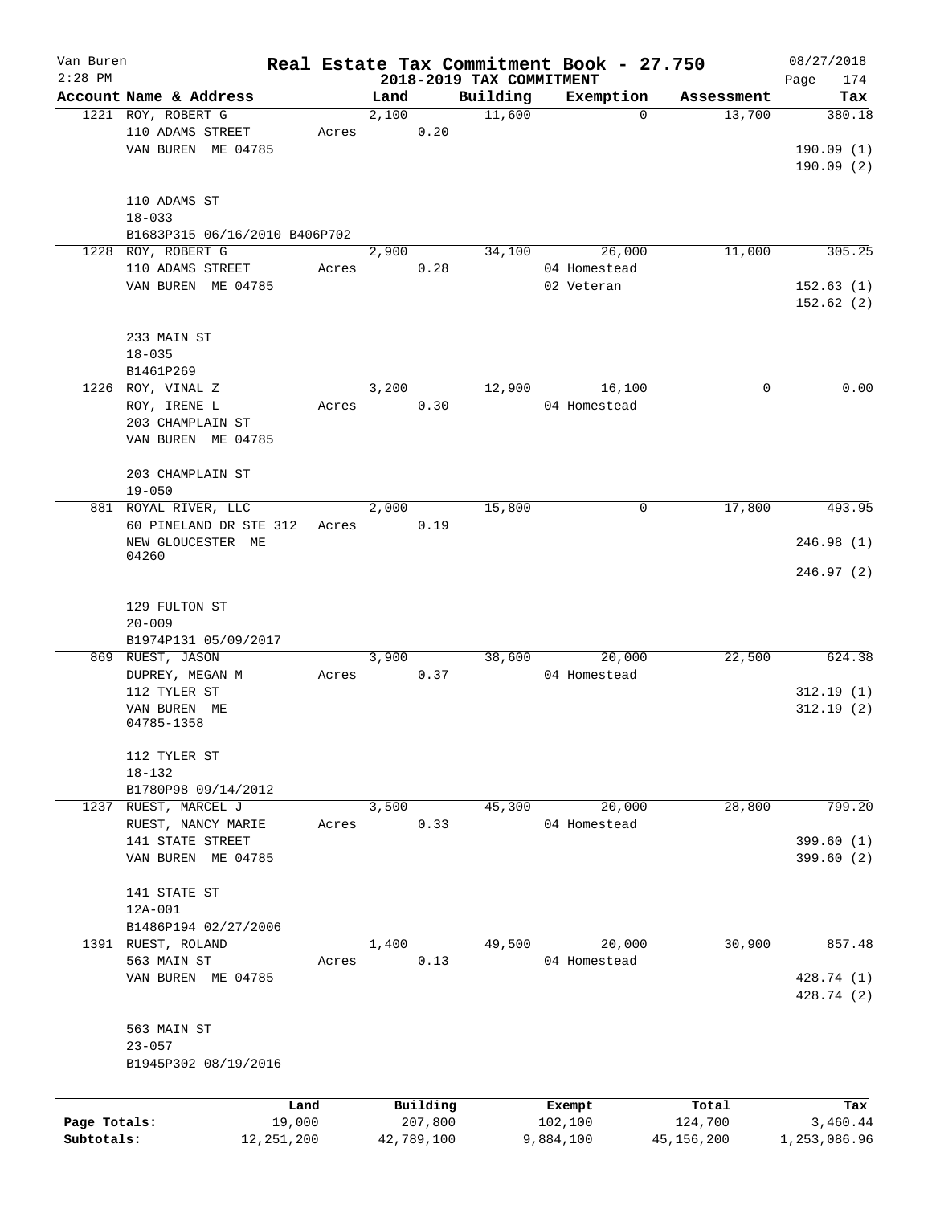Van Buren
2:28 PM

# Real Estate Tax Commitment Book - 27.750

## 2018-2019 TAX COMMITMENT

08/27/2018

| Account | Name & Address | | Land | Building | Exemption | Assessment | Tax |
|---|---|---|---|---|---|---|---|
| 1221 | ROY, ROBERT G<br>110 ADAMS STREET<br>VAN BUREN ME 04785<br><br>110 ADAMS ST<br>18-033<br>B1683P315 06/16/2010 B406P702 | Acres | 2,100<br>0.20 | 11,600 | 0 | 13,700 | 380.18<br><br>190.09 (1)<br>190.09 (2) |
| 1228 | ROY, ROBERT G<br>110 ADAMS STREET<br>VAN BUREN ME 04785<br><br>233 MAIN ST<br>18-035<br>B1461P269 | Acres | 2,900<br>0.28 | 34,100 | 26,000<br>04 Homestead<br>02 Veteran | 11,000 | 305.25<br><br>152.63 (1)<br>152.62 (2) |
| 1226 | ROY, VINAL Z<br>ROY, IRENE L<br>203 CHAMPLAIN ST<br>VAN BUREN ME 04785<br><br>203 CHAMPLAIN ST<br>19-050 | Acres | 3,200<br>0.30 | 12,900 | 16,100<br>04 Homestead | 0 | 0.00 |
| 881 | ROYAL RIVER, LLC<br>60 PINELAND DR STE 312<br>NEW GLOUCESTER ME<br>04260<br><br>129 FULTON ST<br>20-009<br>B1974P131 05/09/2017 | Acres | 2,000<br>0.19 | 15,800 | 0 | 17,800 | 493.95<br><br>246.98 (1)<br>246.97 (2) |
| 869 | RUEST, JASON<br>DUPREY, MEGAN M<br>112 TYLER ST<br>VAN BUREN ME<br>04785-1358<br><br>112 TYLER ST<br>18-132<br>B1780P98 09/14/2012 | Acres | 3,900<br>0.37 | 38,600 | 20,000<br>04 Homestead | 22,500 | 624.38<br><br>312.19 (1)<br>312.19 (2) |
| 1237 | RUEST, MARCEL J<br>RUEST, NANCY MARIE<br>141 STATE STREET<br>VAN BUREN ME 04785<br><br>141 STATE ST<br>12A-001<br>B1486P194 02/27/2006 | Acres | 3,500<br>0.33 | 45,300 | 20,000<br>04 Homestead | 28,800 | 799.20<br><br>399.60 (1)<br>399.60 (2) |
| 1391 | RUEST, ROLAND<br>563 MAIN ST<br>VAN BUREN ME 04785<br><br>563 MAIN ST<br>23-057<br>B1945P302 08/19/2016 | Acres | 1,400<br>0.13 | 49,500 | 20,000<br>04 Homestead | 30,900 | 857.48<br><br>428.74 (1)<br>428.74 (2) |

| | Land | Building | Exempt | Total | Tax |
|---|---|---|---|---|---|
| Page Totals: | 19,000 | 207,800 | 102,100 | 124,700 | 3,460.44 |
| Subtotals: | 12,251,200 | 42,789,100 | 9,884,100 | 45,156,200 | 1,253,086.96 |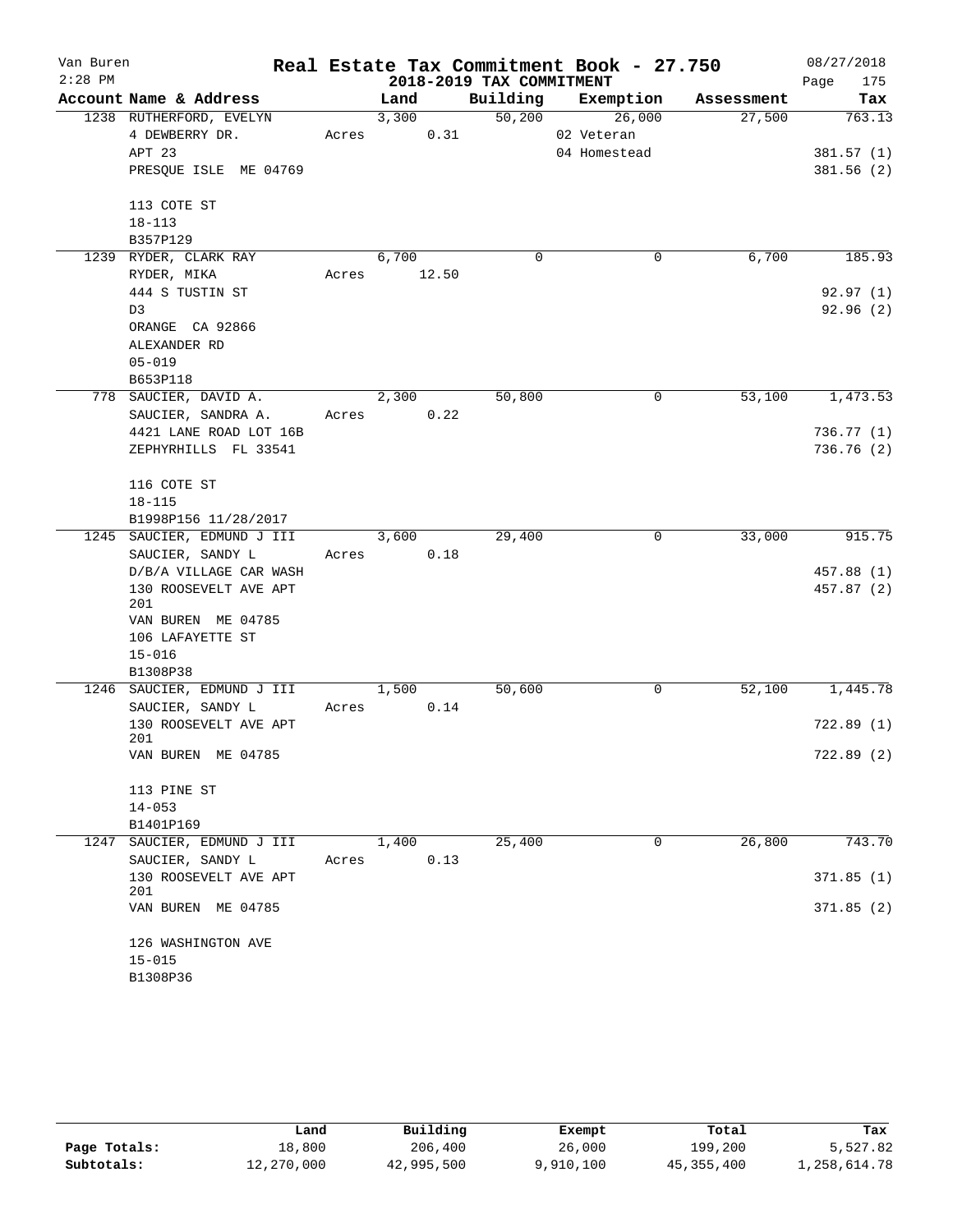Van Buren 2:28 PM

# Real Estate Tax Commitment Book - 27.750

## 2018-2019 TAX COMMITMENT

08/27/2018 Page 175

| Account Name & Address | Land | Building | Exemption | Assessment | Tax |
|---|---|---|---|---|---|
| 1238 RUTHERFORD, EVELYN | 3,300 | 50,200 | 26,000 | 27,500 | 763.13 |
| 4 DEWBERRY DR. | Acres 0.31 | | 02 Veteran | | |
| APT 23 | | | 04 Homestead | | 381.57 (1) |
| PRESQUE ISLE ME 04769 | | | | | 381.56 (2) |
| 113 COTE ST | | | | | |
| 18-113 | | | | | |
| B357P129 | | | | | |
| 1239 RYDER, CLARK RAY | 6,700 | 0 | 0 | 6,700 | 185.93 |
| RYDER, MIKA | Acres 12.50 | | | | |
| 444 S TUSTIN ST | | | | | 92.97 (1) |
| D3 | | | | | 92.96 (2) |
| ORANGE CA 92866 | | | | | |
| ALEXANDER RD | | | | | |
| 05-019 | | | | | |
| B653P118 | | | | | |
| 778 SAUCIER, DAVID A. | 2,300 | 50,800 | 0 | 53,100 | 1,473.53 |
| SAUCIER, SANDRA A. | Acres 0.22 | | | | |
| 4421 LANE ROAD LOT 16B | | | | | 736.77 (1) |
| ZEPHYRHILLS FL 33541 | | | | | 736.76 (2) |
| 116 COTE ST | | | | | |
| 18-115 | | | | | |
| B1998P156 11/28/2017 | | | | | |
| 1245 SAUCIER, EDMUND J III | 3,600 | 29,400 | 0 | 33,000 | 915.75 |
| SAUCIER, SANDY L | Acres 0.18 | | | | |
| D/B/A VILLAGE CAR WASH | | | | | 457.88 (1) |
| 130 ROOSEVELT AVE APT 201 | | | | | 457.87 (2) |
| VAN BUREN ME 04785 | | | | | |
| 106 LAFAYETTE ST | | | | | |
| 15-016 | | | | | |
| B1308P38 | | | | | |
| 1246 SAUCIER, EDMUND J III | 1,500 | 50,600 | 0 | 52,100 | 1,445.78 |
| SAUCIER, SANDY L | Acres 0.14 | | | | |
| 130 ROOSEVELT AVE APT 201 | | | | | 722.89 (1) |
| VAN BUREN ME 04785 | | | | | 722.89 (2) |
| 113 PINE ST | | | | | |
| 14-053 | | | | | |
| B1401P169 | | | | | |
| 1247 SAUCIER, EDMUND J III | 1,400 | 25,400 | 0 | 26,800 | 743.70 |
| SAUCIER, SANDY L | Acres 0.13 | | | | |
| 130 ROOSEVELT AVE APT 201 | | | | | 371.85 (1) |
| VAN BUREN ME 04785 | | | | | 371.85 (2) |
| 126 WASHINGTON AVE | | | | | |
| 15-015 | | | | | |
| B1308P36 | | | | | |

| | Land | Building | Exempt | Total | Tax |
|---|---|---|---|---|---|
| Page Totals: | 18,800 | 206,400 | 26,000 | 199,200 | 5,527.82 |
| Subtotals: | 12,270,000 | 42,995,500 | 9,910,100 | 45,355,400 | 1,258,614.78 |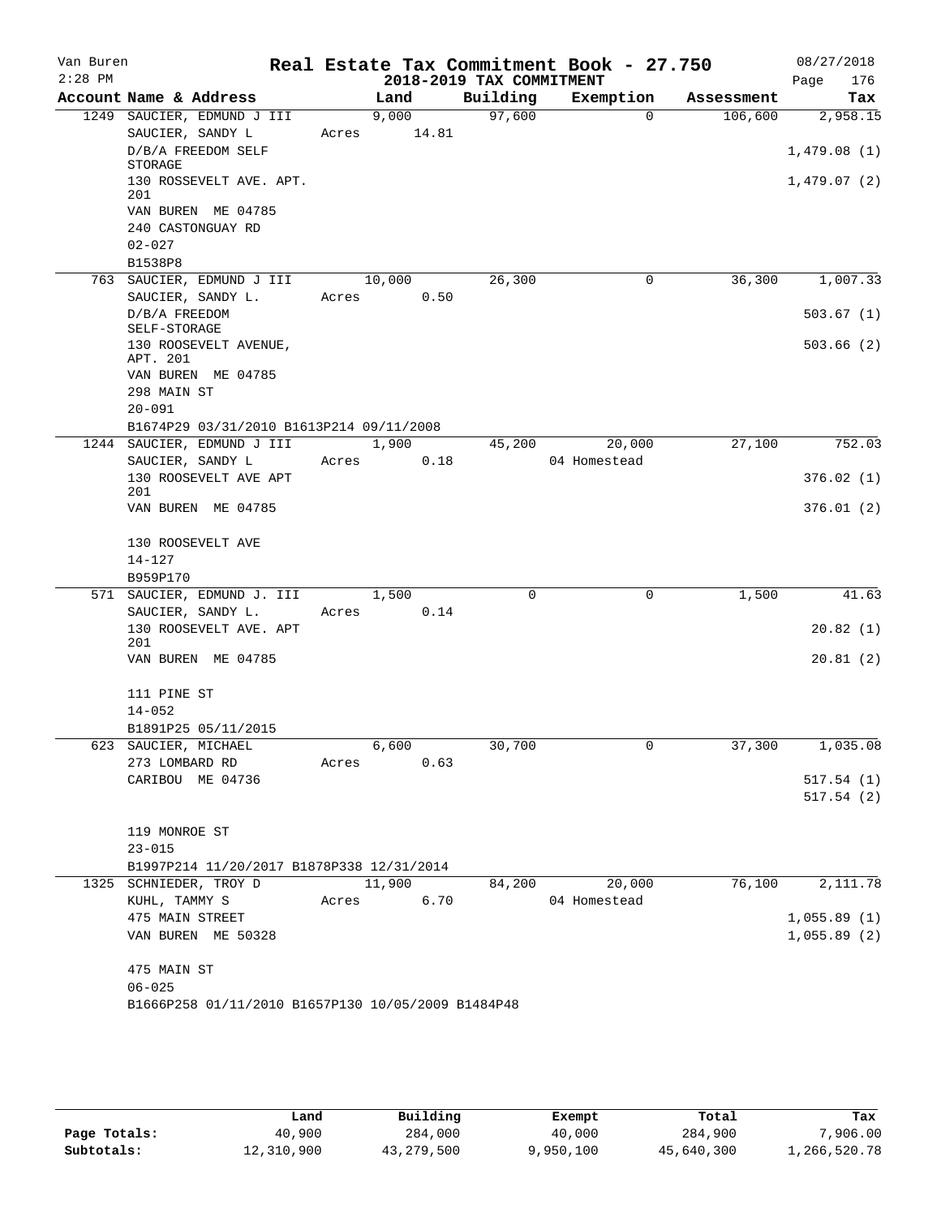Van Buren
2:28 PM

# Real Estate Tax Commitment Book - 27.750

## 2018-2019 TAX COMMITMENT

08/27/2018

| Account Name & Address | Land | Building | Exemption | Assessment | Tax |
|---|---|---|---|---|---|
| 1249 SAUCIER, EDMUND J III | 9,000 | 97,600 | 0 | 106,600 | 2,958.15 |
| SAUCIER, SANDY L | Acres 14.81 | | | | |
| D/B/A FREEDOM SELF STORAGE | | | | | 1,479.08 (1) |
| 130 ROSSEVELT AVE. APT. 201 | | | | | 1,479.07 (2) |
| VAN BUREN ME 04785 | | | | | |
| 240 CASTONGUAY RD | | | | | |
| 02-027 | | | | | |
| B1538P8 | | | | | |
| 763 SAUCIER, EDMUND J III | 10,000 | 26,300 | 0 | 36,300 | 1,007.33 |
| SAUCIER, SANDY L. | Acres 0.50 | | | | |
| D/B/A FREEDOM SELF-STORAGE | | | | | 503.67 (1) |
| 130 ROOSEVELT AVENUE, APT. 201 | | | | | 503.66 (2) |
| VAN BUREN ME 04785 | | | | | |
| 298 MAIN ST | | | | | |
| 20-091 | | | | | |
| B1674P29 03/31/2010 B1613P214 09/11/2008 | | | | | |
| 1244 SAUCIER, EDMUND J III | 1,900 | 45,200 | 20,000 | 27,100 | 752.03 |
| SAUCIER, SANDY L | Acres 0.18 | | 04 Homestead | | |
| 130 ROOSEVELT AVE APT 201 | | | | | 376.02 (1) |
| VAN BUREN ME 04785 | | | | | 376.01 (2) |
| 130 ROOSEVELT AVE | | | | | |
| 14-127 | | | | | |
| B959P170 | | | | | |
| 571 SAUCIER, EDMUND J. III | 1,500 | 0 | 0 | 1,500 | 41.63 |
| SAUCIER, SANDY L. | Acres 0.14 | | | | |
| 130 ROOSEVELT AVE. APT 201 | | | | | 20.82 (1) |
| VAN BUREN ME 04785 | | | | | 20.81 (2) |
| 111 PINE ST | | | | | |
| 14-052 | | | | | |
| B1891P25 05/11/2015 | | | | | |
| 623 SAUCIER, MICHAEL | 6,600 | 30,700 | 0 | 37,300 | 1,035.08 |
| 273 LOMBARD RD | Acres 0.63 | | | | |
| CARIBOU ME 04736 | | | | | 517.54 (1) |
| | | | | | 517.54 (2) |
| 119 MONROE ST | | | | | |
| 23-015 | | | | | |
| B1997P214 11/20/2017 B1878P338 12/31/2014 | | | | | |
| 1325 SCHNIEDER, TROY D | 11,900 | 84,200 | 20,000 | 76,100 | 2,111.78 |
| KUHL, TAMMY S | Acres 6.70 | | 04 Homestead | | |
| 475 MAIN STREET | | | | | 1,055.89 (1) |
| VAN BUREN ME 50328 | | | | | 1,055.89 (2) |
| 475 MAIN ST | | | | | |
| 06-025 | | | | | |
| B1666P258 01/11/2010 B1657P130 10/05/2009 B1484P48 | | | | | |

| | Land | Building | Exempt | Total | Tax |
|---|---|---|---|---|---|
| Page Totals: | 40,900 | 284,000 | 40,000 | 284,900 | 7,906.00 |
| Subtotals: | 12,310,900 | 43,279,500 | 9,950,100 | 45,640,300 | 1,266,520.78 |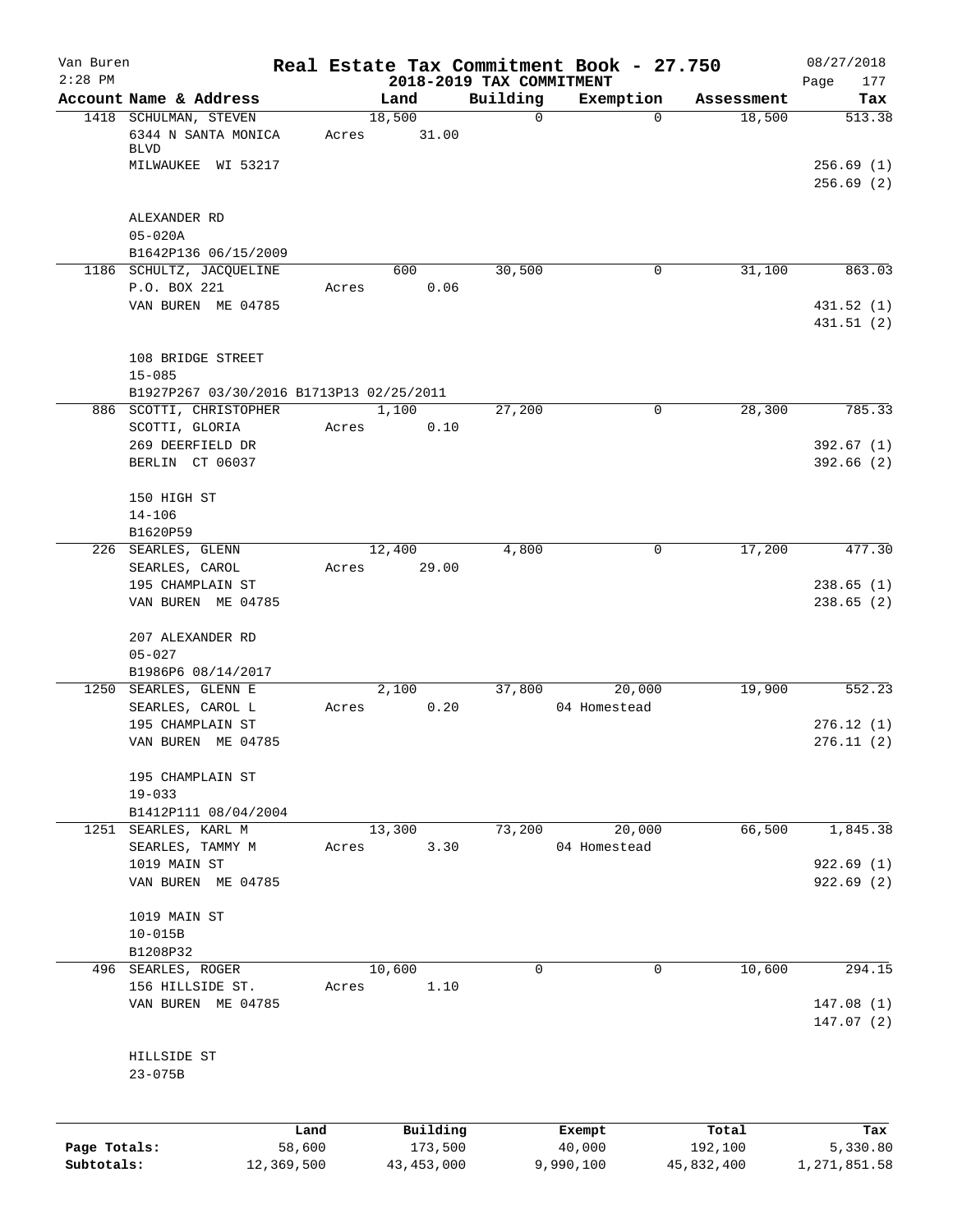# Real Estate Tax Commitment Book - 27.750

Van Buren
2:28 PM

## 2018-2019 TAX COMMITMENT

08/27/2018

| Account | Name & Address | Land | Building | Exemption | Assessment | Tax |
|---|---|---|---|---|---|---|
| 1418 | SCHULMAN, STEVEN<br>6344 N SANTA MONICA BLVD<br>MILWAUKEE WI 53217<br><br>ALEXANDER RD<br>05-020A<br>B1642P136 06/15/2009 | 18,500<br>Acres 31.00 | 0 | 0 | 18,500 | 513.38<br><br>256.69 (1)<br>256.69 (2) |
| 1186 | SCHULTZ, JACQUELINE<br>P.O. BOX 221<br>VAN BUREN ME 04785<br><br>108 BRIDGE STREET<br>15-085<br>B1927P267 03/30/2016 B1713P13 02/25/2011 | 600<br>Acres 0.06 | 30,500 | 0 | 31,100 | 863.03<br><br>431.52 (1)<br>431.51 (2) |
| 886 | SCOTTI, CHRISTOPHER<br>SCOTTI, GLORIA<br>269 DEERFIELD DR<br>BERLIN CT 06037<br><br>150 HIGH ST<br>14-106<br>B1620P59 | 1,100<br>Acres 0.10 | 27,200 | 0 | 28,300 | 785.33<br><br>392.67 (1)<br>392.66 (2) |
| 226 | SEARLES, GLENN<br>SEARLES, CAROL<br>195 CHAMPLAIN ST<br>VAN BUREN ME 04785<br><br>207 ALEXANDER RD<br>05-027<br>B1986P6 08/14/2017 | 12,400<br>Acres 29.00 | 4,800 | 0 | 17,200 | 477.30<br><br>238.65 (1)<br>238.65 (2) |
| 1250 | SEARLES, GLENN E<br>SEARLES, CAROL L<br>195 CHAMPLAIN ST<br>VAN BUREN ME 04785<br><br>195 CHAMPLAIN ST<br>19-033<br>B1412P111 08/04/2004 | 2,100<br>Acres 0.20 | 37,800 | 20,000<br>04 Homestead | 19,900 | 552.23<br><br>276.12 (1)<br>276.11 (2) |
| 1251 | SEARLES, KARL M<br>SEARLES, TAMMY M<br>1019 MAIN ST<br>VAN BUREN ME 04785<br><br>1019 MAIN ST<br>10-015B<br>B1208P32 | 13,300<br>Acres 3.30 | 73,200 | 20,000<br>04 Homestead | 66,500 | 1,845.38<br><br>922.69 (1)<br>922.69 (2) |
| 496 | SEARLES, ROGER<br>156 HILLSIDE ST.<br>VAN BUREN ME 04785<br><br>HILLSIDE ST<br>23-075B | 10,600<br>Acres 1.10 | 0 | 0 | 10,600 | 294.15<br><br>147.08 (1)<br>147.07 (2) |

| | Land | Building | Exempt | Total | Tax |
|---|---|---|---|---|---|
| Page Totals: | 58,600 | 173,500 | 40,000 | 192,100 | 5,330.80 |
| Subtotals: | 12,369,500 | 43,453,000 | 9,990,100 | 45,832,400 | 1,271,851.58 |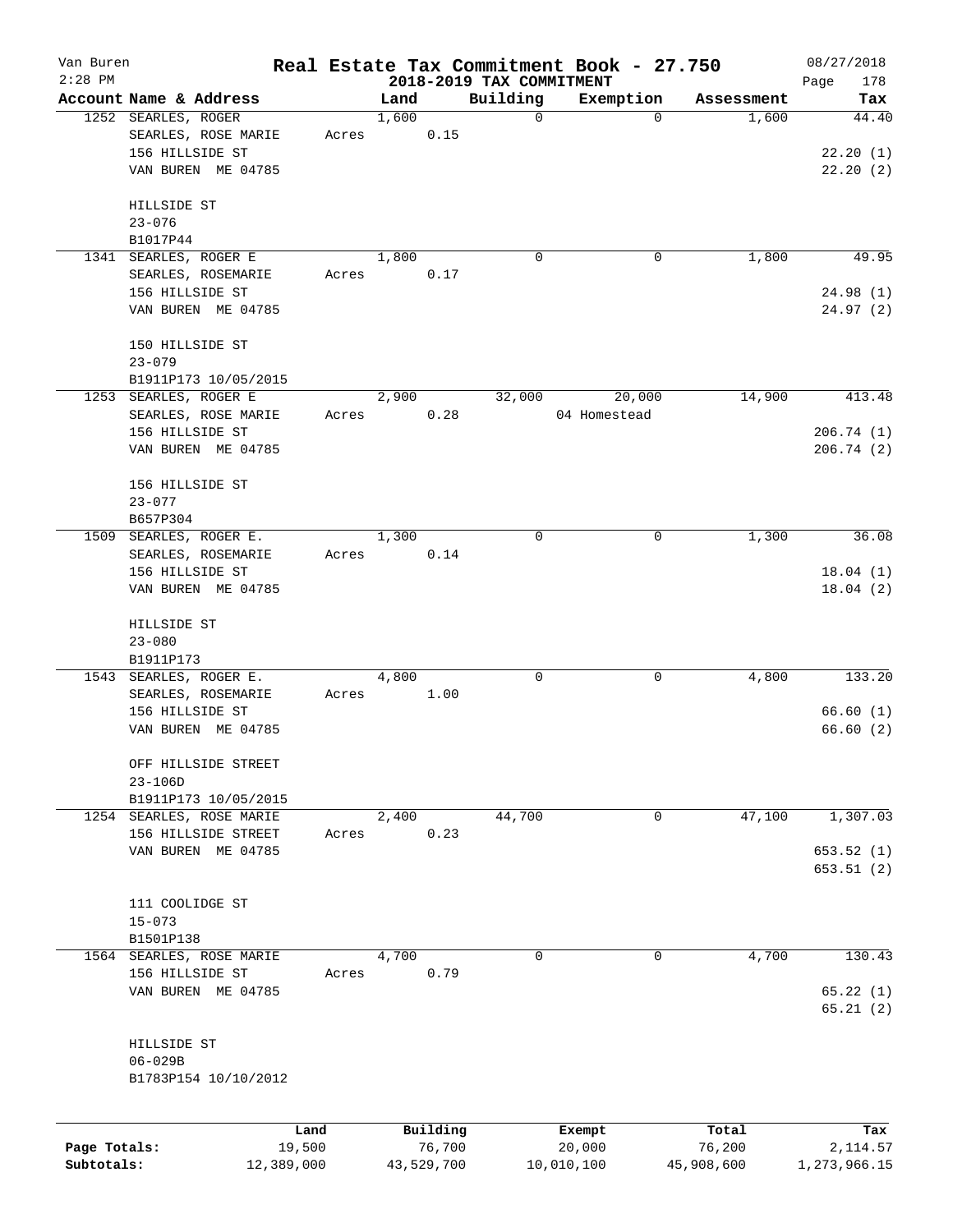# Real Estate Tax Commitment Book - 27.750

Van Buren
2:28 PM

2018-2019 TAX COMMITMENT

08/27/2018

| Account Name & Address | Land | Building | Exemption | Assessment | Tax |
|---|---|---|---|---|---|
| 1252 SEARLES, ROGER | 1,600 | 0 | 0 | 1,600 | 44.40 |
| SEARLES, ROSE MARIE | Acres 0.15 | | | | |
| 156 HILLSIDE ST | | | | | 22.20 (1) |
| VAN BUREN ME 04785 | | | | | 22.20 (2) |
| HILLSIDE ST | | | | | |
| 23-076 | | | | | |
| B1017P44 | | | | | |
| 1341 SEARLES, ROGER E | 1,800 | 0 | 0 | 1,800 | 49.95 |
| SEARLES, ROSEMARIE | Acres 0.17 | | | | |
| 156 HILLSIDE ST | | | | | 24.98 (1) |
| VAN BUREN ME 04785 | | | | | 24.97 (2) |
| 150 HILLSIDE ST | | | | | |
| 23-079 | | | | | |
| B1911P173 10/05/2015 | | | | | |
| 1253 SEARLES, ROGER E | 2,900 | 32,000 | 20,000 | 14,900 | 413.48 |
| SEARLES, ROSE MARIE | Acres 0.28 | | 04 Homestead | | |
| 156 HILLSIDE ST | | | | | 206.74 (1) |
| VAN BUREN ME 04785 | | | | | 206.74 (2) |
| 156 HILLSIDE ST | | | | | |
| 23-077 | | | | | |
| B657P304 | | | | | |
| 1509 SEARLES, ROGER E. | 1,300 | 0 | 0 | 1,300 | 36.08 |
| SEARLES, ROSEMARIE | Acres 0.14 | | | | |
| 156 HILLSIDE ST | | | | | 18.04 (1) |
| VAN BUREN ME 04785 | | | | | 18.04 (2) |
| HILLSIDE ST | | | | | |
| 23-080 | | | | | |
| B1911P173 | | | | | |
| 1543 SEARLES, ROGER E. | 4,800 | 0 | 0 | 4,800 | 133.20 |
| SEARLES, ROSEMARIE | Acres 1.00 | | | | |
| 156 HILLSIDE ST | | | | | 66.60 (1) |
| VAN BUREN ME 04785 | | | | | 66.60 (2) |
| OFF HILLSIDE STREET | | | | | |
| 23-106D | | | | | |
| B1911P173 10/05/2015 | | | | | |
| 1254 SEARLES, ROSE MARIE | 2,400 | 44,700 | 0 | 47,100 | 1,307.03 |
| 156 HILLSIDE STREET | Acres 0.23 | | | | |
| VAN BUREN ME 04785 | | | | | 653.52 (1) |
| | | | | | 653.51 (2) |
| 111 COOLIDGE ST | | | | | |
| 15-073 | | | | | |
| B1501P138 | | | | | |
| 1564 SEARLES, ROSE MARIE | 4,700 | 0 | 0 | 4,700 | 130.43 |
| 156 HILLSIDE ST | Acres 0.79 | | | | |
| VAN BUREN ME 04785 | | | | | 65.22 (1) |
| | | | | | 65.21 (2) |
| HILLSIDE ST | | | | | |
| 06-029B | | | | | |
| B1783P154 10/10/2012 | | | | | |

| | Land | Building | Exempt | Total | Tax |
|---|---|---|---|---|---|
| Page Totals: | 19,500 | 76,700 | 20,000 | 76,200 | 2,114.57 |
| Subtotals: | 12,389,000 | 43,529,700 | 10,010,100 | 45,908,600 | 1,273,966.15 |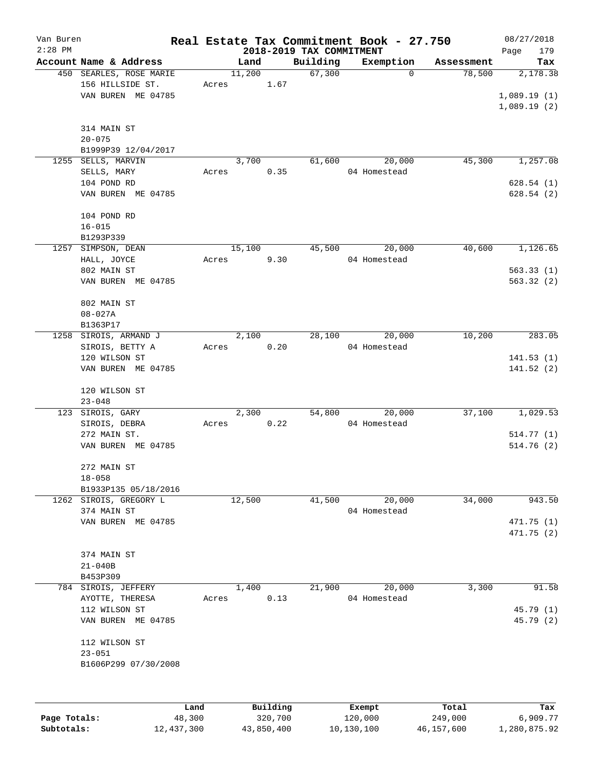# Real Estate Tax Commitment Book - 27.750

Van Buren
2:28 PM

## 2018-2019 TAX COMMITMENT

08/27/2018

| Account Name & Address | Land | Building | Exemption | Assessment | Tax |
|---|---|---|---|---|---|
| 450 SEARLES, ROSE MARIE | 11,200 | 67,300 | 0 | 78,500 | 2,178.38 |
| 156 HILLSIDE ST. | Acres 1.67 | | | | |
| VAN BUREN ME 04785 | | | | | 1,089.19 (1) |
| | | | | | 1,089.19 (2) |
| 314 MAIN ST | | | | | |
| 20-075 | | | | | |
| B1999P39 12/04/2017 | | | | | |
| 1255 SELLS, MARVIN | 3,700 | 61,600 | 20,000 | 45,300 | 1,257.08 |
| SELLS, MARY | Acres 0.35 | | 04 Homestead | | |
| 104 POND RD | | | | | 628.54 (1) |
| VAN BUREN ME 04785 | | | | | 628.54 (2) |
| 104 POND RD | | | | | |
| 16-015 | | | | | |
| B1293P339 | | | | | |
| 1257 SIMPSON, DEAN | 15,100 | 45,500 | 20,000 | 40,600 | 1,126.65 |
| HALL, JOYCE | Acres 9.30 | | 04 Homestead | | |
| 802 MAIN ST | | | | | 563.33 (1) |
| VAN BUREN ME 04785 | | | | | 563.32 (2) |
| 802 MAIN ST | | | | | |
| 08-027A | | | | | |
| B1363P17 | | | | | |
| 1258 SIROIS, ARMAND J | 2,100 | 28,100 | 20,000 | 10,200 | 283.05 |
| SIROIS, BETTY A | Acres 0.20 | | 04 Homestead | | |
| 120 WILSON ST | | | | | 141.53 (1) |
| VAN BUREN ME 04785 | | | | | 141.52 (2) |
| 120 WILSON ST | | | | | |
| 23-048 | | | | | |
| 123 SIROIS, GARY | 2,300 | 54,800 | 20,000 | 37,100 | 1,029.53 |
| SIROIS, DEBRA | Acres 0.22 | | 04 Homestead | | |
| 272 MAIN ST. | | | | | 514.77 (1) |
| VAN BUREN ME 04785 | | | | | 514.76 (2) |
| 272 MAIN ST | | | | | |
| 18-058 | | | | | |
| B1933P135 05/18/2016 | | | | | |
| 1262 SIROIS, GREGORY L | 12,500 | 41,500 | 20,000 | 34,000 | 943.50 |
| 374 MAIN ST | | | 04 Homestead | | |
| VAN BUREN ME 04785 | | | | | 471.75 (1) |
| | | | | | 471.75 (2) |
| 374 MAIN ST | | | | | |
| 21-040B | | | | | |
| B453P309 | | | | | |
| 784 SIROIS, JEFFERY | 1,400 | 21,900 | 20,000 | 3,300 | 91.58 |
| AYOTTE, THERESA | Acres 0.13 | | 04 Homestead | | |
| 112 WILSON ST | | | | | 45.79 (1) |
| VAN BUREN ME 04785 | | | | | 45.79 (2) |
| 112 WILSON ST | | | | | |
| 23-051 | | | | | |
| B1606P299 07/30/2008 | | | | | |

| | Land | Building | Exempt | Total | Tax |
|---|---|---|---|---|---|
| Page Totals: | 48,300 | 320,700 | 120,000 | 249,000 | 6,909.77 |
| Subtotals: | 12,437,300 | 43,850,400 | 10,130,100 | 46,157,600 | 1,280,875.92 |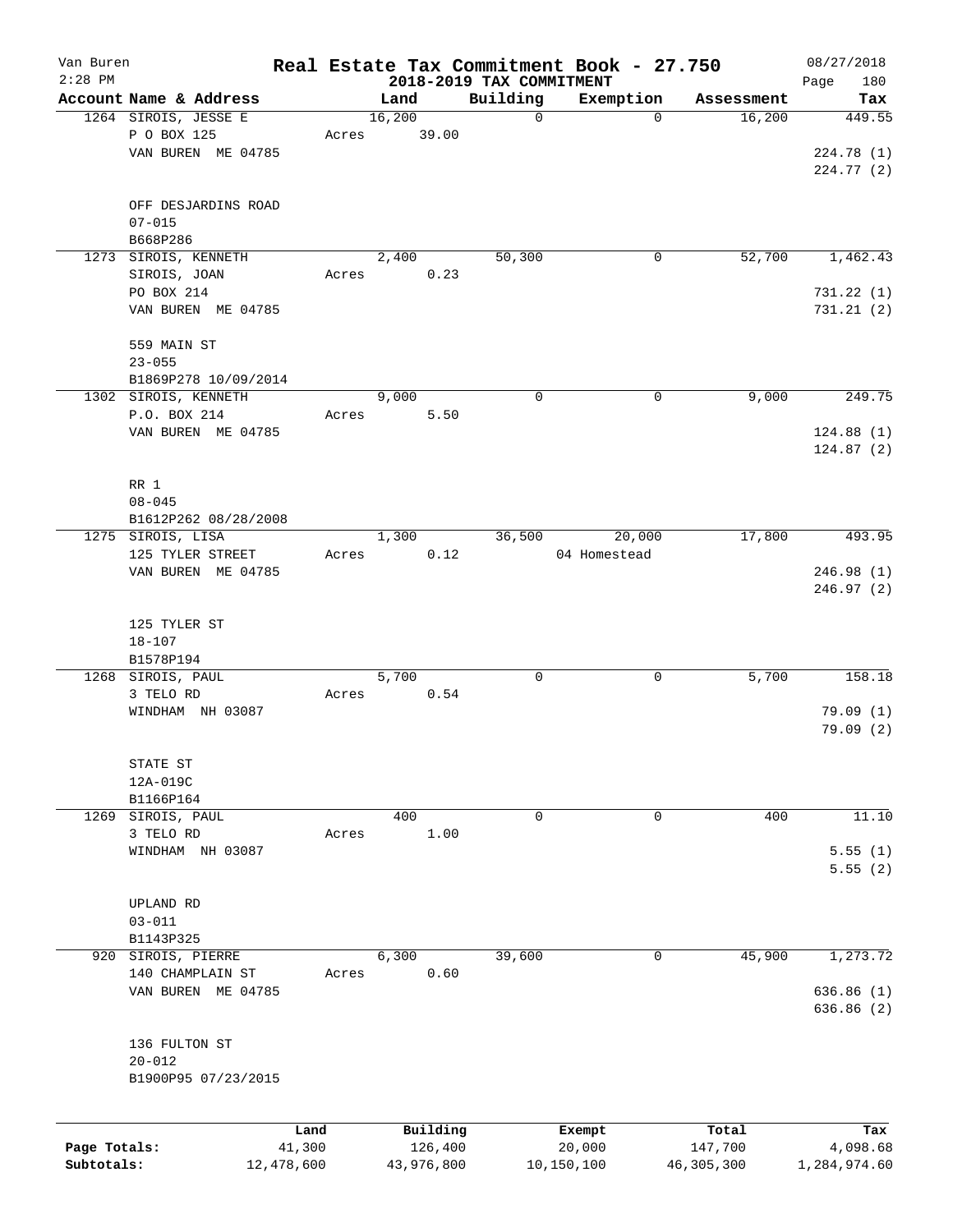# Real Estate Tax Commitment Book - 27.750

Van Buren
2:28 PM

2018-2019 TAX COMMITMENT

08/27/2018

| Account Name & Address | Land | Building | Exemption | Assessment | Tax |
|---|---|---|---|---|---|
| 1264 SIROIS, JESSE E | 16,200 | 0 | 0 | 16,200 | 449.55 |
| P O BOX 125 | Acres 39.00 | | | | |
| VAN BUREN ME 04785 | | | | | 224.78 (1) |
| | | | | | 224.77 (2) |
| OFF DESJARDINS ROAD | | | | | |
| 07-015 | | | | | |
| B668P286 | | | | | |
| 1273 SIROIS, KENNETH | 2,400 | 50,300 | 0 | 52,700 | 1,462.43 |
| SIROIS, JOAN | Acres 0.23 | | | | |
| PO BOX 214 | | | | | 731.22 (1) |
| VAN BUREN ME 04785 | | | | | 731.21 (2) |
| 559 MAIN ST | | | | | |
| 23-055 | | | | | |
| B1869P278 10/09/2014 | | | | | |
| 1302 SIROIS, KENNETH | 9,000 | 0 | 0 | 9,000 | 249.75 |
| P.O. BOX 214 | Acres 5.50 | | | | |
| VAN BUREN ME 04785 | | | | | 124.88 (1) |
| | | | | | 124.87 (2) |
| RR 1 | | | | | |
| 08-045 | | | | | |
| B1612P262 08/28/2008 | | | | | |
| 1275 SIROIS, LISA | 1,300 | 36,500 | 20,000 | 17,800 | 493.95 |
| 125 TYLER STREET | Acres 0.12 | | 04 Homestead | | |
| VAN BUREN ME 04785 | | | | | 246.98 (1) |
| | | | | | 246.97 (2) |
| 125 TYLER ST | | | | | |
| 18-107 | | | | | |
| B1578P194 | | | | | |
| 1268 SIROIS, PAUL | 5,700 | 0 | 0 | 5,700 | 158.18 |
| 3 TELO RD | Acres 0.54 | | | | |
| WINDHAM NH 03087 | | | | | 79.09 (1) |
| | | | | | 79.09 (2) |
| STATE ST | | | | | |
| 12A-019C | | | | | |
| B1166P164 | | | | | |
| 1269 SIROIS, PAUL | 400 | 0 | 0 | 400 | 11.10 |
| 3 TELO RD | Acres 1.00 | | | | |
| WINDHAM NH 03087 | | | | | 5.55 (1) |
| | | | | | 5.55 (2) |
| UPLAND RD | | | | | |
| 03-011 | | | | | |
| B1143P325 | | | | | |
| 920 SIROIS, PIERRE | 6,300 | 39,600 | 0 | 45,900 | 1,273.72 |
| 140 CHAMPLAIN ST | Acres 0.60 | | | | |
| VAN BUREN ME 04785 | | | | | 636.86 (1) |
| | | | | | 636.86 (2) |
| 136 FULTON ST | | | | | |
| 20-012 | | | | | |
| B1900P95 07/23/2015 | | | | | |

| | Land | Building | Exempt | Total | Tax |
|---|---|---|---|---|---|
| Page Totals: | 41,300 | 126,400 | 20,000 | 147,700 | 4,098.68 |
| Subtotals: | 12,478,600 | 43,976,800 | 10,150,100 | 46,305,300 | 1,284,974.60 |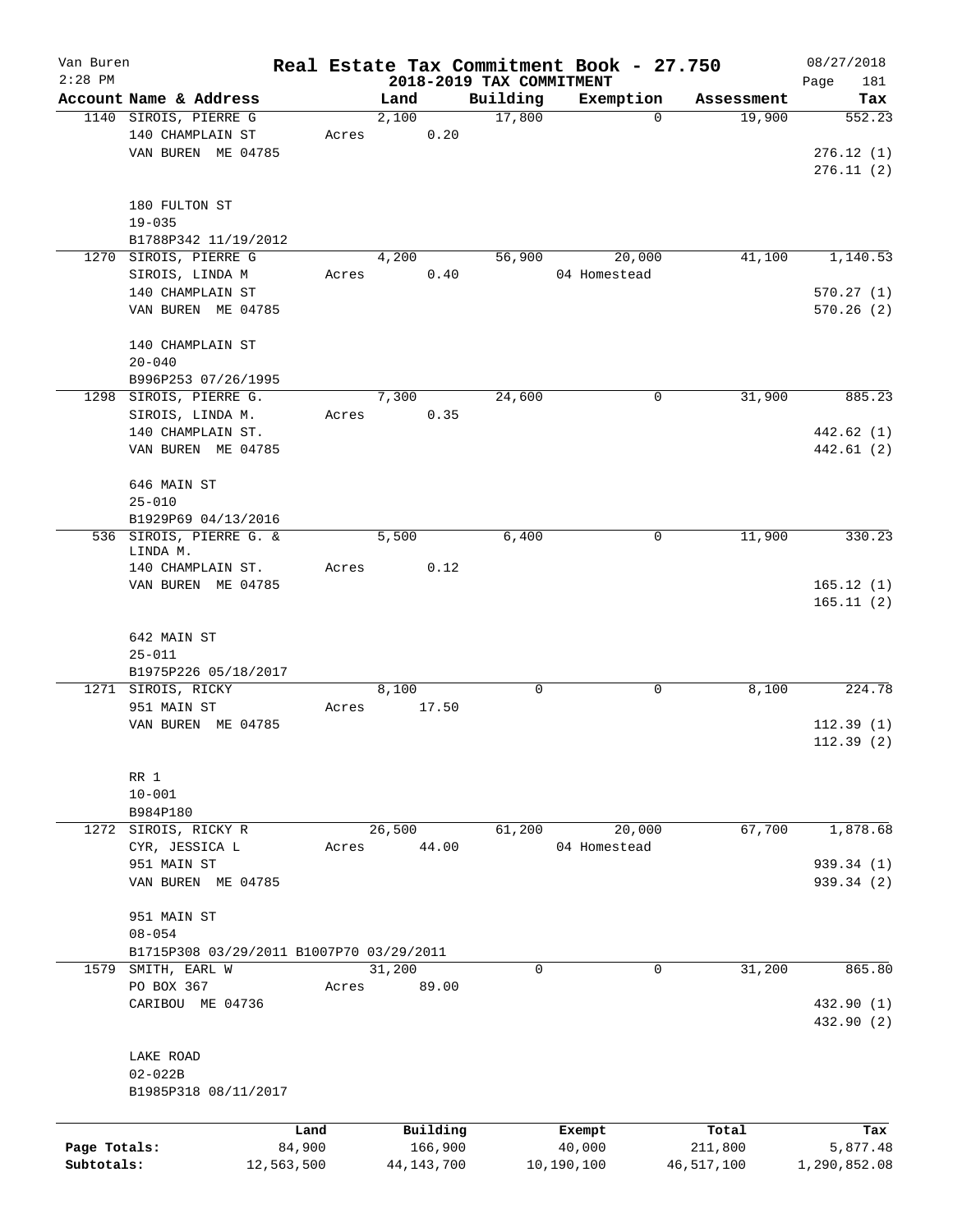Van Buren
2:28 PM

# Real Estate Tax Commitment Book - 27.750

## 2018-2019 TAX COMMITMENT

08/27/2018

| Account | Name & Address | Land | Building | Exemption | Assessment | Tax |
|---|---|---|---|---|---|---|
| 1140 | SIROIS, PIERRE G<br>140 CHAMPLAIN ST<br>VAN BUREN ME 04785<br><br>180 FULTON ST<br>19-035<br>B1788P342 11/19/2012 | 2,100<br>Acres 0.20 | 17,800 | 0 | 19,900 | 552.23<br><br>276.12 (1)<br>276.11 (2) |
| 1270 | SIROIS, PIERRE G<br>SIROIS, LINDA M<br>140 CHAMPLAIN ST<br>VAN BUREN ME 04785<br><br>140 CHAMPLAIN ST<br>20-040<br>B996P253 07/26/1995 | 4,200<br>Acres 0.40 | 56,900 | 20,000<br>04 Homestead | 41,100 | 1,140.53<br><br>570.27 (1)<br>570.26 (2) |
| 1298 | SIROIS, PIERRE G.<br>SIROIS, LINDA M.<br>140 CHAMPLAIN ST.<br>VAN BUREN ME 04785<br><br>646 MAIN ST<br>25-010<br>B1929P69 04/13/2016 | 7,300<br>Acres 0.35 | 24,600 | 0 | 31,900 | 885.23<br><br>442.62 (1)<br>442.61 (2) |
| 536 | SIROIS, PIERRE G. &<br>LINDA M.<br>140 CHAMPLAIN ST.<br>VAN BUREN ME 04785<br><br>642 MAIN ST<br>25-011<br>B1975P226 05/18/2017 | 5,500<br>Acres 0.12 | 6,400 | 0 | 11,900 | 330.23<br><br>165.12 (1)<br>165.11 (2) |
| 1271 | SIROIS, RICKY<br>951 MAIN ST<br>VAN BUREN ME 04785<br><br>RR 1<br>10-001<br>B984P180 | 8,100<br>Acres 17.50 | 0 | 0 | 8,100 | 224.78<br><br>112.39 (1)<br>112.39 (2) |
| 1272 | SIROIS, RICKY R<br>CYR, JESSICA L<br>951 MAIN ST<br>VAN BUREN ME 04785<br><br>951 MAIN ST<br>08-054<br>B1715P308 03/29/2011 B1007P70 03/29/2011 | 26,500<br>Acres 44.00 | 61,200 | 20,000<br>04 Homestead | 67,700 | 1,878.68<br><br>939.34 (1)<br>939.34 (2) |
| 1579 | SMITH, EARL W<br>PO BOX 367<br>CARIBOU ME 04736<br><br>LAKE ROAD<br>02-022B<br>B1985P318 08/11/2017 | 31,200<br>Acres 89.00 | 0 | 0 | 31,200 | 865.80<br><br>432.90 (1)<br>432.90 (2) |

| | Land | Building | Exempt | Total | Tax |
|---|---|---|---|---|---|
| Page Totals: | 84,900 | 166,900 | 40,000 | 211,800 | 5,877.48 |
| Subtotals: | 12,563,500 | 44,143,700 | 10,190,100 | 46,517,100 | 1,290,852.08 |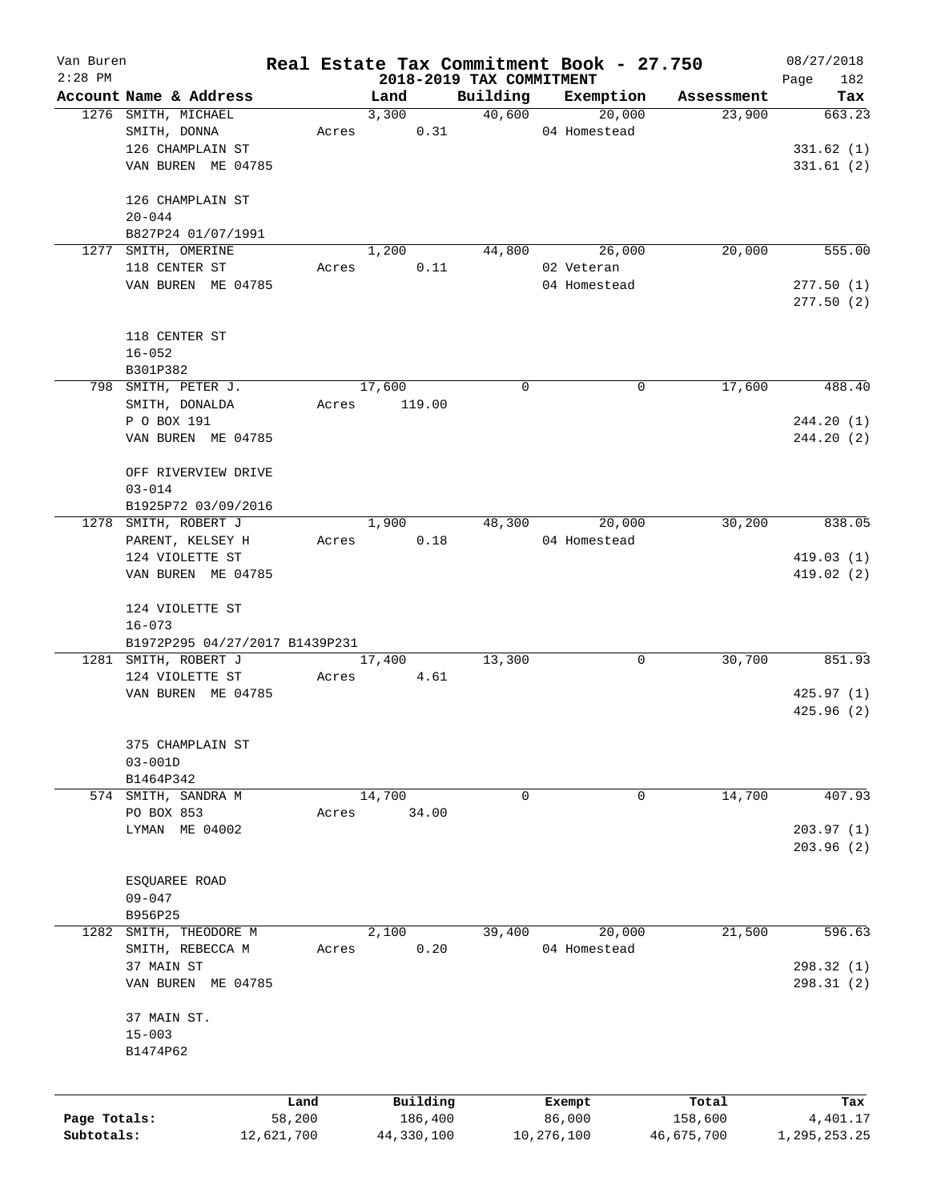Van Buren 2:28 PM

# Real Estate Tax Commitment Book - 27.750

## 2018-2019 TAX COMMITMENT

08/27/2018

| Account | Name & Address | Land | Building | Exemption | Assessment | Tax |
|---|---|---|---|---|---|---|
| 1276 | SMITH, MICHAEL | 3,300 | 40,600 | 20,000 | 23,900 | 663.23 |
| | SMITH, DONNA | Acres 0.31 | | 04 Homestead | | |
| | 126 CHAMPLAIN ST | | | | | 331.62 (1) |
| | VAN BUREN ME 04785 | | | | | 331.61 (2) |
| | 126 CHAMPLAIN ST | | | | | |
| | 20-044 | | | | | |
| | B827P24 01/07/1991 | | | | | |
| 1277 | SMITH, OMERINE | 1,200 | 44,800 | 26,000 | 20,000 | 555.00 |
| | 118 CENTER ST | Acres 0.11 | | 02 Veteran | | |
| | VAN BUREN ME 04785 | | | 04 Homestead | | 277.50 (1) |
| | | | | | | 277.50 (2) |
| | 118 CENTER ST | | | | | |
| | 16-052 | | | | | |
| | B301P382 | | | | | |
| 798 | SMITH, PETER J. | 17,600 | 0 | 0 | 17,600 | 488.40 |
| | SMITH, DONALDA | Acres 119.00 | | | | |
| | P O BOX 191 | | | | | 244.20 (1) |
| | VAN BUREN ME 04785 | | | | | 244.20 (2) |
| | OFF RIVERVIEW DRIVE | | | | | |
| | 03-014 | | | | | |
| | B1925P72 03/09/2016 | | | | | |
| 1278 | SMITH, ROBERT J | 1,900 | 48,300 | 20,000 | 30,200 | 838.05 |
| | PARENT, KELSEY H | Acres 0.18 | | 04 Homestead | | |
| | 124 VIOLETTE ST | | | | | 419.03 (1) |
| | VAN BUREN ME 04785 | | | | | 419.02 (2) |
| | 124 VIOLETTE ST | | | | | |
| | 16-073 | | | | | |
| | B1972P295 04/27/2017 B1439P231 | | | | | |
| 1281 | SMITH, ROBERT J | 17,400 | 13,300 | 0 | 30,700 | 851.93 |
| | 124 VIOLETTE ST | Acres 4.61 | | | | |
| | VAN BUREN ME 04785 | | | | | 425.97 (1) |
| | | | | | | 425.96 (2) |
| | 375 CHAMPLAIN ST | | | | | |
| | 03-001D | | | | | |
| | B1464P342 | | | | | |
| 574 | SMITH, SANDRA M | 14,700 | 0 | 0 | 14,700 | 407.93 |
| | PO BOX 853 | Acres 34.00 | | | | |
| | LYMAN ME 04002 | | | | | 203.97 (1) |
| | | | | | | 203.96 (2) |
| | ESQUAREE ROAD | | | | | |
| | 09-047 | | | | | |
| | B956P25 | | | | | |
| 1282 | SMITH, THEODORE M | 2,100 | 39,400 | 20,000 | 21,500 | 596.63 |
| | SMITH, REBECCA M | Acres 0.20 | | 04 Homestead | | |
| | 37 MAIN ST | | | | | 298.32 (1) |
| | VAN BUREN ME 04785 | | | | | 298.31 (2) |
| | 37 MAIN ST. | | | | | |
| | 15-003 | | | | | |
| | B1474P62 | | | | | |

| | Land | Building | Exempt | Total | Tax |
|---|---|---|---|---|---|
| Page Totals: | 58,200 | 186,400 | 86,000 | 158,600 | 4,401.17 |
| Subtotals: | 12,621,700 | 44,330,100 | 10,276,100 | 46,675,700 | 1,295,253.25 |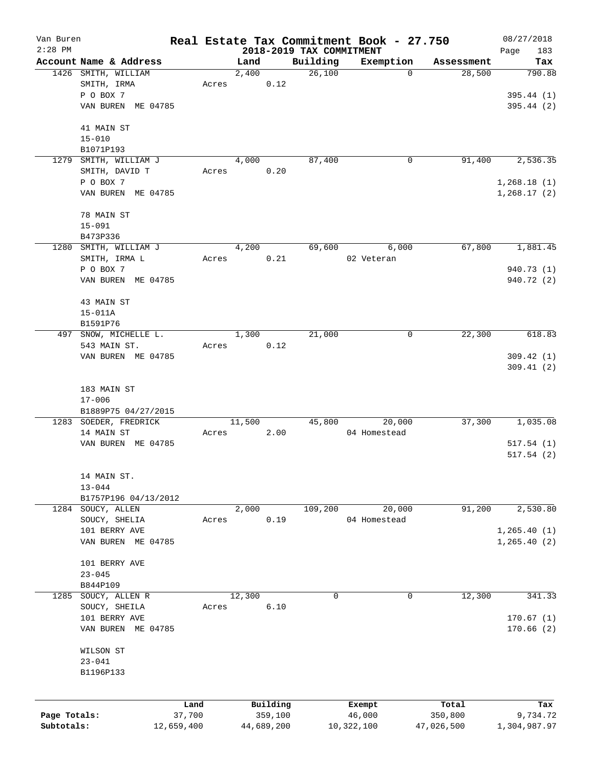Van Buren 2:28 PM

# Real Estate Tax Commitment Book - 27.750

## 2018-2019 TAX COMMITMENT

08/27/2018

| Account | Name & Address | Land | Building | Exemption | Assessment | Tax |
|---|---|---|---|---|---|---|
| 1426 | SMITH, WILLIAM<br>SMITH, IRMA<br>P O BOX 7<br>VAN BUREN ME 04785<br><br>41 MAIN ST<br>15-010<br>B1071P193 | 2,400<br>Acres 0.12 | 26,100 | 0 | 28,500 | 790.88<br><br>395.44 (1)<br>395.44 (2) |
| 1279 | SMITH, WILLIAM J<br>SMITH, DAVID T<br>P O BOX 7<br>VAN BUREN ME 04785<br><br>78 MAIN ST<br>15-091<br>B473P336 | 4,000<br>Acres 0.20 | 87,400 | 0 | 91,400 | 2,536.35<br><br>1,268.18 (1)<br>1,268.17 (2) |
| 1280 | SMITH, WILLIAM J<br>SMITH, IRMA L<br>P O BOX 7<br>VAN BUREN ME 04785<br><br>43 MAIN ST<br>15-011A<br>B1591P76 | 4,200<br>Acres 0.21 | 69,600 | 6,000<br>02 Veteran | 67,800 | 1,881.45<br><br>940.73 (1)<br>940.72 (2) |
| 497 | SNOW, MICHELLE L.<br>543 MAIN ST.<br>VAN BUREN ME 04785<br><br>183 MAIN ST<br>17-006<br>B1889P75 04/27/2015 | 1,300<br>Acres 0.12 | 21,000 | 0 | 22,300 | 618.83<br><br>309.42 (1)<br>309.41 (2) |
| 1283 | SOEDER, FREDRICK<br>14 MAIN ST<br>VAN BUREN ME 04785<br><br>14 MAIN ST.<br>13-044<br>B1757P196 04/13/2012 | 11,500<br>Acres 2.00 | 45,800 | 20,000<br>04 Homestead | 37,300 | 1,035.08<br><br>517.54 (1)<br>517.54 (2) |
| 1284 | SOUCY, ALLEN<br>SOUCY, SHELIA<br>101 BERRY AVE<br>VAN BUREN ME 04785<br><br>101 BERRY AVE<br>23-045<br>B844P109 | 2,000<br>Acres 0.19 | 109,200 | 20,000<br>04 Homestead | 91,200 | 2,530.80<br><br>1,265.40 (1)<br>1,265.40 (2) |
| 1285 | SOUCY, ALLEN R<br>SOUCY, SHEILA<br>101 BERRY AVE<br>VAN BUREN ME 04785<br><br>WILSON ST<br>23-041<br>B1196P133 | 12,300<br>Acres 6.10 | 0 | 0 | 12,300 | 341.33<br><br>170.67 (1)<br>170.66 (2) |

| | Land | Building | Exempt | Total | Tax |
|---|---|---|---|---|---|
| Page Totals: | 37,700 | 359,100 | 46,000 | 350,800 | 9,734.72 |
| Subtotals: | 12,659,400 | 44,689,200 | 10,322,100 | 47,026,500 | 1,304,987.97 |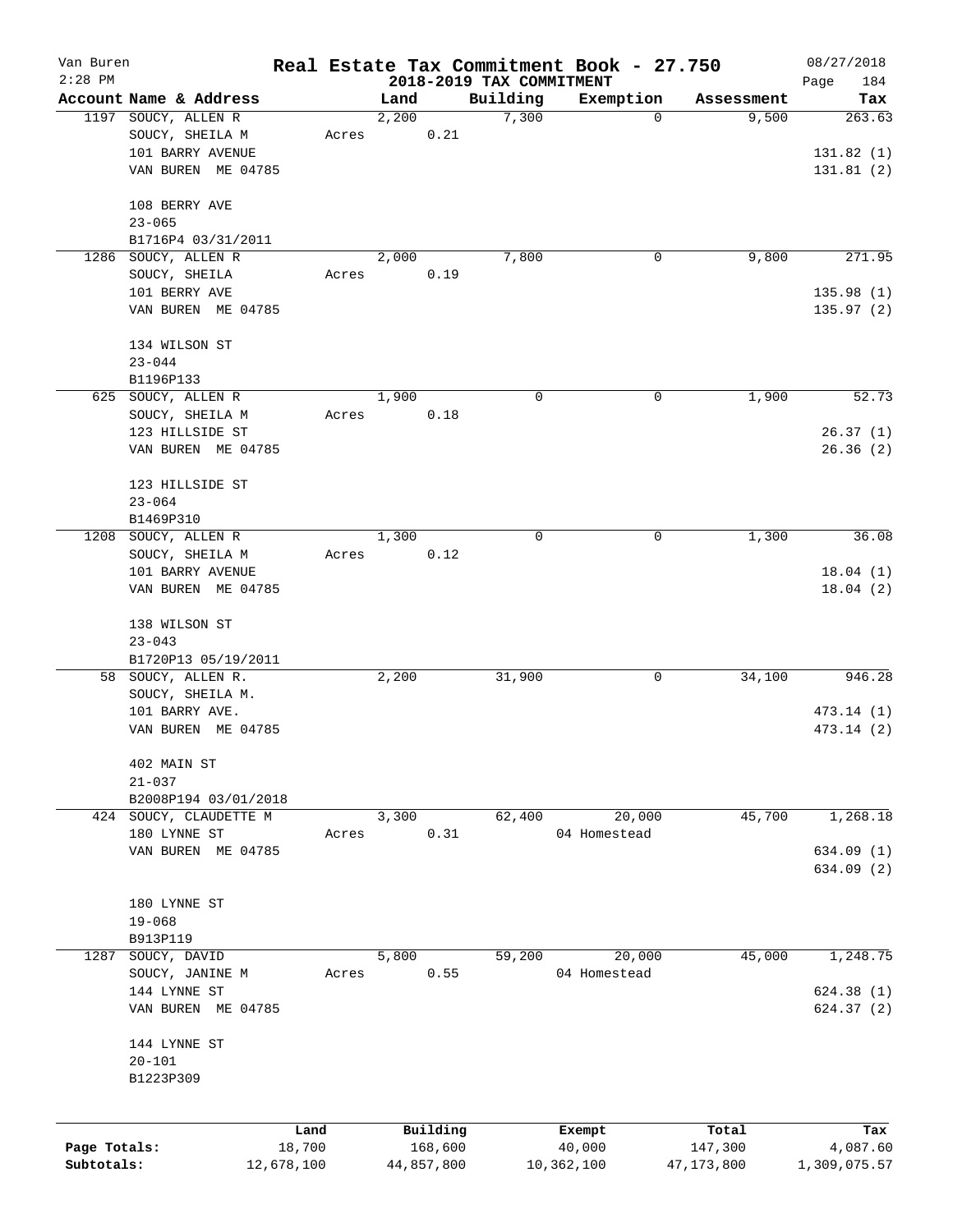# Real Estate Tax Commitment Book - 27.750

Van Buren
2:28 PM

## 2018-2019 TAX COMMITMENT

08/27/2018

| Account Name & Address | Land | Building | Exemption | Assessment | Tax |
|---|---|---|---|---|---|
| 1197 SOUCY, ALLEN R | 2,200 | 7,300 | 0 | 9,500 | 263.63 |
| SOUCY, SHEILA M | Acres 0.21 | | | | |
| 101 BARRY AVENUE | | | | | 131.82 (1) |
| VAN BUREN ME 04785 | | | | | 131.81 (2) |
| 108 BERRY AVE | | | | | |
| 23-065 | | | | | |
| B1716P4 03/31/2011 | | | | | |
| 1286 SOUCY, ALLEN R | 2,000 | 7,800 | 0 | 9,800 | 271.95 |
| SOUCY, SHEILA | Acres 0.19 | | | | |
| 101 BERRY AVE | | | | | 135.98 (1) |
| VAN BUREN ME 04785 | | | | | 135.97 (2) |
| 134 WILSON ST | | | | | |
| 23-044 | | | | | |
| B1196P133 | | | | | |
| 625 SOUCY, ALLEN R | 1,900 | 0 | 0 | 1,900 | 52.73 |
| SOUCY, SHEILA M | Acres 0.18 | | | | |
| 123 HILLSIDE ST | | | | | 26.37 (1) |
| VAN BUREN ME 04785 | | | | | 26.36 (2) |
| 123 HILLSIDE ST | | | | | |
| 23-064 | | | | | |
| B1469P310 | | | | | |
| 1208 SOUCY, ALLEN R | 1,300 | 0 | 0 | 1,300 | 36.08 |
| SOUCY, SHEILA M | Acres 0.12 | | | | |
| 101 BARRY AVENUE | | | | | 18.04 (1) |
| VAN BUREN ME 04785 | | | | | 18.04 (2) |
| 138 WILSON ST | | | | | |
| 23-043 | | | | | |
| B1720P13 05/19/2011 | | | | | |
| 58 SOUCY, ALLEN R. | 2,200 | 31,900 | 0 | 34,100 | 946.28 |
| SOUCY, SHEILA M. | | | | | |
| 101 BARRY AVE. | | | | | 473.14 (1) |
| VAN BUREN ME 04785 | | | | | 473.14 (2) |
| 402 MAIN ST | | | | | |
| 21-037 | | | | | |
| B2008P194 03/01/2018 | | | | | |
| 424 SOUCY, CLAUDETTE M | 3,300 | 62,400 | 20,000 | 45,700 | 1,268.18 |
| 180 LYNNE ST | Acres 0.31 | | 04 Homestead | | |
| VAN BUREN ME 04785 | | | | | 634.09 (1) |
| | | | | | 634.09 (2) |
| 180 LYNNE ST | | | | | |
| 19-068 | | | | | |
| B913P119 | | | | | |
| 1287 SOUCY, DAVID | 5,800 | 59,200 | 20,000 | 45,000 | 1,248.75 |
| SOUCY, JANINE M | Acres 0.55 | | 04 Homestead | | |
| 144 LYNNE ST | | | | | 624.38 (1) |
| VAN BUREN ME 04785 | | | | | 624.37 (2) |
| 144 LYNNE ST | | | | | |
| 20-101 | | | | | |
| B1223P309 | | | | | |

| | Land | Building | Exempt | Total | Tax |
|---|---|---|---|---|---|
| Page Totals: | 18,700 | 168,600 | 40,000 | 147,300 | 4,087.60 |
| Subtotals: | 12,678,100 | 44,857,800 | 10,362,100 | 47,173,800 | 1,309,075.57 |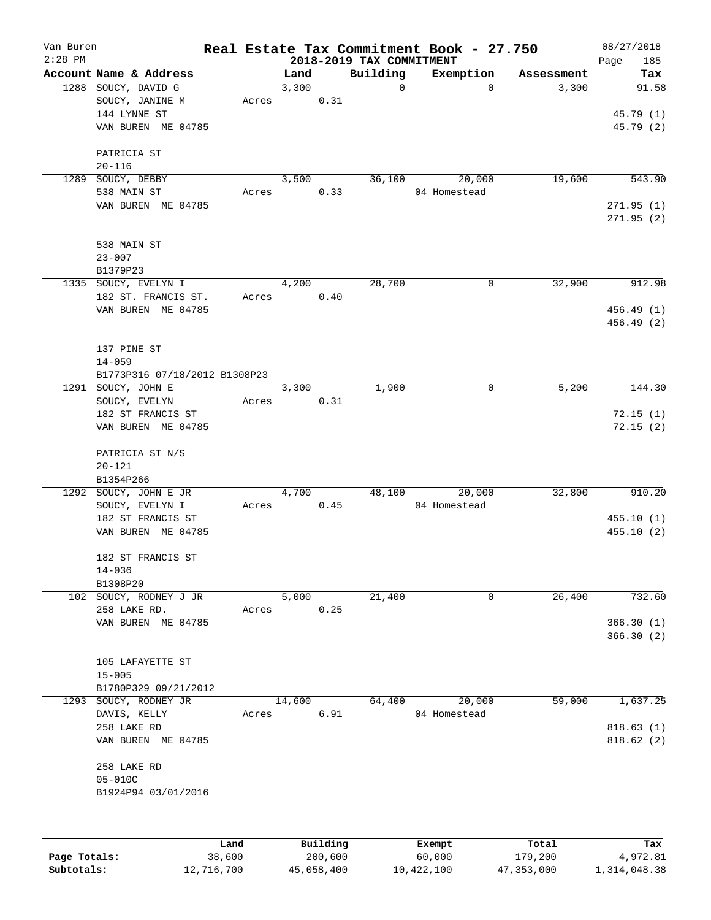# Real Estate Tax Commitment Book - 27.750

Van Buren
2:28 PM

## 2018-2019 TAX COMMITMENT

08/27/2018

| Account Name & Address | Land | Building | Exemption | Assessment | Tax |
|---|---|---|---|---|---|
| 1288 SOUCY, DAVID G | 3,300 | 0 | 0 | 3,300 | 91.58 |
| SOUCY, JANINE M | Acres 0.31 | | | | |
| 144 LYNNE ST | | | | | 45.79 (1) |
| VAN BUREN ME 04785 | | | | | 45.79 (2) |
| PATRICIA ST | | | | | |
| 20-116 | | | | | |
| 1289 SOUCY, DEBBY | 3,500 | 36,100 | 20,000 | 19,600 | 543.90 |
| 538 MAIN ST | Acres 0.33 | | 04 Homestead | | |
| VAN BUREN ME 04785 | | | | | 271.95 (1) |
| | | | | | 271.95 (2) |
| 538 MAIN ST | | | | | |
| 23-007 | | | | | |
| B1379P23 | | | | | |
| 1335 SOUCY, EVELYN I | 4,200 | 28,700 | 0 | 32,900 | 912.98 |
| 182 ST. FRANCIS ST. | Acres 0.40 | | | | |
| VAN BUREN ME 04785 | | | | | 456.49 (1) |
| | | | | | 456.49 (2) |
| 137 PINE ST | | | | | |
| 14-059 | | | | | |
| B1773P316 07/18/2012 B1308P23 | | | | | |
| 1291 SOUCY, JOHN E | 3,300 | 1,900 | 0 | 5,200 | 144.30 |
| SOUCY, EVELYN | Acres 0.31 | | | | |
| 182 ST FRANCIS ST | | | | | 72.15 (1) |
| VAN BUREN ME 04785 | | | | | 72.15 (2) |
| PATRICIA ST N/S | | | | | |
| 20-121 | | | | | |
| B1354P266 | | | | | |
| 1292 SOUCY, JOHN E JR | 4,700 | 48,100 | 20,000 | 32,800 | 910.20 |
| SOUCY, EVELYN I | Acres 0.45 | | 04 Homestead | | |
| 182 ST FRANCIS ST | | | | | 455.10 (1) |
| VAN BUREN ME 04785 | | | | | 455.10 (2) |
| 182 ST FRANCIS ST | | | | | |
| 14-036 | | | | | |
| B1308P20 | | | | | |
| 102 SOUCY, RODNEY J JR | 5,000 | 21,400 | 0 | 26,400 | 732.60 |
| 258 LAKE RD. | Acres 0.25 | | | | |
| VAN BUREN ME 04785 | | | | | 366.30 (1) |
| | | | | | 366.30 (2) |
| 105 LAFAYETTE ST | | | | | |
| 15-005 | | | | | |
| B1780P329 09/21/2012 | | | | | |
| 1293 SOUCY, RODNEY JR | 14,600 | 64,400 | 20,000 | 59,000 | 1,637.25 |
| DAVIS, KELLY | Acres 6.91 | | 04 Homestead | | |
| 258 LAKE RD | | | | | 818.63 (1) |
| VAN BUREN ME 04785 | | | | | 818.62 (2) |
| 258 LAKE RD | | | | | |
| 05-010C | | | | | |
| B1924P94 03/01/2016 | | | | | |

| | Land | Building | Exempt | Total | Tax |
|---|---|---|---|---|---|
| Page Totals: | 38,600 | 200,600 | 60,000 | 179,200 | 4,972.81 |
| Subtotals: | 12,716,700 | 45,058,400 | 10,422,100 | 47,353,000 | 1,314,048.38 |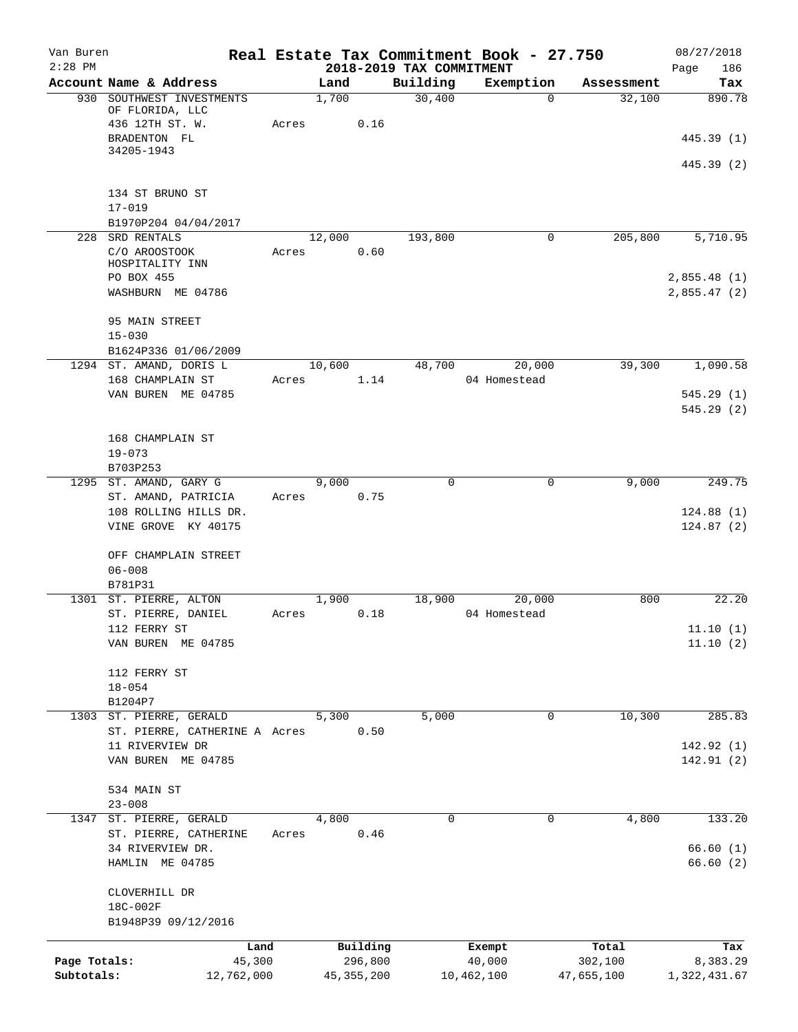Van Buren
2:28 PM

# Real Estate Tax Commitment Book - 27.750
## 2018-2019 TAX COMMITMENT

08/27/2018
Page 186

| Account Name & Address | Land | Building | Exemption | Assessment | Tax |
|---|---|---|---|---|---|
| 930 SOUTHWEST INVESTMENTS OF FLORIDA, LLC | 1,700 | 30,400 | 0 | 32,100 | 890.78 |
| 436 12TH ST. W. | Acres 0.16 | | | | |
| BRADENTON FL 34205-1943 | | | | | 445.39 (1) |
| | | | | | 445.39 (2) |
| 134 ST BRUNO ST | | | | | |
| 17-019 | | | | | |
| B1970P204 04/04/2017 | | | | | |
| 228 SRD RENTALS | 12,000 | 193,800 | 0 | 205,800 | 5,710.95 |
| C/O AROOSTOOK HOSPITALITY INN | Acres 0.60 | | | | |
| PO BOX 455 | | | | | 2,855.48 (1) |
| WASHBURN ME 04786 | | | | | 2,855.47 (2) |
| 95 MAIN STREET | | | | | |
| 15-030 | | | | | |
| B1624P336 01/06/2009 | | | | | |
| 1294 ST. AMAND, DORIS L | 10,600 | 48,700 | 20,000 | 39,300 | 1,090.58 |
| 168 CHAMPLAIN ST | Acres 1.14 | | 04 Homestead | | |
| VAN BUREN ME 04785 | | | | | 545.29 (1) |
| | | | | | 545.29 (2) |
| 168 CHAMPLAIN ST | | | | | |
| 19-073 | | | | | |
| B703P253 | | | | | |
| 1295 ST. AMAND, GARY G | 9,000 | 0 | 0 | 9,000 | 249.75 |
| ST. AMAND, PATRICIA | Acres 0.75 | | | | |
| 108 ROLLING HILLS DR. | | | | | 124.88 (1) |
| VINE GROVE KY 40175 | | | | | 124.87 (2) |
| OFF CHAMPLAIN STREET | | | | | |
| 06-008 | | | | | |
| B781P31 | | | | | |
| 1301 ST. PIERRE, ALTON | 1,900 | 18,900 | 20,000 | 800 | 22.20 |
| ST. PIERRE, DANIEL | Acres 0.18 | | 04 Homestead | | |
| 112 FERRY ST | | | | | 11.10 (1) |
| VAN BUREN ME 04785 | | | | | 11.10 (2) |
| 112 FERRY ST | | | | | |
| 18-054 | | | | | |
| B1204P7 | | | | | |
| 1303 ST. PIERRE, GERALD | 5,300 | 5,000 | 0 | 10,300 | 285.83 |
| ST. PIERRE, CATHERINE A | Acres 0.50 | | | | |
| 11 RIVERVIEW DR | | | | | 142.92 (1) |
| VAN BUREN ME 04785 | | | | | 142.91 (2) |
| 534 MAIN ST | | | | | |
| 23-008 | | | | | |
| 1347 ST. PIERRE, GERALD | 4,800 | 0 | 0 | 4,800 | 133.20 |
| ST. PIERRE, CATHERINE | Acres 0.46 | | | | |
| 34 RIVERVIEW DR. | | | | | 66.60 (1) |
| HAMLIN ME 04785 | | | | | 66.60 (2) |
| CLOVERHILL DR | | | | | |
| 18C-002F | | | | | |
| B1948P39 09/12/2016 | | | | | |

| | Land | Building | Exempt | Total | Tax |
|---|---|---|---|---|---|
| Page Totals: | 45,300 | 296,800 | 40,000 | 302,100 | 8,383.29 |
| Subtotals: | 12,762,000 | 45,355,200 | 10,462,100 | 47,655,100 | 1,322,431.67 |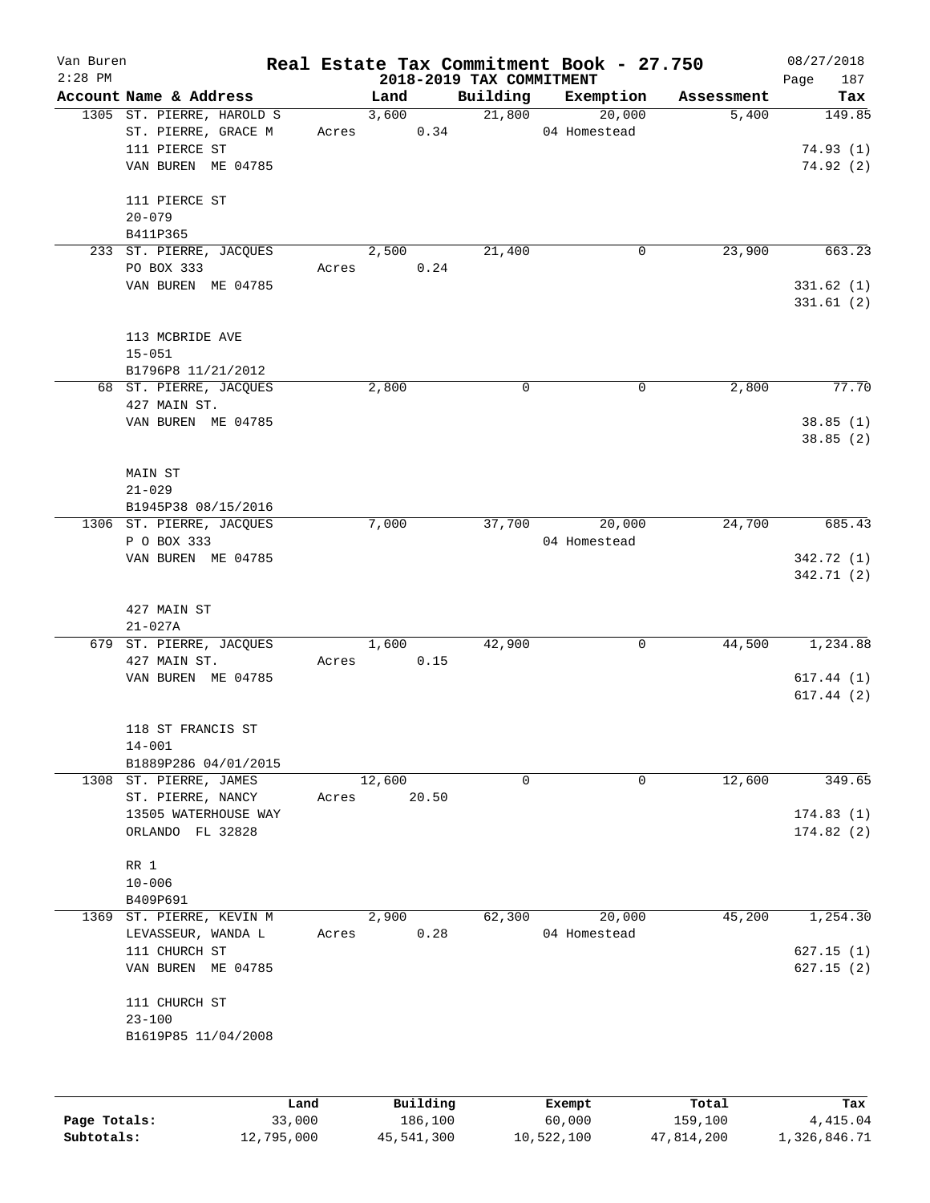# Real Estate Tax Commitment Book - 27.750

Van Buren
2:28 PM

## 2018-2019 TAX COMMITMENT

08/27/2018

| Account | Name & Address | Land | Building | Exemption | Assessment | Tax |
|---|---|---|---|---|---|---|
| 1305 | ST. PIERRE, HAROLD S<br>ST. PIERRE, GRACE M<br>111 PIERCE ST<br>VAN BUREN ME 04785<br><br>111 PIERCE ST<br>20-079<br>B411P365 | 3,600<br>Acres 0.34 | 21,800 | 20,000<br>04 Homestead | 5,400 | 149.85<br><br>74.93 (1)<br>74.92 (2) |
| 233 | ST. PIERRE, JACQUES<br>PO BOX 333<br>VAN BUREN ME 04785<br><br>113 MCBRIDE AVE<br>15-051<br>B1796P8 11/21/2012 | 2,500<br>Acres 0.24 | 21,400 | 0 | 23,900 | 663.23<br><br>331.62 (1)<br>331.61 (2) |
| 68 | ST. PIERRE, JACQUES<br>427 MAIN ST.<br>VAN BUREN ME 04785<br><br>MAIN ST<br>21-029<br>B1945P38 08/15/2016 | 2,800 | 0 | 0 | 2,800 | 77.70<br><br>38.85 (1)<br>38.85 (2) |
| 1306 | ST. PIERRE, JACQUES<br>P O BOX 333<br>VAN BUREN ME 04785<br><br>427 MAIN ST<br>21-027A | 7,000 | 37,700 | 20,000<br>04 Homestead | 24,700 | 685.43<br><br>342.72 (1)<br>342.71 (2) |
| 679 | ST. PIERRE, JACQUES<br>427 MAIN ST.<br>VAN BUREN ME 04785<br><br>118 ST FRANCIS ST<br>14-001<br>B1889P286 04/01/2015 | 1,600<br>Acres 0.15 | 42,900 | 0 | 44,500 | 1,234.88<br><br>617.44 (1)<br>617.44 (2) |
| 1308 | ST. PIERRE, JAMES<br>ST. PIERRE, NANCY<br>13505 WATERHOUSE WAY<br>ORLANDO FL 32828<br><br>RR 1<br>10-006<br>B409P691 | 12,600<br>Acres 20.50 | 0 | 0 | 12,600 | 349.65<br><br>174.83 (1)<br>174.82 (2) |
| 1369 | ST. PIERRE, KEVIN M<br>LEVASSEUR, WANDA L<br>111 CHURCH ST<br>VAN BUREN ME 04785<br><br>111 CHURCH ST<br>23-100<br>B1619P85 11/04/2008 | 2,900<br>Acres 0.28 | 62,300 | 20,000<br>04 Homestead | 45,200 | 1,254.30<br><br>627.15 (1)<br>627.15 (2) |

| | Land | Building | Exempt | Total | Tax |
|---|---|---|---|---|---|
| Page Totals: | 33,000 | 186,100 | 60,000 | 159,100 | 4,415.04 |
| Subtotals: | 12,795,000 | 45,541,300 | 10,522,100 | 47,814,200 | 1,326,846.71 |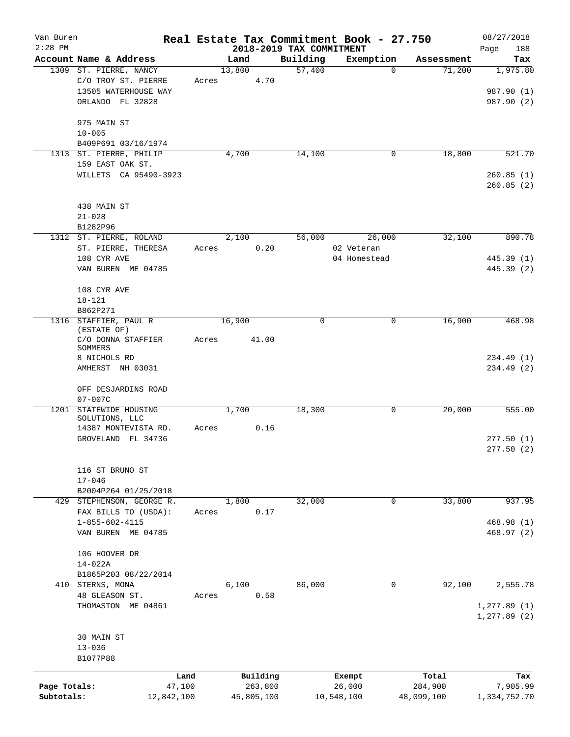# Real Estate Tax Commitment Book - 27.750

Van Buren
2:28 PM

## 2018-2019 TAX COMMITMENT

08/27/2018

| Account Name & Address | Land | Building | Exemption | Assessment | Tax |
|---|---|---|---|---|---|
| 1309 ST. PIERRE, NANCY | 13,800 | 57,400 | 0 | 71,200 | 1,975.80 |
| C/O TROY ST. PIERRE | Acres 4.70 | | | | |
| 13505 WATERHOUSE WAY | | | | | 987.90 (1) |
| ORLANDO FL 32828 | | | | | 987.90 (2) |
| 975 MAIN ST | | | | | |
| 10-005 | | | | | |
| B409P691 03/16/1974 | | | | | |
| 1313 ST. PIERRE, PHILIP | 4,700 | 14,100 | 0 | 18,800 | 521.70 |
| 159 EAST OAK ST. | | | | | |
| WILLETS CA 95490-3923 | | | | | 260.85 (1) |
| | | | | | 260.85 (2) |
| 438 MAIN ST | | | | | |
| 21-028 | | | | | |
| B1282P96 | | | | | |
| 1312 ST. PIERRE, ROLAND | 2,100 | 56,000 | 26,000 | 32,100 | 890.78 |
| ST. PIERRE, THERESA | Acres 0.20 | | 02 Veteran | | |
| 108 CYR AVE | | | 04 Homestead | | 445.39 (1) |
| VAN BUREN ME 04785 | | | | | 445.39 (2) |
| 108 CYR AVE | | | | | |
| 18-121 | | | | | |
| B862P271 | | | | | |
| 1316 STAFFIER, PAUL R (ESTATE OF) | 16,900 | 0 | 0 | 16,900 | 468.98 |
| C/O DONNA STAFFIER SOMMERS | Acres 41.00 | | | | |
| 8 NICHOLS RD | | | | | 234.49 (1) |
| AMHERST NH 03031 | | | | | 234.49 (2) |
| OFF DESJARDINS ROAD | | | | | |
| 07-007C | | | | | |
| 1201 STATEWIDE HOUSING SOLUTIONS, LLC | 1,700 | 18,300 | 0 | 20,000 | 555.00 |
| 14387 MONTEVISTA RD. | Acres 0.16 | | | | |
| GROVELAND FL 34736 | | | | | 277.50 (1) |
| | | | | | 277.50 (2) |
| 116 ST BRUNO ST | | | | | |
| 17-046 | | | | | |
| B2004P264 01/25/2018 | | | | | |
| 429 STEPHENSON, GEORGE R. | 1,800 | 32,000 | 0 | 33,800 | 937.95 |
| FAX BILLS TO (USDA): | Acres 0.17 | | | | |
| 1-855-602-4115 | | | | | 468.98 (1) |
| VAN BUREN ME 04785 | | | | | 468.97 (2) |
| 106 HOOVER DR | | | | | |
| 14-022A | | | | | |
| B1865P203 08/22/2014 | | | | | |
| 410 STERNS, MONA | 6,100 | 86,000 | 0 | 92,100 | 2,555.78 |
| 48 GLEASON ST. | Acres 0.58 | | | | |
| THOMASTON ME 04861 | | | | | 1,277.89 (1) |
| | | | | | 1,277.89 (2) |
| 30 MAIN ST | | | | | |
| 13-036 | | | | | |
| B1077P88 | | | | | |

| | Land | Building | Exempt | Total | Tax |
|---|---|---|---|---|---|
| Page Totals: | 47,100 | 263,800 | 26,000 | 284,900 | 7,905.99 |
| Subtotals: | 12,842,100 | 45,805,100 | 10,548,100 | 48,099,100 | 1,334,752.70 |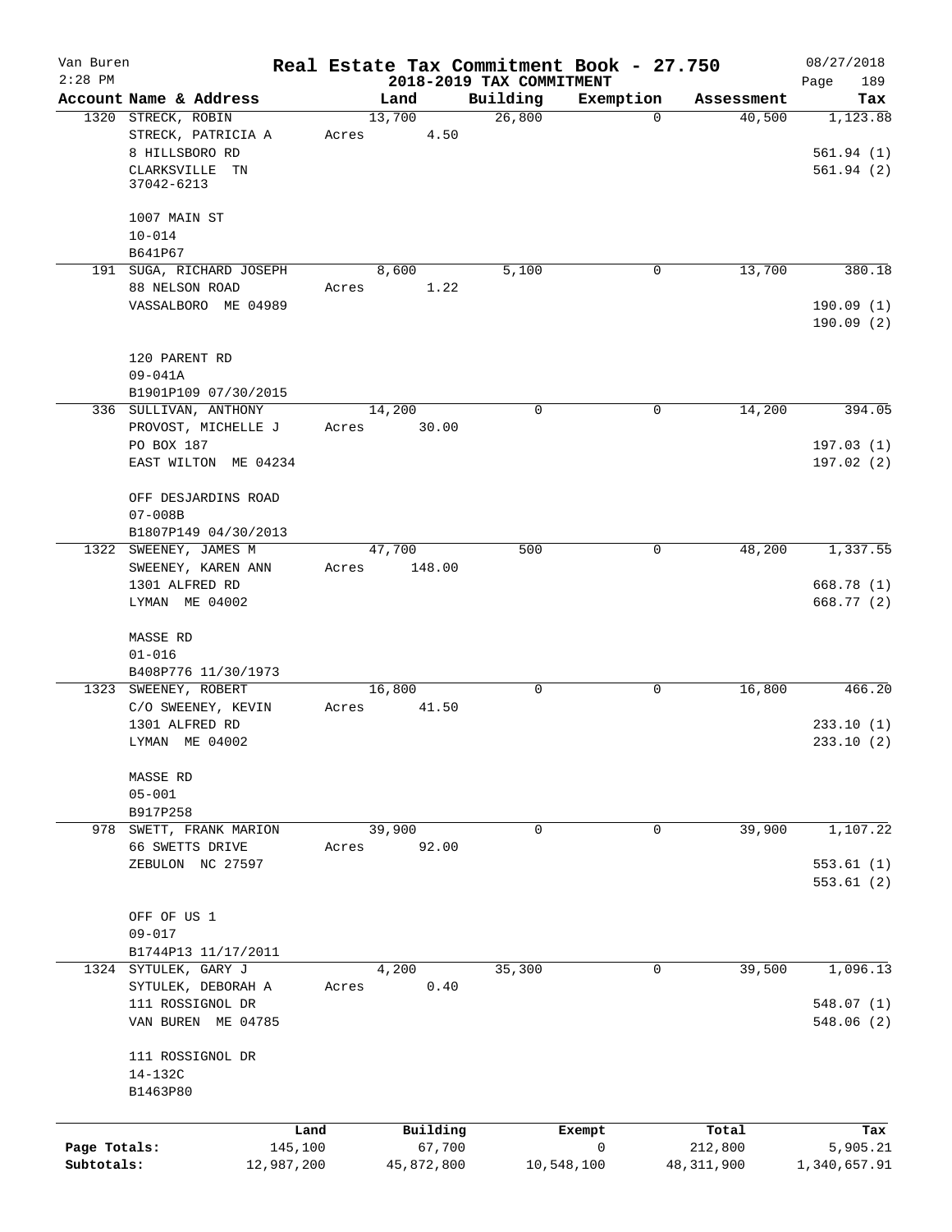Van Buren
2:28 PM

# Real Estate Tax Commitment Book - 27.750

## 2018-2019 TAX COMMITMENT

08/27/2018

| Account Name & Address | Land | Building | Exemption | Assessment | Tax |
|---|---|---|---|---|---|
| 1320 STRECK, ROBIN<br>STRECK, PATRICIA A<br>8 HILLSBORO RD<br>CLARKSVILLE TN<br>37042-6213<br><br>1007 MAIN ST<br>10-014<br>B641P67 | 13,700<br>Acres 4.50 | 26,800 | 0 | 40,500 | 1,123.88<br><br>561.94 (1)<br>561.94 (2) |
| 191 SUGA, RICHARD JOSEPH<br>88 NELSON ROAD<br>VASSALBORO ME 04989<br><br>120 PARENT RD<br>09-041A<br>B1901P109 07/30/2015 | 8,600<br>Acres 1.22 | 5,100 | 0 | 13,700 | 380.18<br><br>190.09 (1)<br>190.09 (2) |
| 336 SULLIVAN, ANTHONY<br>PROVOST, MICHELLE J<br>PO BOX 187<br>EAST WILTON ME 04234<br><br>OFF DESJARDINS ROAD<br>07-008B<br>B1807P149 04/30/2013 | 14,200<br>Acres 30.00 | 0 | 0 | 14,200 | 394.05<br><br>197.03 (1)<br>197.02 (2) |
| 1322 SWEENEY, JAMES M<br>SWEENEY, KAREN ANN<br>1301 ALFRED RD<br>LYMAN ME 04002<br><br>MASSE RD<br>01-016<br>B408P776 11/30/1973 | 47,700<br>Acres 148.00 | 500 | 0 | 48,200 | 1,337.55<br><br>668.78 (1)<br>668.77 (2) |
| 1323 SWEENEY, ROBERT<br>C/O SWEENEY, KEVIN<br>1301 ALFRED RD<br>LYMAN ME 04002<br><br>MASSE RD<br>05-001<br>B917P258 | 16,800<br>Acres 41.50 | 0 | 0 | 16,800 | 466.20<br><br>233.10 (1)<br>233.10 (2) |
| 978 SWETT, FRANK MARION<br>66 SWETTS DRIVE<br>ZEBULON NC 27597<br><br>OFF OF US 1<br>09-017<br>B1744P13 11/17/2011 | 39,900<br>Acres 92.00 | 0 | 0 | 39,900 | 1,107.22<br><br>553.61 (1)<br>553.61 (2) |
| 1324 SYTULEK, GARY J<br>SYTULEK, DEBORAH A<br>111 ROSSIGNOL DR<br>VAN BUREN ME 04785<br><br>111 ROSSIGNOL DR<br>14-132C<br>B1463P80 | 4,200<br>Acres 0.40 | 35,300 | 0 | 39,500 | 1,096.13<br><br>548.07 (1)<br>548.06 (2) |

| | Land | Building | Exempt | Total | Tax |
|---|---|---|---|---|---|
| Page Totals: | 145,100 | 67,700 | 0 | 212,800 | 5,905.21 |
| Subtotals: | 12,987,200 | 45,872,800 | 10,548,100 | 48,311,900 | 1,340,657.91 |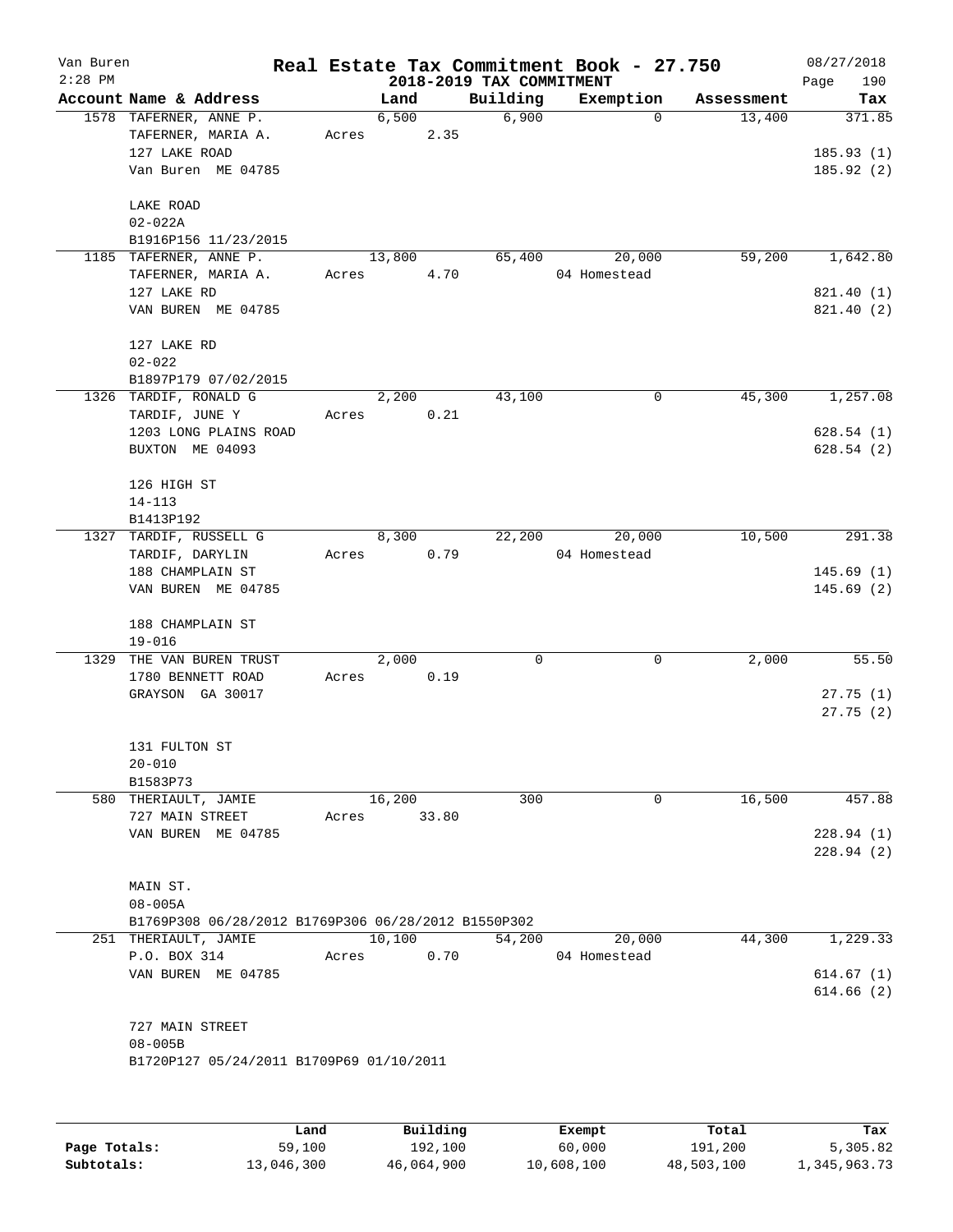Van Buren 2:28 PM

# Real Estate Tax Commitment Book - 27.750

## 2018-2019 TAX COMMITMENT

08/27/2018 Page 190

| Account Name & Address | Land | Building | Exemption | Assessment | Tax |
|---|---|---|---|---|---|
| 1578 TAFERNER, ANNE P. | 6,500 | 6,900 | 0 | 13,400 | 371.85 |
| TAFERNER, MARIA A. | Acres 2.35 | | | | |
| 127 LAKE ROAD | | | | | 185.93 (1) |
| Van Buren ME 04785 | | | | | 185.92 (2) |
| LAKE ROAD | | | | | |
| 02-022A | | | | | |
| B1916P156 11/23/2015 | | | | | |
| 1185 TAFERNER, ANNE P. | 13,800 | 65,400 | 20,000 | 59,200 | 1,642.80 |
| TAFERNER, MARIA A. | Acres 4.70 | | 04 Homestead | | |
| 127 LAKE RD | | | | | 821.40 (1) |
| VAN BUREN ME 04785 | | | | | 821.40 (2) |
| 127 LAKE RD | | | | | |
| 02-022 | | | | | |
| B1897P179 07/02/2015 | | | | | |
| 1326 TARDIF, RONALD G | 2,200 | 43,100 | 0 | 45,300 | 1,257.08 |
| TARDIF, JUNE Y | Acres 0.21 | | | | |
| 1203 LONG PLAINS ROAD | | | | | 628.54 (1) |
| BUXTON ME 04093 | | | | | 628.54 (2) |
| 126 HIGH ST | | | | | |
| 14-113 | | | | | |
| B1413P192 | | | | | |
| 1327 TARDIF, RUSSELL G | 8,300 | 22,200 | 20,000 | 10,500 | 291.38 |
| TARDIF, DARYLIN | Acres 0.79 | | 04 Homestead | | |
| 188 CHAMPLAIN ST | | | | | 145.69 (1) |
| VAN BUREN ME 04785 | | | | | 145.69 (2) |
| 188 CHAMPLAIN ST | | | | | |
| 19-016 | | | | | |
| 1329 THE VAN BUREN TRUST | 2,000 | 0 | 0 | 2,000 | 55.50 |
| 1780 BENNETT ROAD | Acres 0.19 | | | | |
| GRAYSON GA 30017 | | | | | 27.75 (1) |
| | | | | | 27.75 (2) |
| 131 FULTON ST | | | | | |
| 20-010 | | | | | |
| B1583P73 | | | | | |
| 580 THERIAULT, JAMIE | 16,200 | 300 | 0 | 16,500 | 457.88 |
| 727 MAIN STREET | Acres 33.80 | | | | |
| VAN BUREN ME 04785 | | | | | 228.94 (1) |
| | | | | | 228.94 (2) |
| MAIN ST. | | | | | |
| 08-005A | | | | | |
| B1769P308 06/28/2012 B1769P306 06/28/2012 B1550P302 | | | | | |
| 251 THERIAULT, JAMIE | 10,100 | 54,200 | 20,000 | 44,300 | 1,229.33 |
| P.O. BOX 314 | Acres 0.70 | | 04 Homestead | | |
| VAN BUREN ME 04785 | | | | | 614.67 (1) |
| | | | | | 614.66 (2) |
| 727 MAIN STREET | | | | | |
| 08-005B | | | | | |
| B1720P127 05/24/2011 B1709P69 01/10/2011 | | | | | |

| | Land | Building | Exempt | Total | Tax |
|---|---|---|---|---|---|
| Page Totals: | 59,100 | 192,100 | 60,000 | 191,200 | 5,305.82 |
| Subtotals: | 13,046,300 | 46,064,900 | 10,608,100 | 48,503,100 | 1,345,963.73 |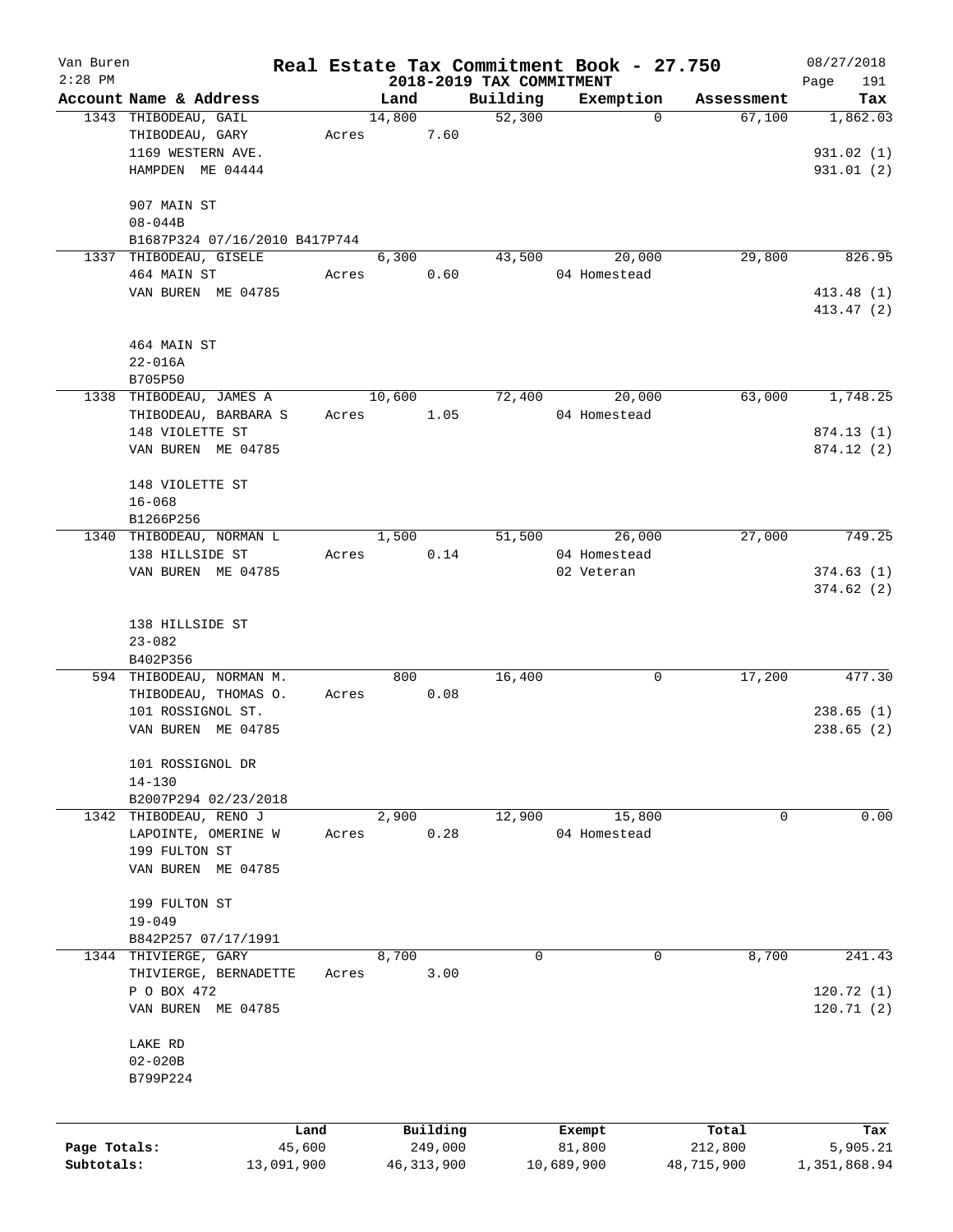# Real Estate Tax Commitment Book - 27.750

Van Buren
2:28 PM

## 2018-2019 TAX COMMITMENT

08/27/2018

| Account | Name & Address | Land | Building | Exemption | Assessment | Tax |
|---|---|---|---|---|---|---|
| 1343 | THIBODEAU, GAIL<br>THIBODEAU, GARY<br>1169 WESTERN AVE.<br>HAMPDEN ME 04444<br><br>907 MAIN ST<br>08-044B<br>B1687P324 07/16/2010 B417P744 | 14,800<br>Acres 7.60 | 52,300 | 0 | 67,100 | 1,862.03<br><br>931.02 (1)<br>931.01 (2) |
| 1337 | THIBODEAU, GISELE<br>464 MAIN ST<br>VAN BUREN ME 04785<br><br>464 MAIN ST<br>22-016A<br>B705P50 | 6,300<br>Acres 0.60 | 43,500 | 20,000<br>04 Homestead | 29,800 | 826.95<br><br>413.48 (1)<br>413.47 (2) |
| 1338 | THIBODEAU, JAMES A<br>THIBODEAU, BARBARA S<br>148 VIOLETTE ST<br>VAN BUREN ME 04785<br><br>148 VIOLETTE ST<br>16-068<br>B1266P256 | 10,600<br>Acres 1.05 | 72,400 | 20,000<br>04 Homestead | 63,000 | 1,748.25<br><br>874.13 (1)<br>874.12 (2) |
| 1340 | THIBODEAU, NORMAN L<br>138 HILLSIDE ST<br>VAN BUREN ME 04785<br><br>138 HILLSIDE ST<br>23-082<br>B402P356 | 1,500<br>Acres 0.14 | 51,500 | 26,000<br>04 Homestead<br>02 Veteran | 27,000 | 749.25<br><br>374.63 (1)<br>374.62 (2) |
| 594 | THIBODEAU, NORMAN M.<br>THIBODEAU, THOMAS O.<br>101 ROSSIGNOL ST.<br>VAN BUREN ME 04785<br><br>101 ROSSIGNOL DR<br>14-130<br>B2007P294 02/23/2018 | 800<br>Acres 0.08 | 16,400 | 0 | 17,200 | 477.30<br><br>238.65 (1)<br>238.65 (2) |
| 1342 | THIBODEAU, RENO J<br>LAPOINTE, OMERINE W<br>199 FULTON ST<br>VAN BUREN ME 04785<br><br>199 FULTON ST<br>19-049<br>B842P257 07/17/1991 | 2,900<br>Acres 0.28 | 12,900 | 15,800<br>04 Homestead | 0 | 0.00 |
| 1344 | THIVIERGE, GARY<br>THIVIERGE, BERNADETTE<br>P O BOX 472<br>VAN BUREN ME 04785<br><br>LAKE RD<br>02-020B<br>B799P224 | 8,700<br>Acres 3.00 | 0 | 0 | 8,700 | 241.43<br><br>120.72 (1)<br>120.71 (2) |

| | Land | Building | Exempt | Total | Tax |
|---|---|---|---|---|---|
| Page Totals: | 45,600 | 249,000 | 81,800 | 212,800 | 5,905.21 |
| Subtotals: | 13,091,900 | 46,313,900 | 10,689,900 | 48,715,900 | 1,351,868.94 |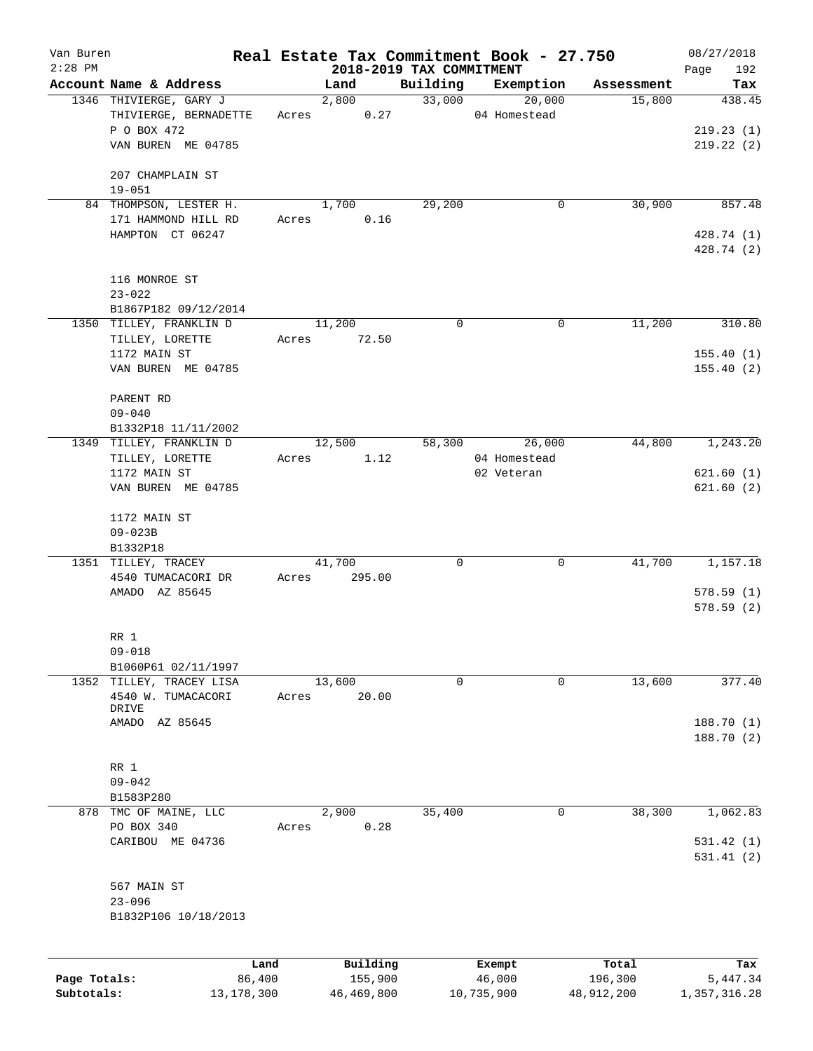# Real Estate Tax Commitment Book - 27.750

Van Buren
2:28 PM

2018-2019 TAX COMMITMENT

08/27/2018
Page 192

| Account Name & Address | Land | Building | Exemption | Assessment | Tax |
|---|---|---|---|---|---|
| 1346 THIVIERGE, GARY J<br>THIVIERGE, BERNADETTE<br>P O BOX 472<br>VAN BUREN ME 04785<br><br>207 CHAMPLAIN ST<br>19-051 | 2,800<br>Acres 0.27 | 33,000 | 20,000<br>04 Homestead | 15,800 | 438.45<br><br>219.23 (1)<br>219.22 (2) |
| 84 THOMPSON, LESTER H.<br>171 HAMMOND HILL RD<br>HAMPTON CT 06247<br><br>116 MONROE ST<br>23-022<br>B1867P182 09/12/2014 | 1,700<br>Acres 0.16 | 29,200 | 0 | 30,900 | 857.48<br><br>428.74 (1)<br>428.74 (2) |
| 1350 TILLEY, FRANKLIN D<br>TILLEY, LORETTE<br>1172 MAIN ST<br>VAN BUREN ME 04785<br><br>PARENT RD<br>09-040<br>B1332P18 11/11/2002 | 11,200<br>Acres 72.50 | 0 | 0 | 11,200 | 310.80<br><br>155.40 (1)<br>155.40 (2) |
| 1349 TILLEY, FRANKLIN D<br>TILLEY, LORETTE<br>1172 MAIN ST<br>VAN BUREN ME 04785<br><br>1172 MAIN ST<br>09-023B<br>B1332P18 | 12,500<br>Acres 1.12 | 58,300 | 26,000<br>04 Homestead<br>02 Veteran | 44,800 | 1,243.20<br><br>621.60 (1)<br>621.60 (2) |
| 1351 TILLEY, TRACEY<br>4540 TUMACACORI DR<br>AMADO AZ 85645<br><br>RR 1<br>09-018<br>B1060P61 02/11/1997 | 41,700<br>Acres 295.00 | 0 | 0 | 41,700 | 1,157.18<br><br>578.59 (1)<br>578.59 (2) |
| 1352 TILLEY, TRACEY LISA<br>4540 W. TUMACACORI DRIVE<br>AMADO AZ 85645<br><br>RR 1<br>09-042<br>B1583P280 | 13,600<br>Acres 20.00 | 0 | 0 | 13,600 | 377.40<br><br>188.70 (1)<br>188.70 (2) |
| 878 TMC OF MAINE, LLC<br>PO BOX 340<br>CARIBOU ME 04736<br><br>567 MAIN ST<br>23-096<br>B1832P106 10/18/2013 | 2,900<br>Acres 0.28 | 35,400 | 0 | 38,300 | 1,062.83<br><br>531.42 (1)<br>531.41 (2) |

| | Land | Building | Exempt | Total | Tax |
|---|---|---|---|---|---|
| Page Totals: | 86,400 | 155,900 | 46,000 | 196,300 | 5,447.34 |
| Subtotals: | 13,178,300 | 46,469,800 | 10,735,900 | 48,912,200 | 1,357,316.28 |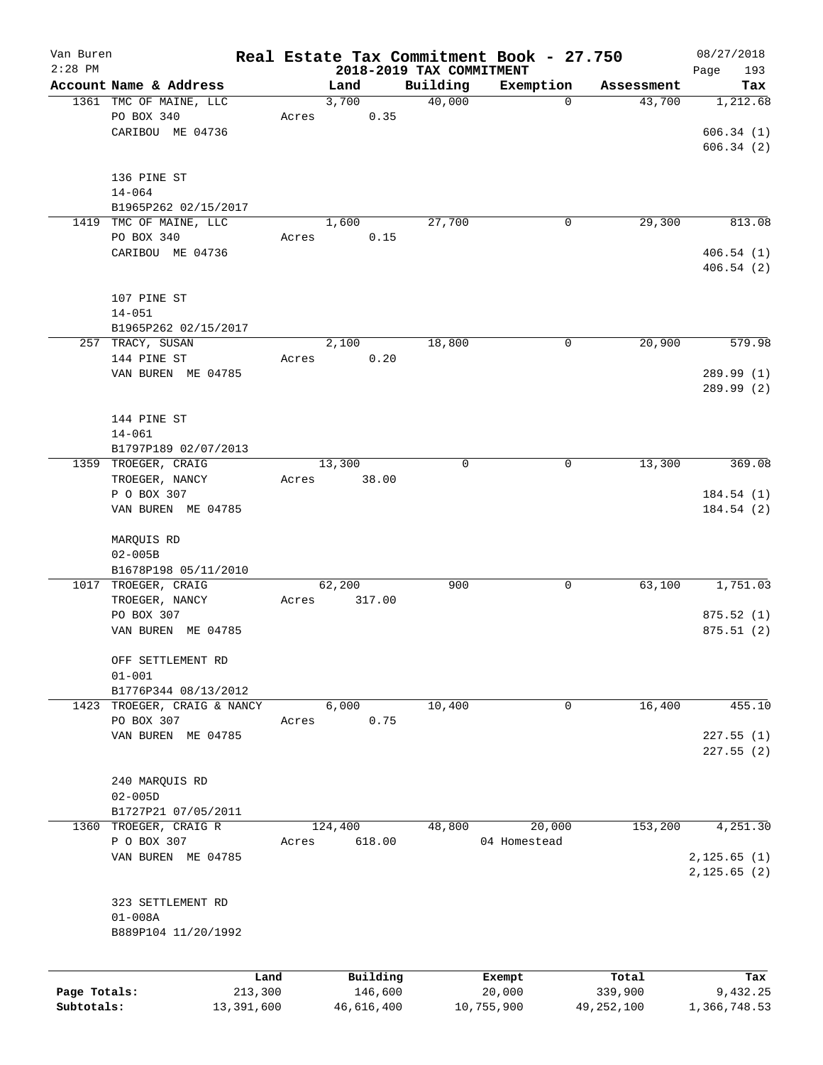Van Buren
2:28 PM

# Real Estate Tax Commitment Book - 27.750

## 2018-2019 TAX COMMITMENT

08/27/2018

| Account Name & Address | Land | Building | Exemption | Assessment | Tax |
|---|---|---|---|---|---|
| 1361 TMC OF MAINE, LLC | 3,700 | 40,000 | 0 | 43,700 | 1,212.68 |
| PO BOX 340 | Acres 0.35 | | | | |
| CARIBOU ME 04736 | | | | | 606.34 (1) |
| | | | | | 606.34 (2) |
| 136 PINE ST | | | | | |
| 14-064 | | | | | |
| B1965P262 02/15/2017 | | | | | |
| 1419 TMC OF MAINE, LLC | 1,600 | 27,700 | 0 | 29,300 | 813.08 |
| PO BOX 340 | Acres 0.15 | | | | |
| CARIBOU ME 04736 | | | | | 406.54 (1) |
| | | | | | 406.54 (2) |
| 107 PINE ST | | | | | |
| 14-051 | | | | | |
| B1965P262 02/15/2017 | | | | | |
| 257 TRACY, SUSAN | 2,100 | 18,800 | 0 | 20,900 | 579.98 |
| 144 PINE ST | Acres 0.20 | | | | |
| VAN BUREN ME 04785 | | | | | 289.99 (1) |
| | | | | | 289.99 (2) |
| 144 PINE ST | | | | | |
| 14-061 | | | | | |
| B1797P189 02/07/2013 | | | | | |
| 1359 TROEGER, CRAIG | 13,300 | 0 | 0 | 13,300 | 369.08 |
| TROEGER, NANCY | Acres 38.00 | | | | |
| P O BOX 307 | | | | | 184.54 (1) |
| VAN BUREN ME 04785 | | | | | 184.54 (2) |
| MARQUIS RD | | | | | |
| 02-005B | | | | | |
| B1678P198 05/11/2010 | | | | | |
| 1017 TROEGER, CRAIG | 62,200 | 900 | 0 | 63,100 | 1,751.03 |
| TROEGER, NANCY | Acres 317.00 | | | | |
| PO BOX 307 | | | | | 875.52 (1) |
| VAN BUREN ME 04785 | | | | | 875.51 (2) |
| OFF SETTLEMENT RD | | | | | |
| 01-001 | | | | | |
| B1776P344 08/13/2012 | | | | | |
| 1423 TROEGER, CRAIG & NANCY | 6,000 | 10,400 | 0 | 16,400 | 455.10 |
| PO BOX 307 | Acres 0.75 | | | | |
| VAN BUREN ME 04785 | | | | | 227.55 (1) |
| | | | | | 227.55 (2) |
| 240 MARQUIS RD | | | | | |
| 02-005D | | | | | |
| B1727P21 07/05/2011 | | | | | |
| 1360 TROEGER, CRAIG R | 124,400 | 48,800 | 20,000 | 153,200 | 4,251.30 |
| P O BOX 307 | Acres 618.00 | | 04 Homestead | | |
| VAN BUREN ME 04785 | | | | | 2,125.65 (1) |
| | | | | | 2,125.65 (2) |
| 323 SETTLEMENT RD | | | | | |
| 01-008A | | | | | |
| B889P104 11/20/1992 | | | | | |

| | Land | Building | Exempt | Total | Tax |
|---|---|---|---|---|---|
| Page Totals: | 213,300 | 146,600 | 20,000 | 339,900 | 9,432.25 |
| Subtotals: | 13,391,600 | 46,616,400 | 10,755,900 | 49,252,100 | 1,366,748.53 |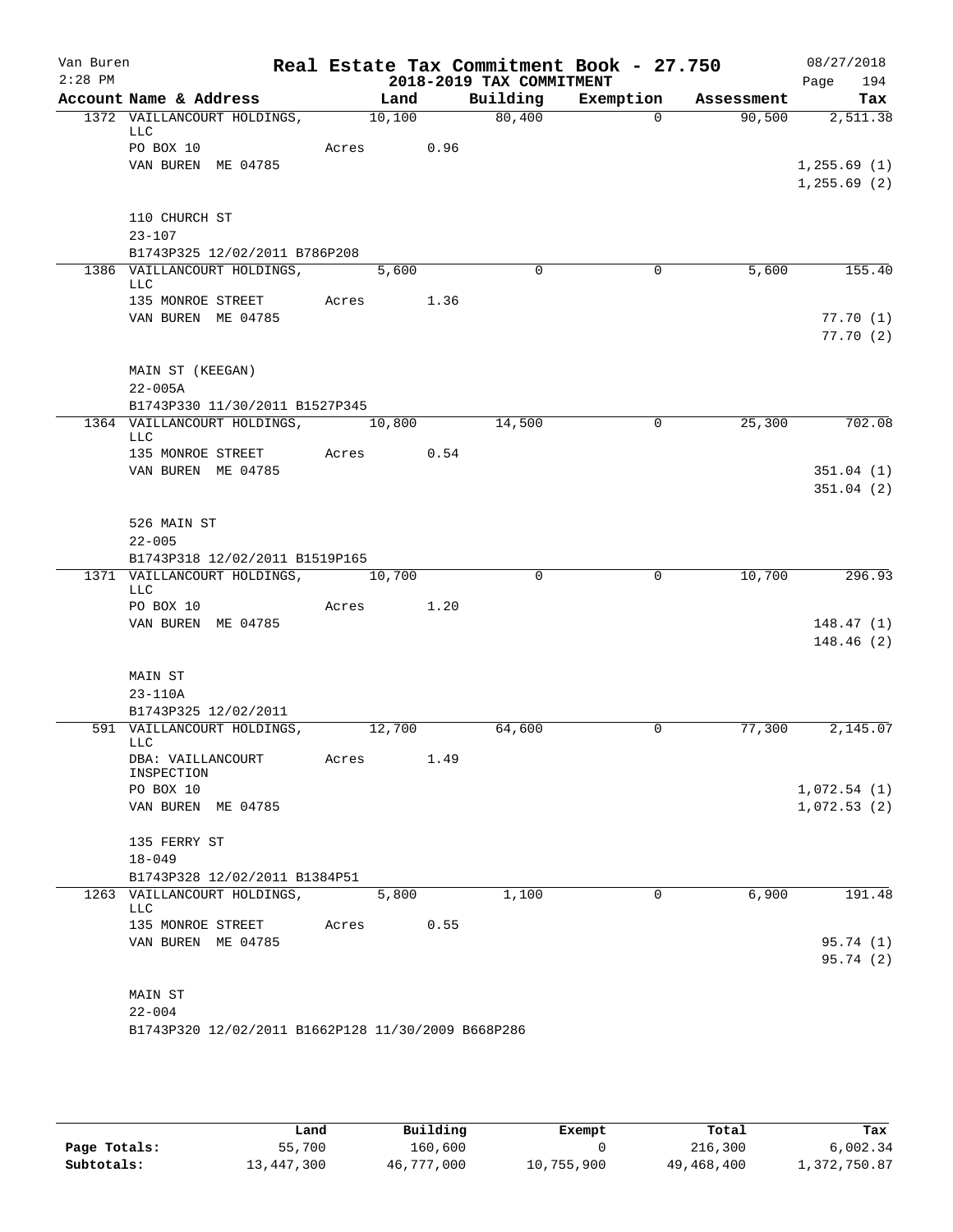Van Buren
2:28 PM

**Real Estate Tax Commitment Book - 27.750**
**2018-2019 TAX COMMITMENT**

08/27/2018
Page 194

| Account Name & Address | Land | Building | Exemption | Assessment | Tax |
|---|---|---|---|---|---|
| 1372 VAILLANCOURT HOLDINGS, LLC | 10,100 | 80,400 | 0 | 90,500 | 2,511.38 |
| PO BOX 10 | Acres 0.96 | | | | |
| VAN BUREN ME 04785 | | | | | 1,255.69 (1) |
| | | | | | 1,255.69 (2) |
| 110 CHURCH ST | | | | | |
| 23-107 | | | | | |
| B1743P325 12/02/2011 B786P208 | | | | | |
| 1386 VAILLANCOURT HOLDINGS, LLC | 5,600 | 0 | 0 | 5,600 | 155.40 |
| 135 MONROE STREET | Acres 1.36 | | | | |
| VAN BUREN ME 04785 | | | | | 77.70 (1) |
| | | | | | 77.70 (2) |
| MAIN ST (KEEGAN) | | | | | |
| 22-005A | | | | | |
| B1743P330 11/30/2011 B1527P345 | | | | | |
| 1364 VAILLANCOURT HOLDINGS, LLC | 10,800 | 14,500 | 0 | 25,300 | 702.08 |
| 135 MONROE STREET | Acres 0.54 | | | | |
| VAN BUREN ME 04785 | | | | | 351.04 (1) |
| | | | | | 351.04 (2) |
| 526 MAIN ST | | | | | |
| 22-005 | | | | | |
| B1743P318 12/02/2011 B1519P165 | | | | | |
| 1371 VAILLANCOURT HOLDINGS, LLC | 10,700 | 0 | 0 | 10,700 | 296.93 |
| PO BOX 10 | Acres 1.20 | | | | |
| VAN BUREN ME 04785 | | | | | 148.47 (1) |
| | | | | | 148.46 (2) |
| MAIN ST | | | | | |
| 23-110A | | | | | |
| B1743P325 12/02/2011 | | | | | |
| 591 VAILLANCOURT HOLDINGS, LLC | 12,700 | 64,600 | 0 | 77,300 | 2,145.07 |
| DBA: VAILLANCOURT INSPECTION | Acres 1.49 | | | | |
| PO BOX 10 | | | | | 1,072.54 (1) |
| VAN BUREN ME 04785 | | | | | 1,072.53 (2) |
| 135 FERRY ST | | | | | |
| 18-049 | | | | | |
| B1743P328 12/02/2011 B1384P51 | | | | | |
| 1263 VAILLANCOURT HOLDINGS, LLC | 5,800 | 1,100 | 0 | 6,900 | 191.48 |
| 135 MONROE STREET | Acres 0.55 | | | | |
| VAN BUREN ME 04785 | | | | | 95.74 (1) |
| | | | | | 95.74 (2) |
| MAIN ST | | | | | |
| 22-004 | | | | | |
| B1743P320 12/02/2011 B1662P128 11/30/2009 B668P286 | | | | | |

| | Land | Building | Exempt | Total | Tax |
|---|---|---|---|---|---|
| Page Totals: | 55,700 | 160,600 | 0 | 216,300 | 6,002.34 |
| Subtotals: | 13,447,300 | 46,777,000 | 10,755,900 | 49,468,400 | 1,372,750.87 |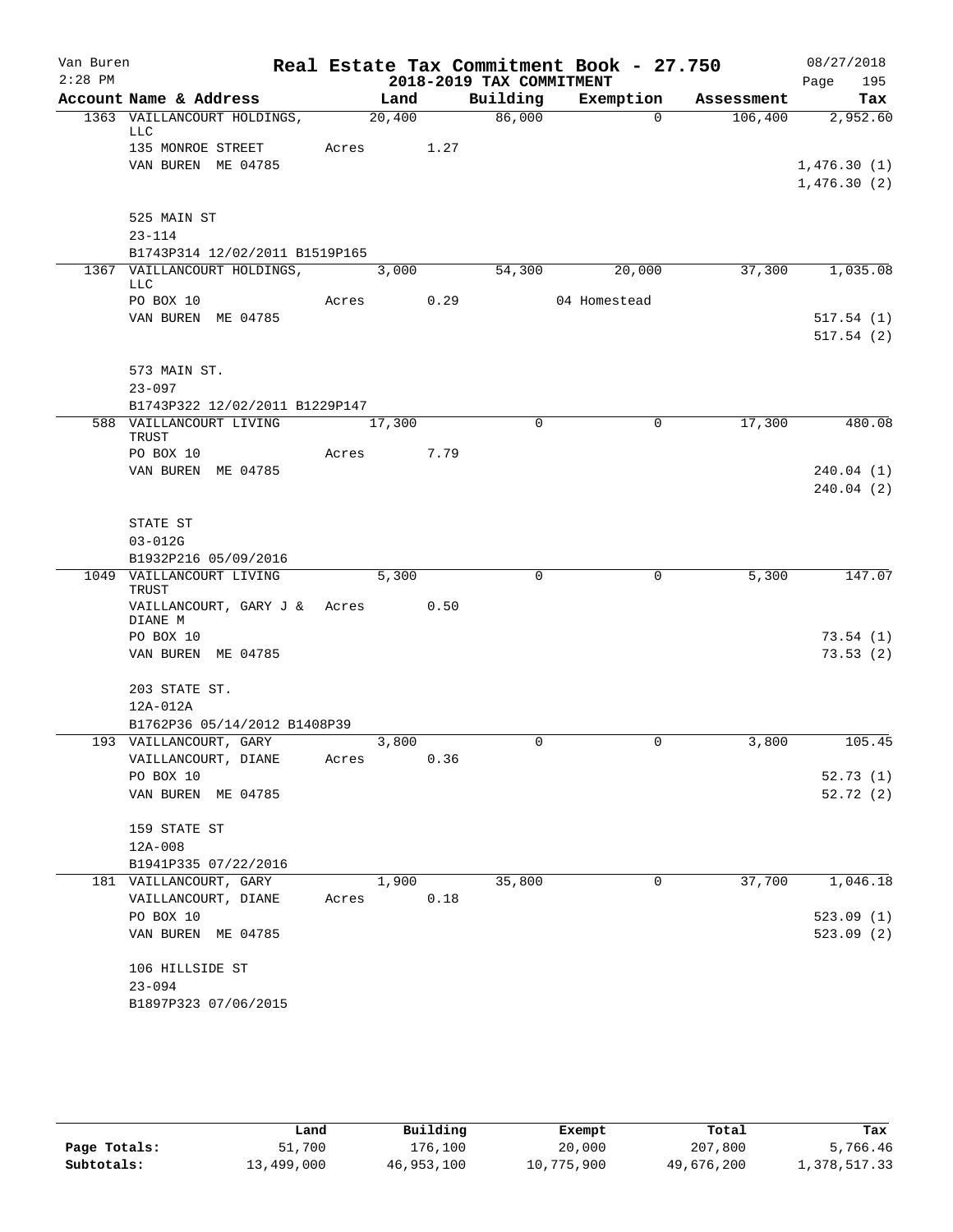Van Buren
2:28 PM

# Real Estate Tax Commitment Book - 27.750

## 2018-2019 TAX COMMITMENT

08/27/2018

| Account Name & Address | Land | Building | Exemption | Assessment | Tax |
|---|---|---|---|---|---|
| 1363 VAILLANCOURT HOLDINGS, LLC | 20,400 | 86,000 | 0 | 106,400 | 2,952.60 |
| 135 MONROE STREET | Acres 1.27 | | | | |
| VAN BUREN ME 04785 | | | | | 1,476.30 (1) |
| | | | | | 1,476.30 (2) |
| 525 MAIN ST | | | | | |
| 23-114 | | | | | |
| B1743P314 12/02/2011 B1519P165 | | | | | |
| 1367 VAILLANCOURT HOLDINGS, LLC | 3,000 | 54,300 | 20,000 | 37,300 | 1,035.08 |
| PO BOX 10 | Acres 0.29 | | 04 Homestead | | |
| VAN BUREN ME 04785 | | | | | 517.54 (1) |
| | | | | | 517.54 (2) |
| 573 MAIN ST. | | | | | |
| 23-097 | | | | | |
| B1743P322 12/02/2011 B1229P147 | | | | | |
| 588 VAILLANCOURT LIVING TRUST | 17,300 | 0 | 0 | 17,300 | 480.08 |
| PO BOX 10 | Acres 7.79 | | | | |
| VAN BUREN ME 04785 | | | | | 240.04 (1) |
| | | | | | 240.04 (2) |
| STATE ST | | | | | |
| 03-012G | | | | | |
| B1932P216 05/09/2016 | | | | | |
| 1049 VAILLANCOURT LIVING TRUST | 5,300 | 0 | 0 | 5,300 | 147.07 |
| VAILLANCOURT, GARY J & DIANE M | Acres 0.50 | | | | |
| PO BOX 10 | | | | | 73.54 (1) |
| VAN BUREN ME 04785 | | | | | 73.53 (2) |
| 203 STATE ST. | | | | | |
| 12A-012A | | | | | |
| B1762P36 05/14/2012 B1408P39 | | | | | |
| 193 VAILLANCOURT, GARY | 3,800 | 0 | 0 | 3,800 | 105.45 |
| VAILLANCOURT, DIANE | Acres 0.36 | | | | |
| PO BOX 10 | | | | | 52.73 (1) |
| VAN BUREN ME 04785 | | | | | 52.72 (2) |
| 159 STATE ST | | | | | |
| 12A-008 | | | | | |
| B1941P335 07/22/2016 | | | | | |
| 181 VAILLANCOURT, GARY | 1,900 | 35,800 | 0 | 37,700 | 1,046.18 |
| VAILLANCOURT, DIANE | Acres 0.18 | | | | |
| PO BOX 10 | | | | | 523.09 (1) |
| VAN BUREN ME 04785 | | | | | 523.09 (2) |
| 106 HILLSIDE ST | | | | | |
| 23-094 | | | | | |
| B1897P323 07/06/2015 | | | | | |

| | Land | Building | Exempt | Total | Tax |
|---|---|---|---|---|---|
| Page Totals: | 51,700 | 176,100 | 20,000 | 207,800 | 5,766.46 |
| Subtotals: | 13,499,000 | 46,953,100 | 10,775,900 | 49,676,200 | 1,378,517.33 |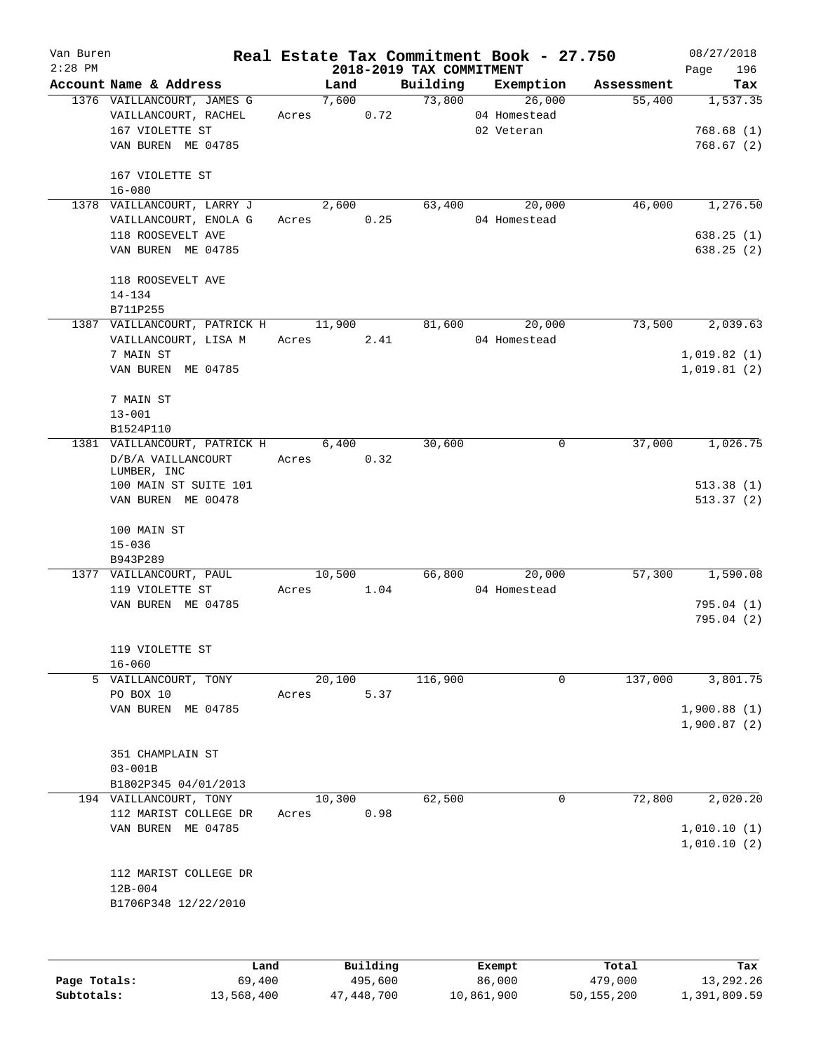# Real Estate Tax Commitment Book - 27.750

Van Buren
2:28 PM

## 2018-2019 TAX COMMITMENT

08/27/2018

| Account Name & Address | Land | Building | Exemption | Assessment | Tax |
|---|---|---|---|---|---|
| 1376 VAILLANCOURT, JAMES G | 7,600 | 73,800 | 26,000 | 55,400 | 1,537.35 |
| VAILLANCOURT, RACHEL | Acres 0.72 | | 04 Homestead | | |
| 167 VIOLETTE ST | | | 02 Veteran | | 768.68 (1) |
| VAN BUREN ME 04785 | | | | | 768.67 (2) |
| 167 VIOLETTE ST | | | | | |
| 16-080 | | | | | |
| 1378 VAILLANCOURT, LARRY J | 2,600 | 63,400 | 20,000 | 46,000 | 1,276.50 |
| VAILLANCOURT, ENOLA G | Acres 0.25 | | 04 Homestead | | |
| 118 ROOSEVELT AVE | | | | | 638.25 (1) |
| VAN BUREN ME 04785 | | | | | 638.25 (2) |
| 118 ROOSEVELT AVE | | | | | |
| 14-134 | | | | | |
| B711P255 | | | | | |
| 1387 VAILLANCOURT, PATRICK H | 11,900 | 81,600 | 20,000 | 73,500 | 2,039.63 |
| VAILLANCOURT, LISA M | Acres 2.41 | | 04 Homestead | | |
| 7 MAIN ST | | | | | 1,019.82 (1) |
| VAN BUREN ME 04785 | | | | | 1,019.81 (2) |
| 7 MAIN ST | | | | | |
| 13-001 | | | | | |
| B1524P110 | | | | | |
| 1381 VAILLANCOURT, PATRICK H | 6,400 | 30,600 | 0 | 37,000 | 1,026.75 |
| D/B/A VAILLANCOURT LUMBER, INC | Acres 0.32 | | | | |
| 100 MAIN ST SUITE 101 | | | | | 513.38 (1) |
| VAN BUREN ME 0O478 | | | | | 513.37 (2) |
| 100 MAIN ST | | | | | |
| 15-036 | | | | | |
| B943P289 | | | | | |
| 1377 VAILLANCOURT, PAUL | 10,500 | 66,800 | 20,000 | 57,300 | 1,590.08 |
| 119 VIOLETTE ST | Acres 1.04 | | 04 Homestead | | |
| VAN BUREN ME 04785 | | | | | 795.04 (1) |
| | | | | | 795.04 (2) |
| 119 VIOLETTE ST | | | | | |
| 16-060 | | | | | |
| 5 VAILLANCOURT, TONY | 20,100 | 116,900 | 0 | 137,000 | 3,801.75 |
| PO BOX 10 | Acres 5.37 | | | | |
| VAN BUREN ME 04785 | | | | | 1,900.88 (1) |
| | | | | | 1,900.87 (2) |
| 351 CHAMPLAIN ST | | | | | |
| 03-001B | | | | | |
| B1802P345 04/01/2013 | | | | | |
| 194 VAILLANCOURT, TONY | 10,300 | 62,500 | 0 | 72,800 | 2,020.20 |
| 112 MARIST COLLEGE DR | Acres 0.98 | | | | |
| VAN BUREN ME 04785 | | | | | 1,010.10 (1) |
| | | | | | 1,010.10 (2) |
| 112 MARIST COLLEGE DR | | | | | |
| 12B-004 | | | | | |
| B1706P348 12/22/2010 | | | | | |

| | Land | Building | Exempt | Total | Tax |
|---|---|---|---|---|---|
| Page Totals: | 69,400 | 495,600 | 86,000 | 479,000 | 13,292.26 |
| Subtotals: | 13,568,400 | 47,448,700 | 10,861,900 | 50,155,200 | 1,391,809.59 |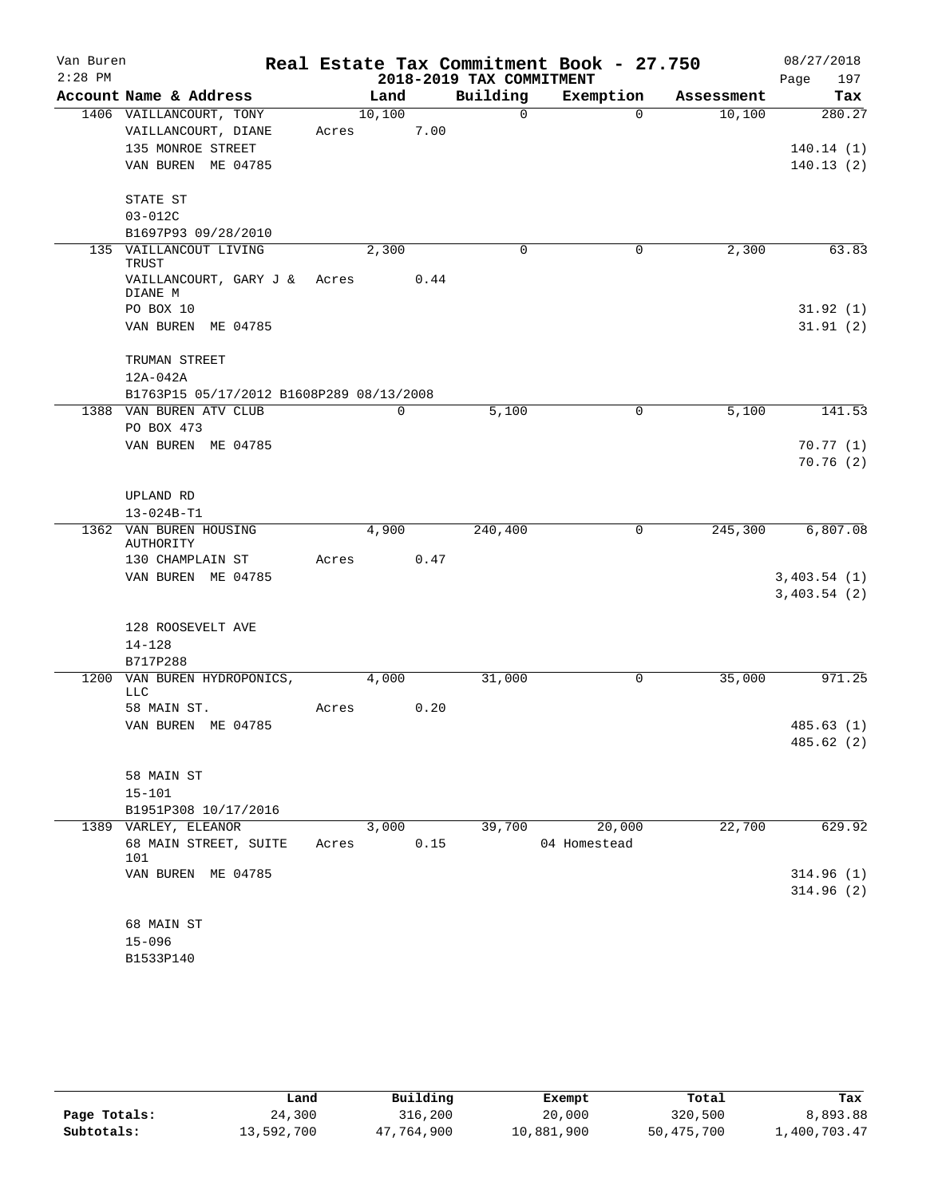Van Buren
2:28 PM

# Real Estate Tax Commitment Book - 27.750

## 2018-2019 TAX COMMITMENT

08/27/2018

| Account Name & Address | Land | Building | Exemption | Assessment | Tax |
|---|---|---|---|---|---|
| 1406 VAILLANCOURT, TONY | 10,100 | 0 | 0 | 10,100 | 280.27 |
| VAILLANCOURT, DIANE | Acres 7.00 | | | | |
| 135 MONROE STREET | | | | | 140.14 (1) |
| VAN BUREN ME 04785 | | | | | 140.13 (2) |
| STATE ST | | | | | |
| 03-012C | | | | | |
| B1697P93 09/28/2010 | | | | | |
| 135 VAILLANCOUT LIVING TRUST | 2,300 | 0 | 0 | 2,300 | 63.83 |
| VAILLANCOURT, GARY J & DIANE M | Acres 0.44 | | | | |
| PO BOX 10 | | | | | 31.92 (1) |
| VAN BUREN ME 04785 | | | | | 31.91 (2) |
| TRUMAN STREET | | | | | |
| 12A-042A | | | | | |
| B1763P15 05/17/2012 B1608P289 08/13/2008 | | | | | |
| 1388 VAN BUREN ATV CLUB | 0 | 5,100 | 0 | 5,100 | 141.53 |
| PO BOX 473 | | | | | |
| VAN BUREN ME 04785 | | | | | 70.77 (1) |
| | | | | | 70.76 (2) |
| UPLAND RD | | | | | |
| 13-024B-T1 | | | | | |
| 1362 VAN BUREN HOUSING AUTHORITY | 4,900 | 240,400 | 0 | 245,300 | 6,807.08 |
| 130 CHAMPLAIN ST | Acres 0.47 | | | | |
| VAN BUREN ME 04785 | | | | | 3,403.54 (1) |
| | | | | | 3,403.54 (2) |
| 128 ROOSEVELT AVE | | | | | |
| 14-128 | | | | | |
| B717P288 | | | | | |
| 1200 VAN BUREN HYDROPONICS, LLC | 4,000 | 31,000 | 0 | 35,000 | 971.25 |
| 58 MAIN ST. | Acres 0.20 | | | | |
| VAN BUREN ME 04785 | | | | | 485.63 (1) |
| | | | | | 485.62 (2) |
| 58 MAIN ST | | | | | |
| 15-101 | | | | | |
| B1951P308 10/17/2016 | | | | | |
| 1389 VARLEY, ELEANOR | 3,000 | 39,700 | 20,000 | 22,700 | 629.92 |
| 68 MAIN STREET, SUITE 101 | Acres 0.15 | | 04 Homestead | | |
| VAN BUREN ME 04785 | | | | | 314.96 (1) |
| | | | | | 314.96 (2) |
| 68 MAIN ST | | | | | |
| 15-096 | | | | | |
| B1533P140 | | | | | |

| | Land | Building | Exempt | Total | Tax |
|---|---|---|---|---|---|
| Page Totals: | 24,300 | 316,200 | 20,000 | 320,500 | 8,893.88 |
| Subtotals: | 13,592,700 | 47,764,900 | 10,881,900 | 50,475,700 | 1,400,703.47 |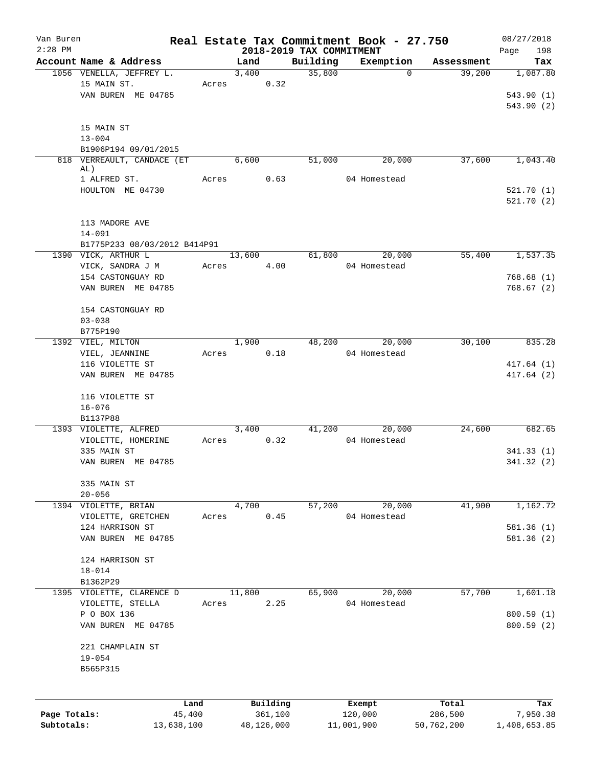Van Buren
2:28 PM

# Real Estate Tax Commitment Book - 27.750
## 2018-2019 TAX COMMITMENT

08/27/2018

| Account Name & Address | Land | Building | Exemption | Assessment | Tax |
|---|---|---|---|---|---|
| 1056 VENELLA, JEFFREY L. | 3,400 | 35,800 | 0 | 39,200 | 1,087.80 |
| 15 MAIN ST. | Acres 0.32 | | | | |
| VAN BUREN ME 04785 | | | | | 543.90 (1) |
| | | | | | 543.90 (2) |
| 15 MAIN ST | | | | | |
| 13-004 | | | | | |
| B1906P194 09/01/2015 | | | | | |
| 818 VERREAULT, CANDACE (ET AL) | 6,600 | 51,000 | 20,000 | 37,600 | 1,043.40 |
| 1 ALFRED ST. | Acres 0.63 | | 04 Homestead | | |
| HOULTON ME 04730 | | | | | 521.70 (1) |
| | | | | | 521.70 (2) |
| 113 MADORE AVE | | | | | |
| 14-091 | | | | | |
| B1775P233 08/03/2012 B414P91 | | | | | |
| 1390 VICK, ARTHUR L | 13,600 | 61,800 | 20,000 | 55,400 | 1,537.35 |
| VICK, SANDRA J M | Acres 4.00 | | 04 Homestead | | |
| 154 CASTONGUAY RD | | | | | 768.68 (1) |
| VAN BUREN ME 04785 | | | | | 768.67 (2) |
| 154 CASTONGUAY RD | | | | | |
| 03-038 | | | | | |
| B775P190 | | | | | |
| 1392 VIEL, MILTON | 1,900 | 48,200 | 20,000 | 30,100 | 835.28 |
| VIEL, JEANNINE | Acres 0.18 | | 04 Homestead | | |
| 116 VIOLETTE ST | | | | | 417.64 (1) |
| VAN BUREN ME 04785 | | | | | 417.64 (2) |
| 116 VIOLETTE ST | | | | | |
| 16-076 | | | | | |
| B1137P88 | | | | | |
| 1393 VIOLETTE, ALFRED | 3,400 | 41,200 | 20,000 | 24,600 | 682.65 |
| VIOLETTE, HOMERINE | Acres 0.32 | | 04 Homestead | | |
| 335 MAIN ST | | | | | 341.33 (1) |
| VAN BUREN ME 04785 | | | | | 341.32 (2) |
| 335 MAIN ST | | | | | |
| 20-056 | | | | | |
| 1394 VIOLETTE, BRIAN | 4,700 | 57,200 | 20,000 | 41,900 | 1,162.72 |
| VIOLETTE, GRETCHEN | Acres 0.45 | | 04 Homestead | | |
| 124 HARRISON ST | | | | | 581.36 (1) |
| VAN BUREN ME 04785 | | | | | 581.36 (2) |
| 124 HARRISON ST | | | | | |
| 18-014 | | | | | |
| B1362P29 | | | | | |
| 1395 VIOLETTE, CLARENCE D | 11,800 | 65,900 | 20,000 | 57,700 | 1,601.18 |
| VIOLETTE, STELLA | Acres 2.25 | | 04 Homestead | | |
| P O BOX 136 | | | | | 800.59 (1) |
| VAN BUREN ME 04785 | | | | | 800.59 (2) |
| 221 CHAMPLAIN ST | | | | | |
| 19-054 | | | | | |
| B565P315 | | | | | |

| | Land | Building | Exempt | Total | Tax |
|---|---|---|---|---|---|
| Page Totals: | 45,400 | 361,100 | 120,000 | 286,500 | 7,950.38 |
| Subtotals: | 13,638,100 | 48,126,000 | 11,001,900 | 50,762,200 | 1,408,653.85 |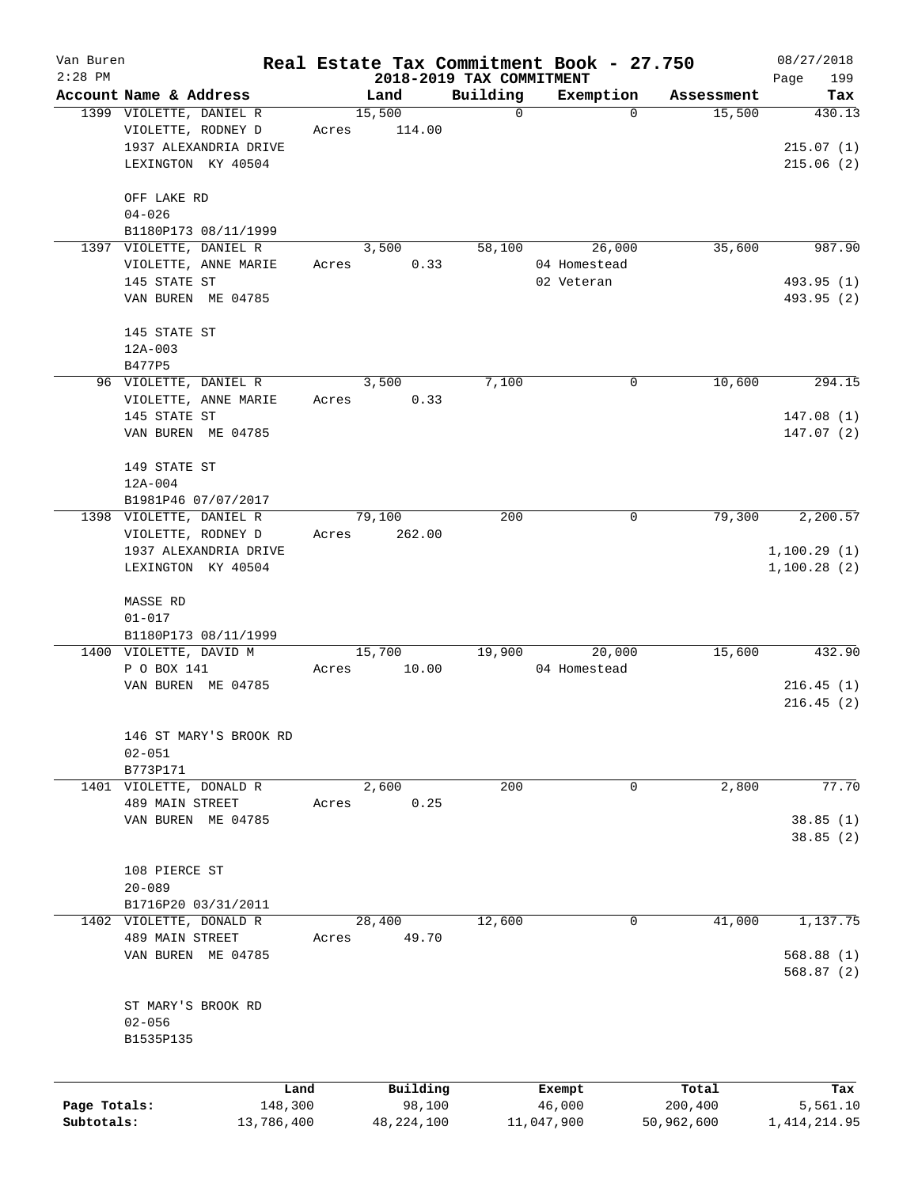# Real Estate Tax Commitment Book - 27.750

Van Buren
2:28 PM

## 2018-2019 TAX COMMITMENT

08/27/2018

| Account Name & Address | Land | Building | Exemption | Assessment | Tax |
|---|---|---|---|---|---|
| 1399 VIOLETTE, DANIEL R | 15,500 | 0 | 0 | 15,500 | 430.13 |
| VIOLETTE, RODNEY D | Acres 114.00 | | | | |
| 1937 ALEXANDRIA DRIVE | | | | | 215.07 (1) |
| LEXINGTON KY 40504 | | | | | 215.06 (2) |
| OFF LAKE RD | | | | | |
| 04-026 | | | | | |
| B1180P173 08/11/1999 | | | | | |
| 1397 VIOLETTE, DANIEL R | 3,500 | 58,100 | 26,000 | 35,600 | 987.90 |
| VIOLETTE, ANNE MARIE | Acres 0.33 | | 04 Homestead | | |
| 145 STATE ST | | | 02 Veteran | | 493.95 (1) |
| VAN BUREN ME 04785 | | | | | 493.95 (2) |
| 145 STATE ST | | | | | |
| 12A-003 | | | | | |
| B477P5 | | | | | |
| 96 VIOLETTE, DANIEL R | 3,500 | 7,100 | 0 | 10,600 | 294.15 |
| VIOLETTE, ANNE MARIE | Acres 0.33 | | | | |
| 145 STATE ST | | | | | 147.08 (1) |
| VAN BUREN ME 04785 | | | | | 147.07 (2) |
| 149 STATE ST | | | | | |
| 12A-004 | | | | | |
| B1981P46 07/07/2017 | | | | | |
| 1398 VIOLETTE, DANIEL R | 79,100 | 200 | 0 | 79,300 | 2,200.57 |
| VIOLETTE, RODNEY D | Acres 262.00 | | | | |
| 1937 ALEXANDRIA DRIVE | | | | | 1,100.29 (1) |
| LEXINGTON KY 40504 | | | | | 1,100.28 (2) |
| MASSE RD | | | | | |
| 01-017 | | | | | |
| B1180P173 08/11/1999 | | | | | |
| 1400 VIOLETTE, DAVID M | 15,700 | 19,900 | 20,000 | 15,600 | 432.90 |
| P O BOX 141 | Acres 10.00 | | 04 Homestead | | |
| VAN BUREN ME 04785 | | | | | 216.45 (1) |
| | | | | | 216.45 (2) |
| 146 ST MARY'S BROOK RD | | | | | |
| 02-051 | | | | | |
| B773P171 | | | | | |
| 1401 VIOLETTE, DONALD R | 2,600 | 200 | 0 | 2,800 | 77.70 |
| 489 MAIN STREET | Acres 0.25 | | | | |
| VAN BUREN ME 04785 | | | | | 38.85 (1) |
| | | | | | 38.85 (2) |
| 108 PIERCE ST | | | | | |
| 20-089 | | | | | |
| B1716P20 03/31/2011 | | | | | |
| 1402 VIOLETTE, DONALD R | 28,400 | 12,600 | 0 | 41,000 | 1,137.75 |
| 489 MAIN STREET | Acres 49.70 | | | | |
| VAN BUREN ME 04785 | | | | | 568.88 (1) |
| | | | | | 568.87 (2) |
| ST MARY'S BROOK RD | | | | | |
| 02-056 | | | | | |
| B1535P135 | | | | | |

| | Land | Building | Exempt | Total | Tax |
|---|---|---|---|---|---|
| Page Totals: | 148,300 | 98,100 | 46,000 | 200,400 | 5,561.10 |
| Subtotals: | 13,786,400 | 48,224,100 | 11,047,900 | 50,962,600 | 1,414,214.95 |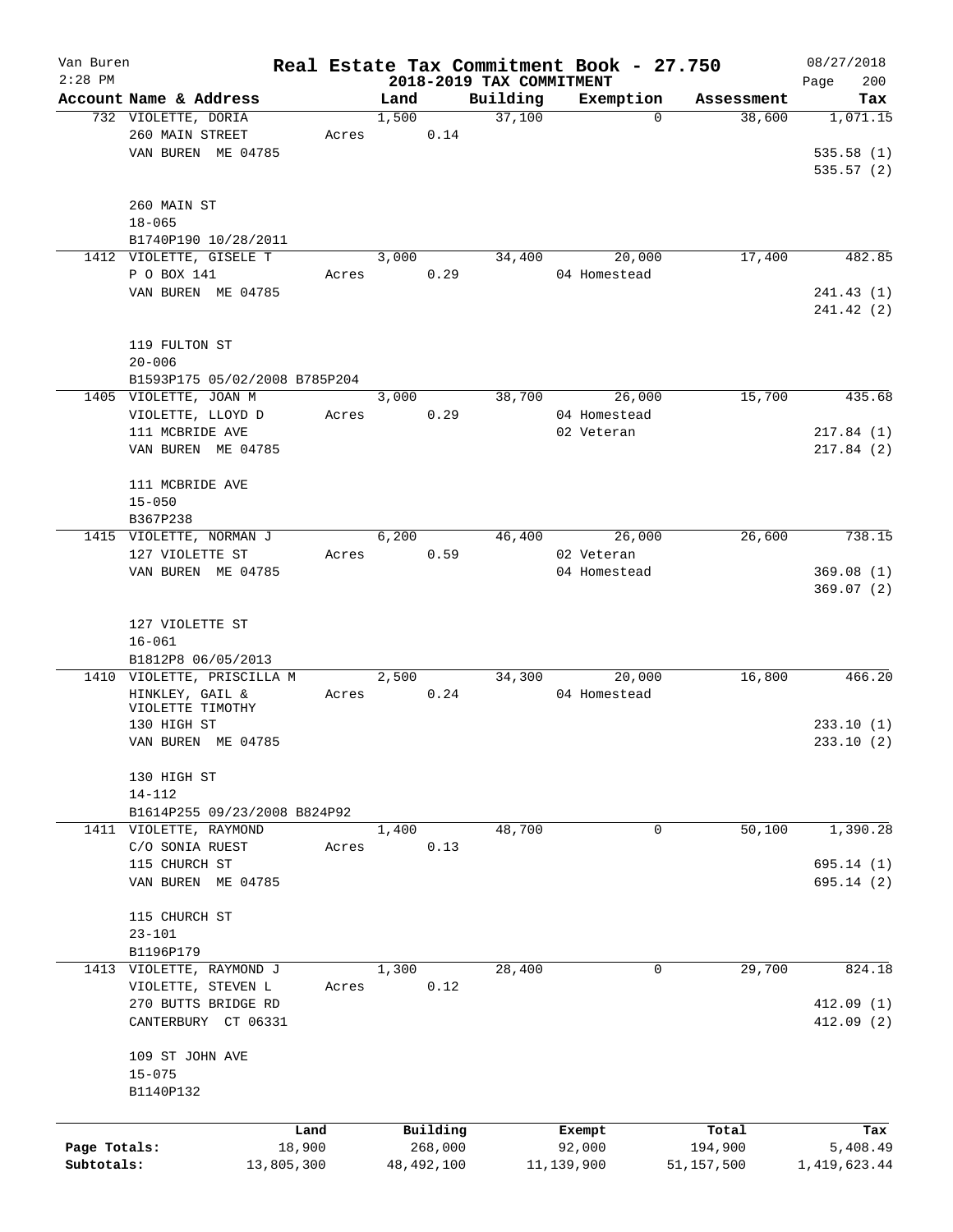Van Buren | Real Estate Tax Commitment Book - 27.750 | 08/27/2018
2:28 PM | 2018-2019 TAX COMMITMENT | Page 200

| Account Name & Address | | Land | Building | Exemption | Assessment | Tax |
|---|---|---|---|---|---|---|
| 732 VIOLETTE, DORIA | | 1,500 | 37,100 | 0 | 38,600 | 1,071.15 |
| 260 MAIN STREET | Acres | 0.14 | | | | |
| VAN BUREN ME 04785 | | | | | | 535.58 (1) |
| | | | | | | 535.57 (2) |
| 260 MAIN ST | | | | | | |
| 18-065 | | | | | | |
| B1740P190 10/28/2011 | | | | | | |
| 1412 VIOLETTE, GISELE T | | 3,000 | 34,400 | 20,000 | 17,400 | 482.85 |
| P O BOX 141 | Acres | 0.29 | | 04 Homestead | | |
| VAN BUREN ME 04785 | | | | | | 241.43 (1) |
| | | | | | | 241.42 (2) |
| 119 FULTON ST | | | | | | |
| 20-006 | | | | | | |
| B1593P175 05/02/2008 B785P204 | | | | | | |
| 1405 VIOLETTE, JOAN M | | 3,000 | 38,700 | 26,000 | 15,700 | 435.68 |
| VIOLETTE, LLOYD D | Acres | 0.29 | | 04 Homestead | | |
| 111 MCBRIDE AVE | | | | 02 Veteran | | 217.84 (1) |
| VAN BUREN ME 04785 | | | | | | 217.84 (2) |
| 111 MCBRIDE AVE | | | | | | |
| 15-050 | | | | | | |
| B367P238 | | | | | | |
| 1415 VIOLETTE, NORMAN J | | 6,200 | 46,400 | 26,000 | 26,600 | 738.15 |
| 127 VIOLETTE ST | Acres | 0.59 | | 02 Veteran | | |
| VAN BUREN ME 04785 | | | | 04 Homestead | | 369.08 (1) |
| | | | | | | 369.07 (2) |
| 127 VIOLETTE ST | | | | | | |
| 16-061 | | | | | | |
| B1812P8 06/05/2013 | | | | | | |
| 1410 VIOLETTE, PRISCILLA M | | 2,500 | 34,300 | 20,000 | 16,800 | 466.20 |
| HINKLEY, GAIL & VIOLETTE TIMOTHY | Acres | 0.24 | | 04 Homestead | | |
| 130 HIGH ST | | | | | | 233.10 (1) |
| VAN BUREN ME 04785 | | | | | | 233.10 (2) |
| 130 HIGH ST | | | | | | |
| 14-112 | | | | | | |
| B1614P255 09/23/2008 B824P92 | | | | | | |
| 1411 VIOLETTE, RAYMOND | | 1,400 | 48,700 | 0 | 50,100 | 1,390.28 |
| C/O SONIA RUEST | Acres | 0.13 | | | | |
| 115 CHURCH ST | | | | | | 695.14 (1) |
| VAN BUREN ME 04785 | | | | | | 695.14 (2) |
| 115 CHURCH ST | | | | | | |
| 23-101 | | | | | | |
| B1196P179 | | | | | | |
| 1413 VIOLETTE, RAYMOND J | | 1,300 | 28,400 | 0 | 29,700 | 824.18 |
| VIOLETTE, STEVEN L | Acres | 0.12 | | | | |
| 270 BUTTS BRIDGE RD | | | | | | 412.09 (1) |
| CANTERBURY CT 06331 | | | | | | 412.09 (2) |
| 109 ST JOHN AVE | | | | | | |
| 15-075 | | | | | | |
| B1140P132 | | | | | | |

| | Land | Building | Exempt | Total | Tax |
|---|---|---|---|---|---|
| Page Totals: | 18,900 | 268,000 | 92,000 | 194,900 | 5,408.49 |
| Subtotals: | 13,805,300 | 48,492,100 | 11,139,900 | 51,157,500 | 1,419,623.44 |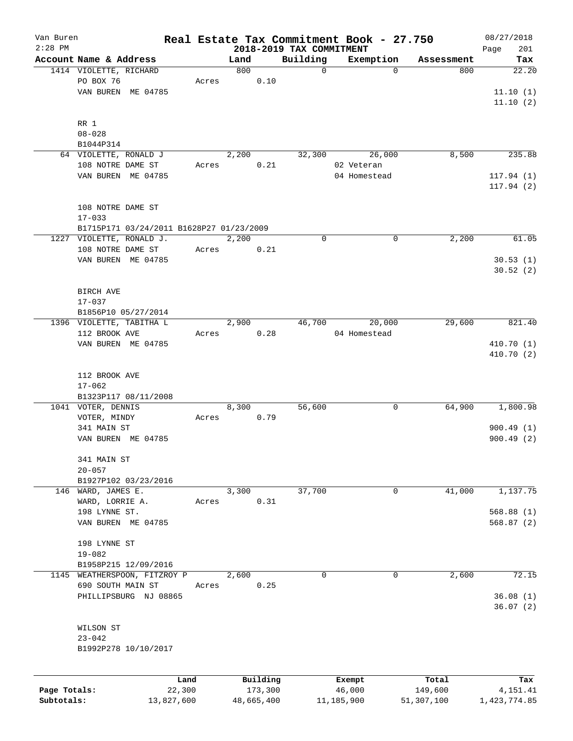# Real Estate Tax Commitment Book - 27.750

Van Buren
2:28 PM

## 2018-2019 TAX COMMITMENT

08/27/2018

| Account Name & Address | Land | Building | Exemption | Assessment | Tax |
|---|---|---|---|---|---|
| 1414 VIOLETTE, RICHARD | 800 | 0 | 0 | 800 | 22.20 |
| PO BOX 76 | Acres 0.10 | | | | |
| VAN BUREN ME 04785 | | | | | 11.10 (1) |
| | | | | | 11.10 (2) |
| RR 1 | | | | | |
| 08-028 | | | | | |
| B1044P314 | | | | | |
| 64 VIOLETTE, RONALD J | 2,200 | 32,300 | 26,000 | 8,500 | 235.88 |
| 108 NOTRE DAME ST | Acres 0.21 | | 02 Veteran | | |
| VAN BUREN ME 04785 | | | 04 Homestead | | 117.94 (1) |
| | | | | | 117.94 (2) |
| 108 NOTRE DAME ST | | | | | |
| 17-033 | | | | | |
| B1715P171 03/24/2011 B1628P27 01/23/2009 | | | | | |
| 1227 VIOLETTE, RONALD J. | 2,200 | 0 | 0 | 2,200 | 61.05 |
| 108 NOTRE DAME ST | Acres 0.21 | | | | |
| VAN BUREN ME 04785 | | | | | 30.53 (1) |
| | | | | | 30.52 (2) |
| BIRCH AVE | | | | | |
| 17-037 | | | | | |
| B1856P10 05/27/2014 | | | | | |
| 1396 VIOLETTE, TABITHA L | 2,900 | 46,700 | 20,000 | 29,600 | 821.40 |
| 112 BROOK AVE | Acres 0.28 | | 04 Homestead | | |
| VAN BUREN ME 04785 | | | | | 410.70 (1) |
| | | | | | 410.70 (2) |
| 112 BROOK AVE | | | | | |
| 17-062 | | | | | |
| B1323P117 08/11/2008 | | | | | |
| 1041 VOTER, DENNIS | 8,300 | 56,600 | 0 | 64,900 | 1,800.98 |
| VOTER, MINDY | Acres 0.79 | | | | |
| 341 MAIN ST | | | | | 900.49 (1) |
| VAN BUREN ME 04785 | | | | | 900.49 (2) |
| 341 MAIN ST | | | | | |
| 20-057 | | | | | |
| B1927P102 03/23/2016 | | | | | |
| 146 WARD, JAMES E. | 3,300 | 37,700 | 0 | 41,000 | 1,137.75 |
| WARD, LORRIE A. | Acres 0.31 | | | | |
| 198 LYNNE ST. | | | | | 568.88 (1) |
| VAN BUREN ME 04785 | | | | | 568.87 (2) |
| 198 LYNNE ST | | | | | |
| 19-082 | | | | | |
| B1958P215 12/09/2016 | | | | | |
| 1145 WEATHERSPOON, FITZROY P | 2,600 | 0 | 0 | 2,600 | 72.15 |
| 690 SOUTH MAIN ST | Acres 0.25 | | | | |
| PHILLIPSBURG NJ 08865 | | | | | 36.08 (1) |
| | | | | | 36.07 (2) |
| WILSON ST | | | | | |
| 23-042 | | | | | |
| B1992P278 10/10/2017 | | | | | |

| | Land | Building | Exempt | Total | Tax |
|---|---|---|---|---|---|
| Page Totals: | 22,300 | 173,300 | 46,000 | 149,600 | 4,151.41 |
| Subtotals: | 13,827,600 | 48,665,400 | 11,185,900 | 51,307,100 | 1,423,774.85 |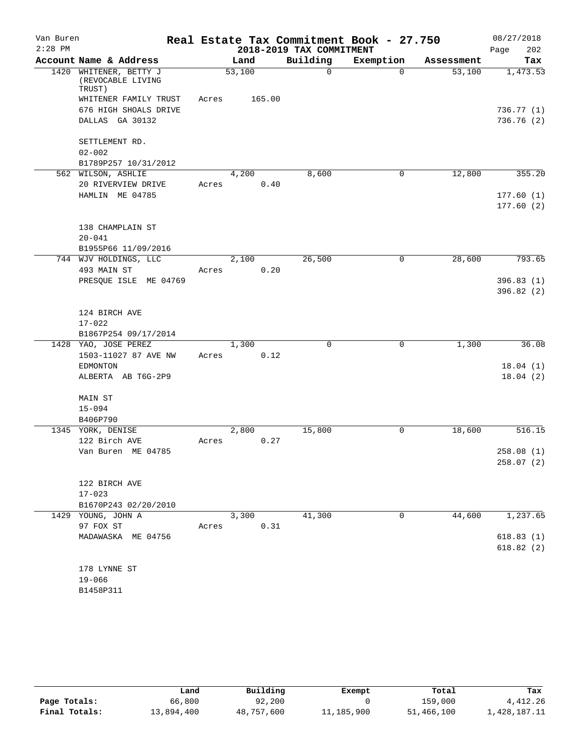Van Buren
2:28 PM

# Real Estate Tax Commitment Book - 27.750

## 2018-2019 TAX COMMITMENT

08/27/2018

| Account Name & Address | Land | Building | Exemption | Assessment | Tax |
|---|---|---|---|---|---|
| 1420 WHITENER, BETTY J (REVOCABLE LIVING TRUST) | 53,100 | 0 | 0 | 53,100 | 1,473.53 |
| WHITENER FAMILY TRUST | Acres 165.00 | | | | |
| 676 HIGH SHOALS DRIVE | | | | | 736.77 (1) |
| DALLAS GA 30132 | | | | | 736.76 (2) |
| SETTLEMENT RD. | | | | | |
| 02-002 | | | | | |
| B1789P257 10/31/2012 | | | | | |
| 562 WILSON, ASHLIE | 4,200 | 8,600 | 0 | 12,800 | 355.20 |
| 20 RIVERVIEW DRIVE | Acres 0.40 | | | | |
| HAMLIN ME 04785 | | | | | 177.60 (1) |
| | | | | | 177.60 (2) |
| 138 CHAMPLAIN ST | | | | | |
| 20-041 | | | | | |
| B1955P66 11/09/2016 | | | | | |
| 744 WJV HOLDINGS, LLC | 2,100 | 26,500 | 0 | 28,600 | 793.65 |
| 493 MAIN ST | Acres 0.20 | | | | |
| PRESQUE ISLE ME 04769 | | | | | 396.83 (1) |
| | | | | | 396.82 (2) |
| 124 BIRCH AVE | | | | | |
| 17-022 | | | | | |
| B1867P254 09/17/2014 | | | | | |
| 1428 YAO, JOSE PEREZ | 1,300 | 0 | 0 | 1,300 | 36.08 |
| 1503-11027 87 AVE NW | Acres 0.12 | | | | |
| EDMONTON | | | | | 18.04 (1) |
| ALBERTA AB T6G-2P9 | | | | | 18.04 (2) |
| MAIN ST | | | | | |
| 15-094 | | | | | |
| B406P790 | | | | | |
| 1345 YORK, DENISE | 2,800 | 15,800 | 0 | 18,600 | 516.15 |
| 122 Birch AVE | Acres 0.27 | | | | |
| Van Buren ME 04785 | | | | | 258.08 (1) |
| | | | | | 258.07 (2) |
| 122 BIRCH AVE | | | | | |
| 17-023 | | | | | |
| B1670P243 02/20/2010 | | | | | |
| 1429 YOUNG, JOHN A | 3,300 | 41,300 | 0 | 44,600 | 1,237.65 |
| 97 FOX ST | Acres 0.31 | | | | |
| MADAWASKA ME 04756 | | | | | 618.83 (1) |
| | | | | | 618.82 (2) |
| 178 LYNNE ST | | | | | |
| 19-066 | | | | | |
| B1458P311 | | | | | |

| | Land | Building | Exempt | Total | Tax |
|---|---|---|---|---|---|
| Page Totals: | 66,800 | 92,200 | 0 | 159,000 | 4,412.26 |
| Final Totals: | 13,894,400 | 48,757,600 | 11,185,900 | 51,466,100 | 1,428,187.11 |